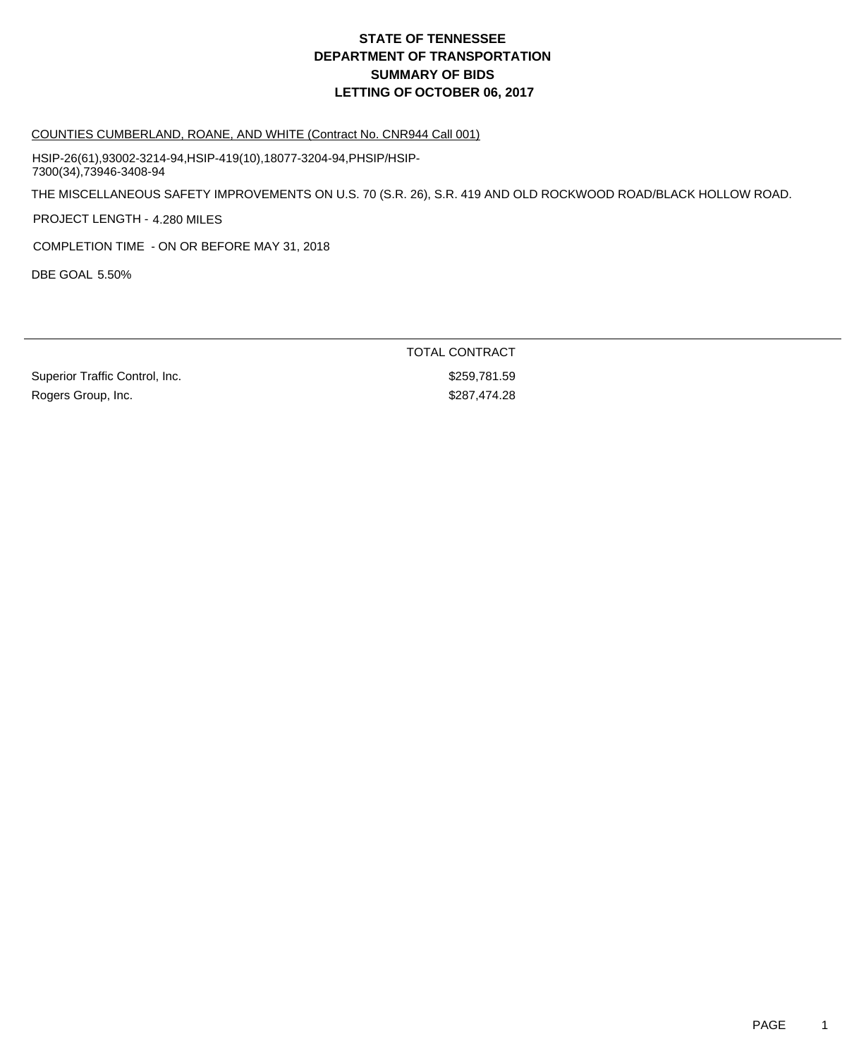# STATE OF TENNESSEE
# DEPARTMENT OF TRANSPORTATION
# SUMMARY OF BIDS
# LETTING OF OCTOBER 06, 2017

COUNTIES CUMBERLAND, ROANE, AND WHITE (Contract No. CNR944 Call 001)

HSIP-26(61),93002-3214-94,HSIP-419(10),18077-3204-94,PHSIP/HSIP-7300(34),73946-3408-94

THE MISCELLANEOUS SAFETY IMPROVEMENTS ON U.S. 70 (S.R. 26), S.R. 419 AND OLD ROCKWOOD ROAD/BLACK HOLLOW ROAD.

PROJECT LENGTH - 4.280 MILES

COMPLETION TIME - ON OR BEFORE MAY 31, 2018

DBE GOAL 5.50%

| | TOTAL CONTRACT |
|---|---|
| Superior Traffic Control, Inc. | $259,781.59 |
| Rogers Group, Inc. | $287,474.28 |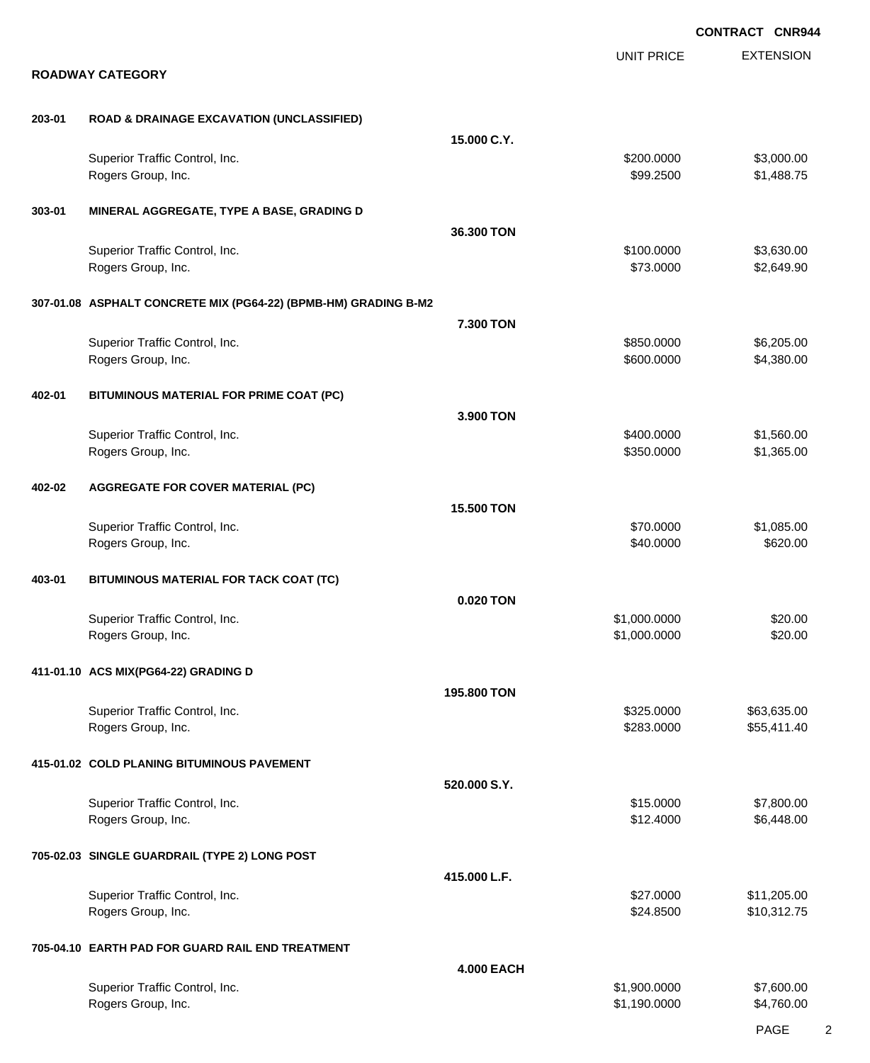CONTRACT CNR944

## ROADWAY CATEGORY

| | | | UNIT PRICE | EXTENSION |
|---|---|---|---|---|
| **203-01** | **ROAD & DRAINAGE EXCAVATION (UNCLASSIFIED)** | | | |
| | | **15.000 C.Y.** | | |
| | Superior Traffic Control, Inc. | | $200.0000 | $3,000.00 |
| | Rogers Group, Inc. | | $99.2500 | $1,488.75 |
| **303-01** | **MINERAL AGGREGATE, TYPE A BASE, GRADING D** | | | |
| | | **36.300 TON** | | |
| | Superior Traffic Control, Inc. | | $100.0000 | $3,630.00 |
| | Rogers Group, Inc. | | $73.0000 | $2,649.90 |
| **307-01.08** | **ASPHALT CONCRETE MIX (PG64-22) (BPMB-HM) GRADING B-M2** | | | |
| | | **7.300 TON** | | |
| | Superior Traffic Control, Inc. | | $850.0000 | $6,205.00 |
| | Rogers Group, Inc. | | $600.0000 | $4,380.00 |
| **402-01** | **BITUMINOUS MATERIAL FOR PRIME COAT (PC)** | | | |
| | | **3.900 TON** | | |
| | Superior Traffic Control, Inc. | | $400.0000 | $1,560.00 |
| | Rogers Group, Inc. | | $350.0000 | $1,365.00 |
| **402-02** | **AGGREGATE FOR COVER MATERIAL (PC)** | | | |
| | | **15.500 TON** | | |
| | Superior Traffic Control, Inc. | | $70.0000 | $1,085.00 |
| | Rogers Group, Inc. | | $40.0000 | $620.00 |
| **403-01** | **BITUMINOUS MATERIAL FOR TACK COAT (TC)** | | | |
| | | **0.020 TON** | | |
| | Superior Traffic Control, Inc. | | $1,000.0000 | $20.00 |
| | Rogers Group, Inc. | | $1,000.0000 | $20.00 |
| **411-01.10** | **ACS MIX(PG64-22) GRADING D** | | | |
| | | **195.800 TON** | | |
| | Superior Traffic Control, Inc. | | $325.0000 | $63,635.00 |
| | Rogers Group, Inc. | | $283.0000 | $55,411.40 |
| **415-01.02** | **COLD PLANING BITUMINOUS PAVEMENT** | | | |
| | | **520.000 S.Y.** | | |
| | Superior Traffic Control, Inc. | | $15.0000 | $7,800.00 |
| | Rogers Group, Inc. | | $12.4000 | $6,448.00 |
| **705-02.03** | **SINGLE GUARDRAIL (TYPE 2) LONG POST** | | | |
| | | **415.000 L.F.** | | |
| | Superior Traffic Control, Inc. | | $27.0000 | $11,205.00 |
| | Rogers Group, Inc. | | $24.8500 | $10,312.75 |
| **705-04.10** | **EARTH PAD FOR GUARD RAIL END TREATMENT** | | | |
| | | **4.000 EACH** | | |
| | Superior Traffic Control, Inc. | | $1,900.0000 | $7,600.00 |
| | Rogers Group, Inc. | | $1,190.0000 | $4,760.00 |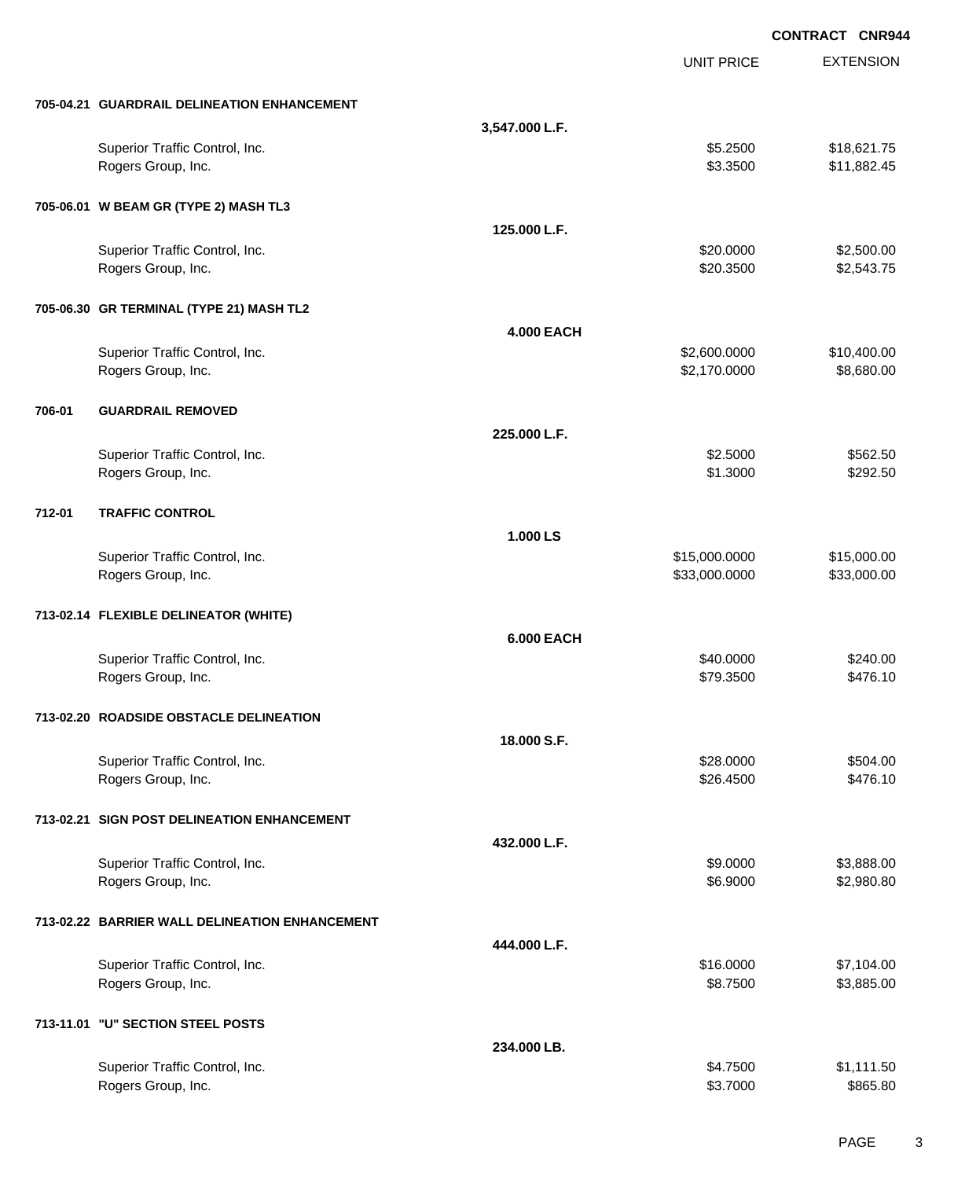**CONTRACT CNR944**

| | | UNIT PRICE | EXTENSION |
|---|---|---|---|
| **705-04.21 GUARDRAIL DELINEATION ENHANCEMENT** | | | |
| | **3,547.000 L.F.** | | |
| Superior Traffic Control, Inc. | | $5.2500 | $18,621.75 |
| Rogers Group, Inc. | | $3.3500 | $11,882.45 |
| **705-06.01 W BEAM GR (TYPE 2) MASH TL3** | | | |
| | **125.000 L.F.** | | |
| Superior Traffic Control, Inc. | | $20.0000 | $2,500.00 |
| Rogers Group, Inc. | | $20.3500 | $2,543.75 |
| **705-06.30 GR TERMINAL (TYPE 21) MASH TL2** | | | |
| | **4.000 EACH** | | |
| Superior Traffic Control, Inc. | | $2,600.0000 | $10,400.00 |
| Rogers Group, Inc. | | $2,170.0000 | $8,680.00 |
| **706-01 GUARDRAIL REMOVED** | | | |
| | **225.000 L.F.** | | |
| Superior Traffic Control, Inc. | | $2.5000 | $562.50 |
| Rogers Group, Inc. | | $1.3000 | $292.50 |
| **712-01 TRAFFIC CONTROL** | | | |
| | **1.000 LS** | | |
| Superior Traffic Control, Inc. | | $15,000.0000 | $15,000.00 |
| Rogers Group, Inc. | | $33,000.0000 | $33,000.00 |
| **713-02.14 FLEXIBLE DELINEATOR (WHITE)** | | | |
| | **6.000 EACH** | | |
| Superior Traffic Control, Inc. | | $40.0000 | $240.00 |
| Rogers Group, Inc. | | $79.3500 | $476.10 |
| **713-02.20 ROADSIDE OBSTACLE DELINEATION** | | | |
| | **18.000 S.F.** | | |
| Superior Traffic Control, Inc. | | $28.0000 | $504.00 |
| Rogers Group, Inc. | | $26.4500 | $476.10 |
| **713-02.21 SIGN POST DELINEATION ENHANCEMENT** | | | |
| | **432.000 L.F.** | | |
| Superior Traffic Control, Inc. | | $9.0000 | $3,888.00 |
| Rogers Group, Inc. | | $6.9000 | $2,980.80 |
| **713-02.22 BARRIER WALL DELINEATION ENHANCEMENT** | | | |
| | **444.000 L.F.** | | |
| Superior Traffic Control, Inc. | | $16.0000 | $7,104.00 |
| Rogers Group, Inc. | | $8.7500 | $3,885.00 |
| **713-11.01 "U" SECTION STEEL POSTS** | | | |
| | **234.000 LB.** | | |
| Superior Traffic Control, Inc. | | $4.7500 | $1,111.50 |
| Rogers Group, Inc. | | $3.7000 | $865.80 |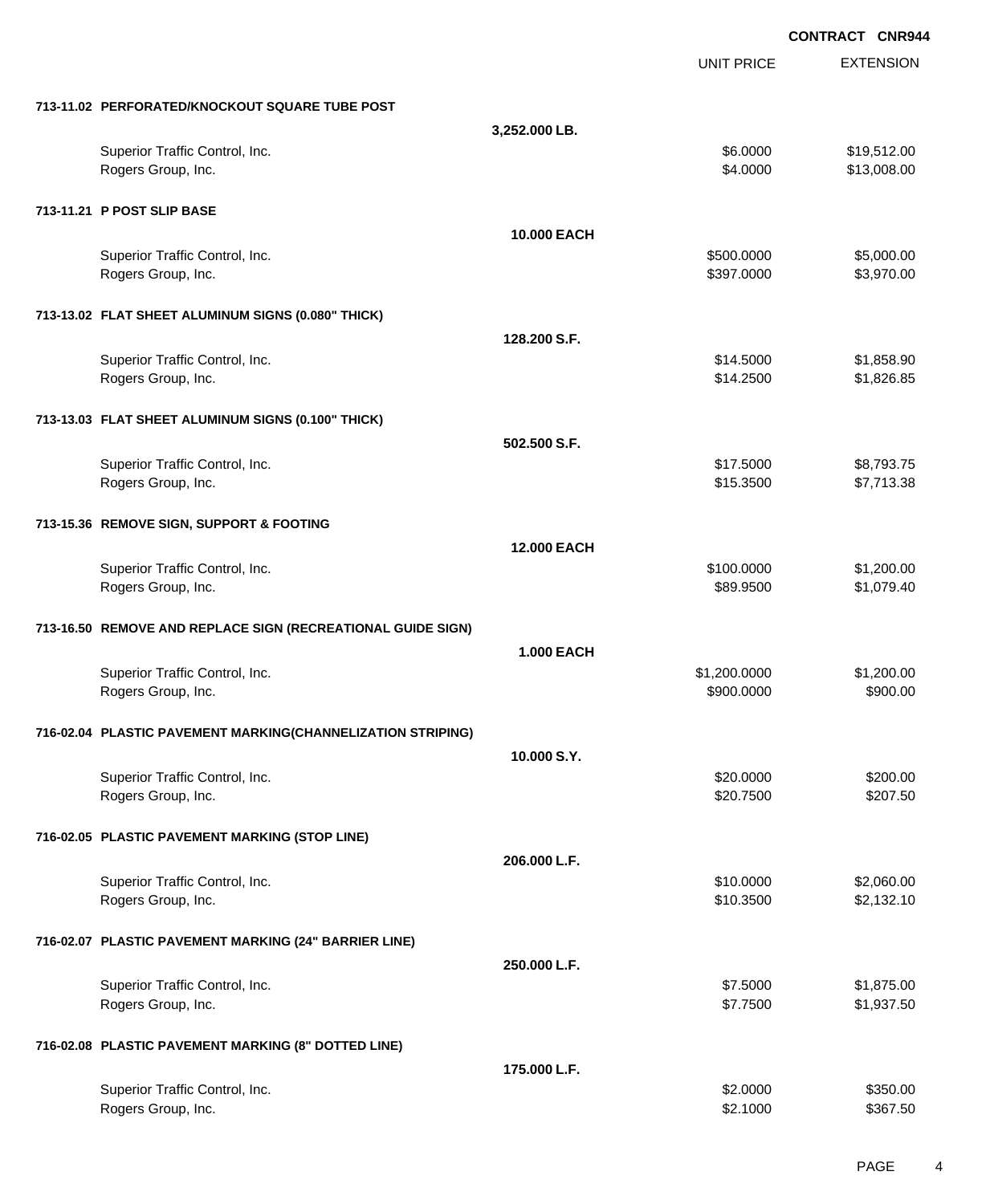**CONTRACT CNR944**

| | | UNIT PRICE | EXTENSION |
|---|---|---|---|
| **713-11.02 PERFORATED/KNOCKOUT SQUARE TUBE POST** | | | |
| | **3,252.000 LB.** | | |
| Superior Traffic Control, Inc. | | $6.0000 | $19,512.00 |
| Rogers Group, Inc. | | $4.0000 | $13,008.00 |
| **713-11.21 P POST SLIP BASE** | | | |
| | **10.000 EACH** | | |
| Superior Traffic Control, Inc. | | $500.0000 | $5,000.00 |
| Rogers Group, Inc. | | $397.0000 | $3,970.00 |
| **713-13.02 FLAT SHEET ALUMINUM SIGNS (0.080" THICK)** | | | |
| | **128.200 S.F.** | | |
| Superior Traffic Control, Inc. | | $14.5000 | $1,858.90 |
| Rogers Group, Inc. | | $14.2500 | $1,826.85 |
| **713-13.03 FLAT SHEET ALUMINUM SIGNS (0.100" THICK)** | | | |
| | **502.500 S.F.** | | |
| Superior Traffic Control, Inc. | | $17.5000 | $8,793.75 |
| Rogers Group, Inc. | | $15.3500 | $7,713.38 |
| **713-15.36 REMOVE SIGN, SUPPORT & FOOTING** | | | |
| | **12.000 EACH** | | |
| Superior Traffic Control, Inc. | | $100.0000 | $1,200.00 |
| Rogers Group, Inc. | | $89.9500 | $1,079.40 |
| **713-16.50 REMOVE AND REPLACE SIGN (RECREATIONAL GUIDE SIGN)** | | | |
| | **1.000 EACH** | | |
| Superior Traffic Control, Inc. | | $1,200.0000 | $1,200.00 |
| Rogers Group, Inc. | | $900.0000 | $900.00 |
| **716-02.04 PLASTIC PAVEMENT MARKING(CHANNELIZATION STRIPING)** | | | |
| | **10.000 S.Y.** | | |
| Superior Traffic Control, Inc. | | $20.0000 | $200.00 |
| Rogers Group, Inc. | | $20.7500 | $207.50 |
| **716-02.05 PLASTIC PAVEMENT MARKING (STOP LINE)** | | | |
| | **206.000 L.F.** | | |
| Superior Traffic Control, Inc. | | $10.0000 | $2,060.00 |
| Rogers Group, Inc. | | $10.3500 | $2,132.10 |
| **716-02.07 PLASTIC PAVEMENT MARKING (24" BARRIER LINE)** | | | |
| | **250.000 L.F.** | | |
| Superior Traffic Control, Inc. | | $7.5000 | $1,875.00 |
| Rogers Group, Inc. | | $7.7500 | $1,937.50 |
| **716-02.08 PLASTIC PAVEMENT MARKING (8" DOTTED LINE)** | | | |
| | **175.000 L.F.** | | |
| Superior Traffic Control, Inc. | | $2.0000 | $350.00 |
| Rogers Group, Inc. | | $2.1000 | $367.50 |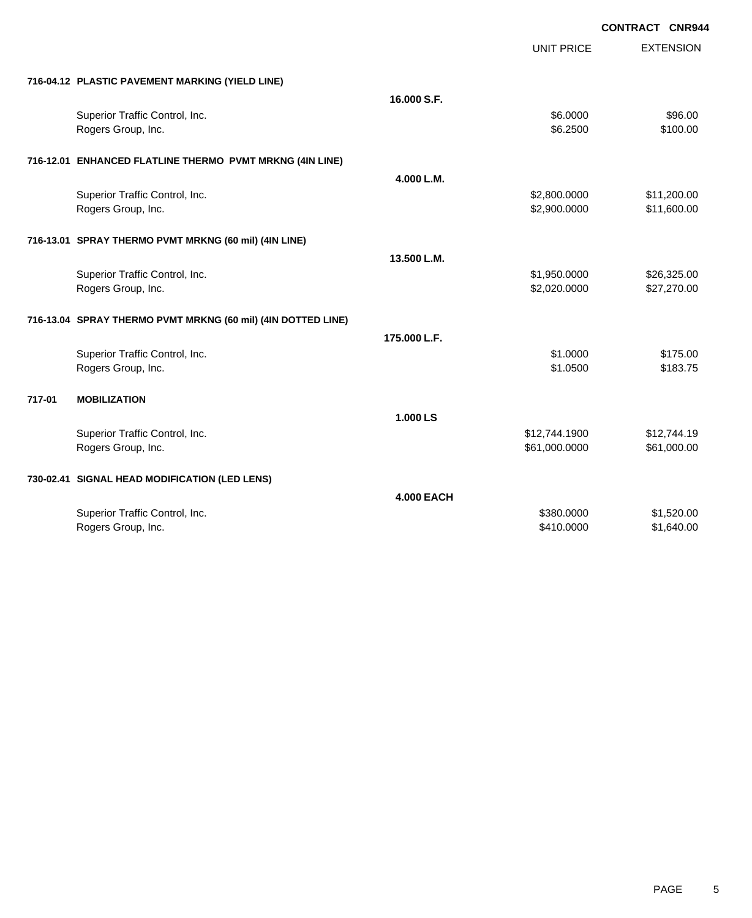CONTRACT CNR944

| | | UNIT PRICE | EXTENSION |
|---|---|---|---|
| **716-04.12 PLASTIC PAVEMENT MARKING (YIELD LINE)** | | | |
| | **16.000 S.F.** | | |
| Superior Traffic Control, Inc. | | $6.0000 | $96.00 |
| Rogers Group, Inc. | | $6.2500 | $100.00 |
| **716-12.01 ENHANCED FLATLINE THERMO PVMT MRKNG (4IN LINE)** | | | |
| | **4.000 L.M.** | | |
| Superior Traffic Control, Inc. | | $2,800.0000 | $11,200.00 |
| Rogers Group, Inc. | | $2,900.0000 | $11,600.00 |
| **716-13.01 SPRAY THERMO PVMT MRKNG (60 mil) (4IN LINE)** | | | |
| | **13.500 L.M.** | | |
| Superior Traffic Control, Inc. | | $1,950.0000 | $26,325.00 |
| Rogers Group, Inc. | | $2,020.0000 | $27,270.00 |
| **716-13.04 SPRAY THERMO PVMT MRKNG (60 mil) (4IN DOTTED LINE)** | | | |
| | **175.000 L.F.** | | |
| Superior Traffic Control, Inc. | | $1.0000 | $175.00 |
| Rogers Group, Inc. | | $1.0500 | $183.75 |
| **717-01 MOBILIZATION** | | | |
| | **1.000 LS** | | |
| Superior Traffic Control, Inc. | | $12,744.1900 | $12,744.19 |
| Rogers Group, Inc. | | $61,000.0000 | $61,000.00 |
| **730-02.41 SIGNAL HEAD MODIFICATION (LED LENS)** | | | |
| | **4.000 EACH** | | |
| Superior Traffic Control, Inc. | | $380.0000 | $1,520.00 |
| Rogers Group, Inc. | | $410.0000 | $1,640.00 |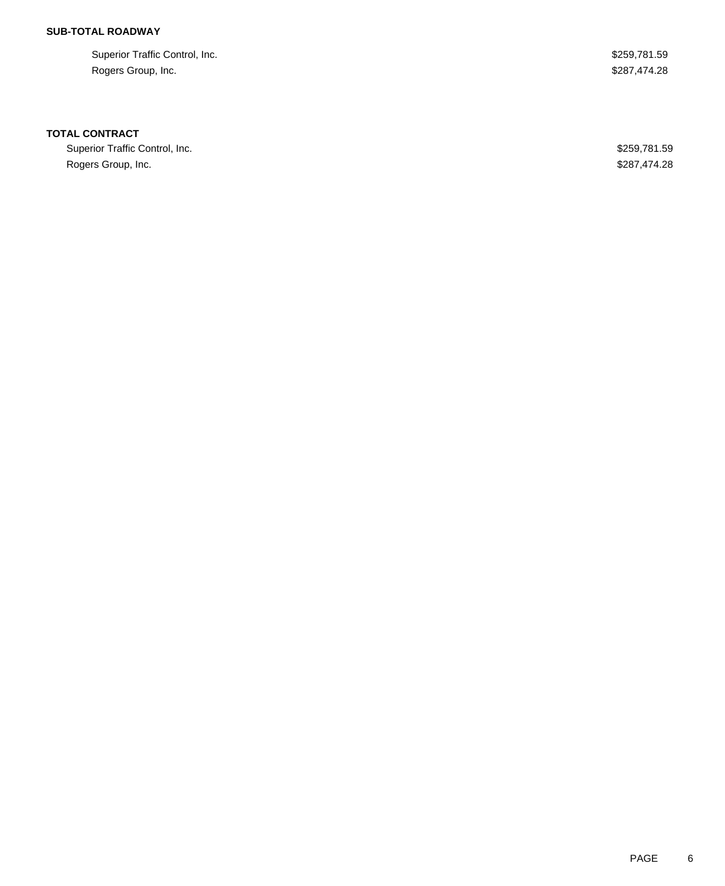**SUB-TOTAL ROADWAY**

| | |
|---|---|
| Superior Traffic Control, Inc. | $259,781.59 |
| Rogers Group, Inc. | $287,474.28 |

**TOTAL CONTRACT**

| | |
|---|---|
| Superior Traffic Control, Inc. | $259,781.59 |
| Rogers Group, Inc. | $287,474.28 |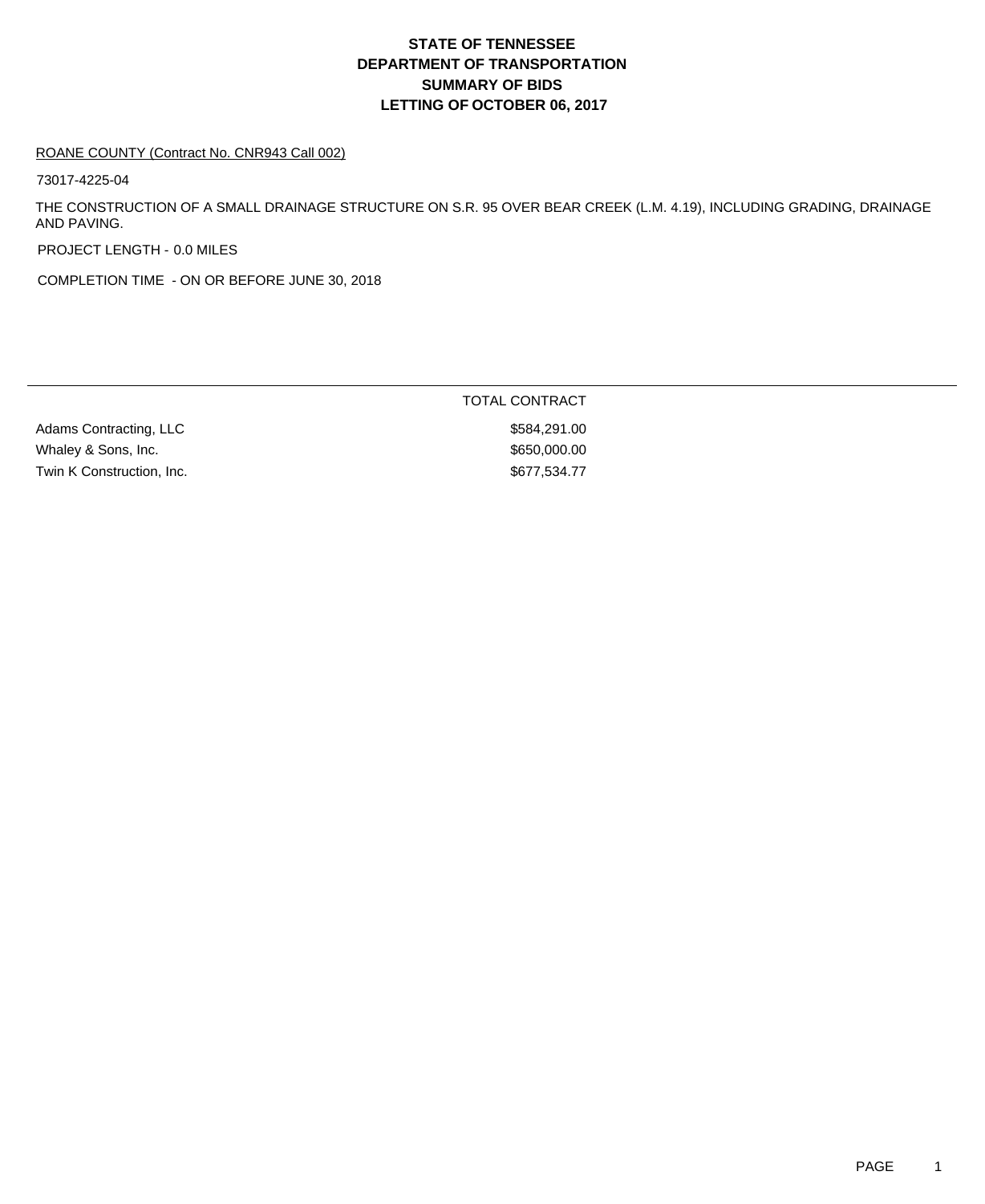# STATE OF TENNESSEE
# DEPARTMENT OF TRANSPORTATION
# SUMMARY OF BIDS
# LETTING OF OCTOBER 06, 2017

ROANE COUNTY (Contract No. CNR943 Call 002)

73017-4225-04

THE CONSTRUCTION OF A SMALL DRAINAGE STRUCTURE ON S.R. 95 OVER BEAR CREEK (L.M. 4.19), INCLUDING GRADING, DRAINAGE AND PAVING.

PROJECT LENGTH - 0.0 MILES

COMPLETION TIME - ON OR BEFORE JUNE 30, 2018

| | TOTAL CONTRACT |
|---|---|
| Adams Contracting, LLC | $584,291.00 |
| Whaley & Sons, Inc. | $650,000.00 |
| Twin K Construction, Inc. | $677,534.77 |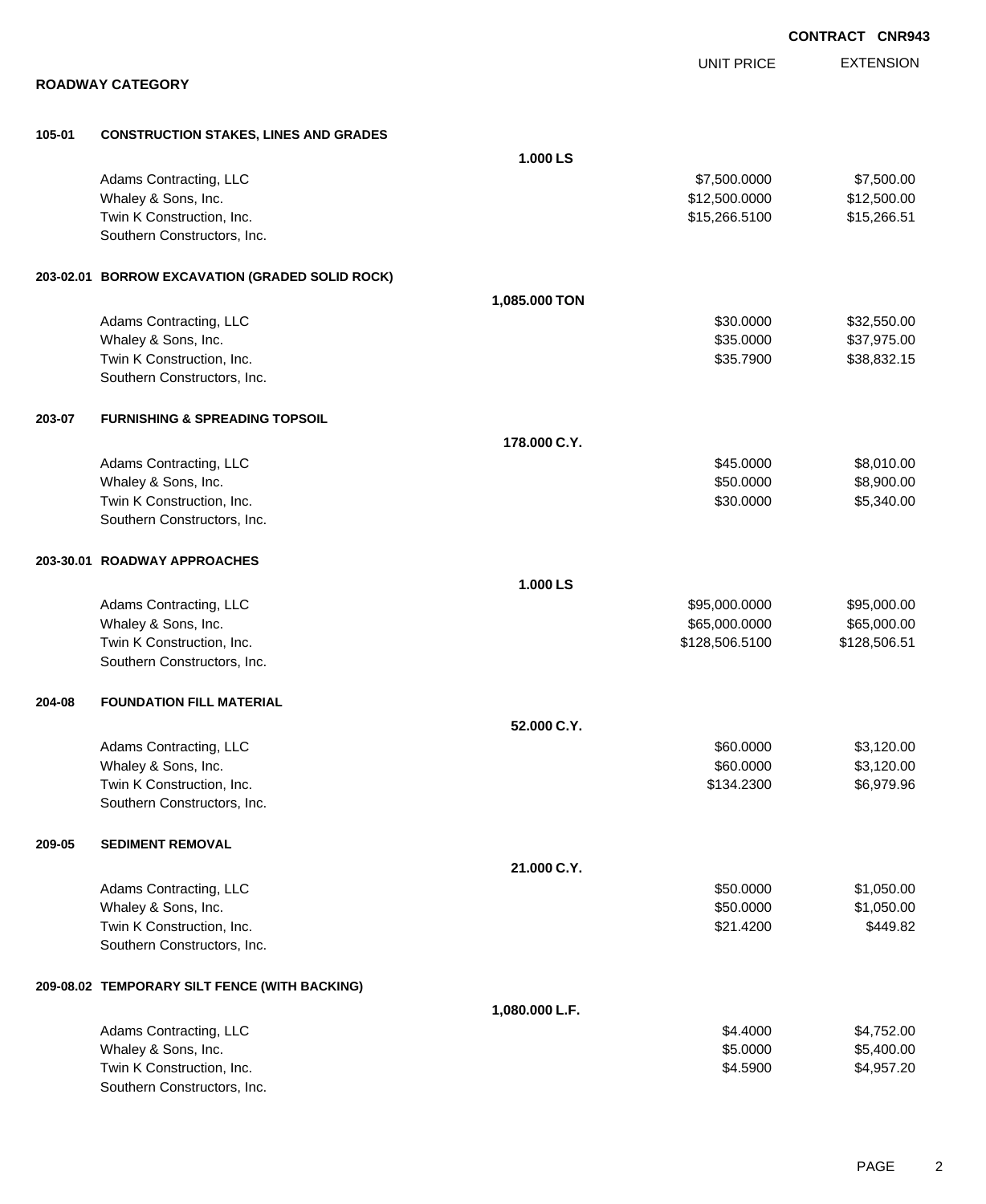CONTRACT CNR943

## ROADWAY CATEGORY

| | | UNIT PRICE | EXTENSION |
|---|---|---|---|
| **105-01** | **CONSTRUCTION STAKES, LINES AND GRADES** | | |
| | **1.000 LS** | | |
| | Adams Contracting, LLC | $7,500.0000 | $7,500.00 |
| | Whaley & Sons, Inc. | $12,500.0000 | $12,500.00 |
| | Twin K Construction, Inc. | $15,266.5100 | $15,266.51 |
| | Southern Constructors, Inc. | | |
| **203-02.01** | **BORROW EXCAVATION (GRADED SOLID ROCK)** | | |
| | **1,085.000 TON** | | |
| | Adams Contracting, LLC | $30.0000 | $32,550.00 |
| | Whaley & Sons, Inc. | $35.0000 | $37,975.00 |
| | Twin K Construction, Inc. | $35.7900 | $38,832.15 |
| | Southern Constructors, Inc. | | |
| **203-07** | **FURNISHING & SPREADING TOPSOIL** | | |
| | **178.000 C.Y.** | | |
| | Adams Contracting, LLC | $45.0000 | $8,010.00 |
| | Whaley & Sons, Inc. | $50.0000 | $8,900.00 |
| | Twin K Construction, Inc. | $30.0000 | $5,340.00 |
| | Southern Constructors, Inc. | | |
| **203-30.01** | **ROADWAY APPROACHES** | | |
| | **1.000 LS** | | |
| | Adams Contracting, LLC | $95,000.0000 | $95,000.00 |
| | Whaley & Sons, Inc. | $65,000.0000 | $65,000.00 |
| | Twin K Construction, Inc. | $128,506.5100 | $128,506.51 |
| | Southern Constructors, Inc. | | |
| **204-08** | **FOUNDATION FILL MATERIAL** | | |
| | **52.000 C.Y.** | | |
| | Adams Contracting, LLC | $60.0000 | $3,120.00 |
| | Whaley & Sons, Inc. | $60.0000 | $3,120.00 |
| | Twin K Construction, Inc. | $134.2300 | $6,979.96 |
| | Southern Constructors, Inc. | | |
| **209-05** | **SEDIMENT REMOVAL** | | |
| | **21.000 C.Y.** | | |
| | Adams Contracting, LLC | $50.0000 | $1,050.00 |
| | Whaley & Sons, Inc. | $50.0000 | $1,050.00 |
| | Twin K Construction, Inc. | $21.4200 | $449.82 |
| | Southern Constructors, Inc. | | |
| **209-08.02** | **TEMPORARY SILT FENCE (WITH BACKING)** | | |
| | **1,080.000 L.F.** | | |
| | Adams Contracting, LLC | $4.4000 | $4,752.00 |
| | Whaley & Sons, Inc. | $5.0000 | $5,400.00 |
| | Twin K Construction, Inc. | $4.5900 | $4,957.20 |
| | Southern Constructors, Inc. | | |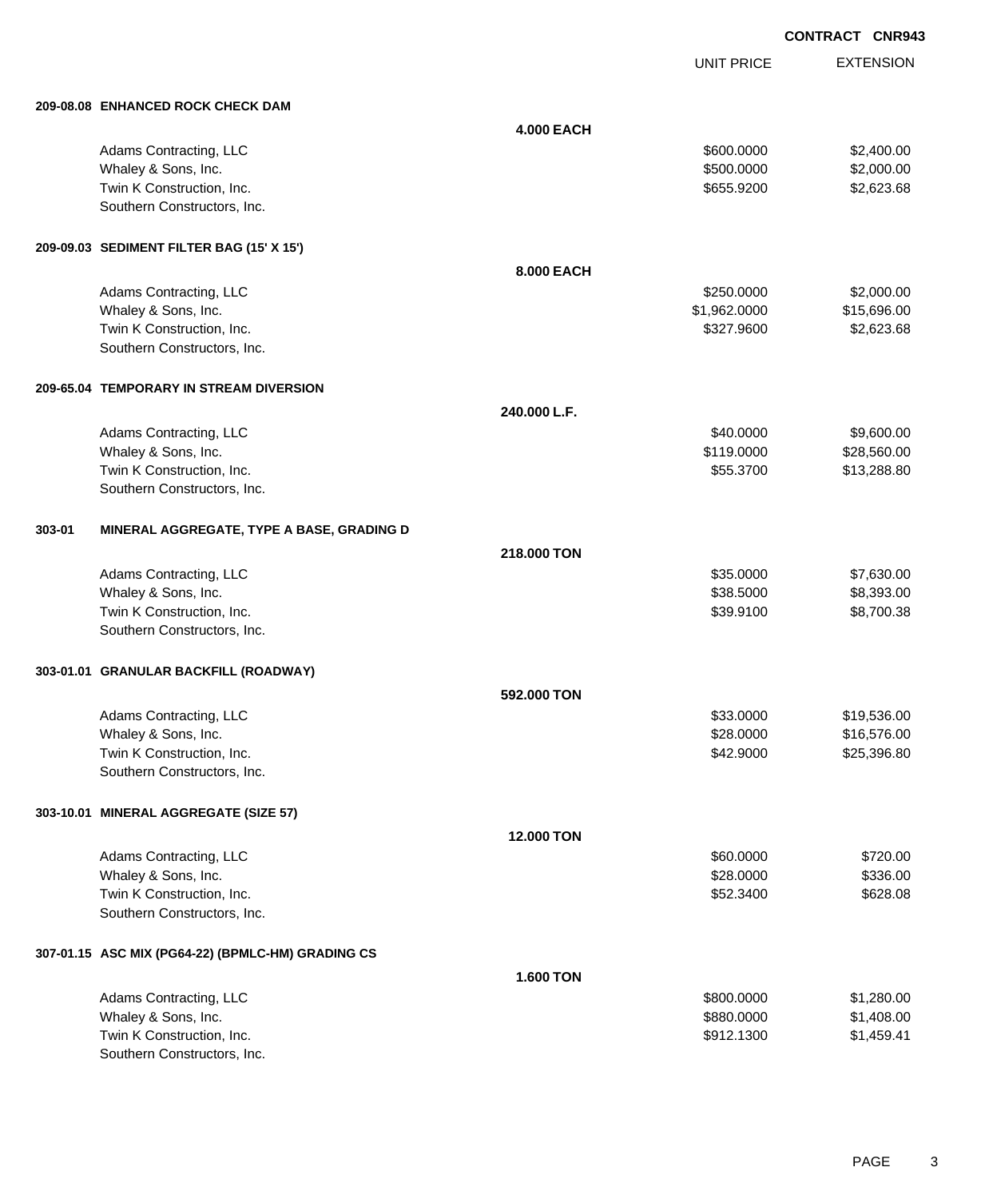CONTRACT CNR943

| | | UNIT PRICE | EXTENSION |
|---|---|---|---|
| **209-08.08 ENHANCED ROCK CHECK DAM** | | | |
| | **4.000 EACH** | | |
| Adams Contracting, LLC | | $600.0000 | $2,400.00 |
| Whaley & Sons, Inc. | | $500.0000 | $2,000.00 |
| Twin K Construction, Inc. | | $655.9200 | $2,623.68 |
| Southern Constructors, Inc. | | | |
| **209-09.03 SEDIMENT FILTER BAG (15' X 15')** | | | |
| | **8.000 EACH** | | |
| Adams Contracting, LLC | | $250.0000 | $2,000.00 |
| Whaley & Sons, Inc. | | $1,962.0000 | $15,696.00 |
| Twin K Construction, Inc. | | $327.9600 | $2,623.68 |
| Southern Constructors, Inc. | | | |
| **209-65.04 TEMPORARY IN STREAM DIVERSION** | | | |
| | **240.000 L.F.** | | |
| Adams Contracting, LLC | | $40.0000 | $9,600.00 |
| Whaley & Sons, Inc. | | $119.0000 | $28,560.00 |
| Twin K Construction, Inc. | | $55.3700 | $13,288.80 |
| Southern Constructors, Inc. | | | |
| **303-01 MINERAL AGGREGATE, TYPE A BASE, GRADING D** | | | |
| | **218.000 TON** | | |
| Adams Contracting, LLC | | $35.0000 | $7,630.00 |
| Whaley & Sons, Inc. | | $38.5000 | $8,393.00 |
| Twin K Construction, Inc. | | $39.9100 | $8,700.38 |
| Southern Constructors, Inc. | | | |
| **303-01.01 GRANULAR BACKFILL (ROADWAY)** | | | |
| | **592.000 TON** | | |
| Adams Contracting, LLC | | $33.0000 | $19,536.00 |
| Whaley & Sons, Inc. | | $28.0000 | $16,576.00 |
| Twin K Construction, Inc. | | $42.9000 | $25,396.80 |
| Southern Constructors, Inc. | | | |
| **303-10.01 MINERAL AGGREGATE (SIZE 57)** | | | |
| | **12.000 TON** | | |
| Adams Contracting, LLC | | $60.0000 | $720.00 |
| Whaley & Sons, Inc. | | $28.0000 | $336.00 |
| Twin K Construction, Inc. | | $52.3400 | $628.08 |
| Southern Constructors, Inc. | | | |
| **307-01.15 ASC MIX (PG64-22) (BPMLC-HM) GRADING CS** | | | |
| | **1.600 TON** | | |
| Adams Contracting, LLC | | $800.0000 | $1,280.00 |
| Whaley & Sons, Inc. | | $880.0000 | $1,408.00 |
| Twin K Construction, Inc. | | $912.1300 | $1,459.41 |
| Southern Constructors, Inc. | | | |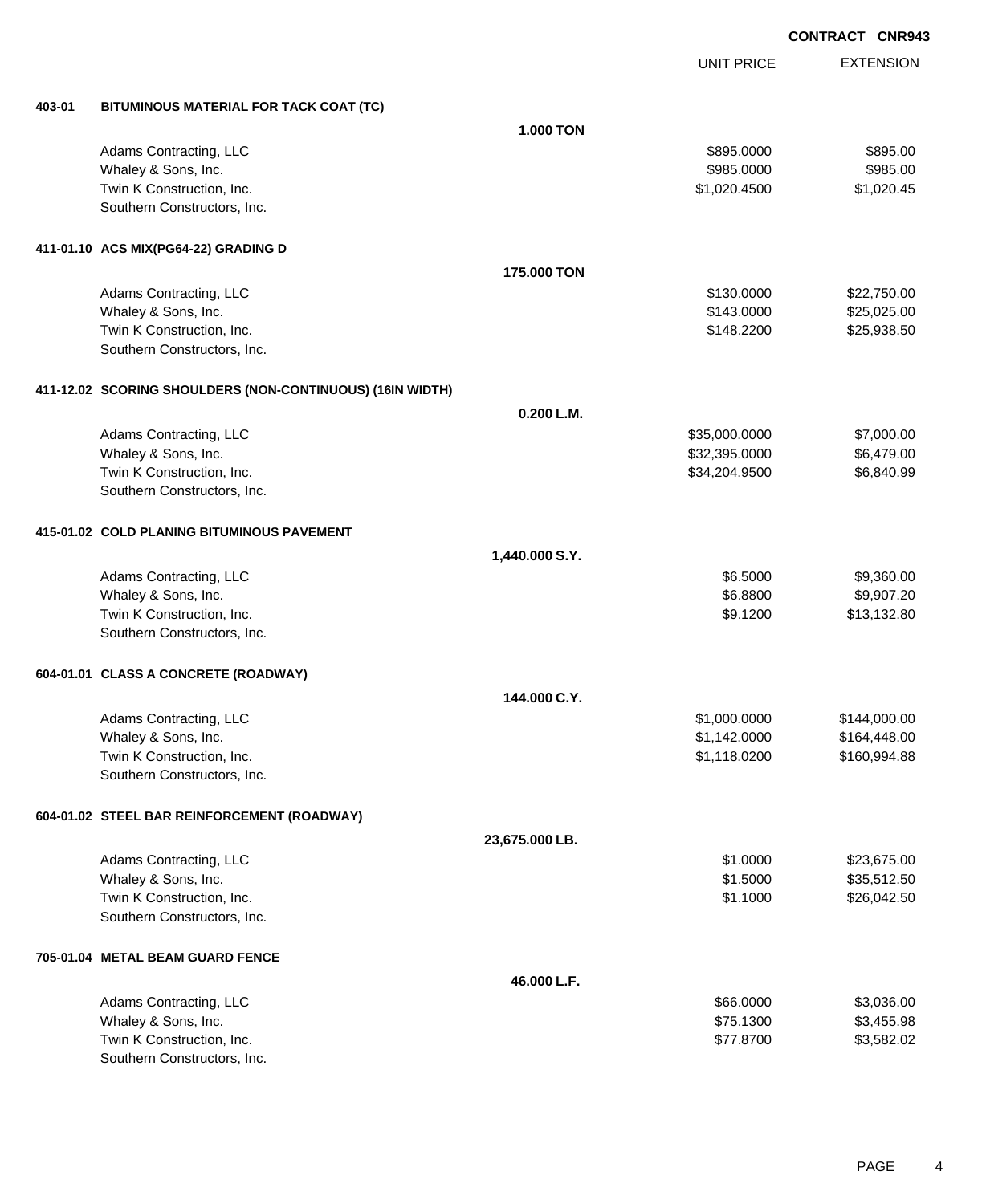**CONTRACT CNR943**

| | | | UNIT PRICE | EXTENSION |
|---|---|---|---|---|
| **403-01** | **BITUMINOUS MATERIAL FOR TACK COAT (TC)** | | | |
| | | **1.000 TON** | | |
| | Adams Contracting, LLC | | $895.0000 | $895.00 |
| | Whaley & Sons, Inc. | | $985.0000 | $985.00 |
| | Twin K Construction, Inc. | | $1,020.4500 | $1,020.45 |
| | Southern Constructors, Inc. | | | |
| **411-01.10** | **ACS MIX(PG64-22) GRADING D** | | | |
| | | **175.000 TON** | | |
| | Adams Contracting, LLC | | $130.0000 | $22,750.00 |
| | Whaley & Sons, Inc. | | $143.0000 | $25,025.00 |
| | Twin K Construction, Inc. | | $148.2200 | $25,938.50 |
| | Southern Constructors, Inc. | | | |
| **411-12.02** | **SCORING SHOULDERS (NON-CONTINUOUS) (16IN WIDTH)** | | | |
| | | **0.200 L.M.** | | |
| | Adams Contracting, LLC | | $35,000.0000 | $7,000.00 |
| | Whaley & Sons, Inc. | | $32,395.0000 | $6,479.00 |
| | Twin K Construction, Inc. | | $34,204.9500 | $6,840.99 |
| | Southern Constructors, Inc. | | | |
| **415-01.02** | **COLD PLANING BITUMINOUS PAVEMENT** | | | |
| | | **1,440.000 S.Y.** | | |
| | Adams Contracting, LLC | | $6.5000 | $9,360.00 |
| | Whaley & Sons, Inc. | | $6.8800 | $9,907.20 |
| | Twin K Construction, Inc. | | $9.1200 | $13,132.80 |
| | Southern Constructors, Inc. | | | |
| **604-01.01** | **CLASS A CONCRETE (ROADWAY)** | | | |
| | | **144.000 C.Y.** | | |
| | Adams Contracting, LLC | | $1,000.0000 | $144,000.00 |
| | Whaley & Sons, Inc. | | $1,142.0000 | $164,448.00 |
| | Twin K Construction, Inc. | | $1,118.0200 | $160,994.88 |
| | Southern Constructors, Inc. | | | |
| **604-01.02** | **STEEL BAR REINFORCEMENT (ROADWAY)** | | | |
| | | **23,675.000 LB.** | | |
| | Adams Contracting, LLC | | $1.0000 | $23,675.00 |
| | Whaley & Sons, Inc. | | $1.5000 | $35,512.50 |
| | Twin K Construction, Inc. | | $1.1000 | $26,042.50 |
| | Southern Constructors, Inc. | | | |
| **705-01.04** | **METAL BEAM GUARD FENCE** | | | |
| | | **46.000 L.F.** | | |
| | Adams Contracting, LLC | | $66.0000 | $3,036.00 |
| | Whaley & Sons, Inc. | | $75.1300 | $3,455.98 |
| | Twin K Construction, Inc. | | $77.8700 | $3,582.02 |
| | Southern Constructors, Inc. | | | |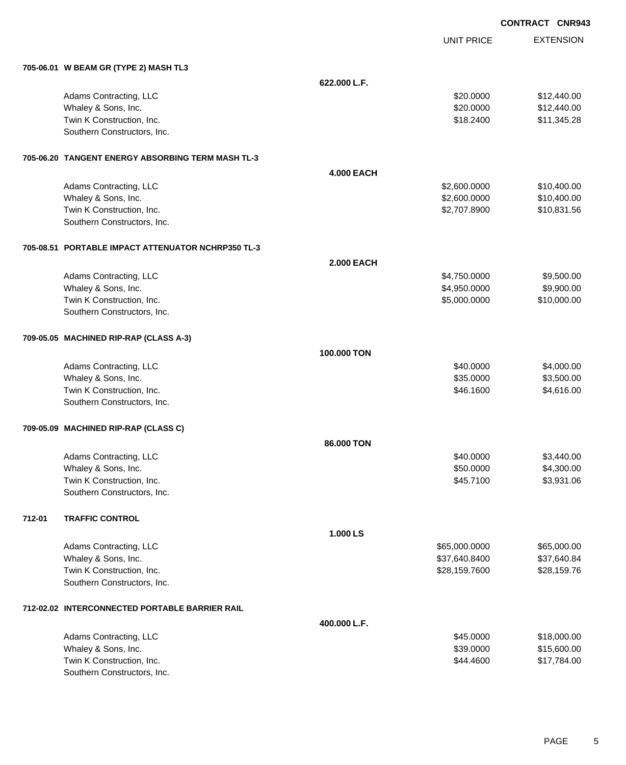CONTRACT CNR943

| | | UNIT PRICE | EXTENSION |
|---|---|---|---|
| **705-06.01 W BEAM GR (TYPE 2) MASH TL3** | | | |
| | **622.000 L.F.** | | |
| Adams Contracting, LLC | | $20.0000 | $12,440.00 |
| Whaley & Sons, Inc. | | $20.0000 | $12,440.00 |
| Twin K Construction, Inc. | | $18.2400 | $11,345.28 |
| Southern Constructors, Inc. | | | |
| **705-06.20 TANGENT ENERGY ABSORBING TERM MASH TL-3** | | | |
| | **4.000 EACH** | | |
| Adams Contracting, LLC | | $2,600.0000 | $10,400.00 |
| Whaley & Sons, Inc. | | $2,600.0000 | $10,400.00 |
| Twin K Construction, Inc. | | $2,707.8900 | $10,831.56 |
| Southern Constructors, Inc. | | | |
| **705-08.51 PORTABLE IMPACT ATTENUATOR NCHRP350 TL-3** | | | |
| | **2.000 EACH** | | |
| Adams Contracting, LLC | | $4,750.0000 | $9,500.00 |
| Whaley & Sons, Inc. | | $4,950.0000 | $9,900.00 |
| Twin K Construction, Inc. | | $5,000.0000 | $10,000.00 |
| Southern Constructors, Inc. | | | |
| **709-05.05 MACHINED RIP-RAP (CLASS A-3)** | | | |
| | **100.000 TON** | | |
| Adams Contracting, LLC | | $40.0000 | $4,000.00 |
| Whaley & Sons, Inc. | | $35.0000 | $3,500.00 |
| Twin K Construction, Inc. | | $46.1600 | $4,616.00 |
| Southern Constructors, Inc. | | | |
| **709-05.09 MACHINED RIP-RAP (CLASS C)** | | | |
| | **86.000 TON** | | |
| Adams Contracting, LLC | | $40.0000 | $3,440.00 |
| Whaley & Sons, Inc. | | $50.0000 | $4,300.00 |
| Twin K Construction, Inc. | | $45.7100 | $3,931.06 |
| Southern Constructors, Inc. | | | |
| **712-01 TRAFFIC CONTROL** | | | |
| | **1.000 LS** | | |
| Adams Contracting, LLC | | $65,000.0000 | $65,000.00 |
| Whaley & Sons, Inc. | | $37,640.8400 | $37,640.84 |
| Twin K Construction, Inc. | | $28,159.7600 | $28,159.76 |
| Southern Constructors, Inc. | | | |
| **712-02.02 INTERCONNECTED PORTABLE BARRIER RAIL** | | | |
| | **400.000 L.F.** | | |
| Adams Contracting, LLC | | $45.0000 | $18,000.00 |
| Whaley & Sons, Inc. | | $39.0000 | $15,600.00 |
| Twin K Construction, Inc. | | $44.4600 | $17,784.00 |
| Southern Constructors, Inc. | | | |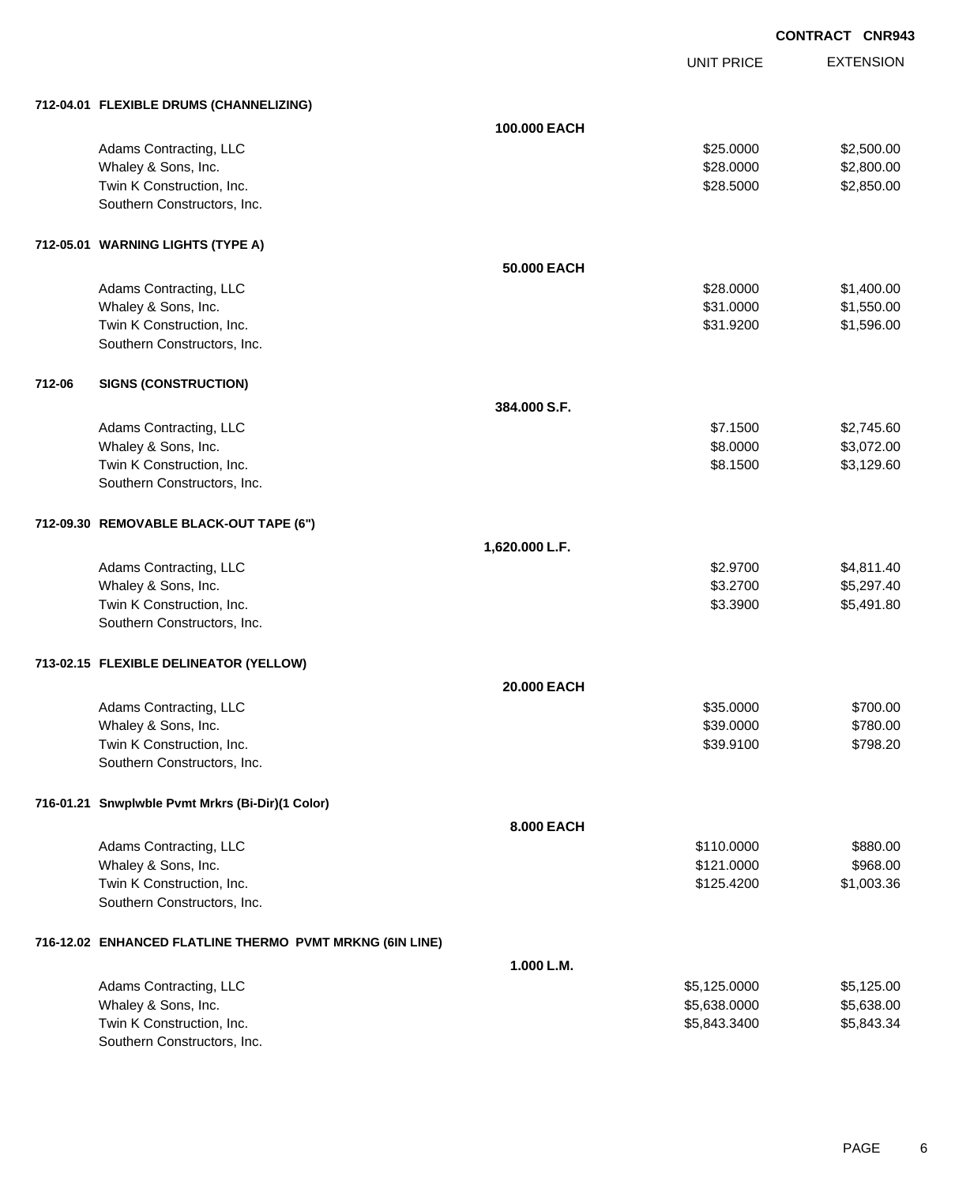**CONTRACT CNR943**

| | | UNIT PRICE | EXTENSION |
|---|---|---|---|
| **712-04.01 FLEXIBLE DRUMS (CHANNELIZING)** | | | |
| | **100.000 EACH** | | |
| Adams Contracting, LLC | | $25.0000 | $2,500.00 |
| Whaley & Sons, Inc. | | $28.0000 | $2,800.00 |
| Twin K Construction, Inc. | | $28.5000 | $2,850.00 |
| Southern Constructors, Inc. | | | |
| **712-05.01 WARNING LIGHTS (TYPE A)** | | | |
| | **50.000 EACH** | | |
| Adams Contracting, LLC | | $28.0000 | $1,400.00 |
| Whaley & Sons, Inc. | | $31.0000 | $1,550.00 |
| Twin K Construction, Inc. | | $31.9200 | $1,596.00 |
| Southern Constructors, Inc. | | | |
| **712-06 SIGNS (CONSTRUCTION)** | | | |
| | **384.000 S.F.** | | |
| Adams Contracting, LLC | | $7.1500 | $2,745.60 |
| Whaley & Sons, Inc. | | $8.0000 | $3,072.00 |
| Twin K Construction, Inc. | | $8.1500 | $3,129.60 |
| Southern Constructors, Inc. | | | |
| **712-09.30 REMOVABLE BLACK-OUT TAPE (6")** | | | |
| | **1,620.000 L.F.** | | |
| Adams Contracting, LLC | | $2.9700 | $4,811.40 |
| Whaley & Sons, Inc. | | $3.2700 | $5,297.40 |
| Twin K Construction, Inc. | | $3.3900 | $5,491.80 |
| Southern Constructors, Inc. | | | |
| **713-02.15 FLEXIBLE DELINEATOR (YELLOW)** | | | |
| | **20.000 EACH** | | |
| Adams Contracting, LLC | | $35.0000 | $700.00 |
| Whaley & Sons, Inc. | | $39.0000 | $780.00 |
| Twin K Construction, Inc. | | $39.9100 | $798.20 |
| Southern Constructors, Inc. | | | |
| **716-01.21 Snwplwble Pvmt Mrkrs (Bi-Dir)(1 Color)** | | | |
| | **8.000 EACH** | | |
| Adams Contracting, LLC | | $110.0000 | $880.00 |
| Whaley & Sons, Inc. | | $121.0000 | $968.00 |
| Twin K Construction, Inc. | | $125.4200 | $1,003.36 |
| Southern Constructors, Inc. | | | |
| **716-12.02 ENHANCED FLATLINE THERMO PVMT MRKNG (6IN LINE)** | | | |
| | **1.000 L.M.** | | |
| Adams Contracting, LLC | | $5,125.0000 | $5,125.00 |
| Whaley & Sons, Inc. | | $5,638.0000 | $5,638.00 |
| Twin K Construction, Inc. | | $5,843.3400 | $5,843.34 |
| Southern Constructors, Inc. | | | |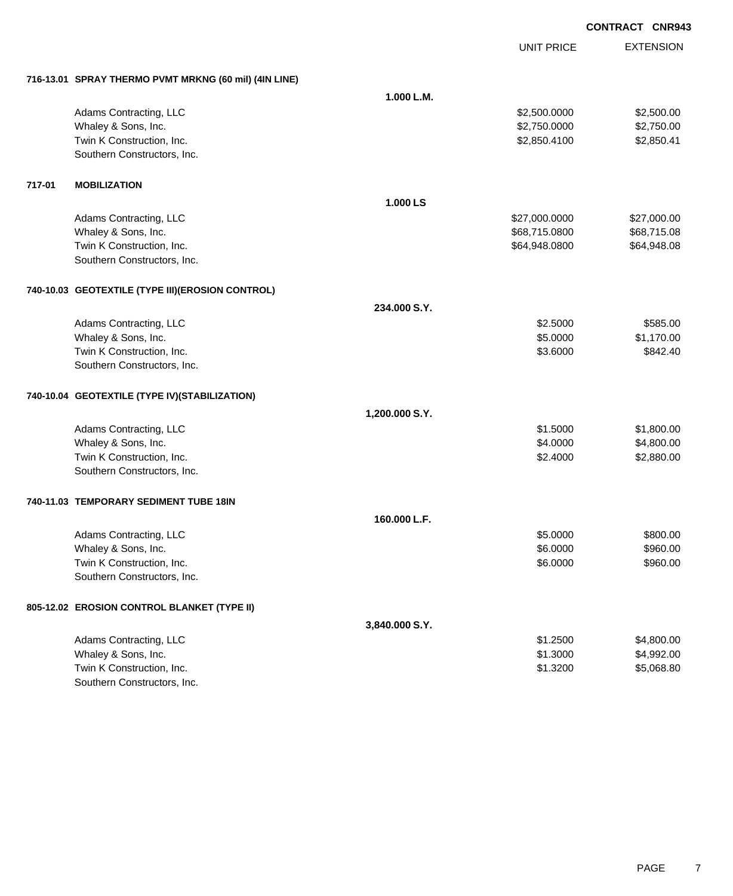**CONTRACT CNR943**

| | | | UNIT PRICE | EXTENSION |
|---|---|---|---|---|
| **716-13.01** | **SPRAY THERMO PVMT MRKNG (60 mil) (4IN LINE)** | | | |
| | | **1.000 L.M.** | | |
| | Adams Contracting, LLC | | $2,500.0000 | $2,500.00 |
| | Whaley & Sons, Inc. | | $2,750.0000 | $2,750.00 |
| | Twin K Construction, Inc. | | $2,850.4100 | $2,850.41 |
| | Southern Constructors, Inc. | | | |
| **717-01** | **MOBILIZATION** | | | |
| | | **1.000 LS** | | |
| | Adams Contracting, LLC | | $27,000.0000 | $27,000.00 |
| | Whaley & Sons, Inc. | | $68,715.0800 | $68,715.08 |
| | Twin K Construction, Inc. | | $64,948.0800 | $64,948.08 |
| | Southern Constructors, Inc. | | | |
| **740-10.03** | **GEOTEXTILE (TYPE III)(EROSION CONTROL)** | | | |
| | | **234.000 S.Y.** | | |
| | Adams Contracting, LLC | | $2.5000 | $585.00 |
| | Whaley & Sons, Inc. | | $5.0000 | $1,170.00 |
| | Twin K Construction, Inc. | | $3.6000 | $842.40 |
| | Southern Constructors, Inc. | | | |
| **740-10.04** | **GEOTEXTILE (TYPE IV)(STABILIZATION)** | | | |
| | | **1,200.000 S.Y.** | | |
| | Adams Contracting, LLC | | $1.5000 | $1,800.00 |
| | Whaley & Sons, Inc. | | $4.0000 | $4,800.00 |
| | Twin K Construction, Inc. | | $2.4000 | $2,880.00 |
| | Southern Constructors, Inc. | | | |
| **740-11.03** | **TEMPORARY SEDIMENT TUBE 18IN** | | | |
| | | **160.000 L.F.** | | |
| | Adams Contracting, LLC | | $5.0000 | $800.00 |
| | Whaley & Sons, Inc. | | $6.0000 | $960.00 |
| | Twin K Construction, Inc. | | $6.0000 | $960.00 |
| | Southern Constructors, Inc. | | | |
| **805-12.02** | **EROSION CONTROL BLANKET (TYPE II)** | | | |
| | | **3,840.000 S.Y.** | | |
| | Adams Contracting, LLC | | $1.2500 | $4,800.00 |
| | Whaley & Sons, Inc. | | $1.3000 | $4,992.00 |
| | Twin K Construction, Inc. | | $1.3200 | $5,068.80 |
| | Southern Constructors, Inc. | | | |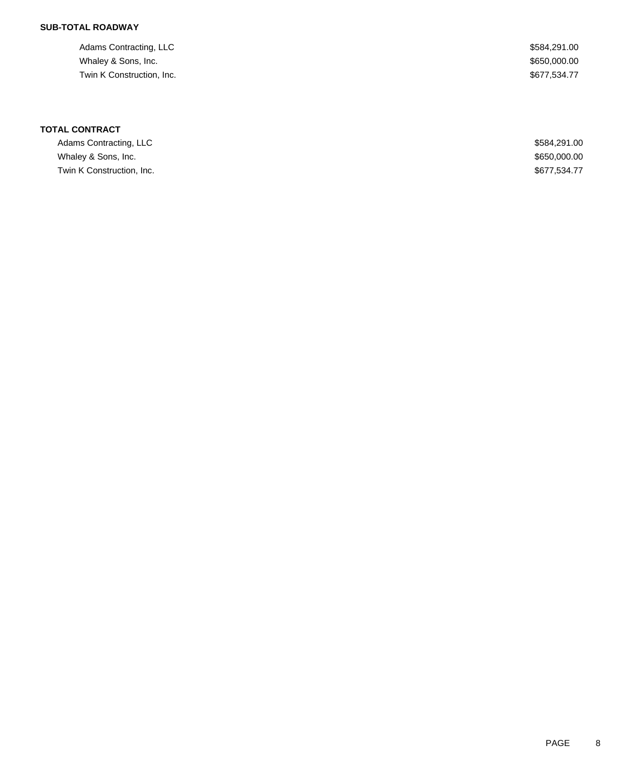**SUB-TOTAL ROADWAY**

| | |
|---|---|
| Adams Contracting, LLC | $584,291.00 |
| Whaley & Sons, Inc. | $650,000.00 |
| Twin K Construction, Inc. | $677,534.77 |

**TOTAL CONTRACT**

| | |
|---|---|
| Adams Contracting, LLC | $584,291.00 |
| Whaley & Sons, Inc. | $650,000.00 |
| Twin K Construction, Inc. | $677,534.77 |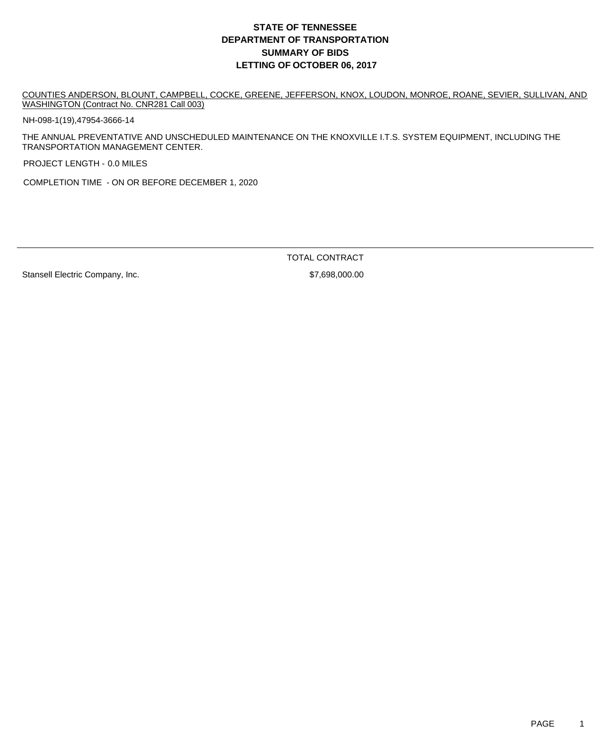# STATE OF TENNESSEE
# DEPARTMENT OF TRANSPORTATION
# SUMMARY OF BIDS
# LETTING OF OCTOBER 06, 2017

COUNTIES ANDERSON, BLOUNT, CAMPBELL, COCKE, GREENE, JEFFERSON, KNOX, LOUDON, MONROE, ROANE, SEVIER, SULLIVAN, AND WASHINGTON (Contract No. CNR281 Call 003)

NH-098-1(19),47954-3666-14

THE ANNUAL PREVENTATIVE AND UNSCHEDULED MAINTENANCE ON THE KNOXVILLE I.T.S. SYSTEM EQUIPMENT, INCLUDING THE TRANSPORTATION MANAGEMENT CENTER.

PROJECT LENGTH - 0.0 MILES

COMPLETION TIME - ON OR BEFORE DECEMBER 1, 2020

| | TOTAL CONTRACT |
|---|---|
| Stansell Electric Company, Inc. | $7,698,000.00 |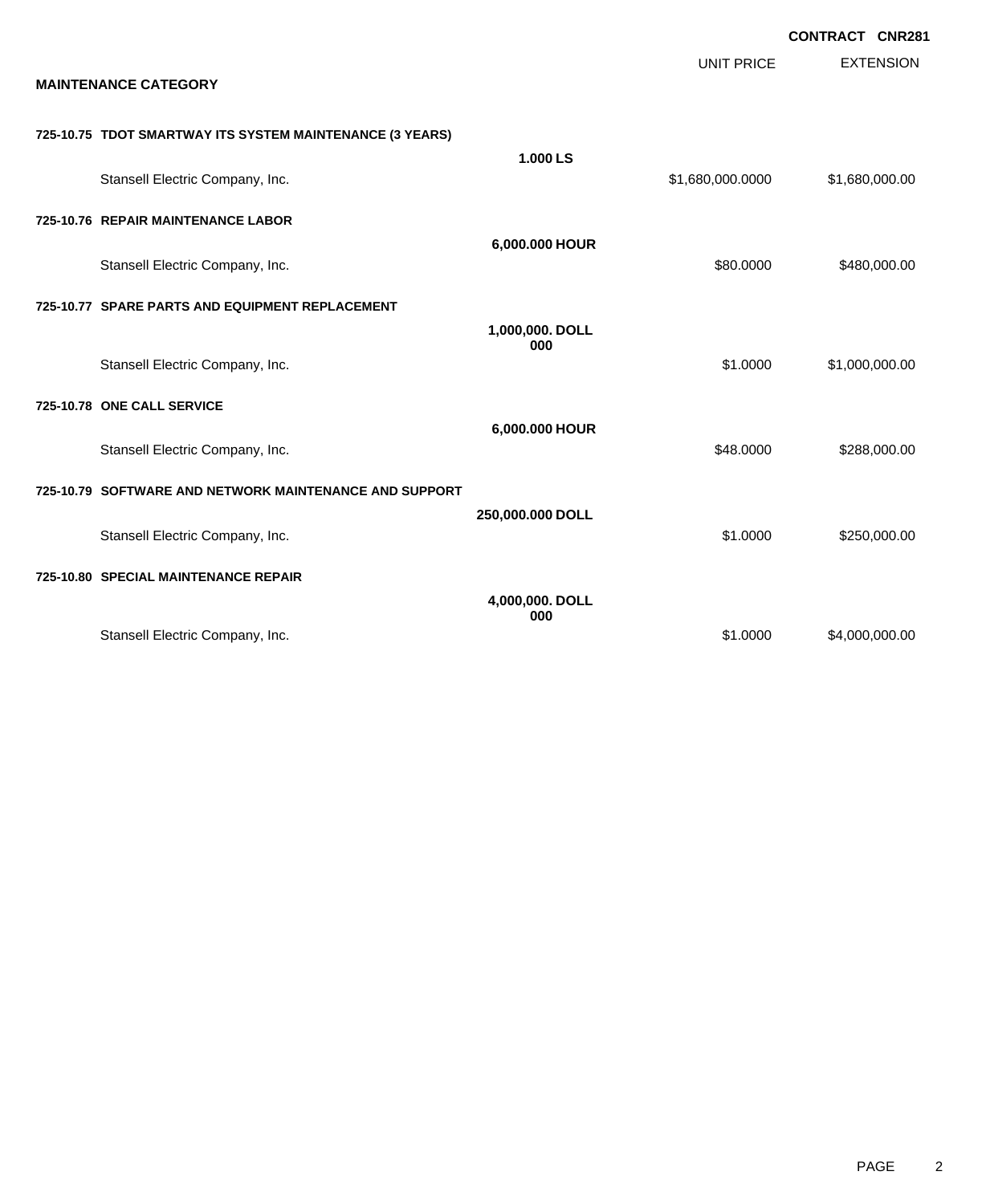**CONTRACT CNR281**

| MAINTENANCE CATEGORY | | UNIT PRICE | EXTENSION |
|---|---|---|---|
| **725-10.75 TDOT SMARTWAY ITS SYSTEM MAINTENANCE (3 YEARS)** | | | |
| | **1.000 LS** | | |
| Stansell Electric Company, Inc. | | $1,680,000.0000 | $1,680,000.00 |
| **725-10.76 REPAIR MAINTENANCE LABOR** | | | |
| | **6,000.000 HOUR** | | |
| Stansell Electric Company, Inc. | | $80.0000 | $480,000.00 |
| **725-10.77 SPARE PARTS AND EQUIPMENT REPLACEMENT** | | | |
| | **1,000,000.000 DOLL** | | |
| Stansell Electric Company, Inc. | | $1.0000 | $1,000,000.00 |
| **725-10.78 ONE CALL SERVICE** | | | |
| | **6,000.000 HOUR** | | |
| Stansell Electric Company, Inc. | | $48.0000 | $288,000.00 |
| **725-10.79 SOFTWARE AND NETWORK MAINTENANCE AND SUPPORT** | | | |
| | **250,000.000 DOLL** | | |
| Stansell Electric Company, Inc. | | $1.0000 | $250,000.00 |
| **725-10.80 SPECIAL MAINTENANCE REPAIR** | | | |
| | **4,000,000.000 DOLL** | | |
| Stansell Electric Company, Inc. | | $1.0000 | $4,000,000.00 |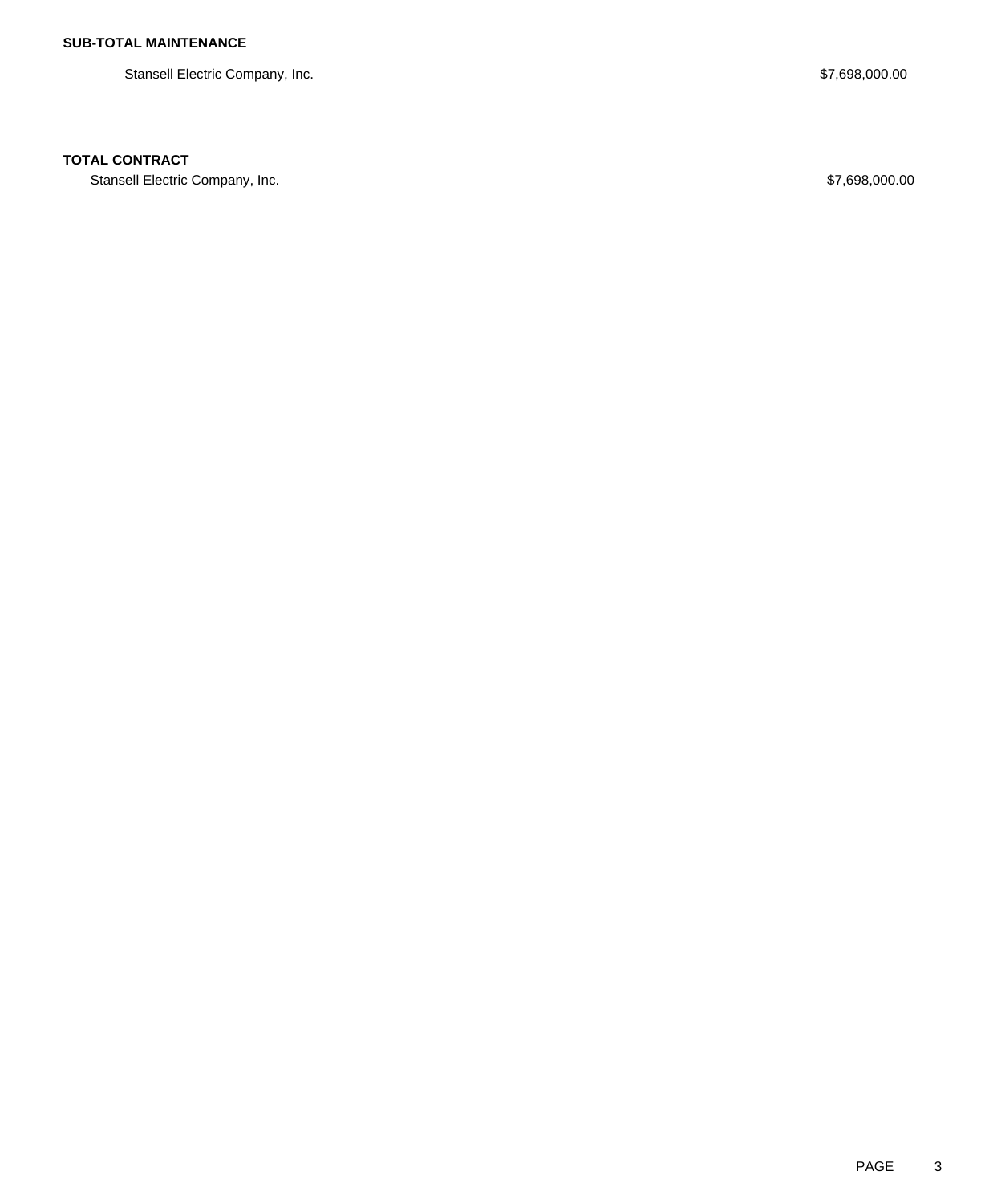**SUB-TOTAL MAINTENANCE**

| | |
|---|---|
| Stansell Electric Company, Inc. | $7,698,000.00 |

**TOTAL CONTRACT**

| | |
|---|---|
| Stansell Electric Company, Inc. | $7,698,000.00 |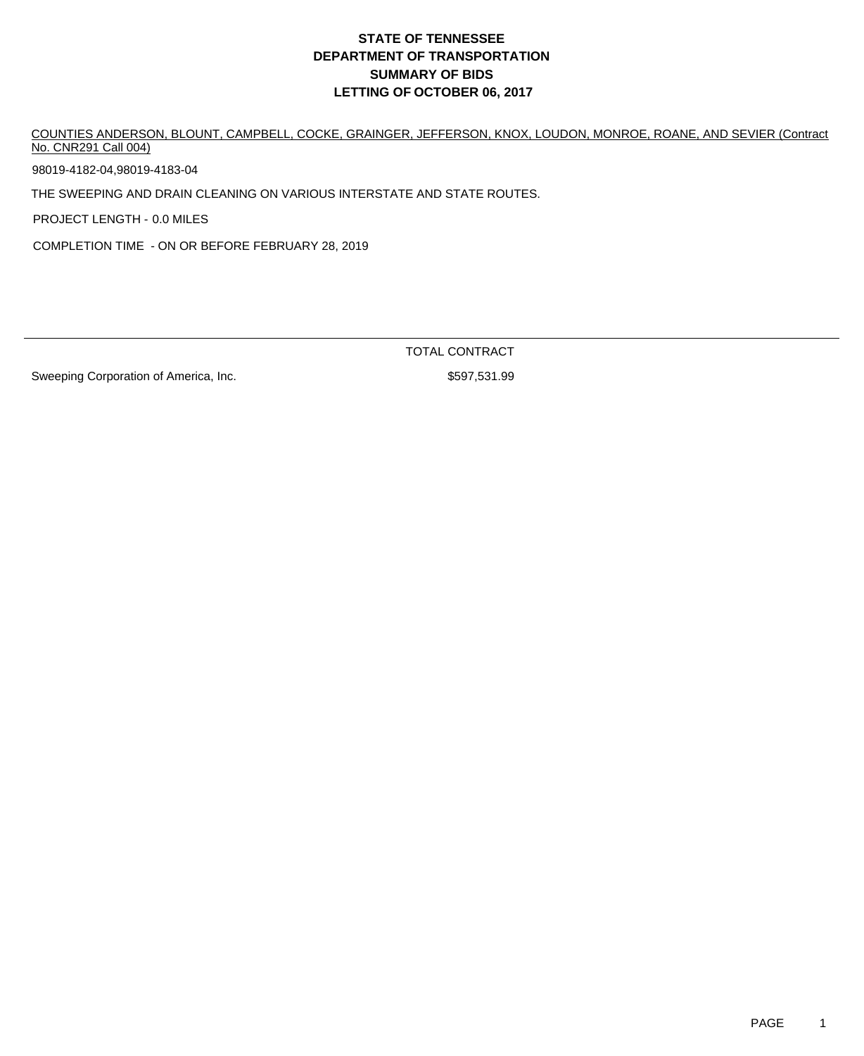# STATE OF TENNESSEE
# DEPARTMENT OF TRANSPORTATION
# SUMMARY OF BIDS
# LETTING OF OCTOBER 06, 2017

COUNTIES ANDERSON, BLOUNT, CAMPBELL, COCKE, GRAINGER, JEFFERSON, KNOX, LOUDON, MONROE, ROANE, AND SEVIER (Contract No. CNR291 Call 004)

98019-4182-04,98019-4183-04

THE SWEEPING AND DRAIN CLEANING ON VARIOUS INTERSTATE AND STATE ROUTES.

PROJECT LENGTH - 0.0 MILES

COMPLETION TIME - ON OR BEFORE FEBRUARY 28, 2019

| | TOTAL CONTRACT |
|---|---|
| Sweeping Corporation of America, Inc. | $597,531.99 |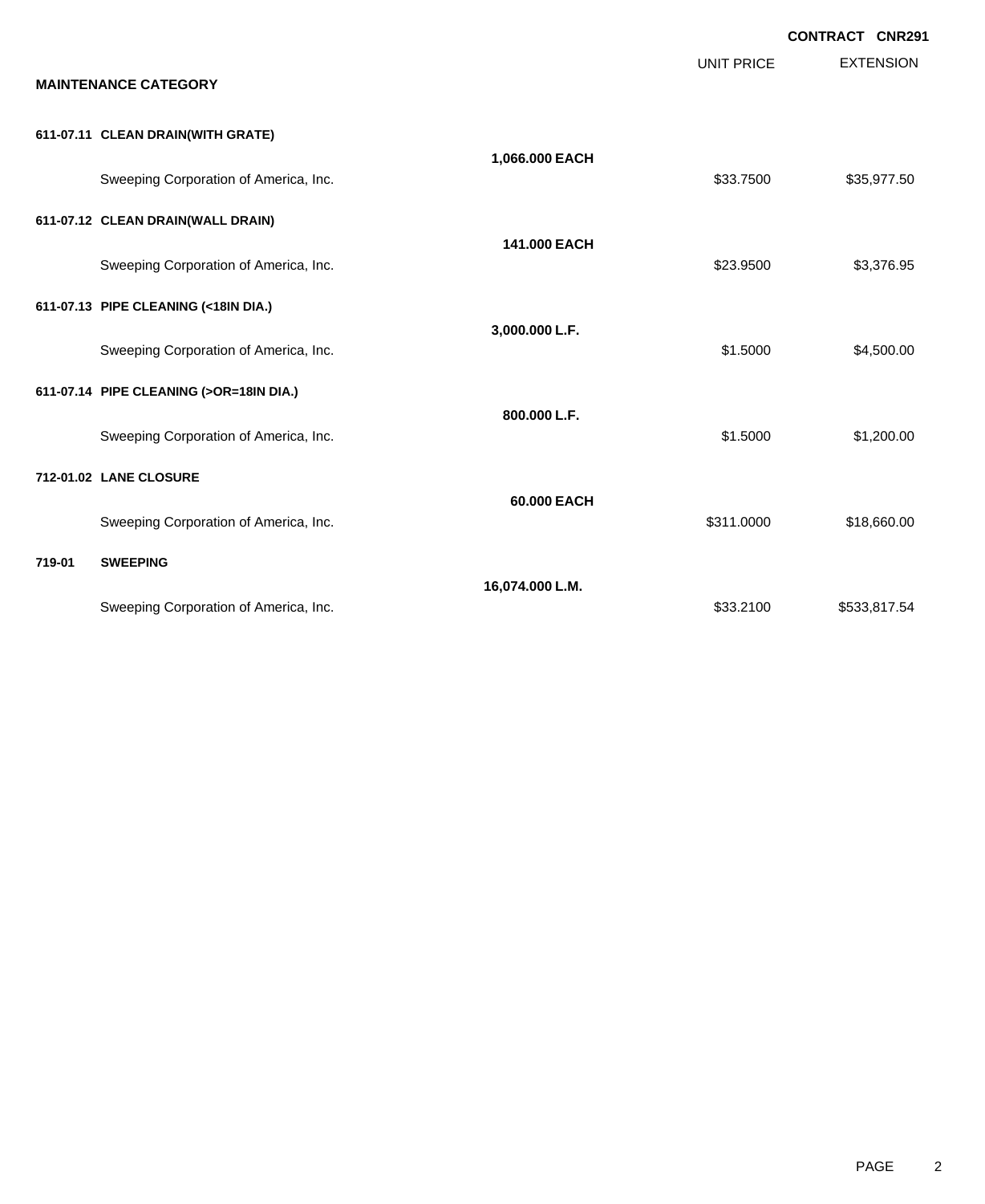**CONTRACT CNR291**

**MAINTENANCE CATEGORY**

| | | UNIT PRICE | EXTENSION |
|---|---|---|---|
| **611-07.11 CLEAN DRAIN(WITH GRATE)** | | | |
| | **1,066.000 EACH** | | |
| Sweeping Corporation of America, Inc. | | $33.7500 | $35,977.50 |
| **611-07.12 CLEAN DRAIN(WALL DRAIN)** | | | |
| | **141.000 EACH** | | |
| Sweeping Corporation of America, Inc. | | $23.9500 | $3,376.95 |
| **611-07.13 PIPE CLEANING (<18IN DIA.)** | | | |
| | **3,000.000 L.F.** | | |
| Sweeping Corporation of America, Inc. | | $1.5000 | $4,500.00 |
| **611-07.14 PIPE CLEANING (>OR=18IN DIA.)** | | | |
| | **800.000 L.F.** | | |
| Sweeping Corporation of America, Inc. | | $1.5000 | $1,200.00 |
| **712-01.02 LANE CLOSURE** | | | |
| | **60.000 EACH** | | |
| Sweeping Corporation of America, Inc. | | $311.0000 | $18,660.00 |
| **719-01 SWEEPING** | | | |
| | **16,074.000 L.M.** | | |
| Sweeping Corporation of America, Inc. | | $33.2100 | $533,817.54 |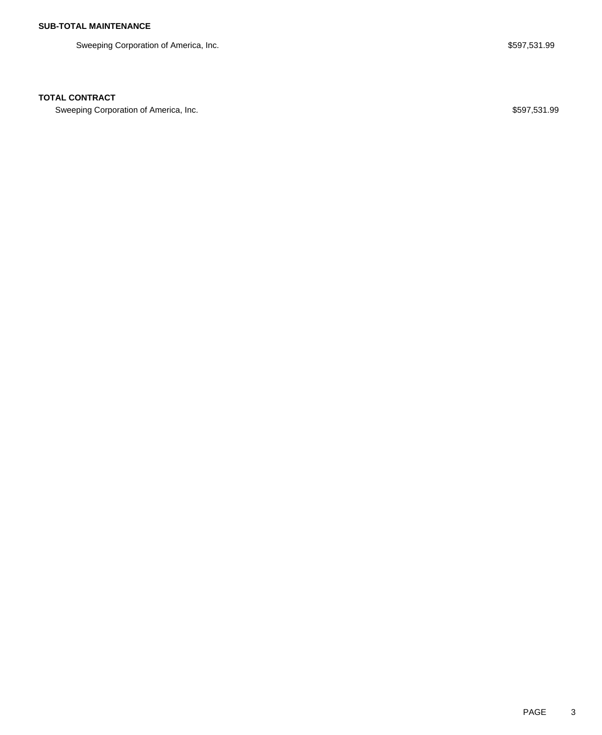**SUB-TOTAL MAINTENANCE**

| | |
|---|---|
| Sweeping Corporation of America, Inc. | $597,531.99 |

**TOTAL CONTRACT**

| | |
|---|---|
| Sweeping Corporation of America, Inc. | $597,531.99 |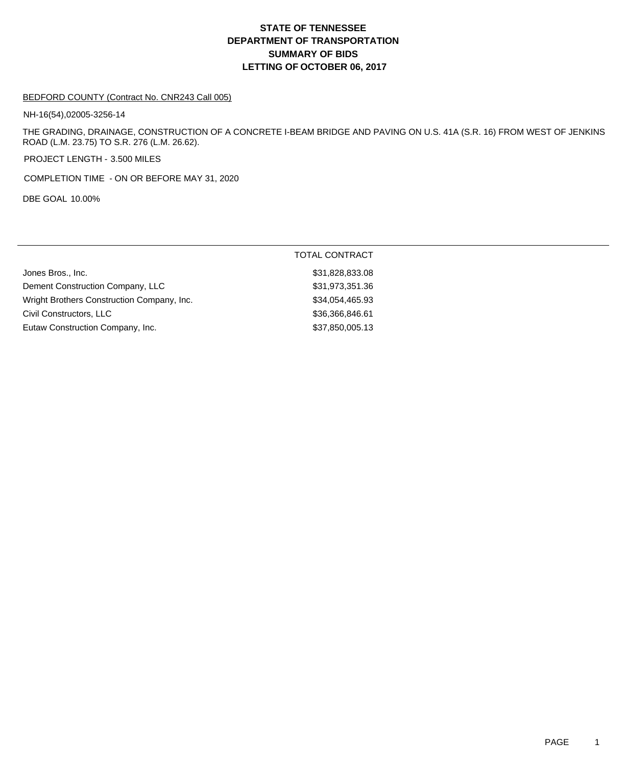# STATE OF TENNESSEE
# DEPARTMENT OF TRANSPORTATION
# SUMMARY OF BIDS
# LETTING OF OCTOBER 06, 2017

BEDFORD COUNTY (Contract No. CNR243 Call 005)

NH-16(54),02005-3256-14

THE GRADING, DRAINAGE, CONSTRUCTION OF A CONCRETE I-BEAM BRIDGE AND PAVING ON U.S. 41A (S.R. 16) FROM WEST OF JENKINS ROAD (L.M. 23.75) TO S.R. 276 (L.M. 26.62).

PROJECT LENGTH - 3.500 MILES

COMPLETION TIME - ON OR BEFORE MAY 31, 2020

DBE GOAL 10.00%

| | TOTAL CONTRACT |
|---|---|
| Jones Bros., Inc. | $31,828,833.08 |
| Dement Construction Company, LLC | $31,973,351.36 |
| Wright Brothers Construction Company, Inc. | $34,054,465.93 |
| Civil Constructors, LLC | $36,366,846.61 |
| Eutaw Construction Company, Inc. | $37,850,005.13 |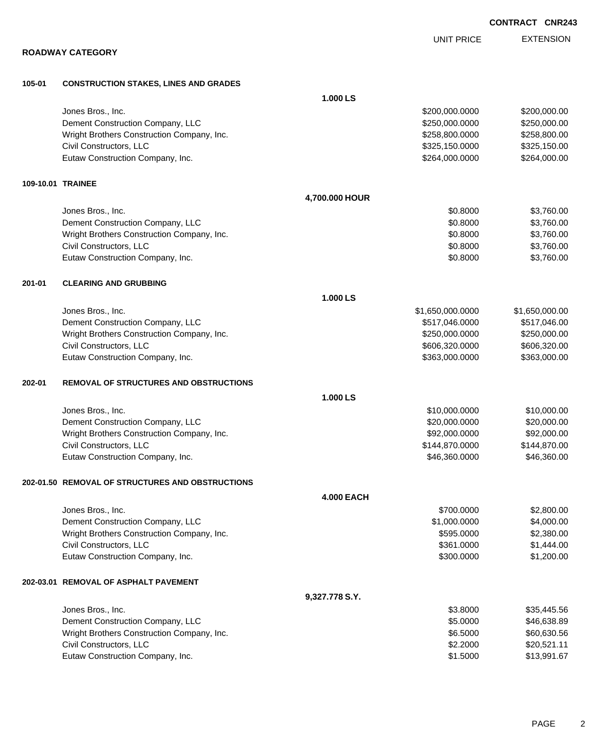**CONTRACT CNR243**

**ROADWAY CATEGORY**

| | | UNIT PRICE | EXTENSION |
|---|---|---|---|
| **105-01** | **CONSTRUCTION STAKES, LINES AND GRADES** | | |
| | **1.000 LS** | | |
| | Jones Bros., Inc. | $200,000.0000 | $200,000.00 |
| | Dement Construction Company, LLC | $250,000.0000 | $250,000.00 |
| | Wright Brothers Construction Company, Inc. | $258,800.0000 | $258,800.00 |
| | Civil Constructors, LLC | $325,150.0000 | $325,150.00 |
| | Eutaw Construction Company, Inc. | $264,000.0000 | $264,000.00 |
| **109-10.01** | **TRAINEE** | | |
| | **4,700.000 HOUR** | | |
| | Jones Bros., Inc. | $0.8000 | $3,760.00 |
| | Dement Construction Company, LLC | $0.8000 | $3,760.00 |
| | Wright Brothers Construction Company, Inc. | $0.8000 | $3,760.00 |
| | Civil Constructors, LLC | $0.8000 | $3,760.00 |
| | Eutaw Construction Company, Inc. | $0.8000 | $3,760.00 |
| **201-01** | **CLEARING AND GRUBBING** | | |
| | **1.000 LS** | | |
| | Jones Bros., Inc. | $1,650,000.0000 | $1,650,000.00 |
| | Dement Construction Company, LLC | $517,046.0000 | $517,046.00 |
| | Wright Brothers Construction Company, Inc. | $250,000.0000 | $250,000.00 |
| | Civil Constructors, LLC | $606,320.0000 | $606,320.00 |
| | Eutaw Construction Company, Inc. | $363,000.0000 | $363,000.00 |
| **202-01** | **REMOVAL OF STRUCTURES AND OBSTRUCTIONS** | | |
| | **1.000 LS** | | |
| | Jones Bros., Inc. | $10,000.0000 | $10,000.00 |
| | Dement Construction Company, LLC | $20,000.0000 | $20,000.00 |
| | Wright Brothers Construction Company, Inc. | $92,000.0000 | $92,000.00 |
| | Civil Constructors, LLC | $144,870.0000 | $144,870.00 |
| | Eutaw Construction Company, Inc. | $46,360.0000 | $46,360.00 |
| **202-01.50** | **REMOVAL OF STRUCTURES AND OBSTRUCTIONS** | | |
| | **4.000 EACH** | | |
| | Jones Bros., Inc. | $700.0000 | $2,800.00 |
| | Dement Construction Company, LLC | $1,000.0000 | $4,000.00 |
| | Wright Brothers Construction Company, Inc. | $595.0000 | $2,380.00 |
| | Civil Constructors, LLC | $361.0000 | $1,444.00 |
| | Eutaw Construction Company, Inc. | $300.0000 | $1,200.00 |
| **202-03.01** | **REMOVAL OF ASPHALT PAVEMENT** | | |
| | **9,327.778 S.Y.** | | |
| | Jones Bros., Inc. | $3.8000 | $35,445.56 |
| | Dement Construction Company, LLC | $5.0000 | $46,638.89 |
| | Wright Brothers Construction Company, Inc. | $6.5000 | $60,630.56 |
| | Civil Constructors, LLC | $2.2000 | $20,521.11 |
| | Eutaw Construction Company, Inc. | $1.5000 | $13,991.67 |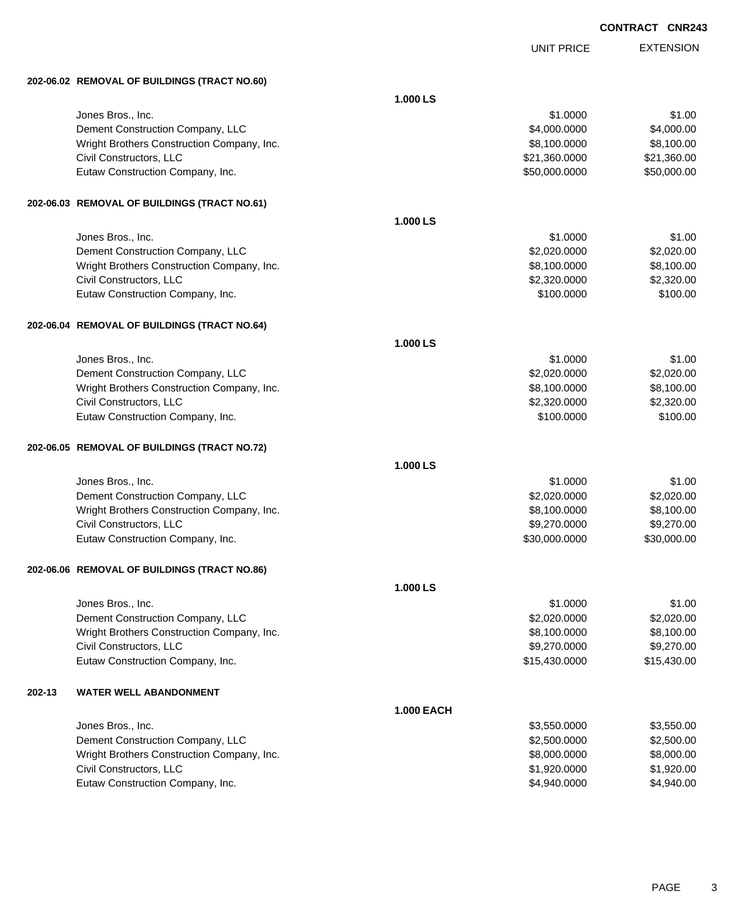**CONTRACT CNR243**

| | UNIT PRICE | EXTENSION |
|---|---|---|
| **202-06.02 REMOVAL OF BUILDINGS (TRACT NO.60)** | | |
| **1.000 LS** | | |
| Jones Bros., Inc. | $1.0000 | $1.00 |
| Dement Construction Company, LLC | $4,000.0000 | $4,000.00 |
| Wright Brothers Construction Company, Inc. | $8,100.0000 | $8,100.00 |
| Civil Constructors, LLC | $21,360.0000 | $21,360.00 |
| Eutaw Construction Company, Inc. | $50,000.0000 | $50,000.00 |
| **202-06.03 REMOVAL OF BUILDINGS (TRACT NO.61)** | | |
| **1.000 LS** | | |
| Jones Bros., Inc. | $1.0000 | $1.00 |
| Dement Construction Company, LLC | $2,020.0000 | $2,020.00 |
| Wright Brothers Construction Company, Inc. | $8,100.0000 | $8,100.00 |
| Civil Constructors, LLC | $2,320.0000 | $2,320.00 |
| Eutaw Construction Company, Inc. | $100.0000 | $100.00 |
| **202-06.04 REMOVAL OF BUILDINGS (TRACT NO.64)** | | |
| **1.000 LS** | | |
| Jones Bros., Inc. | $1.0000 | $1.00 |
| Dement Construction Company, LLC | $2,020.0000 | $2,020.00 |
| Wright Brothers Construction Company, Inc. | $8,100.0000 | $8,100.00 |
| Civil Constructors, LLC | $2,320.0000 | $2,320.00 |
| Eutaw Construction Company, Inc. | $100.0000 | $100.00 |
| **202-06.05 REMOVAL OF BUILDINGS (TRACT NO.72)** | | |
| **1.000 LS** | | |
| Jones Bros., Inc. | $1.0000 | $1.00 |
| Dement Construction Company, LLC | $2,020.0000 | $2,020.00 |
| Wright Brothers Construction Company, Inc. | $8,100.0000 | $8,100.00 |
| Civil Constructors, LLC | $9,270.0000 | $9,270.00 |
| Eutaw Construction Company, Inc. | $30,000.0000 | $30,000.00 |
| **202-06.06 REMOVAL OF BUILDINGS (TRACT NO.86)** | | |
| **1.000 LS** | | |
| Jones Bros., Inc. | $1.0000 | $1.00 |
| Dement Construction Company, LLC | $2,020.0000 | $2,020.00 |
| Wright Brothers Construction Company, Inc. | $8,100.0000 | $8,100.00 |
| Civil Constructors, LLC | $9,270.0000 | $9,270.00 |
| Eutaw Construction Company, Inc. | $15,430.0000 | $15,430.00 |
| **202-13 WATER WELL ABANDONMENT** | | |
| **1.000 EACH** | | |
| Jones Bros., Inc. | $3,550.0000 | $3,550.00 |
| Dement Construction Company, LLC | $2,500.0000 | $2,500.00 |
| Wright Brothers Construction Company, Inc. | $8,000.0000 | $8,000.00 |
| Civil Constructors, LLC | $1,920.0000 | $1,920.00 |
| Eutaw Construction Company, Inc. | $4,940.0000 | $4,940.00 |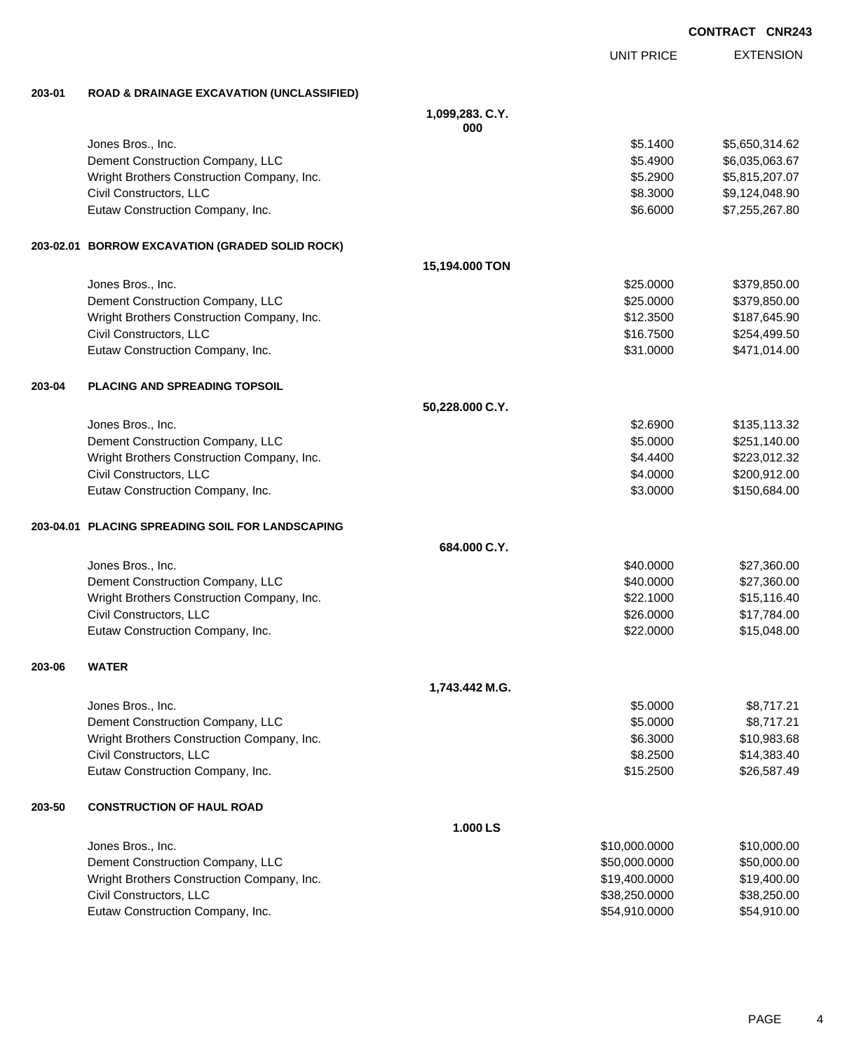CONTRACT CNR243

| | | | UNIT PRICE | EXTENSION |
|---|---|---|---|---|
| **203-01** | **ROAD & DRAINAGE EXCAVATION (UNCLASSIFIED)** | | | |
| | | **1,099,283.000 C.Y.** | | |
| | Jones Bros., Inc. | | $5.1400 | $5,650,314.62 |
| | Dement Construction Company, LLC | | $5.4900 | $6,035,063.67 |
| | Wright Brothers Construction Company, Inc. | | $5.2900 | $5,815,207.07 |
| | Civil Constructors, LLC | | $8.3000 | $9,124,048.90 |
| | Eutaw Construction Company, Inc. | | $6.6000 | $7,255,267.80 |
| **203-02.01** | **BORROW EXCAVATION (GRADED SOLID ROCK)** | | | |
| | | **15,194.000 TON** | | |
| | Jones Bros., Inc. | | $25.0000 | $379,850.00 |
| | Dement Construction Company, LLC | | $25.0000 | $379,850.00 |
| | Wright Brothers Construction Company, Inc. | | $12.3500 | $187,645.90 |
| | Civil Constructors, LLC | | $16.7500 | $254,499.50 |
| | Eutaw Construction Company, Inc. | | $31.0000 | $471,014.00 |
| **203-04** | **PLACING AND SPREADING TOPSOIL** | | | |
| | | **50,228.000 C.Y.** | | |
| | Jones Bros., Inc. | | $2.6900 | $135,113.32 |
| | Dement Construction Company, LLC | | $5.0000 | $251,140.00 |
| | Wright Brothers Construction Company, Inc. | | $4.4400 | $223,012.32 |
| | Civil Constructors, LLC | | $4.0000 | $200,912.00 |
| | Eutaw Construction Company, Inc. | | $3.0000 | $150,684.00 |
| **203-04.01** | **PLACING SPREADING SOIL FOR LANDSCAPING** | | | |
| | | **684.000 C.Y.** | | |
| | Jones Bros., Inc. | | $40.0000 | $27,360.00 |
| | Dement Construction Company, LLC | | $40.0000 | $27,360.00 |
| | Wright Brothers Construction Company, Inc. | | $22.1000 | $15,116.40 |
| | Civil Constructors, LLC | | $26.0000 | $17,784.00 |
| | Eutaw Construction Company, Inc. | | $22.0000 | $15,048.00 |
| **203-06** | **WATER** | | | |
| | | **1,743.442 M.G.** | | |
| | Jones Bros., Inc. | | $5.0000 | $8,717.21 |
| | Dement Construction Company, LLC | | $5.0000 | $8,717.21 |
| | Wright Brothers Construction Company, Inc. | | $6.3000 | $10,983.68 |
| | Civil Constructors, LLC | | $8.2500 | $14,383.40 |
| | Eutaw Construction Company, Inc. | | $15.2500 | $26,587.49 |
| **203-50** | **CONSTRUCTION OF HAUL ROAD** | | | |
| | | **1.000 LS** | | |
| | Jones Bros., Inc. | | $10,000.0000 | $10,000.00 |
| | Dement Construction Company, LLC | | $50,000.0000 | $50,000.00 |
| | Wright Brothers Construction Company, Inc. | | $19,400.0000 | $19,400.00 |
| | Civil Constructors, LLC | | $38,250.0000 | $38,250.00 |
| | Eutaw Construction Company, Inc. | | $54,910.0000 | $54,910.00 |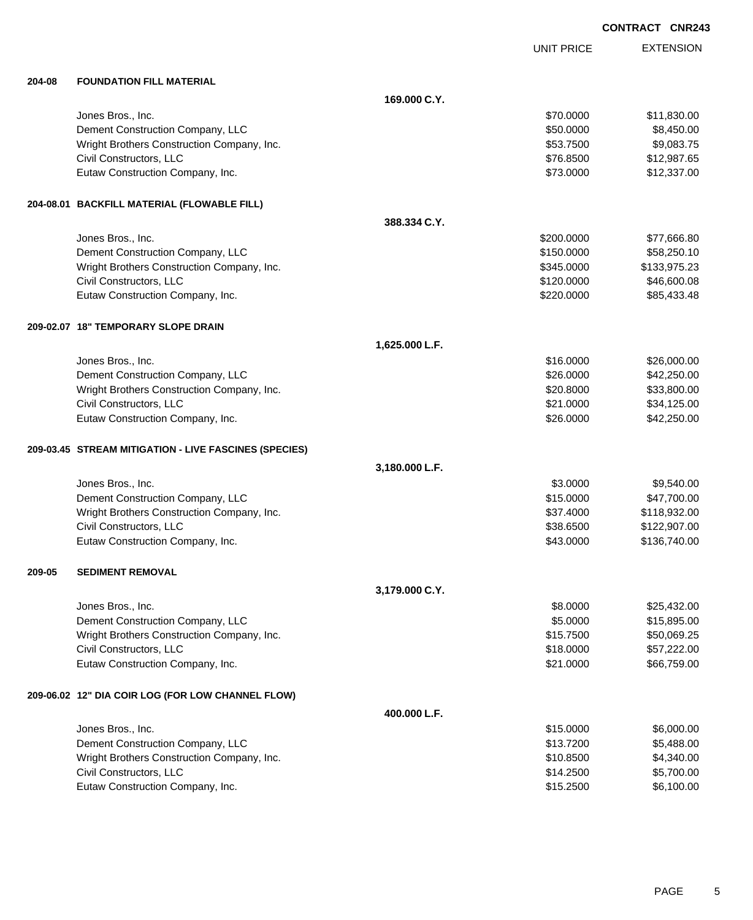CONTRACT CNR243

| | | UNIT PRICE | EXTENSION |
|---|---|---|---|
| **204-08** | **FOUNDATION FILL MATERIAL** | | |
| | **169.000 C.Y.** | | |
| | Jones Bros., Inc. | $70.0000 | $11,830.00 |
| | Dement Construction Company, LLC | $50.0000 | $8,450.00 |
| | Wright Brothers Construction Company, Inc. | $53.7500 | $9,083.75 |
| | Civil Constructors, LLC | $76.8500 | $12,987.65 |
| | Eutaw Construction Company, Inc. | $73.0000 | $12,337.00 |
| **204-08.01** | **BACKFILL MATERIAL (FLOWABLE FILL)** | | |
| | **388.334 C.Y.** | | |
| | Jones Bros., Inc. | $200.0000 | $77,666.80 |
| | Dement Construction Company, LLC | $150.0000 | $58,250.10 |
| | Wright Brothers Construction Company, Inc. | $345.0000 | $133,975.23 |
| | Civil Constructors, LLC | $120.0000 | $46,600.08 |
| | Eutaw Construction Company, Inc. | $220.0000 | $85,433.48 |
| **209-02.07** | **18" TEMPORARY SLOPE DRAIN** | | |
| | **1,625.000 L.F.** | | |
| | Jones Bros., Inc. | $16.0000 | $26,000.00 |
| | Dement Construction Company, LLC | $26.0000 | $42,250.00 |
| | Wright Brothers Construction Company, Inc. | $20.8000 | $33,800.00 |
| | Civil Constructors, LLC | $21.0000 | $34,125.00 |
| | Eutaw Construction Company, Inc. | $26.0000 | $42,250.00 |
| **209-03.45** | **STREAM MITIGATION - LIVE FASCINES (SPECIES)** | | |
| | **3,180.000 L.F.** | | |
| | Jones Bros., Inc. | $3.0000 | $9,540.00 |
| | Dement Construction Company, LLC | $15.0000 | $47,700.00 |
| | Wright Brothers Construction Company, Inc. | $37.4000 | $118,932.00 |
| | Civil Constructors, LLC | $38.6500 | $122,907.00 |
| | Eutaw Construction Company, Inc. | $43.0000 | $136,740.00 |
| **209-05** | **SEDIMENT REMOVAL** | | |
| | **3,179.000 C.Y.** | | |
| | Jones Bros., Inc. | $8.0000 | $25,432.00 |
| | Dement Construction Company, LLC | $5.0000 | $15,895.00 |
| | Wright Brothers Construction Company, Inc. | $15.7500 | $50,069.25 |
| | Civil Constructors, LLC | $18.0000 | $57,222.00 |
| | Eutaw Construction Company, Inc. | $21.0000 | $66,759.00 |
| **209-06.02** | **12" DIA COIR LOG (FOR LOW CHANNEL FLOW)** | | |
| | **400.000 L.F.** | | |
| | Jones Bros., Inc. | $15.0000 | $6,000.00 |
| | Dement Construction Company, LLC | $13.7200 | $5,488.00 |
| | Wright Brothers Construction Company, Inc. | $10.8500 | $4,340.00 |
| | Civil Constructors, LLC | $14.2500 | $5,700.00 |
| | Eutaw Construction Company, Inc. | $15.2500 | $6,100.00 |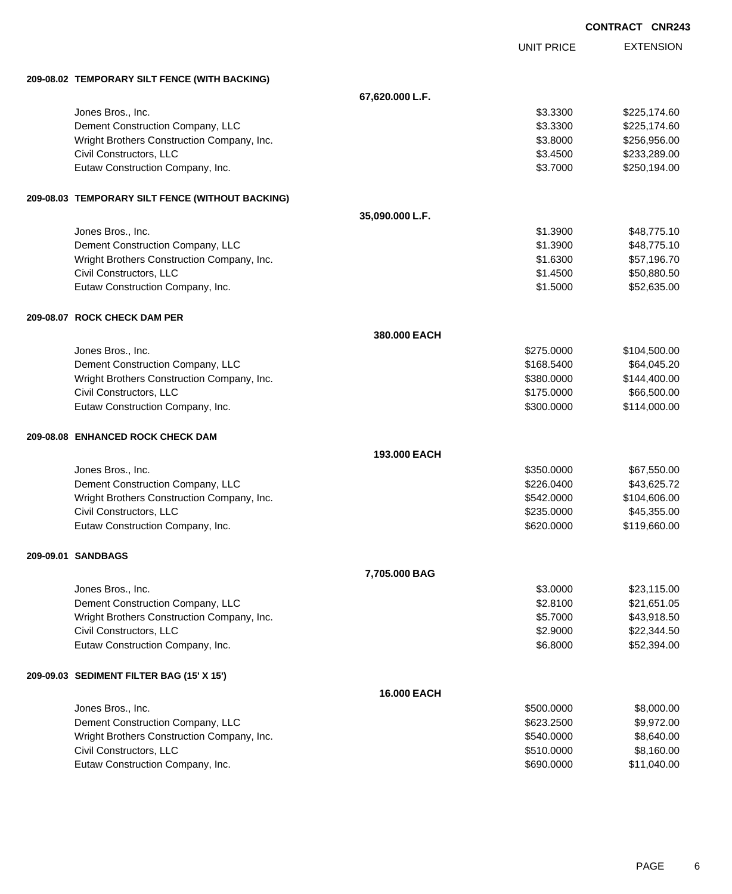CONTRACT CNR243

| | | UNIT PRICE | EXTENSION |
|---|---|---|---|
| **209-08.02 TEMPORARY SILT FENCE (WITH BACKING)** | | | |
| | **67,620.000 L.F.** | | |
| Jones Bros., Inc. | | $3.3300 | $225,174.60 |
| Dement Construction Company, LLC | | $3.3300 | $225,174.60 |
| Wright Brothers Construction Company, Inc. | | $3.8000 | $256,956.00 |
| Civil Constructors, LLC | | $3.4500 | $233,289.00 |
| Eutaw Construction Company, Inc. | | $3.7000 | $250,194.00 |
| **209-08.03 TEMPORARY SILT FENCE (WITHOUT BACKING)** | | | |
| | **35,090.000 L.F.** | | |
| Jones Bros., Inc. | | $1.3900 | $48,775.10 |
| Dement Construction Company, LLC | | $1.3900 | $48,775.10 |
| Wright Brothers Construction Company, Inc. | | $1.6300 | $57,196.70 |
| Civil Constructors, LLC | | $1.4500 | $50,880.50 |
| Eutaw Construction Company, Inc. | | $1.5000 | $52,635.00 |
| **209-08.07 ROCK CHECK DAM PER** | | | |
| | **380.000 EACH** | | |
| Jones Bros., Inc. | | $275.0000 | $104,500.00 |
| Dement Construction Company, LLC | | $168.5400 | $64,045.20 |
| Wright Brothers Construction Company, Inc. | | $380.0000 | $144,400.00 |
| Civil Constructors, LLC | | $175.0000 | $66,500.00 |
| Eutaw Construction Company, Inc. | | $300.0000 | $114,000.00 |
| **209-08.08 ENHANCED ROCK CHECK DAM** | | | |
| | **193.000 EACH** | | |
| Jones Bros., Inc. | | $350.0000 | $67,550.00 |
| Dement Construction Company, LLC | | $226.0400 | $43,625.72 |
| Wright Brothers Construction Company, Inc. | | $542.0000 | $104,606.00 |
| Civil Constructors, LLC | | $235.0000 | $45,355.00 |
| Eutaw Construction Company, Inc. | | $620.0000 | $119,660.00 |
| **209-09.01 SANDBAGS** | | | |
| | **7,705.000 BAG** | | |
| Jones Bros., Inc. | | $3.0000 | $23,115.00 |
| Dement Construction Company, LLC | | $2.8100 | $21,651.05 |
| Wright Brothers Construction Company, Inc. | | $5.7000 | $43,918.50 |
| Civil Constructors, LLC | | $2.9000 | $22,344.50 |
| Eutaw Construction Company, Inc. | | $6.8000 | $52,394.00 |
| **209-09.03 SEDIMENT FILTER BAG (15' X 15')** | | | |
| | **16.000 EACH** | | |
| Jones Bros., Inc. | | $500.0000 | $8,000.00 |
| Dement Construction Company, LLC | | $623.2500 | $9,972.00 |
| Wright Brothers Construction Company, Inc. | | $540.0000 | $8,640.00 |
| Civil Constructors, LLC | | $510.0000 | $8,160.00 |
| Eutaw Construction Company, Inc. | | $690.0000 | $11,040.00 |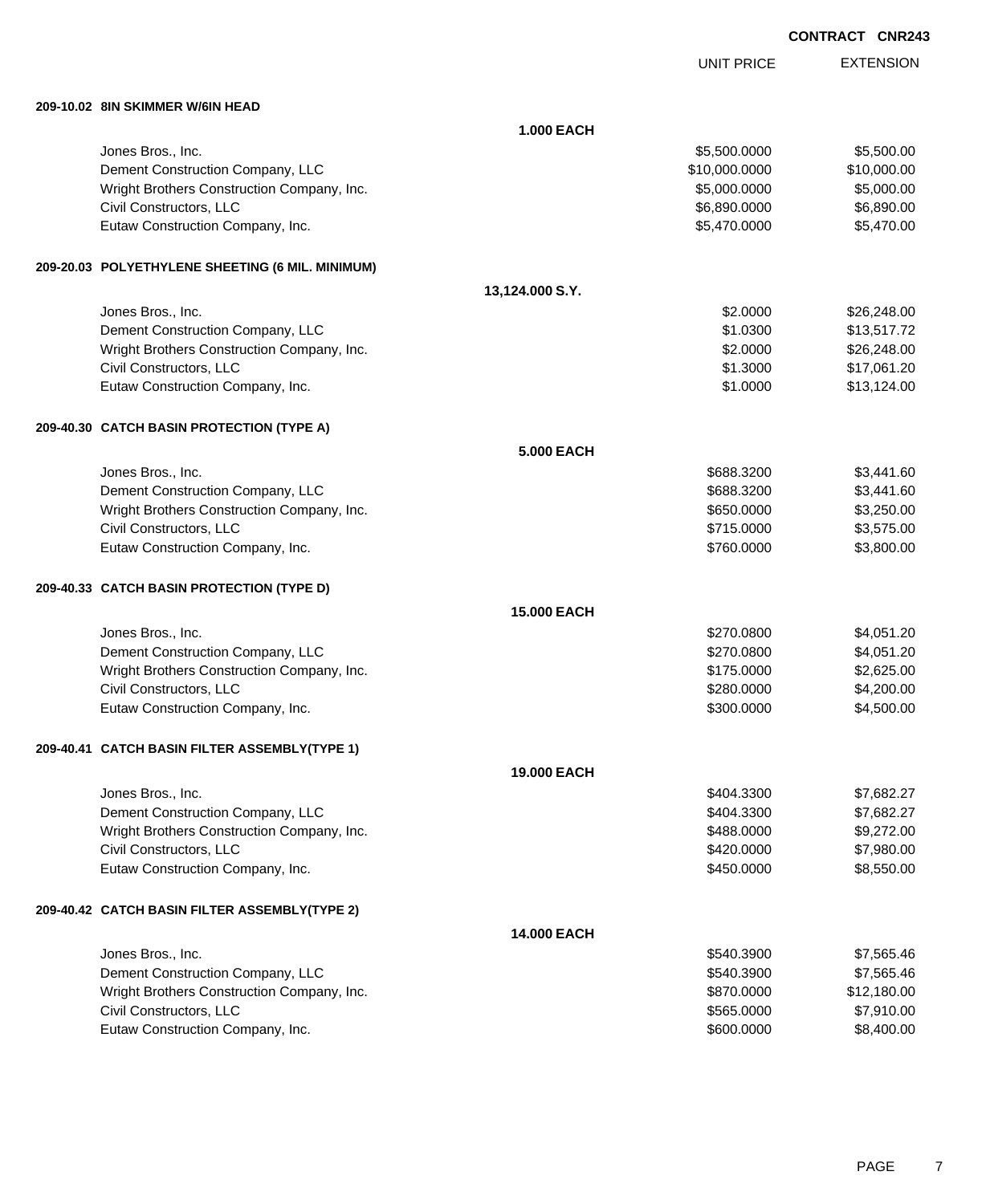**CONTRACT CNR243**

| | | UNIT PRICE | EXTENSION |
|---|---|---|---|
| **209-10.02 8IN SKIMMER W/6IN HEAD** | | | |
| | **1.000 EACH** | | |
| Jones Bros., Inc. | | $5,500.0000 | $5,500.00 |
| Dement Construction Company, LLC | | $10,000.0000 | $10,000.00 |
| Wright Brothers Construction Company, Inc. | | $5,000.0000 | $5,000.00 |
| Civil Constructors, LLC | | $6,890.0000 | $6,890.00 |
| Eutaw Construction Company, Inc. | | $5,470.0000 | $5,470.00 |
| **209-20.03 POLYETHYLENE SHEETING (6 MIL. MINIMUM)** | | | |
| | **13,124.000 S.Y.** | | |
| Jones Bros., Inc. | | $2.0000 | $26,248.00 |
| Dement Construction Company, LLC | | $1.0300 | $13,517.72 |
| Wright Brothers Construction Company, Inc. | | $2.0000 | $26,248.00 |
| Civil Constructors, LLC | | $1.3000 | $17,061.20 |
| Eutaw Construction Company, Inc. | | $1.0000 | $13,124.00 |
| **209-40.30 CATCH BASIN PROTECTION (TYPE A)** | | | |
| | **5.000 EACH** | | |
| Jones Bros., Inc. | | $688.3200 | $3,441.60 |
| Dement Construction Company, LLC | | $688.3200 | $3,441.60 |
| Wright Brothers Construction Company, Inc. | | $650.0000 | $3,250.00 |
| Civil Constructors, LLC | | $715.0000 | $3,575.00 |
| Eutaw Construction Company, Inc. | | $760.0000 | $3,800.00 |
| **209-40.33 CATCH BASIN PROTECTION (TYPE D)** | | | |
| | **15.000 EACH** | | |
| Jones Bros., Inc. | | $270.0800 | $4,051.20 |
| Dement Construction Company, LLC | | $270.0800 | $4,051.20 |
| Wright Brothers Construction Company, Inc. | | $175.0000 | $2,625.00 |
| Civil Constructors, LLC | | $280.0000 | $4,200.00 |
| Eutaw Construction Company, Inc. | | $300.0000 | $4,500.00 |
| **209-40.41 CATCH BASIN FILTER ASSEMBLY(TYPE 1)** | | | |
| | **19.000 EACH** | | |
| Jones Bros., Inc. | | $404.3300 | $7,682.27 |
| Dement Construction Company, LLC | | $404.3300 | $7,682.27 |
| Wright Brothers Construction Company, Inc. | | $488.0000 | $9,272.00 |
| Civil Constructors, LLC | | $420.0000 | $7,980.00 |
| Eutaw Construction Company, Inc. | | $450.0000 | $8,550.00 |
| **209-40.42 CATCH BASIN FILTER ASSEMBLY(TYPE 2)** | | | |
| | **14.000 EACH** | | |
| Jones Bros., Inc. | | $540.3900 | $7,565.46 |
| Dement Construction Company, LLC | | $540.3900 | $7,565.46 |
| Wright Brothers Construction Company, Inc. | | $870.0000 | $12,180.00 |
| Civil Constructors, LLC | | $565.0000 | $7,910.00 |
| Eutaw Construction Company, Inc. | | $600.0000 | $8,400.00 |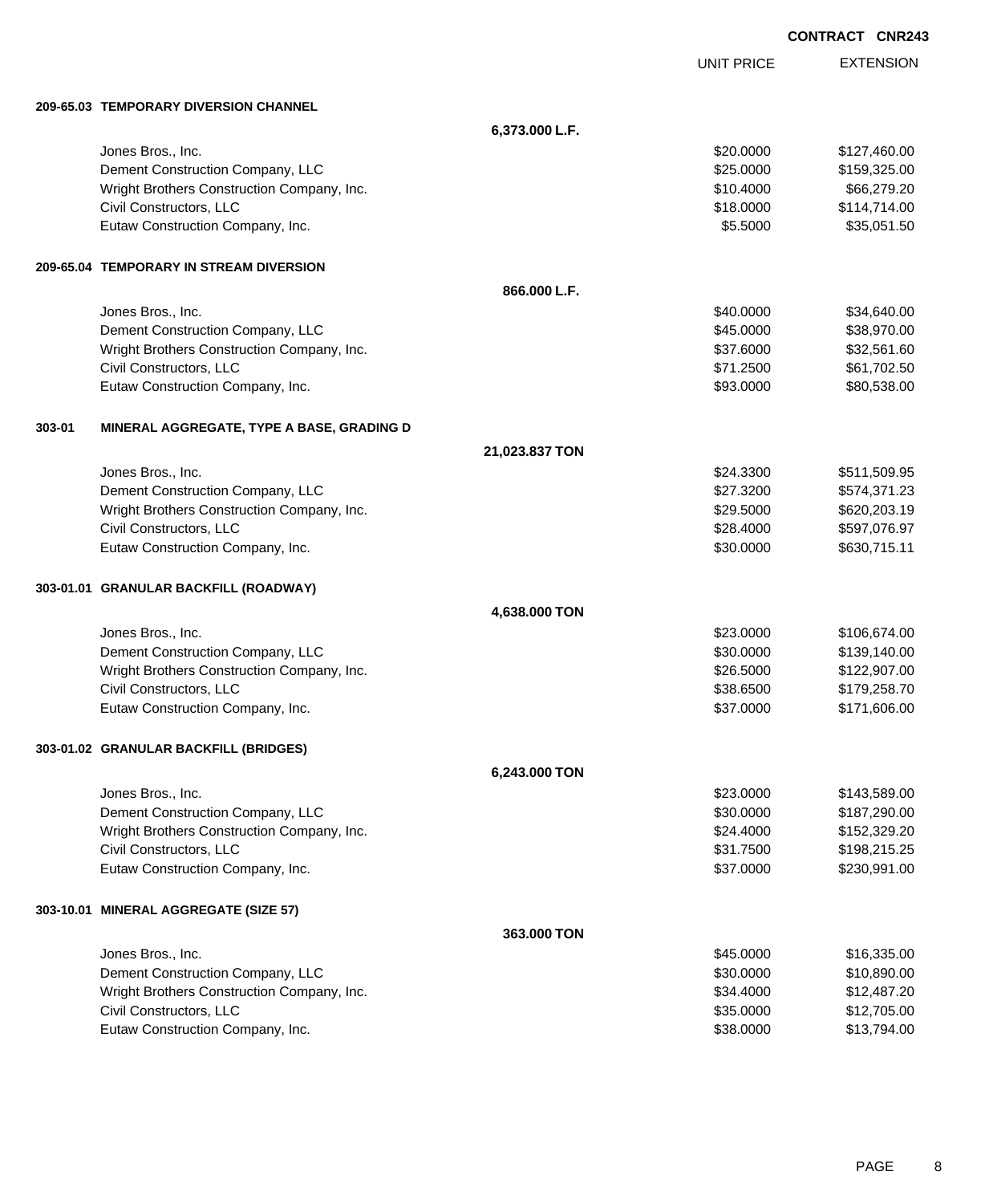CONTRACT CNR243

| | | | UNIT PRICE | EXTENSION |
|---|---|---|---|---|
| **209-65.03** | **TEMPORARY DIVERSION CHANNEL** | | | |
| | | **6,373.000 L.F.** | | |
| | Jones Bros., Inc. | | $20.0000 | $127,460.00 |
| | Dement Construction Company, LLC | | $25.0000 | $159,325.00 |
| | Wright Brothers Construction Company, Inc. | | $10.4000 | $66,279.20 |
| | Civil Constructors, LLC | | $18.0000 | $114,714.00 |
| | Eutaw Construction Company, Inc. | | $5.5000 | $35,051.50 |
| **209-65.04** | **TEMPORARY IN STREAM DIVERSION** | | | |
| | | **866.000 L.F.** | | |
| | Jones Bros., Inc. | | $40.0000 | $34,640.00 |
| | Dement Construction Company, LLC | | $45.0000 | $38,970.00 |
| | Wright Brothers Construction Company, Inc. | | $37.6000 | $32,561.60 |
| | Civil Constructors, LLC | | $71.2500 | $61,702.50 |
| | Eutaw Construction Company, Inc. | | $93.0000 | $80,538.00 |
| **303-01** | **MINERAL AGGREGATE, TYPE A BASE, GRADING D** | | | |
| | | **21,023.837 TON** | | |
| | Jones Bros., Inc. | | $24.3300 | $511,509.95 |
| | Dement Construction Company, LLC | | $27.3200 | $574,371.23 |
| | Wright Brothers Construction Company, Inc. | | $29.5000 | $620,203.19 |
| | Civil Constructors, LLC | | $28.4000 | $597,076.97 |
| | Eutaw Construction Company, Inc. | | $30.0000 | $630,715.11 |
| **303-01.01** | **GRANULAR BACKFILL (ROADWAY)** | | | |
| | | **4,638.000 TON** | | |
| | Jones Bros., Inc. | | $23.0000 | $106,674.00 |
| | Dement Construction Company, LLC | | $30.0000 | $139,140.00 |
| | Wright Brothers Construction Company, Inc. | | $26.5000 | $122,907.00 |
| | Civil Constructors, LLC | | $38.6500 | $179,258.70 |
| | Eutaw Construction Company, Inc. | | $37.0000 | $171,606.00 |
| **303-01.02** | **GRANULAR BACKFILL (BRIDGES)** | | | |
| | | **6,243.000 TON** | | |
| | Jones Bros., Inc. | | $23.0000 | $143,589.00 |
| | Dement Construction Company, LLC | | $30.0000 | $187,290.00 |
| | Wright Brothers Construction Company, Inc. | | $24.4000 | $152,329.20 |
| | Civil Constructors, LLC | | $31.7500 | $198,215.25 |
| | Eutaw Construction Company, Inc. | | $37.0000 | $230,991.00 |
| **303-10.01** | **MINERAL AGGREGATE (SIZE 57)** | | | |
| | | **363.000 TON** | | |
| | Jones Bros., Inc. | | $45.0000 | $16,335.00 |
| | Dement Construction Company, LLC | | $30.0000 | $10,890.00 |
| | Wright Brothers Construction Company, Inc. | | $34.4000 | $12,487.20 |
| | Civil Constructors, LLC | | $35.0000 | $12,705.00 |
| | Eutaw Construction Company, Inc. | | $38.0000 | $13,794.00 |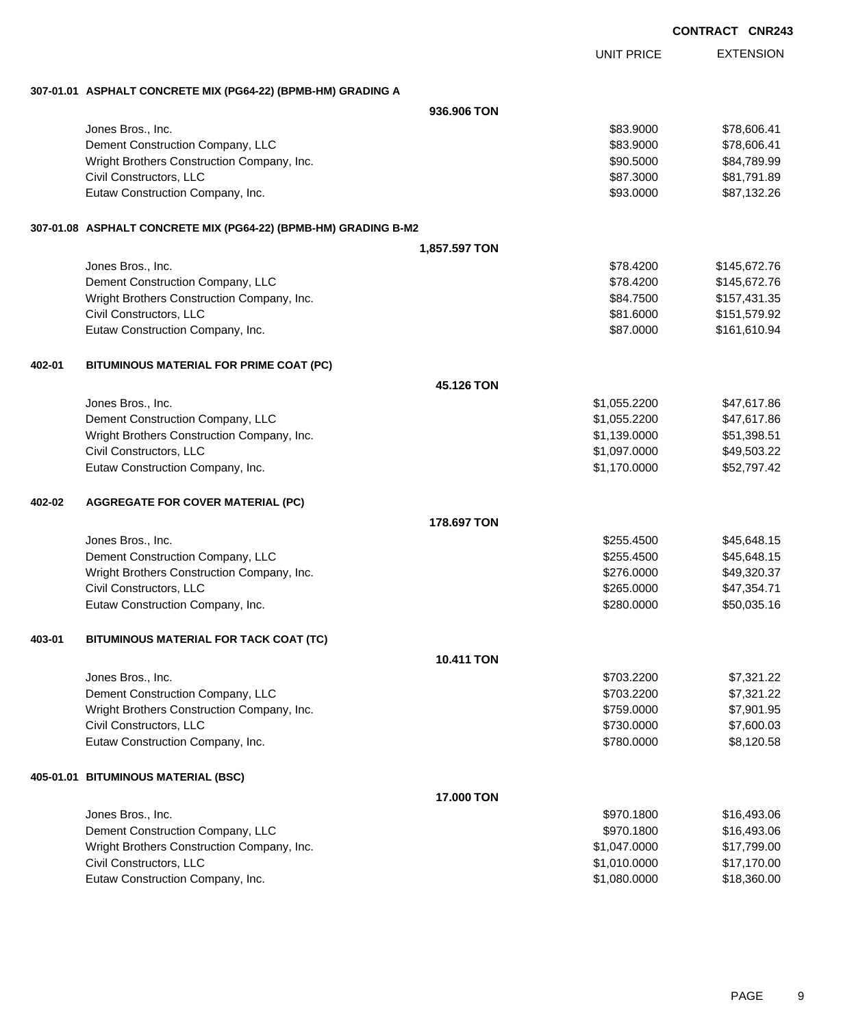**CONTRACT CNR243**

| | | UNIT PRICE | EXTENSION |
|---|---|---|---|
| **307-01.01** | **ASPHALT CONCRETE MIX (PG64-22) (BPMB-HM) GRADING A** | | |
| | **936.906 TON** | | |
| | Jones Bros., Inc. | $83.9000 | $78,606.41 |
| | Dement Construction Company, LLC | $83.9000 | $78,606.41 |
| | Wright Brothers Construction Company, Inc. | $90.5000 | $84,789.99 |
| | Civil Constructors, LLC | $87.3000 | $81,791.89 |
| | Eutaw Construction Company, Inc. | $93.0000 | $87,132.26 |
| **307-01.08** | **ASPHALT CONCRETE MIX (PG64-22) (BPMB-HM) GRADING B-M2** | | |
| | **1,857.597 TON** | | |
| | Jones Bros., Inc. | $78.4200 | $145,672.76 |
| | Dement Construction Company, LLC | $78.4200 | $145,672.76 |
| | Wright Brothers Construction Company, Inc. | $84.7500 | $157,431.35 |
| | Civil Constructors, LLC | $81.6000 | $151,579.92 |
| | Eutaw Construction Company, Inc. | $87.0000 | $161,610.94 |
| **402-01** | **BITUMINOUS MATERIAL FOR PRIME COAT (PC)** | | |
| | **45.126 TON** | | |
| | Jones Bros., Inc. | $1,055.2200 | $47,617.86 |
| | Dement Construction Company, LLC | $1,055.2200 | $47,617.86 |
| | Wright Brothers Construction Company, Inc. | $1,139.0000 | $51,398.51 |
| | Civil Constructors, LLC | $1,097.0000 | $49,503.22 |
| | Eutaw Construction Company, Inc. | $1,170.0000 | $52,797.42 |
| **402-02** | **AGGREGATE FOR COVER MATERIAL (PC)** | | |
| | **178.697 TON** | | |
| | Jones Bros., Inc. | $255.4500 | $45,648.15 |
| | Dement Construction Company, LLC | $255.4500 | $45,648.15 |
| | Wright Brothers Construction Company, Inc. | $276.0000 | $49,320.37 |
| | Civil Constructors, LLC | $265.0000 | $47,354.71 |
| | Eutaw Construction Company, Inc. | $280.0000 | $50,035.16 |
| **403-01** | **BITUMINOUS MATERIAL FOR TACK COAT (TC)** | | |
| | **10.411 TON** | | |
| | Jones Bros., Inc. | $703.2200 | $7,321.22 |
| | Dement Construction Company, LLC | $703.2200 | $7,321.22 |
| | Wright Brothers Construction Company, Inc. | $759.0000 | $7,901.95 |
| | Civil Constructors, LLC | $730.0000 | $7,600.03 |
| | Eutaw Construction Company, Inc. | $780.0000 | $8,120.58 |
| **405-01.01** | **BITUMINOUS MATERIAL (BSC)** | | |
| | **17.000 TON** | | |
| | Jones Bros., Inc. | $970.1800 | $16,493.06 |
| | Dement Construction Company, LLC | $970.1800 | $16,493.06 |
| | Wright Brothers Construction Company, Inc. | $1,047.0000 | $17,799.00 |
| | Civil Constructors, LLC | $1,010.0000 | $17,170.00 |
| | Eutaw Construction Company, Inc. | $1,080.0000 | $18,360.00 |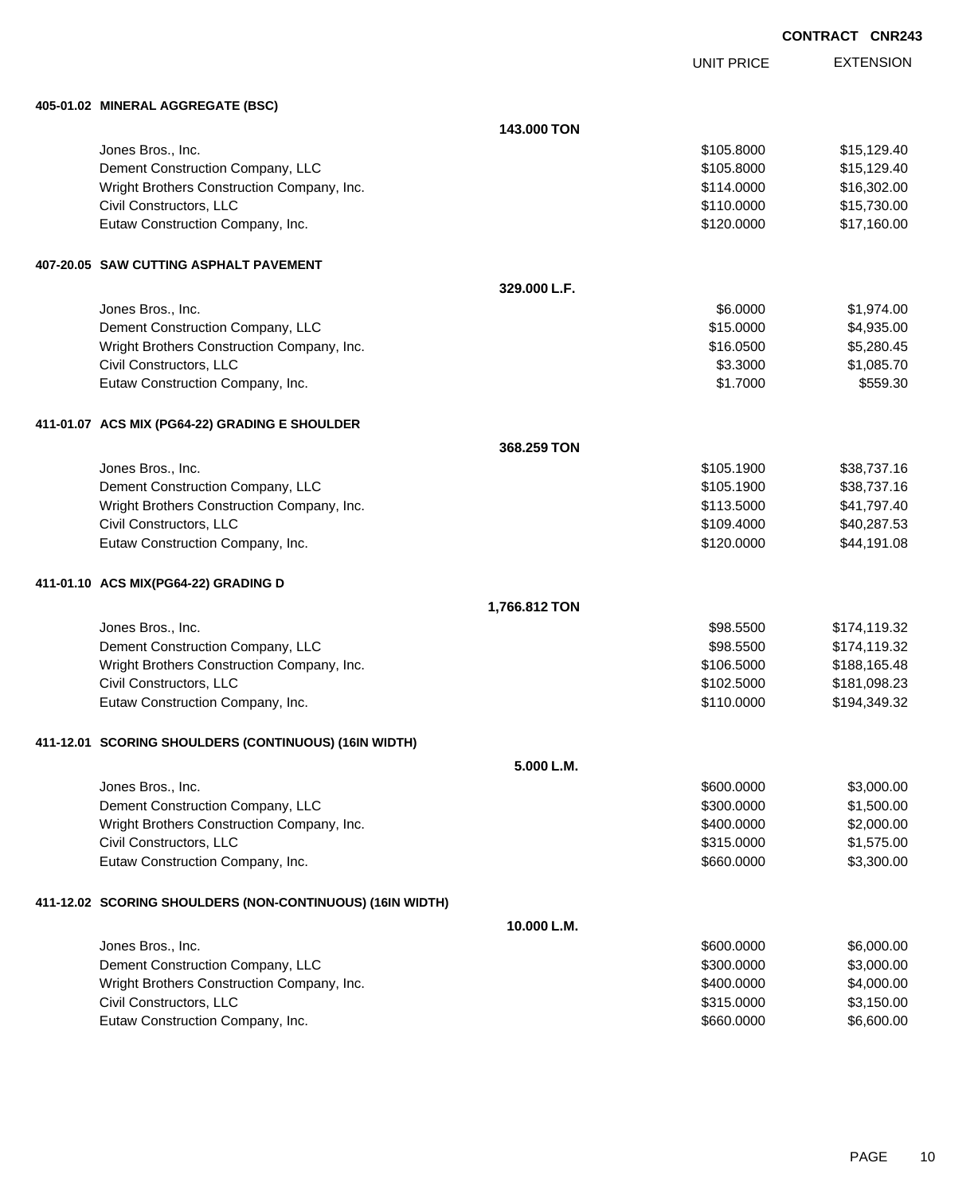CONTRACT CNR243

| | UNIT PRICE | EXTENSION |
|---|---|---|

**405-01.02 MINERAL AGGREGATE (BSC)**

**143.000 TON**

| Bidder | UNIT PRICE | EXTENSION |
|---|---|---|
| Jones Bros., Inc. | $105.8000 | $15,129.40 |
| Dement Construction Company, LLC | $105.8000 | $15,129.40 |
| Wright Brothers Construction Company, Inc. | $114.0000 | $16,302.00 |
| Civil Constructors, LLC | $110.0000 | $15,730.00 |
| Eutaw Construction Company, Inc. | $120.0000 | $17,160.00 |

**407-20.05 SAW CUTTING ASPHALT PAVEMENT**

**329.000 L.F.**

| Bidder | UNIT PRICE | EXTENSION |
|---|---|---|
| Jones Bros., Inc. | $6.0000 | $1,974.00 |
| Dement Construction Company, LLC | $15.0000 | $4,935.00 |
| Wright Brothers Construction Company, Inc. | $16.0500 | $5,280.45 |
| Civil Constructors, LLC | $3.3000 | $1,085.70 |
| Eutaw Construction Company, Inc. | $1.7000 | $559.30 |

**411-01.07 ACS MIX (PG64-22) GRADING E SHOULDER**

**368.259 TON**

| Bidder | UNIT PRICE | EXTENSION |
|---|---|---|
| Jones Bros., Inc. | $105.1900 | $38,737.16 |
| Dement Construction Company, LLC | $105.1900 | $38,737.16 |
| Wright Brothers Construction Company, Inc. | $113.5000 | $41,797.40 |
| Civil Constructors, LLC | $109.4000 | $40,287.53 |
| Eutaw Construction Company, Inc. | $120.0000 | $44,191.08 |

**411-01.10 ACS MIX(PG64-22) GRADING D**

**1,766.812 TON**

| Bidder | UNIT PRICE | EXTENSION |
|---|---|---|
| Jones Bros., Inc. | $98.5500 | $174,119.32 |
| Dement Construction Company, LLC | $98.5500 | $174,119.32 |
| Wright Brothers Construction Company, Inc. | $106.5000 | $188,165.48 |
| Civil Constructors, LLC | $102.5000 | $181,098.23 |
| Eutaw Construction Company, Inc. | $110.0000 | $194,349.32 |

**411-12.01 SCORING SHOULDERS (CONTINUOUS) (16IN WIDTH)**

**5.000 L.M.**

| Bidder | UNIT PRICE | EXTENSION |
|---|---|---|
| Jones Bros., Inc. | $600.0000 | $3,000.00 |
| Dement Construction Company, LLC | $300.0000 | $1,500.00 |
| Wright Brothers Construction Company, Inc. | $400.0000 | $2,000.00 |
| Civil Constructors, LLC | $315.0000 | $1,575.00 |
| Eutaw Construction Company, Inc. | $660.0000 | $3,300.00 |

**411-12.02 SCORING SHOULDERS (NON-CONTINUOUS) (16IN WIDTH)**

**10.000 L.M.**

| Bidder | UNIT PRICE | EXTENSION |
|---|---|---|
| Jones Bros., Inc. | $600.0000 | $6,000.00 |
| Dement Construction Company, LLC | $300.0000 | $3,000.00 |
| Wright Brothers Construction Company, Inc. | $400.0000 | $4,000.00 |
| Civil Constructors, LLC | $315.0000 | $3,150.00 |
| Eutaw Construction Company, Inc. | $660.0000 | $6,600.00 |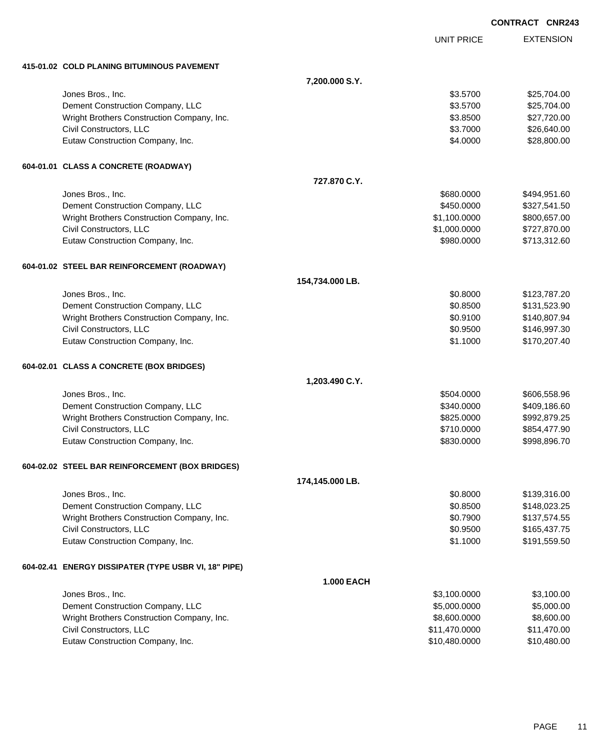**CONTRACT CNR243**

| | | UNIT PRICE | EXTENSION |
|---|---|---|---|
| **415-01.02 COLD PLANING BITUMINOUS PAVEMENT** | | | |
| | **7,200.000 S.Y.** | | |
| Jones Bros., Inc. | | $3.5700 | $25,704.00 |
| Dement Construction Company, LLC | | $3.5700 | $25,704.00 |
| Wright Brothers Construction Company, Inc. | | $3.8500 | $27,720.00 |
| Civil Constructors, LLC | | $3.7000 | $26,640.00 |
| Eutaw Construction Company, Inc. | | $4.0000 | $28,800.00 |
| **604-01.01 CLASS A CONCRETE (ROADWAY)** | | | |
| | **727.870 C.Y.** | | |
| Jones Bros., Inc. | | $680.0000 | $494,951.60 |
| Dement Construction Company, LLC | | $450.0000 | $327,541.50 |
| Wright Brothers Construction Company, Inc. | | $1,100.0000 | $800,657.00 |
| Civil Constructors, LLC | | $1,000.0000 | $727,870.00 |
| Eutaw Construction Company, Inc. | | $980.0000 | $713,312.60 |
| **604-01.02 STEEL BAR REINFORCEMENT (ROADWAY)** | | | |
| | **154,734.000 LB.** | | |
| Jones Bros., Inc. | | $0.8000 | $123,787.20 |
| Dement Construction Company, LLC | | $0.8500 | $131,523.90 |
| Wright Brothers Construction Company, Inc. | | $0.9100 | $140,807.94 |
| Civil Constructors, LLC | | $0.9500 | $146,997.30 |
| Eutaw Construction Company, Inc. | | $1.1000 | $170,207.40 |
| **604-02.01 CLASS A CONCRETE (BOX BRIDGES)** | | | |
| | **1,203.490 C.Y.** | | |
| Jones Bros., Inc. | | $504.0000 | $606,558.96 |
| Dement Construction Company, LLC | | $340.0000 | $409,186.60 |
| Wright Brothers Construction Company, Inc. | | $825.0000 | $992,879.25 |
| Civil Constructors, LLC | | $710.0000 | $854,477.90 |
| Eutaw Construction Company, Inc. | | $830.0000 | $998,896.70 |
| **604-02.02 STEEL BAR REINFORCEMENT (BOX BRIDGES)** | | | |
| | **174,145.000 LB.** | | |
| Jones Bros., Inc. | | $0.8000 | $139,316.00 |
| Dement Construction Company, LLC | | $0.8500 | $148,023.25 |
| Wright Brothers Construction Company, Inc. | | $0.7900 | $137,574.55 |
| Civil Constructors, LLC | | $0.9500 | $165,437.75 |
| Eutaw Construction Company, Inc. | | $1.1000 | $191,559.50 |
| **604-02.41 ENERGY DISSIPATER (TYPE USBR VI, 18" PIPE)** | | | |
| | **1.000 EACH** | | |
| Jones Bros., Inc. | | $3,100.0000 | $3,100.00 |
| Dement Construction Company, LLC | | $5,000.0000 | $5,000.00 |
| Wright Brothers Construction Company, Inc. | | $8,600.0000 | $8,600.00 |
| Civil Constructors, LLC | | $11,470.0000 | $11,470.00 |
| Eutaw Construction Company, Inc. | | $10,480.0000 | $10,480.00 |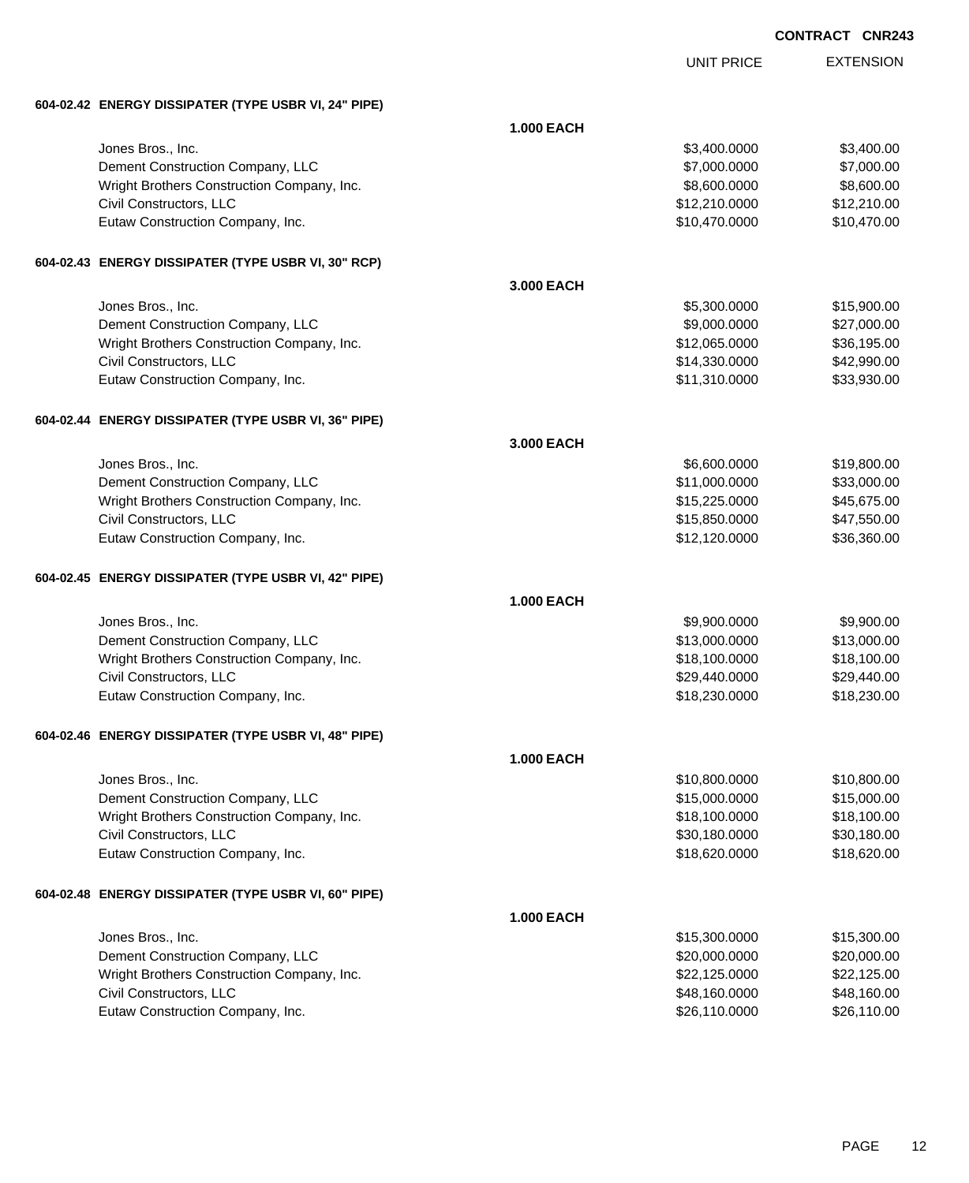CONTRACT CNR243

| | | UNIT PRICE | EXTENSION |
|---|---|---|---|
| **604-02.42 ENERGY DISSIPATER (TYPE USBR VI, 24" PIPE)** | | | |
| | **1.000 EACH** | | |
| Jones Bros., Inc. | | $3,400.0000 | $3,400.00 |
| Dement Construction Company, LLC | | $7,000.0000 | $7,000.00 |
| Wright Brothers Construction Company, Inc. | | $8,600.0000 | $8,600.00 |
| Civil Constructors, LLC | | $12,210.0000 | $12,210.00 |
| Eutaw Construction Company, Inc. | | $10,470.0000 | $10,470.00 |
| **604-02.43 ENERGY DISSIPATER (TYPE USBR VI, 30" RCP)** | | | |
| | **3.000 EACH** | | |
| Jones Bros., Inc. | | $5,300.0000 | $15,900.00 |
| Dement Construction Company, LLC | | $9,000.0000 | $27,000.00 |
| Wright Brothers Construction Company, Inc. | | $12,065.0000 | $36,195.00 |
| Civil Constructors, LLC | | $14,330.0000 | $42,990.00 |
| Eutaw Construction Company, Inc. | | $11,310.0000 | $33,930.00 |
| **604-02.44 ENERGY DISSIPATER (TYPE USBR VI, 36" PIPE)** | | | |
| | **3.000 EACH** | | |
| Jones Bros., Inc. | | $6,600.0000 | $19,800.00 |
| Dement Construction Company, LLC | | $11,000.0000 | $33,000.00 |
| Wright Brothers Construction Company, Inc. | | $15,225.0000 | $45,675.00 |
| Civil Constructors, LLC | | $15,850.0000 | $47,550.00 |
| Eutaw Construction Company, Inc. | | $12,120.0000 | $36,360.00 |
| **604-02.45 ENERGY DISSIPATER (TYPE USBR VI, 42" PIPE)** | | | |
| | **1.000 EACH** | | |
| Jones Bros., Inc. | | $9,900.0000 | $9,900.00 |
| Dement Construction Company, LLC | | $13,000.0000 | $13,000.00 |
| Wright Brothers Construction Company, Inc. | | $18,100.0000 | $18,100.00 |
| Civil Constructors, LLC | | $29,440.0000 | $29,440.00 |
| Eutaw Construction Company, Inc. | | $18,230.0000 | $18,230.00 |
| **604-02.46 ENERGY DISSIPATER (TYPE USBR VI, 48" PIPE)** | | | |
| | **1.000 EACH** | | |
| Jones Bros., Inc. | | $10,800.0000 | $10,800.00 |
| Dement Construction Company, LLC | | $15,000.0000 | $15,000.00 |
| Wright Brothers Construction Company, Inc. | | $18,100.0000 | $18,100.00 |
| Civil Constructors, LLC | | $30,180.0000 | $30,180.00 |
| Eutaw Construction Company, Inc. | | $18,620.0000 | $18,620.00 |
| **604-02.48 ENERGY DISSIPATER (TYPE USBR VI, 60" PIPE)** | | | |
| | **1.000 EACH** | | |
| Jones Bros., Inc. | | $15,300.0000 | $15,300.00 |
| Dement Construction Company, LLC | | $20,000.0000 | $20,000.00 |
| Wright Brothers Construction Company, Inc. | | $22,125.0000 | $22,125.00 |
| Civil Constructors, LLC | | $48,160.0000 | $48,160.00 |
| Eutaw Construction Company, Inc. | | $26,110.0000 | $26,110.00 |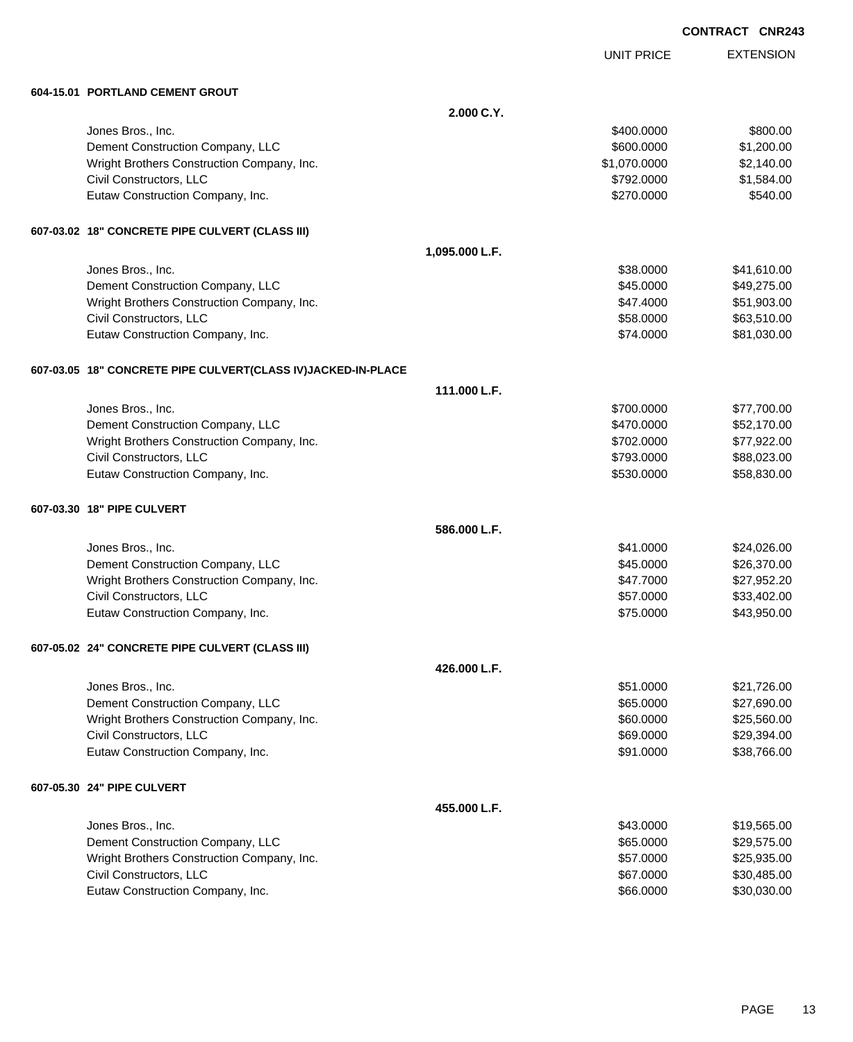**CONTRACT CNR243**

| | | UNIT PRICE | EXTENSION |
|---|---|---|---|
| **604-15.01 PORTLAND CEMENT GROUT** | | | |
| | **2.000 C.Y.** | | |
| Jones Bros., Inc. | | $400.0000 | $800.00 |
| Dement Construction Company, LLC | | $600.0000 | $1,200.00 |
| Wright Brothers Construction Company, Inc. | | $1,070.0000 | $2,140.00 |
| Civil Constructors, LLC | | $792.0000 | $1,584.00 |
| Eutaw Construction Company, Inc. | | $270.0000 | $540.00 |
| **607-03.02 18" CONCRETE PIPE CULVERT (CLASS III)** | | | |
| | **1,095.000 L.F.** | | |
| Jones Bros., Inc. | | $38.0000 | $41,610.00 |
| Dement Construction Company, LLC | | $45.0000 | $49,275.00 |
| Wright Brothers Construction Company, Inc. | | $47.4000 | $51,903.00 |
| Civil Constructors, LLC | | $58.0000 | $63,510.00 |
| Eutaw Construction Company, Inc. | | $74.0000 | $81,030.00 |
| **607-03.05 18" CONCRETE PIPE CULVERT(CLASS IV)JACKED-IN-PLACE** | | | |
| | **111.000 L.F.** | | |
| Jones Bros., Inc. | | $700.0000 | $77,700.00 |
| Dement Construction Company, LLC | | $470.0000 | $52,170.00 |
| Wright Brothers Construction Company, Inc. | | $702.0000 | $77,922.00 |
| Civil Constructors, LLC | | $793.0000 | $88,023.00 |
| Eutaw Construction Company, Inc. | | $530.0000 | $58,830.00 |
| **607-03.30 18" PIPE CULVERT** | | | |
| | **586.000 L.F.** | | |
| Jones Bros., Inc. | | $41.0000 | $24,026.00 |
| Dement Construction Company, LLC | | $45.0000 | $26,370.00 |
| Wright Brothers Construction Company, Inc. | | $47.7000 | $27,952.20 |
| Civil Constructors, LLC | | $57.0000 | $33,402.00 |
| Eutaw Construction Company, Inc. | | $75.0000 | $43,950.00 |
| **607-05.02 24" CONCRETE PIPE CULVERT (CLASS III)** | | | |
| | **426.000 L.F.** | | |
| Jones Bros., Inc. | | $51.0000 | $21,726.00 |
| Dement Construction Company, LLC | | $65.0000 | $27,690.00 |
| Wright Brothers Construction Company, Inc. | | $60.0000 | $25,560.00 |
| Civil Constructors, LLC | | $69.0000 | $29,394.00 |
| Eutaw Construction Company, Inc. | | $91.0000 | $38,766.00 |
| **607-05.30 24" PIPE CULVERT** | | | |
| | **455.000 L.F.** | | |
| Jones Bros., Inc. | | $43.0000 | $19,565.00 |
| Dement Construction Company, LLC | | $65.0000 | $29,575.00 |
| Wright Brothers Construction Company, Inc. | | $57.0000 | $25,935.00 |
| Civil Constructors, LLC | | $67.0000 | $30,485.00 |
| Eutaw Construction Company, Inc. | | $66.0000 | $30,030.00 |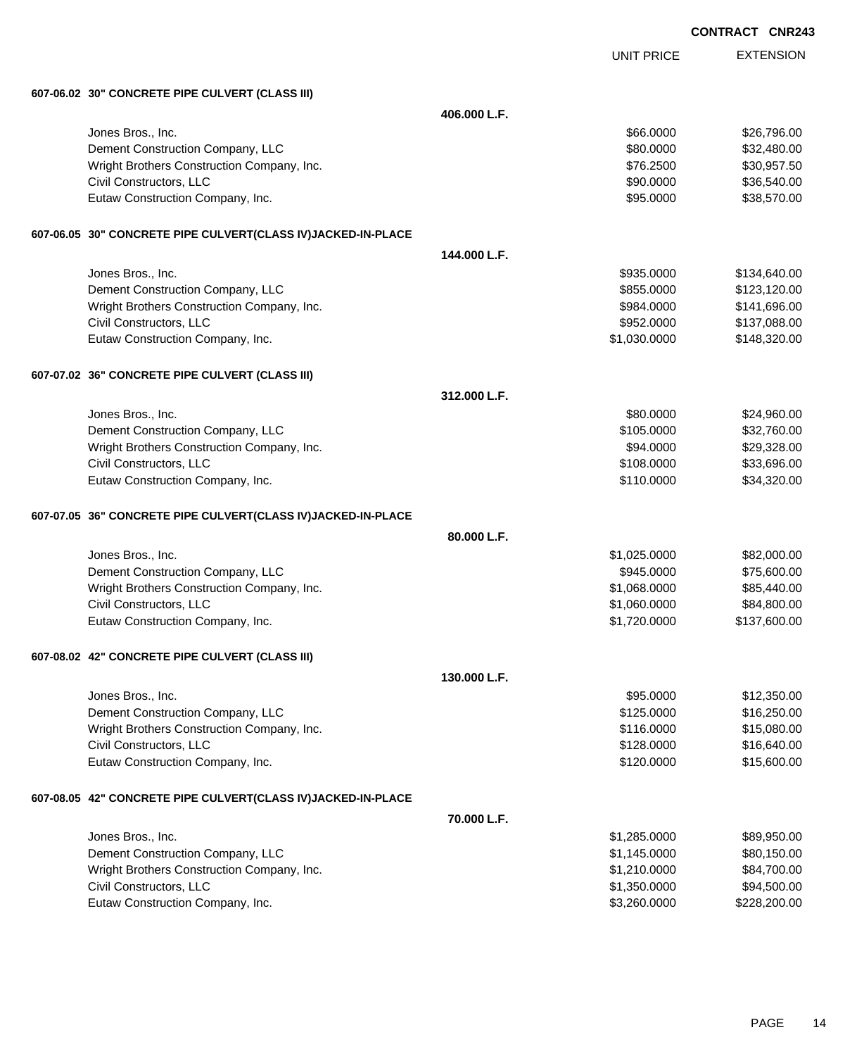CONTRACT CNR243

| | UNIT PRICE | EXTENSION |
|---|---|---|
| **607-06.02 30" CONCRETE PIPE CULVERT (CLASS III)** | | |
| **406.000 L.F.** | | |
| Jones Bros., Inc. | $66.0000 | $26,796.00 |
| Dement Construction Company, LLC | $80.0000 | $32,480.00 |
| Wright Brothers Construction Company, Inc. | $76.2500 | $30,957.50 |
| Civil Constructors, LLC | $90.0000 | $36,540.00 |
| Eutaw Construction Company, Inc. | $95.0000 | $38,570.00 |
| **607-06.05 30" CONCRETE PIPE CULVERT(CLASS IV)JACKED-IN-PLACE** | | |
| **144.000 L.F.** | | |
| Jones Bros., Inc. | $935.0000 | $134,640.00 |
| Dement Construction Company, LLC | $855.0000 | $123,120.00 |
| Wright Brothers Construction Company, Inc. | $984.0000 | $141,696.00 |
| Civil Constructors, LLC | $952.0000 | $137,088.00 |
| Eutaw Construction Company, Inc. | $1,030.0000 | $148,320.00 |
| **607-07.02 36" CONCRETE PIPE CULVERT (CLASS III)** | | |
| **312.000 L.F.** | | |
| Jones Bros., Inc. | $80.0000 | $24,960.00 |
| Dement Construction Company, LLC | $105.0000 | $32,760.00 |
| Wright Brothers Construction Company, Inc. | $94.0000 | $29,328.00 |
| Civil Constructors, LLC | $108.0000 | $33,696.00 |
| Eutaw Construction Company, Inc. | $110.0000 | $34,320.00 |
| **607-07.05 36" CONCRETE PIPE CULVERT(CLASS IV)JACKED-IN-PLACE** | | |
| **80.000 L.F.** | | |
| Jones Bros., Inc. | $1,025.0000 | $82,000.00 |
| Dement Construction Company, LLC | $945.0000 | $75,600.00 |
| Wright Brothers Construction Company, Inc. | $1,068.0000 | $85,440.00 |
| Civil Constructors, LLC | $1,060.0000 | $84,800.00 |
| Eutaw Construction Company, Inc. | $1,720.0000 | $137,600.00 |
| **607-08.02 42" CONCRETE PIPE CULVERT (CLASS III)** | | |
| **130.000 L.F.** | | |
| Jones Bros., Inc. | $95.0000 | $12,350.00 |
| Dement Construction Company, LLC | $125.0000 | $16,250.00 |
| Wright Brothers Construction Company, Inc. | $116.0000 | $15,080.00 |
| Civil Constructors, LLC | $128.0000 | $16,640.00 |
| Eutaw Construction Company, Inc. | $120.0000 | $15,600.00 |
| **607-08.05 42" CONCRETE PIPE CULVERT(CLASS IV)JACKED-IN-PLACE** | | |
| **70.000 L.F.** | | |
| Jones Bros., Inc. | $1,285.0000 | $89,950.00 |
| Dement Construction Company, LLC | $1,145.0000 | $80,150.00 |
| Wright Brothers Construction Company, Inc. | $1,210.0000 | $84,700.00 |
| Civil Constructors, LLC | $1,350.0000 | $94,500.00 |
| Eutaw Construction Company, Inc. | $3,260.0000 | $228,200.00 |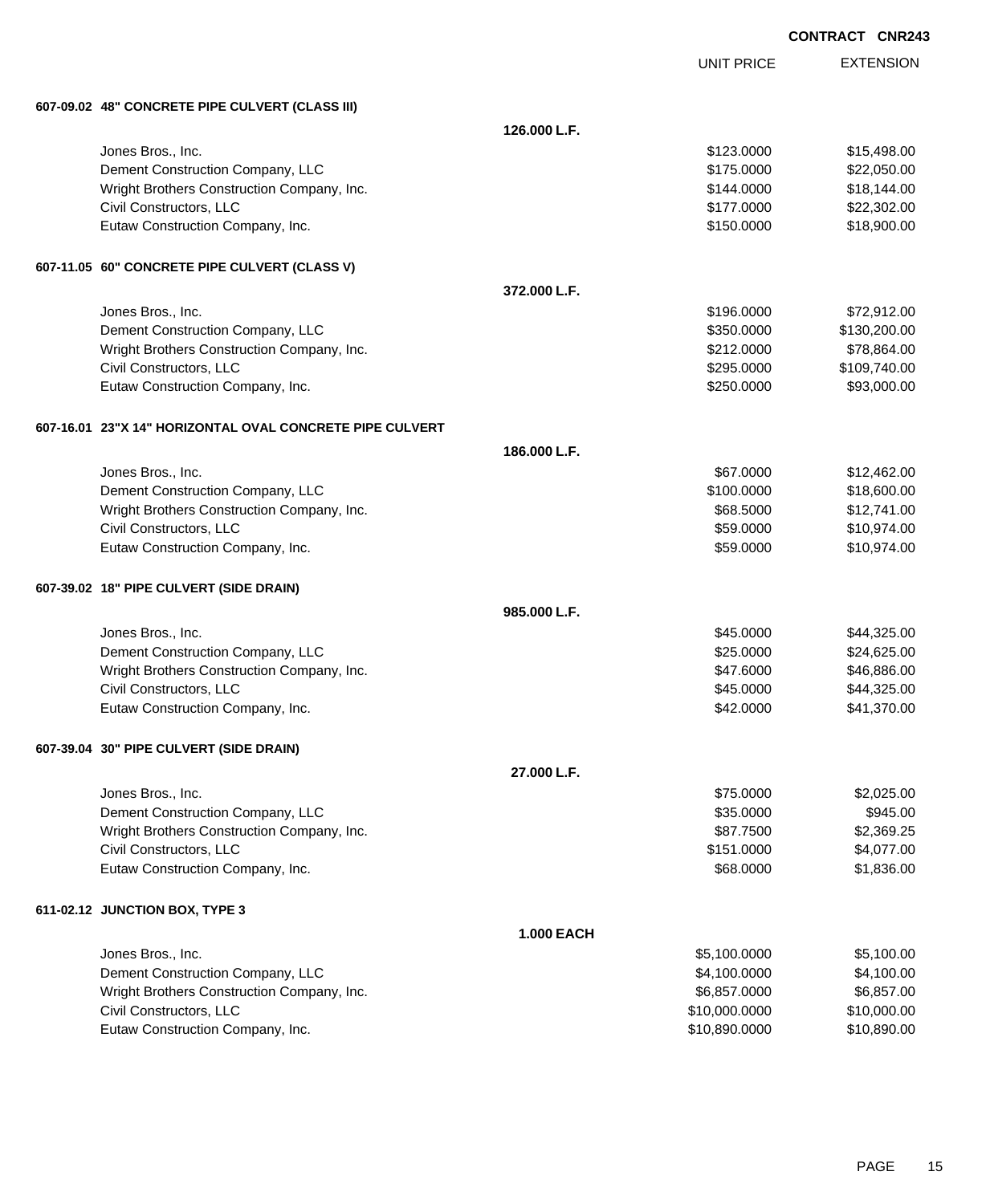**CONTRACT CNR243**

| | | UNIT PRICE | EXTENSION |
|---|---|---|---|
| **607-09.02 48" CONCRETE PIPE CULVERT (CLASS III)** | | | |
| | **126.000 L.F.** | | |
| Jones Bros., Inc. | | $123.0000 | $15,498.00 |
| Dement Construction Company, LLC | | $175.0000 | $22,050.00 |
| Wright Brothers Construction Company, Inc. | | $144.0000 | $18,144.00 |
| Civil Constructors, LLC | | $177.0000 | $22,302.00 |
| Eutaw Construction Company, Inc. | | $150.0000 | $18,900.00 |
| **607-11.05 60" CONCRETE PIPE CULVERT (CLASS V)** | | | |
| | **372.000 L.F.** | | |
| Jones Bros., Inc. | | $196.0000 | $72,912.00 |
| Dement Construction Company, LLC | | $350.0000 | $130,200.00 |
| Wright Brothers Construction Company, Inc. | | $212.0000 | $78,864.00 |
| Civil Constructors, LLC | | $295.0000 | $109,740.00 |
| Eutaw Construction Company, Inc. | | $250.0000 | $93,000.00 |
| **607-16.01 23"X 14" HORIZONTAL OVAL CONCRETE PIPE CULVERT** | | | |
| | **186.000 L.F.** | | |
| Jones Bros., Inc. | | $67.0000 | $12,462.00 |
| Dement Construction Company, LLC | | $100.0000 | $18,600.00 |
| Wright Brothers Construction Company, Inc. | | $68.5000 | $12,741.00 |
| Civil Constructors, LLC | | $59.0000 | $10,974.00 |
| Eutaw Construction Company, Inc. | | $59.0000 | $10,974.00 |
| **607-39.02 18" PIPE CULVERT (SIDE DRAIN)** | | | |
| | **985.000 L.F.** | | |
| Jones Bros., Inc. | | $45.0000 | $44,325.00 |
| Dement Construction Company, LLC | | $25.0000 | $24,625.00 |
| Wright Brothers Construction Company, Inc. | | $47.6000 | $46,886.00 |
| Civil Constructors, LLC | | $45.0000 | $44,325.00 |
| Eutaw Construction Company, Inc. | | $42.0000 | $41,370.00 |
| **607-39.04 30" PIPE CULVERT (SIDE DRAIN)** | | | |
| | **27.000 L.F.** | | |
| Jones Bros., Inc. | | $75.0000 | $2,025.00 |
| Dement Construction Company, LLC | | $35.0000 | $945.00 |
| Wright Brothers Construction Company, Inc. | | $87.7500 | $2,369.25 |
| Civil Constructors, LLC | | $151.0000 | $4,077.00 |
| Eutaw Construction Company, Inc. | | $68.0000 | $1,836.00 |
| **611-02.12 JUNCTION BOX, TYPE 3** | | | |
| | **1.000 EACH** | | |
| Jones Bros., Inc. | | $5,100.0000 | $5,100.00 |
| Dement Construction Company, LLC | | $4,100.0000 | $4,100.00 |
| Wright Brothers Construction Company, Inc. | | $6,857.0000 | $6,857.00 |
| Civil Constructors, LLC | | $10,000.0000 | $10,000.00 |
| Eutaw Construction Company, Inc. | | $10,890.0000 | $10,890.00 |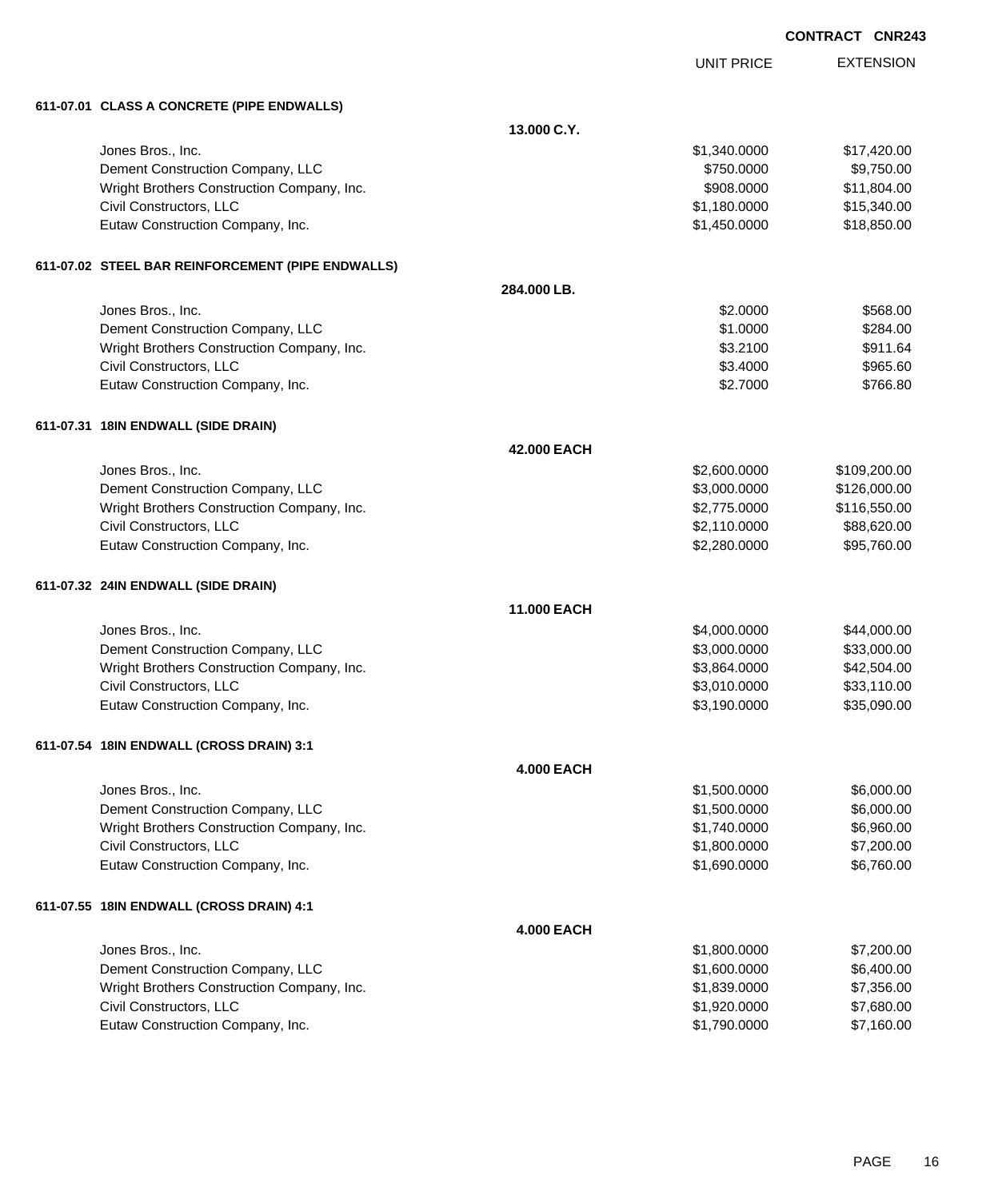**CONTRACT CNR243**

| | | UNIT PRICE | EXTENSION |
|---|---|---|---|
| **611-07.01 CLASS A CONCRETE (PIPE ENDWALLS)** | | | |
| | **13.000 C.Y.** | | |
| Jones Bros., Inc. | | $1,340.0000 | $17,420.00 |
| Dement Construction Company, LLC | | $750.0000 | $9,750.00 |
| Wright Brothers Construction Company, Inc. | | $908.0000 | $11,804.00 |
| Civil Constructors, LLC | | $1,180.0000 | $15,340.00 |
| Eutaw Construction Company, Inc. | | $1,450.0000 | $18,850.00 |
| **611-07.02 STEEL BAR REINFORCEMENT (PIPE ENDWALLS)** | | | |
| | **284.000 LB.** | | |
| Jones Bros., Inc. | | $2.0000 | $568.00 |
| Dement Construction Company, LLC | | $1.0000 | $284.00 |
| Wright Brothers Construction Company, Inc. | | $3.2100 | $911.64 |
| Civil Constructors, LLC | | $3.4000 | $965.60 |
| Eutaw Construction Company, Inc. | | $2.7000 | $766.80 |
| **611-07.31 18IN ENDWALL (SIDE DRAIN)** | | | |
| | **42.000 EACH** | | |
| Jones Bros., Inc. | | $2,600.0000 | $109,200.00 |
| Dement Construction Company, LLC | | $3,000.0000 | $126,000.00 |
| Wright Brothers Construction Company, Inc. | | $2,775.0000 | $116,550.00 |
| Civil Constructors, LLC | | $2,110.0000 | $88,620.00 |
| Eutaw Construction Company, Inc. | | $2,280.0000 | $95,760.00 |
| **611-07.32 24IN ENDWALL (SIDE DRAIN)** | | | |
| | **11.000 EACH** | | |
| Jones Bros., Inc. | | $4,000.0000 | $44,000.00 |
| Dement Construction Company, LLC | | $3,000.0000 | $33,000.00 |
| Wright Brothers Construction Company, Inc. | | $3,864.0000 | $42,504.00 |
| Civil Constructors, LLC | | $3,010.0000 | $33,110.00 |
| Eutaw Construction Company, Inc. | | $3,190.0000 | $35,090.00 |
| **611-07.54 18IN ENDWALL (CROSS DRAIN) 3:1** | | | |
| | **4.000 EACH** | | |
| Jones Bros., Inc. | | $1,500.0000 | $6,000.00 |
| Dement Construction Company, LLC | | $1,500.0000 | $6,000.00 |
| Wright Brothers Construction Company, Inc. | | $1,740.0000 | $6,960.00 |
| Civil Constructors, LLC | | $1,800.0000 | $7,200.00 |
| Eutaw Construction Company, Inc. | | $1,690.0000 | $6,760.00 |
| **611-07.55 18IN ENDWALL (CROSS DRAIN) 4:1** | | | |
| | **4.000 EACH** | | |
| Jones Bros., Inc. | | $1,800.0000 | $7,200.00 |
| Dement Construction Company, LLC | | $1,600.0000 | $6,400.00 |
| Wright Brothers Construction Company, Inc. | | $1,839.0000 | $7,356.00 |
| Civil Constructors, LLC | | $1,920.0000 | $7,680.00 |
| Eutaw Construction Company, Inc. | | $1,790.0000 | $7,160.00 |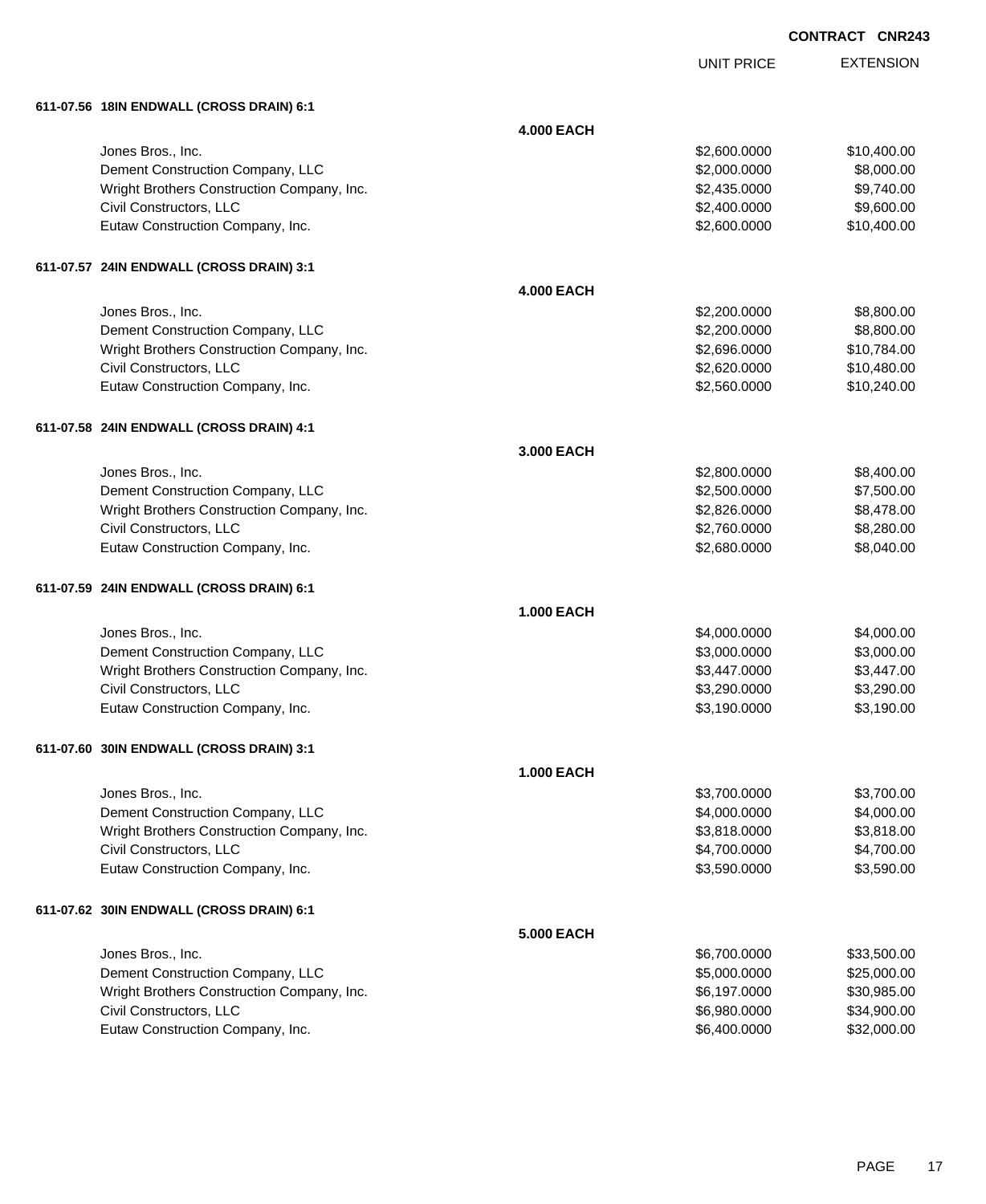CONTRACT CNR243

| | | UNIT PRICE | EXTENSION |
|---|---|---|---|
| **611-07.56 18IN ENDWALL (CROSS DRAIN) 6:1** | | | |
| | **4.000 EACH** | | |
| Jones Bros., Inc. | | $2,600.0000 | $10,400.00 |
| Dement Construction Company, LLC | | $2,000.0000 | $8,000.00 |
| Wright Brothers Construction Company, Inc. | | $2,435.0000 | $9,740.00 |
| Civil Constructors, LLC | | $2,400.0000 | $9,600.00 |
| Eutaw Construction Company, Inc. | | $2,600.0000 | $10,400.00 |
| **611-07.57 24IN ENDWALL (CROSS DRAIN) 3:1** | | | |
| | **4.000 EACH** | | |
| Jones Bros., Inc. | | $2,200.0000 | $8,800.00 |
| Dement Construction Company, LLC | | $2,200.0000 | $8,800.00 |
| Wright Brothers Construction Company, Inc. | | $2,696.0000 | $10,784.00 |
| Civil Constructors, LLC | | $2,620.0000 | $10,480.00 |
| Eutaw Construction Company, Inc. | | $2,560.0000 | $10,240.00 |
| **611-07.58 24IN ENDWALL (CROSS DRAIN) 4:1** | | | |
| | **3.000 EACH** | | |
| Jones Bros., Inc. | | $2,800.0000 | $8,400.00 |
| Dement Construction Company, LLC | | $2,500.0000 | $7,500.00 |
| Wright Brothers Construction Company, Inc. | | $2,826.0000 | $8,478.00 |
| Civil Constructors, LLC | | $2,760.0000 | $8,280.00 |
| Eutaw Construction Company, Inc. | | $2,680.0000 | $8,040.00 |
| **611-07.59 24IN ENDWALL (CROSS DRAIN) 6:1** | | | |
| | **1.000 EACH** | | |
| Jones Bros., Inc. | | $4,000.0000 | $4,000.00 |
| Dement Construction Company, LLC | | $3,000.0000 | $3,000.00 |
| Wright Brothers Construction Company, Inc. | | $3,447.0000 | $3,447.00 |
| Civil Constructors, LLC | | $3,290.0000 | $3,290.00 |
| Eutaw Construction Company, Inc. | | $3,190.0000 | $3,190.00 |
| **611-07.60 30IN ENDWALL (CROSS DRAIN) 3:1** | | | |
| | **1.000 EACH** | | |
| Jones Bros., Inc. | | $3,700.0000 | $3,700.00 |
| Dement Construction Company, LLC | | $4,000.0000 | $4,000.00 |
| Wright Brothers Construction Company, Inc. | | $3,818.0000 | $3,818.00 |
| Civil Constructors, LLC | | $4,700.0000 | $4,700.00 |
| Eutaw Construction Company, Inc. | | $3,590.0000 | $3,590.00 |
| **611-07.62 30IN ENDWALL (CROSS DRAIN) 6:1** | | | |
| | **5.000 EACH** | | |
| Jones Bros., Inc. | | $6,700.0000 | $33,500.00 |
| Dement Construction Company, LLC | | $5,000.0000 | $25,000.00 |
| Wright Brothers Construction Company, Inc. | | $6,197.0000 | $30,985.00 |
| Civil Constructors, LLC | | $6,980.0000 | $34,900.00 |
| Eutaw Construction Company, Inc. | | $6,400.0000 | $32,000.00 |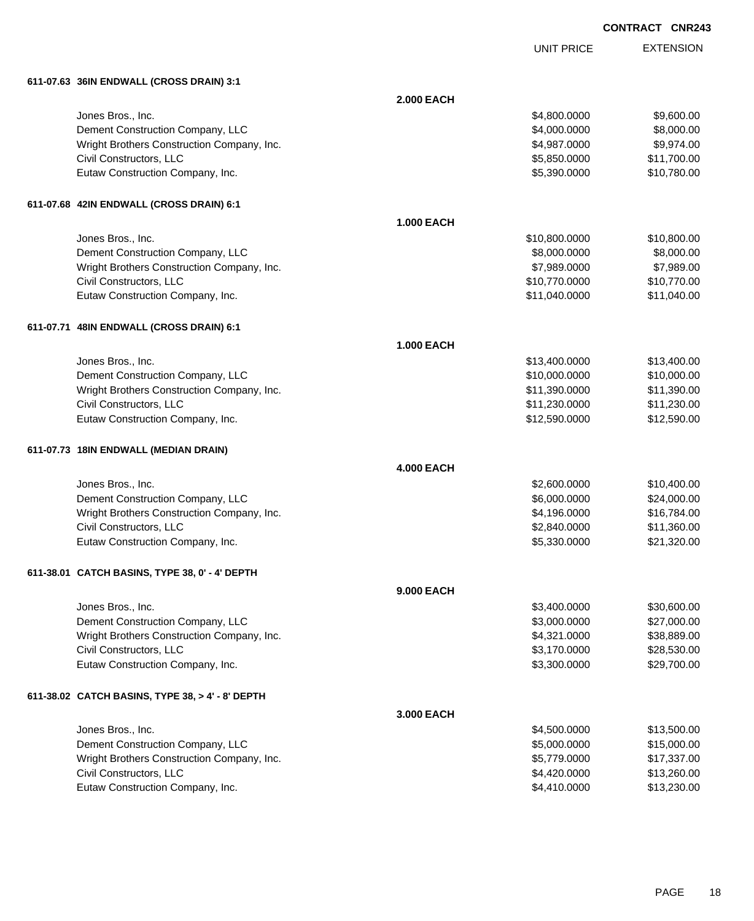**CONTRACT CNR243**

| | | UNIT PRICE | EXTENSION |
|---|---|---|---|
| **611-07.63 36IN ENDWALL (CROSS DRAIN) 3:1** | | | |
| | **2.000 EACH** | | |
| Jones Bros., Inc. | | $4,800.0000 | $9,600.00 |
| Dement Construction Company, LLC | | $4,000.0000 | $8,000.00 |
| Wright Brothers Construction Company, Inc. | | $4,987.0000 | $9,974.00 |
| Civil Constructors, LLC | | $5,850.0000 | $11,700.00 |
| Eutaw Construction Company, Inc. | | $5,390.0000 | $10,780.00 |
| **611-07.68 42IN ENDWALL (CROSS DRAIN) 6:1** | | | |
| | **1.000 EACH** | | |
| Jones Bros., Inc. | | $10,800.0000 | $10,800.00 |
| Dement Construction Company, LLC | | $8,000.0000 | $8,000.00 |
| Wright Brothers Construction Company, Inc. | | $7,989.0000 | $7,989.00 |
| Civil Constructors, LLC | | $10,770.0000 | $10,770.00 |
| Eutaw Construction Company, Inc. | | $11,040.0000 | $11,040.00 |
| **611-07.71 48IN ENDWALL (CROSS DRAIN) 6:1** | | | |
| | **1.000 EACH** | | |
| Jones Bros., Inc. | | $13,400.0000 | $13,400.00 |
| Dement Construction Company, LLC | | $10,000.0000 | $10,000.00 |
| Wright Brothers Construction Company, Inc. | | $11,390.0000 | $11,390.00 |
| Civil Constructors, LLC | | $11,230.0000 | $11,230.00 |
| Eutaw Construction Company, Inc. | | $12,590.0000 | $12,590.00 |
| **611-07.73 18IN ENDWALL (MEDIAN DRAIN)** | | | |
| | **4.000 EACH** | | |
| Jones Bros., Inc. | | $2,600.0000 | $10,400.00 |
| Dement Construction Company, LLC | | $6,000.0000 | $24,000.00 |
| Wright Brothers Construction Company, Inc. | | $4,196.0000 | $16,784.00 |
| Civil Constructors, LLC | | $2,840.0000 | $11,360.00 |
| Eutaw Construction Company, Inc. | | $5,330.0000 | $21,320.00 |
| **611-38.01 CATCH BASINS, TYPE 38, 0' - 4' DEPTH** | | | |
| | **9.000 EACH** | | |
| Jones Bros., Inc. | | $3,400.0000 | $30,600.00 |
| Dement Construction Company, LLC | | $3,000.0000 | $27,000.00 |
| Wright Brothers Construction Company, Inc. | | $4,321.0000 | $38,889.00 |
| Civil Constructors, LLC | | $3,170.0000 | $28,530.00 |
| Eutaw Construction Company, Inc. | | $3,300.0000 | $29,700.00 |
| **611-38.02 CATCH BASINS, TYPE 38, > 4' - 8' DEPTH** | | | |
| | **3.000 EACH** | | |
| Jones Bros., Inc. | | $4,500.0000 | $13,500.00 |
| Dement Construction Company, LLC | | $5,000.0000 | $15,000.00 |
| Wright Brothers Construction Company, Inc. | | $5,779.0000 | $17,337.00 |
| Civil Constructors, LLC | | $4,420.0000 | $13,260.00 |
| Eutaw Construction Company, Inc. | | $4,410.0000 | $13,230.00 |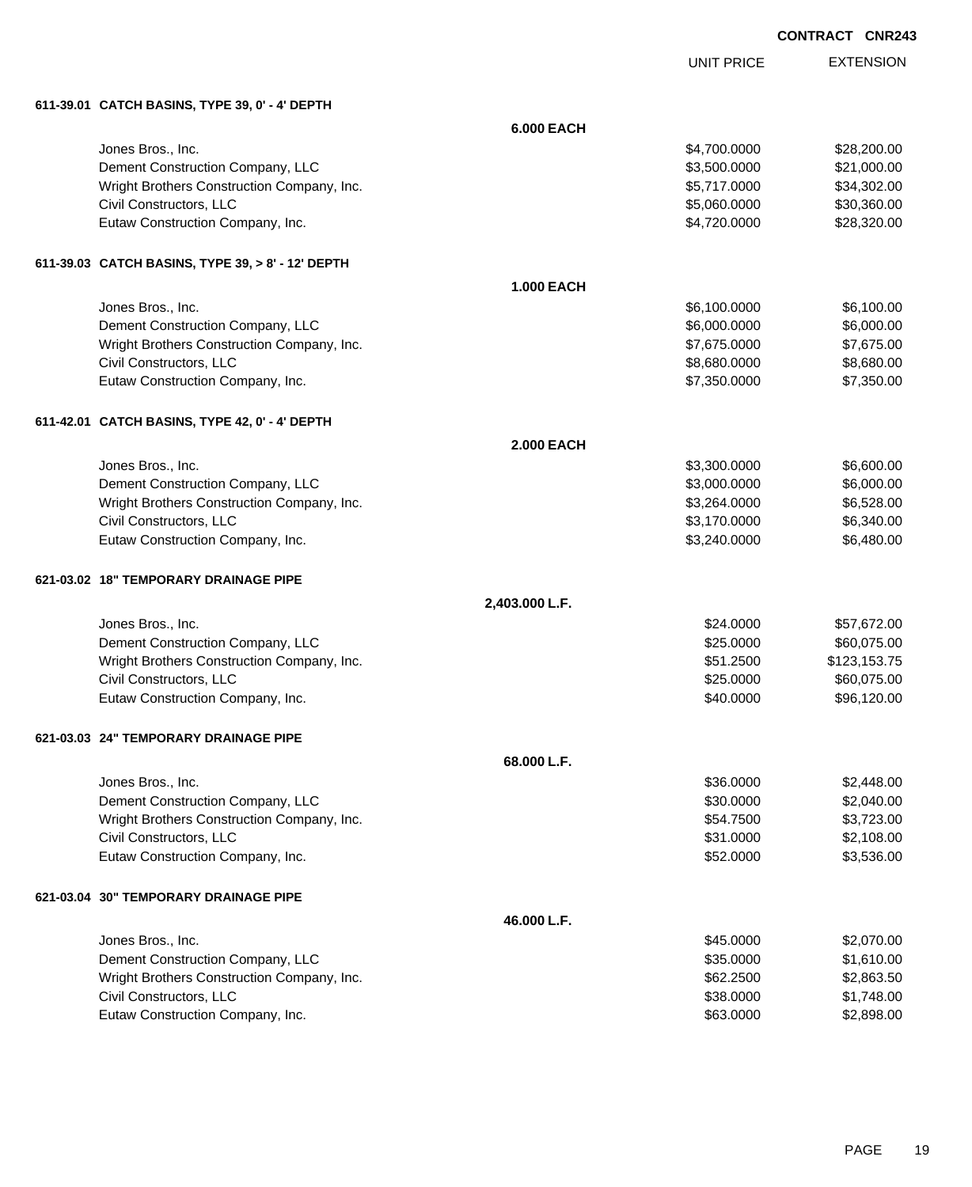**CONTRACT CNR243**

| | | UNIT PRICE | EXTENSION |
|---|---|---|---|
| **611-39.01 CATCH BASINS, TYPE 39, 0' - 4' DEPTH** | | | |
| | **6.000 EACH** | | |
| Jones Bros., Inc. | | $4,700.0000 | $28,200.00 |
| Dement Construction Company, LLC | | $3,500.0000 | $21,000.00 |
| Wright Brothers Construction Company, Inc. | | $5,717.0000 | $34,302.00 |
| Civil Constructors, LLC | | $5,060.0000 | $30,360.00 |
| Eutaw Construction Company, Inc. | | $4,720.0000 | $28,320.00 |
| **611-39.03 CATCH BASINS, TYPE 39, > 8' - 12' DEPTH** | | | |
| | **1.000 EACH** | | |
| Jones Bros., Inc. | | $6,100.0000 | $6,100.00 |
| Dement Construction Company, LLC | | $6,000.0000 | $6,000.00 |
| Wright Brothers Construction Company, Inc. | | $7,675.0000 | $7,675.00 |
| Civil Constructors, LLC | | $8,680.0000 | $8,680.00 |
| Eutaw Construction Company, Inc. | | $7,350.0000 | $7,350.00 |
| **611-42.01 CATCH BASINS, TYPE 42, 0' - 4' DEPTH** | | | |
| | **2.000 EACH** | | |
| Jones Bros., Inc. | | $3,300.0000 | $6,600.00 |
| Dement Construction Company, LLC | | $3,000.0000 | $6,000.00 |
| Wright Brothers Construction Company, Inc. | | $3,264.0000 | $6,528.00 |
| Civil Constructors, LLC | | $3,170.0000 | $6,340.00 |
| Eutaw Construction Company, Inc. | | $3,240.0000 | $6,480.00 |
| **621-03.02 18" TEMPORARY DRAINAGE PIPE** | | | |
| | **2,403.000 L.F.** | | |
| Jones Bros., Inc. | | $24.0000 | $57,672.00 |
| Dement Construction Company, LLC | | $25.0000 | $60,075.00 |
| Wright Brothers Construction Company, Inc. | | $51.2500 | $123,153.75 |
| Civil Constructors, LLC | | $25.0000 | $60,075.00 |
| Eutaw Construction Company, Inc. | | $40.0000 | $96,120.00 |
| **621-03.03 24" TEMPORARY DRAINAGE PIPE** | | | |
| | **68.000 L.F.** | | |
| Jones Bros., Inc. | | $36.0000 | $2,448.00 |
| Dement Construction Company, LLC | | $30.0000 | $2,040.00 |
| Wright Brothers Construction Company, Inc. | | $54.7500 | $3,723.00 |
| Civil Constructors, LLC | | $31.0000 | $2,108.00 |
| Eutaw Construction Company, Inc. | | $52.0000 | $3,536.00 |
| **621-03.04 30" TEMPORARY DRAINAGE PIPE** | | | |
| | **46.000 L.F.** | | |
| Jones Bros., Inc. | | $45.0000 | $2,070.00 |
| Dement Construction Company, LLC | | $35.0000 | $1,610.00 |
| Wright Brothers Construction Company, Inc. | | $62.2500 | $2,863.50 |
| Civil Constructors, LLC | | $38.0000 | $1,748.00 |
| Eutaw Construction Company, Inc. | | $63.0000 | $2,898.00 |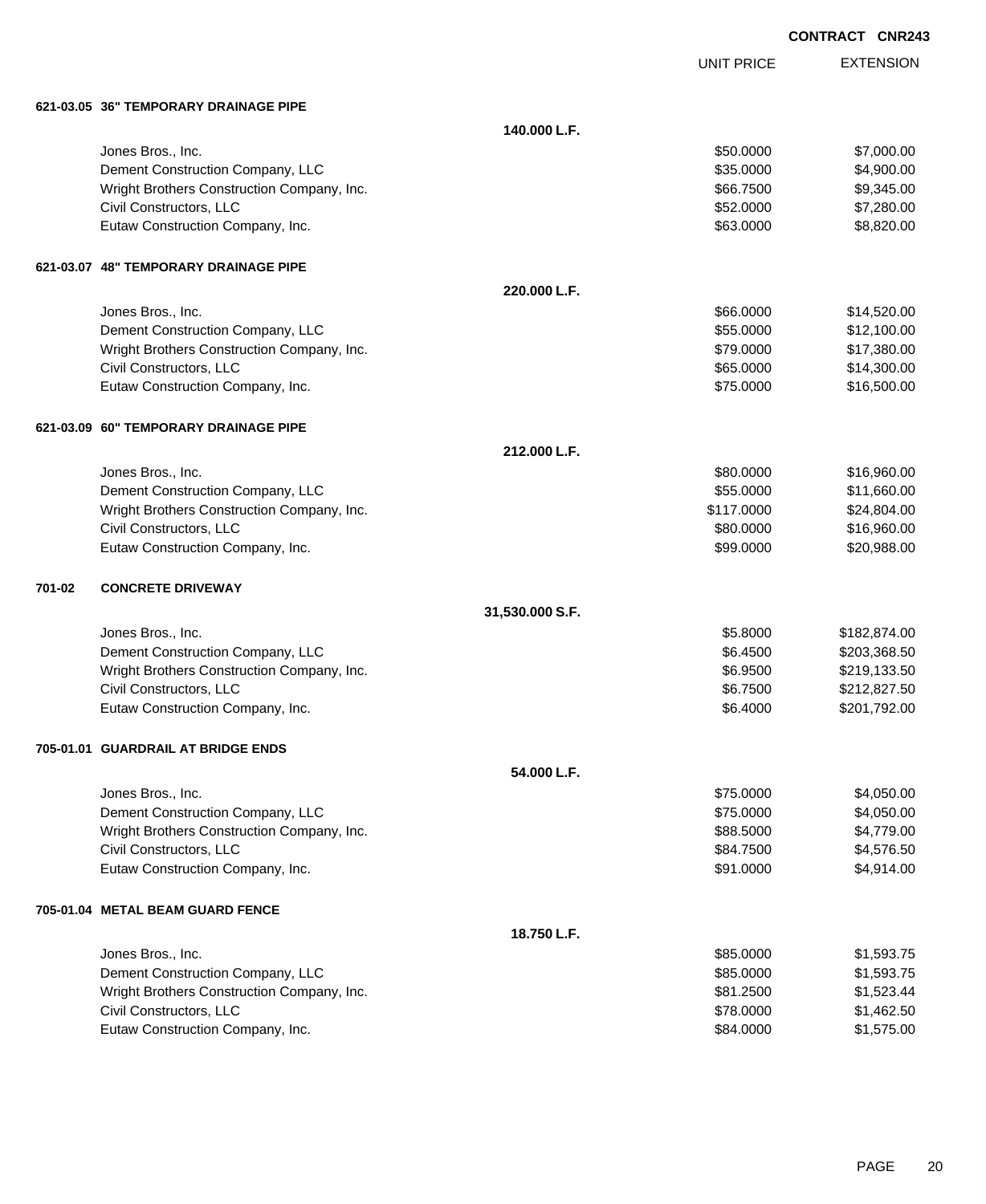CONTRACT CNR243

| | UNIT PRICE | EXTENSION |
|---|---|---|
| **621-03.05 36" TEMPORARY DRAINAGE PIPE** | | |
| **140.000 L.F.** | | |
| Jones Bros., Inc. | $50.0000 | $7,000.00 |
| Dement Construction Company, LLC | $35.0000 | $4,900.00 |
| Wright Brothers Construction Company, Inc. | $66.7500 | $9,345.00 |
| Civil Constructors, LLC | $52.0000 | $7,280.00 |
| Eutaw Construction Company, Inc. | $63.0000 | $8,820.00 |
| **621-03.07 48" TEMPORARY DRAINAGE PIPE** | | |
| **220.000 L.F.** | | |
| Jones Bros., Inc. | $66.0000 | $14,520.00 |
| Dement Construction Company, LLC | $55.0000 | $12,100.00 |
| Wright Brothers Construction Company, Inc. | $79.0000 | $17,380.00 |
| Civil Constructors, LLC | $65.0000 | $14,300.00 |
| Eutaw Construction Company, Inc. | $75.0000 | $16,500.00 |
| **621-03.09 60" TEMPORARY DRAINAGE PIPE** | | |
| **212.000 L.F.** | | |
| Jones Bros., Inc. | $80.0000 | $16,960.00 |
| Dement Construction Company, LLC | $55.0000 | $11,660.00 |
| Wright Brothers Construction Company, Inc. | $117.0000 | $24,804.00 |
| Civil Constructors, LLC | $80.0000 | $16,960.00 |
| Eutaw Construction Company, Inc. | $99.0000 | $20,988.00 |
| **701-02 CONCRETE DRIVEWAY** | | |
| **31,530.000 S.F.** | | |
| Jones Bros., Inc. | $5.8000 | $182,874.00 |
| Dement Construction Company, LLC | $6.4500 | $203,368.50 |
| Wright Brothers Construction Company, Inc. | $6.9500 | $219,133.50 |
| Civil Constructors, LLC | $6.7500 | $212,827.50 |
| Eutaw Construction Company, Inc. | $6.4000 | $201,792.00 |
| **705-01.01 GUARDRAIL AT BRIDGE ENDS** | | |
| **54.000 L.F.** | | |
| Jones Bros., Inc. | $75.0000 | $4,050.00 |
| Dement Construction Company, LLC | $75.0000 | $4,050.00 |
| Wright Brothers Construction Company, Inc. | $88.5000 | $4,779.00 |
| Civil Constructors, LLC | $84.7500 | $4,576.50 |
| Eutaw Construction Company, Inc. | $91.0000 | $4,914.00 |
| **705-01.04 METAL BEAM GUARD FENCE** | | |
| **18.750 L.F.** | | |
| Jones Bros., Inc. | $85.0000 | $1,593.75 |
| Dement Construction Company, LLC | $85.0000 | $1,593.75 |
| Wright Brothers Construction Company, Inc. | $81.2500 | $1,523.44 |
| Civil Constructors, LLC | $78.0000 | $1,462.50 |
| Eutaw Construction Company, Inc. | $84.0000 | $1,575.00 |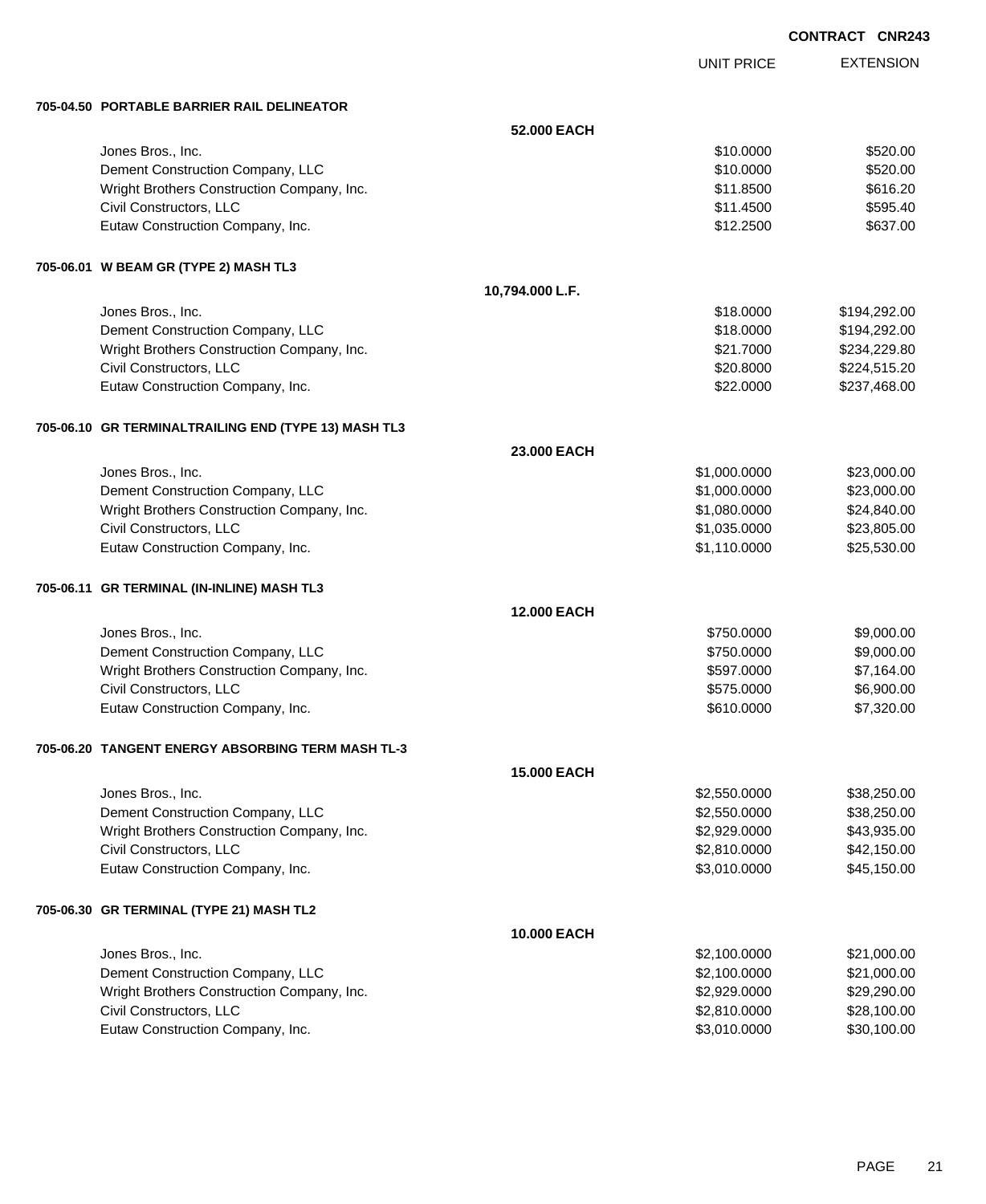CONTRACT CNR243

| | | UNIT PRICE | EXTENSION |
|---|---|---|---|
| **705-04.50 PORTABLE BARRIER RAIL DELINEATOR** | | | |
| | **52.000 EACH** | | |
| Jones Bros., Inc. | | $10.0000 | $520.00 |
| Dement Construction Company, LLC | | $10.0000 | $520.00 |
| Wright Brothers Construction Company, Inc. | | $11.8500 | $616.20 |
| Civil Constructors, LLC | | $11.4500 | $595.40 |
| Eutaw Construction Company, Inc. | | $12.2500 | $637.00 |
| **705-06.01 W BEAM GR (TYPE 2) MASH TL3** | | | |
| | **10,794.000 L.F.** | | |
| Jones Bros., Inc. | | $18.0000 | $194,292.00 |
| Dement Construction Company, LLC | | $18.0000 | $194,292.00 |
| Wright Brothers Construction Company, Inc. | | $21.7000 | $234,229.80 |
| Civil Constructors, LLC | | $20.8000 | $224,515.20 |
| Eutaw Construction Company, Inc. | | $22.0000 | $237,468.00 |
| **705-06.10 GR TERMINALTRAILING END (TYPE 13) MASH TL3** | | | |
| | **23.000 EACH** | | |
| Jones Bros., Inc. | | $1,000.0000 | $23,000.00 |
| Dement Construction Company, LLC | | $1,000.0000 | $23,000.00 |
| Wright Brothers Construction Company, Inc. | | $1,080.0000 | $24,840.00 |
| Civil Constructors, LLC | | $1,035.0000 | $23,805.00 |
| Eutaw Construction Company, Inc. | | $1,110.0000 | $25,530.00 |
| **705-06.11 GR TERMINAL (IN-INLINE) MASH TL3** | | | |
| | **12.000 EACH** | | |
| Jones Bros., Inc. | | $750.0000 | $9,000.00 |
| Dement Construction Company, LLC | | $750.0000 | $9,000.00 |
| Wright Brothers Construction Company, Inc. | | $597.0000 | $7,164.00 |
| Civil Constructors, LLC | | $575.0000 | $6,900.00 |
| Eutaw Construction Company, Inc. | | $610.0000 | $7,320.00 |
| **705-06.20 TANGENT ENERGY ABSORBING TERM MASH TL-3** | | | |
| | **15.000 EACH** | | |
| Jones Bros., Inc. | | $2,550.0000 | $38,250.00 |
| Dement Construction Company, LLC | | $2,550.0000 | $38,250.00 |
| Wright Brothers Construction Company, Inc. | | $2,929.0000 | $43,935.00 |
| Civil Constructors, LLC | | $2,810.0000 | $42,150.00 |
| Eutaw Construction Company, Inc. | | $3,010.0000 | $45,150.00 |
| **705-06.30 GR TERMINAL (TYPE 21) MASH TL2** | | | |
| | **10.000 EACH** | | |
| Jones Bros., Inc. | | $2,100.0000 | $21,000.00 |
| Dement Construction Company, LLC | | $2,100.0000 | $21,000.00 |
| Wright Brothers Construction Company, Inc. | | $2,929.0000 | $29,290.00 |
| Civil Constructors, LLC | | $2,810.0000 | $28,100.00 |
| Eutaw Construction Company, Inc. | | $3,010.0000 | $30,100.00 |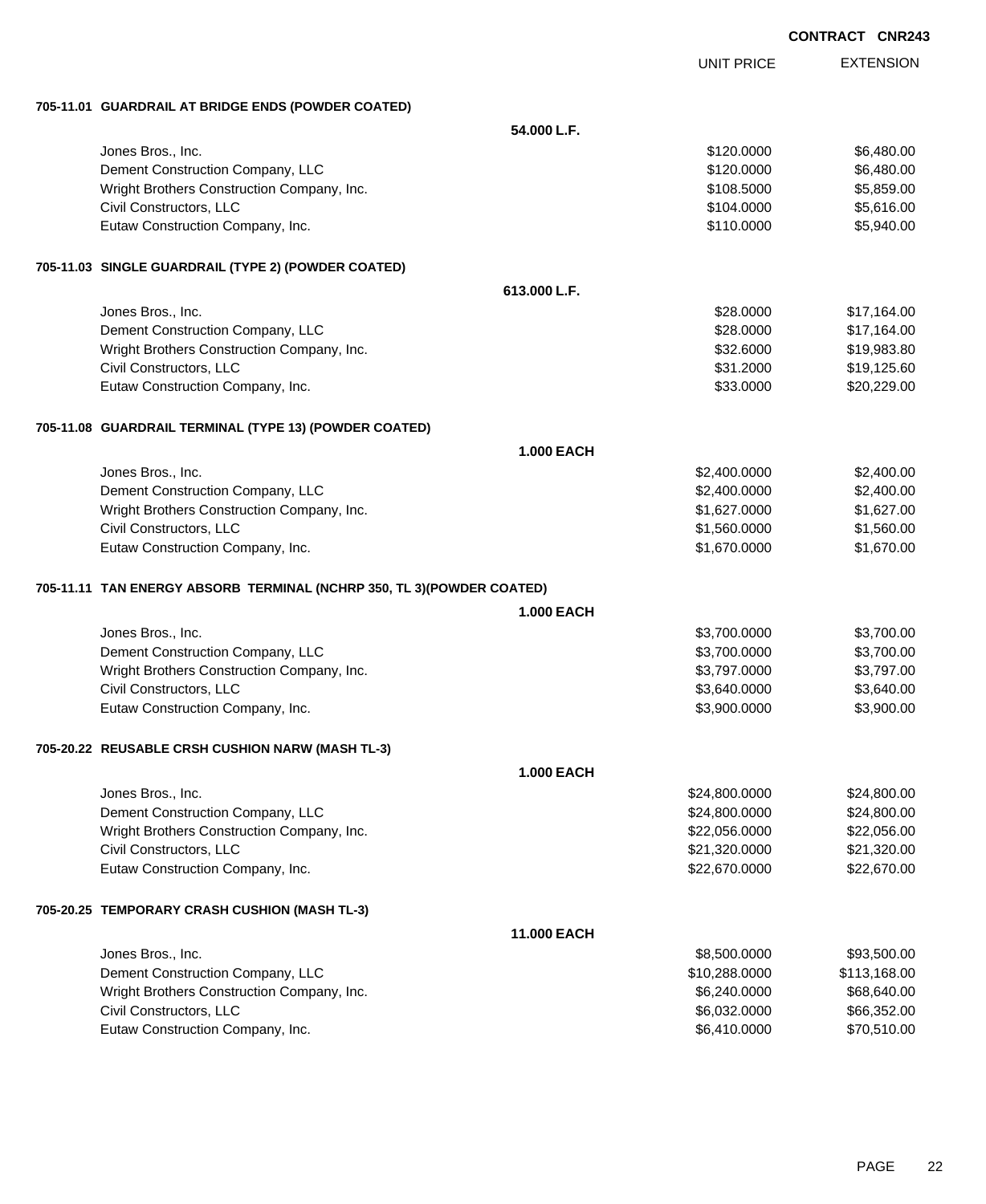**CONTRACT CNR243**

| | UNIT PRICE | EXTENSION |
|---|---|---|
| **705-11.01 GUARDRAIL AT BRIDGE ENDS (POWDER COATED)** | | |
| **54.000 L.F.** | | |
| Jones Bros., Inc. | $120.0000 | $6,480.00 |
| Dement Construction Company, LLC | $120.0000 | $6,480.00 |
| Wright Brothers Construction Company, Inc. | $108.5000 | $5,859.00 |
| Civil Constructors, LLC | $104.0000 | $5,616.00 |
| Eutaw Construction Company, Inc. | $110.0000 | $5,940.00 |
| **705-11.03 SINGLE GUARDRAIL (TYPE 2) (POWDER COATED)** | | |
| **613.000 L.F.** | | |
| Jones Bros., Inc. | $28.0000 | $17,164.00 |
| Dement Construction Company, LLC | $28.0000 | $17,164.00 |
| Wright Brothers Construction Company, Inc. | $32.6000 | $19,983.80 |
| Civil Constructors, LLC | $31.2000 | $19,125.60 |
| Eutaw Construction Company, Inc. | $33.0000 | $20,229.00 |
| **705-11.08 GUARDRAIL TERMINAL (TYPE 13) (POWDER COATED)** | | |
| **1.000 EACH** | | |
| Jones Bros., Inc. | $2,400.0000 | $2,400.00 |
| Dement Construction Company, LLC | $2,400.0000 | $2,400.00 |
| Wright Brothers Construction Company, Inc. | $1,627.0000 | $1,627.00 |
| Civil Constructors, LLC | $1,560.0000 | $1,560.00 |
| Eutaw Construction Company, Inc. | $1,670.0000 | $1,670.00 |
| **705-11.11 TAN ENERGY ABSORB TERMINAL (NCHRP 350, TL 3)(POWDER COATED)** | | |
| **1.000 EACH** | | |
| Jones Bros., Inc. | $3,700.0000 | $3,700.00 |
| Dement Construction Company, LLC | $3,700.0000 | $3,700.00 |
| Wright Brothers Construction Company, Inc. | $3,797.0000 | $3,797.00 |
| Civil Constructors, LLC | $3,640.0000 | $3,640.00 |
| Eutaw Construction Company, Inc. | $3,900.0000 | $3,900.00 |
| **705-20.22 REUSABLE CRSH CUSHION NARW (MASH TL-3)** | | |
| **1.000 EACH** | | |
| Jones Bros., Inc. | $24,800.0000 | $24,800.00 |
| Dement Construction Company, LLC | $24,800.0000 | $24,800.00 |
| Wright Brothers Construction Company, Inc. | $22,056.0000 | $22,056.00 |
| Civil Constructors, LLC | $21,320.0000 | $21,320.00 |
| Eutaw Construction Company, Inc. | $22,670.0000 | $22,670.00 |
| **705-20.25 TEMPORARY CRASH CUSHION (MASH TL-3)** | | |
| **11.000 EACH** | | |
| Jones Bros., Inc. | $8,500.0000 | $93,500.00 |
| Dement Construction Company, LLC | $10,288.0000 | $113,168.00 |
| Wright Brothers Construction Company, Inc. | $6,240.0000 | $68,640.00 |
| Civil Constructors, LLC | $6,032.0000 | $66,352.00 |
| Eutaw Construction Company, Inc. | $6,410.0000 | $70,510.00 |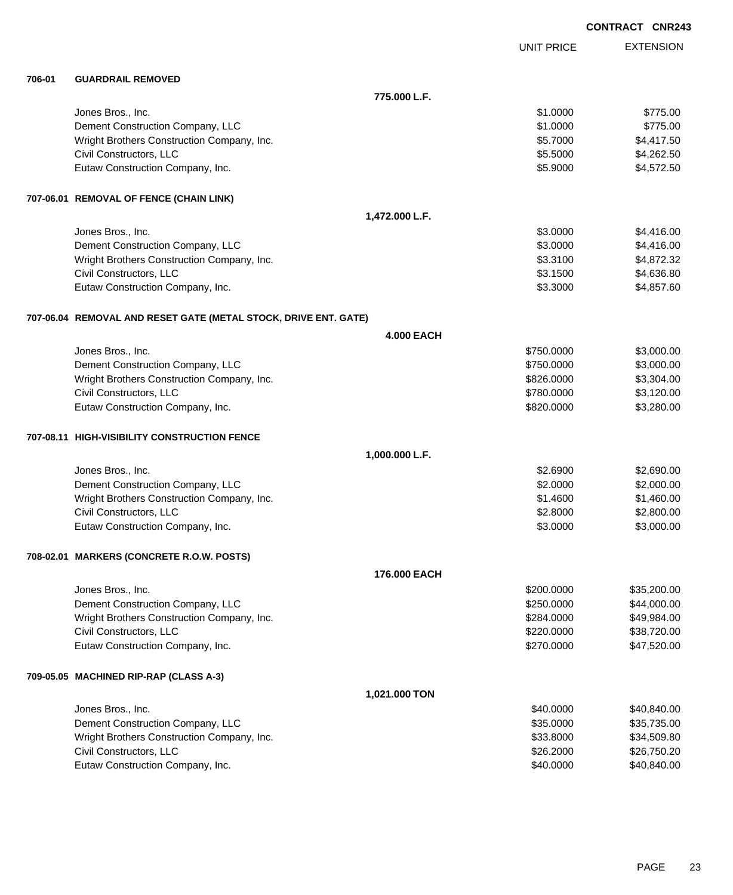**CONTRACT CNR243**

| | | UNIT PRICE | EXTENSION |
|---|---|---|---|
| **706-01** | **GUARDRAIL REMOVED** | | |
| | **775.000 L.F.** | | |
| | Jones Bros., Inc. | $1.0000 | $775.00 |
| | Dement Construction Company, LLC | $1.0000 | $775.00 |
| | Wright Brothers Construction Company, Inc. | $5.7000 | $4,417.50 |
| | Civil Constructors, LLC | $5.5000 | $4,262.50 |
| | Eutaw Construction Company, Inc. | $5.9000 | $4,572.50 |
| **707-06.01** | **REMOVAL OF FENCE (CHAIN LINK)** | | |
| | **1,472.000 L.F.** | | |
| | Jones Bros., Inc. | $3.0000 | $4,416.00 |
| | Dement Construction Company, LLC | $3.0000 | $4,416.00 |
| | Wright Brothers Construction Company, Inc. | $3.3100 | $4,872.32 |
| | Civil Constructors, LLC | $3.1500 | $4,636.80 |
| | Eutaw Construction Company, Inc. | $3.3000 | $4,857.60 |
| **707-06.04** | **REMOVAL AND RESET GATE (METAL STOCK, DRIVE ENT. GATE)** | | |
| | **4.000 EACH** | | |
| | Jones Bros., Inc. | $750.0000 | $3,000.00 |
| | Dement Construction Company, LLC | $750.0000 | $3,000.00 |
| | Wright Brothers Construction Company, Inc. | $826.0000 | $3,304.00 |
| | Civil Constructors, LLC | $780.0000 | $3,120.00 |
| | Eutaw Construction Company, Inc. | $820.0000 | $3,280.00 |
| **707-08.11** | **HIGH-VISIBILITY CONSTRUCTION FENCE** | | |
| | **1,000.000 L.F.** | | |
| | Jones Bros., Inc. | $2.6900 | $2,690.00 |
| | Dement Construction Company, LLC | $2.0000 | $2,000.00 |
| | Wright Brothers Construction Company, Inc. | $1.4600 | $1,460.00 |
| | Civil Constructors, LLC | $2.8000 | $2,800.00 |
| | Eutaw Construction Company, Inc. | $3.0000 | $3,000.00 |
| **708-02.01** | **MARKERS (CONCRETE R.O.W. POSTS)** | | |
| | **176.000 EACH** | | |
| | Jones Bros., Inc. | $200.0000 | $35,200.00 |
| | Dement Construction Company, LLC | $250.0000 | $44,000.00 |
| | Wright Brothers Construction Company, Inc. | $284.0000 | $49,984.00 |
| | Civil Constructors, LLC | $220.0000 | $38,720.00 |
| | Eutaw Construction Company, Inc. | $270.0000 | $47,520.00 |
| **709-05.05** | **MACHINED RIP-RAP (CLASS A-3)** | | |
| | **1,021.000 TON** | | |
| | Jones Bros., Inc. | $40.0000 | $40,840.00 |
| | Dement Construction Company, LLC | $35.0000 | $35,735.00 |
| | Wright Brothers Construction Company, Inc. | $33.8000 | $34,509.80 |
| | Civil Constructors, LLC | $26.2000 | $26,750.20 |
| | Eutaw Construction Company, Inc. | $40.0000 | $40,840.00 |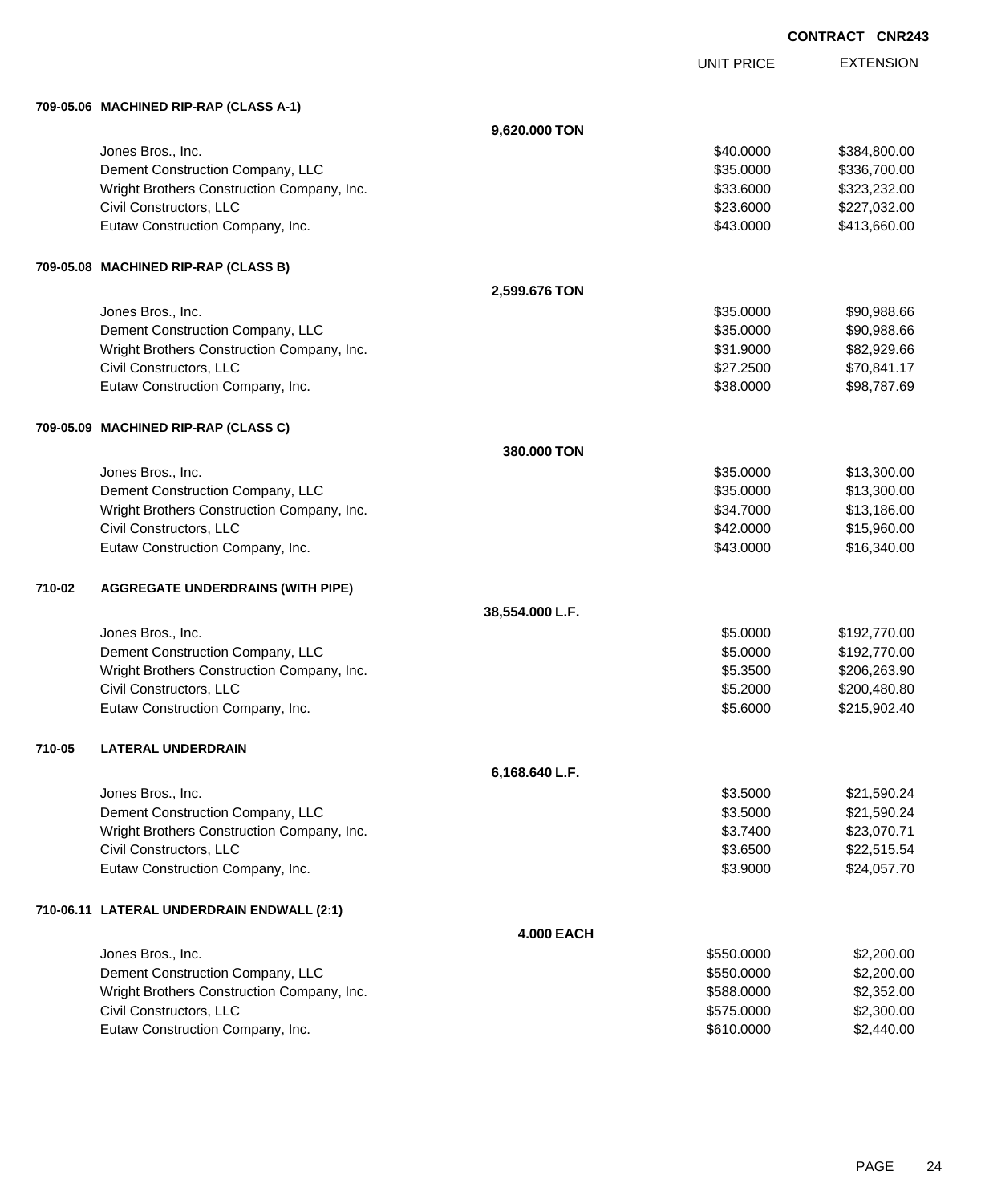**CONTRACT CNR243**

| | | UNIT PRICE | EXTENSION |
|---|---|---|---|
| **709-05.06 MACHINED RIP-RAP (CLASS A-1)** | | | |
| | **9,620.000 TON** | | |
| Jones Bros., Inc. | | $40.0000 | $384,800.00 |
| Dement Construction Company, LLC | | $35.0000 | $336,700.00 |
| Wright Brothers Construction Company, Inc. | | $33.6000 | $323,232.00 |
| Civil Constructors, LLC | | $23.6000 | $227,032.00 |
| Eutaw Construction Company, Inc. | | $43.0000 | $413,660.00 |
| **709-05.08 MACHINED RIP-RAP (CLASS B)** | | | |
| | **2,599.676 TON** | | |
| Jones Bros., Inc. | | $35.0000 | $90,988.66 |
| Dement Construction Company, LLC | | $35.0000 | $90,988.66 |
| Wright Brothers Construction Company, Inc. | | $31.9000 | $82,929.66 |
| Civil Constructors, LLC | | $27.2500 | $70,841.17 |
| Eutaw Construction Company, Inc. | | $38.0000 | $98,787.69 |
| **709-05.09 MACHINED RIP-RAP (CLASS C)** | | | |
| | **380.000 TON** | | |
| Jones Bros., Inc. | | $35.0000 | $13,300.00 |
| Dement Construction Company, LLC | | $35.0000 | $13,300.00 |
| Wright Brothers Construction Company, Inc. | | $34.7000 | $13,186.00 |
| Civil Constructors, LLC | | $42.0000 | $15,960.00 |
| Eutaw Construction Company, Inc. | | $43.0000 | $16,340.00 |
| **710-02 AGGREGATE UNDERDRAINS (WITH PIPE)** | | | |
| | **38,554.000 L.F.** | | |
| Jones Bros., Inc. | | $5.0000 | $192,770.00 |
| Dement Construction Company, LLC | | $5.0000 | $192,770.00 |
| Wright Brothers Construction Company, Inc. | | $5.3500 | $206,263.90 |
| Civil Constructors, LLC | | $5.2000 | $200,480.80 |
| Eutaw Construction Company, Inc. | | $5.6000 | $215,902.40 |
| **710-05 LATERAL UNDERDRAIN** | | | |
| | **6,168.640 L.F.** | | |
| Jones Bros., Inc. | | $3.5000 | $21,590.24 |
| Dement Construction Company, LLC | | $3.5000 | $21,590.24 |
| Wright Brothers Construction Company, Inc. | | $3.7400 | $23,070.71 |
| Civil Constructors, LLC | | $3.6500 | $22,515.54 |
| Eutaw Construction Company, Inc. | | $3.9000 | $24,057.70 |
| **710-06.11 LATERAL UNDERDRAIN ENDWALL (2:1)** | | | |
| | **4.000 EACH** | | |
| Jones Bros., Inc. | | $550.0000 | $2,200.00 |
| Dement Construction Company, LLC | | $550.0000 | $2,200.00 |
| Wright Brothers Construction Company, Inc. | | $588.0000 | $2,352.00 |
| Civil Constructors, LLC | | $575.0000 | $2,300.00 |
| Eutaw Construction Company, Inc. | | $610.0000 | $2,440.00 |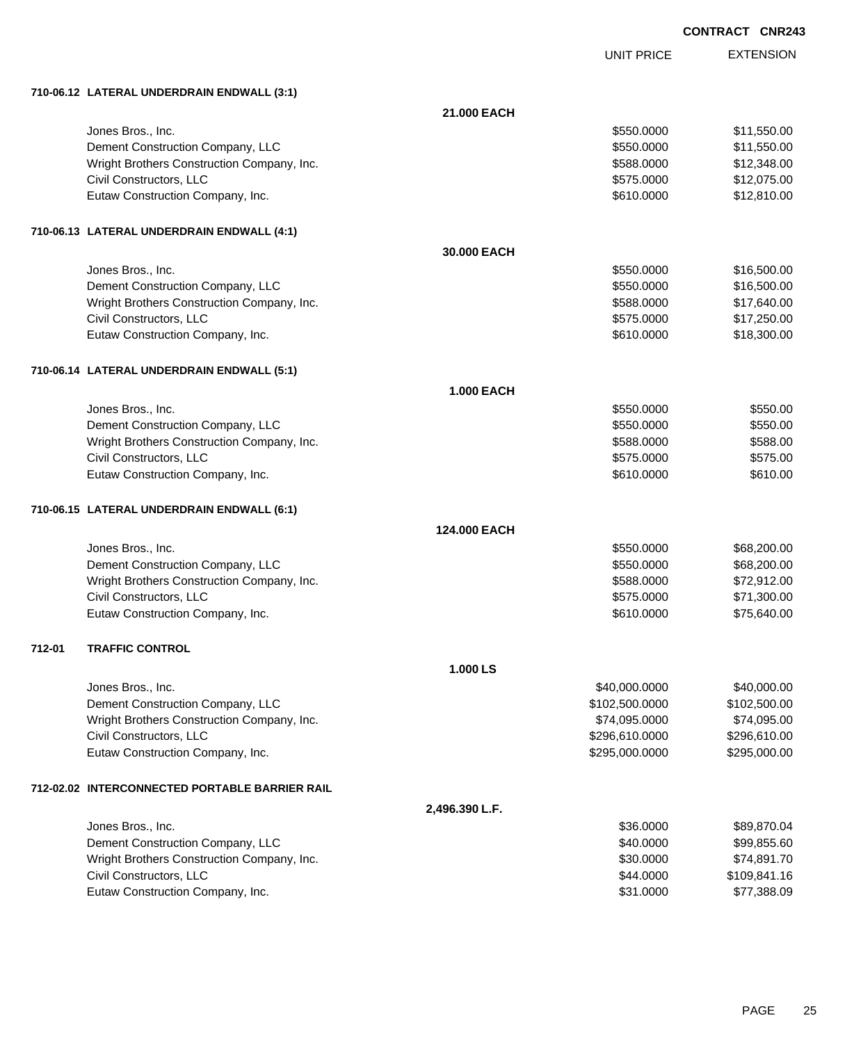**CONTRACT CNR243**

| | | UNIT PRICE | EXTENSION |
|---|---|---|---|
| **710-06.12 LATERAL UNDERDRAIN ENDWALL (3:1)** | | | |
| | **21.000 EACH** | | |
| Jones Bros., Inc. | | $550.0000 | $11,550.00 |
| Dement Construction Company, LLC | | $550.0000 | $11,550.00 |
| Wright Brothers Construction Company, Inc. | | $588.0000 | $12,348.00 |
| Civil Constructors, LLC | | $575.0000 | $12,075.00 |
| Eutaw Construction Company, Inc. | | $610.0000 | $12,810.00 |
| **710-06.13 LATERAL UNDERDRAIN ENDWALL (4:1)** | | | |
| | **30.000 EACH** | | |
| Jones Bros., Inc. | | $550.0000 | $16,500.00 |
| Dement Construction Company, LLC | | $550.0000 | $16,500.00 |
| Wright Brothers Construction Company, Inc. | | $588.0000 | $17,640.00 |
| Civil Constructors, LLC | | $575.0000 | $17,250.00 |
| Eutaw Construction Company, Inc. | | $610.0000 | $18,300.00 |
| **710-06.14 LATERAL UNDERDRAIN ENDWALL (5:1)** | | | |
| | **1.000 EACH** | | |
| Jones Bros., Inc. | | $550.0000 | $550.00 |
| Dement Construction Company, LLC | | $550.0000 | $550.00 |
| Wright Brothers Construction Company, Inc. | | $588.0000 | $588.00 |
| Civil Constructors, LLC | | $575.0000 | $575.00 |
| Eutaw Construction Company, Inc. | | $610.0000 | $610.00 |
| **710-06.15 LATERAL UNDERDRAIN ENDWALL (6:1)** | | | |
| | **124.000 EACH** | | |
| Jones Bros., Inc. | | $550.0000 | $68,200.00 |
| Dement Construction Company, LLC | | $550.0000 | $68,200.00 |
| Wright Brothers Construction Company, Inc. | | $588.0000 | $72,912.00 |
| Civil Constructors, LLC | | $575.0000 | $71,300.00 |
| Eutaw Construction Company, Inc. | | $610.0000 | $75,640.00 |
| **712-01 TRAFFIC CONTROL** | | | |
| | **1.000 LS** | | |
| Jones Bros., Inc. | | $40,000.0000 | $40,000.00 |
| Dement Construction Company, LLC | | $102,500.0000 | $102,500.00 |
| Wright Brothers Construction Company, Inc. | | $74,095.0000 | $74,095.00 |
| Civil Constructors, LLC | | $296,610.0000 | $296,610.00 |
| Eutaw Construction Company, Inc. | | $295,000.0000 | $295,000.00 |
| **712-02.02 INTERCONNECTED PORTABLE BARRIER RAIL** | | | |
| | **2,496.390 L.F.** | | |
| Jones Bros., Inc. | | $36.0000 | $89,870.04 |
| Dement Construction Company, LLC | | $40.0000 | $99,855.60 |
| Wright Brothers Construction Company, Inc. | | $30.0000 | $74,891.70 |
| Civil Constructors, LLC | | $44.0000 | $109,841.16 |
| Eutaw Construction Company, Inc. | | $31.0000 | $77,388.09 |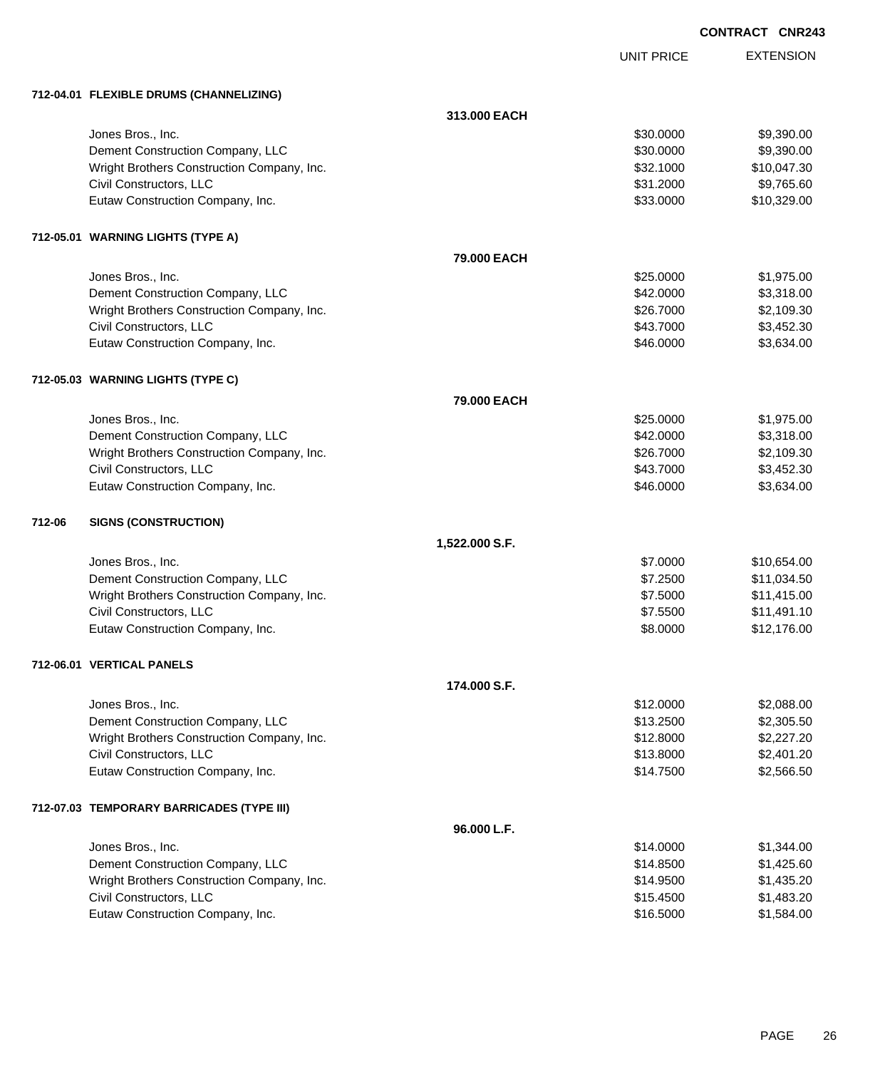CONTRACT CNR243

| | UNIT PRICE | EXTENSION |
|---|---|---|
| **712-04.01 FLEXIBLE DRUMS (CHANNELIZING)** | | |
| **313.000 EACH** | | |
| Jones Bros., Inc. | $30.0000 | $9,390.00 |
| Dement Construction Company, LLC | $30.0000 | $9,390.00 |
| Wright Brothers Construction Company, Inc. | $32.1000 | $10,047.30 |
| Civil Constructors, LLC | $31.2000 | $9,765.60 |
| Eutaw Construction Company, Inc. | $33.0000 | $10,329.00 |
| **712-05.01 WARNING LIGHTS (TYPE A)** | | |
| **79.000 EACH** | | |
| Jones Bros., Inc. | $25.0000 | $1,975.00 |
| Dement Construction Company, LLC | $42.0000 | $3,318.00 |
| Wright Brothers Construction Company, Inc. | $26.7000 | $2,109.30 |
| Civil Constructors, LLC | $43.7000 | $3,452.30 |
| Eutaw Construction Company, Inc. | $46.0000 | $3,634.00 |
| **712-05.03 WARNING LIGHTS (TYPE C)** | | |
| **79.000 EACH** | | |
| Jones Bros., Inc. | $25.0000 | $1,975.00 |
| Dement Construction Company, LLC | $42.0000 | $3,318.00 |
| Wright Brothers Construction Company, Inc. | $26.7000 | $2,109.30 |
| Civil Constructors, LLC | $43.7000 | $3,452.30 |
| Eutaw Construction Company, Inc. | $46.0000 | $3,634.00 |
| **712-06 SIGNS (CONSTRUCTION)** | | |
| **1,522.000 S.F.** | | |
| Jones Bros., Inc. | $7.0000 | $10,654.00 |
| Dement Construction Company, LLC | $7.2500 | $11,034.50 |
| Wright Brothers Construction Company, Inc. | $7.5000 | $11,415.00 |
| Civil Constructors, LLC | $7.5500 | $11,491.10 |
| Eutaw Construction Company, Inc. | $8.0000 | $12,176.00 |
| **712-06.01 VERTICAL PANELS** | | |
| **174.000 S.F.** | | |
| Jones Bros., Inc. | $12.0000 | $2,088.00 |
| Dement Construction Company, LLC | $13.2500 | $2,305.50 |
| Wright Brothers Construction Company, Inc. | $12.8000 | $2,227.20 |
| Civil Constructors, LLC | $13.8000 | $2,401.20 |
| Eutaw Construction Company, Inc. | $14.7500 | $2,566.50 |
| **712-07.03 TEMPORARY BARRICADES (TYPE III)** | | |
| **96.000 L.F.** | | |
| Jones Bros., Inc. | $14.0000 | $1,344.00 |
| Dement Construction Company, LLC | $14.8500 | $1,425.60 |
| Wright Brothers Construction Company, Inc. | $14.9500 | $1,435.20 |
| Civil Constructors, LLC | $15.4500 | $1,483.20 |
| Eutaw Construction Company, Inc. | $16.5000 | $1,584.00 |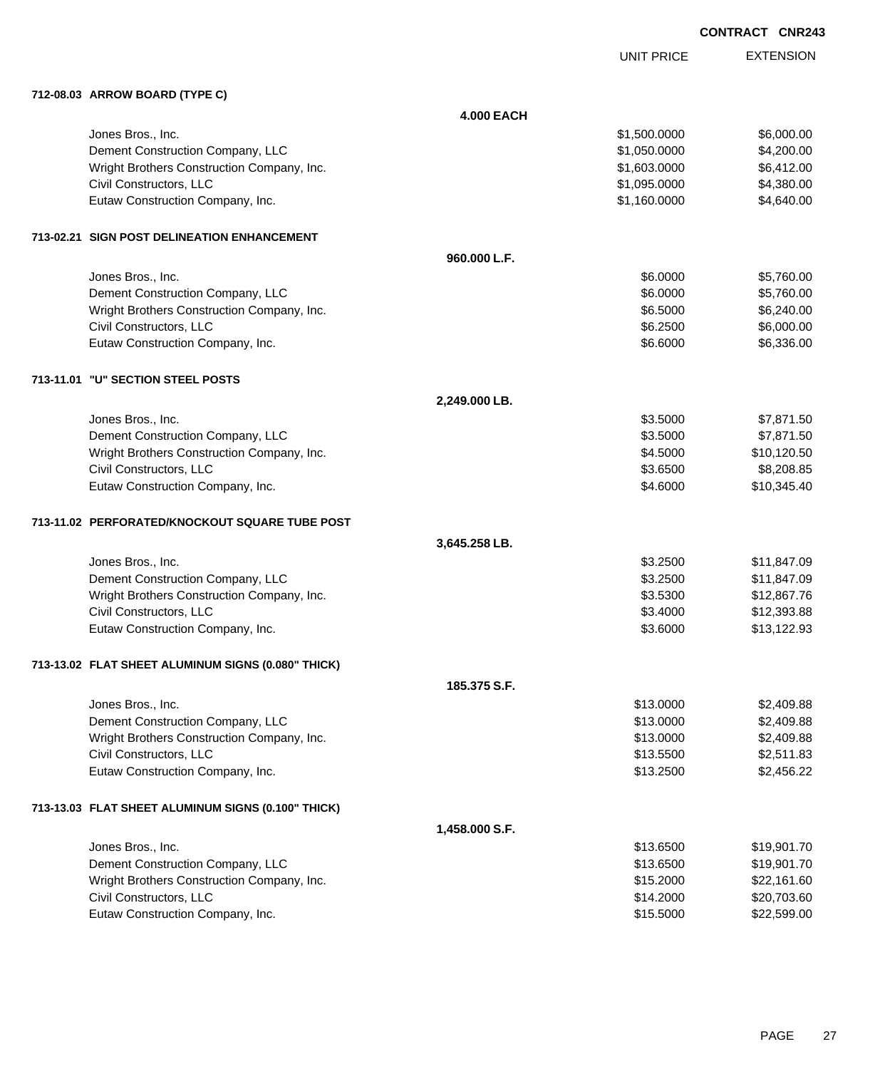CONTRACT CNR243

| | | UNIT PRICE | EXTENSION |
|---|---|---|---|
| **712-08.03 ARROW BOARD (TYPE C)** | | | |
| | **4.000 EACH** | | |
| Jones Bros., Inc. | | $1,500.0000 | $6,000.00 |
| Dement Construction Company, LLC | | $1,050.0000 | $4,200.00 |
| Wright Brothers Construction Company, Inc. | | $1,603.0000 | $6,412.00 |
| Civil Constructors, LLC | | $1,095.0000 | $4,380.00 |
| Eutaw Construction Company, Inc. | | $1,160.0000 | $4,640.00 |
| **713-02.21 SIGN POST DELINEATION ENHANCEMENT** | | | |
| | **960.000 L.F.** | | |
| Jones Bros., Inc. | | $6.0000 | $5,760.00 |
| Dement Construction Company, LLC | | $6.0000 | $5,760.00 |
| Wright Brothers Construction Company, Inc. | | $6.5000 | $6,240.00 |
| Civil Constructors, LLC | | $6.2500 | $6,000.00 |
| Eutaw Construction Company, Inc. | | $6.6000 | $6,336.00 |
| **713-11.01 "U" SECTION STEEL POSTS** | | | |
| | **2,249.000 LB.** | | |
| Jones Bros., Inc. | | $3.5000 | $7,871.50 |
| Dement Construction Company, LLC | | $3.5000 | $7,871.50 |
| Wright Brothers Construction Company, Inc. | | $4.5000 | $10,120.50 |
| Civil Constructors, LLC | | $3.6500 | $8,208.85 |
| Eutaw Construction Company, Inc. | | $4.6000 | $10,345.40 |
| **713-11.02 PERFORATED/KNOCKOUT SQUARE TUBE POST** | | | |
| | **3,645.258 LB.** | | |
| Jones Bros., Inc. | | $3.2500 | $11,847.09 |
| Dement Construction Company, LLC | | $3.2500 | $11,847.09 |
| Wright Brothers Construction Company, Inc. | | $3.5300 | $12,867.76 |
| Civil Constructors, LLC | | $3.4000 | $12,393.88 |
| Eutaw Construction Company, Inc. | | $3.6000 | $13,122.93 |
| **713-13.02 FLAT SHEET ALUMINUM SIGNS (0.080" THICK)** | | | |
| | **185.375 S.F.** | | |
| Jones Bros., Inc. | | $13.0000 | $2,409.88 |
| Dement Construction Company, LLC | | $13.0000 | $2,409.88 |
| Wright Brothers Construction Company, Inc. | | $13.0000 | $2,409.88 |
| Civil Constructors, LLC | | $13.5500 | $2,511.83 |
| Eutaw Construction Company, Inc. | | $13.2500 | $2,456.22 |
| **713-13.03 FLAT SHEET ALUMINUM SIGNS (0.100" THICK)** | | | |
| | **1,458.000 S.F.** | | |
| Jones Bros., Inc. | | $13.6500 | $19,901.70 |
| Dement Construction Company, LLC | | $13.6500 | $19,901.70 |
| Wright Brothers Construction Company, Inc. | | $15.2000 | $22,161.60 |
| Civil Constructors, LLC | | $14.2000 | $20,703.60 |
| Eutaw Construction Company, Inc. | | $15.5000 | $22,599.00 |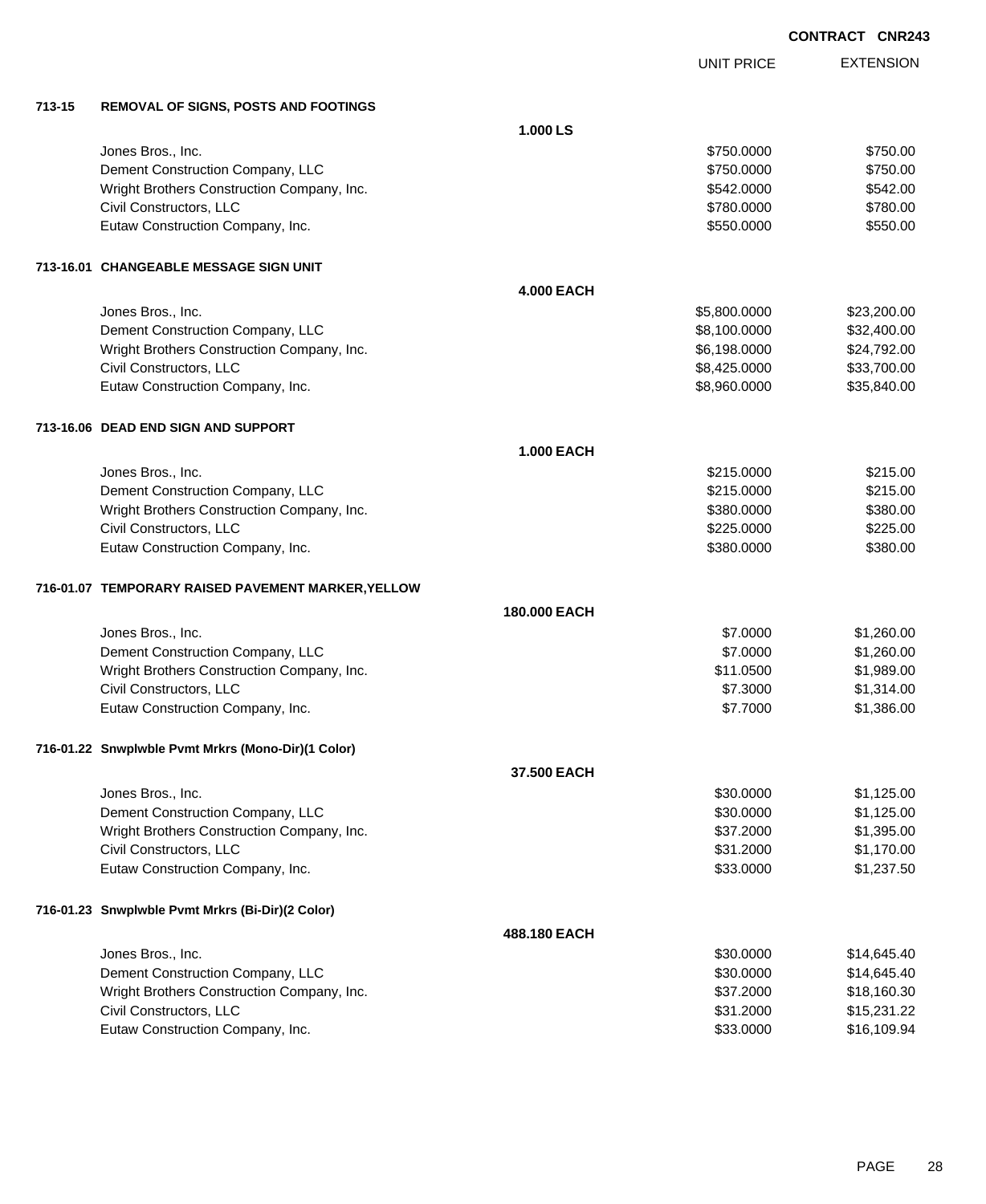CONTRACT CNR243

| | | UNIT PRICE | EXTENSION |
|---|---|---|---|
| **713-15** | **REMOVAL OF SIGNS, POSTS AND FOOTINGS** | | |
| | **1.000 LS** | | |
| | Jones Bros., Inc. | $750.0000 | $750.00 |
| | Dement Construction Company, LLC | $750.0000 | $750.00 |
| | Wright Brothers Construction Company, Inc. | $542.0000 | $542.00 |
| | Civil Constructors, LLC | $780.0000 | $780.00 |
| | Eutaw Construction Company, Inc. | $550.0000 | $550.00 |
| **713-16.01** | **CHANGEABLE MESSAGE SIGN UNIT** | | |
| | **4.000 EACH** | | |
| | Jones Bros., Inc. | $5,800.0000 | $23,200.00 |
| | Dement Construction Company, LLC | $8,100.0000 | $32,400.00 |
| | Wright Brothers Construction Company, Inc. | $6,198.0000 | $24,792.00 |
| | Civil Constructors, LLC | $8,425.0000 | $33,700.00 |
| | Eutaw Construction Company, Inc. | $8,960.0000 | $35,840.00 |
| **713-16.06** | **DEAD END SIGN AND SUPPORT** | | |
| | **1.000 EACH** | | |
| | Jones Bros., Inc. | $215.0000 | $215.00 |
| | Dement Construction Company, LLC | $215.0000 | $215.00 |
| | Wright Brothers Construction Company, Inc. | $380.0000 | $380.00 |
| | Civil Constructors, LLC | $225.0000 | $225.00 |
| | Eutaw Construction Company, Inc. | $380.0000 | $380.00 |
| **716-01.07** | **TEMPORARY RAISED PAVEMENT MARKER,YELLOW** | | |
| | **180.000 EACH** | | |
| | Jones Bros., Inc. | $7.0000 | $1,260.00 |
| | Dement Construction Company, LLC | $7.0000 | $1,260.00 |
| | Wright Brothers Construction Company, Inc. | $11.0500 | $1,989.00 |
| | Civil Constructors, LLC | $7.3000 | $1,314.00 |
| | Eutaw Construction Company, Inc. | $7.7000 | $1,386.00 |
| **716-01.22** | **Snwplwble Pvmt Mrkrs (Mono-Dir)(1 Color)** | | |
| | **37.500 EACH** | | |
| | Jones Bros., Inc. | $30.0000 | $1,125.00 |
| | Dement Construction Company, LLC | $30.0000 | $1,125.00 |
| | Wright Brothers Construction Company, Inc. | $37.2000 | $1,395.00 |
| | Civil Constructors, LLC | $31.2000 | $1,170.00 |
| | Eutaw Construction Company, Inc. | $33.0000 | $1,237.50 |
| **716-01.23** | **Snwplwble Pvmt Mrkrs (Bi-Dir)(2 Color)** | | |
| | **488.180 EACH** | | |
| | Jones Bros., Inc. | $30.0000 | $14,645.40 |
| | Dement Construction Company, LLC | $30.0000 | $14,645.40 |
| | Wright Brothers Construction Company, Inc. | $37.2000 | $18,160.30 |
| | Civil Constructors, LLC | $31.2000 | $15,231.22 |
| | Eutaw Construction Company, Inc. | $33.0000 | $16,109.94 |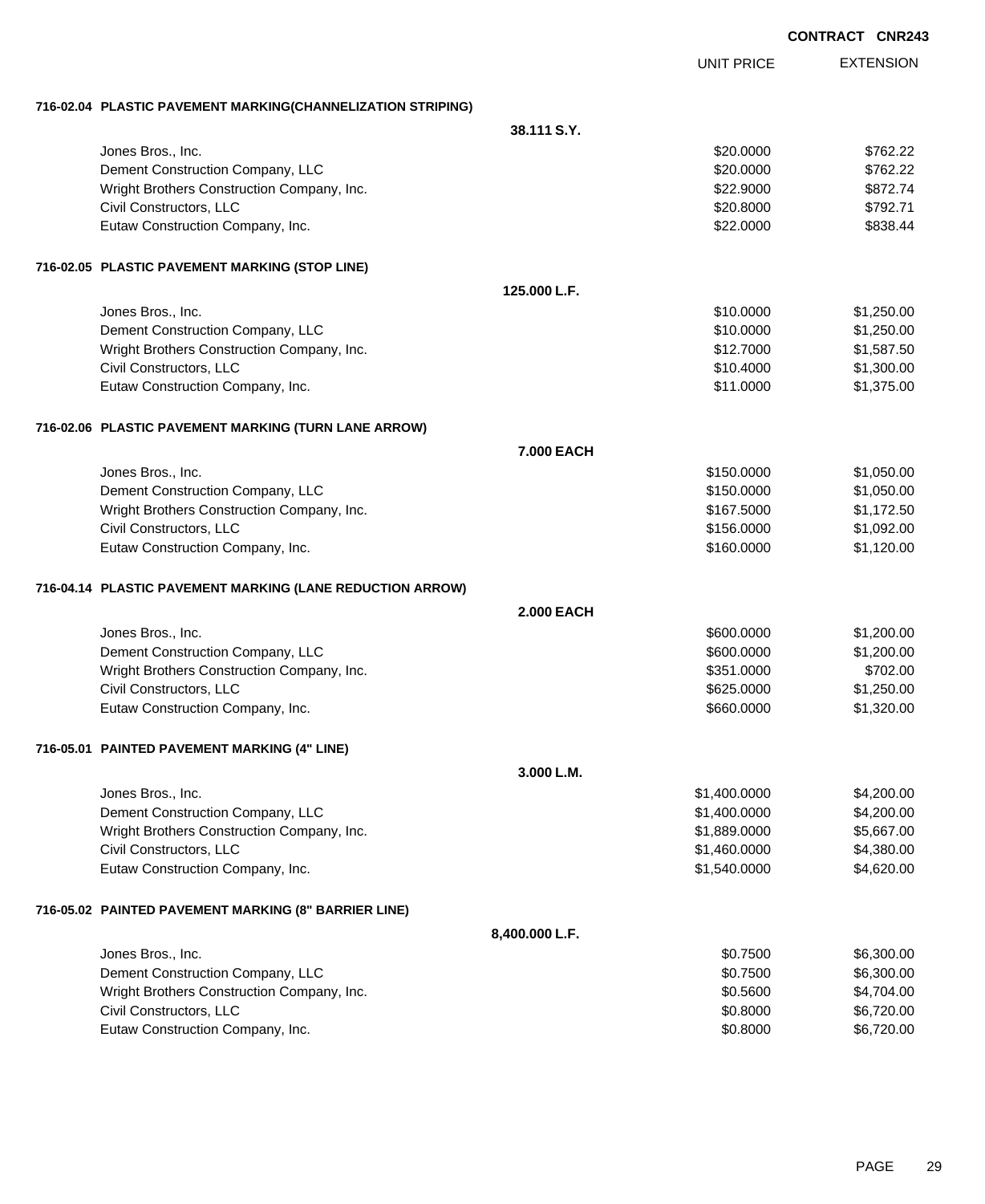CONTRACT CNR243

| | UNIT PRICE | EXTENSION |
|---|---|---|
| **716-02.04 PLASTIC PAVEMENT MARKING(CHANNELIZATION STRIPING)** | | |
| **38.111 S.Y.** | | |
| Jones Bros., Inc. | $20.0000 | $762.22 |
| Dement Construction Company, LLC | $20.0000 | $762.22 |
| Wright Brothers Construction Company, Inc. | $22.9000 | $872.74 |
| Civil Constructors, LLC | $20.8000 | $792.71 |
| Eutaw Construction Company, Inc. | $22.0000 | $838.44 |
| **716-02.05 PLASTIC PAVEMENT MARKING (STOP LINE)** | | |
| **125.000 L.F.** | | |
| Jones Bros., Inc. | $10.0000 | $1,250.00 |
| Dement Construction Company, LLC | $10.0000 | $1,250.00 |
| Wright Brothers Construction Company, Inc. | $12.7000 | $1,587.50 |
| Civil Constructors, LLC | $10.4000 | $1,300.00 |
| Eutaw Construction Company, Inc. | $11.0000 | $1,375.00 |
| **716-02.06 PLASTIC PAVEMENT MARKING (TURN LANE ARROW)** | | |
| **7.000 EACH** | | |
| Jones Bros., Inc. | $150.0000 | $1,050.00 |
| Dement Construction Company, LLC | $150.0000 | $1,050.00 |
| Wright Brothers Construction Company, Inc. | $167.5000 | $1,172.50 |
| Civil Constructors, LLC | $156.0000 | $1,092.00 |
| Eutaw Construction Company, Inc. | $160.0000 | $1,120.00 |
| **716-04.14 PLASTIC PAVEMENT MARKING (LANE REDUCTION ARROW)** | | |
| **2.000 EACH** | | |
| Jones Bros., Inc. | $600.0000 | $1,200.00 |
| Dement Construction Company, LLC | $600.0000 | $1,200.00 |
| Wright Brothers Construction Company, Inc. | $351.0000 | $702.00 |
| Civil Constructors, LLC | $625.0000 | $1,250.00 |
| Eutaw Construction Company, Inc. | $660.0000 | $1,320.00 |
| **716-05.01 PAINTED PAVEMENT MARKING (4" LINE)** | | |
| **3.000 L.M.** | | |
| Jones Bros., Inc. | $1,400.0000 | $4,200.00 |
| Dement Construction Company, LLC | $1,400.0000 | $4,200.00 |
| Wright Brothers Construction Company, Inc. | $1,889.0000 | $5,667.00 |
| Civil Constructors, LLC | $1,460.0000 | $4,380.00 |
| Eutaw Construction Company, Inc. | $1,540.0000 | $4,620.00 |
| **716-05.02 PAINTED PAVEMENT MARKING (8" BARRIER LINE)** | | |
| **8,400.000 L.F.** | | |
| Jones Bros., Inc. | $0.7500 | $6,300.00 |
| Dement Construction Company, LLC | $0.7500 | $6,300.00 |
| Wright Brothers Construction Company, Inc. | $0.5600 | $4,704.00 |
| Civil Constructors, LLC | $0.8000 | $6,720.00 |
| Eutaw Construction Company, Inc. | $0.8000 | $6,720.00 |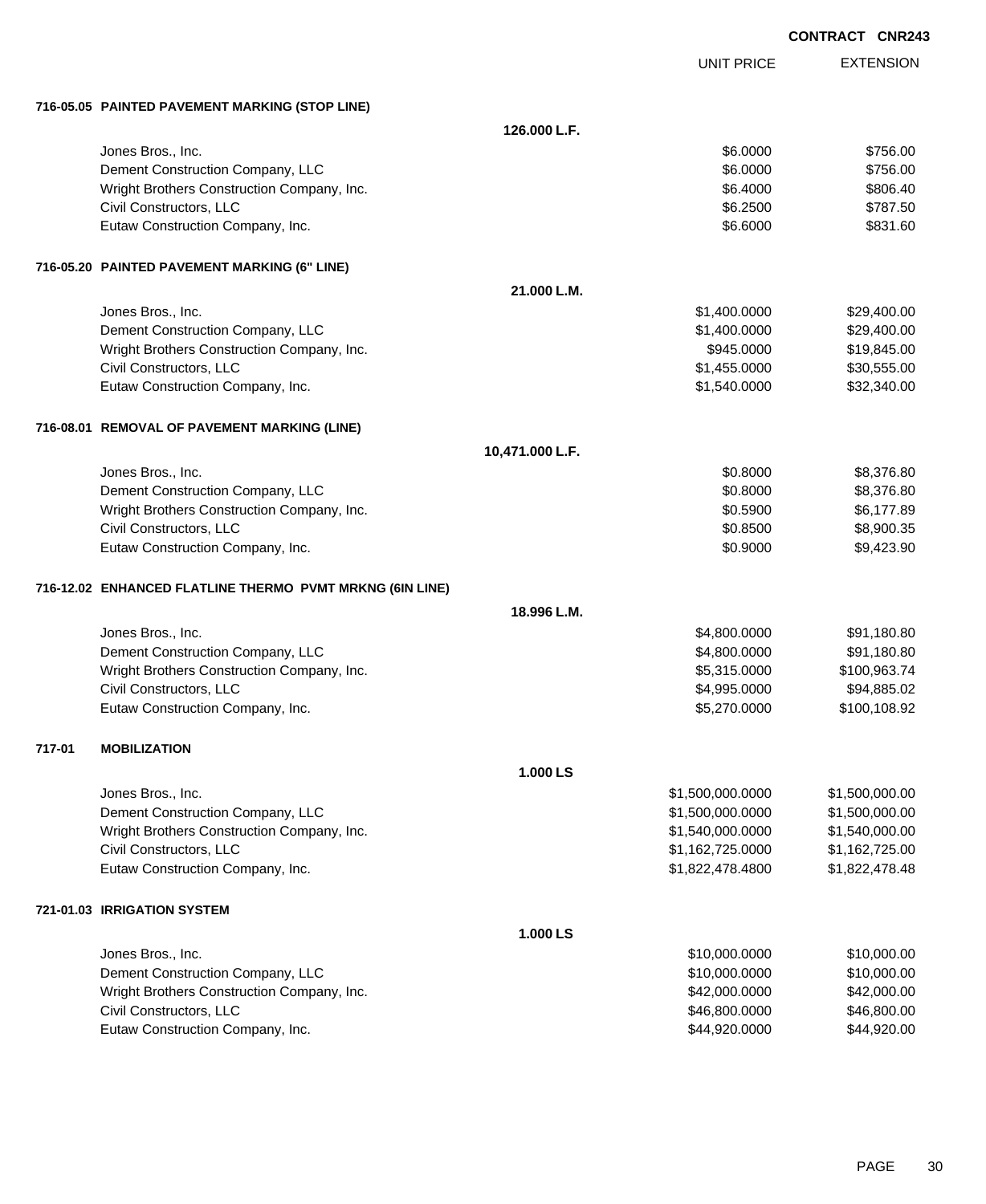**CONTRACT CNR243**

| | | UNIT PRICE | EXTENSION |
|---|---|---|---|
| **716-05.05 PAINTED PAVEMENT MARKING (STOP LINE)** | | | |
| | **126.000 L.F.** | | |
| Jones Bros., Inc. | | $6.0000 | $756.00 |
| Dement Construction Company, LLC | | $6.0000 | $756.00 |
| Wright Brothers Construction Company, Inc. | | $6.4000 | $806.40 |
| Civil Constructors, LLC | | $6.2500 | $787.50 |
| Eutaw Construction Company, Inc. | | $6.6000 | $831.60 |
| **716-05.20 PAINTED PAVEMENT MARKING (6" LINE)** | | | |
| | **21.000 L.M.** | | |
| Jones Bros., Inc. | | $1,400.0000 | $29,400.00 |
| Dement Construction Company, LLC | | $1,400.0000 | $29,400.00 |
| Wright Brothers Construction Company, Inc. | | $945.0000 | $19,845.00 |
| Civil Constructors, LLC | | $1,455.0000 | $30,555.00 |
| Eutaw Construction Company, Inc. | | $1,540.0000 | $32,340.00 |
| **716-08.01 REMOVAL OF PAVEMENT MARKING (LINE)** | | | |
| | **10,471.000 L.F.** | | |
| Jones Bros., Inc. | | $0.8000 | $8,376.80 |
| Dement Construction Company, LLC | | $0.8000 | $8,376.80 |
| Wright Brothers Construction Company, Inc. | | $0.5900 | $6,177.89 |
| Civil Constructors, LLC | | $0.8500 | $8,900.35 |
| Eutaw Construction Company, Inc. | | $0.9000 | $9,423.90 |
| **716-12.02 ENHANCED FLATLINE THERMO PVMT MRKNG (6IN LINE)** | | | |
| | **18.996 L.M.** | | |
| Jones Bros., Inc. | | $4,800.0000 | $91,180.80 |
| Dement Construction Company, LLC | | $4,800.0000 | $91,180.80 |
| Wright Brothers Construction Company, Inc. | | $5,315.0000 | $100,963.74 |
| Civil Constructors, LLC | | $4,995.0000 | $94,885.02 |
| Eutaw Construction Company, Inc. | | $5,270.0000 | $100,108.92 |
| **717-01 MOBILIZATION** | | | |
| | **1.000 LS** | | |
| Jones Bros., Inc. | | $1,500,000.0000 | $1,500,000.00 |
| Dement Construction Company, LLC | | $1,500,000.0000 | $1,500,000.00 |
| Wright Brothers Construction Company, Inc. | | $1,540,000.0000 | $1,540,000.00 |
| Civil Constructors, LLC | | $1,162,725.0000 | $1,162,725.00 |
| Eutaw Construction Company, Inc. | | $1,822,478.4800 | $1,822,478.48 |
| **721-01.03 IRRIGATION SYSTEM** | | | |
| | **1.000 LS** | | |
| Jones Bros., Inc. | | $10,000.0000 | $10,000.00 |
| Dement Construction Company, LLC | | $10,000.0000 | $10,000.00 |
| Wright Brothers Construction Company, Inc. | | $42,000.0000 | $42,000.00 |
| Civil Constructors, LLC | | $46,800.0000 | $46,800.00 |
| Eutaw Construction Company, Inc. | | $44,920.0000 | $44,920.00 |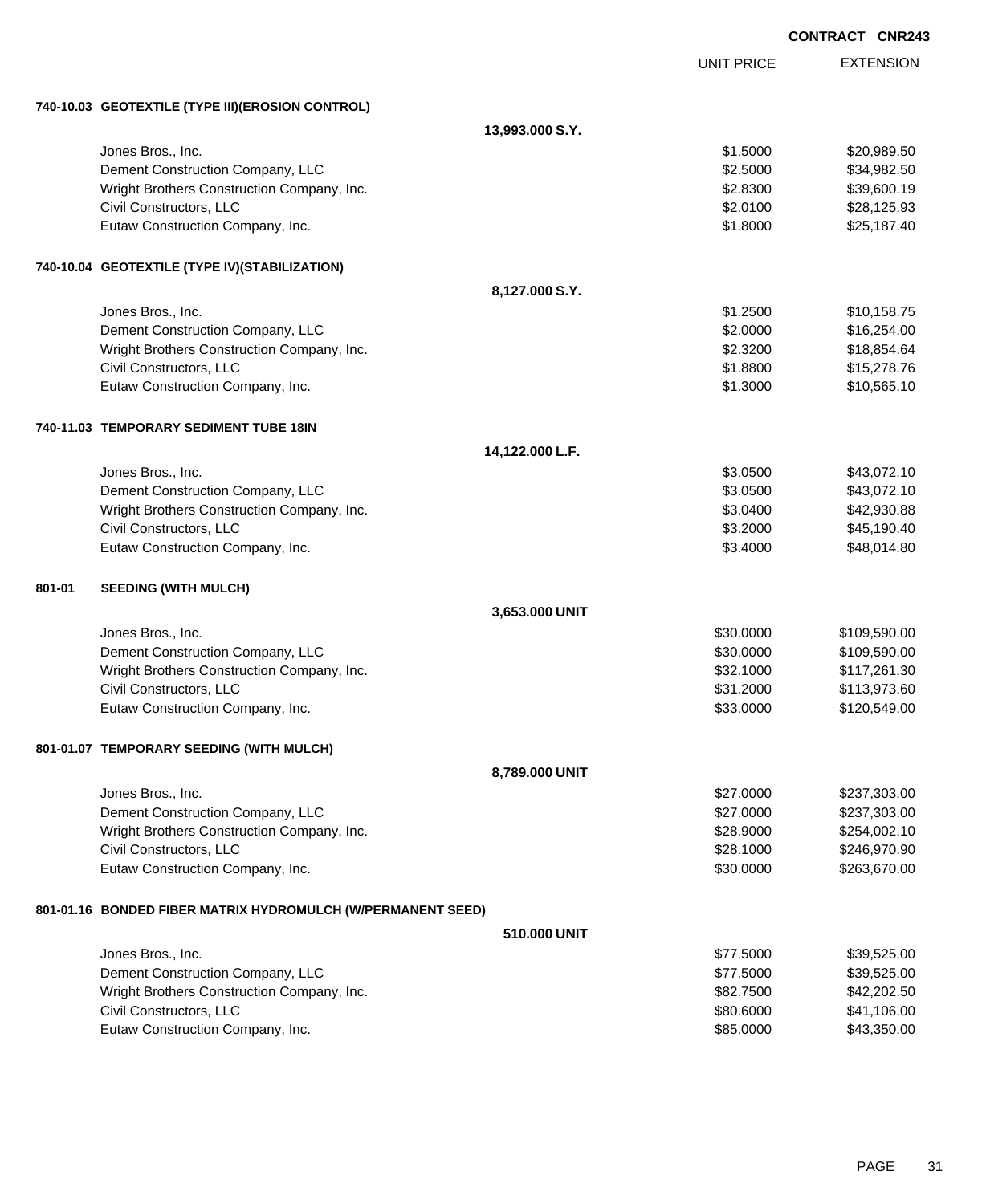CONTRACT CNR243

| | UNIT PRICE | EXTENSION |
|---|---|---|
| **740-10.03 GEOTEXTILE (TYPE III)(EROSION CONTROL)** | | |
| **13,993.000 S.Y.** | | |
| Jones Bros., Inc. | $1.5000 | $20,989.50 |
| Dement Construction Company, LLC | $2.5000 | $34,982.50 |
| Wright Brothers Construction Company, Inc. | $2.8300 | $39,600.19 |
| Civil Constructors, LLC | $2.0100 | $28,125.93 |
| Eutaw Construction Company, Inc. | $1.8000 | $25,187.40 |
| **740-10.04 GEOTEXTILE (TYPE IV)(STABILIZATION)** | | |
| **8,127.000 S.Y.** | | |
| Jones Bros., Inc. | $1.2500 | $10,158.75 |
| Dement Construction Company, LLC | $2.0000 | $16,254.00 |
| Wright Brothers Construction Company, Inc. | $2.3200 | $18,854.64 |
| Civil Constructors, LLC | $1.8800 | $15,278.76 |
| Eutaw Construction Company, Inc. | $1.3000 | $10,565.10 |
| **740-11.03 TEMPORARY SEDIMENT TUBE 18IN** | | |
| **14,122.000 L.F.** | | |
| Jones Bros., Inc. | $3.0500 | $43,072.10 |
| Dement Construction Company, LLC | $3.0500 | $43,072.10 |
| Wright Brothers Construction Company, Inc. | $3.0400 | $42,930.88 |
| Civil Constructors, LLC | $3.2000 | $45,190.40 |
| Eutaw Construction Company, Inc. | $3.4000 | $48,014.80 |
| **801-01 SEEDING (WITH MULCH)** | | |
| **3,653.000 UNIT** | | |
| Jones Bros., Inc. | $30.0000 | $109,590.00 |
| Dement Construction Company, LLC | $30.0000 | $109,590.00 |
| Wright Brothers Construction Company, Inc. | $32.1000 | $117,261.30 |
| Civil Constructors, LLC | $31.2000 | $113,973.60 |
| Eutaw Construction Company, Inc. | $33.0000 | $120,549.00 |
| **801-01.07 TEMPORARY SEEDING (WITH MULCH)** | | |
| **8,789.000 UNIT** | | |
| Jones Bros., Inc. | $27.0000 | $237,303.00 |
| Dement Construction Company, LLC | $27.0000 | $237,303.00 |
| Wright Brothers Construction Company, Inc. | $28.9000 | $254,002.10 |
| Civil Constructors, LLC | $28.1000 | $246,970.90 |
| Eutaw Construction Company, Inc. | $30.0000 | $263,670.00 |
| **801-01.16 BONDED FIBER MATRIX HYDROMULCH (W/PERMANENT SEED)** | | |
| **510.000 UNIT** | | |
| Jones Bros., Inc. | $77.5000 | $39,525.00 |
| Dement Construction Company, LLC | $77.5000 | $39,525.00 |
| Wright Brothers Construction Company, Inc. | $82.7500 | $42,202.50 |
| Civil Constructors, LLC | $80.6000 | $41,106.00 |
| Eutaw Construction Company, Inc. | $85.0000 | $43,350.00 |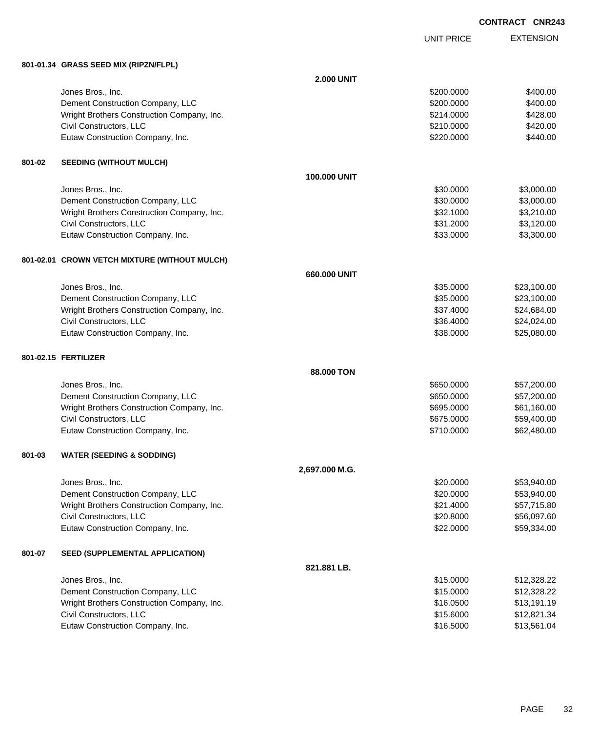**CONTRACT CNR243**

| | | UNIT PRICE | EXTENSION |
|---|---|---|---|
| **801-01.34 GRASS SEED MIX (RIPZN/FLPL)** | | | |
| | **2.000 UNIT** | | |
| Jones Bros., Inc. | | $200.0000 | $400.00 |
| Dement Construction Company, LLC | | $200.0000 | $400.00 |
| Wright Brothers Construction Company, Inc. | | $214.0000 | $428.00 |
| Civil Constructors, LLC | | $210.0000 | $420.00 |
| Eutaw Construction Company, Inc. | | $220.0000 | $440.00 |
| **801-02 SEEDING (WITHOUT MULCH)** | | | |
| | **100.000 UNIT** | | |
| Jones Bros., Inc. | | $30.0000 | $3,000.00 |
| Dement Construction Company, LLC | | $30.0000 | $3,000.00 |
| Wright Brothers Construction Company, Inc. | | $32.1000 | $3,210.00 |
| Civil Constructors, LLC | | $31.2000 | $3,120.00 |
| Eutaw Construction Company, Inc. | | $33.0000 | $3,300.00 |
| **801-02.01 CROWN VETCH MIXTURE (WITHOUT MULCH)** | | | |
| | **660.000 UNIT** | | |
| Jones Bros., Inc. | | $35.0000 | $23,100.00 |
| Dement Construction Company, LLC | | $35.0000 | $23,100.00 |
| Wright Brothers Construction Company, Inc. | | $37.4000 | $24,684.00 |
| Civil Constructors, LLC | | $36.4000 | $24,024.00 |
| Eutaw Construction Company, Inc. | | $38.0000 | $25,080.00 |
| **801-02.15 FERTILIZER** | | | |
| | **88.000 TON** | | |
| Jones Bros., Inc. | | $650.0000 | $57,200.00 |
| Dement Construction Company, LLC | | $650.0000 | $57,200.00 |
| Wright Brothers Construction Company, Inc. | | $695.0000 | $61,160.00 |
| Civil Constructors, LLC | | $675.0000 | $59,400.00 |
| Eutaw Construction Company, Inc. | | $710.0000 | $62,480.00 |
| **801-03 WATER (SEEDING & SODDING)** | | | |
| | **2,697.000 M.G.** | | |
| Jones Bros., Inc. | | $20.0000 | $53,940.00 |
| Dement Construction Company, LLC | | $20.0000 | $53,940.00 |
| Wright Brothers Construction Company, Inc. | | $21.4000 | $57,715.80 |
| Civil Constructors, LLC | | $20.8000 | $56,097.60 |
| Eutaw Construction Company, Inc. | | $22.0000 | $59,334.00 |
| **801-07 SEED (SUPPLEMENTAL APPLICATION)** | | | |
| | **821.881 LB.** | | |
| Jones Bros., Inc. | | $15.0000 | $12,328.22 |
| Dement Construction Company, LLC | | $15.0000 | $12,328.22 |
| Wright Brothers Construction Company, Inc. | | $16.0500 | $13,191.19 |
| Civil Constructors, LLC | | $15.6000 | $12,821.34 |
| Eutaw Construction Company, Inc. | | $16.5000 | $13,561.04 |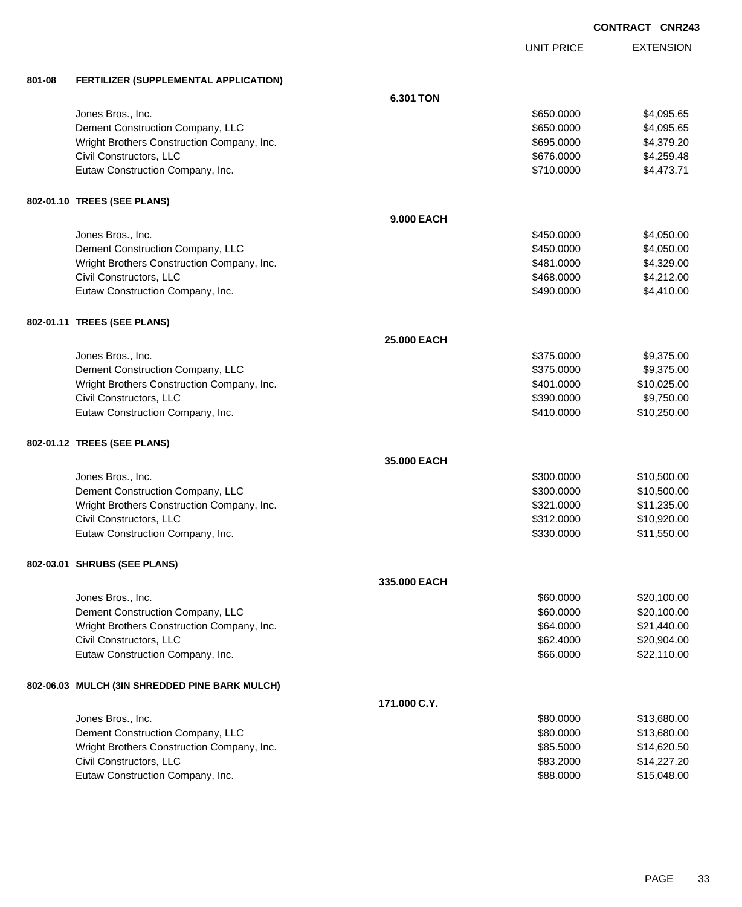CONTRACT CNR243

| | | UNIT PRICE | EXTENSION |
|---|---|---|---|
| **801-08** | **FERTILIZER (SUPPLEMENTAL APPLICATION)** | | |
| | **6.301 TON** | | |
| | Jones Bros., Inc. | $650.0000 | $4,095.65 |
| | Dement Construction Company, LLC | $650.0000 | $4,095.65 |
| | Wright Brothers Construction Company, Inc. | $695.0000 | $4,379.20 |
| | Civil Constructors, LLC | $676.0000 | $4,259.48 |
| | Eutaw Construction Company, Inc. | $710.0000 | $4,473.71 |
| **802-01.10** | **TREES (SEE PLANS)** | | |
| | **9.000 EACH** | | |
| | Jones Bros., Inc. | $450.0000 | $4,050.00 |
| | Dement Construction Company, LLC | $450.0000 | $4,050.00 |
| | Wright Brothers Construction Company, Inc. | $481.0000 | $4,329.00 |
| | Civil Constructors, LLC | $468.0000 | $4,212.00 |
| | Eutaw Construction Company, Inc. | $490.0000 | $4,410.00 |
| **802-01.11** | **TREES (SEE PLANS)** | | |
| | **25.000 EACH** | | |
| | Jones Bros., Inc. | $375.0000 | $9,375.00 |
| | Dement Construction Company, LLC | $375.0000 | $9,375.00 |
| | Wright Brothers Construction Company, Inc. | $401.0000 | $10,025.00 |
| | Civil Constructors, LLC | $390.0000 | $9,750.00 |
| | Eutaw Construction Company, Inc. | $410.0000 | $10,250.00 |
| **802-01.12** | **TREES (SEE PLANS)** | | |
| | **35.000 EACH** | | |
| | Jones Bros., Inc. | $300.0000 | $10,500.00 |
| | Dement Construction Company, LLC | $300.0000 | $10,500.00 |
| | Wright Brothers Construction Company, Inc. | $321.0000 | $11,235.00 |
| | Civil Constructors, LLC | $312.0000 | $10,920.00 |
| | Eutaw Construction Company, Inc. | $330.0000 | $11,550.00 |
| **802-03.01** | **SHRUBS (SEE PLANS)** | | |
| | **335.000 EACH** | | |
| | Jones Bros., Inc. | $60.0000 | $20,100.00 |
| | Dement Construction Company, LLC | $60.0000 | $20,100.00 |
| | Wright Brothers Construction Company, Inc. | $64.0000 | $21,440.00 |
| | Civil Constructors, LLC | $62.4000 | $20,904.00 |
| | Eutaw Construction Company, Inc. | $66.0000 | $22,110.00 |
| **802-06.03** | **MULCH (3IN SHREDDED PINE BARK MULCH)** | | |
| | **171.000 C.Y.** | | |
| | Jones Bros., Inc. | $80.0000 | $13,680.00 |
| | Dement Construction Company, LLC | $80.0000 | $13,680.00 |
| | Wright Brothers Construction Company, Inc. | $85.5000 | $14,620.50 |
| | Civil Constructors, LLC | $83.2000 | $14,227.20 |
| | Eutaw Construction Company, Inc. | $88.0000 | $15,048.00 |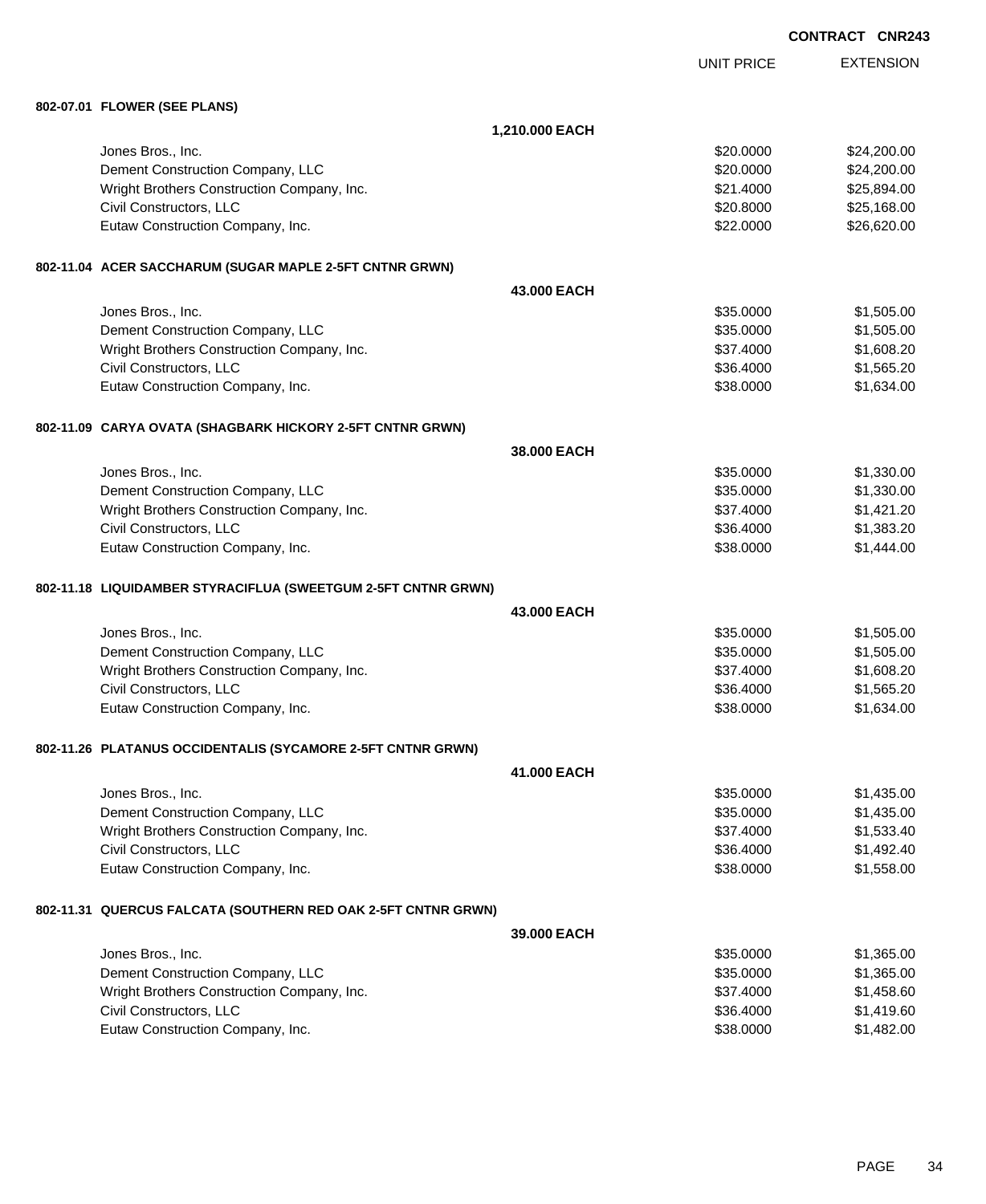**CONTRACT CNR243**

| | UNIT PRICE | EXTENSION |
|---|---|---|
| **802-07.01 FLOWER (SEE PLANS)** | | |
| **1,210.000 EACH** | | |
| Jones Bros., Inc. | $20.0000 | $24,200.00 |
| Dement Construction Company, LLC | $20.0000 | $24,200.00 |
| Wright Brothers Construction Company, Inc. | $21.4000 | $25,894.00 |
| Civil Constructors, LLC | $20.8000 | $25,168.00 |
| Eutaw Construction Company, Inc. | $22.0000 | $26,620.00 |
| **802-11.04 ACER SACCHARUM (SUGAR MAPLE 2-5FT CNTNR GRWN)** | | |
| **43.000 EACH** | | |
| Jones Bros., Inc. | $35.0000 | $1,505.00 |
| Dement Construction Company, LLC | $35.0000 | $1,505.00 |
| Wright Brothers Construction Company, Inc. | $37.4000 | $1,608.20 |
| Civil Constructors, LLC | $36.4000 | $1,565.20 |
| Eutaw Construction Company, Inc. | $38.0000 | $1,634.00 |
| **802-11.09 CARYA OVATA (SHAGBARK HICKORY 2-5FT CNTNR GRWN)** | | |
| **38.000 EACH** | | |
| Jones Bros., Inc. | $35.0000 | $1,330.00 |
| Dement Construction Company, LLC | $35.0000 | $1,330.00 |
| Wright Brothers Construction Company, Inc. | $37.4000 | $1,421.20 |
| Civil Constructors, LLC | $36.4000 | $1,383.20 |
| Eutaw Construction Company, Inc. | $38.0000 | $1,444.00 |
| **802-11.18 LIQUIDAMBER STYRACIFLUA (SWEETGUM 2-5FT CNTNR GRWN)** | | |
| **43.000 EACH** | | |
| Jones Bros., Inc. | $35.0000 | $1,505.00 |
| Dement Construction Company, LLC | $35.0000 | $1,505.00 |
| Wright Brothers Construction Company, Inc. | $37.4000 | $1,608.20 |
| Civil Constructors, LLC | $36.4000 | $1,565.20 |
| Eutaw Construction Company, Inc. | $38.0000 | $1,634.00 |
| **802-11.26 PLATANUS OCCIDENTALIS (SYCAMORE 2-5FT CNTNR GRWN)** | | |
| **41.000 EACH** | | |
| Jones Bros., Inc. | $35.0000 | $1,435.00 |
| Dement Construction Company, LLC | $35.0000 | $1,435.00 |
| Wright Brothers Construction Company, Inc. | $37.4000 | $1,533.40 |
| Civil Constructors, LLC | $36.4000 | $1,492.40 |
| Eutaw Construction Company, Inc. | $38.0000 | $1,558.00 |
| **802-11.31 QUERCUS FALCATA (SOUTHERN RED OAK 2-5FT CNTNR GRWN)** | | |
| **39.000 EACH** | | |
| Jones Bros., Inc. | $35.0000 | $1,365.00 |
| Dement Construction Company, LLC | $35.0000 | $1,365.00 |
| Wright Brothers Construction Company, Inc. | $37.4000 | $1,458.60 |
| Civil Constructors, LLC | $36.4000 | $1,419.60 |
| Eutaw Construction Company, Inc. | $38.0000 | $1,482.00 |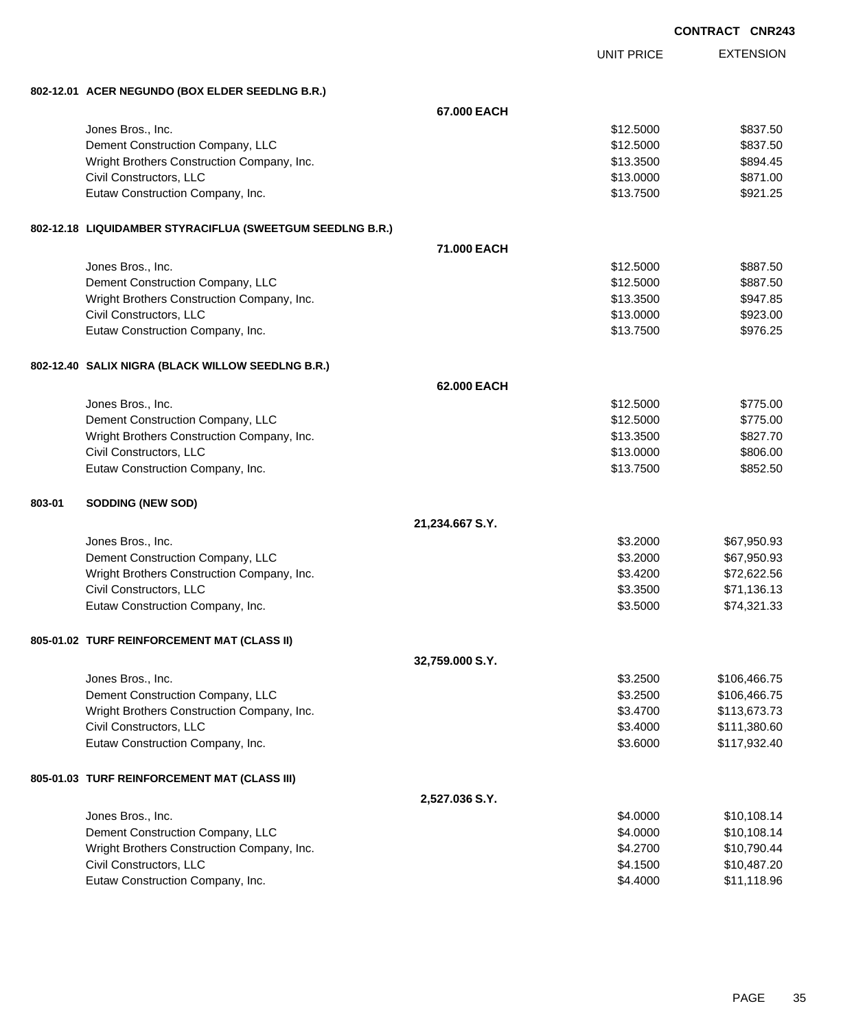**CONTRACT CNR243**

| | UNIT PRICE | EXTENSION |
|---|---|---|
| **802-12.01 ACER NEGUNDO (BOX ELDER SEEDLNG B.R.)** | | |
| **67.000 EACH** | | |
| Jones Bros., Inc. | $12.5000 | $837.50 |
| Dement Construction Company, LLC | $12.5000 | $837.50 |
| Wright Brothers Construction Company, Inc. | $13.3500 | $894.45 |
| Civil Constructors, LLC | $13.0000 | $871.00 |
| Eutaw Construction Company, Inc. | $13.7500 | $921.25 |
| **802-12.18 LIQUIDAMBER STYRACIFLUA (SWEETGUM SEEDLNG B.R.)** | | |
| **71.000 EACH** | | |
| Jones Bros., Inc. | $12.5000 | $887.50 |
| Dement Construction Company, LLC | $12.5000 | $887.50 |
| Wright Brothers Construction Company, Inc. | $13.3500 | $947.85 |
| Civil Constructors, LLC | $13.0000 | $923.00 |
| Eutaw Construction Company, Inc. | $13.7500 | $976.25 |
| **802-12.40 SALIX NIGRA (BLACK WILLOW SEEDLNG B.R.)** | | |
| **62.000 EACH** | | |
| Jones Bros., Inc. | $12.5000 | $775.00 |
| Dement Construction Company, LLC | $12.5000 | $775.00 |
| Wright Brothers Construction Company, Inc. | $13.3500 | $827.70 |
| Civil Constructors, LLC | $13.0000 | $806.00 |
| Eutaw Construction Company, Inc. | $13.7500 | $852.50 |
| **803-01 SODDING (NEW SOD)** | | |
| **21,234.667 S.Y.** | | |
| Jones Bros., Inc. | $3.2000 | $67,950.93 |
| Dement Construction Company, LLC | $3.2000 | $67,950.93 |
| Wright Brothers Construction Company, Inc. | $3.4200 | $72,622.56 |
| Civil Constructors, LLC | $3.3500 | $71,136.13 |
| Eutaw Construction Company, Inc. | $3.5000 | $74,321.33 |
| **805-01.02 TURF REINFORCEMENT MAT (CLASS II)** | | |
| **32,759.000 S.Y.** | | |
| Jones Bros., Inc. | $3.2500 | $106,466.75 |
| Dement Construction Company, LLC | $3.2500 | $106,466.75 |
| Wright Brothers Construction Company, Inc. | $3.4700 | $113,673.73 |
| Civil Constructors, LLC | $3.4000 | $111,380.60 |
| Eutaw Construction Company, Inc. | $3.6000 | $117,932.40 |
| **805-01.03 TURF REINFORCEMENT MAT (CLASS III)** | | |
| **2,527.036 S.Y.** | | |
| Jones Bros., Inc. | $4.0000 | $10,108.14 |
| Dement Construction Company, LLC | $4.0000 | $10,108.14 |
| Wright Brothers Construction Company, Inc. | $4.2700 | $10,790.44 |
| Civil Constructors, LLC | $4.1500 | $10,487.20 |
| Eutaw Construction Company, Inc. | $4.4000 | $11,118.96 |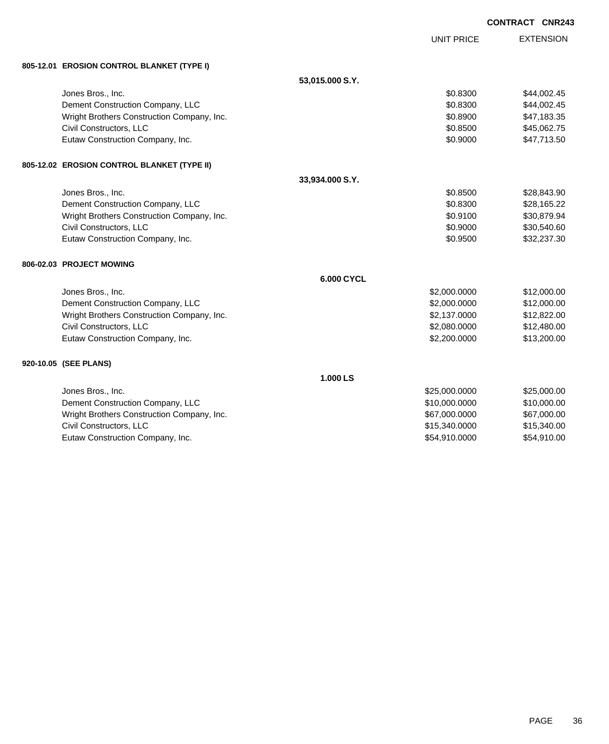**CONTRACT CNR243**

| | | UNIT PRICE | EXTENSION |
|---|---|---|---|
| **805-12.01 EROSION CONTROL BLANKET (TYPE I)** | | | |
| | **53,015.000 S.Y.** | | |
| Jones Bros., Inc. | | $0.8300 | $44,002.45 |
| Dement Construction Company, LLC | | $0.8300 | $44,002.45 |
| Wright Brothers Construction Company, Inc. | | $0.8900 | $47,183.35 |
| Civil Constructors, LLC | | $0.8500 | $45,062.75 |
| Eutaw Construction Company, Inc. | | $0.9000 | $47,713.50 |
| **805-12.02 EROSION CONTROL BLANKET (TYPE II)** | | | |
| | **33,934.000 S.Y.** | | |
| Jones Bros., Inc. | | $0.8500 | $28,843.90 |
| Dement Construction Company, LLC | | $0.8300 | $28,165.22 |
| Wright Brothers Construction Company, Inc. | | $0.9100 | $30,879.94 |
| Civil Constructors, LLC | | $0.9000 | $30,540.60 |
| Eutaw Construction Company, Inc. | | $0.9500 | $32,237.30 |
| **806-02.03 PROJECT MOWING** | | | |
| | **6.000 CYCL** | | |
| Jones Bros., Inc. | | $2,000.0000 | $12,000.00 |
| Dement Construction Company, LLC | | $2,000.0000 | $12,000.00 |
| Wright Brothers Construction Company, Inc. | | $2,137.0000 | $12,822.00 |
| Civil Constructors, LLC | | $2,080.0000 | $12,480.00 |
| Eutaw Construction Company, Inc. | | $2,200.0000 | $13,200.00 |
| **920-10.05 (SEE PLANS)** | | | |
| | **1.000 LS** | | |
| Jones Bros., Inc. | | $25,000.0000 | $25,000.00 |
| Dement Construction Company, LLC | | $10,000.0000 | $10,000.00 |
| Wright Brothers Construction Company, Inc. | | $67,000.0000 | $67,000.00 |
| Civil Constructors, LLC | | $15,340.0000 | $15,340.00 |
| Eutaw Construction Company, Inc. | | $54,910.0000 | $54,910.00 |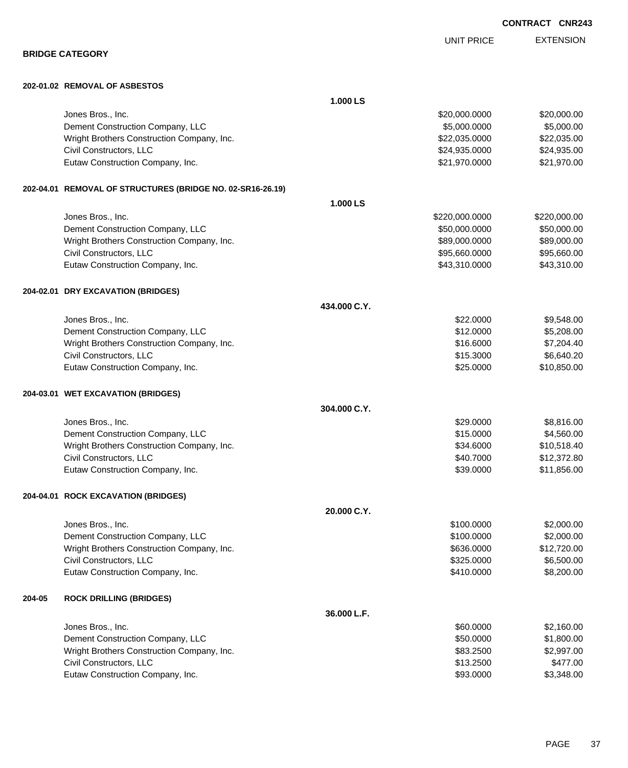**CONTRACT CNR243**

## BRIDGE CATEGORY

### 202-01.02 REMOVAL OF ASBESTOS

**1.000 LS**

| Bidder | UNIT PRICE | EXTENSION |
|---|---|---|
| Jones Bros., Inc. | $20,000.0000 | $20,000.00 |
| Dement Construction Company, LLC | $5,000.0000 | $5,000.00 |
| Wright Brothers Construction Company, Inc. | $22,035.0000 | $22,035.00 |
| Civil Constructors, LLC | $24,935.0000 | $24,935.00 |
| Eutaw Construction Company, Inc. | $21,970.0000 | $21,970.00 |

### 202-04.01 REMOVAL OF STRUCTURES (BRIDGE NO. 02-SR16-26.19)

**1.000 LS**

| Bidder | UNIT PRICE | EXTENSION |
|---|---|---|
| Jones Bros., Inc. | $220,000.0000 | $220,000.00 |
| Dement Construction Company, LLC | $50,000.0000 | $50,000.00 |
| Wright Brothers Construction Company, Inc. | $89,000.0000 | $89,000.00 |
| Civil Constructors, LLC | $95,660.0000 | $95,660.00 |
| Eutaw Construction Company, Inc. | $43,310.0000 | $43,310.00 |

### 204-02.01 DRY EXCAVATION (BRIDGES)

**434.000 C.Y.**

| Bidder | UNIT PRICE | EXTENSION |
|---|---|---|
| Jones Bros., Inc. | $22.0000 | $9,548.00 |
| Dement Construction Company, LLC | $12.0000 | $5,208.00 |
| Wright Brothers Construction Company, Inc. | $16.6000 | $7,204.40 |
| Civil Constructors, LLC | $15.3000 | $6,640.20 |
| Eutaw Construction Company, Inc. | $25.0000 | $10,850.00 |

### 204-03.01 WET EXCAVATION (BRIDGES)

**304.000 C.Y.**

| Bidder | UNIT PRICE | EXTENSION |
|---|---|---|
| Jones Bros., Inc. | $29.0000 | $8,816.00 |
| Dement Construction Company, LLC | $15.0000 | $4,560.00 |
| Wright Brothers Construction Company, Inc. | $34.6000 | $10,518.40 |
| Civil Constructors, LLC | $40.7000 | $12,372.80 |
| Eutaw Construction Company, Inc. | $39.0000 | $11,856.00 |

### 204-04.01 ROCK EXCAVATION (BRIDGES)

**20.000 C.Y.**

| Bidder | UNIT PRICE | EXTENSION |
|---|---|---|
| Jones Bros., Inc. | $100.0000 | $2,000.00 |
| Dement Construction Company, LLC | $100.0000 | $2,000.00 |
| Wright Brothers Construction Company, Inc. | $636.0000 | $12,720.00 |
| Civil Constructors, LLC | $325.0000 | $6,500.00 |
| Eutaw Construction Company, Inc. | $410.0000 | $8,200.00 |

### 204-05 ROCK DRILLING (BRIDGES)

**36.000 L.F.**

| Bidder | UNIT PRICE | EXTENSION |
|---|---|---|
| Jones Bros., Inc. | $60.0000 | $2,160.00 |
| Dement Construction Company, LLC | $50.0000 | $1,800.00 |
| Wright Brothers Construction Company, Inc. | $83.2500 | $2,997.00 |
| Civil Constructors, LLC | $13.2500 | $477.00 |
| Eutaw Construction Company, Inc. | $93.0000 | $3,348.00 |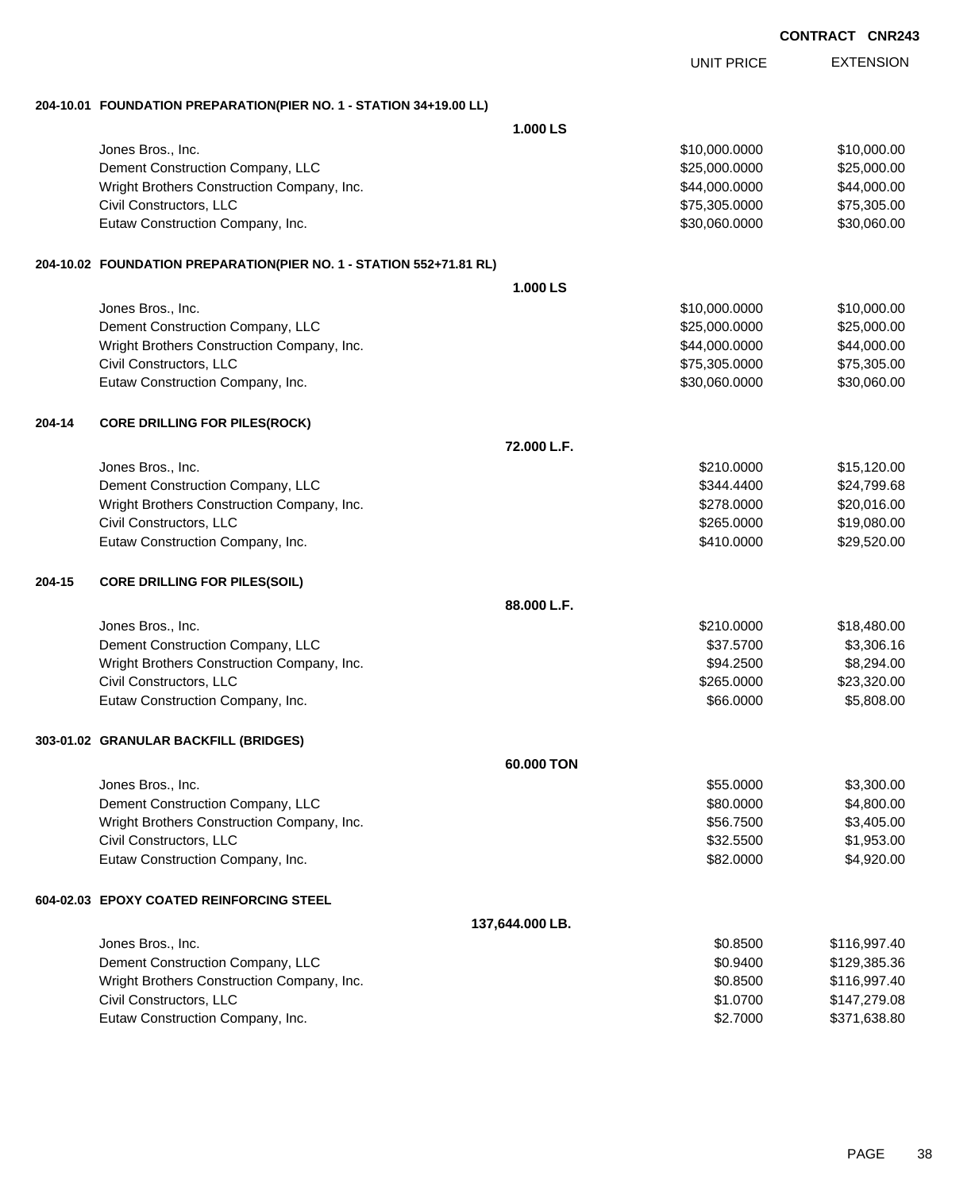CONTRACT CNR243

| | | | UNIT PRICE | EXTENSION |
|---|---|---|---|---|
| **204-10.01** | **FOUNDATION PREPARATION(PIER NO. 1 - STATION 34+19.00 LL)** | | | |
| | | **1.000 LS** | | |
| | Jones Bros., Inc. | | $10,000.0000 | $10,000.00 |
| | Dement Construction Company, LLC | | $25,000.0000 | $25,000.00 |
| | Wright Brothers Construction Company, Inc. | | $44,000.0000 | $44,000.00 |
| | Civil Constructors, LLC | | $75,305.0000 | $75,305.00 |
| | Eutaw Construction Company, Inc. | | $30,060.0000 | $30,060.00 |
| **204-10.02** | **FOUNDATION PREPARATION(PIER NO. 1 - STATION 552+71.81 RL)** | | | |
| | | **1.000 LS** | | |
| | Jones Bros., Inc. | | $10,000.0000 | $10,000.00 |
| | Dement Construction Company, LLC | | $25,000.0000 | $25,000.00 |
| | Wright Brothers Construction Company, Inc. | | $44,000.0000 | $44,000.00 |
| | Civil Constructors, LLC | | $75,305.0000 | $75,305.00 |
| | Eutaw Construction Company, Inc. | | $30,060.0000 | $30,060.00 |
| **204-14** | **CORE DRILLING FOR PILES(ROCK)** | | | |
| | | **72.000 L.F.** | | |
| | Jones Bros., Inc. | | $210.0000 | $15,120.00 |
| | Dement Construction Company, LLC | | $344.4400 | $24,799.68 |
| | Wright Brothers Construction Company, Inc. | | $278.0000 | $20,016.00 |
| | Civil Constructors, LLC | | $265.0000 | $19,080.00 |
| | Eutaw Construction Company, Inc. | | $410.0000 | $29,520.00 |
| **204-15** | **CORE DRILLING FOR PILES(SOIL)** | | | |
| | | **88.000 L.F.** | | |
| | Jones Bros., Inc. | | $210.0000 | $18,480.00 |
| | Dement Construction Company, LLC | | $37.5700 | $3,306.16 |
| | Wright Brothers Construction Company, Inc. | | $94.2500 | $8,294.00 |
| | Civil Constructors, LLC | | $265.0000 | $23,320.00 |
| | Eutaw Construction Company, Inc. | | $66.0000 | $5,808.00 |
| **303-01.02** | **GRANULAR BACKFILL (BRIDGES)** | | | |
| | | **60.000 TON** | | |
| | Jones Bros., Inc. | | $55.0000 | $3,300.00 |
| | Dement Construction Company, LLC | | $80.0000 | $4,800.00 |
| | Wright Brothers Construction Company, Inc. | | $56.7500 | $3,405.00 |
| | Civil Constructors, LLC | | $32.5500 | $1,953.00 |
| | Eutaw Construction Company, Inc. | | $82.0000 | $4,920.00 |
| **604-02.03** | **EPOXY COATED REINFORCING STEEL** | | | |
| | | **137,644.000 LB.** | | |
| | Jones Bros., Inc. | | $0.8500 | $116,997.40 |
| | Dement Construction Company, LLC | | $0.9400 | $129,385.36 |
| | Wright Brothers Construction Company, Inc. | | $0.8500 | $116,997.40 |
| | Civil Constructors, LLC | | $1.0700 | $147,279.08 |
| | Eutaw Construction Company, Inc. | | $2.7000 | $371,638.80 |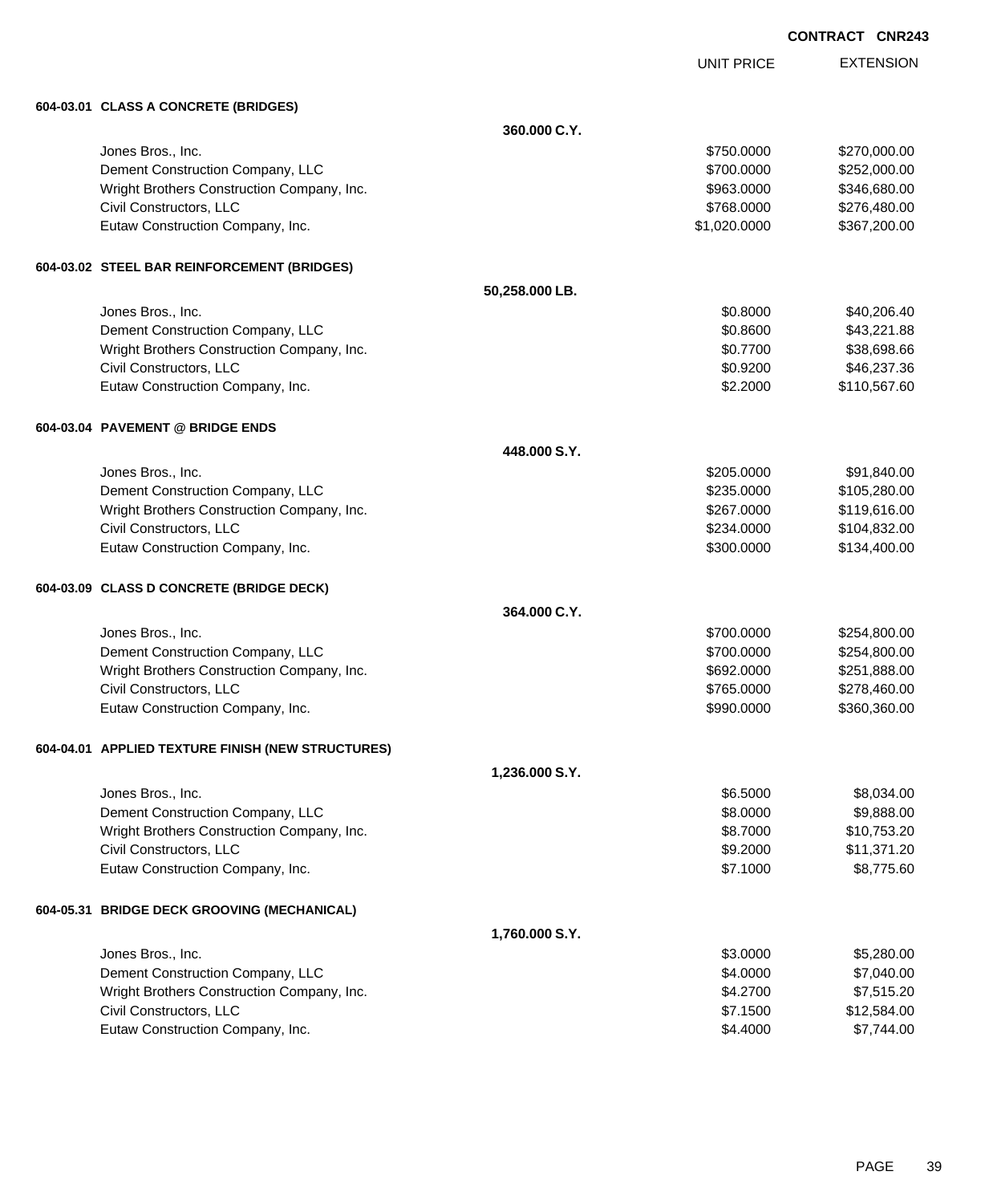**CONTRACT CNR243**

| | | UNIT PRICE | EXTENSION |
|---|---|---|---|
| **604-03.01 CLASS A CONCRETE (BRIDGES)** | | | |
| | **360.000 C.Y.** | | |
| Jones Bros., Inc. | | $750.0000 | $270,000.00 |
| Dement Construction Company, LLC | | $700.0000 | $252,000.00 |
| Wright Brothers Construction Company, Inc. | | $963.0000 | $346,680.00 |
| Civil Constructors, LLC | | $768.0000 | $276,480.00 |
| Eutaw Construction Company, Inc. | | $1,020.0000 | $367,200.00 |
| **604-03.02 STEEL BAR REINFORCEMENT (BRIDGES)** | | | |
| | **50,258.000 LB.** | | |
| Jones Bros., Inc. | | $0.8000 | $40,206.40 |
| Dement Construction Company, LLC | | $0.8600 | $43,221.88 |
| Wright Brothers Construction Company, Inc. | | $0.7700 | $38,698.66 |
| Civil Constructors, LLC | | $0.9200 | $46,237.36 |
| Eutaw Construction Company, Inc. | | $2.2000 | $110,567.60 |
| **604-03.04 PAVEMENT @ BRIDGE ENDS** | | | |
| | **448.000 S.Y.** | | |
| Jones Bros., Inc. | | $205.0000 | $91,840.00 |
| Dement Construction Company, LLC | | $235.0000 | $105,280.00 |
| Wright Brothers Construction Company, Inc. | | $267.0000 | $119,616.00 |
| Civil Constructors, LLC | | $234.0000 | $104,832.00 |
| Eutaw Construction Company, Inc. | | $300.0000 | $134,400.00 |
| **604-03.09 CLASS D CONCRETE (BRIDGE DECK)** | | | |
| | **364.000 C.Y.** | | |
| Jones Bros., Inc. | | $700.0000 | $254,800.00 |
| Dement Construction Company, LLC | | $700.0000 | $254,800.00 |
| Wright Brothers Construction Company, Inc. | | $692.0000 | $251,888.00 |
| Civil Constructors, LLC | | $765.0000 | $278,460.00 |
| Eutaw Construction Company, Inc. | | $990.0000 | $360,360.00 |
| **604-04.01 APPLIED TEXTURE FINISH (NEW STRUCTURES)** | | | |
| | **1,236.000 S.Y.** | | |
| Jones Bros., Inc. | | $6.5000 | $8,034.00 |
| Dement Construction Company, LLC | | $8.0000 | $9,888.00 |
| Wright Brothers Construction Company, Inc. | | $8.7000 | $10,753.20 |
| Civil Constructors, LLC | | $9.2000 | $11,371.20 |
| Eutaw Construction Company, Inc. | | $7.1000 | $8,775.60 |
| **604-05.31 BRIDGE DECK GROOVING (MECHANICAL)** | | | |
| | **1,760.000 S.Y.** | | |
| Jones Bros., Inc. | | $3.0000 | $5,280.00 |
| Dement Construction Company, LLC | | $4.0000 | $7,040.00 |
| Wright Brothers Construction Company, Inc. | | $4.2700 | $7,515.20 |
| Civil Constructors, LLC | | $7.1500 | $12,584.00 |
| Eutaw Construction Company, Inc. | | $4.4000 | $7,744.00 |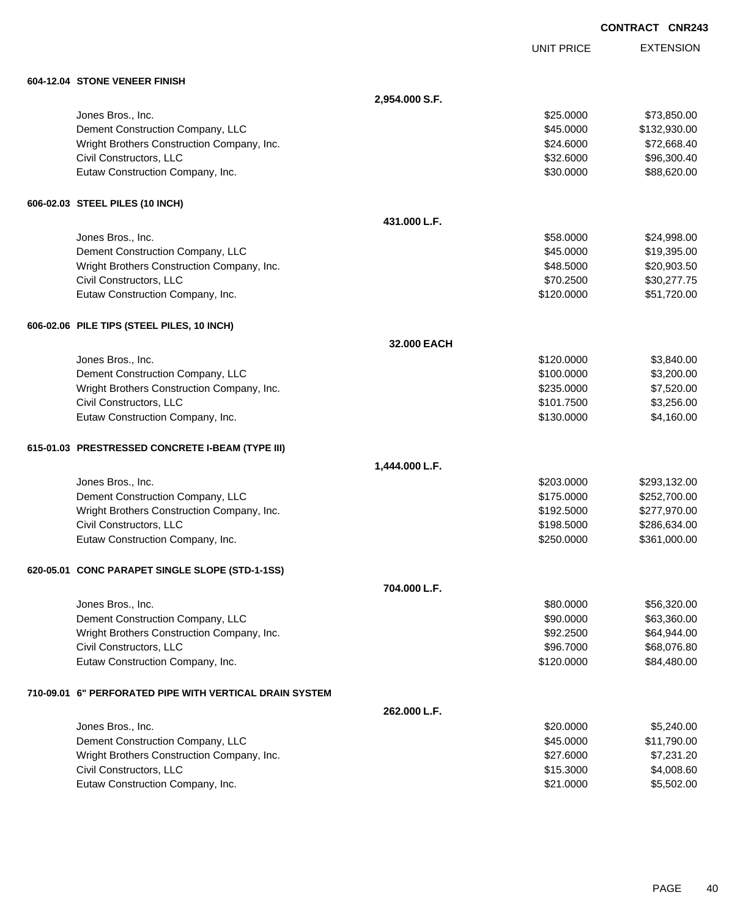CONTRACT CNR243

| | UNIT PRICE | EXTENSION |
|---|---|---|
| **604-12.04 STONE VENEER FINISH** | | |
| **2,954.000 S.F.** | | |
| Jones Bros., Inc. | $25.0000 | $73,850.00 |
| Dement Construction Company, LLC | $45.0000 | $132,930.00 |
| Wright Brothers Construction Company, Inc. | $24.6000 | $72,668.40 |
| Civil Constructors, LLC | $32.6000 | $96,300.40 |
| Eutaw Construction Company, Inc. | $30.0000 | $88,620.00 |
| **606-02.03 STEEL PILES (10 INCH)** | | |
| **431.000 L.F.** | | |
| Jones Bros., Inc. | $58.0000 | $24,998.00 |
| Dement Construction Company, LLC | $45.0000 | $19,395.00 |
| Wright Brothers Construction Company, Inc. | $48.5000 | $20,903.50 |
| Civil Constructors, LLC | $70.2500 | $30,277.75 |
| Eutaw Construction Company, Inc. | $120.0000 | $51,720.00 |
| **606-02.06 PILE TIPS (STEEL PILES, 10 INCH)** | | |
| **32.000 EACH** | | |
| Jones Bros., Inc. | $120.0000 | $3,840.00 |
| Dement Construction Company, LLC | $100.0000 | $3,200.00 |
| Wright Brothers Construction Company, Inc. | $235.0000 | $7,520.00 |
| Civil Constructors, LLC | $101.7500 | $3,256.00 |
| Eutaw Construction Company, Inc. | $130.0000 | $4,160.00 |
| **615-01.03 PRESTRESSED CONCRETE I-BEAM (TYPE III)** | | |
| **1,444.000 L.F.** | | |
| Jones Bros., Inc. | $203.0000 | $293,132.00 |
| Dement Construction Company, LLC | $175.0000 | $252,700.00 |
| Wright Brothers Construction Company, Inc. | $192.5000 | $277,970.00 |
| Civil Constructors, LLC | $198.5000 | $286,634.00 |
| Eutaw Construction Company, Inc. | $250.0000 | $361,000.00 |
| **620-05.01 CONC PARAPET SINGLE SLOPE (STD-1-1SS)** | | |
| **704.000 L.F.** | | |
| Jones Bros., Inc. | $80.0000 | $56,320.00 |
| Dement Construction Company, LLC | $90.0000 | $63,360.00 |
| Wright Brothers Construction Company, Inc. | $92.2500 | $64,944.00 |
| Civil Constructors, LLC | $96.7000 | $68,076.80 |
| Eutaw Construction Company, Inc. | $120.0000 | $84,480.00 |
| **710-09.01 6" PERFORATED PIPE WITH VERTICAL DRAIN SYSTEM** | | |
| **262.000 L.F.** | | |
| Jones Bros., Inc. | $20.0000 | $5,240.00 |
| Dement Construction Company, LLC | $45.0000 | $11,790.00 |
| Wright Brothers Construction Company, Inc. | $27.6000 | $7,231.20 |
| Civil Constructors, LLC | $15.3000 | $4,008.60 |
| Eutaw Construction Company, Inc. | $21.0000 | $5,502.00 |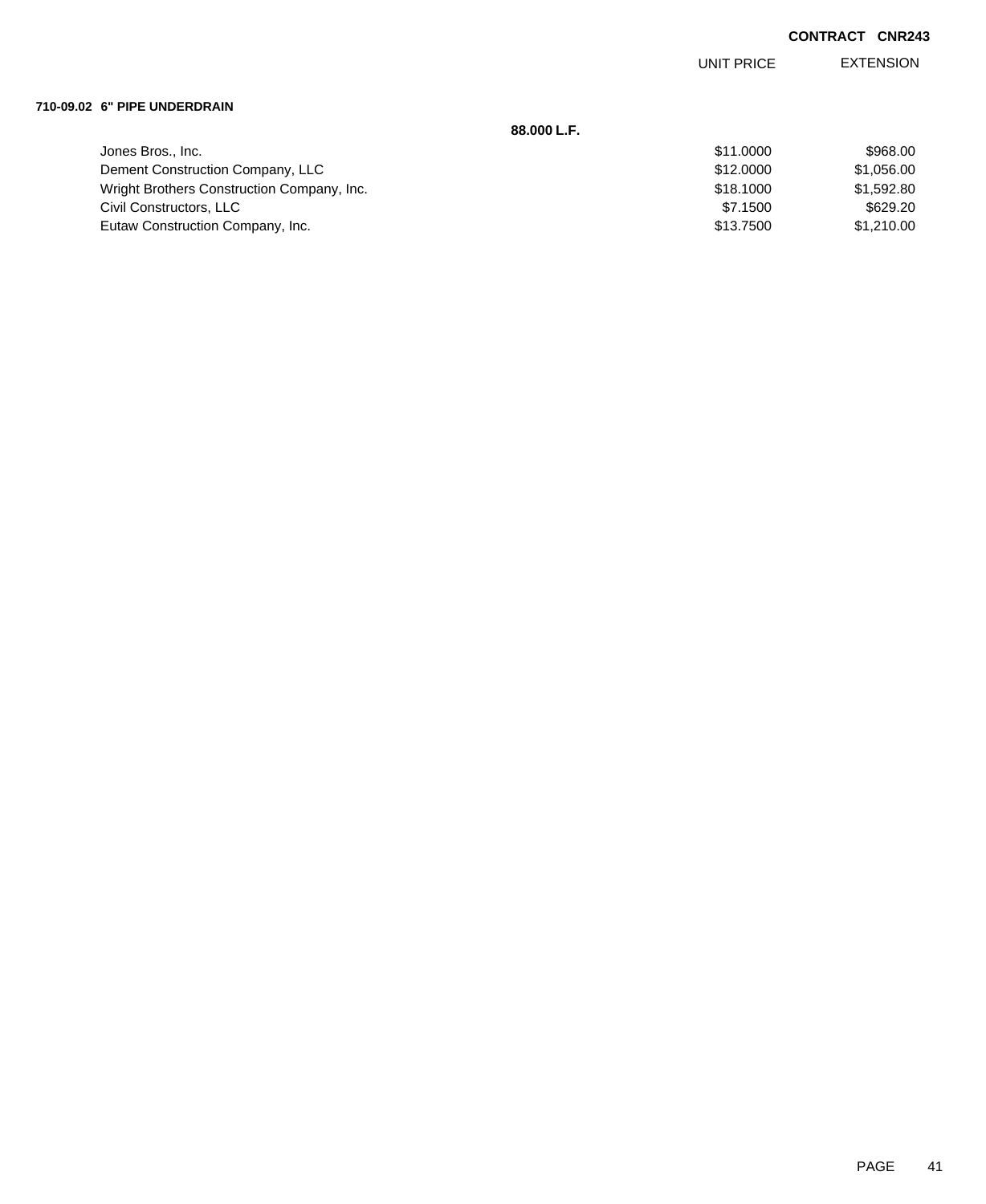**CONTRACT CNR243**

**710-09.02 6" PIPE UNDERDRAIN**

**88.000 L.F.**

| | UNIT PRICE | EXTENSION |
|---|---|---|
| Jones Bros., Inc. | $11.0000 | $968.00 |
| Dement Construction Company, LLC | $12.0000 | $1,056.00 |
| Wright Brothers Construction Company, Inc. | $18.1000 | $1,592.80 |
| Civil Constructors, LLC | $7.1500 | $629.20 |
| Eutaw Construction Company, Inc. | $13.7500 | $1,210.00 |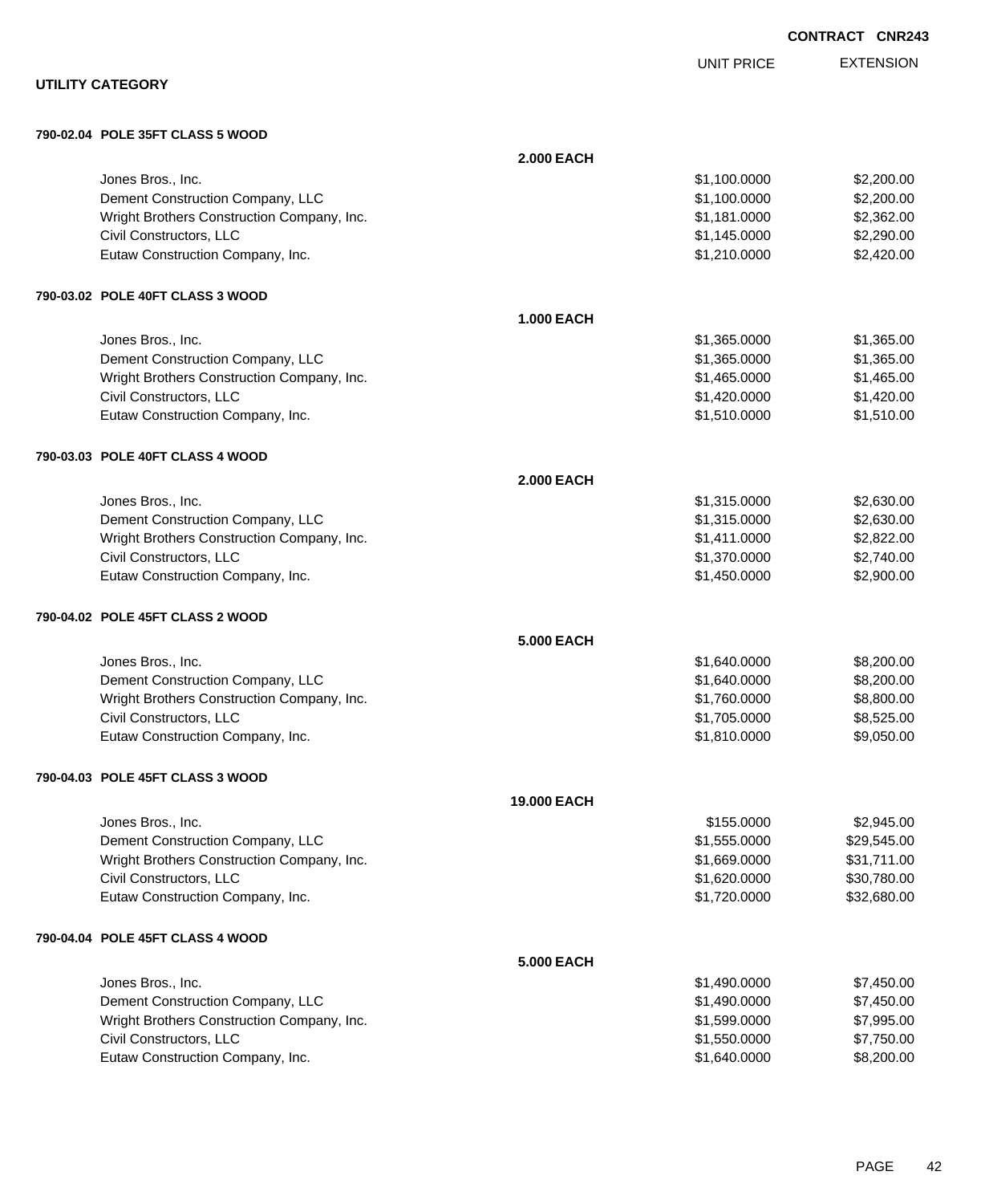**CONTRACT CNR243**

## UTILITY CATEGORY

| | | UNIT PRICE | EXTENSION |
|---|---|---|---|
| **790-02.04 POLE 35FT CLASS 5 WOOD** | | | |
| | **2.000 EACH** | | |
| Jones Bros., Inc. | | $1,100.0000 | $2,200.00 |
| Dement Construction Company, LLC | | $1,100.0000 | $2,200.00 |
| Wright Brothers Construction Company, Inc. | | $1,181.0000 | $2,362.00 |
| Civil Constructors, LLC | | $1,145.0000 | $2,290.00 |
| Eutaw Construction Company, Inc. | | $1,210.0000 | $2,420.00 |
| **790-03.02 POLE 40FT CLASS 3 WOOD** | | | |
| | **1.000 EACH** | | |
| Jones Bros., Inc. | | $1,365.0000 | $1,365.00 |
| Dement Construction Company, LLC | | $1,365.0000 | $1,365.00 |
| Wright Brothers Construction Company, Inc. | | $1,465.0000 | $1,465.00 |
| Civil Constructors, LLC | | $1,420.0000 | $1,420.00 |
| Eutaw Construction Company, Inc. | | $1,510.0000 | $1,510.00 |
| **790-03.03 POLE 40FT CLASS 4 WOOD** | | | |
| | **2.000 EACH** | | |
| Jones Bros., Inc. | | $1,315.0000 | $2,630.00 |
| Dement Construction Company, LLC | | $1,315.0000 | $2,630.00 |
| Wright Brothers Construction Company, Inc. | | $1,411.0000 | $2,822.00 |
| Civil Constructors, LLC | | $1,370.0000 | $2,740.00 |
| Eutaw Construction Company, Inc. | | $1,450.0000 | $2,900.00 |
| **790-04.02 POLE 45FT CLASS 2 WOOD** | | | |
| | **5.000 EACH** | | |
| Jones Bros., Inc. | | $1,640.0000 | $8,200.00 |
| Dement Construction Company, LLC | | $1,640.0000 | $8,200.00 |
| Wright Brothers Construction Company, Inc. | | $1,760.0000 | $8,800.00 |
| Civil Constructors, LLC | | $1,705.0000 | $8,525.00 |
| Eutaw Construction Company, Inc. | | $1,810.0000 | $9,050.00 |
| **790-04.03 POLE 45FT CLASS 3 WOOD** | | | |
| | **19.000 EACH** | | |
| Jones Bros., Inc. | | $155.0000 | $2,945.00 |
| Dement Construction Company, LLC | | $1,555.0000 | $29,545.00 |
| Wright Brothers Construction Company, Inc. | | $1,669.0000 | $31,711.00 |
| Civil Constructors, LLC | | $1,620.0000 | $30,780.00 |
| Eutaw Construction Company, Inc. | | $1,720.0000 | $32,680.00 |
| **790-04.04 POLE 45FT CLASS 4 WOOD** | | | |
| | **5.000 EACH** | | |
| Jones Bros., Inc. | | $1,490.0000 | $7,450.00 |
| Dement Construction Company, LLC | | $1,490.0000 | $7,450.00 |
| Wright Brothers Construction Company, Inc. | | $1,599.0000 | $7,995.00 |
| Civil Constructors, LLC | | $1,550.0000 | $7,750.00 |
| Eutaw Construction Company, Inc. | | $1,640.0000 | $8,200.00 |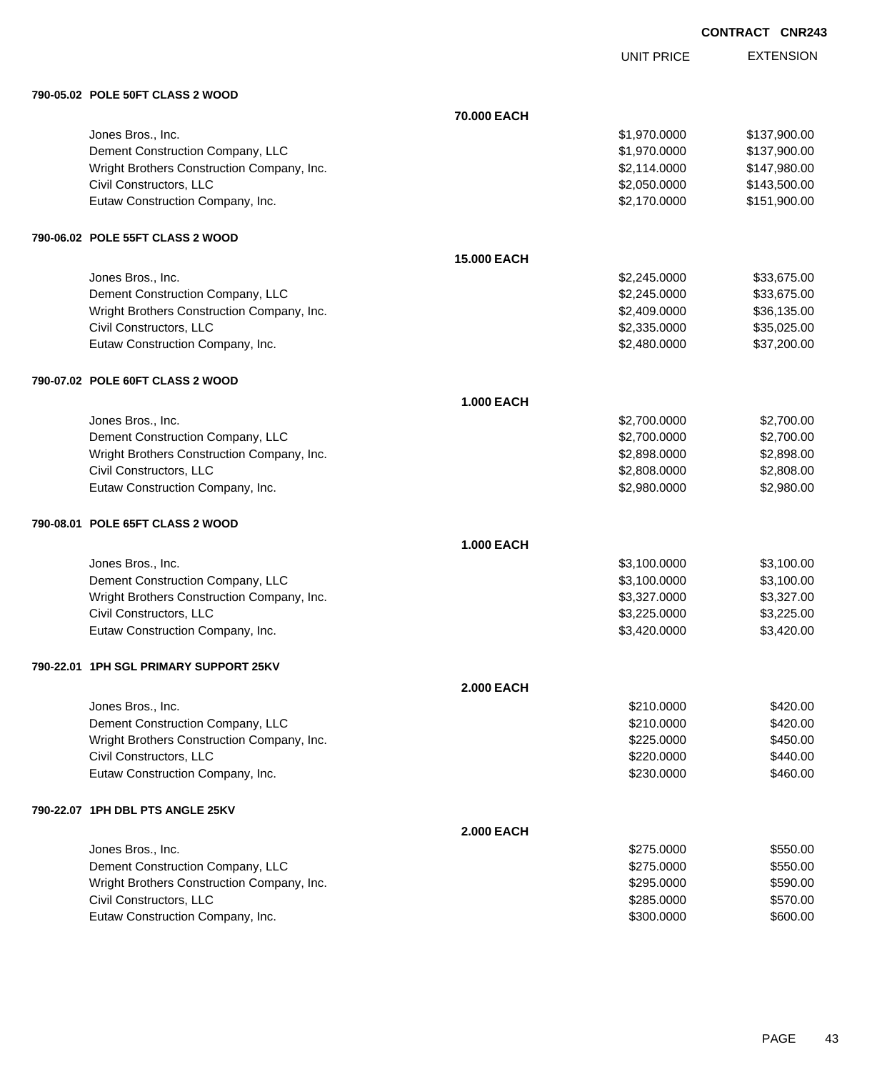**CONTRACT CNR243**

| | | UNIT PRICE | EXTENSION |
|---|---|---|---|
| **790-05.02 POLE 50FT CLASS 2 WOOD** | | | |
| | **70.000 EACH** | | |
| Jones Bros., Inc. | | $1,970.0000 | $137,900.00 |
| Dement Construction Company, LLC | | $1,970.0000 | $137,900.00 |
| Wright Brothers Construction Company, Inc. | | $2,114.0000 | $147,980.00 |
| Civil Constructors, LLC | | $2,050.0000 | $143,500.00 |
| Eutaw Construction Company, Inc. | | $2,170.0000 | $151,900.00 |
| **790-06.02 POLE 55FT CLASS 2 WOOD** | | | |
| | **15.000 EACH** | | |
| Jones Bros., Inc. | | $2,245.0000 | $33,675.00 |
| Dement Construction Company, LLC | | $2,245.0000 | $33,675.00 |
| Wright Brothers Construction Company, Inc. | | $2,409.0000 | $36,135.00 |
| Civil Constructors, LLC | | $2,335.0000 | $35,025.00 |
| Eutaw Construction Company, Inc. | | $2,480.0000 | $37,200.00 |
| **790-07.02 POLE 60FT CLASS 2 WOOD** | | | |
| | **1.000 EACH** | | |
| Jones Bros., Inc. | | $2,700.0000 | $2,700.00 |
| Dement Construction Company, LLC | | $2,700.0000 | $2,700.00 |
| Wright Brothers Construction Company, Inc. | | $2,898.0000 | $2,898.00 |
| Civil Constructors, LLC | | $2,808.0000 | $2,808.00 |
| Eutaw Construction Company, Inc. | | $2,980.0000 | $2,980.00 |
| **790-08.01 POLE 65FT CLASS 2 WOOD** | | | |
| | **1.000 EACH** | | |
| Jones Bros., Inc. | | $3,100.0000 | $3,100.00 |
| Dement Construction Company, LLC | | $3,100.0000 | $3,100.00 |
| Wright Brothers Construction Company, Inc. | | $3,327.0000 | $3,327.00 |
| Civil Constructors, LLC | | $3,225.0000 | $3,225.00 |
| Eutaw Construction Company, Inc. | | $3,420.0000 | $3,420.00 |
| **790-22.01 1PH SGL PRIMARY SUPPORT 25KV** | | | |
| | **2.000 EACH** | | |
| Jones Bros., Inc. | | $210.0000 | $420.00 |
| Dement Construction Company, LLC | | $210.0000 | $420.00 |
| Wright Brothers Construction Company, Inc. | | $225.0000 | $450.00 |
| Civil Constructors, LLC | | $220.0000 | $440.00 |
| Eutaw Construction Company, Inc. | | $230.0000 | $460.00 |
| **790-22.07 1PH DBL PTS ANGLE 25KV** | | | |
| | **2.000 EACH** | | |
| Jones Bros., Inc. | | $275.0000 | $550.00 |
| Dement Construction Company, LLC | | $275.0000 | $550.00 |
| Wright Brothers Construction Company, Inc. | | $295.0000 | $590.00 |
| Civil Constructors, LLC | | $285.0000 | $570.00 |
| Eutaw Construction Company, Inc. | | $300.0000 | $600.00 |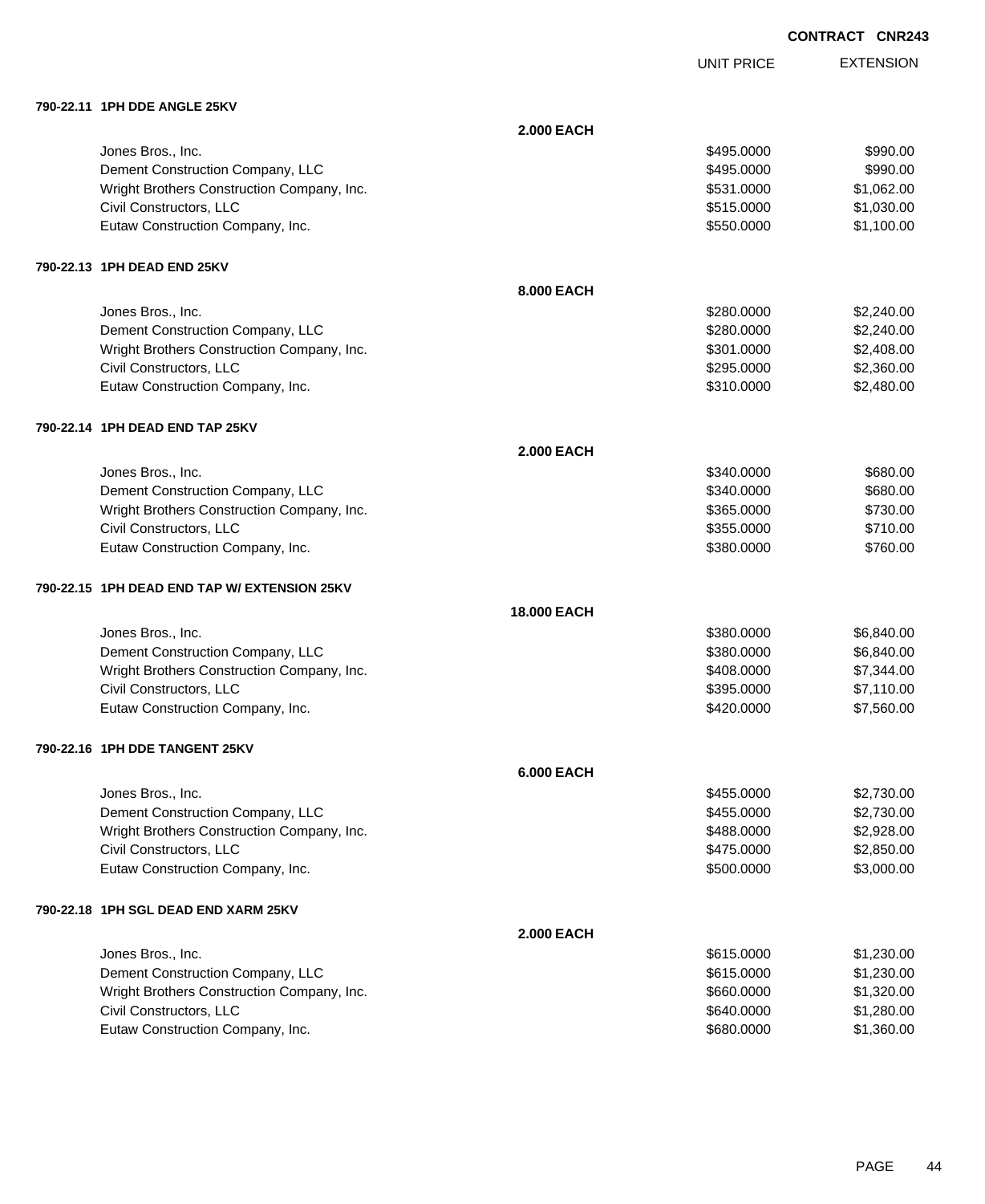CONTRACT CNR243

| | | UNIT PRICE | EXTENSION |
|---|---|---|---|
| **790-22.11 1PH DDE ANGLE 25KV** | | | |
| | **2.000 EACH** | | |
| Jones Bros., Inc. | | $495.0000 | $990.00 |
| Dement Construction Company, LLC | | $495.0000 | $990.00 |
| Wright Brothers Construction Company, Inc. | | $531.0000 | $1,062.00 |
| Civil Constructors, LLC | | $515.0000 | $1,030.00 |
| Eutaw Construction Company, Inc. | | $550.0000 | $1,100.00 |
| **790-22.13 1PH DEAD END 25KV** | | | |
| | **8.000 EACH** | | |
| Jones Bros., Inc. | | $280.0000 | $2,240.00 |
| Dement Construction Company, LLC | | $280.0000 | $2,240.00 |
| Wright Brothers Construction Company, Inc. | | $301.0000 | $2,408.00 |
| Civil Constructors, LLC | | $295.0000 | $2,360.00 |
| Eutaw Construction Company, Inc. | | $310.0000 | $2,480.00 |
| **790-22.14 1PH DEAD END TAP 25KV** | | | |
| | **2.000 EACH** | | |
| Jones Bros., Inc. | | $340.0000 | $680.00 |
| Dement Construction Company, LLC | | $340.0000 | $680.00 |
| Wright Brothers Construction Company, Inc. | | $365.0000 | $730.00 |
| Civil Constructors, LLC | | $355.0000 | $710.00 |
| Eutaw Construction Company, Inc. | | $380.0000 | $760.00 |
| **790-22.15 1PH DEAD END TAP W/ EXTENSION 25KV** | | | |
| | **18.000 EACH** | | |
| Jones Bros., Inc. | | $380.0000 | $6,840.00 |
| Dement Construction Company, LLC | | $380.0000 | $6,840.00 |
| Wright Brothers Construction Company, Inc. | | $408.0000 | $7,344.00 |
| Civil Constructors, LLC | | $395.0000 | $7,110.00 |
| Eutaw Construction Company, Inc. | | $420.0000 | $7,560.00 |
| **790-22.16 1PH DDE TANGENT 25KV** | | | |
| | **6.000 EACH** | | |
| Jones Bros., Inc. | | $455.0000 | $2,730.00 |
| Dement Construction Company, LLC | | $455.0000 | $2,730.00 |
| Wright Brothers Construction Company, Inc. | | $488.0000 | $2,928.00 |
| Civil Constructors, LLC | | $475.0000 | $2,850.00 |
| Eutaw Construction Company, Inc. | | $500.0000 | $3,000.00 |
| **790-22.18 1PH SGL DEAD END XARM 25KV** | | | |
| | **2.000 EACH** | | |
| Jones Bros., Inc. | | $615.0000 | $1,230.00 |
| Dement Construction Company, LLC | | $615.0000 | $1,230.00 |
| Wright Brothers Construction Company, Inc. | | $660.0000 | $1,320.00 |
| Civil Constructors, LLC | | $640.0000 | $1,280.00 |
| Eutaw Construction Company, Inc. | | $680.0000 | $1,360.00 |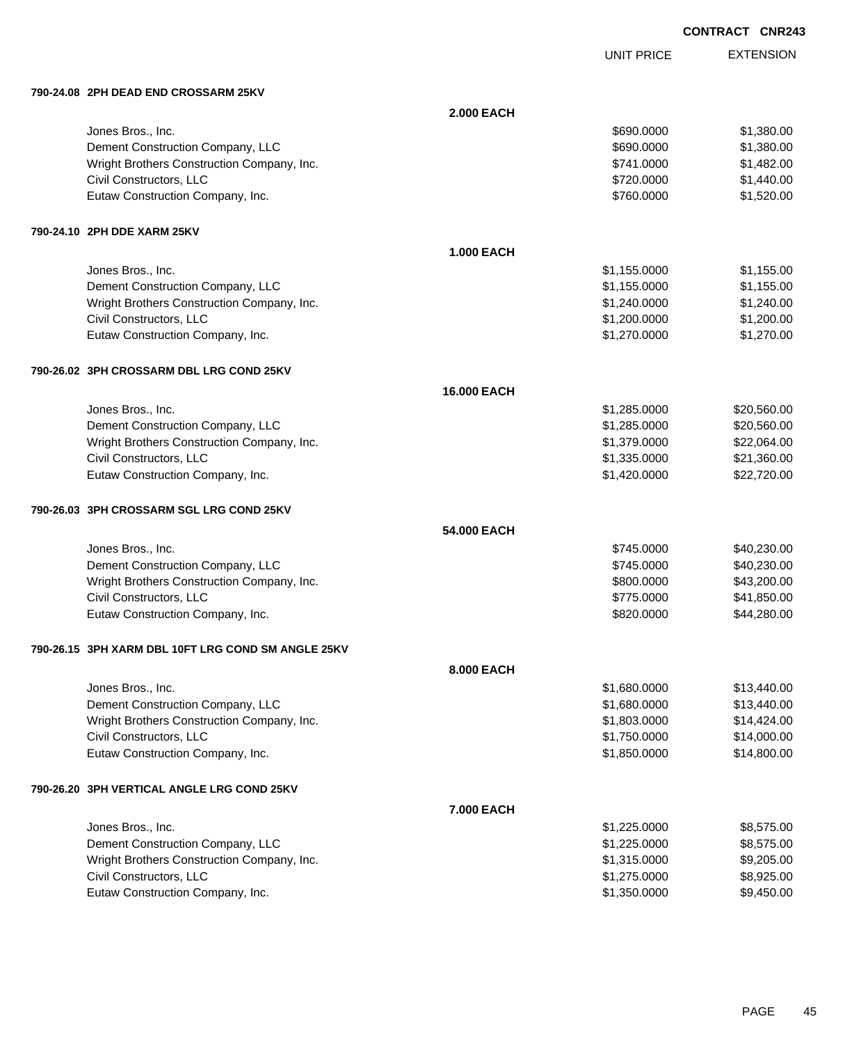**CONTRACT CNR243**

| | | UNIT PRICE | EXTENSION |
|---|---|---|---|
| **790-24.08 2PH DEAD END CROSSARM 25KV** | | | |
| | **2.000 EACH** | | |
| Jones Bros., Inc. | | $690.0000 | $1,380.00 |
| Dement Construction Company, LLC | | $690.0000 | $1,380.00 |
| Wright Brothers Construction Company, Inc. | | $741.0000 | $1,482.00 |
| Civil Constructors, LLC | | $720.0000 | $1,440.00 |
| Eutaw Construction Company, Inc. | | $760.0000 | $1,520.00 |
| **790-24.10 2PH DDE XARM 25KV** | | | |
| | **1.000 EACH** | | |
| Jones Bros., Inc. | | $1,155.0000 | $1,155.00 |
| Dement Construction Company, LLC | | $1,155.0000 | $1,155.00 |
| Wright Brothers Construction Company, Inc. | | $1,240.0000 | $1,240.00 |
| Civil Constructors, LLC | | $1,200.0000 | $1,200.00 |
| Eutaw Construction Company, Inc. | | $1,270.0000 | $1,270.00 |
| **790-26.02 3PH CROSSARM DBL LRG COND 25KV** | | | |
| | **16.000 EACH** | | |
| Jones Bros., Inc. | | $1,285.0000 | $20,560.00 |
| Dement Construction Company, LLC | | $1,285.0000 | $20,560.00 |
| Wright Brothers Construction Company, Inc. | | $1,379.0000 | $22,064.00 |
| Civil Constructors, LLC | | $1,335.0000 | $21,360.00 |
| Eutaw Construction Company, Inc. | | $1,420.0000 | $22,720.00 |
| **790-26.03 3PH CROSSARM SGL LRG COND 25KV** | | | |
| | **54.000 EACH** | | |
| Jones Bros., Inc. | | $745.0000 | $40,230.00 |
| Dement Construction Company, LLC | | $745.0000 | $40,230.00 |
| Wright Brothers Construction Company, Inc. | | $800.0000 | $43,200.00 |
| Civil Constructors, LLC | | $775.0000 | $41,850.00 |
| Eutaw Construction Company, Inc. | | $820.0000 | $44,280.00 |
| **790-26.15 3PH XARM DBL 10FT LRG COND SM ANGLE 25KV** | | | |
| | **8.000 EACH** | | |
| Jones Bros., Inc. | | $1,680.0000 | $13,440.00 |
| Dement Construction Company, LLC | | $1,680.0000 | $13,440.00 |
| Wright Brothers Construction Company, Inc. | | $1,803.0000 | $14,424.00 |
| Civil Constructors, LLC | | $1,750.0000 | $14,000.00 |
| Eutaw Construction Company, Inc. | | $1,850.0000 | $14,800.00 |
| **790-26.20 3PH VERTICAL ANGLE LRG COND 25KV** | | | |
| | **7.000 EACH** | | |
| Jones Bros., Inc. | | $1,225.0000 | $8,575.00 |
| Dement Construction Company, LLC | | $1,225.0000 | $8,575.00 |
| Wright Brothers Construction Company, Inc. | | $1,315.0000 | $9,205.00 |
| Civil Constructors, LLC | | $1,275.0000 | $8,925.00 |
| Eutaw Construction Company, Inc. | | $1,350.0000 | $9,450.00 |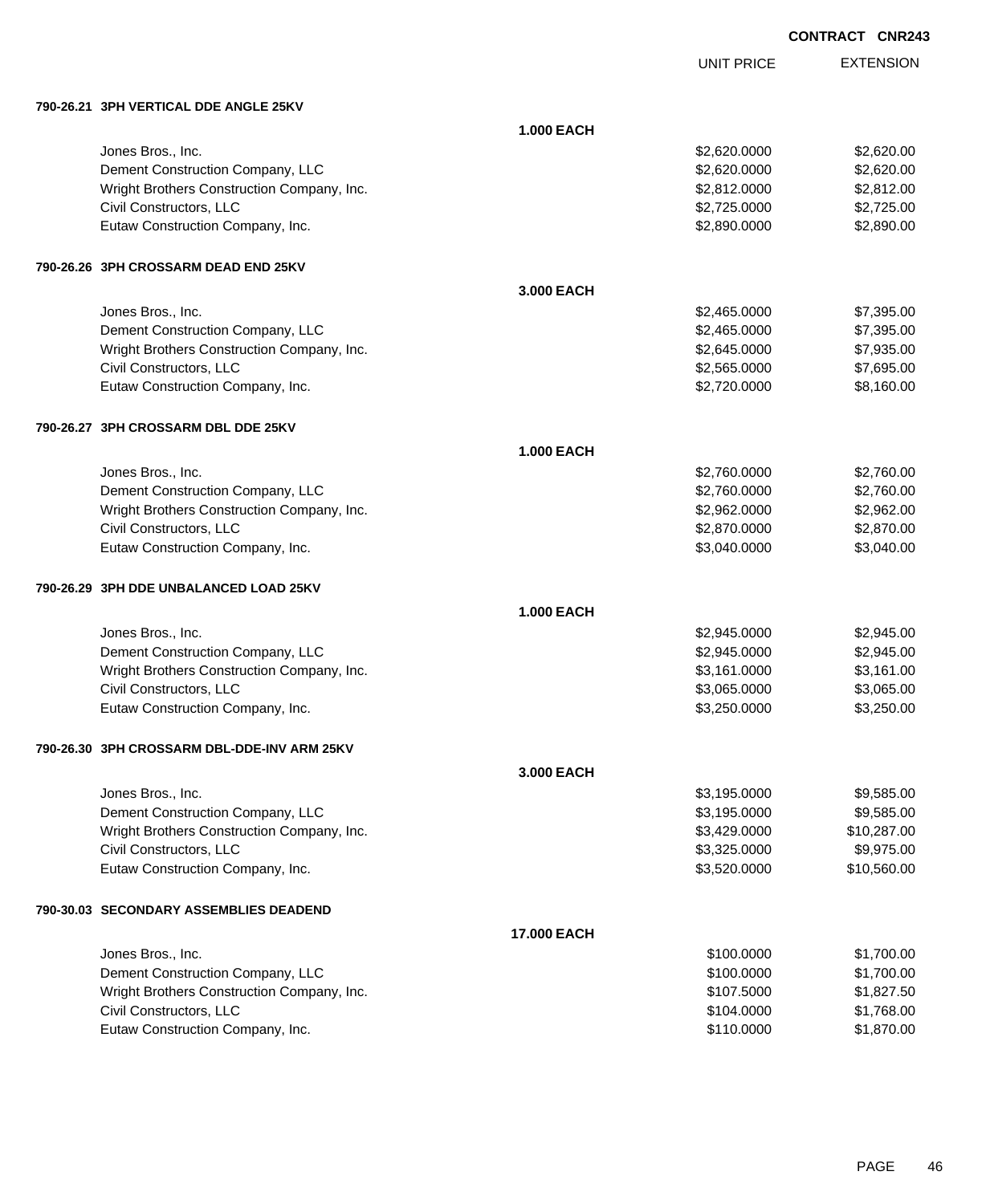**CONTRACT CNR243**

| | | UNIT PRICE | EXTENSION |
|---|---|---|---|
| **790-26.21 3PH VERTICAL DDE ANGLE 25KV** | | | |
| | **1.000 EACH** | | |
| Jones Bros., Inc. | | $2,620.0000 | $2,620.00 |
| Dement Construction Company, LLC | | $2,620.0000 | $2,620.00 |
| Wright Brothers Construction Company, Inc. | | $2,812.0000 | $2,812.00 |
| Civil Constructors, LLC | | $2,725.0000 | $2,725.00 |
| Eutaw Construction Company, Inc. | | $2,890.0000 | $2,890.00 |
| **790-26.26 3PH CROSSARM DEAD END 25KV** | | | |
| | **3.000 EACH** | | |
| Jones Bros., Inc. | | $2,465.0000 | $7,395.00 |
| Dement Construction Company, LLC | | $2,465.0000 | $7,395.00 |
| Wright Brothers Construction Company, Inc. | | $2,645.0000 | $7,935.00 |
| Civil Constructors, LLC | | $2,565.0000 | $7,695.00 |
| Eutaw Construction Company, Inc. | | $2,720.0000 | $8,160.00 |
| **790-26.27 3PH CROSSARM DBL DDE 25KV** | | | |
| | **1.000 EACH** | | |
| Jones Bros., Inc. | | $2,760.0000 | $2,760.00 |
| Dement Construction Company, LLC | | $2,760.0000 | $2,760.00 |
| Wright Brothers Construction Company, Inc. | | $2,962.0000 | $2,962.00 |
| Civil Constructors, LLC | | $2,870.0000 | $2,870.00 |
| Eutaw Construction Company, Inc. | | $3,040.0000 | $3,040.00 |
| **790-26.29 3PH DDE UNBALANCED LOAD 25KV** | | | |
| | **1.000 EACH** | | |
| Jones Bros., Inc. | | $2,945.0000 | $2,945.00 |
| Dement Construction Company, LLC | | $2,945.0000 | $2,945.00 |
| Wright Brothers Construction Company, Inc. | | $3,161.0000 | $3,161.00 |
| Civil Constructors, LLC | | $3,065.0000 | $3,065.00 |
| Eutaw Construction Company, Inc. | | $3,250.0000 | $3,250.00 |
| **790-26.30 3PH CROSSARM DBL-DDE-INV ARM 25KV** | | | |
| | **3.000 EACH** | | |
| Jones Bros., Inc. | | $3,195.0000 | $9,585.00 |
| Dement Construction Company, LLC | | $3,195.0000 | $9,585.00 |
| Wright Brothers Construction Company, Inc. | | $3,429.0000 | $10,287.00 |
| Civil Constructors, LLC | | $3,325.0000 | $9,975.00 |
| Eutaw Construction Company, Inc. | | $3,520.0000 | $10,560.00 |
| **790-30.03 SECONDARY ASSEMBLIES DEADEND** | | | |
| | **17.000 EACH** | | |
| Jones Bros., Inc. | | $100.0000 | $1,700.00 |
| Dement Construction Company, LLC | | $100.0000 | $1,700.00 |
| Wright Brothers Construction Company, Inc. | | $107.5000 | $1,827.50 |
| Civil Constructors, LLC | | $104.0000 | $1,768.00 |
| Eutaw Construction Company, Inc. | | $110.0000 | $1,870.00 |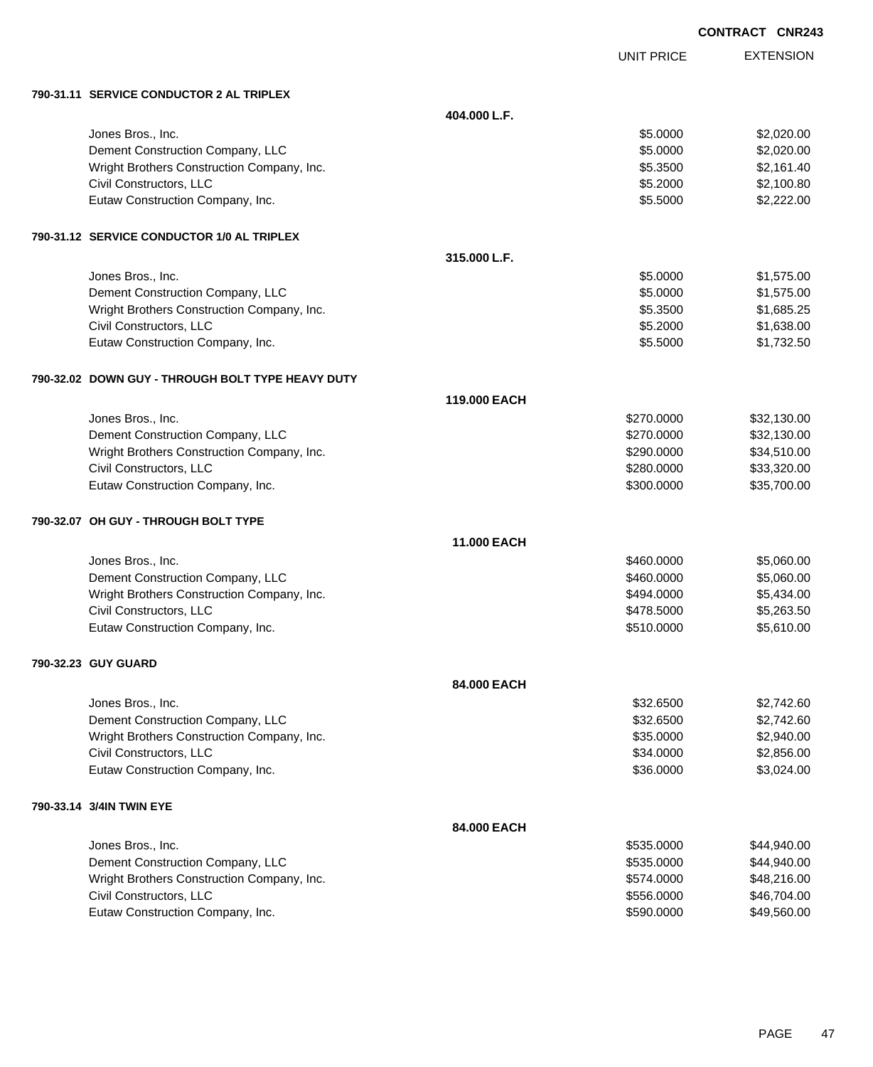**CONTRACT CNR243**

| | | UNIT PRICE | EXTENSION |
|---|---|---|---|
| **790-31.11 SERVICE CONDUCTOR 2 AL TRIPLEX** | | | |
| | **404.000 L.F.** | | |
| Jones Bros., Inc. | | $5.0000 | $2,020.00 |
| Dement Construction Company, LLC | | $5.0000 | $2,020.00 |
| Wright Brothers Construction Company, Inc. | | $5.3500 | $2,161.40 |
| Civil Constructors, LLC | | $5.2000 | $2,100.80 |
| Eutaw Construction Company, Inc. | | $5.5000 | $2,222.00 |
| **790-31.12 SERVICE CONDUCTOR 1/0 AL TRIPLEX** | | | |
| | **315.000 L.F.** | | |
| Jones Bros., Inc. | | $5.0000 | $1,575.00 |
| Dement Construction Company, LLC | | $5.0000 | $1,575.00 |
| Wright Brothers Construction Company, Inc. | | $5.3500 | $1,685.25 |
| Civil Constructors, LLC | | $5.2000 | $1,638.00 |
| Eutaw Construction Company, Inc. | | $5.5000 | $1,732.50 |
| **790-32.02 DOWN GUY - THROUGH BOLT TYPE HEAVY DUTY** | | | |
| | **119.000 EACH** | | |
| Jones Bros., Inc. | | $270.0000 | $32,130.00 |
| Dement Construction Company, LLC | | $270.0000 | $32,130.00 |
| Wright Brothers Construction Company, Inc. | | $290.0000 | $34,510.00 |
| Civil Constructors, LLC | | $280.0000 | $33,320.00 |
| Eutaw Construction Company, Inc. | | $300.0000 | $35,700.00 |
| **790-32.07 OH GUY - THROUGH BOLT TYPE** | | | |
| | **11.000 EACH** | | |
| Jones Bros., Inc. | | $460.0000 | $5,060.00 |
| Dement Construction Company, LLC | | $460.0000 | $5,060.00 |
| Wright Brothers Construction Company, Inc. | | $494.0000 | $5,434.00 |
| Civil Constructors, LLC | | $478.5000 | $5,263.50 |
| Eutaw Construction Company, Inc. | | $510.0000 | $5,610.00 |
| **790-32.23 GUY GUARD** | | | |
| | **84.000 EACH** | | |
| Jones Bros., Inc. | | $32.6500 | $2,742.60 |
| Dement Construction Company, LLC | | $32.6500 | $2,742.60 |
| Wright Brothers Construction Company, Inc. | | $35.0000 | $2,940.00 |
| Civil Constructors, LLC | | $34.0000 | $2,856.00 |
| Eutaw Construction Company, Inc. | | $36.0000 | $3,024.00 |
| **790-33.14 3/4IN TWIN EYE** | | | |
| | **84.000 EACH** | | |
| Jones Bros., Inc. | | $535.0000 | $44,940.00 |
| Dement Construction Company, LLC | | $535.0000 | $44,940.00 |
| Wright Brothers Construction Company, Inc. | | $574.0000 | $48,216.00 |
| Civil Constructors, LLC | | $556.0000 | $46,704.00 |
| Eutaw Construction Company, Inc. | | $590.0000 | $49,560.00 |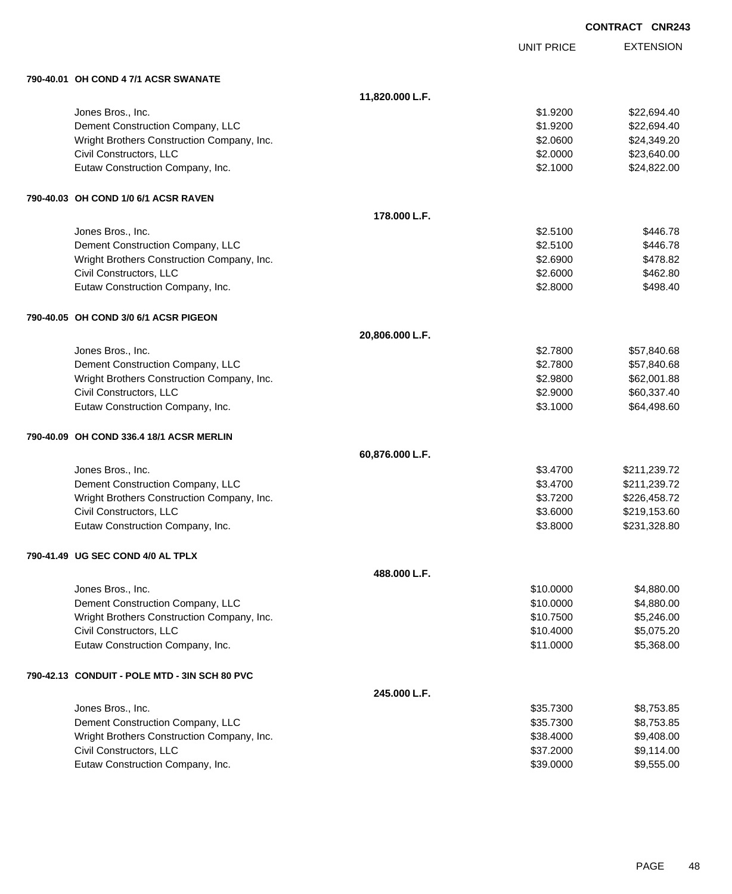**CONTRACT CNR243**

| | | UNIT PRICE | EXTENSION |
|---|---|---|---|
| **790-40.01 OH COND 4 7/1 ACSR SWANATE** | | | |
| | **11,820.000 L.F.** | | |
| Jones Bros., Inc. | | $1.9200 | $22,694.40 |
| Dement Construction Company, LLC | | $1.9200 | $22,694.40 |
| Wright Brothers Construction Company, Inc. | | $2.0600 | $24,349.20 |
| Civil Constructors, LLC | | $2.0000 | $23,640.00 |
| Eutaw Construction Company, Inc. | | $2.1000 | $24,822.00 |
| **790-40.03 OH COND 1/0 6/1 ACSR RAVEN** | | | |
| | **178.000 L.F.** | | |
| Jones Bros., Inc. | | $2.5100 | $446.78 |
| Dement Construction Company, LLC | | $2.5100 | $446.78 |
| Wright Brothers Construction Company, Inc. | | $2.6900 | $478.82 |
| Civil Constructors, LLC | | $2.6000 | $462.80 |
| Eutaw Construction Company, Inc. | | $2.8000 | $498.40 |
| **790-40.05 OH COND 3/0 6/1 ACSR PIGEON** | | | |
| | **20,806.000 L.F.** | | |
| Jones Bros., Inc. | | $2.7800 | $57,840.68 |
| Dement Construction Company, LLC | | $2.7800 | $57,840.68 |
| Wright Brothers Construction Company, Inc. | | $2.9800 | $62,001.88 |
| Civil Constructors, LLC | | $2.9000 | $60,337.40 |
| Eutaw Construction Company, Inc. | | $3.1000 | $64,498.60 |
| **790-40.09 OH COND 336.4 18/1 ACSR MERLIN** | | | |
| | **60,876.000 L.F.** | | |
| Jones Bros., Inc. | | $3.4700 | $211,239.72 |
| Dement Construction Company, LLC | | $3.4700 | $211,239.72 |
| Wright Brothers Construction Company, Inc. | | $3.7200 | $226,458.72 |
| Civil Constructors, LLC | | $3.6000 | $219,153.60 |
| Eutaw Construction Company, Inc. | | $3.8000 | $231,328.80 |
| **790-41.49 UG SEC COND 4/0 AL TPLX** | | | |
| | **488.000 L.F.** | | |
| Jones Bros., Inc. | | $10.0000 | $4,880.00 |
| Dement Construction Company, LLC | | $10.0000 | $4,880.00 |
| Wright Brothers Construction Company, Inc. | | $10.7500 | $5,246.00 |
| Civil Constructors, LLC | | $10.4000 | $5,075.20 |
| Eutaw Construction Company, Inc. | | $11.0000 | $5,368.00 |
| **790-42.13 CONDUIT - POLE MTD - 3IN SCH 80 PVC** | | | |
| | **245.000 L.F.** | | |
| Jones Bros., Inc. | | $35.7300 | $8,753.85 |
| Dement Construction Company, LLC | | $35.7300 | $8,753.85 |
| Wright Brothers Construction Company, Inc. | | $38.4000 | $9,408.00 |
| Civil Constructors, LLC | | $37.2000 | $9,114.00 |
| Eutaw Construction Company, Inc. | | $39.0000 | $9,555.00 |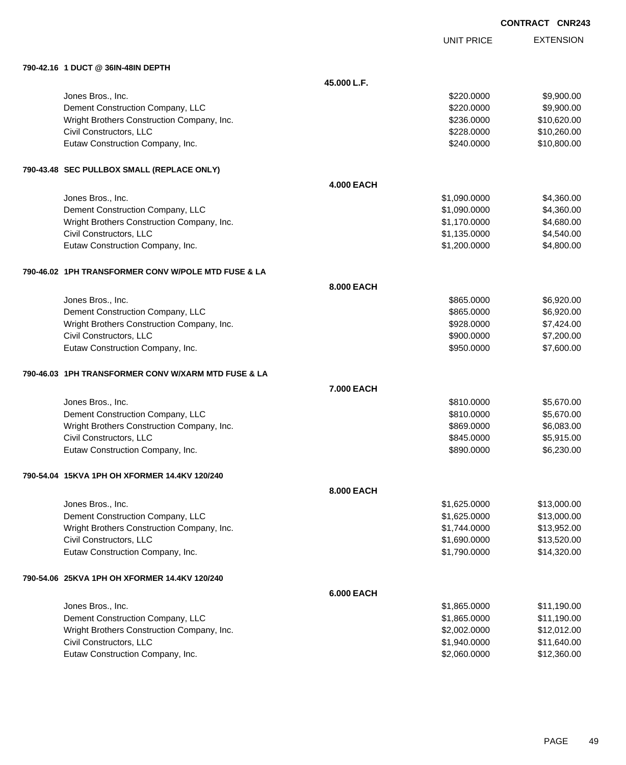**CONTRACT CNR243**

| | | UNIT PRICE | EXTENSION |
|---|---|---|---|
| **790-42.16 1 DUCT @ 36IN-48IN DEPTH** | | | |
| | **45.000 L.F.** | | |
| Jones Bros., Inc. | | $220.0000 | $9,900.00 |
| Dement Construction Company, LLC | | $220.0000 | $9,900.00 |
| Wright Brothers Construction Company, Inc. | | $236.0000 | $10,620.00 |
| Civil Constructors, LLC | | $228.0000 | $10,260.00 |
| Eutaw Construction Company, Inc. | | $240.0000 | $10,800.00 |
| **790-43.48 SEC PULLBOX SMALL (REPLACE ONLY)** | | | |
| | **4.000 EACH** | | |
| Jones Bros., Inc. | | $1,090.0000 | $4,360.00 |
| Dement Construction Company, LLC | | $1,090.0000 | $4,360.00 |
| Wright Brothers Construction Company, Inc. | | $1,170.0000 | $4,680.00 |
| Civil Constructors, LLC | | $1,135.0000 | $4,540.00 |
| Eutaw Construction Company, Inc. | | $1,200.0000 | $4,800.00 |
| **790-46.02 1PH TRANSFORMER CONV W/POLE MTD FUSE & LA** | | | |
| | **8.000 EACH** | | |
| Jones Bros., Inc. | | $865.0000 | $6,920.00 |
| Dement Construction Company, LLC | | $865.0000 | $6,920.00 |
| Wright Brothers Construction Company, Inc. | | $928.0000 | $7,424.00 |
| Civil Constructors, LLC | | $900.0000 | $7,200.00 |
| Eutaw Construction Company, Inc. | | $950.0000 | $7,600.00 |
| **790-46.03 1PH TRANSFORMER CONV W/XARM MTD FUSE & LA** | | | |
| | **7.000 EACH** | | |
| Jones Bros., Inc. | | $810.0000 | $5,670.00 |
| Dement Construction Company, LLC | | $810.0000 | $5,670.00 |
| Wright Brothers Construction Company, Inc. | | $869.0000 | $6,083.00 |
| Civil Constructors, LLC | | $845.0000 | $5,915.00 |
| Eutaw Construction Company, Inc. | | $890.0000 | $6,230.00 |
| **790-54.04 15KVA 1PH OH XFORMER 14.4KV 120/240** | | | |
| | **8.000 EACH** | | |
| Jones Bros., Inc. | | $1,625.0000 | $13,000.00 |
| Dement Construction Company, LLC | | $1,625.0000 | $13,000.00 |
| Wright Brothers Construction Company, Inc. | | $1,744.0000 | $13,952.00 |
| Civil Constructors, LLC | | $1,690.0000 | $13,520.00 |
| Eutaw Construction Company, Inc. | | $1,790.0000 | $14,320.00 |
| **790-54.06 25KVA 1PH OH XFORMER 14.4KV 120/240** | | | |
| | **6.000 EACH** | | |
| Jones Bros., Inc. | | $1,865.0000 | $11,190.00 |
| Dement Construction Company, LLC | | $1,865.0000 | $11,190.00 |
| Wright Brothers Construction Company, Inc. | | $2,002.0000 | $12,012.00 |
| Civil Constructors, LLC | | $1,940.0000 | $11,640.00 |
| Eutaw Construction Company, Inc. | | $2,060.0000 | $12,360.00 |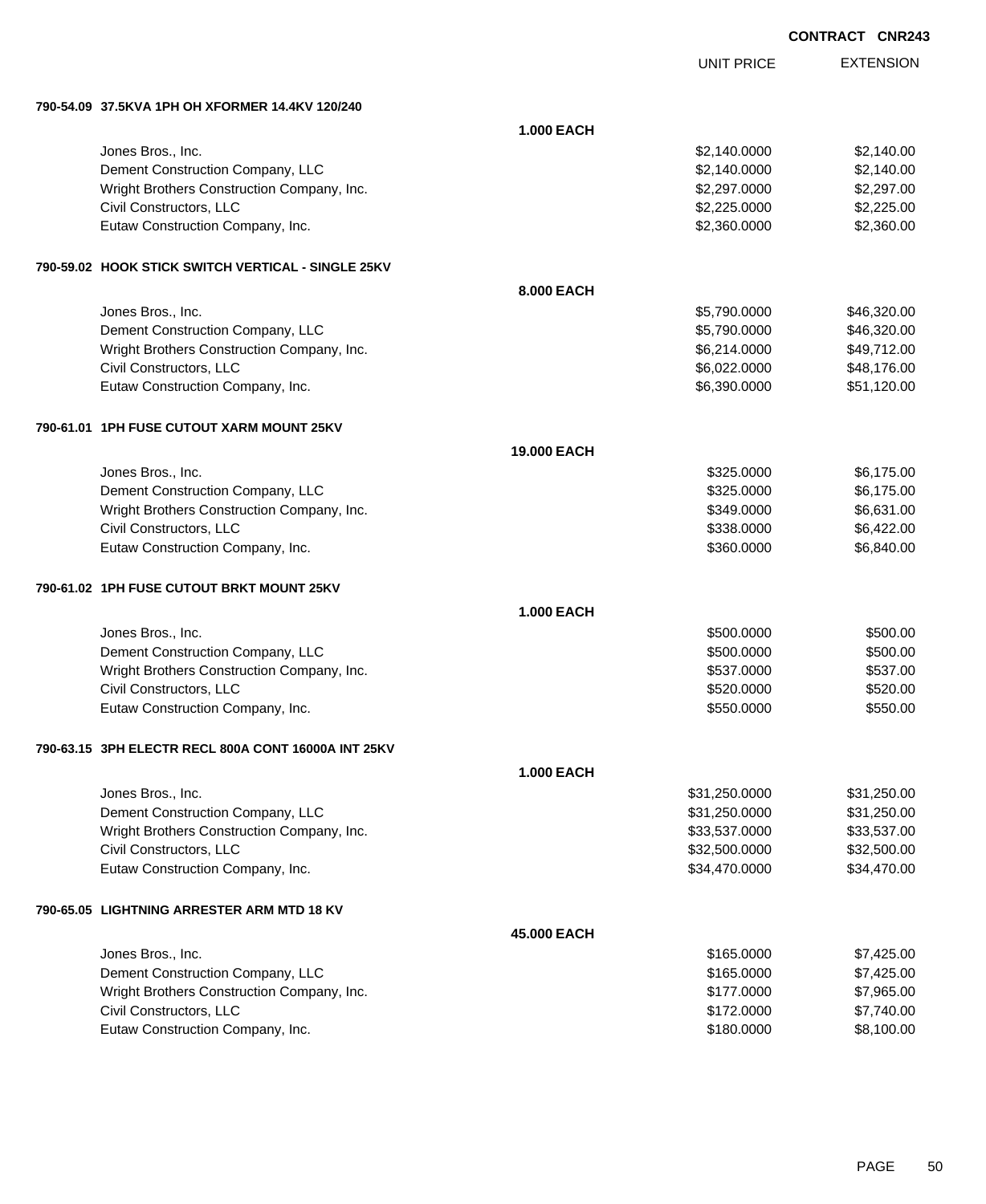CONTRACT CNR243

| | | UNIT PRICE | EXTENSION |
|---|---|---|---|
| **790-54.09 37.5KVA 1PH OH XFORMER 14.4KV 120/240** | | | |
| | **1.000 EACH** | | |
| Jones Bros., Inc. | | $2,140.0000 | $2,140.00 |
| Dement Construction Company, LLC | | $2,140.0000 | $2,140.00 |
| Wright Brothers Construction Company, Inc. | | $2,297.0000 | $2,297.00 |
| Civil Constructors, LLC | | $2,225.0000 | $2,225.00 |
| Eutaw Construction Company, Inc. | | $2,360.0000 | $2,360.00 |
| **790-59.02 HOOK STICK SWITCH VERTICAL - SINGLE 25KV** | | | |
| | **8.000 EACH** | | |
| Jones Bros., Inc. | | $5,790.0000 | $46,320.00 |
| Dement Construction Company, LLC | | $5,790.0000 | $46,320.00 |
| Wright Brothers Construction Company, Inc. | | $6,214.0000 | $49,712.00 |
| Civil Constructors, LLC | | $6,022.0000 | $48,176.00 |
| Eutaw Construction Company, Inc. | | $6,390.0000 | $51,120.00 |
| **790-61.01 1PH FUSE CUTOUT XARM MOUNT 25KV** | | | |
| | **19.000 EACH** | | |
| Jones Bros., Inc. | | $325.0000 | $6,175.00 |
| Dement Construction Company, LLC | | $325.0000 | $6,175.00 |
| Wright Brothers Construction Company, Inc. | | $349.0000 | $6,631.00 |
| Civil Constructors, LLC | | $338.0000 | $6,422.00 |
| Eutaw Construction Company, Inc. | | $360.0000 | $6,840.00 |
| **790-61.02 1PH FUSE CUTOUT BRKT MOUNT 25KV** | | | |
| | **1.000 EACH** | | |
| Jones Bros., Inc. | | $500.0000 | $500.00 |
| Dement Construction Company, LLC | | $500.0000 | $500.00 |
| Wright Brothers Construction Company, Inc. | | $537.0000 | $537.00 |
| Civil Constructors, LLC | | $520.0000 | $520.00 |
| Eutaw Construction Company, Inc. | | $550.0000 | $550.00 |
| **790-63.15 3PH ELECTR RECL 800A CONT 16000A INT 25KV** | | | |
| | **1.000 EACH** | | |
| Jones Bros., Inc. | | $31,250.0000 | $31,250.00 |
| Dement Construction Company, LLC | | $31,250.0000 | $31,250.00 |
| Wright Brothers Construction Company, Inc. | | $33,537.0000 | $33,537.00 |
| Civil Constructors, LLC | | $32,500.0000 | $32,500.00 |
| Eutaw Construction Company, Inc. | | $34,470.0000 | $34,470.00 |
| **790-65.05 LIGHTNING ARRESTER ARM MTD 18 KV** | | | |
| | **45.000 EACH** | | |
| Jones Bros., Inc. | | $165.0000 | $7,425.00 |
| Dement Construction Company, LLC | | $165.0000 | $7,425.00 |
| Wright Brothers Construction Company, Inc. | | $177.0000 | $7,965.00 |
| Civil Constructors, LLC | | $172.0000 | $7,740.00 |
| Eutaw Construction Company, Inc. | | $180.0000 | $8,100.00 |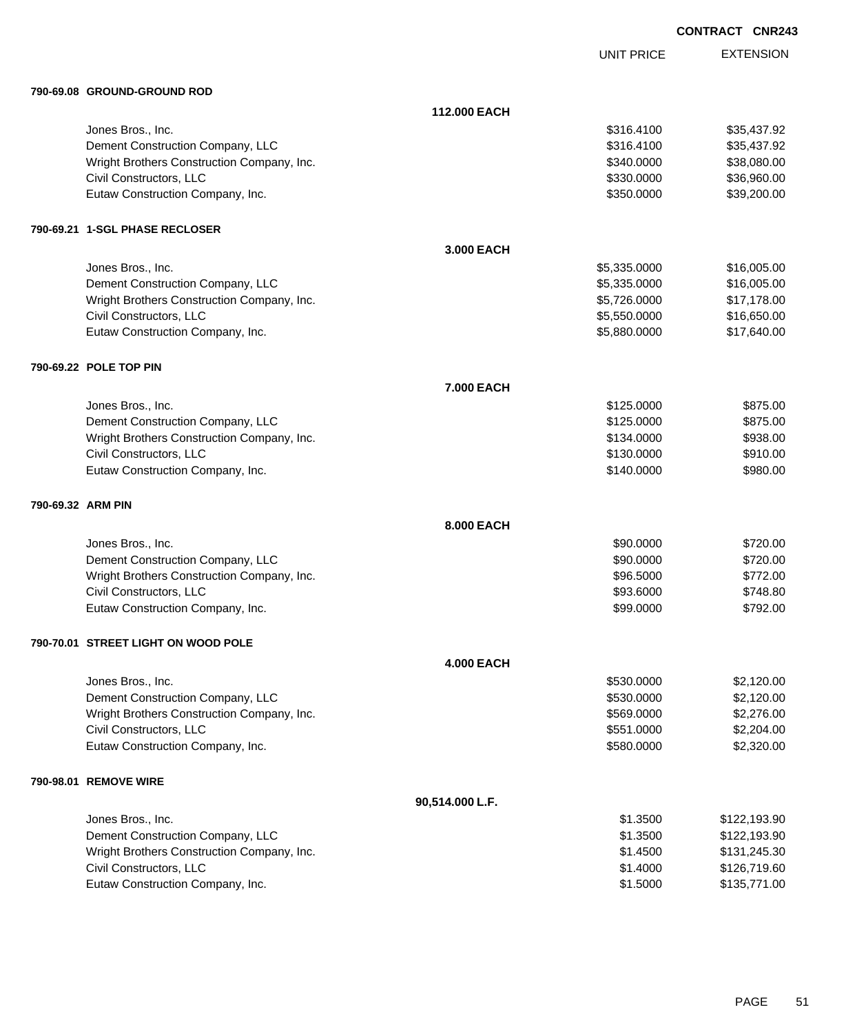CONTRACT CNR243

| | | UNIT PRICE | EXTENSION |
|---|---|---|---|
| **790-69.08 GROUND-GROUND ROD** | | | |
| | **112.000 EACH** | | |
| Jones Bros., Inc. | | $316.4100 | $35,437.92 |
| Dement Construction Company, LLC | | $316.4100 | $35,437.92 |
| Wright Brothers Construction Company, Inc. | | $340.0000 | $38,080.00 |
| Civil Constructors, LLC | | $330.0000 | $36,960.00 |
| Eutaw Construction Company, Inc. | | $350.0000 | $39,200.00 |
| **790-69.21 1-SGL PHASE RECLOSER** | | | |
| | **3.000 EACH** | | |
| Jones Bros., Inc. | | $5,335.0000 | $16,005.00 |
| Dement Construction Company, LLC | | $5,335.0000 | $16,005.00 |
| Wright Brothers Construction Company, Inc. | | $5,726.0000 | $17,178.00 |
| Civil Constructors, LLC | | $5,550.0000 | $16,650.00 |
| Eutaw Construction Company, Inc. | | $5,880.0000 | $17,640.00 |
| **790-69.22 POLE TOP PIN** | | | |
| | **7.000 EACH** | | |
| Jones Bros., Inc. | | $125.0000 | $875.00 |
| Dement Construction Company, LLC | | $125.0000 | $875.00 |
| Wright Brothers Construction Company, Inc. | | $134.0000 | $938.00 |
| Civil Constructors, LLC | | $130.0000 | $910.00 |
| Eutaw Construction Company, Inc. | | $140.0000 | $980.00 |
| **790-69.32 ARM PIN** | | | |
| | **8.000 EACH** | | |
| Jones Bros., Inc. | | $90.0000 | $720.00 |
| Dement Construction Company, LLC | | $90.0000 | $720.00 |
| Wright Brothers Construction Company, Inc. | | $96.5000 | $772.00 |
| Civil Constructors, LLC | | $93.6000 | $748.80 |
| Eutaw Construction Company, Inc. | | $99.0000 | $792.00 |
| **790-70.01 STREET LIGHT ON WOOD POLE** | | | |
| | **4.000 EACH** | | |
| Jones Bros., Inc. | | $530.0000 | $2,120.00 |
| Dement Construction Company, LLC | | $530.0000 | $2,120.00 |
| Wright Brothers Construction Company, Inc. | | $569.0000 | $2,276.00 |
| Civil Constructors, LLC | | $551.0000 | $2,204.00 |
| Eutaw Construction Company, Inc. | | $580.0000 | $2,320.00 |
| **790-98.01 REMOVE WIRE** | | | |
| | **90,514.000 L.F.** | | |
| Jones Bros., Inc. | | $1.3500 | $122,193.90 |
| Dement Construction Company, LLC | | $1.3500 | $122,193.90 |
| Wright Brothers Construction Company, Inc. | | $1.4500 | $131,245.30 |
| Civil Constructors, LLC | | $1.4000 | $126,719.60 |
| Eutaw Construction Company, Inc. | | $1.5000 | $135,771.00 |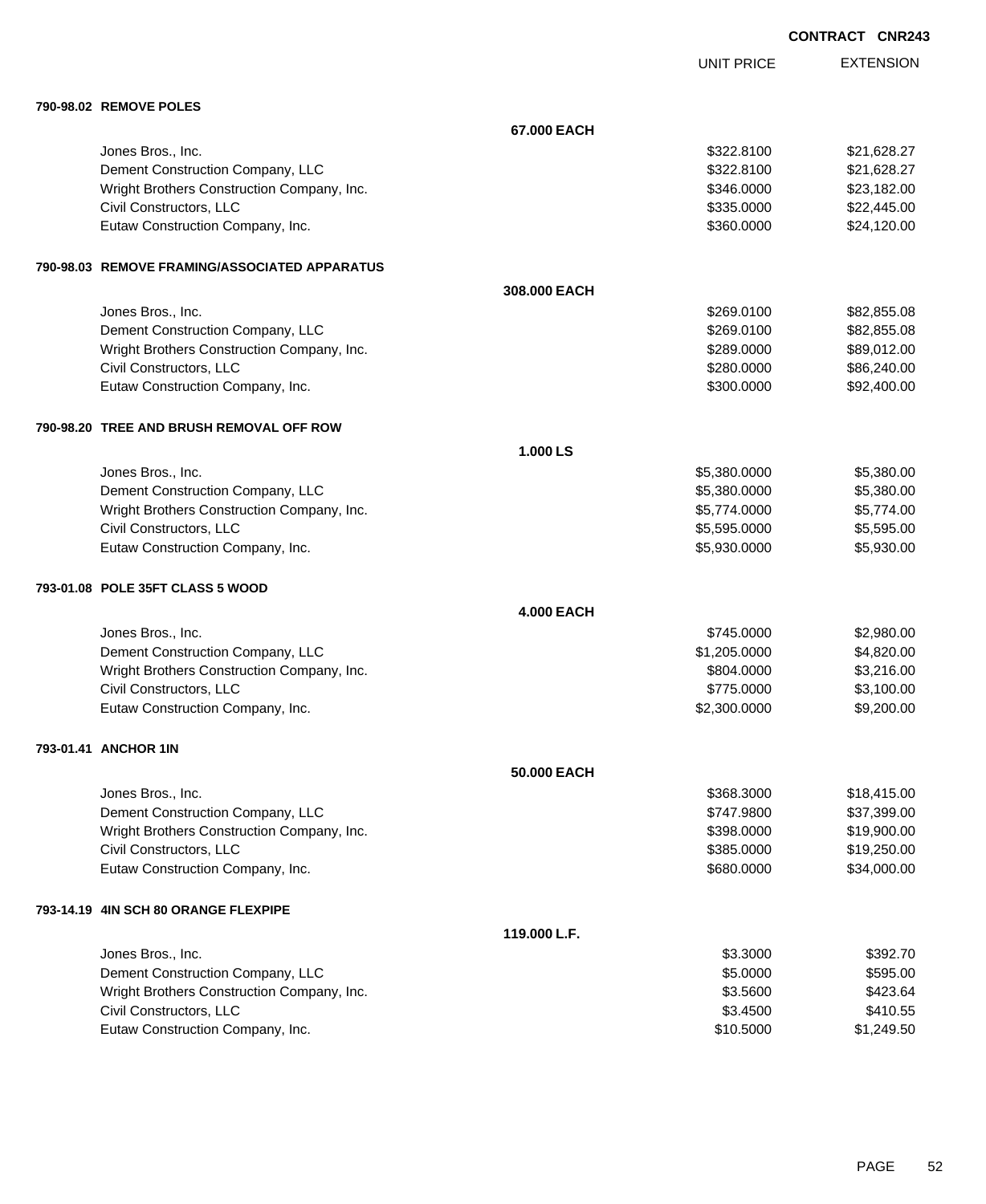**CONTRACT CNR243**

| | | UNIT PRICE | EXTENSION |
|---|---|---|---|
| **790-98.02 REMOVE POLES** | | | |
| | **67.000 EACH** | | |
| Jones Bros., Inc. | | $322.8100 | $21,628.27 |
| Dement Construction Company, LLC | | $322.8100 | $21,628.27 |
| Wright Brothers Construction Company, Inc. | | $346.0000 | $23,182.00 |
| Civil Constructors, LLC | | $335.0000 | $22,445.00 |
| Eutaw Construction Company, Inc. | | $360.0000 | $24,120.00 |
| **790-98.03 REMOVE FRAMING/ASSOCIATED APPARATUS** | | | |
| | **308.000 EACH** | | |
| Jones Bros., Inc. | | $269.0100 | $82,855.08 |
| Dement Construction Company, LLC | | $269.0100 | $82,855.08 |
| Wright Brothers Construction Company, Inc. | | $289.0000 | $89,012.00 |
| Civil Constructors, LLC | | $280.0000 | $86,240.00 |
| Eutaw Construction Company, Inc. | | $300.0000 | $92,400.00 |
| **790-98.20 TREE AND BRUSH REMOVAL OFF ROW** | | | |
| | **1.000 LS** | | |
| Jones Bros., Inc. | | $5,380.0000 | $5,380.00 |
| Dement Construction Company, LLC | | $5,380.0000 | $5,380.00 |
| Wright Brothers Construction Company, Inc. | | $5,774.0000 | $5,774.00 |
| Civil Constructors, LLC | | $5,595.0000 | $5,595.00 |
| Eutaw Construction Company, Inc. | | $5,930.0000 | $5,930.00 |
| **793-01.08 POLE 35FT CLASS 5 WOOD** | | | |
| | **4.000 EACH** | | |
| Jones Bros., Inc. | | $745.0000 | $2,980.00 |
| Dement Construction Company, LLC | | $1,205.0000 | $4,820.00 |
| Wright Brothers Construction Company, Inc. | | $804.0000 | $3,216.00 |
| Civil Constructors, LLC | | $775.0000 | $3,100.00 |
| Eutaw Construction Company, Inc. | | $2,300.0000 | $9,200.00 |
| **793-01.41 ANCHOR 1IN** | | | |
| | **50.000 EACH** | | |
| Jones Bros., Inc. | | $368.3000 | $18,415.00 |
| Dement Construction Company, LLC | | $747.9800 | $37,399.00 |
| Wright Brothers Construction Company, Inc. | | $398.0000 | $19,900.00 |
| Civil Constructors, LLC | | $385.0000 | $19,250.00 |
| Eutaw Construction Company, Inc. | | $680.0000 | $34,000.00 |
| **793-14.19 4IN SCH 80 ORANGE FLEXPIPE** | | | |
| | **119.000 L.F.** | | |
| Jones Bros., Inc. | | $3.3000 | $392.70 |
| Dement Construction Company, LLC | | $5.0000 | $595.00 |
| Wright Brothers Construction Company, Inc. | | $3.5600 | $423.64 |
| Civil Constructors, LLC | | $3.4500 | $410.55 |
| Eutaw Construction Company, Inc. | | $10.5000 | $1,249.50 |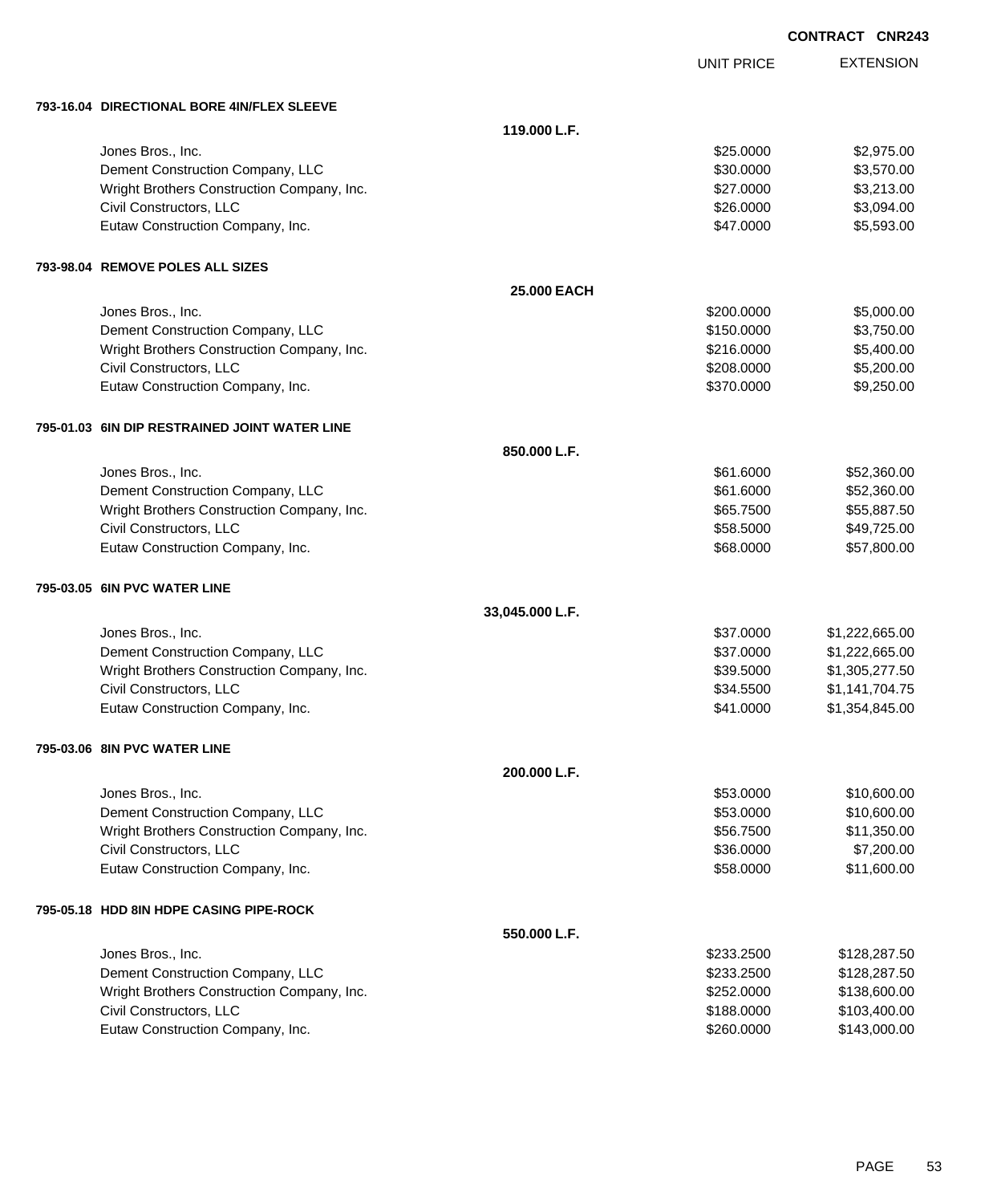**CONTRACT CNR243**

| | | UNIT PRICE | EXTENSION |
|---|---|---|---|
| **793-16.04 DIRECTIONAL BORE 4IN/FLEX SLEEVE** | | | |
| | **119.000 L.F.** | | |
| Jones Bros., Inc. | | $25.0000 | $2,975.00 |
| Dement Construction Company, LLC | | $30.0000 | $3,570.00 |
| Wright Brothers Construction Company, Inc. | | $27.0000 | $3,213.00 |
| Civil Constructors, LLC | | $26.0000 | $3,094.00 |
| Eutaw Construction Company, Inc. | | $47.0000 | $5,593.00 |
| **793-98.04 REMOVE POLES ALL SIZES** | | | |
| | **25.000 EACH** | | |
| Jones Bros., Inc. | | $200.0000 | $5,000.00 |
| Dement Construction Company, LLC | | $150.0000 | $3,750.00 |
| Wright Brothers Construction Company, Inc. | | $216.0000 | $5,400.00 |
| Civil Constructors, LLC | | $208.0000 | $5,200.00 |
| Eutaw Construction Company, Inc. | | $370.0000 | $9,250.00 |
| **795-01.03 6IN DIP RESTRAINED JOINT WATER LINE** | | | |
| | **850.000 L.F.** | | |
| Jones Bros., Inc. | | $61.6000 | $52,360.00 |
| Dement Construction Company, LLC | | $61.6000 | $52,360.00 |
| Wright Brothers Construction Company, Inc. | | $65.7500 | $55,887.50 |
| Civil Constructors, LLC | | $58.5000 | $49,725.00 |
| Eutaw Construction Company, Inc. | | $68.0000 | $57,800.00 |
| **795-03.05 6IN PVC WATER LINE** | | | |
| | **33,045.000 L.F.** | | |
| Jones Bros., Inc. | | $37.0000 | $1,222,665.00 |
| Dement Construction Company, LLC | | $37.0000 | $1,222,665.00 |
| Wright Brothers Construction Company, Inc. | | $39.5000 | $1,305,277.50 |
| Civil Constructors, LLC | | $34.5500 | $1,141,704.75 |
| Eutaw Construction Company, Inc. | | $41.0000 | $1,354,845.00 |
| **795-03.06 8IN PVC WATER LINE** | | | |
| | **200.000 L.F.** | | |
| Jones Bros., Inc. | | $53.0000 | $10,600.00 |
| Dement Construction Company, LLC | | $53.0000 | $10,600.00 |
| Wright Brothers Construction Company, Inc. | | $56.7500 | $11,350.00 |
| Civil Constructors, LLC | | $36.0000 | $7,200.00 |
| Eutaw Construction Company, Inc. | | $58.0000 | $11,600.00 |
| **795-05.18 HDD 8IN HDPE CASING PIPE-ROCK** | | | |
| | **550.000 L.F.** | | |
| Jones Bros., Inc. | | $233.2500 | $128,287.50 |
| Dement Construction Company, LLC | | $233.2500 | $128,287.50 |
| Wright Brothers Construction Company, Inc. | | $252.0000 | $138,600.00 |
| Civil Constructors, LLC | | $188.0000 | $103,400.00 |
| Eutaw Construction Company, Inc. | | $260.0000 | $143,000.00 |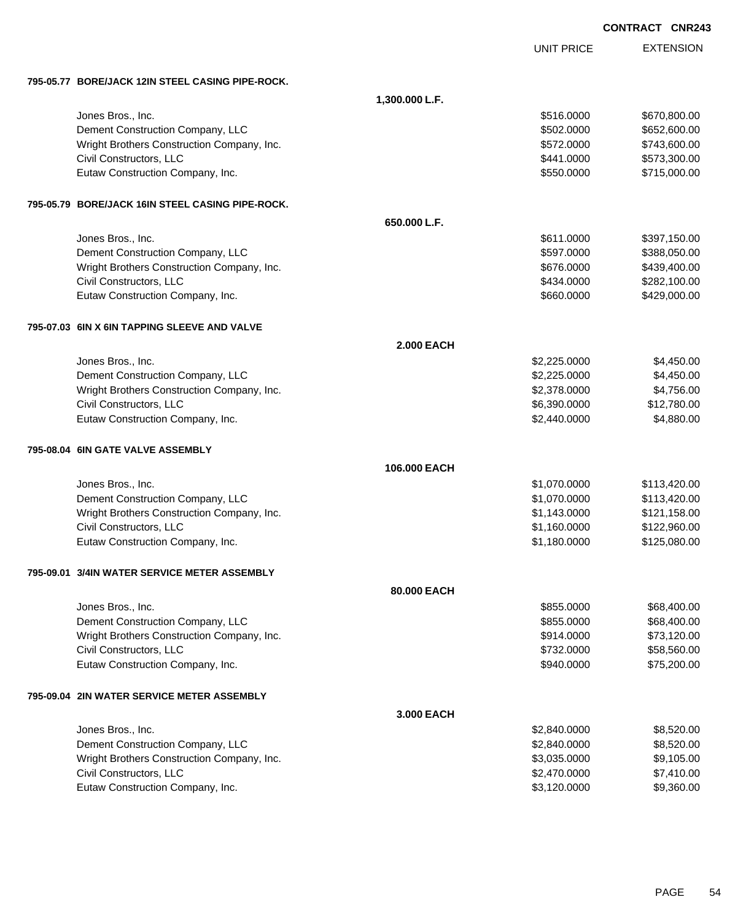CONTRACT CNR243

| | | UNIT PRICE | EXTENSION |
|---|---|---|---|
| **795-05.77 BORE/JACK 12IN STEEL CASING PIPE-ROCK.** | | | |
| | **1,300.000 L.F.** | | |
| Jones Bros., Inc. | | $516.0000 | $670,800.00 |
| Dement Construction Company, LLC | | $502.0000 | $652,600.00 |
| Wright Brothers Construction Company, Inc. | | $572.0000 | $743,600.00 |
| Civil Constructors, LLC | | $441.0000 | $573,300.00 |
| Eutaw Construction Company, Inc. | | $550.0000 | $715,000.00 |
| **795-05.79 BORE/JACK 16IN STEEL CASING PIPE-ROCK.** | | | |
| | **650.000 L.F.** | | |
| Jones Bros., Inc. | | $611.0000 | $397,150.00 |
| Dement Construction Company, LLC | | $597.0000 | $388,050.00 |
| Wright Brothers Construction Company, Inc. | | $676.0000 | $439,400.00 |
| Civil Constructors, LLC | | $434.0000 | $282,100.00 |
| Eutaw Construction Company, Inc. | | $660.0000 | $429,000.00 |
| **795-07.03 6IN X 6IN TAPPING SLEEVE AND VALVE** | | | |
| | **2.000 EACH** | | |
| Jones Bros., Inc. | | $2,225.0000 | $4,450.00 |
| Dement Construction Company, LLC | | $2,225.0000 | $4,450.00 |
| Wright Brothers Construction Company, Inc. | | $2,378.0000 | $4,756.00 |
| Civil Constructors, LLC | | $6,390.0000 | $12,780.00 |
| Eutaw Construction Company, Inc. | | $2,440.0000 | $4,880.00 |
| **795-08.04 6IN GATE VALVE ASSEMBLY** | | | |
| | **106.000 EACH** | | |
| Jones Bros., Inc. | | $1,070.0000 | $113,420.00 |
| Dement Construction Company, LLC | | $1,070.0000 | $113,420.00 |
| Wright Brothers Construction Company, Inc. | | $1,143.0000 | $121,158.00 |
| Civil Constructors, LLC | | $1,160.0000 | $122,960.00 |
| Eutaw Construction Company, Inc. | | $1,180.0000 | $125,080.00 |
| **795-09.01 3/4IN WATER SERVICE METER ASSEMBLY** | | | |
| | **80.000 EACH** | | |
| Jones Bros., Inc. | | $855.0000 | $68,400.00 |
| Dement Construction Company, LLC | | $855.0000 | $68,400.00 |
| Wright Brothers Construction Company, Inc. | | $914.0000 | $73,120.00 |
| Civil Constructors, LLC | | $732.0000 | $58,560.00 |
| Eutaw Construction Company, Inc. | | $940.0000 | $75,200.00 |
| **795-09.04 2IN WATER SERVICE METER ASSEMBLY** | | | |
| | **3.000 EACH** | | |
| Jones Bros., Inc. | | $2,840.0000 | $8,520.00 |
| Dement Construction Company, LLC | | $2,840.0000 | $8,520.00 |
| Wright Brothers Construction Company, Inc. | | $3,035.0000 | $9,105.00 |
| Civil Constructors, LLC | | $2,470.0000 | $7,410.00 |
| Eutaw Construction Company, Inc. | | $3,120.0000 | $9,360.00 |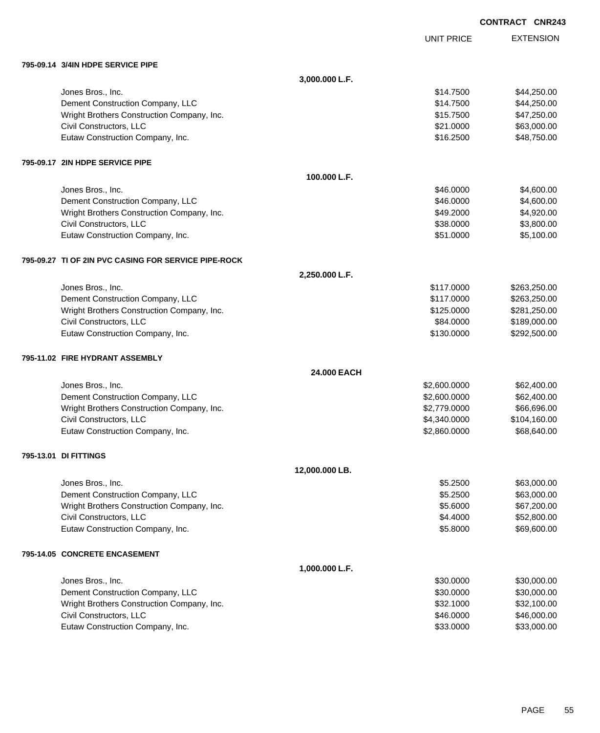**CONTRACT CNR243**

| | UNIT PRICE | EXTENSION |
|---|---|---|
| **795-09.14 3/4IN HDPE SERVICE PIPE** | | |
| **3,000.000 L.F.** | | |
| Jones Bros., Inc. | $14.7500 | $44,250.00 |
| Dement Construction Company, LLC | $14.7500 | $44,250.00 |
| Wright Brothers Construction Company, Inc. | $15.7500 | $47,250.00 |
| Civil Constructors, LLC | $21.0000 | $63,000.00 |
| Eutaw Construction Company, Inc. | $16.2500 | $48,750.00 |
| **795-09.17 2IN HDPE SERVICE PIPE** | | |
| **100.000 L.F.** | | |
| Jones Bros., Inc. | $46.0000 | $4,600.00 |
| Dement Construction Company, LLC | $46.0000 | $4,600.00 |
| Wright Brothers Construction Company, Inc. | $49.2000 | $4,920.00 |
| Civil Constructors, LLC | $38.0000 | $3,800.00 |
| Eutaw Construction Company, Inc. | $51.0000 | $5,100.00 |
| **795-09.27 TI OF 2IN PVC CASING FOR SERVICE PIPE-ROCK** | | |
| **2,250.000 L.F.** | | |
| Jones Bros., Inc. | $117.0000 | $263,250.00 |
| Dement Construction Company, LLC | $117.0000 | $263,250.00 |
| Wright Brothers Construction Company, Inc. | $125.0000 | $281,250.00 |
| Civil Constructors, LLC | $84.0000 | $189,000.00 |
| Eutaw Construction Company, Inc. | $130.0000 | $292,500.00 |
| **795-11.02 FIRE HYDRANT ASSEMBLY** | | |
| **24.000 EACH** | | |
| Jones Bros., Inc. | $2,600.0000 | $62,400.00 |
| Dement Construction Company, LLC | $2,600.0000 | $62,400.00 |
| Wright Brothers Construction Company, Inc. | $2,779.0000 | $66,696.00 |
| Civil Constructors, LLC | $4,340.0000 | $104,160.00 |
| Eutaw Construction Company, Inc. | $2,860.0000 | $68,640.00 |
| **795-13.01 DI FITTINGS** | | |
| **12,000.000 LB.** | | |
| Jones Bros., Inc. | $5.2500 | $63,000.00 |
| Dement Construction Company, LLC | $5.2500 | $63,000.00 |
| Wright Brothers Construction Company, Inc. | $5.6000 | $67,200.00 |
| Civil Constructors, LLC | $4.4000 | $52,800.00 |
| Eutaw Construction Company, Inc. | $5.8000 | $69,600.00 |
| **795-14.05 CONCRETE ENCASEMENT** | | |
| **1,000.000 L.F.** | | |
| Jones Bros., Inc. | $30.0000 | $30,000.00 |
| Dement Construction Company, LLC | $30.0000 | $30,000.00 |
| Wright Brothers Construction Company, Inc. | $32.1000 | $32,100.00 |
| Civil Constructors, LLC | $46.0000 | $46,000.00 |
| Eutaw Construction Company, Inc. | $33.0000 | $33,000.00 |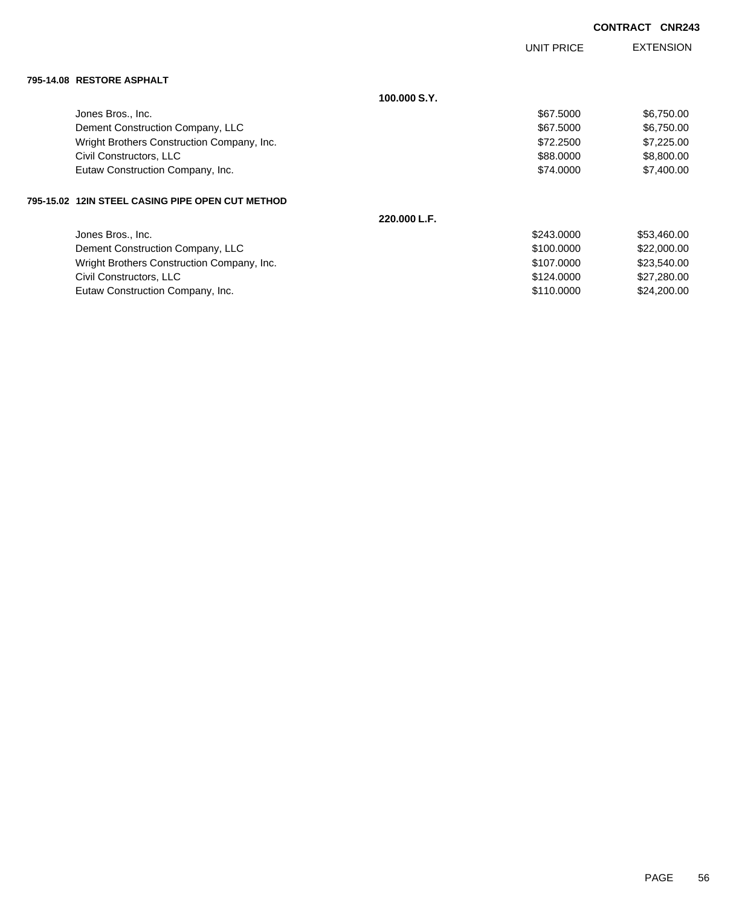**CONTRACT CNR243**

| | | UNIT PRICE | EXTENSION |
|---|---|---|---|
| **795-14.08 RESTORE ASPHALT** | | | |
| | **100.000 S.Y.** | | |
| Jones Bros., Inc. | | $67.5000 | $6,750.00 |
| Dement Construction Company, LLC | | $67.5000 | $6,750.00 |
| Wright Brothers Construction Company, Inc. | | $72.2500 | $7,225.00 |
| Civil Constructors, LLC | | $88.0000 | $8,800.00 |
| Eutaw Construction Company, Inc. | | $74.0000 | $7,400.00 |
| **795-15.02 12IN STEEL CASING PIPE OPEN CUT METHOD** | | | |
| | **220.000 L.F.** | | |
| Jones Bros., Inc. | | $243.0000 | $53,460.00 |
| Dement Construction Company, LLC | | $100.0000 | $22,000.00 |
| Wright Brothers Construction Company, Inc. | | $107.0000 | $23,540.00 |
| Civil Constructors, LLC | | $124.0000 | $27,280.00 |
| Eutaw Construction Company, Inc. | | $110.0000 | $24,200.00 |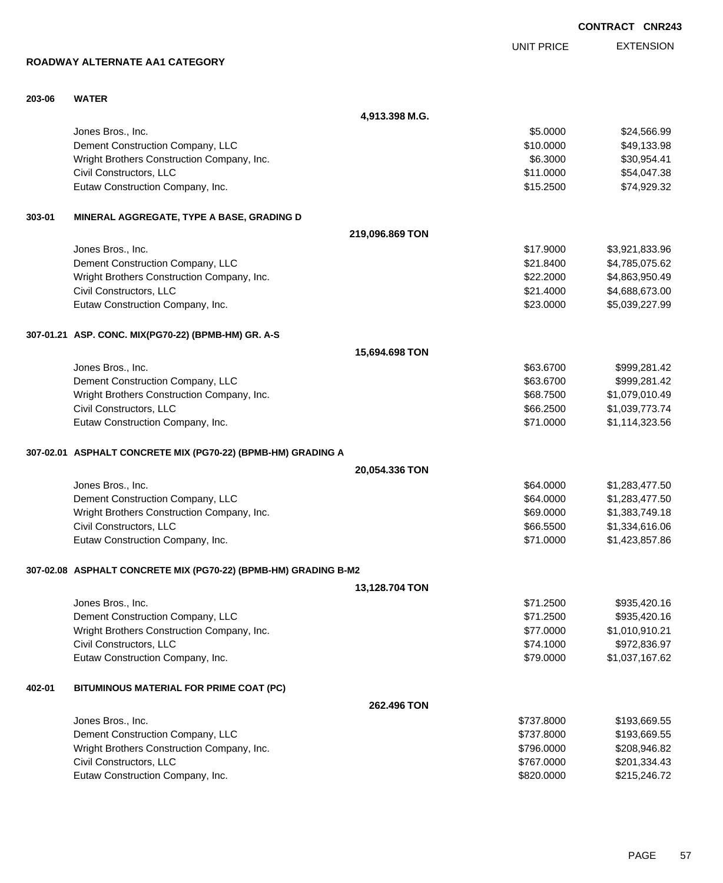CONTRACT CNR243

## ROADWAY ALTERNATE AA1 CATEGORY

| | | | UNIT PRICE | EXTENSION |
|---|---|---|---|---|
| **203-06** | **WATER** | | | |
| | | **4,913.398 M.G.** | | |
| | Jones Bros., Inc. | | $5.0000 | $24,566.99 |
| | Dement Construction Company, LLC | | $10.0000 | $49,133.98 |
| | Wright Brothers Construction Company, Inc. | | $6.3000 | $30,954.41 |
| | Civil Constructors, LLC | | $11.0000 | $54,047.38 |
| | Eutaw Construction Company, Inc. | | $15.2500 | $74,929.32 |
| **303-01** | **MINERAL AGGREGATE, TYPE A BASE, GRADING D** | | | |
| | | **219,096.869 TON** | | |
| | Jones Bros., Inc. | | $17.9000 | $3,921,833.96 |
| | Dement Construction Company, LLC | | $21.8400 | $4,785,075.62 |
| | Wright Brothers Construction Company, Inc. | | $22.2000 | $4,863,950.49 |
| | Civil Constructors, LLC | | $21.4000 | $4,688,673.00 |
| | Eutaw Construction Company, Inc. | | $23.0000 | $5,039,227.99 |
| **307-01.21** | **ASP. CONC. MIX(PG70-22) (BPMB-HM) GR. A-S** | | | |
| | | **15,694.698 TON** | | |
| | Jones Bros., Inc. | | $63.6700 | $999,281.42 |
| | Dement Construction Company, LLC | | $63.6700 | $999,281.42 |
| | Wright Brothers Construction Company, Inc. | | $68.7500 | $1,079,010.49 |
| | Civil Constructors, LLC | | $66.2500 | $1,039,773.74 |
| | Eutaw Construction Company, Inc. | | $71.0000 | $1,114,323.56 |
| **307-02.01** | **ASPHALT CONCRETE MIX (PG70-22) (BPMB-HM) GRADING A** | | | |
| | | **20,054.336 TON** | | |
| | Jones Bros., Inc. | | $64.0000 | $1,283,477.50 |
| | Dement Construction Company, LLC | | $64.0000 | $1,283,477.50 |
| | Wright Brothers Construction Company, Inc. | | $69.0000 | $1,383,749.18 |
| | Civil Constructors, LLC | | $66.5500 | $1,334,616.06 |
| | Eutaw Construction Company, Inc. | | $71.0000 | $1,423,857.86 |
| **307-02.08** | **ASPHALT CONCRETE MIX (PG70-22) (BPMB-HM) GRADING B-M2** | | | |
| | | **13,128.704 TON** | | |
| | Jones Bros., Inc. | | $71.2500 | $935,420.16 |
| | Dement Construction Company, LLC | | $71.2500 | $935,420.16 |
| | Wright Brothers Construction Company, Inc. | | $77.0000 | $1,010,910.21 |
| | Civil Constructors, LLC | | $74.1000 | $972,836.97 |
| | Eutaw Construction Company, Inc. | | $79.0000 | $1,037,167.62 |
| **402-01** | **BITUMINOUS MATERIAL FOR PRIME COAT (PC)** | | | |
| | | **262.496 TON** | | |
| | Jones Bros., Inc. | | $737.8000 | $193,669.55 |
| | Dement Construction Company, LLC | | $737.8000 | $193,669.55 |
| | Wright Brothers Construction Company, Inc. | | $796.0000 | $208,946.82 |
| | Civil Constructors, LLC | | $767.0000 | $201,334.43 |
| | Eutaw Construction Company, Inc. | | $820.0000 | $215,246.72 |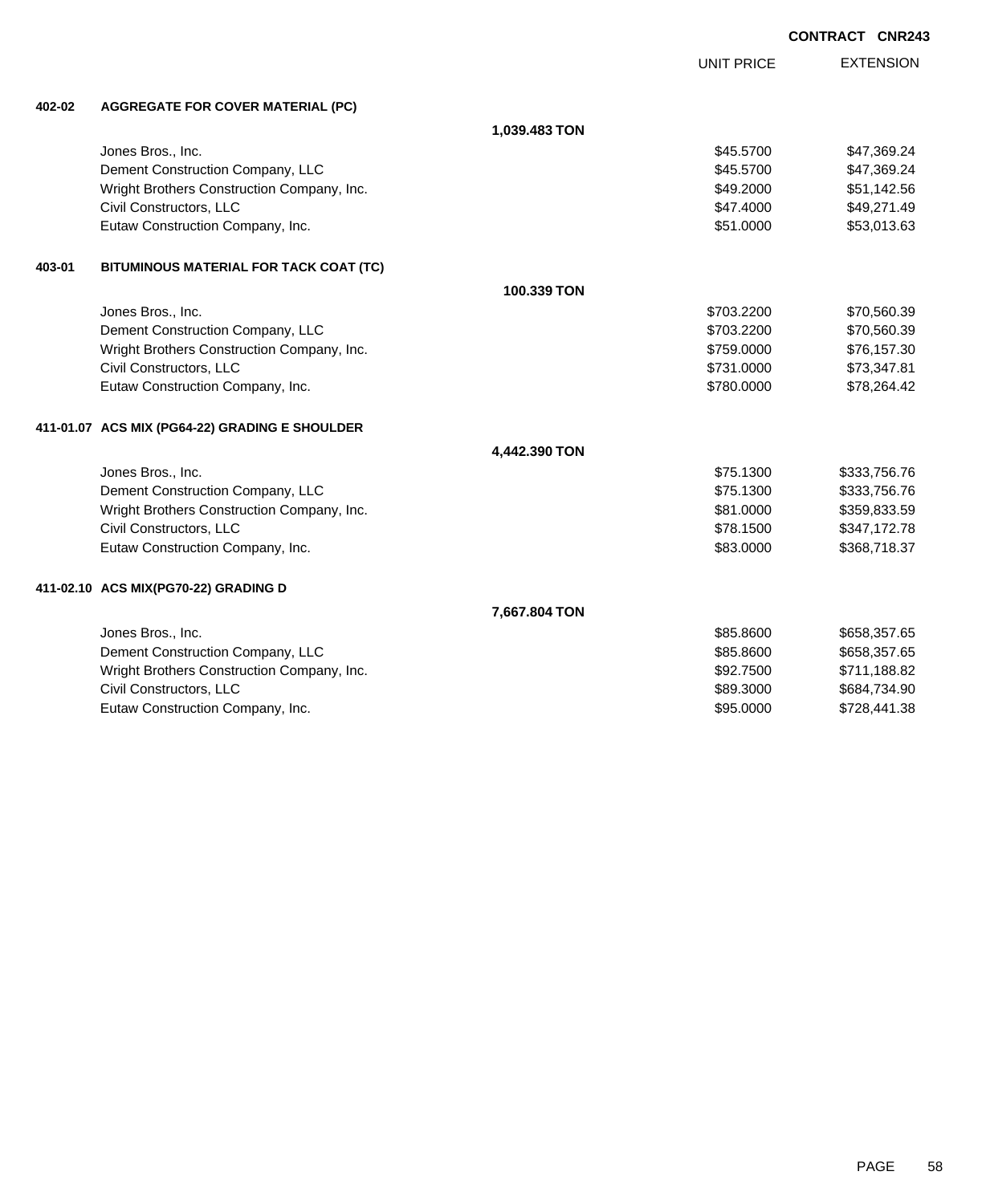**CONTRACT CNR243**

| | | | UNIT PRICE | EXTENSION |
|---|---|---|---|---|
| **402-02** | **AGGREGATE FOR COVER MATERIAL (PC)** | | | |
| | | **1,039.483 TON** | | |
| | Jones Bros., Inc. | | $45.5700 | $47,369.24 |
| | Dement Construction Company, LLC | | $45.5700 | $47,369.24 |
| | Wright Brothers Construction Company, Inc. | | $49.2000 | $51,142.56 |
| | Civil Constructors, LLC | | $47.4000 | $49,271.49 |
| | Eutaw Construction Company, Inc. | | $51.0000 | $53,013.63 |
| **403-01** | **BITUMINOUS MATERIAL FOR TACK COAT (TC)** | | | |
| | | **100.339 TON** | | |
| | Jones Bros., Inc. | | $703.2200 | $70,560.39 |
| | Dement Construction Company, LLC | | $703.2200 | $70,560.39 |
| | Wright Brothers Construction Company, Inc. | | $759.0000 | $76,157.30 |
| | Civil Constructors, LLC | | $731.0000 | $73,347.81 |
| | Eutaw Construction Company, Inc. | | $780.0000 | $78,264.42 |
| **411-01.07** | **ACS MIX (PG64-22) GRADING E SHOULDER** | | | |
| | | **4,442.390 TON** | | |
| | Jones Bros., Inc. | | $75.1300 | $333,756.76 |
| | Dement Construction Company, LLC | | $75.1300 | $333,756.76 |
| | Wright Brothers Construction Company, Inc. | | $81.0000 | $359,833.59 |
| | Civil Constructors, LLC | | $78.1500 | $347,172.78 |
| | Eutaw Construction Company, Inc. | | $83.0000 | $368,718.37 |
| **411-02.10** | **ACS MIX(PG70-22) GRADING D** | | | |
| | | **7,667.804 TON** | | |
| | Jones Bros., Inc. | | $85.8600 | $658,357.65 |
| | Dement Construction Company, LLC | | $85.8600 | $658,357.65 |
| | Wright Brothers Construction Company, Inc. | | $92.7500 | $711,188.82 |
| | Civil Constructors, LLC | | $89.3000 | $684,734.90 |
| | Eutaw Construction Company, Inc. | | $95.0000 | $728,441.38 |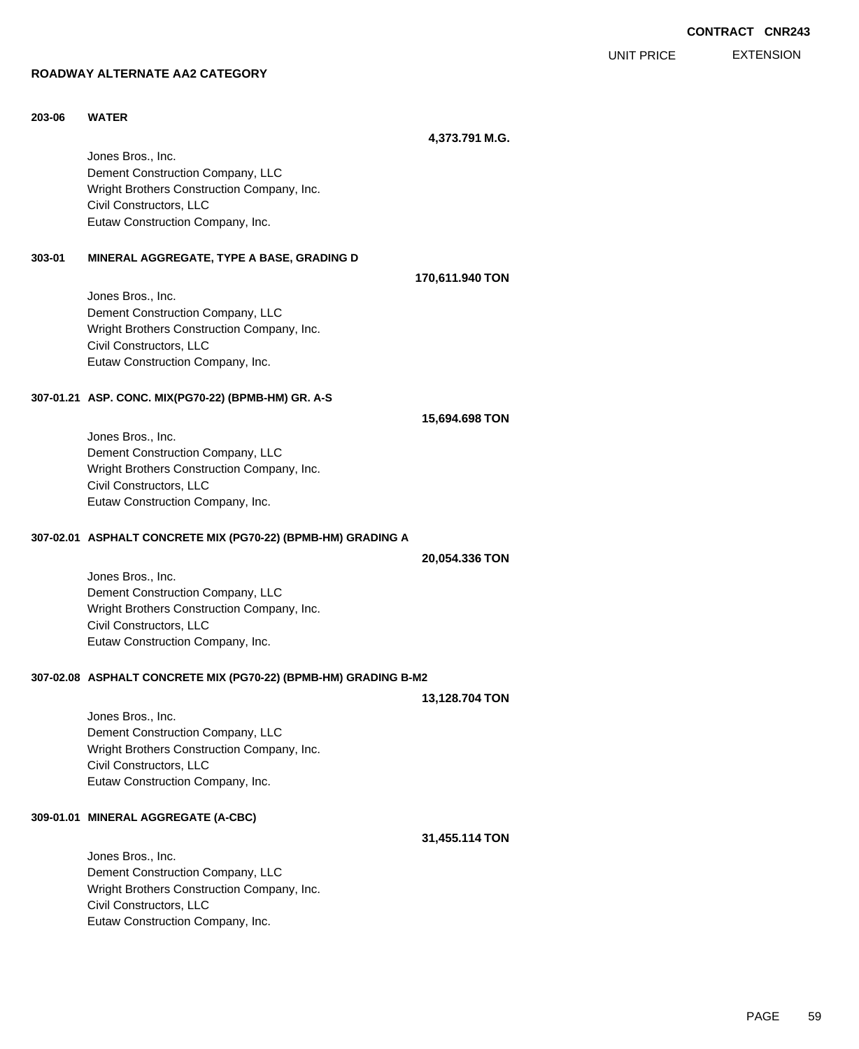**CONTRACT CNR243**

UNIT PRICE EXTENSION

**ROADWAY ALTERNATE AA2 CATEGORY**

**203-06 WATER**

**4,373.791 M.G.**

Jones Bros., Inc.
Dement Construction Company, LLC
Wright Brothers Construction Company, Inc.
Civil Constructors, LLC
Eutaw Construction Company, Inc.

**303-01 MINERAL AGGREGATE, TYPE A BASE, GRADING D**

**170,611.940 TON**

Jones Bros., Inc.
Dement Construction Company, LLC
Wright Brothers Construction Company, Inc.
Civil Constructors, LLC
Eutaw Construction Company, Inc.

**307-01.21 ASP. CONC. MIX(PG70-22) (BPMB-HM) GR. A-S**

**15,694.698 TON**

Jones Bros., Inc.
Dement Construction Company, LLC
Wright Brothers Construction Company, Inc.
Civil Constructors, LLC
Eutaw Construction Company, Inc.

**307-02.01 ASPHALT CONCRETE MIX (PG70-22) (BPMB-HM) GRADING A**

**20,054.336 TON**

Jones Bros., Inc.
Dement Construction Company, LLC
Wright Brothers Construction Company, Inc.
Civil Constructors, LLC
Eutaw Construction Company, Inc.

**307-02.08 ASPHALT CONCRETE MIX (PG70-22) (BPMB-HM) GRADING B-M2**

**13,128.704 TON**

Jones Bros., Inc.
Dement Construction Company, LLC
Wright Brothers Construction Company, Inc.
Civil Constructors, LLC
Eutaw Construction Company, Inc.

**309-01.01 MINERAL AGGREGATE (A-CBC)**

**31,455.114 TON**

Jones Bros., Inc.
Dement Construction Company, LLC
Wright Brothers Construction Company, Inc.
Civil Constructors, LLC
Eutaw Construction Company, Inc.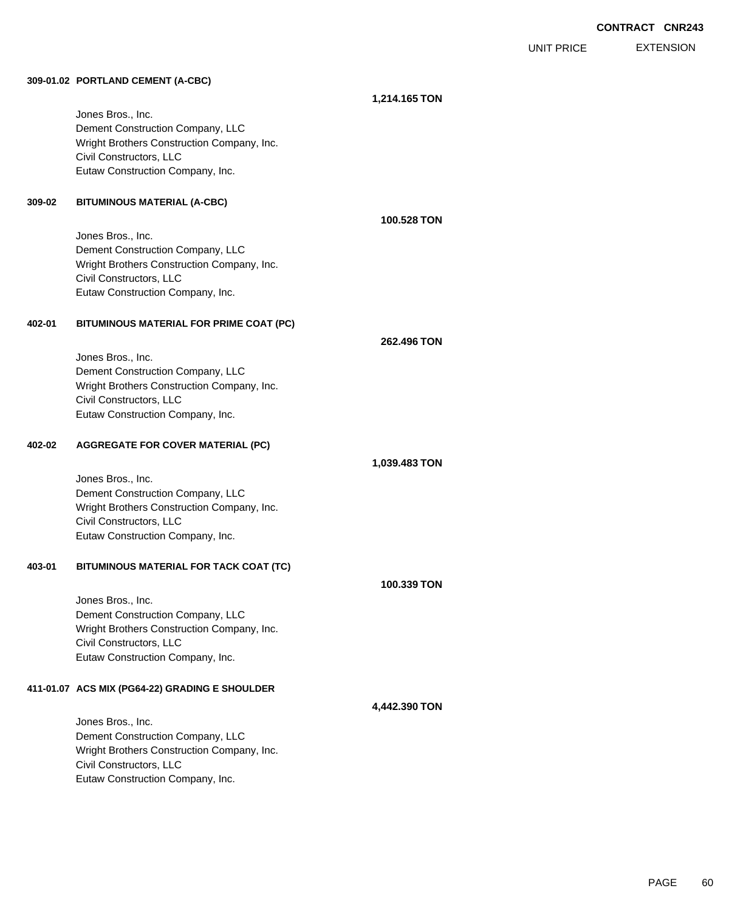**CONTRACT CNR243**

| | | UNIT PRICE | EXTENSION |
|---|---|---|---|

**309-01.02 PORTLAND CEMENT (A-CBC)**

**1,214.165 TON**

Jones Bros., Inc.
Dement Construction Company, LLC
Wright Brothers Construction Company, Inc.
Civil Constructors, LLC
Eutaw Construction Company, Inc.

**309-02 BITUMINOUS MATERIAL (A-CBC)**

**100.528 TON**

Jones Bros., Inc.
Dement Construction Company, LLC
Wright Brothers Construction Company, Inc.
Civil Constructors, LLC
Eutaw Construction Company, Inc.

**402-01 BITUMINOUS MATERIAL FOR PRIME COAT (PC)**

**262.496 TON**

Jones Bros., Inc.
Dement Construction Company, LLC
Wright Brothers Construction Company, Inc.
Civil Constructors, LLC
Eutaw Construction Company, Inc.

**402-02 AGGREGATE FOR COVER MATERIAL (PC)**

**1,039.483 TON**

Jones Bros., Inc.
Dement Construction Company, LLC
Wright Brothers Construction Company, Inc.
Civil Constructors, LLC
Eutaw Construction Company, Inc.

**403-01 BITUMINOUS MATERIAL FOR TACK COAT (TC)**

**100.339 TON**

Jones Bros., Inc.
Dement Construction Company, LLC
Wright Brothers Construction Company, Inc.
Civil Constructors, LLC
Eutaw Construction Company, Inc.

**411-01.07 ACS MIX (PG64-22) GRADING E SHOULDER**

**4,442.390 TON**

Jones Bros., Inc.
Dement Construction Company, LLC
Wright Brothers Construction Company, Inc.
Civil Constructors, LLC
Eutaw Construction Company, Inc.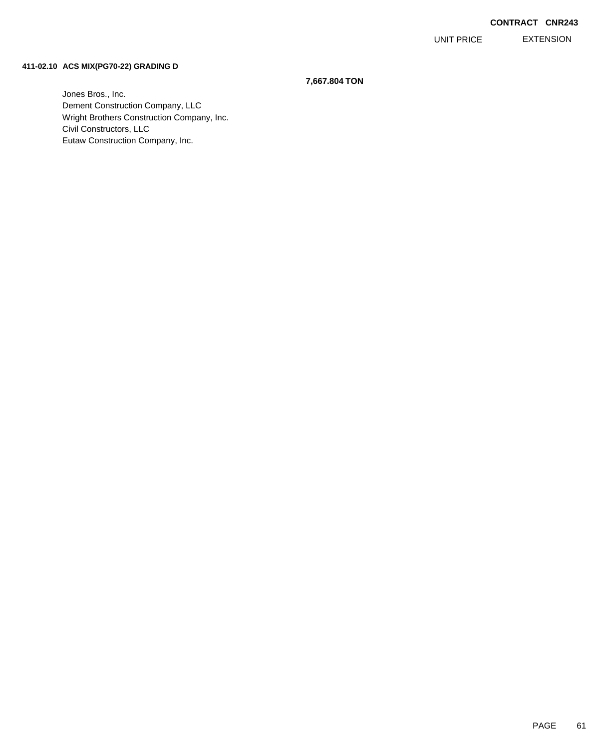**CONTRACT CNR243**

| | | UNIT PRICE | EXTENSION |
|---|---|---|---|
| **411-02.10 ACS MIX(PG70-22) GRADING D** | **7,667.804 TON** | | |
| Jones Bros., Inc. | | | |
| Dement Construction Company, LLC | | | |
| Wright Brothers Construction Company, Inc. | | | |
| Civil Constructors, LLC | | | |
| Eutaw Construction Company, Inc. | | | |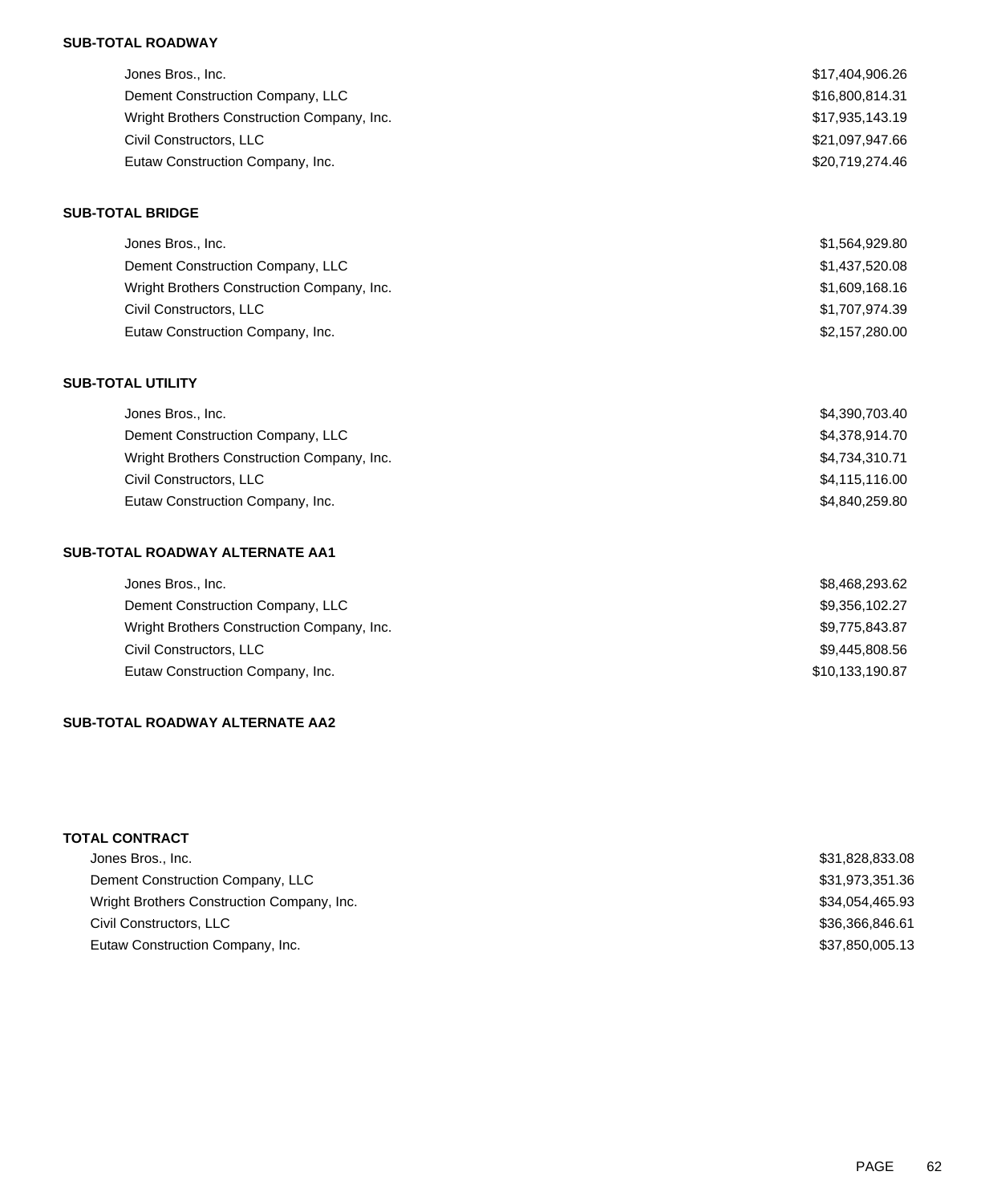**SUB-TOTAL ROADWAY**

| | |
|---|---|
| Jones Bros., Inc. | $17,404,906.26 |
| Dement Construction Company, LLC | $16,800,814.31 |
| Wright Brothers Construction Company, Inc. | $17,935,143.19 |
| Civil Constructors, LLC | $21,097,947.66 |
| Eutaw Construction Company, Inc. | $20,719,274.46 |

**SUB-TOTAL BRIDGE**

| | |
|---|---|
| Jones Bros., Inc. | $1,564,929.80 |
| Dement Construction Company, LLC | $1,437,520.08 |
| Wright Brothers Construction Company, Inc. | $1,609,168.16 |
| Civil Constructors, LLC | $1,707,974.39 |
| Eutaw Construction Company, Inc. | $2,157,280.00 |

**SUB-TOTAL UTILITY**

| | |
|---|---|
| Jones Bros., Inc. | $4,390,703.40 |
| Dement Construction Company, LLC | $4,378,914.70 |
| Wright Brothers Construction Company, Inc. | $4,734,310.71 |
| Civil Constructors, LLC | $4,115,116.00 |
| Eutaw Construction Company, Inc. | $4,840,259.80 |

**SUB-TOTAL ROADWAY ALTERNATE AA1**

| | |
|---|---|
| Jones Bros., Inc. | $8,468,293.62 |
| Dement Construction Company, LLC | $9,356,102.27 |
| Wright Brothers Construction Company, Inc. | $9,775,843.87 |
| Civil Constructors, LLC | $9,445,808.56 |
| Eutaw Construction Company, Inc. | $10,133,190.87 |

**SUB-TOTAL ROADWAY ALTERNATE AA2**

**TOTAL CONTRACT**

| | |
|---|---|
| Jones Bros., Inc. | $31,828,833.08 |
| Dement Construction Company, LLC | $31,973,351.36 |
| Wright Brothers Construction Company, Inc. | $34,054,465.93 |
| Civil Constructors, LLC | $36,366,846.61 |
| Eutaw Construction Company, Inc. | $37,850,005.13 |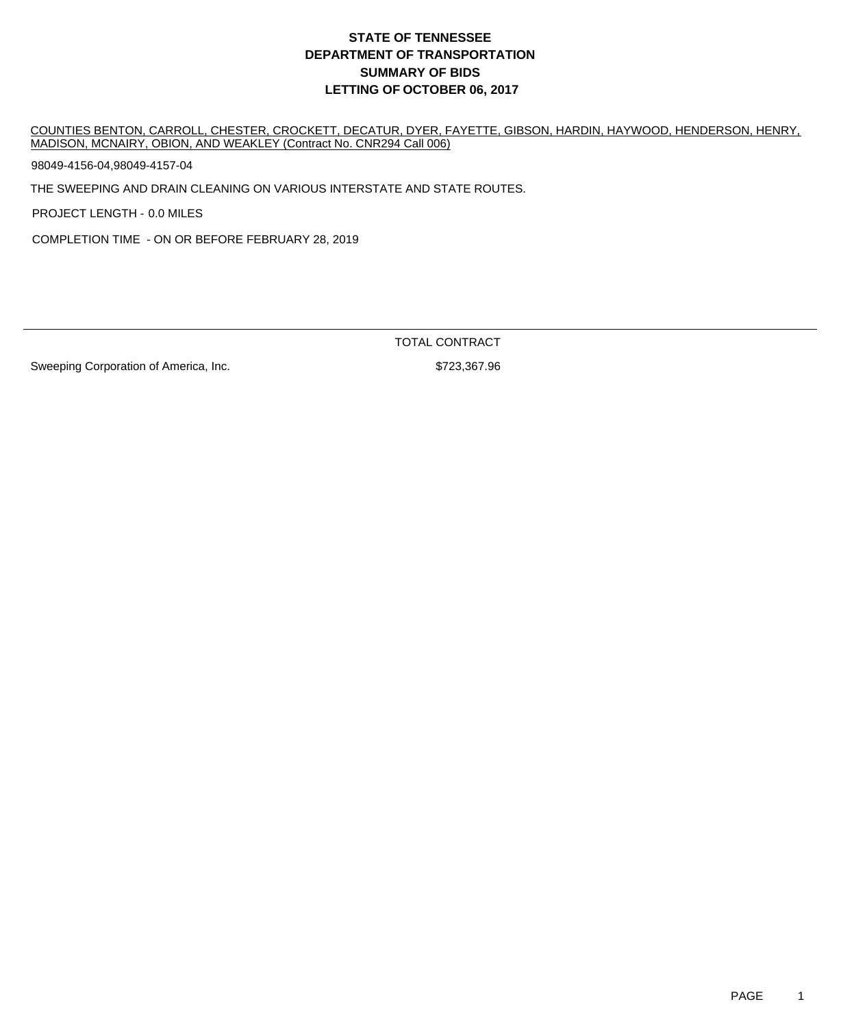# STATE OF TENNESSEE
# DEPARTMENT OF TRANSPORTATION
# SUMMARY OF BIDS
# LETTING OF OCTOBER 06, 2017

COUNTIES BENTON, CARROLL, CHESTER, CROCKETT, DECATUR, DYER, FAYETTE, GIBSON, HARDIN, HAYWOOD, HENDERSON, HENRY, MADISON, MCNAIRY, OBION, AND WEAKLEY (Contract No. CNR294 Call 006)

98049-4156-04,98049-4157-04

THE SWEEPING AND DRAIN CLEANING ON VARIOUS INTERSTATE AND STATE ROUTES.

PROJECT LENGTH - 0.0 MILES

COMPLETION TIME - ON OR BEFORE FEBRUARY 28, 2019

| | TOTAL CONTRACT |
|---|---|
| Sweeping Corporation of America, Inc. | $723,367.96 |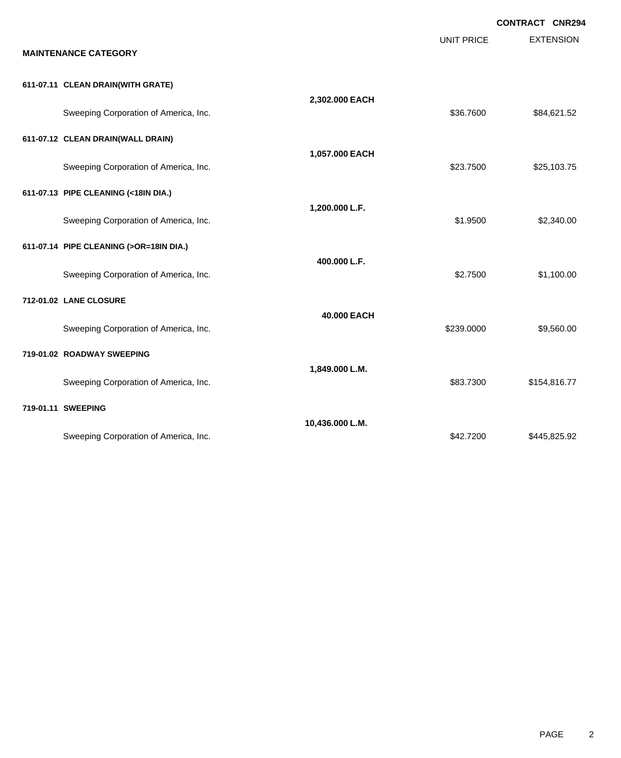**CONTRACT CNR294**

**MAINTENANCE CATEGORY**

| | | UNIT PRICE | EXTENSION |
|---|---|---|---|
| **611-07.11 CLEAN DRAIN(WITH GRATE)** | | | |
| | **2,302.000 EACH** | | |
| Sweeping Corporation of America, Inc. | | $36.7600 | $84,621.52 |
| **611-07.12 CLEAN DRAIN(WALL DRAIN)** | | | |
| | **1,057.000 EACH** | | |
| Sweeping Corporation of America, Inc. | | $23.7500 | $25,103.75 |
| **611-07.13 PIPE CLEANING (<18IN DIA.)** | | | |
| | **1,200.000 L.F.** | | |
| Sweeping Corporation of America, Inc. | | $1.9500 | $2,340.00 |
| **611-07.14 PIPE CLEANING (>OR=18IN DIA.)** | | | |
| | **400.000 L.F.** | | |
| Sweeping Corporation of America, Inc. | | $2.7500 | $1,100.00 |
| **712-01.02 LANE CLOSURE** | | | |
| | **40.000 EACH** | | |
| Sweeping Corporation of America, Inc. | | $239.0000 | $9,560.00 |
| **719-01.02 ROADWAY SWEEPING** | | | |
| | **1,849.000 L.M.** | | |
| Sweeping Corporation of America, Inc. | | $83.7300 | $154,816.77 |
| **719-01.11 SWEEPING** | | | |
| | **10,436.000 L.M.** | | |
| Sweeping Corporation of America, Inc. | | $42.7200 | $445,825.92 |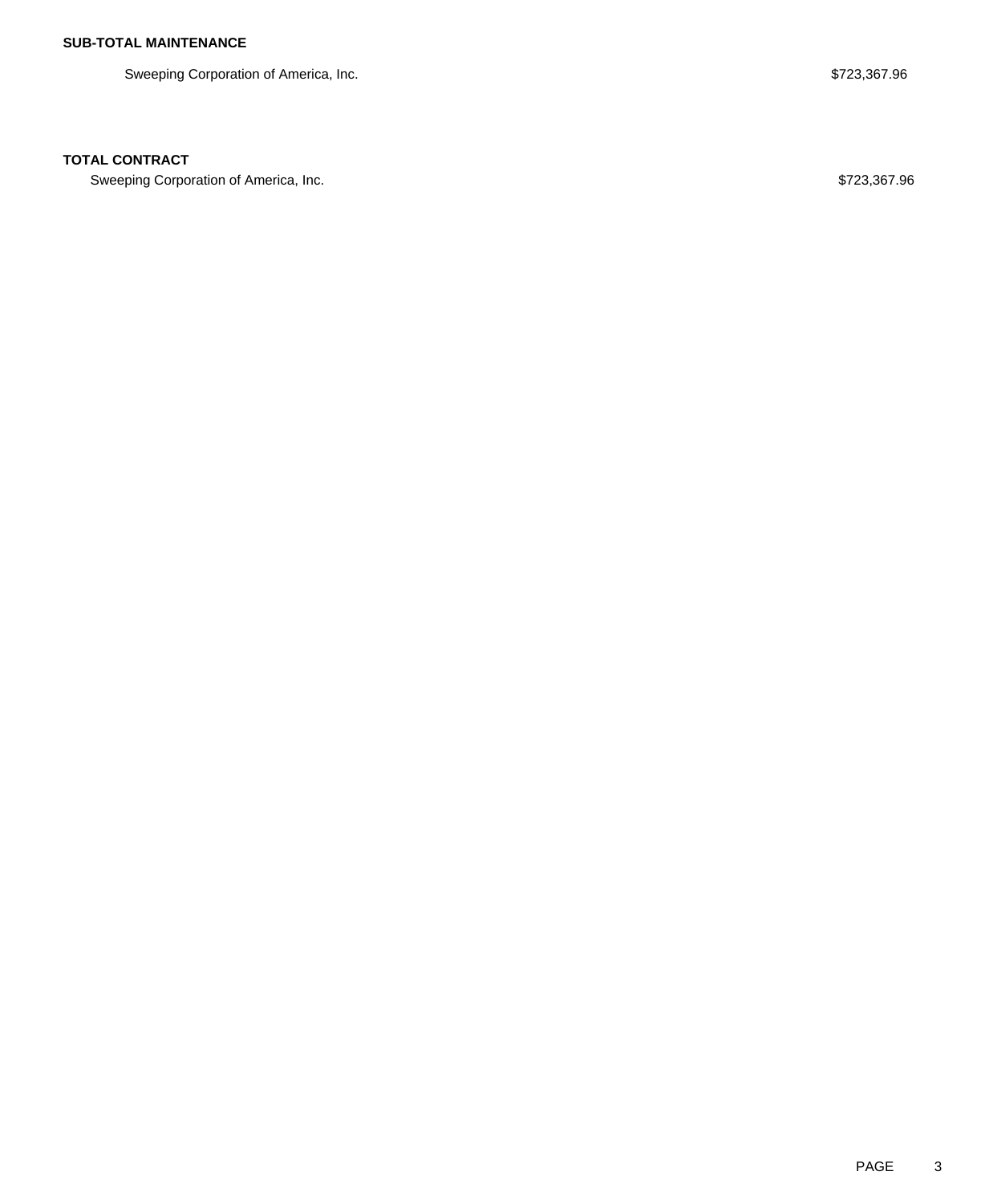**SUB-TOTAL MAINTENANCE**

| | |
|---|---|
| Sweeping Corporation of America, Inc. | $723,367.96 |

**TOTAL CONTRACT**

| | |
|---|---|
| Sweeping Corporation of America, Inc. | $723,367.96 |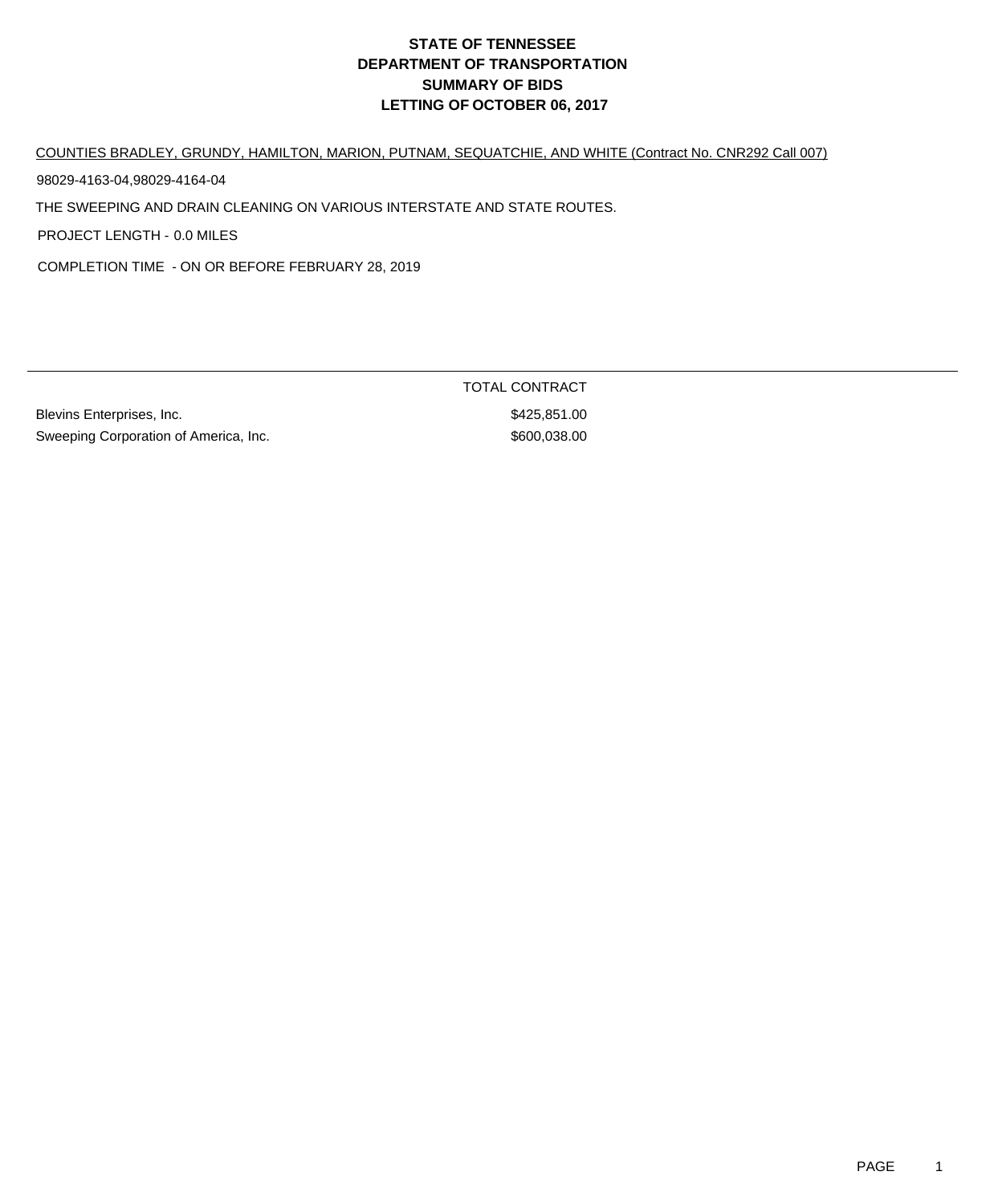# STATE OF TENNESSEE
# DEPARTMENT OF TRANSPORTATION
# SUMMARY OF BIDS
# LETTING OF OCTOBER 06, 2017

COUNTIES BRADLEY, GRUNDY, HAMILTON, MARION, PUTNAM, SEQUATCHIE, AND WHITE (Contract No. CNR292 Call 007)

98029-4163-04,98029-4164-04

THE SWEEPING AND DRAIN CLEANING ON VARIOUS INTERSTATE AND STATE ROUTES.

PROJECT LENGTH - 0.0 MILES

COMPLETION TIME - ON OR BEFORE FEBRUARY 28, 2019

| | TOTAL CONTRACT |
|---|---|
| Blevins Enterprises, Inc. | $425,851.00 |
| Sweeping Corporation of America, Inc. | $600,038.00 |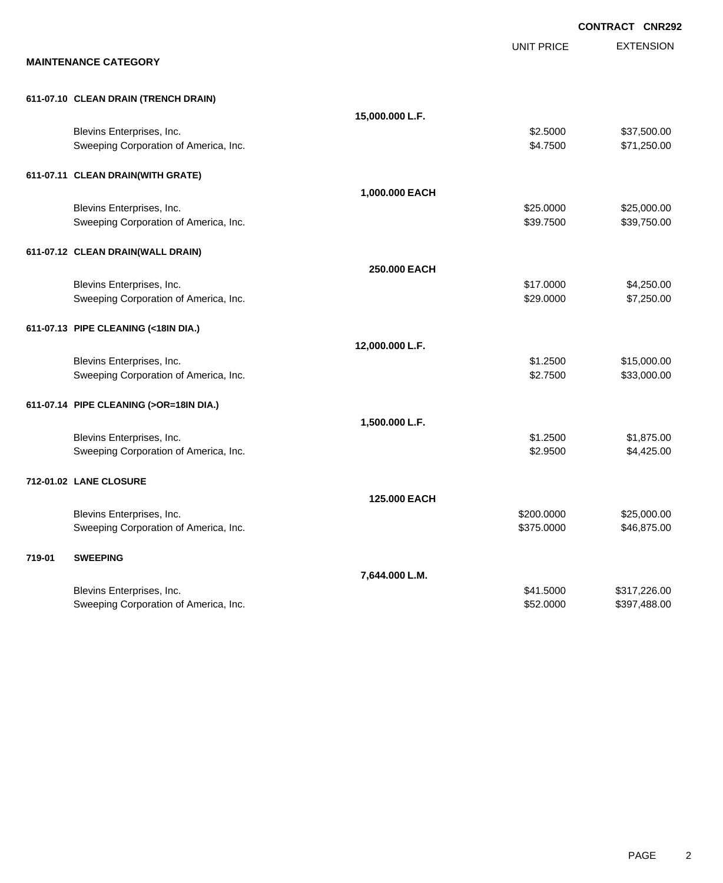**CONTRACT CNR292**

## MAINTENANCE CATEGORY

| | | UNIT PRICE | EXTENSION |
|---|---|---|---|
| **611-07.10 CLEAN DRAIN (TRENCH DRAIN)** | | | |
| | **15,000.000 L.F.** | | |
| Blevins Enterprises, Inc. | | $2.5000 | $37,500.00 |
| Sweeping Corporation of America, Inc. | | $4.7500 | $71,250.00 |
| **611-07.11 CLEAN DRAIN(WITH GRATE)** | | | |
| | **1,000.000 EACH** | | |
| Blevins Enterprises, Inc. | | $25.0000 | $25,000.00 |
| Sweeping Corporation of America, Inc. | | $39.7500 | $39,750.00 |
| **611-07.12 CLEAN DRAIN(WALL DRAIN)** | | | |
| | **250.000 EACH** | | |
| Blevins Enterprises, Inc. | | $17.0000 | $4,250.00 |
| Sweeping Corporation of America, Inc. | | $29.0000 | $7,250.00 |
| **611-07.13 PIPE CLEANING (<18IN DIA.)** | | | |
| | **12,000.000 L.F.** | | |
| Blevins Enterprises, Inc. | | $1.2500 | $15,000.00 |
| Sweeping Corporation of America, Inc. | | $2.7500 | $33,000.00 |
| **611-07.14 PIPE CLEANING (>OR=18IN DIA.)** | | | |
| | **1,500.000 L.F.** | | |
| Blevins Enterprises, Inc. | | $1.2500 | $1,875.00 |
| Sweeping Corporation of America, Inc. | | $2.9500 | $4,425.00 |
| **712-01.02 LANE CLOSURE** | | | |
| | **125.000 EACH** | | |
| Blevins Enterprises, Inc. | | $200.0000 | $25,000.00 |
| Sweeping Corporation of America, Inc. | | $375.0000 | $46,875.00 |
| **719-01 SWEEPING** | | | |
| | **7,644.000 L.M.** | | |
| Blevins Enterprises, Inc. | | $41.5000 | $317,226.00 |
| Sweeping Corporation of America, Inc. | | $52.0000 | $397,488.00 |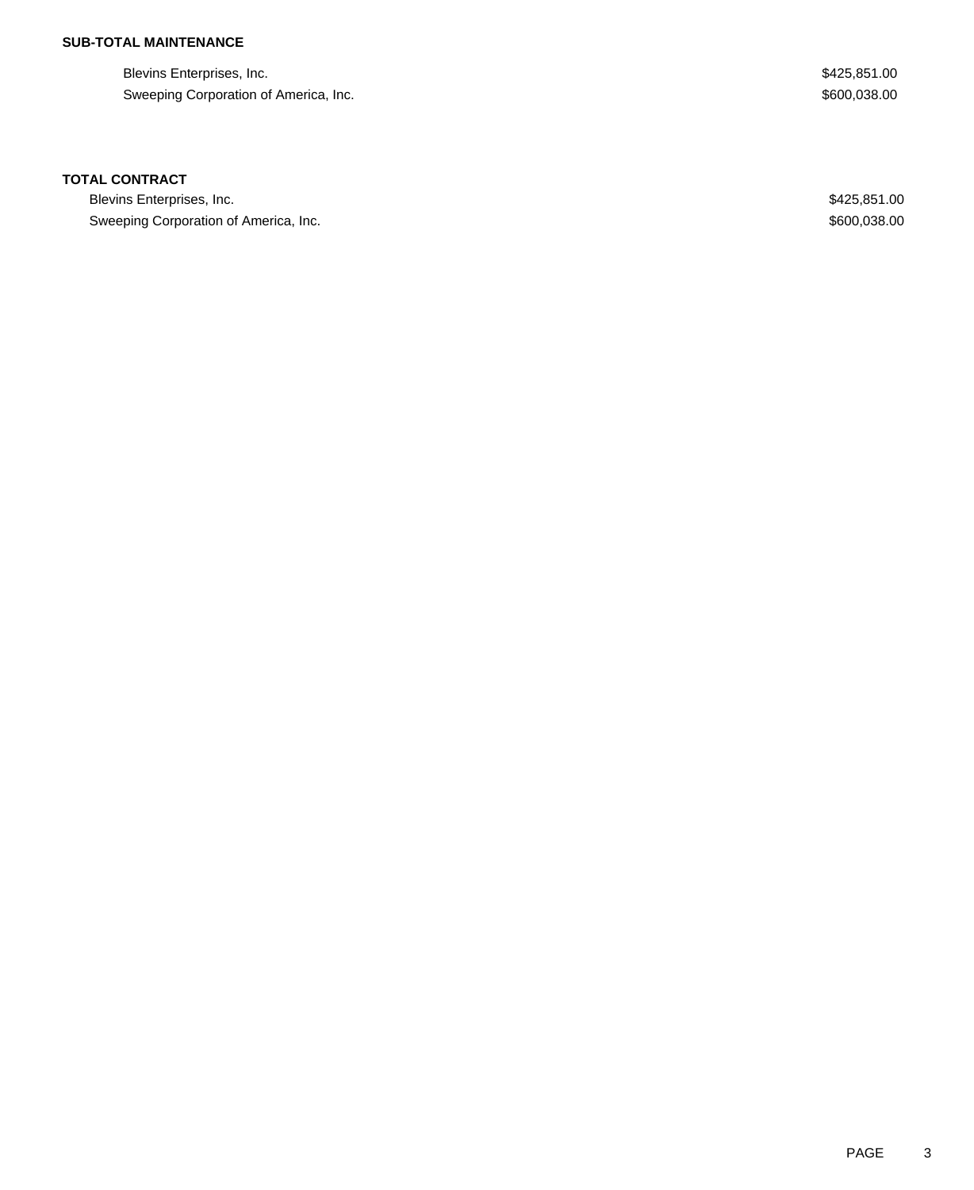**SUB-TOTAL MAINTENANCE**

| | |
|---|---|
| Blevins Enterprises, Inc. | $425,851.00 |
| Sweeping Corporation of America, Inc. | $600,038.00 |

**TOTAL CONTRACT**

| | |
|---|---|
| Blevins Enterprises, Inc. | $425,851.00 |
| Sweeping Corporation of America, Inc. | $600,038.00 |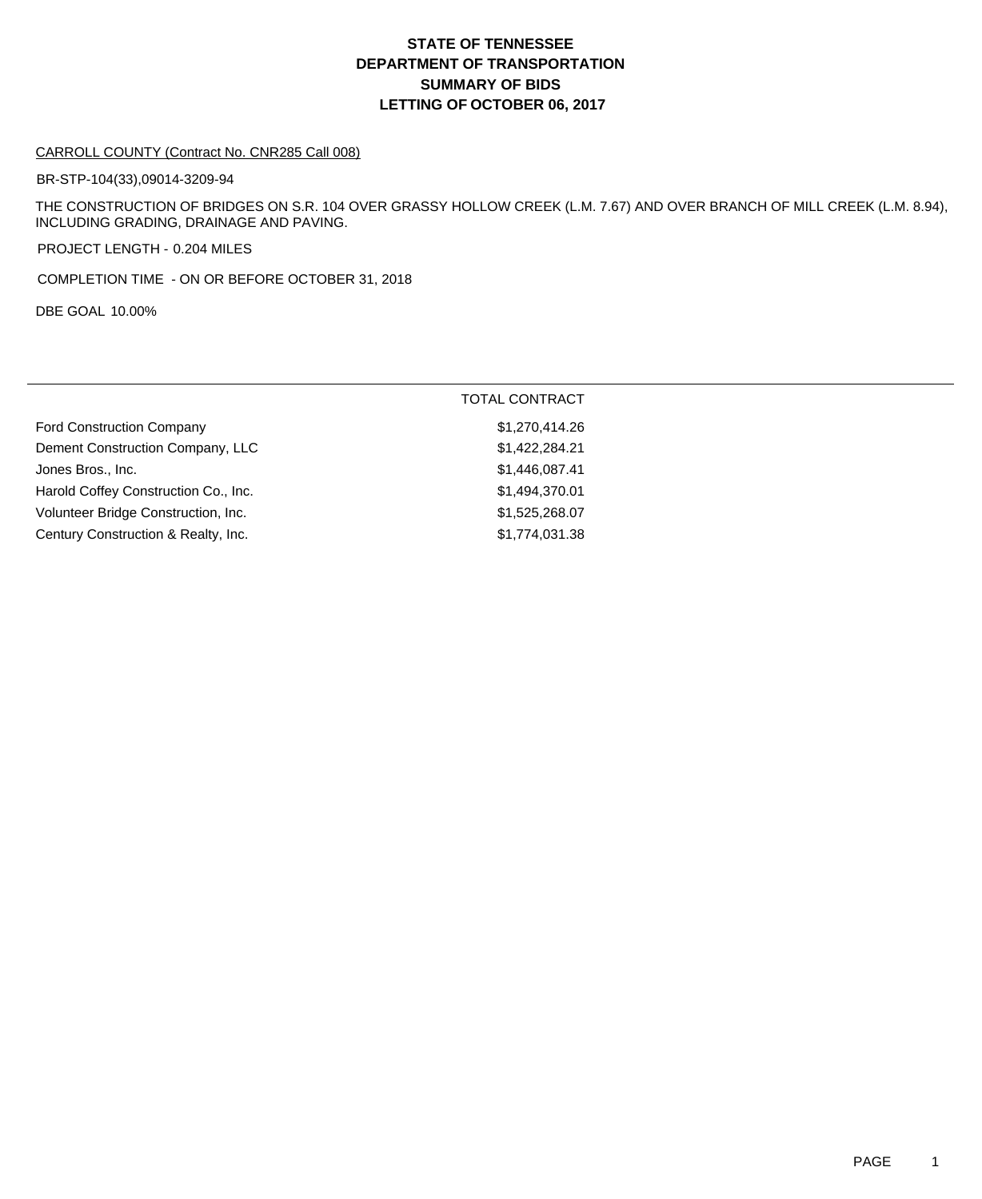# STATE OF TENNESSEE
# DEPARTMENT OF TRANSPORTATION
# SUMMARY OF BIDS
# LETTING OF OCTOBER 06, 2017

CARROLL COUNTY (Contract No. CNR285 Call 008)

BR-STP-104(33),09014-3209-94

THE CONSTRUCTION OF BRIDGES ON S.R. 104 OVER GRASSY HOLLOW CREEK (L.M. 7.67) AND OVER BRANCH OF MILL CREEK (L.M. 8.94), INCLUDING GRADING, DRAINAGE AND PAVING.

PROJECT LENGTH - 0.204 MILES

COMPLETION TIME - ON OR BEFORE OCTOBER 31, 2018

DBE GOAL 10.00%

| | TOTAL CONTRACT |
|---|---|
| Ford Construction Company | $1,270,414.26 |
| Dement Construction Company, LLC | $1,422,284.21 |
| Jones Bros., Inc. | $1,446,087.41 |
| Harold Coffey Construction Co., Inc. | $1,494,370.01 |
| Volunteer Bridge Construction, Inc. | $1,525,268.07 |
| Century Construction & Realty, Inc. | $1,774,031.38 |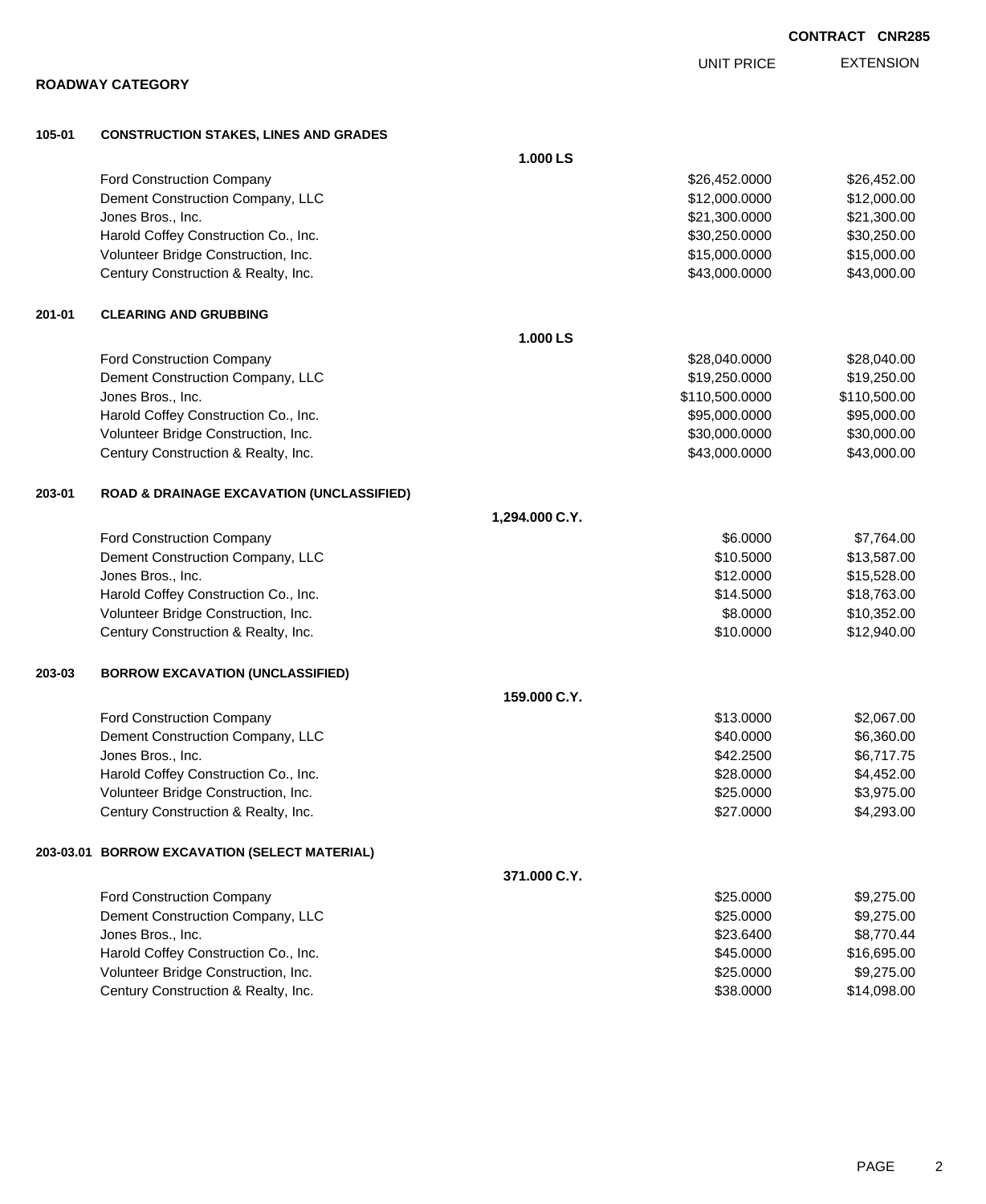**CONTRACT CNR285**

## ROADWAY CATEGORY

### 105-01 CONSTRUCTION STAKES, LINES AND GRADES

**1.000 LS**

| Bidder | UNIT PRICE | EXTENSION |
|---|---|---|
| Ford Construction Company | $26,452.0000 | $26,452.00 |
| Dement Construction Company, LLC | $12,000.0000 | $12,000.00 |
| Jones Bros., Inc. | $21,300.0000 | $21,300.00 |
| Harold Coffey Construction Co., Inc. | $30,250.0000 | $30,250.00 |
| Volunteer Bridge Construction, Inc. | $15,000.0000 | $15,000.00 |
| Century Construction & Realty, Inc. | $43,000.0000 | $43,000.00 |

### 201-01 CLEARING AND GRUBBING

**1.000 LS**

| Bidder | UNIT PRICE | EXTENSION |
|---|---|---|
| Ford Construction Company | $28,040.0000 | $28,040.00 |
| Dement Construction Company, LLC | $19,250.0000 | $19,250.00 |
| Jones Bros., Inc. | $110,500.0000 | $110,500.00 |
| Harold Coffey Construction Co., Inc. | $95,000.0000 | $95,000.00 |
| Volunteer Bridge Construction, Inc. | $30,000.0000 | $30,000.00 |
| Century Construction & Realty, Inc. | $43,000.0000 | $43,000.00 |

### 203-01 ROAD & DRAINAGE EXCAVATION (UNCLASSIFIED)

**1,294.000 C.Y.**

| Bidder | UNIT PRICE | EXTENSION |
|---|---|---|
| Ford Construction Company | $6.0000 | $7,764.00 |
| Dement Construction Company, LLC | $10.5000 | $13,587.00 |
| Jones Bros., Inc. | $12.0000 | $15,528.00 |
| Harold Coffey Construction Co., Inc. | $14.5000 | $18,763.00 |
| Volunteer Bridge Construction, Inc. | $8.0000 | $10,352.00 |
| Century Construction & Realty, Inc. | $10.0000 | $12,940.00 |

### 203-03 BORROW EXCAVATION (UNCLASSIFIED)

**159.000 C.Y.**

| Bidder | UNIT PRICE | EXTENSION |
|---|---|---|
| Ford Construction Company | $13.0000 | $2,067.00 |
| Dement Construction Company, LLC | $40.0000 | $6,360.00 |
| Jones Bros., Inc. | $42.2500 | $6,717.75 |
| Harold Coffey Construction Co., Inc. | $28.0000 | $4,452.00 |
| Volunteer Bridge Construction, Inc. | $25.0000 | $3,975.00 |
| Century Construction & Realty, Inc. | $27.0000 | $4,293.00 |

### 203-03.01 BORROW EXCAVATION (SELECT MATERIAL)

**371.000 C.Y.**

| Bidder | UNIT PRICE | EXTENSION |
|---|---|---|
| Ford Construction Company | $25.0000 | $9,275.00 |
| Dement Construction Company, LLC | $25.0000 | $9,275.00 |
| Jones Bros., Inc. | $23.6400 | $8,770.44 |
| Harold Coffey Construction Co., Inc. | $45.0000 | $16,695.00 |
| Volunteer Bridge Construction, Inc. | $25.0000 | $9,275.00 |
| Century Construction & Realty, Inc. | $38.0000 | $14,098.00 |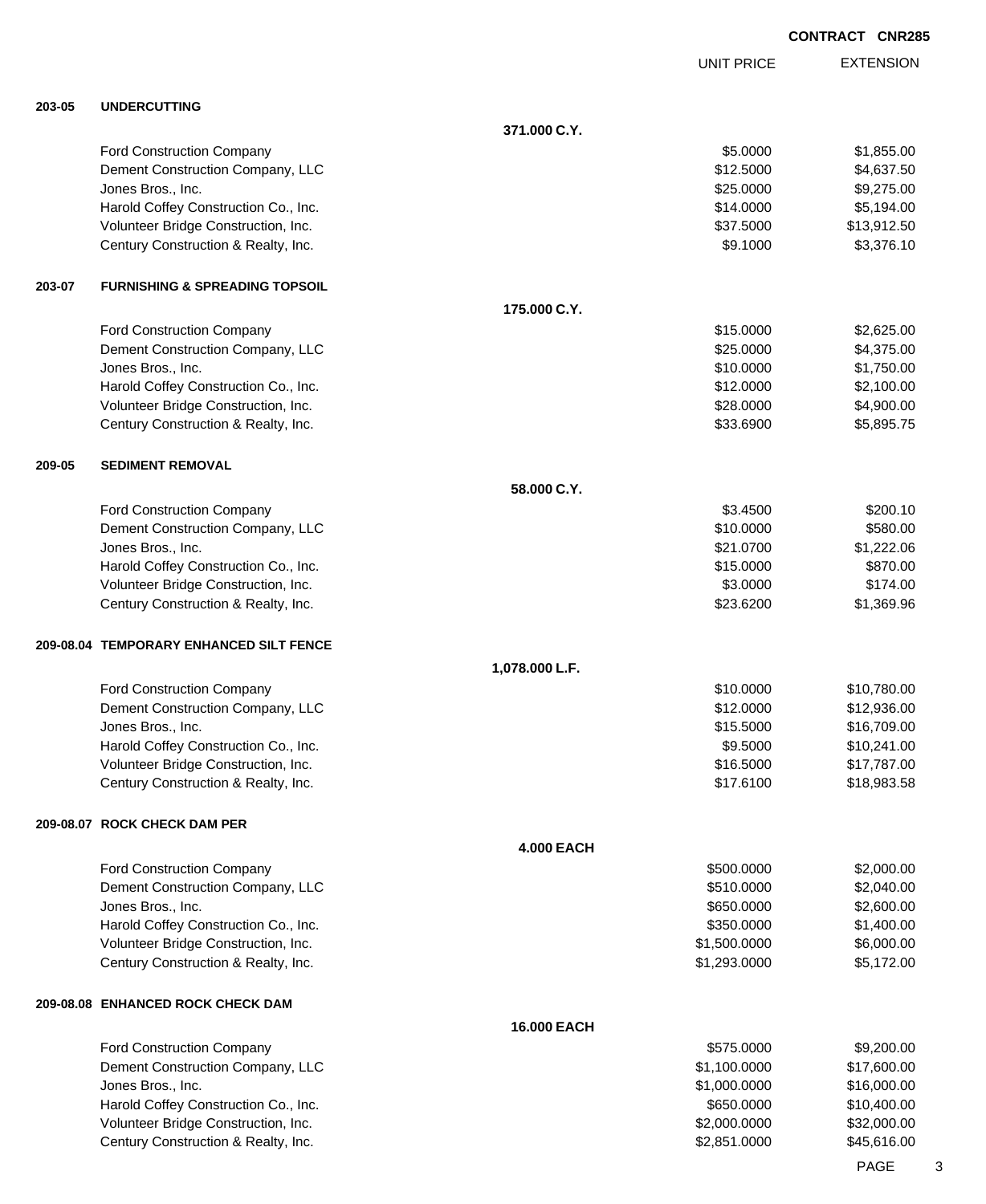**CONTRACT CNR285**

| | | | UNIT PRICE | EXTENSION |
|---|---|---|---|---|
| **203-05** | **UNDERCUTTING** | | | |
| | | **371.000 C.Y.** | | |
| | Ford Construction Company | | $5.0000 | $1,855.00 |
| | Dement Construction Company, LLC | | $12.5000 | $4,637.50 |
| | Jones Bros., Inc. | | $25.0000 | $9,275.00 |
| | Harold Coffey Construction Co., Inc. | | $14.0000 | $5,194.00 |
| | Volunteer Bridge Construction, Inc. | | $37.5000 | $13,912.50 |
| | Century Construction & Realty, Inc. | | $9.1000 | $3,376.10 |
| **203-07** | **FURNISHING & SPREADING TOPSOIL** | | | |
| | | **175.000 C.Y.** | | |
| | Ford Construction Company | | $15.0000 | $2,625.00 |
| | Dement Construction Company, LLC | | $25.0000 | $4,375.00 |
| | Jones Bros., Inc. | | $10.0000 | $1,750.00 |
| | Harold Coffey Construction Co., Inc. | | $12.0000 | $2,100.00 |
| | Volunteer Bridge Construction, Inc. | | $28.0000 | $4,900.00 |
| | Century Construction & Realty, Inc. | | $33.6900 | $5,895.75 |
| **209-05** | **SEDIMENT REMOVAL** | | | |
| | | **58.000 C.Y.** | | |
| | Ford Construction Company | | $3.4500 | $200.10 |
| | Dement Construction Company, LLC | | $10.0000 | $580.00 |
| | Jones Bros., Inc. | | $21.0700 | $1,222.06 |
| | Harold Coffey Construction Co., Inc. | | $15.0000 | $870.00 |
| | Volunteer Bridge Construction, Inc. | | $3.0000 | $174.00 |
| | Century Construction & Realty, Inc. | | $23.6200 | $1,369.96 |
| **209-08.04** | **TEMPORARY ENHANCED SILT FENCE** | | | |
| | | **1,078.000 L.F.** | | |
| | Ford Construction Company | | $10.0000 | $10,780.00 |
| | Dement Construction Company, LLC | | $12.0000 | $12,936.00 |
| | Jones Bros., Inc. | | $15.5000 | $16,709.00 |
| | Harold Coffey Construction Co., Inc. | | $9.5000 | $10,241.00 |
| | Volunteer Bridge Construction, Inc. | | $16.5000 | $17,787.00 |
| | Century Construction & Realty, Inc. | | $17.6100 | $18,983.58 |
| **209-08.07** | **ROCK CHECK DAM PER** | | | |
| | | **4.000 EACH** | | |
| | Ford Construction Company | | $500.0000 | $2,000.00 |
| | Dement Construction Company, LLC | | $510.0000 | $2,040.00 |
| | Jones Bros., Inc. | | $650.0000 | $2,600.00 |
| | Harold Coffey Construction Co., Inc. | | $350.0000 | $1,400.00 |
| | Volunteer Bridge Construction, Inc. | | $1,500.0000 | $6,000.00 |
| | Century Construction & Realty, Inc. | | $1,293.0000 | $5,172.00 |
| **209-08.08** | **ENHANCED ROCK CHECK DAM** | | | |
| | | **16.000 EACH** | | |
| | Ford Construction Company | | $575.0000 | $9,200.00 |
| | Dement Construction Company, LLC | | $1,100.0000 | $17,600.00 |
| | Jones Bros., Inc. | | $1,000.0000 | $16,000.00 |
| | Harold Coffey Construction Co., Inc. | | $650.0000 | $10,400.00 |
| | Volunteer Bridge Construction, Inc. | | $2,000.0000 | $32,000.00 |
| | Century Construction & Realty, Inc. | | $2,851.0000 | $45,616.00 |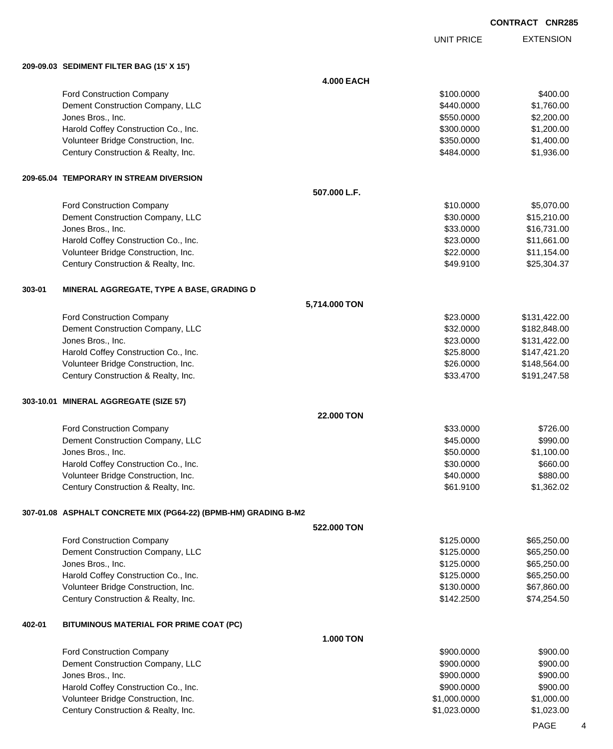**CONTRACT CNR285**

| | UNIT PRICE | EXTENSION |
|---|---|---|
| **209-09.03 SEDIMENT FILTER BAG (15' X 15')** | | |
| **4.000 EACH** | | |
| Ford Construction Company | \$100.0000 | \$400.00 |
| Dement Construction Company, LLC | \$440.0000 | \$1,760.00 |
| Jones Bros., Inc. | \$550.0000 | \$2,200.00 |
| Harold Coffey Construction Co., Inc. | \$300.0000 | \$1,200.00 |
| Volunteer Bridge Construction, Inc. | \$350.0000 | \$1,400.00 |
| Century Construction & Realty, Inc. | \$484.0000 | \$1,936.00 |
| **209-65.04 TEMPORARY IN STREAM DIVERSION** | | |
| **507.000 L.F.** | | |
| Ford Construction Company | \$10.0000 | \$5,070.00 |
| Dement Construction Company, LLC | \$30.0000 | \$15,210.00 |
| Jones Bros., Inc. | \$33.0000 | \$16,731.00 |
| Harold Coffey Construction Co., Inc. | \$23.0000 | \$11,661.00 |
| Volunteer Bridge Construction, Inc. | \$22.0000 | \$11,154.00 |
| Century Construction & Realty, Inc. | \$49.9100 | \$25,304.37 |
| **303-01 MINERAL AGGREGATE, TYPE A BASE, GRADING D** | | |
| **5,714.000 TON** | | |
| Ford Construction Company | \$23.0000 | \$131,422.00 |
| Dement Construction Company, LLC | \$32.0000 | \$182,848.00 |
| Jones Bros., Inc. | \$23.0000 | \$131,422.00 |
| Harold Coffey Construction Co., Inc. | \$25.8000 | \$147,421.20 |
| Volunteer Bridge Construction, Inc. | \$26.0000 | \$148,564.00 |
| Century Construction & Realty, Inc. | \$33.4700 | \$191,247.58 |
| **303-10.01 MINERAL AGGREGATE (SIZE 57)** | | |
| **22.000 TON** | | |
| Ford Construction Company | \$33.0000 | \$726.00 |
| Dement Construction Company, LLC | \$45.0000 | \$990.00 |
| Jones Bros., Inc. | \$50.0000 | \$1,100.00 |
| Harold Coffey Construction Co., Inc. | \$30.0000 | \$660.00 |
| Volunteer Bridge Construction, Inc. | \$40.0000 | \$880.00 |
| Century Construction & Realty, Inc. | \$61.9100 | \$1,362.02 |
| **307-01.08 ASPHALT CONCRETE MIX (PG64-22) (BPMB-HM) GRADING B-M2** | | |
| **522.000 TON** | | |
| Ford Construction Company | \$125.0000 | \$65,250.00 |
| Dement Construction Company, LLC | \$125.0000 | \$65,250.00 |
| Jones Bros., Inc. | \$125.0000 | \$65,250.00 |
| Harold Coffey Construction Co., Inc. | \$125.0000 | \$65,250.00 |
| Volunteer Bridge Construction, Inc. | \$130.0000 | \$67,860.00 |
| Century Construction & Realty, Inc. | \$142.2500 | \$74,254.50 |
| **402-01 BITUMINOUS MATERIAL FOR PRIME COAT (PC)** | | |
| **1.000 TON** | | |
| Ford Construction Company | \$900.0000 | \$900.00 |
| Dement Construction Company, LLC | \$900.0000 | \$900.00 |
| Jones Bros., Inc. | \$900.0000 | \$900.00 |
| Harold Coffey Construction Co., Inc. | \$900.0000 | \$900.00 |
| Volunteer Bridge Construction, Inc. | \$1,000.0000 | \$1,000.00 |
| Century Construction & Realty, Inc. | \$1,023.0000 | \$1,023.00 |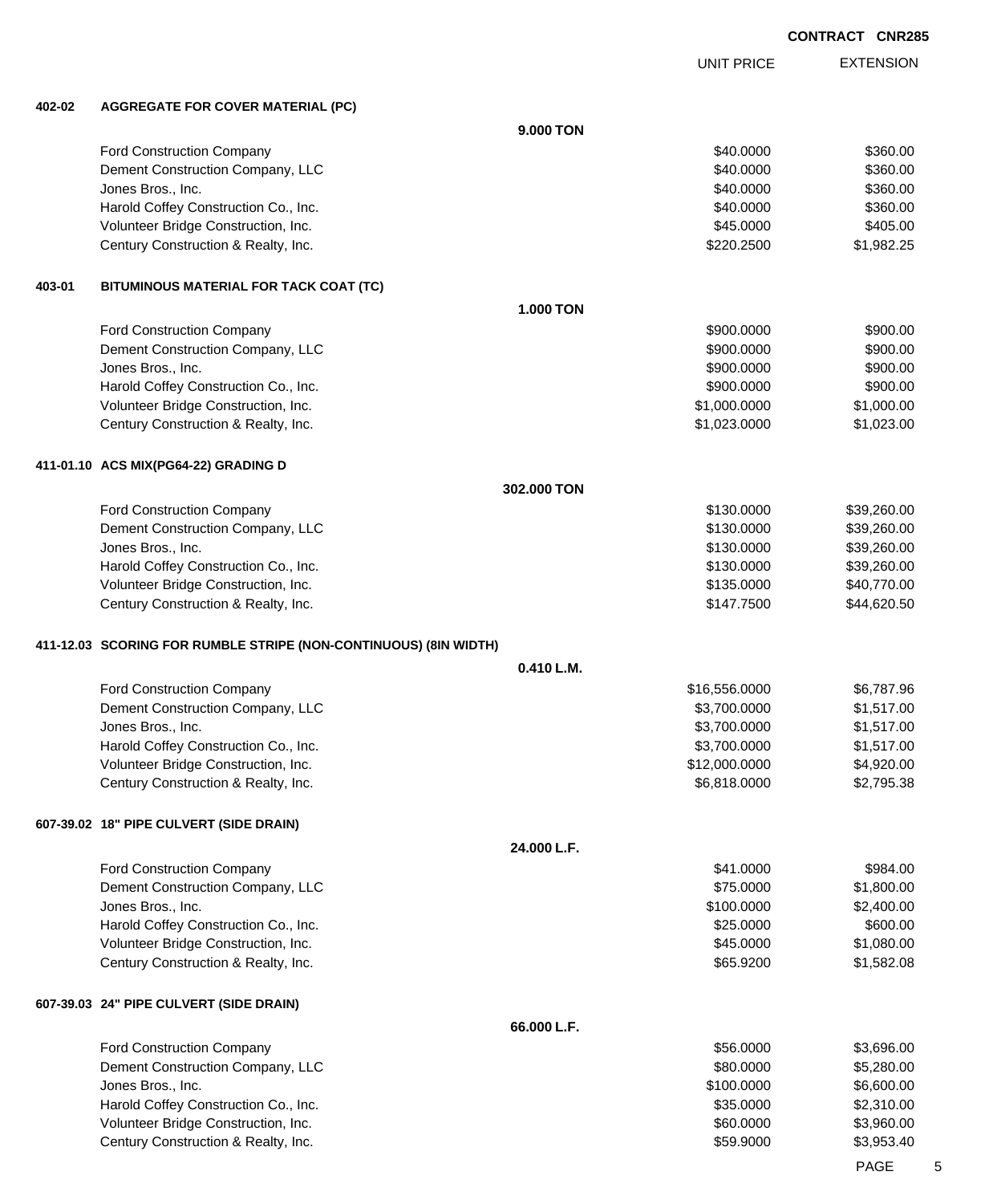**CONTRACT CNR285**

| | | UNIT PRICE | EXTENSION |
|---|---|---|---|
| **402-02** | **AGGREGATE FOR COVER MATERIAL (PC)** | | |
| | **9.000 TON** | | |
| | Ford Construction Company | $40.0000 | $360.00 |
| | Dement Construction Company, LLC | $40.0000 | $360.00 |
| | Jones Bros., Inc. | $40.0000 | $360.00 |
| | Harold Coffey Construction Co., Inc. | $40.0000 | $360.00 |
| | Volunteer Bridge Construction, Inc. | $45.0000 | $405.00 |
| | Century Construction & Realty, Inc. | $220.2500 | $1,982.25 |
| **403-01** | **BITUMINOUS MATERIAL FOR TACK COAT (TC)** | | |
| | **1.000 TON** | | |
| | Ford Construction Company | $900.0000 | $900.00 |
| | Dement Construction Company, LLC | $900.0000 | $900.00 |
| | Jones Bros., Inc. | $900.0000 | $900.00 |
| | Harold Coffey Construction Co., Inc. | $900.0000 | $900.00 |
| | Volunteer Bridge Construction, Inc. | $1,000.0000 | $1,000.00 |
| | Century Construction & Realty, Inc. | $1,023.0000 | $1,023.00 |
| **411-01.10** | **ACS MIX(PG64-22) GRADING D** | | |
| | **302.000 TON** | | |
| | Ford Construction Company | $130.0000 | $39,260.00 |
| | Dement Construction Company, LLC | $130.0000 | $39,260.00 |
| | Jones Bros., Inc. | $130.0000 | $39,260.00 |
| | Harold Coffey Construction Co., Inc. | $130.0000 | $39,260.00 |
| | Volunteer Bridge Construction, Inc. | $135.0000 | $40,770.00 |
| | Century Construction & Realty, Inc. | $147.7500 | $44,620.50 |
| **411-12.03** | **SCORING FOR RUMBLE STRIPE (NON-CONTINUOUS) (8IN WIDTH)** | | |
| | **0.410 L.M.** | | |
| | Ford Construction Company | $16,556.0000 | $6,787.96 |
| | Dement Construction Company, LLC | $3,700.0000 | $1,517.00 |
| | Jones Bros., Inc. | $3,700.0000 | $1,517.00 |
| | Harold Coffey Construction Co., Inc. | $3,700.0000 | $1,517.00 |
| | Volunteer Bridge Construction, Inc. | $12,000.0000 | $4,920.00 |
| | Century Construction & Realty, Inc. | $6,818.0000 | $2,795.38 |
| **607-39.02** | **18" PIPE CULVERT (SIDE DRAIN)** | | |
| | **24.000 L.F.** | | |
| | Ford Construction Company | $41.0000 | $984.00 |
| | Dement Construction Company, LLC | $75.0000 | $1,800.00 |
| | Jones Bros., Inc. | $100.0000 | $2,400.00 |
| | Harold Coffey Construction Co., Inc. | $25.0000 | $600.00 |
| | Volunteer Bridge Construction, Inc. | $45.0000 | $1,080.00 |
| | Century Construction & Realty, Inc. | $65.9200 | $1,582.08 |
| **607-39.03** | **24" PIPE CULVERT (SIDE DRAIN)** | | |
| | **66.000 L.F.** | | |
| | Ford Construction Company | $56.0000 | $3,696.00 |
| | Dement Construction Company, LLC | $80.0000 | $5,280.00 |
| | Jones Bros., Inc. | $100.0000 | $6,600.00 |
| | Harold Coffey Construction Co., Inc. | $35.0000 | $2,310.00 |
| | Volunteer Bridge Construction, Inc. | $60.0000 | $3,960.00 |
| | Century Construction & Realty, Inc. | $59.9000 | $3,953.40 |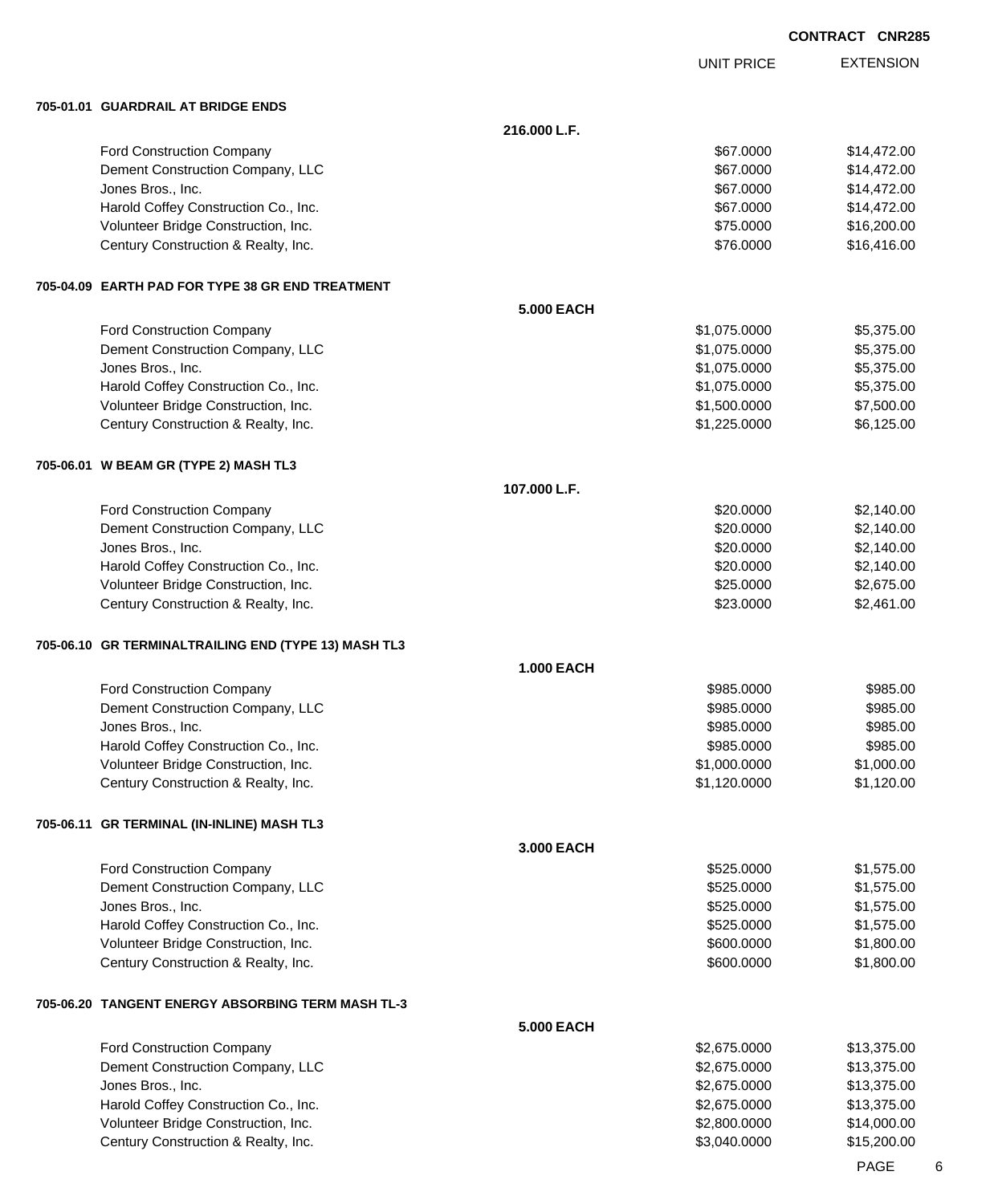**CONTRACT CNR285**

| | UNIT PRICE | EXTENSION |
|---|---|---|
| **705-01.01 GUARDRAIL AT BRIDGE ENDS** | | |
| **216.000 L.F.** | | |
| Ford Construction Company | $67.0000 | $14,472.00 |
| Dement Construction Company, LLC | $67.0000 | $14,472.00 |
| Jones Bros., Inc. | $67.0000 | $14,472.00 |
| Harold Coffey Construction Co., Inc. | $67.0000 | $14,472.00 |
| Volunteer Bridge Construction, Inc. | $75.0000 | $16,200.00 |
| Century Construction & Realty, Inc. | $76.0000 | $16,416.00 |
| **705-04.09 EARTH PAD FOR TYPE 38 GR END TREATMENT** | | |
| **5.000 EACH** | | |
| Ford Construction Company | $1,075.0000 | $5,375.00 |
| Dement Construction Company, LLC | $1,075.0000 | $5,375.00 |
| Jones Bros., Inc. | $1,075.0000 | $5,375.00 |
| Harold Coffey Construction Co., Inc. | $1,075.0000 | $5,375.00 |
| Volunteer Bridge Construction, Inc. | $1,500.0000 | $7,500.00 |
| Century Construction & Realty, Inc. | $1,225.0000 | $6,125.00 |
| **705-06.01 W BEAM GR (TYPE 2) MASH TL3** | | |
| **107.000 L.F.** | | |
| Ford Construction Company | $20.0000 | $2,140.00 |
| Dement Construction Company, LLC | $20.0000 | $2,140.00 |
| Jones Bros., Inc. | $20.0000 | $2,140.00 |
| Harold Coffey Construction Co., Inc. | $20.0000 | $2,140.00 |
| Volunteer Bridge Construction, Inc. | $25.0000 | $2,675.00 |
| Century Construction & Realty, Inc. | $23.0000 | $2,461.00 |
| **705-06.10 GR TERMINALTRAILING END (TYPE 13) MASH TL3** | | |
| **1.000 EACH** | | |
| Ford Construction Company | $985.0000 | $985.00 |
| Dement Construction Company, LLC | $985.0000 | $985.00 |
| Jones Bros., Inc. | $985.0000 | $985.00 |
| Harold Coffey Construction Co., Inc. | $985.0000 | $985.00 |
| Volunteer Bridge Construction, Inc. | $1,000.0000 | $1,000.00 |
| Century Construction & Realty, Inc. | $1,120.0000 | $1,120.00 |
| **705-06.11 GR TERMINAL (IN-INLINE) MASH TL3** | | |
| **3.000 EACH** | | |
| Ford Construction Company | $525.0000 | $1,575.00 |
| Dement Construction Company, LLC | $525.0000 | $1,575.00 |
| Jones Bros., Inc. | $525.0000 | $1,575.00 |
| Harold Coffey Construction Co., Inc. | $525.0000 | $1,575.00 |
| Volunteer Bridge Construction, Inc. | $600.0000 | $1,800.00 |
| Century Construction & Realty, Inc. | $600.0000 | $1,800.00 |
| **705-06.20 TANGENT ENERGY ABSORBING TERM MASH TL-3** | | |
| **5.000 EACH** | | |
| Ford Construction Company | $2,675.0000 | $13,375.00 |
| Dement Construction Company, LLC | $2,675.0000 | $13,375.00 |
| Jones Bros., Inc. | $2,675.0000 | $13,375.00 |
| Harold Coffey Construction Co., Inc. | $2,675.0000 | $13,375.00 |
| Volunteer Bridge Construction, Inc. | $2,800.0000 | $14,000.00 |
| Century Construction & Realty, Inc. | $3,040.0000 | $15,200.00 |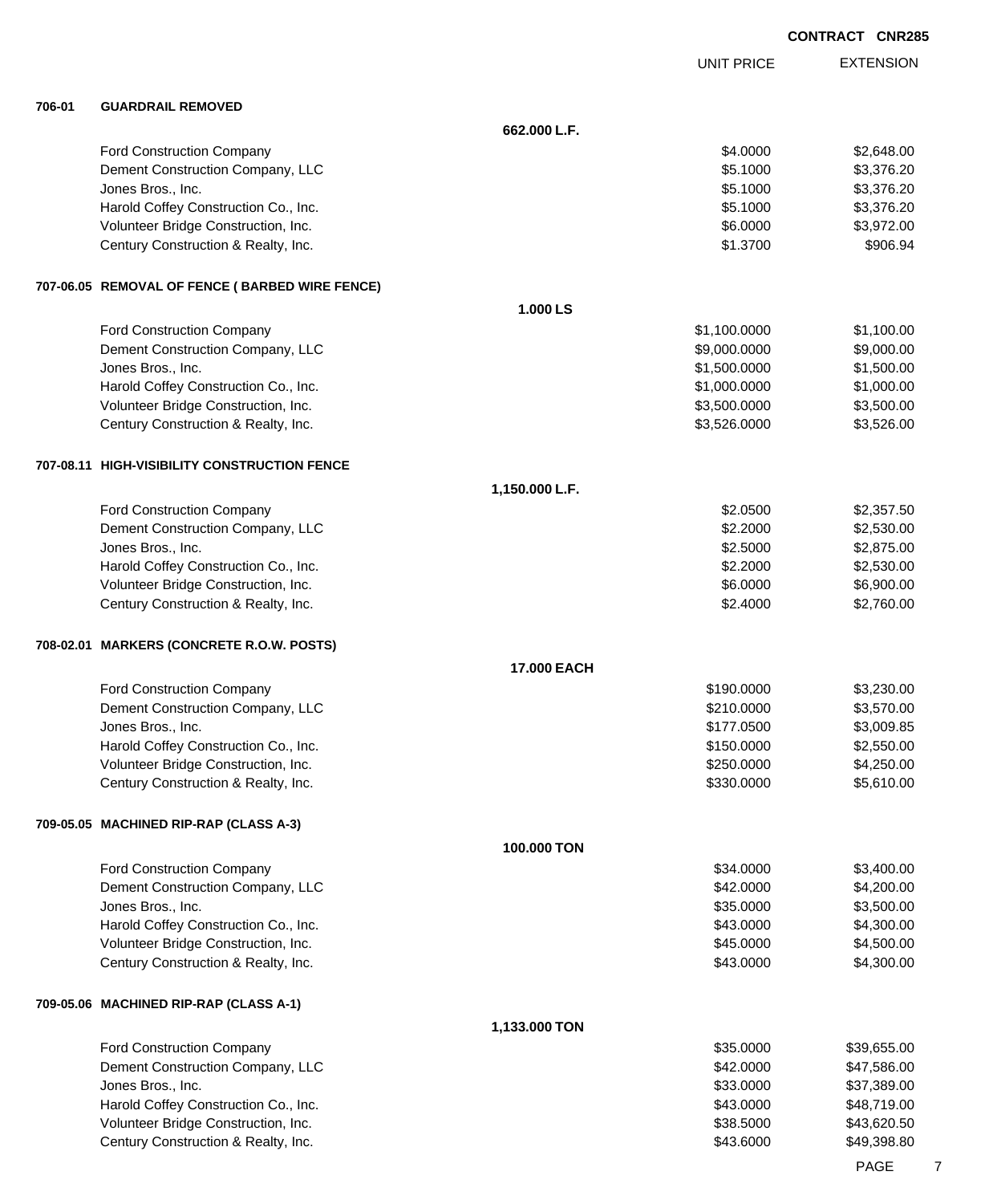**CONTRACT CNR285**

| | | UNIT PRICE | EXTENSION |
|---|---|---|---|
| **706-01** | **GUARDRAIL REMOVED** | | |
| | **662.000 L.F.** | | |
| | Ford Construction Company | $4.0000 | $2,648.00 |
| | Dement Construction Company, LLC | $5.1000 | $3,376.20 |
| | Jones Bros., Inc. | $5.1000 | $3,376.20 |
| | Harold Coffey Construction Co., Inc. | $5.1000 | $3,376.20 |
| | Volunteer Bridge Construction, Inc. | $6.0000 | $3,972.00 |
| | Century Construction & Realty, Inc. | $1.3700 | $906.94 |
| **707-06.05** | **REMOVAL OF FENCE ( BARBED WIRE FENCE)** | | |
| | **1.000 LS** | | |
| | Ford Construction Company | $1,100.0000 | $1,100.00 |
| | Dement Construction Company, LLC | $9,000.0000 | $9,000.00 |
| | Jones Bros., Inc. | $1,500.0000 | $1,500.00 |
| | Harold Coffey Construction Co., Inc. | $1,000.0000 | $1,000.00 |
| | Volunteer Bridge Construction, Inc. | $3,500.0000 | $3,500.00 |
| | Century Construction & Realty, Inc. | $3,526.0000 | $3,526.00 |
| **707-08.11** | **HIGH-VISIBILITY CONSTRUCTION FENCE** | | |
| | **1,150.000 L.F.** | | |
| | Ford Construction Company | $2.0500 | $2,357.50 |
| | Dement Construction Company, LLC | $2.2000 | $2,530.00 |
| | Jones Bros., Inc. | $2.5000 | $2,875.00 |
| | Harold Coffey Construction Co., Inc. | $2.2000 | $2,530.00 |
| | Volunteer Bridge Construction, Inc. | $6.0000 | $6,900.00 |
| | Century Construction & Realty, Inc. | $2.4000 | $2,760.00 |
| **708-02.01** | **MARKERS (CONCRETE R.O.W. POSTS)** | | |
| | **17.000 EACH** | | |
| | Ford Construction Company | $190.0000 | $3,230.00 |
| | Dement Construction Company, LLC | $210.0000 | $3,570.00 |
| | Jones Bros., Inc. | $177.0500 | $3,009.85 |
| | Harold Coffey Construction Co., Inc. | $150.0000 | $2,550.00 |
| | Volunteer Bridge Construction, Inc. | $250.0000 | $4,250.00 |
| | Century Construction & Realty, Inc. | $330.0000 | $5,610.00 |
| **709-05.05** | **MACHINED RIP-RAP (CLASS A-3)** | | |
| | **100.000 TON** | | |
| | Ford Construction Company | $34.0000 | $3,400.00 |
| | Dement Construction Company, LLC | $42.0000 | $4,200.00 |
| | Jones Bros., Inc. | $35.0000 | $3,500.00 |
| | Harold Coffey Construction Co., Inc. | $43.0000 | $4,300.00 |
| | Volunteer Bridge Construction, Inc. | $45.0000 | $4,500.00 |
| | Century Construction & Realty, Inc. | $43.0000 | $4,300.00 |
| **709-05.06** | **MACHINED RIP-RAP (CLASS A-1)** | | |
| | **1,133.000 TON** | | |
| | Ford Construction Company | $35.0000 | $39,655.00 |
| | Dement Construction Company, LLC | $42.0000 | $47,586.00 |
| | Jones Bros., Inc. | $33.0000 | $37,389.00 |
| | Harold Coffey Construction Co., Inc. | $43.0000 | $48,719.00 |
| | Volunteer Bridge Construction, Inc. | $38.5000 | $43,620.50 |
| | Century Construction & Realty, Inc. | $43.6000 | $49,398.80 |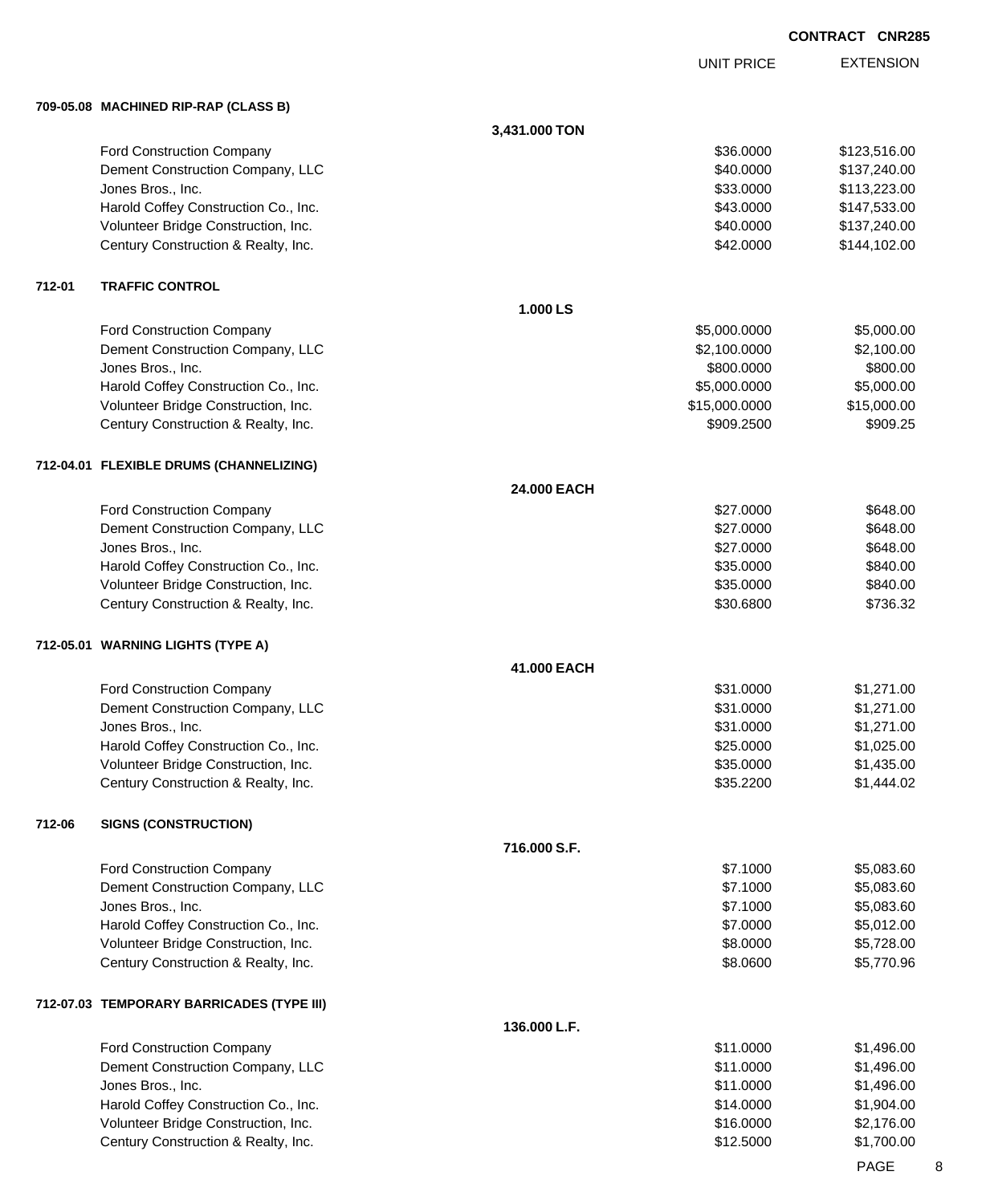**CONTRACT CNR285**

| | UNIT PRICE | EXTENSION |
|---|---|---|
| **709-05.08 MACHINED RIP-RAP (CLASS B)** | | |
| **3,431.000 TON** | | |
| Ford Construction Company | $36.0000 | $123,516.00 |
| Dement Construction Company, LLC | $40.0000 | $137,240.00 |
| Jones Bros., Inc. | $33.0000 | $113,223.00 |
| Harold Coffey Construction Co., Inc. | $43.0000 | $147,533.00 |
| Volunteer Bridge Construction, Inc. | $40.0000 | $137,240.00 |
| Century Construction & Realty, Inc. | $42.0000 | $144,102.00 |
| **712-01 TRAFFIC CONTROL** | | |
| **1.000 LS** | | |
| Ford Construction Company | $5,000.0000 | $5,000.00 |
| Dement Construction Company, LLC | $2,100.0000 | $2,100.00 |
| Jones Bros., Inc. | $800.0000 | $800.00 |
| Harold Coffey Construction Co., Inc. | $5,000.0000 | $5,000.00 |
| Volunteer Bridge Construction, Inc. | $15,000.0000 | $15,000.00 |
| Century Construction & Realty, Inc. | $909.2500 | $909.25 |
| **712-04.01 FLEXIBLE DRUMS (CHANNELIZING)** | | |
| **24.000 EACH** | | |
| Ford Construction Company | $27.0000 | $648.00 |
| Dement Construction Company, LLC | $27.0000 | $648.00 |
| Jones Bros., Inc. | $27.0000 | $648.00 |
| Harold Coffey Construction Co., Inc. | $35.0000 | $840.00 |
| Volunteer Bridge Construction, Inc. | $35.0000 | $840.00 |
| Century Construction & Realty, Inc. | $30.6800 | $736.32 |
| **712-05.01 WARNING LIGHTS (TYPE A)** | | |
| **41.000 EACH** | | |
| Ford Construction Company | $31.0000 | $1,271.00 |
| Dement Construction Company, LLC | $31.0000 | $1,271.00 |
| Jones Bros., Inc. | $31.0000 | $1,271.00 |
| Harold Coffey Construction Co., Inc. | $25.0000 | $1,025.00 |
| Volunteer Bridge Construction, Inc. | $35.0000 | $1,435.00 |
| Century Construction & Realty, Inc. | $35.2200 | $1,444.02 |
| **712-06 SIGNS (CONSTRUCTION)** | | |
| **716.000 S.F.** | | |
| Ford Construction Company | $7.1000 | $5,083.60 |
| Dement Construction Company, LLC | $7.1000 | $5,083.60 |
| Jones Bros., Inc. | $7.1000 | $5,083.60 |
| Harold Coffey Construction Co., Inc. | $7.0000 | $5,012.00 |
| Volunteer Bridge Construction, Inc. | $8.0000 | $5,728.00 |
| Century Construction & Realty, Inc. | $8.0600 | $5,770.96 |
| **712-07.03 TEMPORARY BARRICADES (TYPE III)** | | |
| **136.000 L.F.** | | |
| Ford Construction Company | $11.0000 | $1,496.00 |
| Dement Construction Company, LLC | $11.0000 | $1,496.00 |
| Jones Bros., Inc. | $11.0000 | $1,496.00 |
| Harold Coffey Construction Co., Inc. | $14.0000 | $1,904.00 |
| Volunteer Bridge Construction, Inc. | $16.0000 | $2,176.00 |
| Century Construction & Realty, Inc. | $12.5000 | $1,700.00 |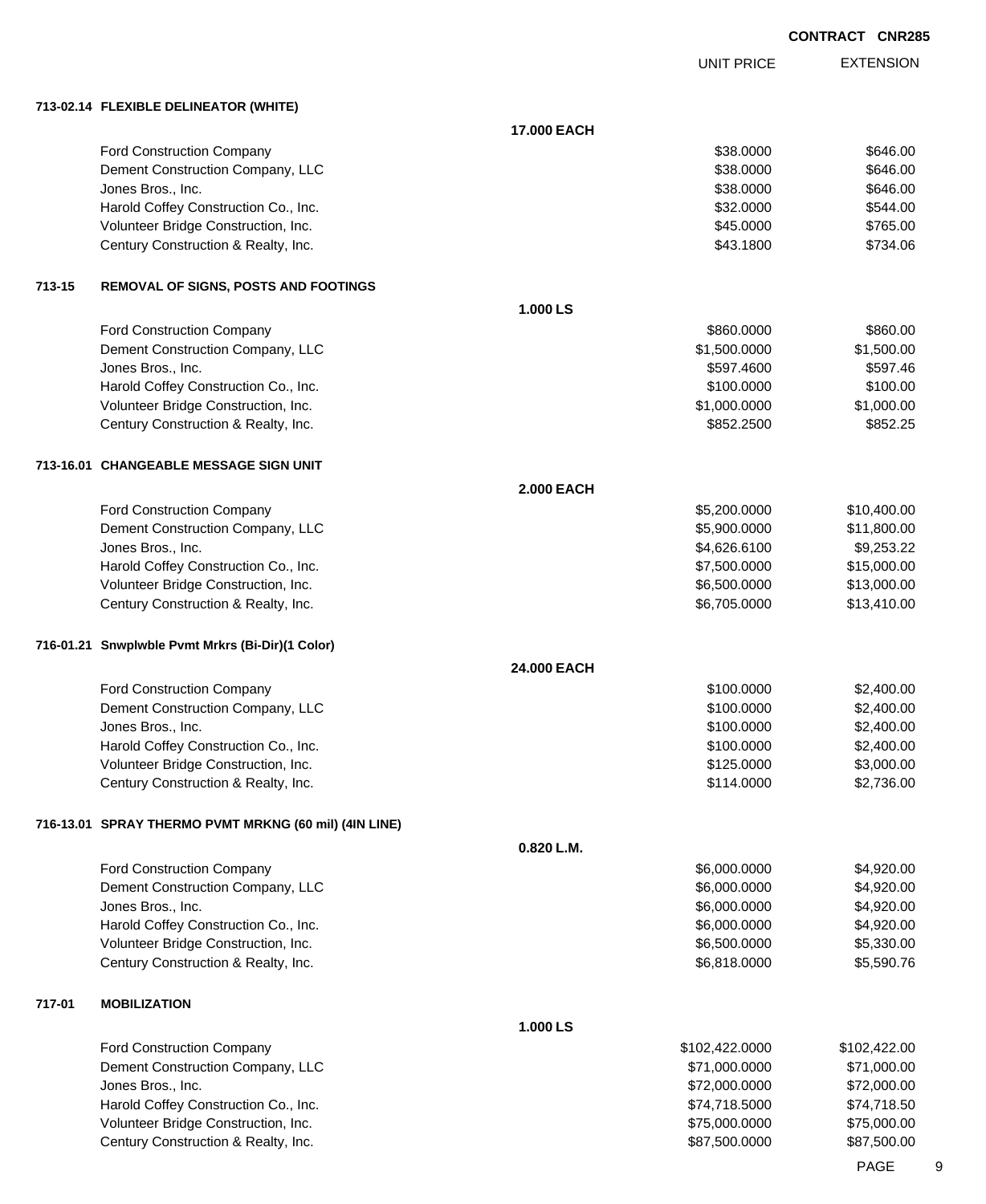**CONTRACT CNR285**

| | | UNIT PRICE | EXTENSION |
|---|---|---|---|
| **713-02.14 FLEXIBLE DELINEATOR (WHITE)** | | | |
| | **17.000 EACH** | | |
| Ford Construction Company | | $38.0000 | $646.00 |
| Dement Construction Company, LLC | | $38.0000 | $646.00 |
| Jones Bros., Inc. | | $38.0000 | $646.00 |
| Harold Coffey Construction Co., Inc. | | $32.0000 | $544.00 |
| Volunteer Bridge Construction, Inc. | | $45.0000 | $765.00 |
| Century Construction & Realty, Inc. | | $43.1800 | $734.06 |
| **713-15 REMOVAL OF SIGNS, POSTS AND FOOTINGS** | | | |
| | **1.000 LS** | | |
| Ford Construction Company | | $860.0000 | $860.00 |
| Dement Construction Company, LLC | | $1,500.0000 | $1,500.00 |
| Jones Bros., Inc. | | $597.4600 | $597.46 |
| Harold Coffey Construction Co., Inc. | | $100.0000 | $100.00 |
| Volunteer Bridge Construction, Inc. | | $1,000.0000 | $1,000.00 |
| Century Construction & Realty, Inc. | | $852.2500 | $852.25 |
| **713-16.01 CHANGEABLE MESSAGE SIGN UNIT** | | | |
| | **2.000 EACH** | | |
| Ford Construction Company | | $5,200.0000 | $10,400.00 |
| Dement Construction Company, LLC | | $5,900.0000 | $11,800.00 |
| Jones Bros., Inc. | | $4,626.6100 | $9,253.22 |
| Harold Coffey Construction Co., Inc. | | $7,500.0000 | $15,000.00 |
| Volunteer Bridge Construction, Inc. | | $6,500.0000 | $13,000.00 |
| Century Construction & Realty, Inc. | | $6,705.0000 | $13,410.00 |
| **716-01.21 Snwplwble Pvmt Mrkrs (Bi-Dir)(1 Color)** | | | |
| | **24.000 EACH** | | |
| Ford Construction Company | | $100.0000 | $2,400.00 |
| Dement Construction Company, LLC | | $100.0000 | $2,400.00 |
| Jones Bros., Inc. | | $100.0000 | $2,400.00 |
| Harold Coffey Construction Co., Inc. | | $100.0000 | $2,400.00 |
| Volunteer Bridge Construction, Inc. | | $125.0000 | $3,000.00 |
| Century Construction & Realty, Inc. | | $114.0000 | $2,736.00 |
| **716-13.01 SPRAY THERMO PVMT MRKNG (60 mil) (4IN LINE)** | | | |
| | **0.820 L.M.** | | |
| Ford Construction Company | | $6,000.0000 | $4,920.00 |
| Dement Construction Company, LLC | | $6,000.0000 | $4,920.00 |
| Jones Bros., Inc. | | $6,000.0000 | $4,920.00 |
| Harold Coffey Construction Co., Inc. | | $6,000.0000 | $4,920.00 |
| Volunteer Bridge Construction, Inc. | | $6,500.0000 | $5,330.00 |
| Century Construction & Realty, Inc. | | $6,818.0000 | $5,590.76 |
| **717-01 MOBILIZATION** | | | |
| | **1.000 LS** | | |
| Ford Construction Company | | $102,422.0000 | $102,422.00 |
| Dement Construction Company, LLC | | $71,000.0000 | $71,000.00 |
| Jones Bros., Inc. | | $72,000.0000 | $72,000.00 |
| Harold Coffey Construction Co., Inc. | | $74,718.5000 | $74,718.50 |
| Volunteer Bridge Construction, Inc. | | $75,000.0000 | $75,000.00 |
| Century Construction & Realty, Inc. | | $87,500.0000 | $87,500.00 |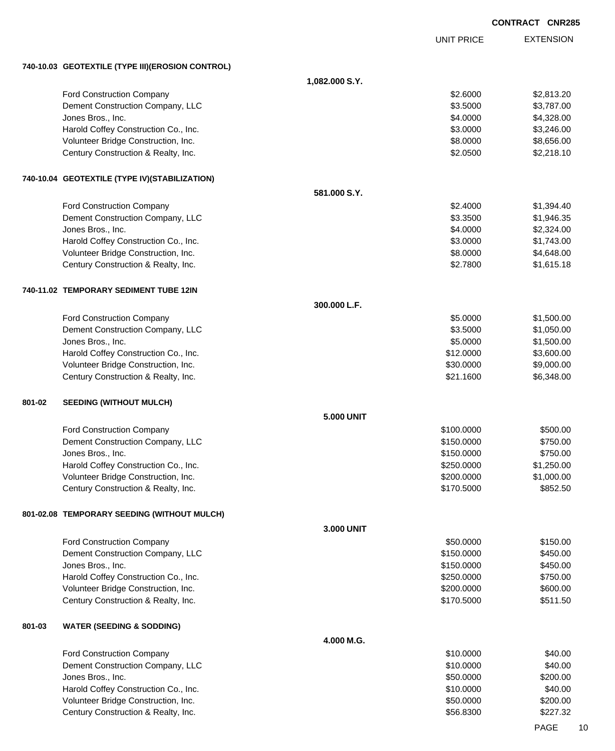**CONTRACT CNR285**

| | | UNIT PRICE | EXTENSION |
|---|---|---|---|
| **740-10.03 GEOTEXTILE (TYPE III)(EROSION CONTROL)** | | | |
| | **1,082.000 S.Y.** | | |
| Ford Construction Company | | $2.6000 | $2,813.20 |
| Dement Construction Company, LLC | | $3.5000 | $3,787.00 |
| Jones Bros., Inc. | | $4.0000 | $4,328.00 |
| Harold Coffey Construction Co., Inc. | | $3.0000 | $3,246.00 |
| Volunteer Bridge Construction, Inc. | | $8.0000 | $8,656.00 |
| Century Construction & Realty, Inc. | | $2.0500 | $2,218.10 |
| **740-10.04 GEOTEXTILE (TYPE IV)(STABILIZATION)** | | | |
| | **581.000 S.Y.** | | |
| Ford Construction Company | | $2.4000 | $1,394.40 |
| Dement Construction Company, LLC | | $3.3500 | $1,946.35 |
| Jones Bros., Inc. | | $4.0000 | $2,324.00 |
| Harold Coffey Construction Co., Inc. | | $3.0000 | $1,743.00 |
| Volunteer Bridge Construction, Inc. | | $8.0000 | $4,648.00 |
| Century Construction & Realty, Inc. | | $2.7800 | $1,615.18 |
| **740-11.02 TEMPORARY SEDIMENT TUBE 12IN** | | | |
| | **300.000 L.F.** | | |
| Ford Construction Company | | $5.0000 | $1,500.00 |
| Dement Construction Company, LLC | | $3.5000 | $1,050.00 |
| Jones Bros., Inc. | | $5.0000 | $1,500.00 |
| Harold Coffey Construction Co., Inc. | | $12.0000 | $3,600.00 |
| Volunteer Bridge Construction, Inc. | | $30.0000 | $9,000.00 |
| Century Construction & Realty, Inc. | | $21.1600 | $6,348.00 |
| **801-02 SEEDING (WITHOUT MULCH)** | | | |
| | **5.000 UNIT** | | |
| Ford Construction Company | | $100.0000 | $500.00 |
| Dement Construction Company, LLC | | $150.0000 | $750.00 |
| Jones Bros., Inc. | | $150.0000 | $750.00 |
| Harold Coffey Construction Co., Inc. | | $250.0000 | $1,250.00 |
| Volunteer Bridge Construction, Inc. | | $200.0000 | $1,000.00 |
| Century Construction & Realty, Inc. | | $170.5000 | $852.50 |
| **801-02.08 TEMPORARY SEEDING (WITHOUT MULCH)** | | | |
| | **3.000 UNIT** | | |
| Ford Construction Company | | $50.0000 | $150.00 |
| Dement Construction Company, LLC | | $150.0000 | $450.00 |
| Jones Bros., Inc. | | $150.0000 | $450.00 |
| Harold Coffey Construction Co., Inc. | | $250.0000 | $750.00 |
| Volunteer Bridge Construction, Inc. | | $200.0000 | $600.00 |
| Century Construction & Realty, Inc. | | $170.5000 | $511.50 |
| **801-03 WATER (SEEDING & SODDING)** | | | |
| | **4.000 M.G.** | | |
| Ford Construction Company | | $10.0000 | $40.00 |
| Dement Construction Company, LLC | | $10.0000 | $40.00 |
| Jones Bros., Inc. | | $50.0000 | $200.00 |
| Harold Coffey Construction Co., Inc. | | $10.0000 | $40.00 |
| Volunteer Bridge Construction, Inc. | | $50.0000 | $200.00 |
| Century Construction & Realty, Inc. | | $56.8300 | $227.32 |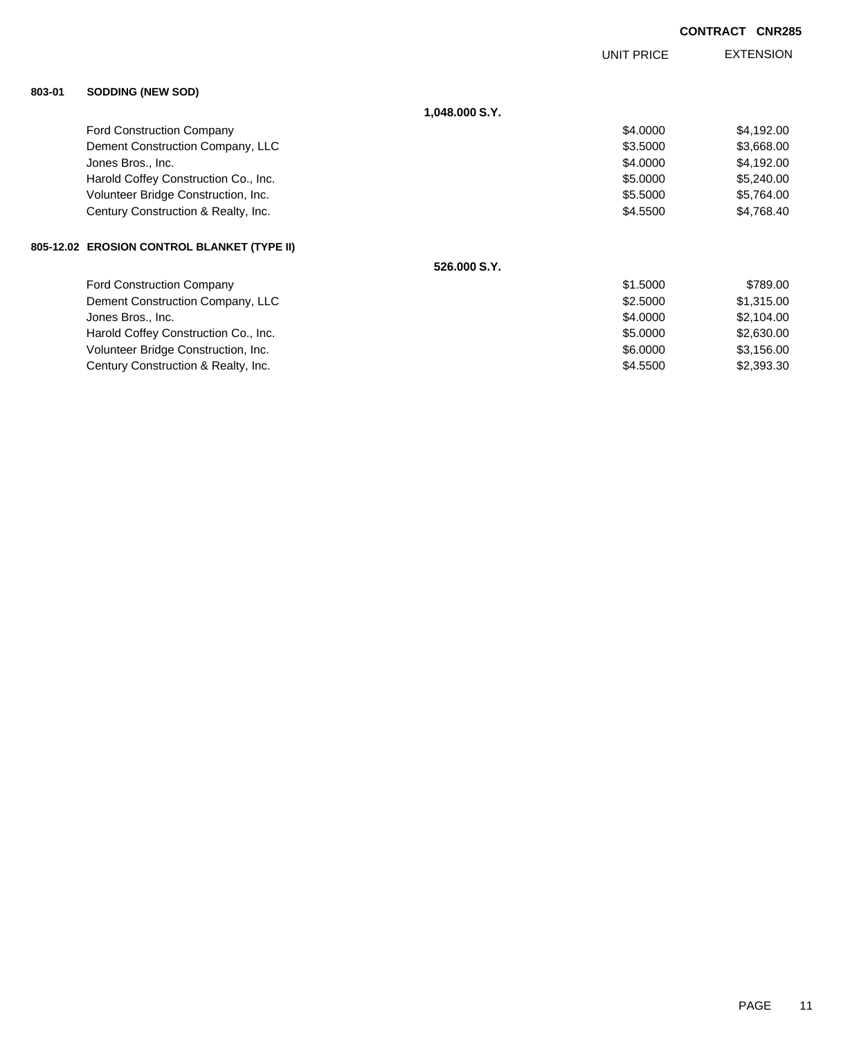**CONTRACT CNR285**

| | | UNIT PRICE | EXTENSION |
|---|---|---|---|
| **803-01** | **SODDING (NEW SOD)** | | |
| | **1,048.000 S.Y.** | | |
| | Ford Construction Company | $4.0000 | $4,192.00 |
| | Dement Construction Company, LLC | $3.5000 | $3,668.00 |
| | Jones Bros., Inc. | $4.0000 | $4,192.00 |
| | Harold Coffey Construction Co., Inc. | $5.0000 | $5,240.00 |
| | Volunteer Bridge Construction, Inc. | $5.5000 | $5,764.00 |
| | Century Construction & Realty, Inc. | $4.5500 | $4,768.40 |
| **805-12.02** | **EROSION CONTROL BLANKET (TYPE II)** | | |
| | **526.000 S.Y.** | | |
| | Ford Construction Company | $1.5000 | $789.00 |
| | Dement Construction Company, LLC | $2.5000 | $1,315.00 |
| | Jones Bros., Inc. | $4.0000 | $2,104.00 |
| | Harold Coffey Construction Co., Inc. | $5.0000 | $2,630.00 |
| | Volunteer Bridge Construction, Inc. | $6.0000 | $3,156.00 |
| | Century Construction & Realty, Inc. | $4.5500 | $2,393.30 |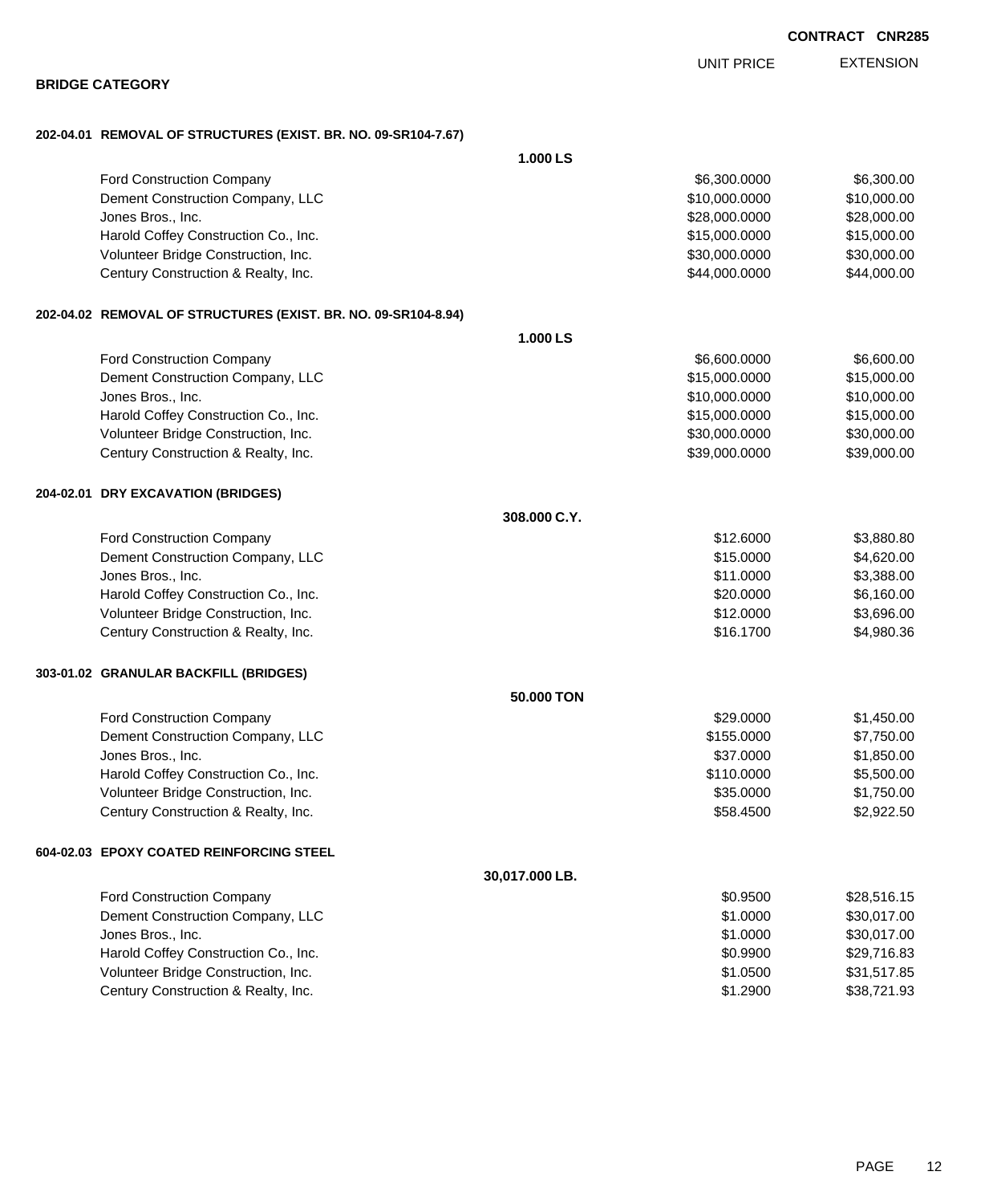**CONTRACT CNR285**

**BRIDGE CATEGORY**

| | UNIT PRICE | EXTENSION |
|---|---|---|
| **202-04.01 REMOVAL OF STRUCTURES (EXIST. BR. NO. 09-SR104-7.67)** | | |
| **1.000 LS** | | |
| Ford Construction Company | $6,300.0000 | $6,300.00 |
| Dement Construction Company, LLC | $10,000.0000 | $10,000.00 |
| Jones Bros., Inc. | $28,000.0000 | $28,000.00 |
| Harold Coffey Construction Co., Inc. | $15,000.0000 | $15,000.00 |
| Volunteer Bridge Construction, Inc. | $30,000.0000 | $30,000.00 |
| Century Construction & Realty, Inc. | $44,000.0000 | $44,000.00 |
| **202-04.02 REMOVAL OF STRUCTURES (EXIST. BR. NO. 09-SR104-8.94)** | | |
| **1.000 LS** | | |
| Ford Construction Company | $6,600.0000 | $6,600.00 |
| Dement Construction Company, LLC | $15,000.0000 | $15,000.00 |
| Jones Bros., Inc. | $10,000.0000 | $10,000.00 |
| Harold Coffey Construction Co., Inc. | $15,000.0000 | $15,000.00 |
| Volunteer Bridge Construction, Inc. | $30,000.0000 | $30,000.00 |
| Century Construction & Realty, Inc. | $39,000.0000 | $39,000.00 |
| **204-02.01 DRY EXCAVATION (BRIDGES)** | | |
| **308.000 C.Y.** | | |
| Ford Construction Company | $12.6000 | $3,880.80 |
| Dement Construction Company, LLC | $15.0000 | $4,620.00 |
| Jones Bros., Inc. | $11.0000 | $3,388.00 |
| Harold Coffey Construction Co., Inc. | $20.0000 | $6,160.00 |
| Volunteer Bridge Construction, Inc. | $12.0000 | $3,696.00 |
| Century Construction & Realty, Inc. | $16.1700 | $4,980.36 |
| **303-01.02 GRANULAR BACKFILL (BRIDGES)** | | |
| **50.000 TON** | | |
| Ford Construction Company | $29.0000 | $1,450.00 |
| Dement Construction Company, LLC | $155.0000 | $7,750.00 |
| Jones Bros., Inc. | $37.0000 | $1,850.00 |
| Harold Coffey Construction Co., Inc. | $110.0000 | $5,500.00 |
| Volunteer Bridge Construction, Inc. | $35.0000 | $1,750.00 |
| Century Construction & Realty, Inc. | $58.4500 | $2,922.50 |
| **604-02.03 EPOXY COATED REINFORCING STEEL** | | |
| **30,017.000 LB.** | | |
| Ford Construction Company | $0.9500 | $28,516.15 |
| Dement Construction Company, LLC | $1.0000 | $30,017.00 |
| Jones Bros., Inc. | $1.0000 | $30,017.00 |
| Harold Coffey Construction Co., Inc. | $0.9900 | $29,716.83 |
| Volunteer Bridge Construction, Inc. | $1.0500 | $31,517.85 |
| Century Construction & Realty, Inc. | $1.2900 | $38,721.93 |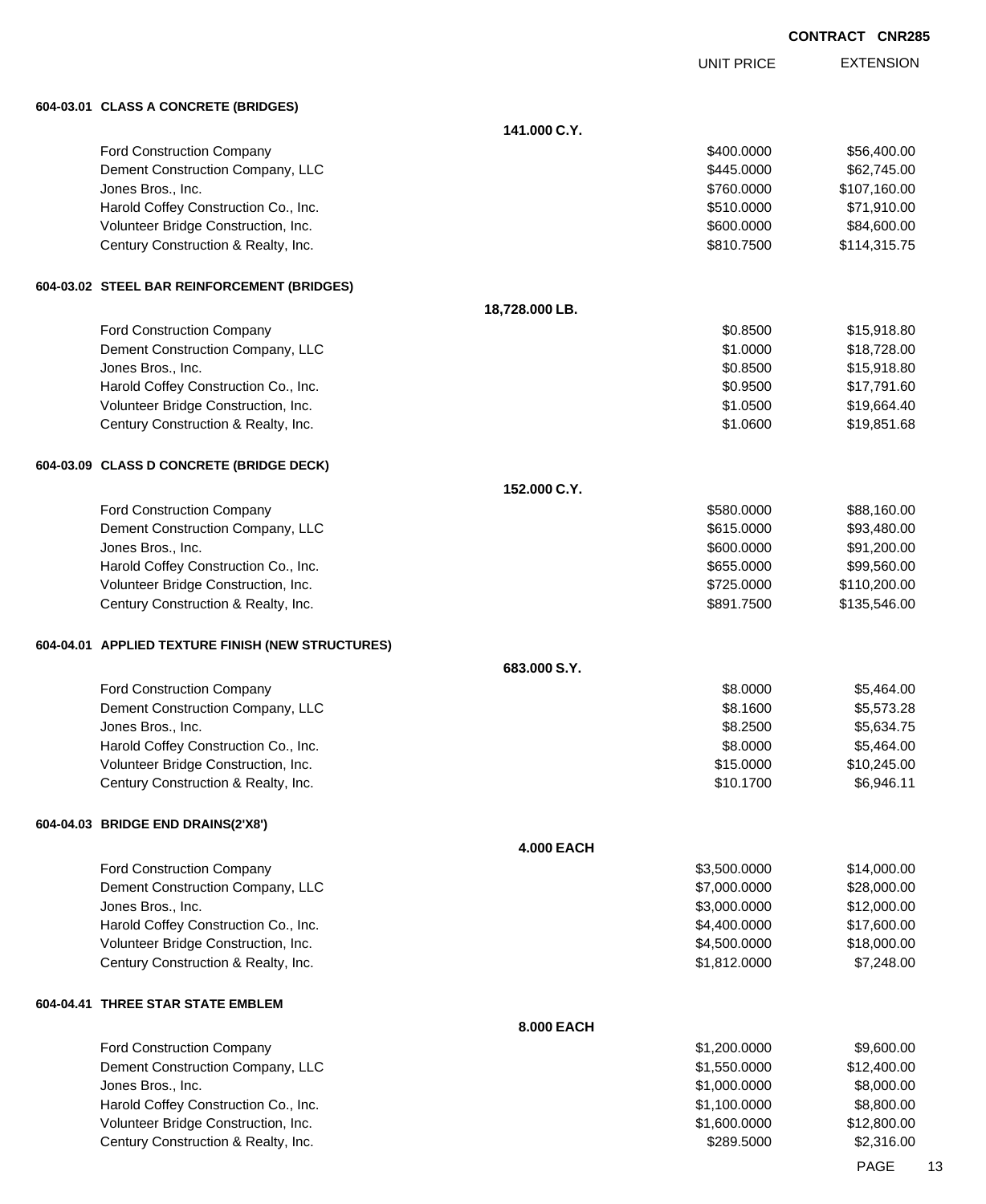CONTRACT CNR285

| | UNIT PRICE | EXTENSION |
|---|---|---|
| **604-03.01 CLASS A CONCRETE (BRIDGES)** | | |
| **141.000 C.Y.** | | |
| Ford Construction Company | $400.0000 | $56,400.00 |
| Dement Construction Company, LLC | $445.0000 | $62,745.00 |
| Jones Bros., Inc. | $760.0000 | $107,160.00 |
| Harold Coffey Construction Co., Inc. | $510.0000 | $71,910.00 |
| Volunteer Bridge Construction, Inc. | $600.0000 | $84,600.00 |
| Century Construction & Realty, Inc. | $810.7500 | $114,315.75 |
| **604-03.02 STEEL BAR REINFORCEMENT (BRIDGES)** | | |
| **18,728.000 LB.** | | |
| Ford Construction Company | $0.8500 | $15,918.80 |
| Dement Construction Company, LLC | $1.0000 | $18,728.00 |
| Jones Bros., Inc. | $0.8500 | $15,918.80 |
| Harold Coffey Construction Co., Inc. | $0.9500 | $17,791.60 |
| Volunteer Bridge Construction, Inc. | $1.0500 | $19,664.40 |
| Century Construction & Realty, Inc. | $1.0600 | $19,851.68 |
| **604-03.09 CLASS D CONCRETE (BRIDGE DECK)** | | |
| **152.000 C.Y.** | | |
| Ford Construction Company | $580.0000 | $88,160.00 |
| Dement Construction Company, LLC | $615.0000 | $93,480.00 |
| Jones Bros., Inc. | $600.0000 | $91,200.00 |
| Harold Coffey Construction Co., Inc. | $655.0000 | $99,560.00 |
| Volunteer Bridge Construction, Inc. | $725.0000 | $110,200.00 |
| Century Construction & Realty, Inc. | $891.7500 | $135,546.00 |
| **604-04.01 APPLIED TEXTURE FINISH (NEW STRUCTURES)** | | |
| **683.000 S.Y.** | | |
| Ford Construction Company | $8.0000 | $5,464.00 |
| Dement Construction Company, LLC | $8.1600 | $5,573.28 |
| Jones Bros., Inc. | $8.2500 | $5,634.75 |
| Harold Coffey Construction Co., Inc. | $8.0000 | $5,464.00 |
| Volunteer Bridge Construction, Inc. | $15.0000 | $10,245.00 |
| Century Construction & Realty, Inc. | $10.1700 | $6,946.11 |
| **604-04.03 BRIDGE END DRAINS(2'X8')** | | |
| **4.000 EACH** | | |
| Ford Construction Company | $3,500.0000 | $14,000.00 |
| Dement Construction Company, LLC | $7,000.0000 | $28,000.00 |
| Jones Bros., Inc. | $3,000.0000 | $12,000.00 |
| Harold Coffey Construction Co., Inc. | $4,400.0000 | $17,600.00 |
| Volunteer Bridge Construction, Inc. | $4,500.0000 | $18,000.00 |
| Century Construction & Realty, Inc. | $1,812.0000 | $7,248.00 |
| **604-04.41 THREE STAR STATE EMBLEM** | | |
| **8.000 EACH** | | |
| Ford Construction Company | $1,200.0000 | $9,600.00 |
| Dement Construction Company, LLC | $1,550.0000 | $12,400.00 |
| Jones Bros., Inc. | $1,000.0000 | $8,000.00 |
| Harold Coffey Construction Co., Inc. | $1,100.0000 | $8,800.00 |
| Volunteer Bridge Construction, Inc. | $1,600.0000 | $12,800.00 |
| Century Construction & Realty, Inc. | $289.5000 | $2,316.00 |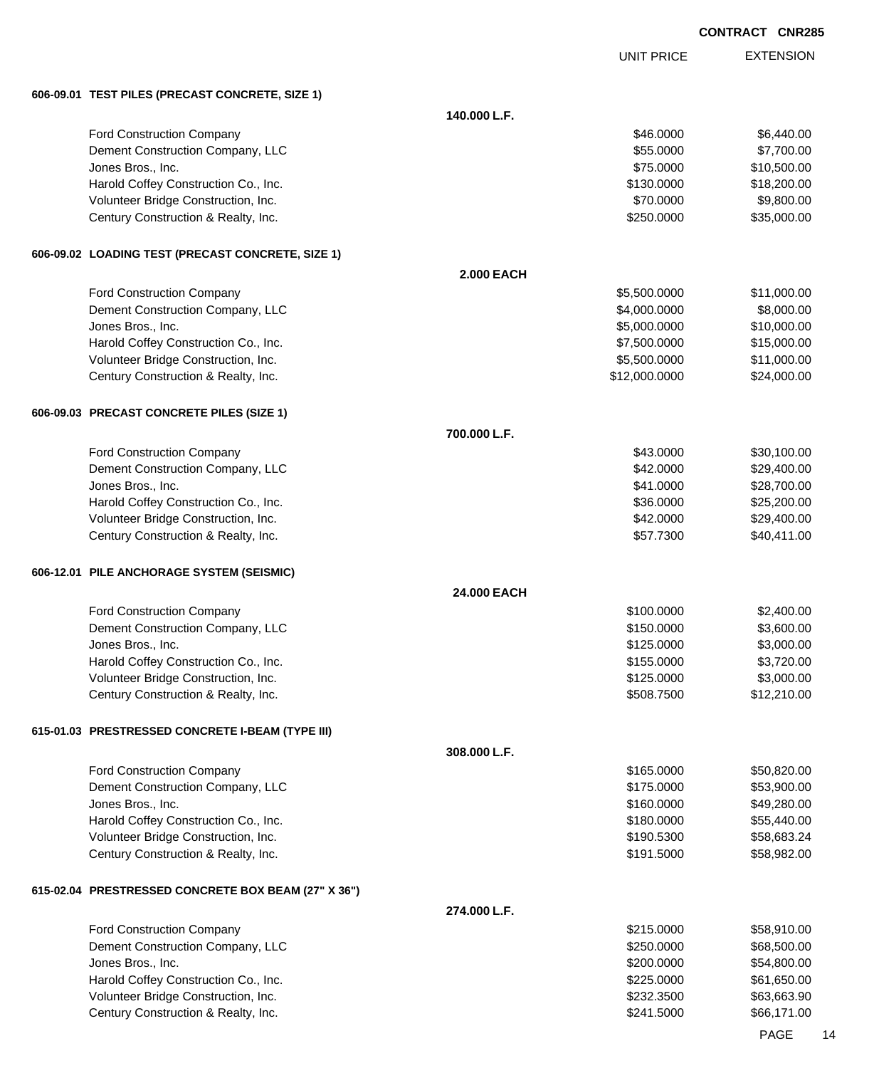**CONTRACT CNR285**

| | | UNIT PRICE | EXTENSION |
|---|---|---|---|
| **606-09.01 TEST PILES (PRECAST CONCRETE, SIZE 1)** | | | |
| | **140.000 L.F.** | | |
| Ford Construction Company | | $46.0000 | $6,440.00 |
| Dement Construction Company, LLC | | $55.0000 | $7,700.00 |
| Jones Bros., Inc. | | $75.0000 | $10,500.00 |
| Harold Coffey Construction Co., Inc. | | $130.0000 | $18,200.00 |
| Volunteer Bridge Construction, Inc. | | $70.0000 | $9,800.00 |
| Century Construction & Realty, Inc. | | $250.0000 | $35,000.00 |
| **606-09.02 LOADING TEST (PRECAST CONCRETE, SIZE 1)** | | | |
| | **2.000 EACH** | | |
| Ford Construction Company | | $5,500.0000 | $11,000.00 |
| Dement Construction Company, LLC | | $4,000.0000 | $8,000.00 |
| Jones Bros., Inc. | | $5,000.0000 | $10,000.00 |
| Harold Coffey Construction Co., Inc. | | $7,500.0000 | $15,000.00 |
| Volunteer Bridge Construction, Inc. | | $5,500.0000 | $11,000.00 |
| Century Construction & Realty, Inc. | | $12,000.0000 | $24,000.00 |
| **606-09.03 PRECAST CONCRETE PILES (SIZE 1)** | | | |
| | **700.000 L.F.** | | |
| Ford Construction Company | | $43.0000 | $30,100.00 |
| Dement Construction Company, LLC | | $42.0000 | $29,400.00 |
| Jones Bros., Inc. | | $41.0000 | $28,700.00 |
| Harold Coffey Construction Co., Inc. | | $36.0000 | $25,200.00 |
| Volunteer Bridge Construction, Inc. | | $42.0000 | $29,400.00 |
| Century Construction & Realty, Inc. | | $57.7300 | $40,411.00 |
| **606-12.01 PILE ANCHORAGE SYSTEM (SEISMIC)** | | | |
| | **24.000 EACH** | | |
| Ford Construction Company | | $100.0000 | $2,400.00 |
| Dement Construction Company, LLC | | $150.0000 | $3,600.00 |
| Jones Bros., Inc. | | $125.0000 | $3,000.00 |
| Harold Coffey Construction Co., Inc. | | $155.0000 | $3,720.00 |
| Volunteer Bridge Construction, Inc. | | $125.0000 | $3,000.00 |
| Century Construction & Realty, Inc. | | $508.7500 | $12,210.00 |
| **615-01.03 PRESTRESSED CONCRETE I-BEAM (TYPE III)** | | | |
| | **308.000 L.F.** | | |
| Ford Construction Company | | $165.0000 | $50,820.00 |
| Dement Construction Company, LLC | | $175.0000 | $53,900.00 |
| Jones Bros., Inc. | | $160.0000 | $49,280.00 |
| Harold Coffey Construction Co., Inc. | | $180.0000 | $55,440.00 |
| Volunteer Bridge Construction, Inc. | | $190.5300 | $58,683.24 |
| Century Construction & Realty, Inc. | | $191.5000 | $58,982.00 |
| **615-02.04 PRESTRESSED CONCRETE BOX BEAM (27" X 36")** | | | |
| | **274.000 L.F.** | | |
| Ford Construction Company | | $215.0000 | $58,910.00 |
| Dement Construction Company, LLC | | $250.0000 | $68,500.00 |
| Jones Bros., Inc. | | $200.0000 | $54,800.00 |
| Harold Coffey Construction Co., Inc. | | $225.0000 | $61,650.00 |
| Volunteer Bridge Construction, Inc. | | $232.3500 | $63,663.90 |
| Century Construction & Realty, Inc. | | $241.5000 | $66,171.00 |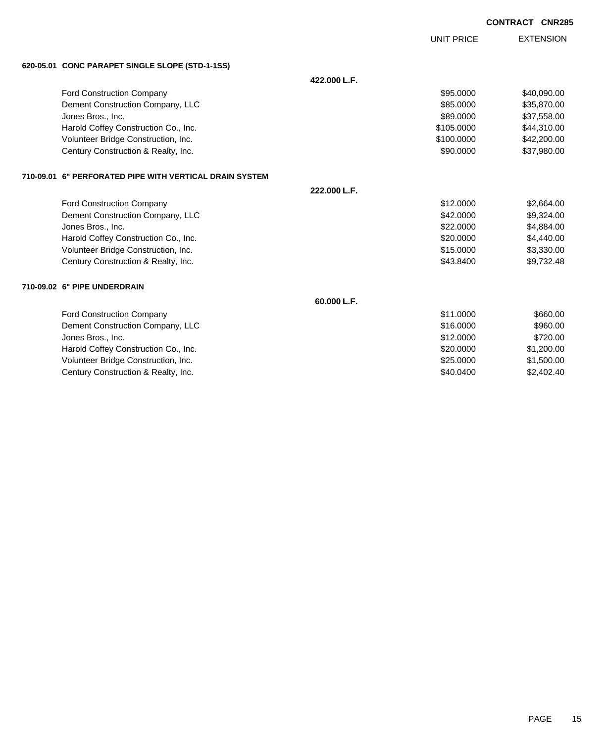**CONTRACT CNR285**

| | UNIT PRICE | EXTENSION |
|---|---|---|
| **620-05.01 CONC PARAPET SINGLE SLOPE (STD-1-1SS)** | | |
| **422.000 L.F.** | | |
| Ford Construction Company | $95.0000 | $40,090.00 |
| Dement Construction Company, LLC | $85.0000 | $35,870.00 |
| Jones Bros., Inc. | $89.0000 | $37,558.00 |
| Harold Coffey Construction Co., Inc. | $105.0000 | $44,310.00 |
| Volunteer Bridge Construction, Inc. | $100.0000 | $42,200.00 |
| Century Construction & Realty, Inc. | $90.0000 | $37,980.00 |
| **710-09.01 6" PERFORATED PIPE WITH VERTICAL DRAIN SYSTEM** | | |
| **222.000 L.F.** | | |
| Ford Construction Company | $12.0000 | $2,664.00 |
| Dement Construction Company, LLC | $42.0000 | $9,324.00 |
| Jones Bros., Inc. | $22.0000 | $4,884.00 |
| Harold Coffey Construction Co., Inc. | $20.0000 | $4,440.00 |
| Volunteer Bridge Construction, Inc. | $15.0000 | $3,330.00 |
| Century Construction & Realty, Inc. | $43.8400 | $9,732.48 |
| **710-09.02 6" PIPE UNDERDRAIN** | | |
| **60.000 L.F.** | | |
| Ford Construction Company | $11.0000 | $660.00 |
| Dement Construction Company, LLC | $16.0000 | $960.00 |
| Jones Bros., Inc. | $12.0000 | $720.00 |
| Harold Coffey Construction Co., Inc. | $20.0000 | $1,200.00 |
| Volunteer Bridge Construction, Inc. | $25.0000 | $1,500.00 |
| Century Construction & Realty, Inc. | $40.0400 | $2,402.40 |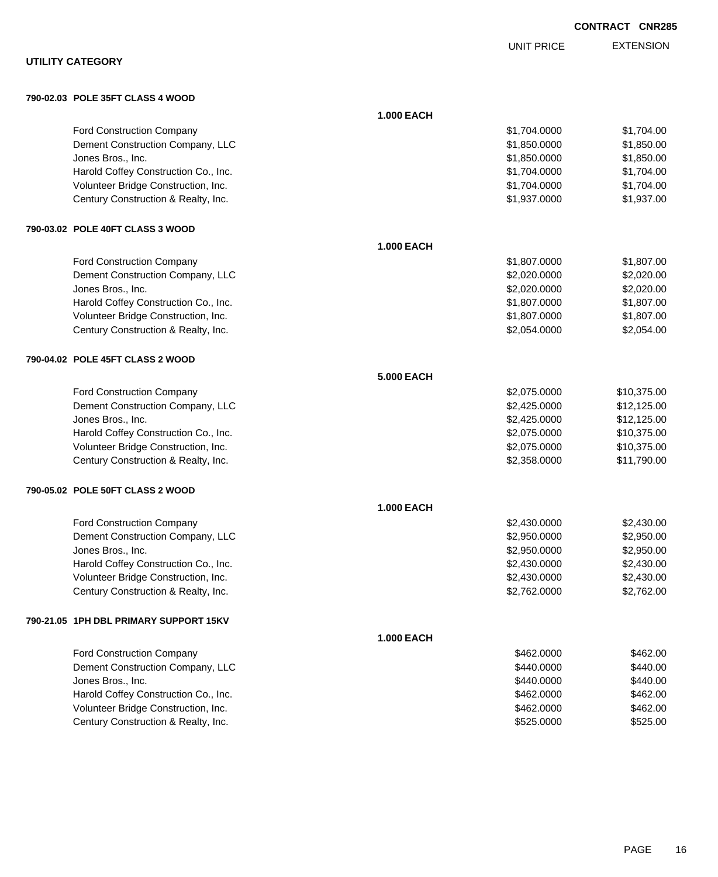**CONTRACT CNR285**

## UTILITY CATEGORY

| | | UNIT PRICE | EXTENSION |
|---|---|---|---|
| **790-02.03 POLE 35FT CLASS 4 WOOD** | | | |
| | **1.000 EACH** | | |
| Ford Construction Company | | $1,704.0000 | $1,704.00 |
| Dement Construction Company, LLC | | $1,850.0000 | $1,850.00 |
| Jones Bros., Inc. | | $1,850.0000 | $1,850.00 |
| Harold Coffey Construction Co., Inc. | | $1,704.0000 | $1,704.00 |
| Volunteer Bridge Construction, Inc. | | $1,704.0000 | $1,704.00 |
| Century Construction & Realty, Inc. | | $1,937.0000 | $1,937.00 |
| **790-03.02 POLE 40FT CLASS 3 WOOD** | | | |
| | **1.000 EACH** | | |
| Ford Construction Company | | $1,807.0000 | $1,807.00 |
| Dement Construction Company, LLC | | $2,020.0000 | $2,020.00 |
| Jones Bros., Inc. | | $2,020.0000 | $2,020.00 |
| Harold Coffey Construction Co., Inc. | | $1,807.0000 | $1,807.00 |
| Volunteer Bridge Construction, Inc. | | $1,807.0000 | $1,807.00 |
| Century Construction & Realty, Inc. | | $2,054.0000 | $2,054.00 |
| **790-04.02 POLE 45FT CLASS 2 WOOD** | | | |
| | **5.000 EACH** | | |
| Ford Construction Company | | $2,075.0000 | $10,375.00 |
| Dement Construction Company, LLC | | $2,425.0000 | $12,125.00 |
| Jones Bros., Inc. | | $2,425.0000 | $12,125.00 |
| Harold Coffey Construction Co., Inc. | | $2,075.0000 | $10,375.00 |
| Volunteer Bridge Construction, Inc. | | $2,075.0000 | $10,375.00 |
| Century Construction & Realty, Inc. | | $2,358.0000 | $11,790.00 |
| **790-05.02 POLE 50FT CLASS 2 WOOD** | | | |
| | **1.000 EACH** | | |
| Ford Construction Company | | $2,430.0000 | $2,430.00 |
| Dement Construction Company, LLC | | $2,950.0000 | $2,950.00 |
| Jones Bros., Inc. | | $2,950.0000 | $2,950.00 |
| Harold Coffey Construction Co., Inc. | | $2,430.0000 | $2,430.00 |
| Volunteer Bridge Construction, Inc. | | $2,430.0000 | $2,430.00 |
| Century Construction & Realty, Inc. | | $2,762.0000 | $2,762.00 |
| **790-21.05 1PH DBL PRIMARY SUPPORT 15KV** | | | |
| | **1.000 EACH** | | |
| Ford Construction Company | | $462.0000 | $462.00 |
| Dement Construction Company, LLC | | $440.0000 | $440.00 |
| Jones Bros., Inc. | | $440.0000 | $440.00 |
| Harold Coffey Construction Co., Inc. | | $462.0000 | $462.00 |
| Volunteer Bridge Construction, Inc. | | $462.0000 | $462.00 |
| Century Construction & Realty, Inc. | | $525.0000 | $525.00 |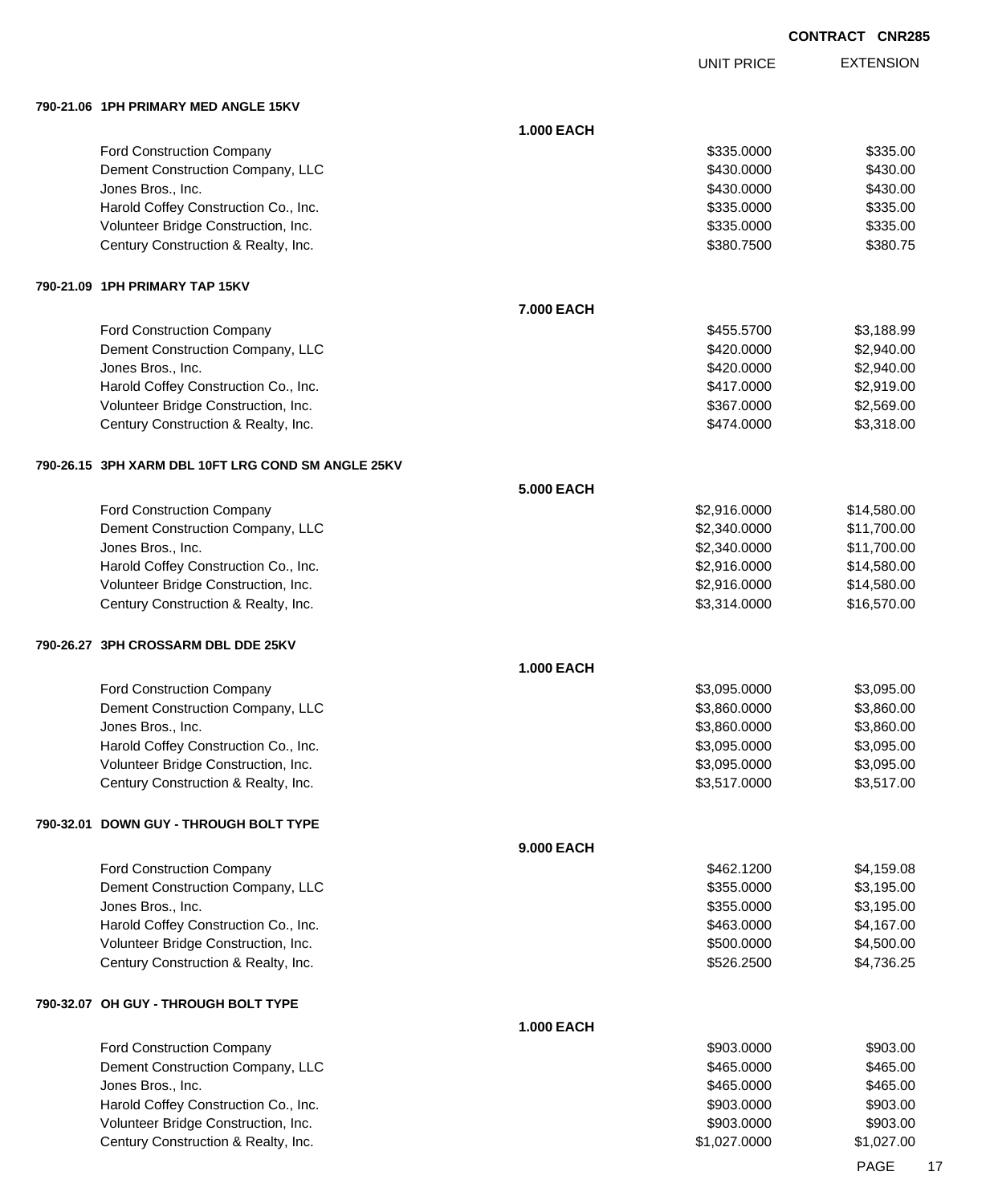**CONTRACT CNR285**

| | | UNIT PRICE | EXTENSION |
|---|---|---|---|
| **790-21.06 1PH PRIMARY MED ANGLE 15KV** | | | |
| | **1.000 EACH** | | |
| Ford Construction Company | | $335.0000 | $335.00 |
| Dement Construction Company, LLC | | $430.0000 | $430.00 |
| Jones Bros., Inc. | | $430.0000 | $430.00 |
| Harold Coffey Construction Co., Inc. | | $335.0000 | $335.00 |
| Volunteer Bridge Construction, Inc. | | $335.0000 | $335.00 |
| Century Construction & Realty, Inc. | | $380.7500 | $380.75 |
| **790-21.09 1PH PRIMARY TAP 15KV** | | | |
| | **7.000 EACH** | | |
| Ford Construction Company | | $455.5700 | $3,188.99 |
| Dement Construction Company, LLC | | $420.0000 | $2,940.00 |
| Jones Bros., Inc. | | $420.0000 | $2,940.00 |
| Harold Coffey Construction Co., Inc. | | $417.0000 | $2,919.00 |
| Volunteer Bridge Construction, Inc. | | $367.0000 | $2,569.00 |
| Century Construction & Realty, Inc. | | $474.0000 | $3,318.00 |
| **790-26.15 3PH XARM DBL 10FT LRG COND SM ANGLE 25KV** | | | |
| | **5.000 EACH** | | |
| Ford Construction Company | | $2,916.0000 | $14,580.00 |
| Dement Construction Company, LLC | | $2,340.0000 | $11,700.00 |
| Jones Bros., Inc. | | $2,340.0000 | $11,700.00 |
| Harold Coffey Construction Co., Inc. | | $2,916.0000 | $14,580.00 |
| Volunteer Bridge Construction, Inc. | | $2,916.0000 | $14,580.00 |
| Century Construction & Realty, Inc. | | $3,314.0000 | $16,570.00 |
| **790-26.27 3PH CROSSARM DBL DDE 25KV** | | | |
| | **1.000 EACH** | | |
| Ford Construction Company | | $3,095.0000 | $3,095.00 |
| Dement Construction Company, LLC | | $3,860.0000 | $3,860.00 |
| Jones Bros., Inc. | | $3,860.0000 | $3,860.00 |
| Harold Coffey Construction Co., Inc. | | $3,095.0000 | $3,095.00 |
| Volunteer Bridge Construction, Inc. | | $3,095.0000 | $3,095.00 |
| Century Construction & Realty, Inc. | | $3,517.0000 | $3,517.00 |
| **790-32.01 DOWN GUY - THROUGH BOLT TYPE** | | | |
| | **9.000 EACH** | | |
| Ford Construction Company | | $462.1200 | $4,159.08 |
| Dement Construction Company, LLC | | $355.0000 | $3,195.00 |
| Jones Bros., Inc. | | $355.0000 | $3,195.00 |
| Harold Coffey Construction Co., Inc. | | $463.0000 | $4,167.00 |
| Volunteer Bridge Construction, Inc. | | $500.0000 | $4,500.00 |
| Century Construction & Realty, Inc. | | $526.2500 | $4,736.25 |
| **790-32.07 OH GUY - THROUGH BOLT TYPE** | | | |
| | **1.000 EACH** | | |
| Ford Construction Company | | $903.0000 | $903.00 |
| Dement Construction Company, LLC | | $465.0000 | $465.00 |
| Jones Bros., Inc. | | $465.0000 | $465.00 |
| Harold Coffey Construction Co., Inc. | | $903.0000 | $903.00 |
| Volunteer Bridge Construction, Inc. | | $903.0000 | $903.00 |
| Century Construction & Realty, Inc. | | $1,027.0000 | $1,027.00 |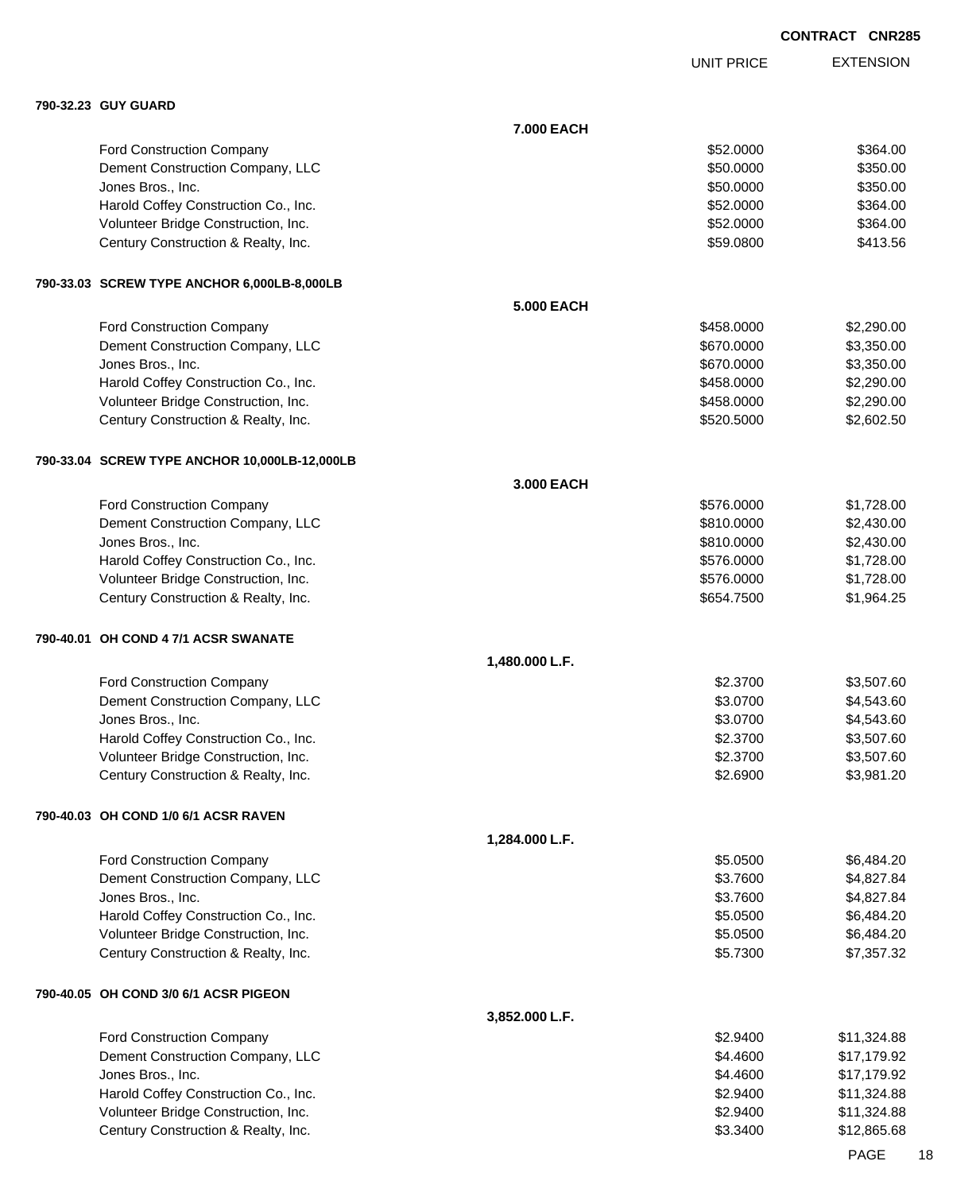CONTRACT CNR285

| | | UNIT PRICE | EXTENSION |
|---|---|---|---|
| **790-32.23 GUY GUARD** | | | |
| | **7.000 EACH** | | |
| Ford Construction Company | | $52.0000 | $364.00 |
| Dement Construction Company, LLC | | $50.0000 | $350.00 |
| Jones Bros., Inc. | | $50.0000 | $350.00 |
| Harold Coffey Construction Co., Inc. | | $52.0000 | $364.00 |
| Volunteer Bridge Construction, Inc. | | $52.0000 | $364.00 |
| Century Construction & Realty, Inc. | | $59.0800 | $413.56 |
| **790-33.03 SCREW TYPE ANCHOR 6,000LB-8,000LB** | | | |
| | **5.000 EACH** | | |
| Ford Construction Company | | $458.0000 | $2,290.00 |
| Dement Construction Company, LLC | | $670.0000 | $3,350.00 |
| Jones Bros., Inc. | | $670.0000 | $3,350.00 |
| Harold Coffey Construction Co., Inc. | | $458.0000 | $2,290.00 |
| Volunteer Bridge Construction, Inc. | | $458.0000 | $2,290.00 |
| Century Construction & Realty, Inc. | | $520.5000 | $2,602.50 |
| **790-33.04 SCREW TYPE ANCHOR 10,000LB-12,000LB** | | | |
| | **3.000 EACH** | | |
| Ford Construction Company | | $576.0000 | $1,728.00 |
| Dement Construction Company, LLC | | $810.0000 | $2,430.00 |
| Jones Bros., Inc. | | $810.0000 | $2,430.00 |
| Harold Coffey Construction Co., Inc. | | $576.0000 | $1,728.00 |
| Volunteer Bridge Construction, Inc. | | $576.0000 | $1,728.00 |
| Century Construction & Realty, Inc. | | $654.7500 | $1,964.25 |
| **790-40.01 OH COND 4 7/1 ACSR SWANATE** | | | |
| | **1,480.000 L.F.** | | |
| Ford Construction Company | | $2.3700 | $3,507.60 |
| Dement Construction Company, LLC | | $3.0700 | $4,543.60 |
| Jones Bros., Inc. | | $3.0700 | $4,543.60 |
| Harold Coffey Construction Co., Inc. | | $2.3700 | $3,507.60 |
| Volunteer Bridge Construction, Inc. | | $2.3700 | $3,507.60 |
| Century Construction & Realty, Inc. | | $2.6900 | $3,981.20 |
| **790-40.03 OH COND 1/0 6/1 ACSR RAVEN** | | | |
| | **1,284.000 L.F.** | | |
| Ford Construction Company | | $5.0500 | $6,484.20 |
| Dement Construction Company, LLC | | $3.7600 | $4,827.84 |
| Jones Bros., Inc. | | $3.7600 | $4,827.84 |
| Harold Coffey Construction Co., Inc. | | $5.0500 | $6,484.20 |
| Volunteer Bridge Construction, Inc. | | $5.0500 | $6,484.20 |
| Century Construction & Realty, Inc. | | $5.7300 | $7,357.32 |
| **790-40.05 OH COND 3/0 6/1 ACSR PIGEON** | | | |
| | **3,852.000 L.F.** | | |
| Ford Construction Company | | $2.9400 | $11,324.88 |
| Dement Construction Company, LLC | | $4.4600 | $17,179.92 |
| Jones Bros., Inc. | | $4.4600 | $17,179.92 |
| Harold Coffey Construction Co., Inc. | | $2.9400 | $11,324.88 |
| Volunteer Bridge Construction, Inc. | | $2.9400 | $11,324.88 |
| Century Construction & Realty, Inc. | | $3.3400 | $12,865.68 |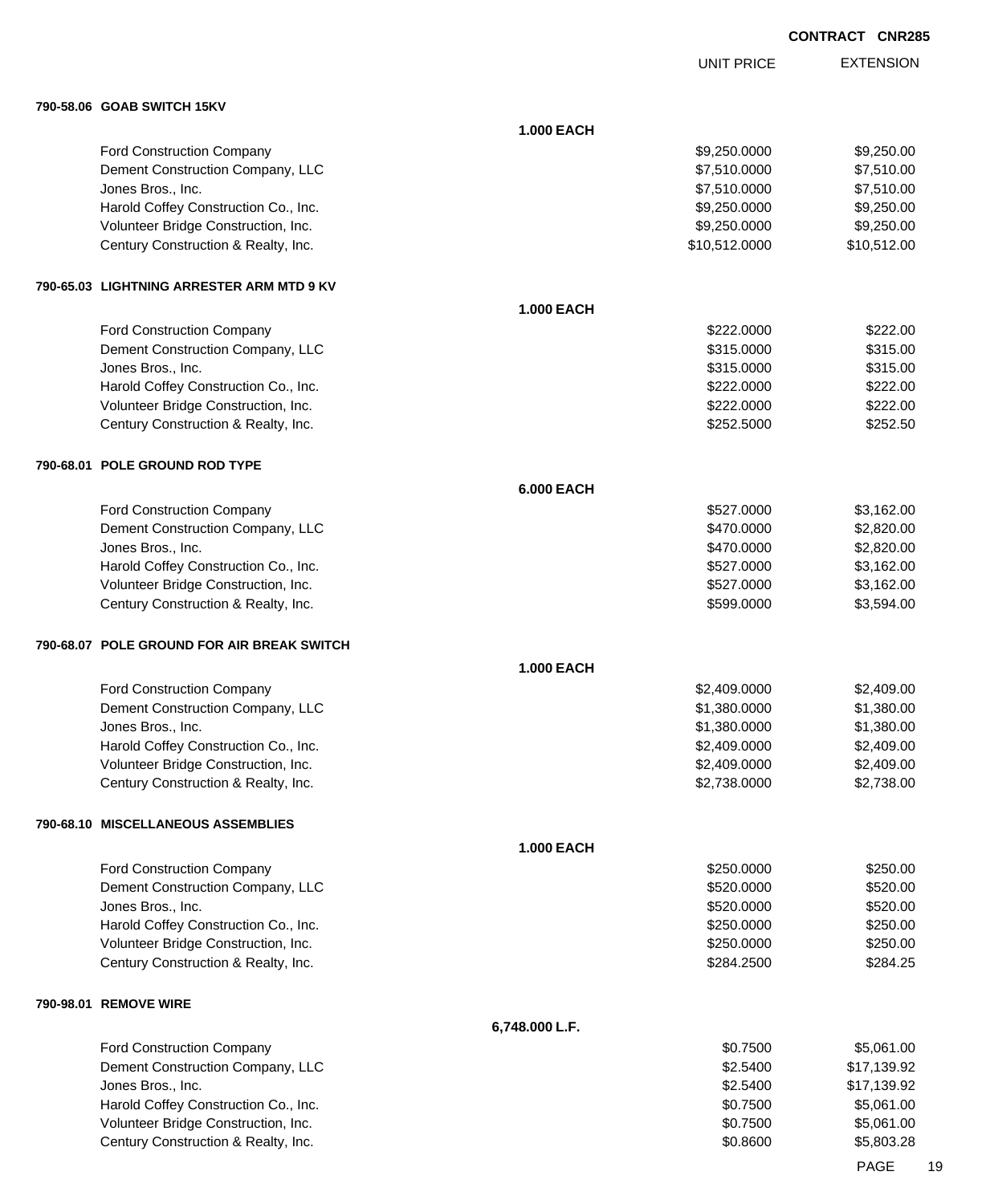**CONTRACT CNR285**

### 790-58.06 GOAB SWITCH 15KV

**1.000 EACH**

| | UNIT PRICE | EXTENSION |
|---|---|---|
| Ford Construction Company | $9,250.0000 | $9,250.00 |
| Dement Construction Company, LLC | $7,510.0000 | $7,510.00 |
| Jones Bros., Inc. | $7,510.0000 | $7,510.00 |
| Harold Coffey Construction Co., Inc. | $9,250.0000 | $9,250.00 |
| Volunteer Bridge Construction, Inc. | $9,250.0000 | $9,250.00 |
| Century Construction & Realty, Inc. | $10,512.0000 | $10,512.00 |

### 790-65.03 LIGHTNING ARRESTER ARM MTD 9 KV

**1.000 EACH**

| | UNIT PRICE | EXTENSION |
|---|---|---|
| Ford Construction Company | $222.0000 | $222.00 |
| Dement Construction Company, LLC | $315.0000 | $315.00 |
| Jones Bros., Inc. | $315.0000 | $315.00 |
| Harold Coffey Construction Co., Inc. | $222.0000 | $222.00 |
| Volunteer Bridge Construction, Inc. | $222.0000 | $222.00 |
| Century Construction & Realty, Inc. | $252.5000 | $252.50 |

### 790-68.01 POLE GROUND ROD TYPE

**6.000 EACH**

| | UNIT PRICE | EXTENSION |
|---|---|---|
| Ford Construction Company | $527.0000 | $3,162.00 |
| Dement Construction Company, LLC | $470.0000 | $2,820.00 |
| Jones Bros., Inc. | $470.0000 | $2,820.00 |
| Harold Coffey Construction Co., Inc. | $527.0000 | $3,162.00 |
| Volunteer Bridge Construction, Inc. | $527.0000 | $3,162.00 |
| Century Construction & Realty, Inc. | $599.0000 | $3,594.00 |

### 790-68.07 POLE GROUND FOR AIR BREAK SWITCH

**1.000 EACH**

| | UNIT PRICE | EXTENSION |
|---|---|---|
| Ford Construction Company | $2,409.0000 | $2,409.00 |
| Dement Construction Company, LLC | $1,380.0000 | $1,380.00 |
| Jones Bros., Inc. | $1,380.0000 | $1,380.00 |
| Harold Coffey Construction Co., Inc. | $2,409.0000 | $2,409.00 |
| Volunteer Bridge Construction, Inc. | $2,409.0000 | $2,409.00 |
| Century Construction & Realty, Inc. | $2,738.0000 | $2,738.00 |

### 790-68.10 MISCELLANEOUS ASSEMBLIES

**1.000 EACH**

| | UNIT PRICE | EXTENSION |
|---|---|---|
| Ford Construction Company | $250.0000 | $250.00 |
| Dement Construction Company, LLC | $520.0000 | $520.00 |
| Jones Bros., Inc. | $520.0000 | $520.00 |
| Harold Coffey Construction Co., Inc. | $250.0000 | $250.00 |
| Volunteer Bridge Construction, Inc. | $250.0000 | $250.00 |
| Century Construction & Realty, Inc. | $284.2500 | $284.25 |

### 790-98.01 REMOVE WIRE

**6,748.000 L.F.**

| | UNIT PRICE | EXTENSION |
|---|---|---|
| Ford Construction Company | $0.7500 | $5,061.00 |
| Dement Construction Company, LLC | $2.5400 | $17,139.92 |
| Jones Bros., Inc. | $2.5400 | $17,139.92 |
| Harold Coffey Construction Co., Inc. | $0.7500 | $5,061.00 |
| Volunteer Bridge Construction, Inc. | $0.7500 | $5,061.00 |
| Century Construction & Realty, Inc. | $0.8600 | $5,803.28 |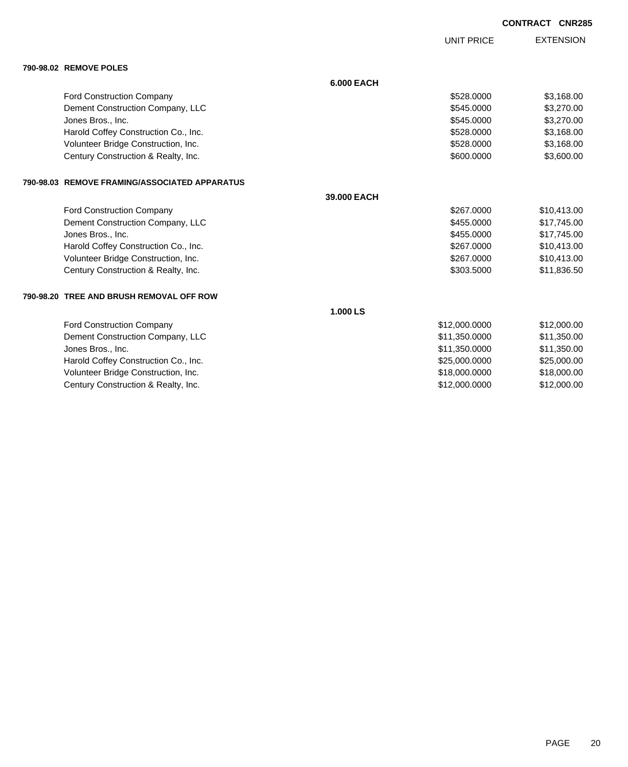**CONTRACT CNR285**

| | | UNIT PRICE | EXTENSION |
|---|---|---|---|
| **790-98.02 REMOVE POLES** | | | |
| | **6.000 EACH** | | |
| Ford Construction Company | | $528.0000 | $3,168.00 |
| Dement Construction Company, LLC | | $545.0000 | $3,270.00 |
| Jones Bros., Inc. | | $545.0000 | $3,270.00 |
| Harold Coffey Construction Co., Inc. | | $528.0000 | $3,168.00 |
| Volunteer Bridge Construction, Inc. | | $528.0000 | $3,168.00 |
| Century Construction & Realty, Inc. | | $600.0000 | $3,600.00 |
| **790-98.03 REMOVE FRAMING/ASSOCIATED APPARATUS** | | | |
| | **39.000 EACH** | | |
| Ford Construction Company | | $267.0000 | $10,413.00 |
| Dement Construction Company, LLC | | $455.0000 | $17,745.00 |
| Jones Bros., Inc. | | $455.0000 | $17,745.00 |
| Harold Coffey Construction Co., Inc. | | $267.0000 | $10,413.00 |
| Volunteer Bridge Construction, Inc. | | $267.0000 | $10,413.00 |
| Century Construction & Realty, Inc. | | $303.5000 | $11,836.50 |
| **790-98.20 TREE AND BRUSH REMOVAL OFF ROW** | | | |
| | **1.000 LS** | | |
| Ford Construction Company | | $12,000.0000 | $12,000.00 |
| Dement Construction Company, LLC | | $11,350.0000 | $11,350.00 |
| Jones Bros., Inc. | | $11,350.0000 | $11,350.00 |
| Harold Coffey Construction Co., Inc. | | $25,000.0000 | $25,000.00 |
| Volunteer Bridge Construction, Inc. | | $18,000.0000 | $18,000.00 |
| Century Construction & Realty, Inc. | | $12,000.0000 | $12,000.00 |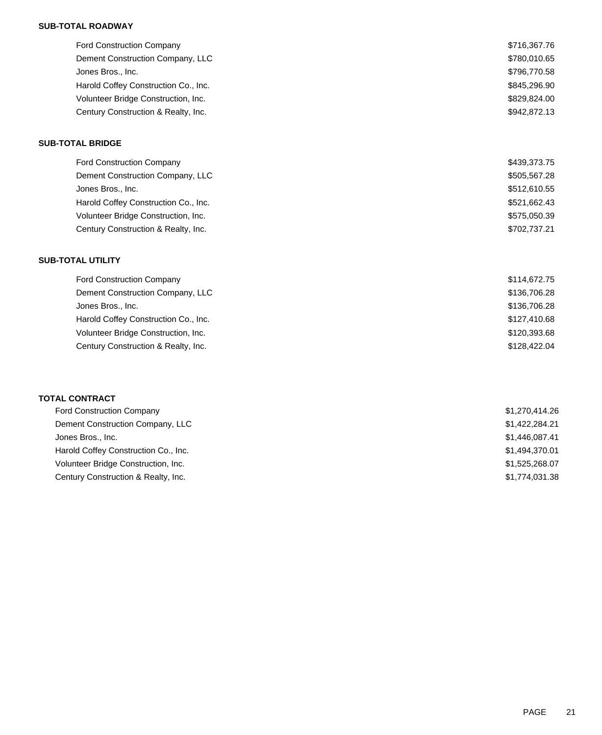**SUB-TOTAL ROADWAY**

| | |
|---|---|
| Ford Construction Company | $716,367.76 |
| Dement Construction Company, LLC | $780,010.65 |
| Jones Bros., Inc. | $796,770.58 |
| Harold Coffey Construction Co., Inc. | $845,296.90 |
| Volunteer Bridge Construction, Inc. | $829,824.00 |
| Century Construction & Realty, Inc. | $942,872.13 |

**SUB-TOTAL BRIDGE**

| | |
|---|---|
| Ford Construction Company | $439,373.75 |
| Dement Construction Company, LLC | $505,567.28 |
| Jones Bros., Inc. | $512,610.55 |
| Harold Coffey Construction Co., Inc. | $521,662.43 |
| Volunteer Bridge Construction, Inc. | $575,050.39 |
| Century Construction & Realty, Inc. | $702,737.21 |

**SUB-TOTAL UTILITY**

| | |
|---|---|
| Ford Construction Company | $114,672.75 |
| Dement Construction Company, LLC | $136,706.28 |
| Jones Bros., Inc. | $136,706.28 |
| Harold Coffey Construction Co., Inc. | $127,410.68 |
| Volunteer Bridge Construction, Inc. | $120,393.68 |
| Century Construction & Realty, Inc. | $128,422.04 |

**TOTAL CONTRACT**

| | |
|---|---|
| Ford Construction Company | $1,270,414.26 |
| Dement Construction Company, LLC | $1,422,284.21 |
| Jones Bros., Inc. | $1,446,087.41 |
| Harold Coffey Construction Co., Inc. | $1,494,370.01 |
| Volunteer Bridge Construction, Inc. | $1,525,268.07 |
| Century Construction & Realty, Inc. | $1,774,031.38 |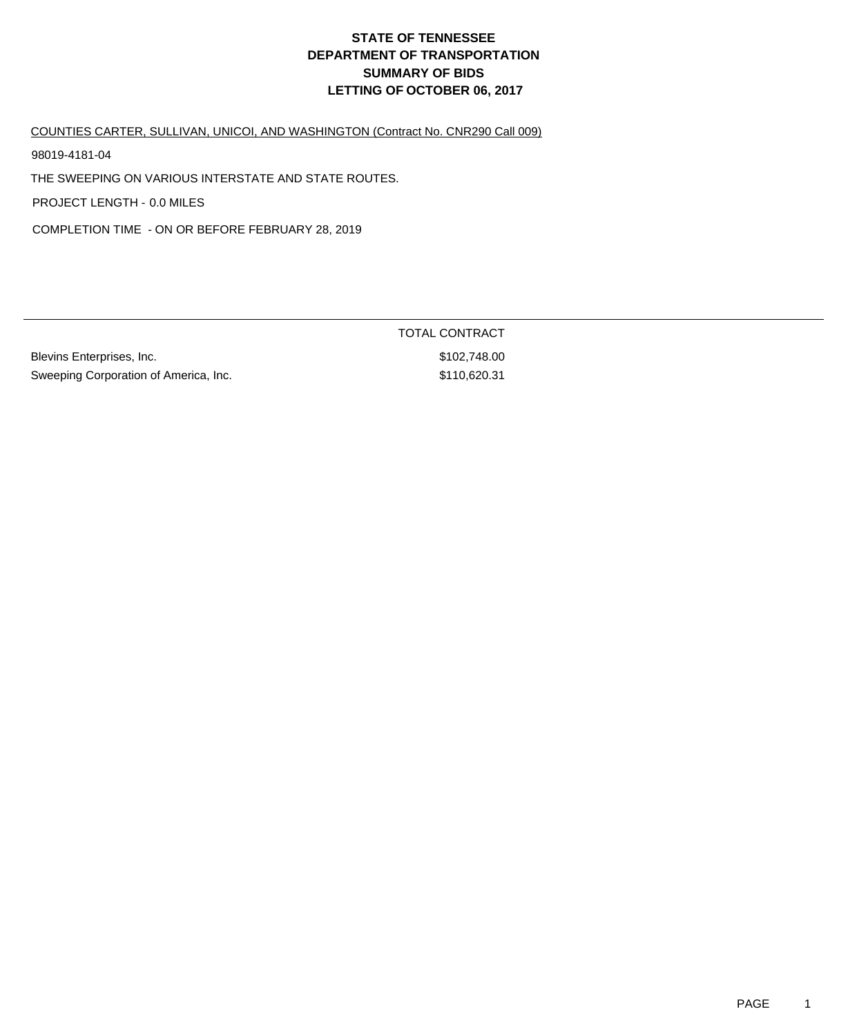# STATE OF TENNESSEE
# DEPARTMENT OF TRANSPORTATION
# SUMMARY OF BIDS
# LETTING OF OCTOBER 06, 2017

COUNTIES CARTER, SULLIVAN, UNICOI, AND WASHINGTON (Contract No. CNR290 Call 009)

98019-4181-04

THE SWEEPING ON VARIOUS INTERSTATE AND STATE ROUTES.

PROJECT LENGTH - 0.0 MILES

COMPLETION TIME - ON OR BEFORE FEBRUARY 28, 2019

| | TOTAL CONTRACT |
|---|---|
| Blevins Enterprises, Inc. | $102,748.00 |
| Sweeping Corporation of America, Inc. | $110,620.31 |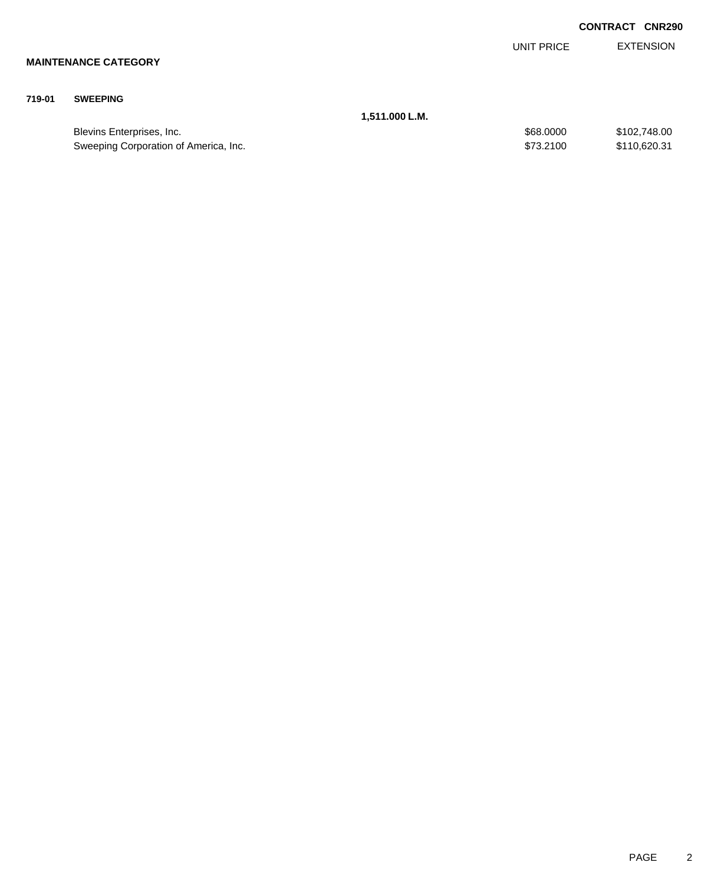**CONTRACT CNR290**

| | | UNIT PRICE | EXTENSION |
|---|---|---|---|
| **MAINTENANCE CATEGORY** | | | |
| **719-01** | **SWEEPING** | | |
| | **1,511.000 L.M.** | | |
| | Blevins Enterprises, Inc. | $68.0000 | $102,748.00 |
| | Sweeping Corporation of America, Inc. | $73.2100 | $110,620.31 |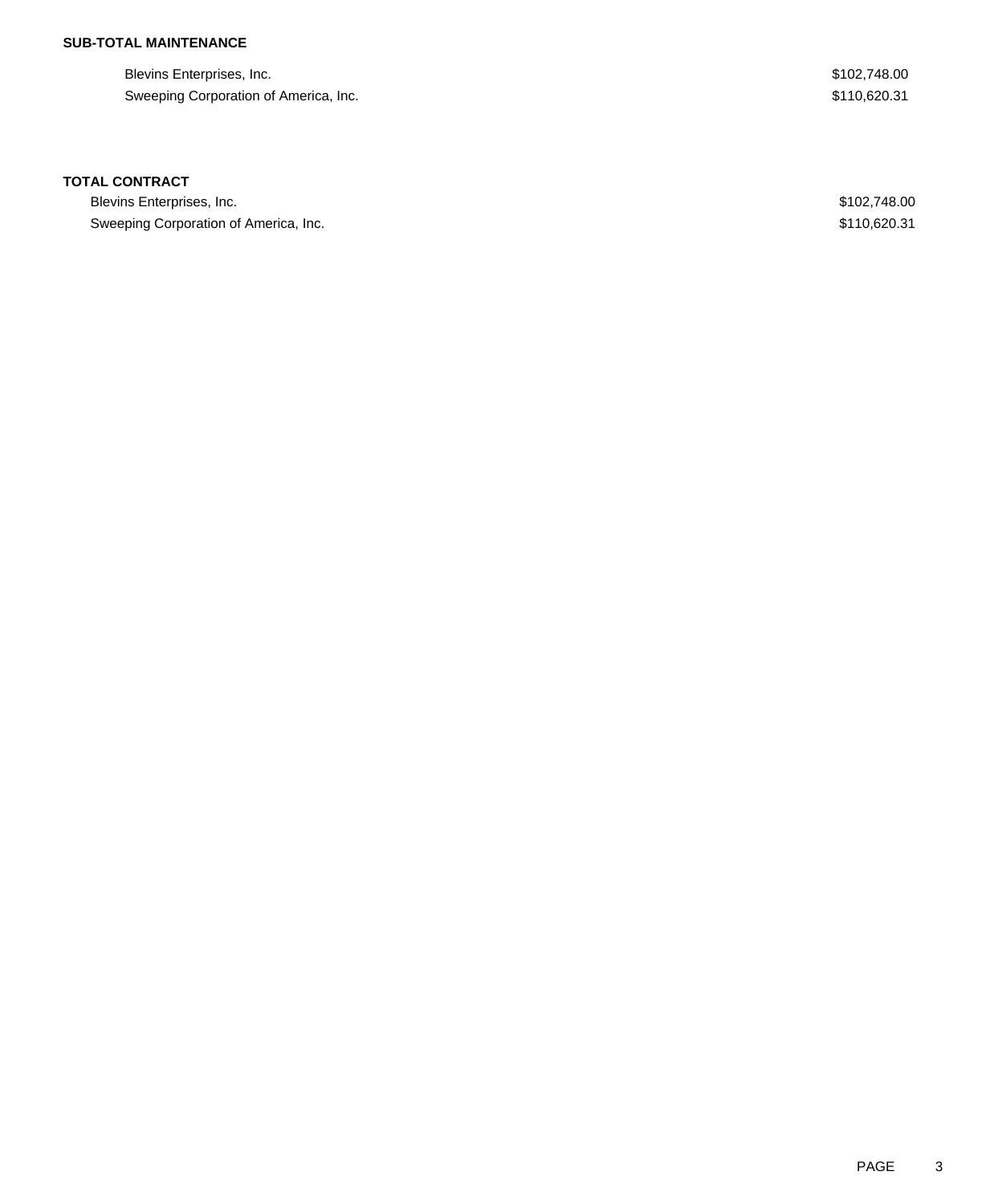**SUB-TOTAL MAINTENANCE**

| | |
|---|---|
| Blevins Enterprises, Inc. | $102,748.00 |
| Sweeping Corporation of America, Inc. | $110,620.31 |

**TOTAL CONTRACT**

| | |
|---|---|
| Blevins Enterprises, Inc. | $102,748.00 |
| Sweeping Corporation of America, Inc. | $110,620.31 |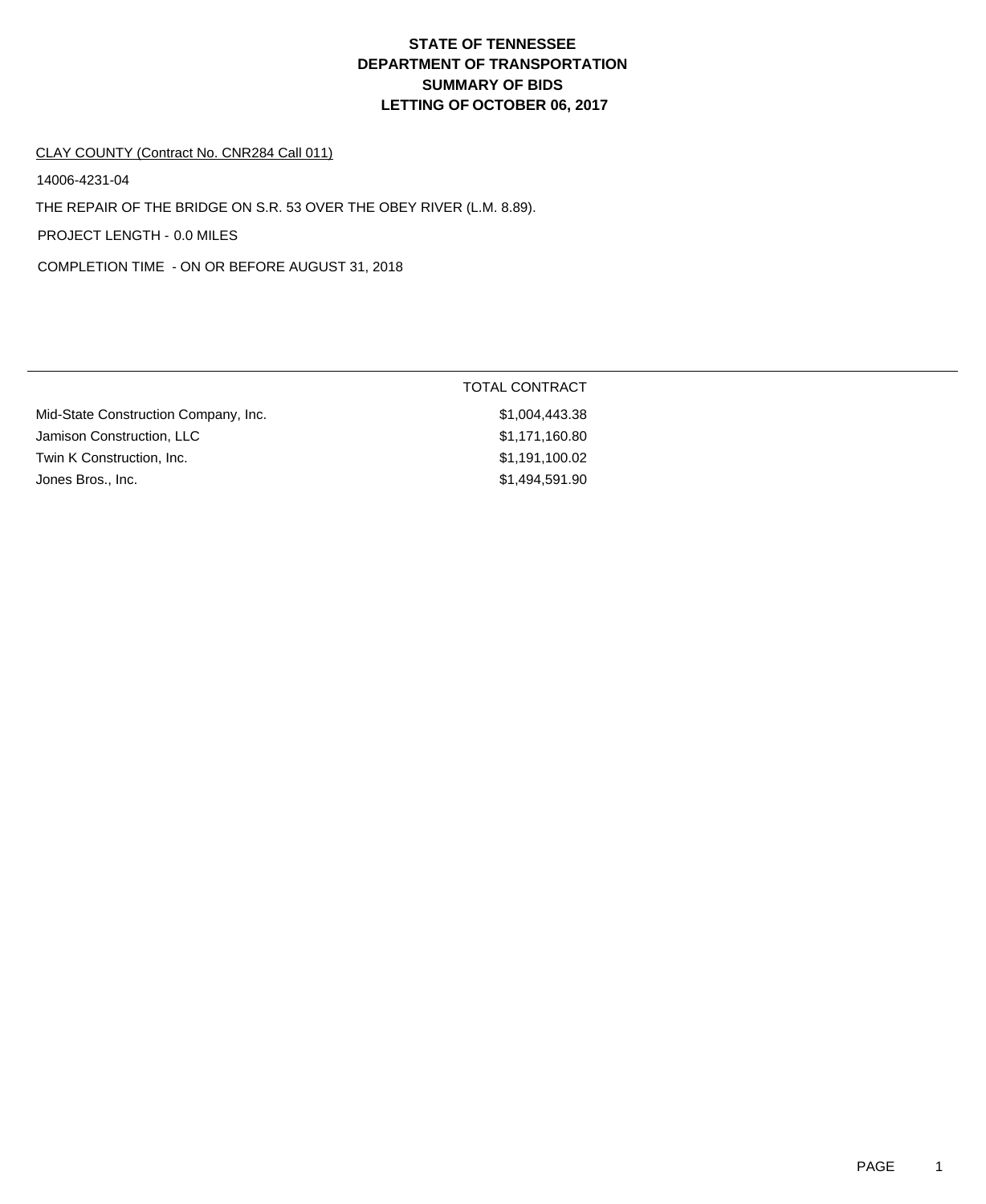# STATE OF TENNESSEE
# DEPARTMENT OF TRANSPORTATION
# SUMMARY OF BIDS
# LETTING OF OCTOBER 06, 2017

CLAY COUNTY (Contract No. CNR284 Call 011)

14006-4231-04

THE REPAIR OF THE BRIDGE ON S.R. 53 OVER THE OBEY RIVER (L.M. 8.89).

PROJECT LENGTH - 0.0 MILES

COMPLETION TIME - ON OR BEFORE AUGUST 31, 2018

| | TOTAL CONTRACT |
|---|---|
| Mid-State Construction Company, Inc. | $1,004,443.38 |
| Jamison Construction, LLC | $1,171,160.80 |
| Twin K Construction, Inc. | $1,191,100.02 |
| Jones Bros., Inc. | $1,494,591.90 |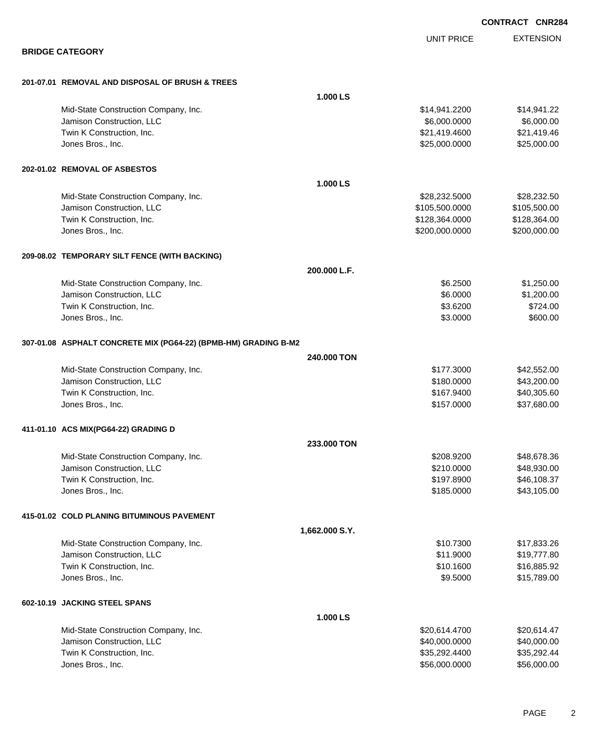**CONTRACT CNR284**

## BRIDGE CATEGORY

| | UNIT PRICE | EXTENSION |
|---|---|---|
| **201-07.01 REMOVAL AND DISPOSAL OF BRUSH & TREES** | | |
| **1.000 LS** | | |
| Mid-State Construction Company, Inc. | $14,941.2200 | $14,941.22 |
| Jamison Construction, LLC | $6,000.0000 | $6,000.00 |
| Twin K Construction, Inc. | $21,419.4600 | $21,419.46 |
| Jones Bros., Inc. | $25,000.0000 | $25,000.00 |
| **202-01.02 REMOVAL OF ASBESTOS** | | |
| **1.000 LS** | | |
| Mid-State Construction Company, Inc. | $28,232.5000 | $28,232.50 |
| Jamison Construction, LLC | $105,500.0000 | $105,500.00 |
| Twin K Construction, Inc. | $128,364.0000 | $128,364.00 |
| Jones Bros., Inc. | $200,000.0000 | $200,000.00 |
| **209-08.02 TEMPORARY SILT FENCE (WITH BACKING)** | | |
| **200.000 L.F.** | | |
| Mid-State Construction Company, Inc. | $6.2500 | $1,250.00 |
| Jamison Construction, LLC | $6.0000 | $1,200.00 |
| Twin K Construction, Inc. | $3.6200 | $724.00 |
| Jones Bros., Inc. | $3.0000 | $600.00 |
| **307-01.08 ASPHALT CONCRETE MIX (PG64-22) (BPMB-HM) GRADING B-M2** | | |
| **240.000 TON** | | |
| Mid-State Construction Company, Inc. | $177.3000 | $42,552.00 |
| Jamison Construction, LLC | $180.0000 | $43,200.00 |
| Twin K Construction, Inc. | $167.9400 | $40,305.60 |
| Jones Bros., Inc. | $157.0000 | $37,680.00 |
| **411-01.10 ACS MIX(PG64-22) GRADING D** | | |
| **233.000 TON** | | |
| Mid-State Construction Company, Inc. | $208.9200 | $48,678.36 |
| Jamison Construction, LLC | $210.0000 | $48,930.00 |
| Twin K Construction, Inc. | $197.8900 | $46,108.37 |
| Jones Bros., Inc. | $185.0000 | $43,105.00 |
| **415-01.02 COLD PLANING BITUMINOUS PAVEMENT** | | |
| **1,662.000 S.Y.** | | |
| Mid-State Construction Company, Inc. | $10.7300 | $17,833.26 |
| Jamison Construction, LLC | $11.9000 | $19,777.80 |
| Twin K Construction, Inc. | $10.1600 | $16,885.92 |
| Jones Bros., Inc. | $9.5000 | $15,789.00 |
| **602-10.19 JACKING STEEL SPANS** | | |
| **1.000 LS** | | |
| Mid-State Construction Company, Inc. | $20,614.4700 | $20,614.47 |
| Jamison Construction, LLC | $40,000.0000 | $40,000.00 |
| Twin K Construction, Inc. | $35,292.4400 | $35,292.44 |
| Jones Bros., Inc. | $56,000.0000 | $56,000.00 |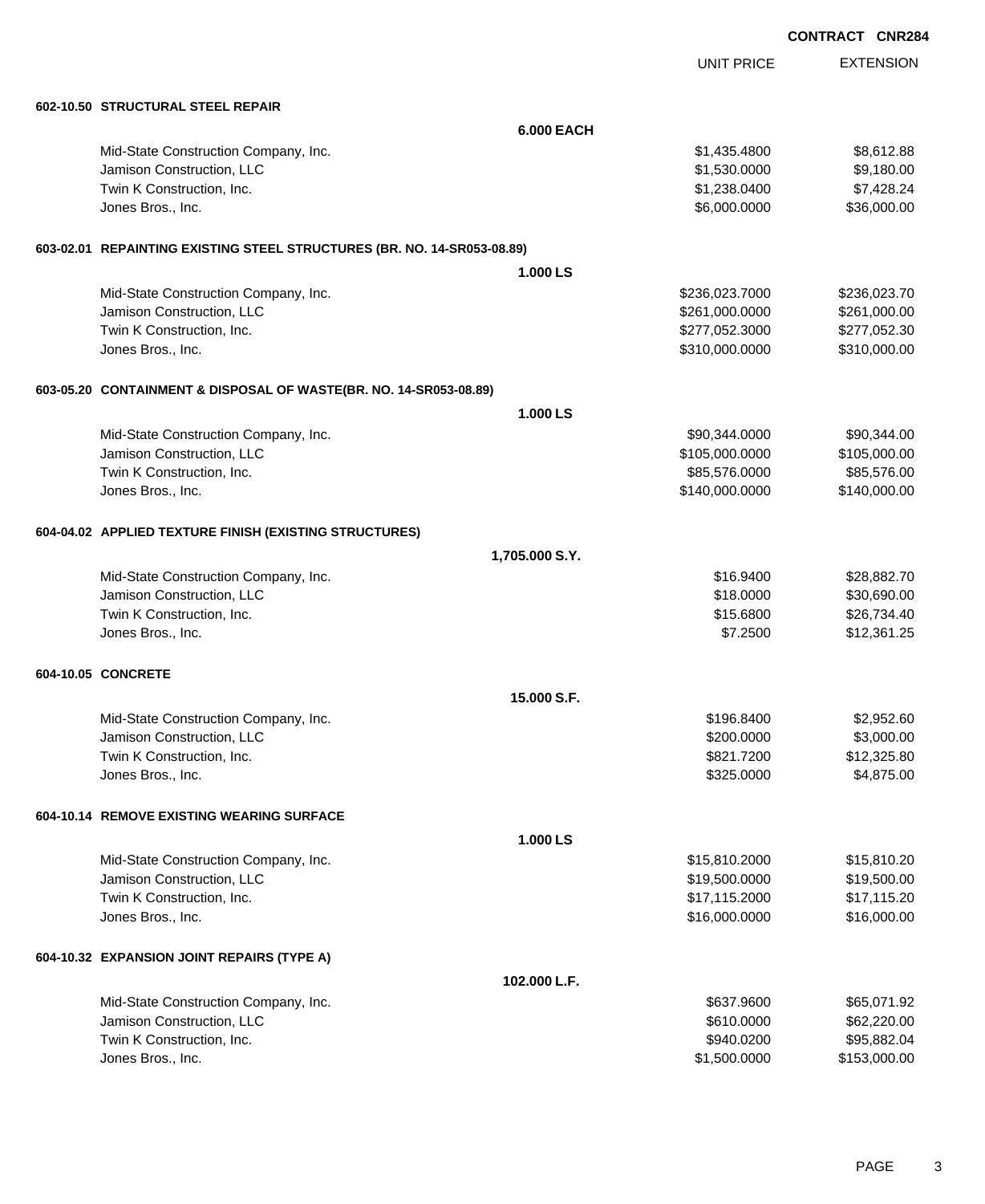**CONTRACT CNR284**

| | UNIT PRICE | EXTENSION |
|---|---|---|
| **602-10.50 STRUCTURAL STEEL REPAIR** | | |
| **6.000 EACH** | | |
| Mid-State Construction Company, Inc. | $1,435.4800 | $8,612.88 |
| Jamison Construction, LLC | $1,530.0000 | $9,180.00 |
| Twin K Construction, Inc. | $1,238.0400 | $7,428.24 |
| Jones Bros., Inc. | $6,000.0000 | $36,000.00 |
| **603-02.01 REPAINTING EXISTING STEEL STRUCTURES (BR. NO. 14-SR053-08.89)** | | |
| **1.000 LS** | | |
| Mid-State Construction Company, Inc. | $236,023.7000 | $236,023.70 |
| Jamison Construction, LLC | $261,000.0000 | $261,000.00 |
| Twin K Construction, Inc. | $277,052.3000 | $277,052.30 |
| Jones Bros., Inc. | $310,000.0000 | $310,000.00 |
| **603-05.20 CONTAINMENT & DISPOSAL OF WASTE(BR. NO. 14-SR053-08.89)** | | |
| **1.000 LS** | | |
| Mid-State Construction Company, Inc. | $90,344.0000 | $90,344.00 |
| Jamison Construction, LLC | $105,000.0000 | $105,000.00 |
| Twin K Construction, Inc. | $85,576.0000 | $85,576.00 |
| Jones Bros., Inc. | $140,000.0000 | $140,000.00 |
| **604-04.02 APPLIED TEXTURE FINISH (EXISTING STRUCTURES)** | | |
| **1,705.000 S.Y.** | | |
| Mid-State Construction Company, Inc. | $16.9400 | $28,882.70 |
| Jamison Construction, LLC | $18.0000 | $30,690.00 |
| Twin K Construction, Inc. | $15.6800 | $26,734.40 |
| Jones Bros., Inc. | $7.2500 | $12,361.25 |
| **604-10.05 CONCRETE** | | |
| **15.000 S.F.** | | |
| Mid-State Construction Company, Inc. | $196.8400 | $2,952.60 |
| Jamison Construction, LLC | $200.0000 | $3,000.00 |
| Twin K Construction, Inc. | $821.7200 | $12,325.80 |
| Jones Bros., Inc. | $325.0000 | $4,875.00 |
| **604-10.14 REMOVE EXISTING WEARING SURFACE** | | |
| **1.000 LS** | | |
| Mid-State Construction Company, Inc. | $15,810.2000 | $15,810.20 |
| Jamison Construction, LLC | $19,500.0000 | $19,500.00 |
| Twin K Construction, Inc. | $17,115.2000 | $17,115.20 |
| Jones Bros., Inc. | $16,000.0000 | $16,000.00 |
| **604-10.32 EXPANSION JOINT REPAIRS (TYPE A)** | | |
| **102.000 L.F.** | | |
| Mid-State Construction Company, Inc. | $637.9600 | $65,071.92 |
| Jamison Construction, LLC | $610.0000 | $62,220.00 |
| Twin K Construction, Inc. | $940.0200 | $95,882.04 |
| Jones Bros., Inc. | $1,500.0000 | $153,000.00 |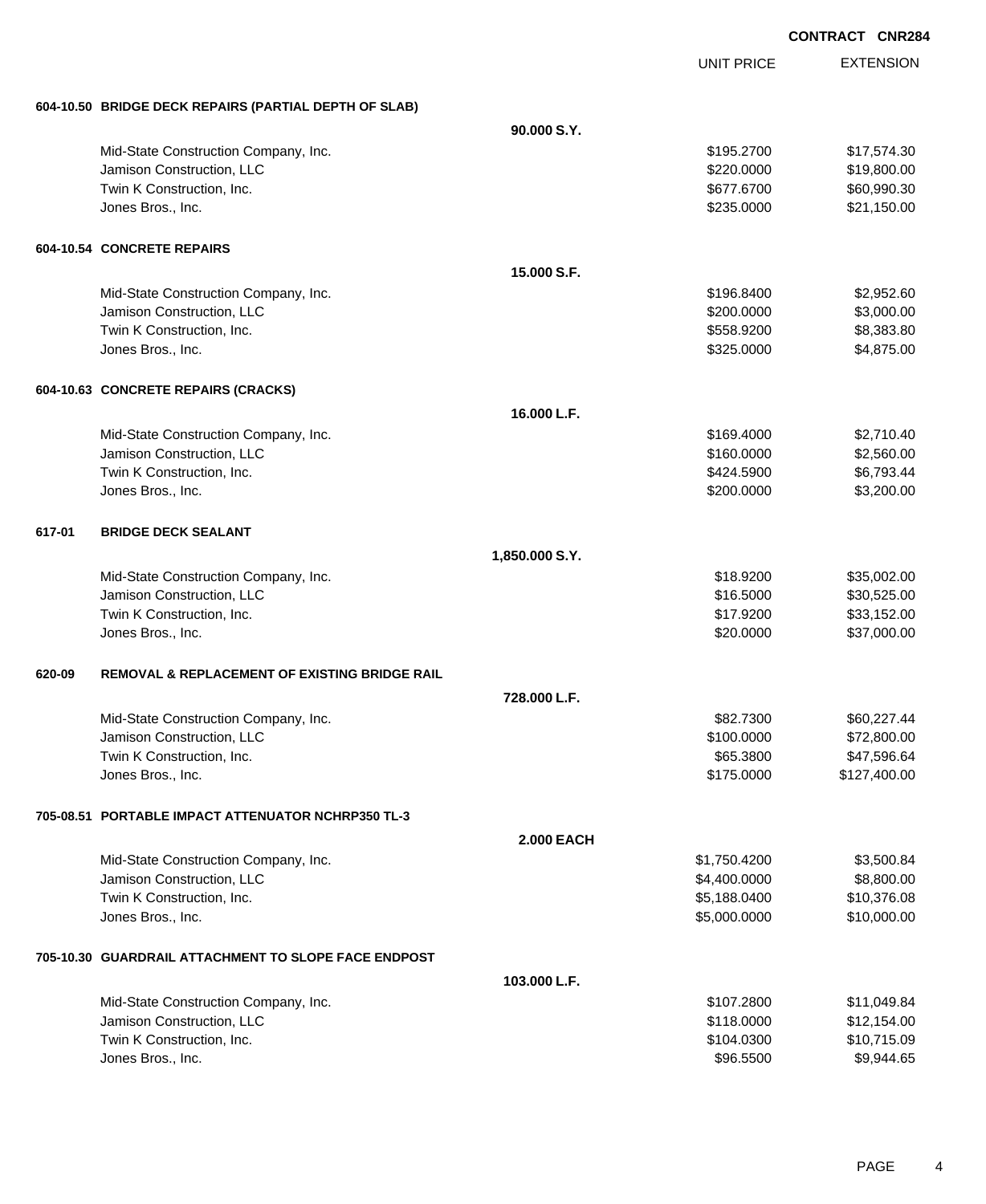**CONTRACT CNR284**

| | | UNIT PRICE | EXTENSION |
|---|---|---|---|
| **604-10.50 BRIDGE DECK REPAIRS (PARTIAL DEPTH OF SLAB)** | | | |
| | **90.000 S.Y.** | | |
| Mid-State Construction Company, Inc. | | $195.2700 | $17,574.30 |
| Jamison Construction, LLC | | $220.0000 | $19,800.00 |
| Twin K Construction, Inc. | | $677.6700 | $60,990.30 |
| Jones Bros., Inc. | | $235.0000 | $21,150.00 |
| **604-10.54 CONCRETE REPAIRS** | | | |
| | **15.000 S.F.** | | |
| Mid-State Construction Company, Inc. | | $196.8400 | $2,952.60 |
| Jamison Construction, LLC | | $200.0000 | $3,000.00 |
| Twin K Construction, Inc. | | $558.9200 | $8,383.80 |
| Jones Bros., Inc. | | $325.0000 | $4,875.00 |
| **604-10.63 CONCRETE REPAIRS (CRACKS)** | | | |
| | **16.000 L.F.** | | |
| Mid-State Construction Company, Inc. | | $169.4000 | $2,710.40 |
| Jamison Construction, LLC | | $160.0000 | $2,560.00 |
| Twin K Construction, Inc. | | $424.5900 | $6,793.44 |
| Jones Bros., Inc. | | $200.0000 | $3,200.00 |
| **617-01 BRIDGE DECK SEALANT** | | | |
| | **1,850.000 S.Y.** | | |
| Mid-State Construction Company, Inc. | | $18.9200 | $35,002.00 |
| Jamison Construction, LLC | | $16.5000 | $30,525.00 |
| Twin K Construction, Inc. | | $17.9200 | $33,152.00 |
| Jones Bros., Inc. | | $20.0000 | $37,000.00 |
| **620-09 REMOVAL & REPLACEMENT OF EXISTING BRIDGE RAIL** | | | |
| | **728.000 L.F.** | | |
| Mid-State Construction Company, Inc. | | $82.7300 | $60,227.44 |
| Jamison Construction, LLC | | $100.0000 | $72,800.00 |
| Twin K Construction, Inc. | | $65.3800 | $47,596.64 |
| Jones Bros., Inc. | | $175.0000 | $127,400.00 |
| **705-08.51 PORTABLE IMPACT ATTENUATOR NCHRP350 TL-3** | | | |
| | **2.000 EACH** | | |
| Mid-State Construction Company, Inc. | | $1,750.4200 | $3,500.84 |
| Jamison Construction, LLC | | $4,400.0000 | $8,800.00 |
| Twin K Construction, Inc. | | $5,188.0400 | $10,376.08 |
| Jones Bros., Inc. | | $5,000.0000 | $10,000.00 |
| **705-10.30 GUARDRAIL ATTACHMENT TO SLOPE FACE ENDPOST** | | | |
| | **103.000 L.F.** | | |
| Mid-State Construction Company, Inc. | | $107.2800 | $11,049.84 |
| Jamison Construction, LLC | | $118.0000 | $12,154.00 |
| Twin K Construction, Inc. | | $104.0300 | $10,715.09 |
| Jones Bros., Inc. | | $96.5500 | $9,944.65 |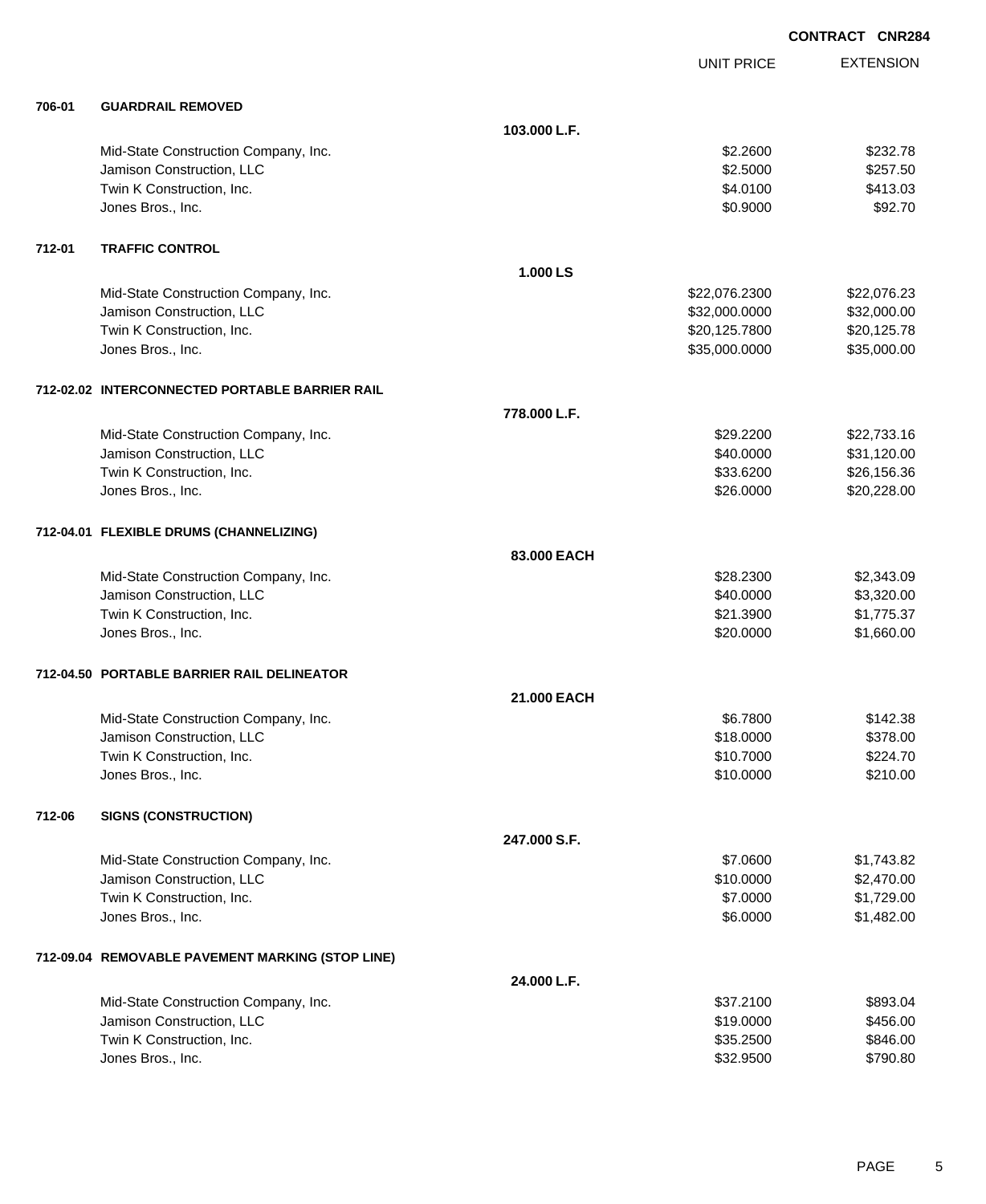CONTRACT CNR284

| | | | UNIT PRICE | EXTENSION |
|---|---|---|---|---|
| **706-01** | **GUARDRAIL REMOVED** | | | |
| | | **103.000 L.F.** | | |
| | Mid-State Construction Company, Inc. | | $2.2600 | $232.78 |
| | Jamison Construction, LLC | | $2.5000 | $257.50 |
| | Twin K Construction, Inc. | | $4.0100 | $413.03 |
| | Jones Bros., Inc. | | $0.9000 | $92.70 |
| **712-01** | **TRAFFIC CONTROL** | | | |
| | | **1.000 LS** | | |
| | Mid-State Construction Company, Inc. | | $22,076.2300 | $22,076.23 |
| | Jamison Construction, LLC | | $32,000.0000 | $32,000.00 |
| | Twin K Construction, Inc. | | $20,125.7800 | $20,125.78 |
| | Jones Bros., Inc. | | $35,000.0000 | $35,000.00 |
| **712-02.02** | **INTERCONNECTED PORTABLE BARRIER RAIL** | | | |
| | | **778.000 L.F.** | | |
| | Mid-State Construction Company, Inc. | | $29.2200 | $22,733.16 |
| | Jamison Construction, LLC | | $40.0000 | $31,120.00 |
| | Twin K Construction, Inc. | | $33.6200 | $26,156.36 |
| | Jones Bros., Inc. | | $26.0000 | $20,228.00 |
| **712-04.01** | **FLEXIBLE DRUMS (CHANNELIZING)** | | | |
| | | **83.000 EACH** | | |
| | Mid-State Construction Company, Inc. | | $28.2300 | $2,343.09 |
| | Jamison Construction, LLC | | $40.0000 | $3,320.00 |
| | Twin K Construction, Inc. | | $21.3900 | $1,775.37 |
| | Jones Bros., Inc. | | $20.0000 | $1,660.00 |
| **712-04.50** | **PORTABLE BARRIER RAIL DELINEATOR** | | | |
| | | **21.000 EACH** | | |
| | Mid-State Construction Company, Inc. | | $6.7800 | $142.38 |
| | Jamison Construction, LLC | | $18.0000 | $378.00 |
| | Twin K Construction, Inc. | | $10.7000 | $224.70 |
| | Jones Bros., Inc. | | $10.0000 | $210.00 |
| **712-06** | **SIGNS (CONSTRUCTION)** | | | |
| | | **247.000 S.F.** | | |
| | Mid-State Construction Company, Inc. | | $7.0600 | $1,743.82 |
| | Jamison Construction, LLC | | $10.0000 | $2,470.00 |
| | Twin K Construction, Inc. | | $7.0000 | $1,729.00 |
| | Jones Bros., Inc. | | $6.0000 | $1,482.00 |
| **712-09.04** | **REMOVABLE PAVEMENT MARKING (STOP LINE)** | | | |
| | | **24.000 L.F.** | | |
| | Mid-State Construction Company, Inc. | | $37.2100 | $893.04 |
| | Jamison Construction, LLC | | $19.0000 | $456.00 |
| | Twin K Construction, Inc. | | $35.2500 | $846.00 |
| | Jones Bros., Inc. | | $32.9500 | $790.80 |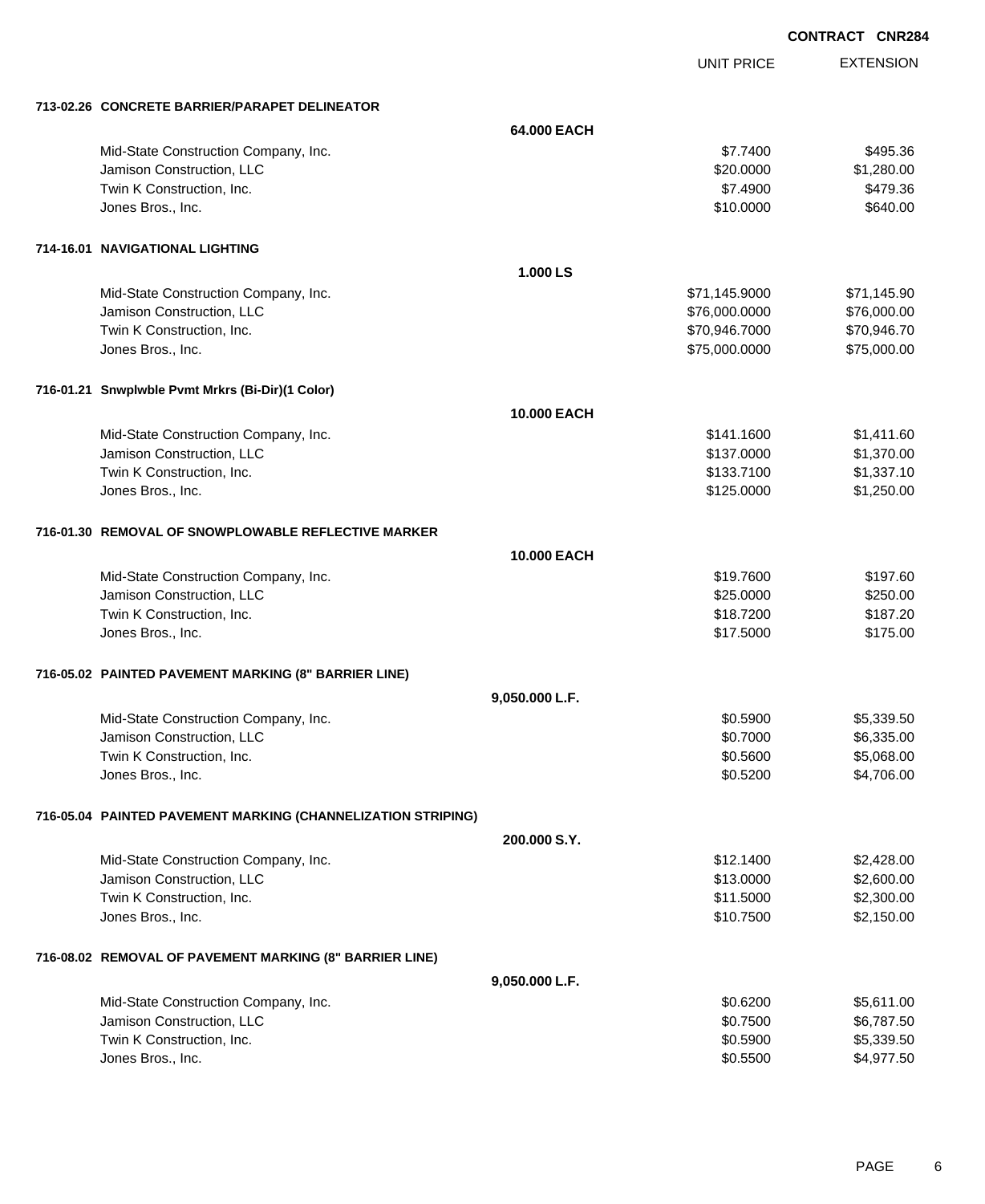**CONTRACT CNR284**

| | | UNIT PRICE | EXTENSION |
|---|---|---|---|
| **713-02.26 CONCRETE BARRIER/PARAPET DELINEATOR** | | | |
| | **64.000 EACH** | | |
| Mid-State Construction Company, Inc. | | $7.7400 | $495.36 |
| Jamison Construction, LLC | | $20.0000 | $1,280.00 |
| Twin K Construction, Inc. | | $7.4900 | $479.36 |
| Jones Bros., Inc. | | $10.0000 | $640.00 |
| **714-16.01 NAVIGATIONAL LIGHTING** | | | |
| | **1.000 LS** | | |
| Mid-State Construction Company, Inc. | | $71,145.9000 | $71,145.90 |
| Jamison Construction, LLC | | $76,000.0000 | $76,000.00 |
| Twin K Construction, Inc. | | $70,946.7000 | $70,946.70 |
| Jones Bros., Inc. | | $75,000.0000 | $75,000.00 |
| **716-01.21 Snwplwble Pvmt Mrkrs (Bi-Dir)(1 Color)** | | | |
| | **10.000 EACH** | | |
| Mid-State Construction Company, Inc. | | $141.1600 | $1,411.60 |
| Jamison Construction, LLC | | $137.0000 | $1,370.00 |
| Twin K Construction, Inc. | | $133.7100 | $1,337.10 |
| Jones Bros., Inc. | | $125.0000 | $1,250.00 |
| **716-01.30 REMOVAL OF SNOWPLOWABLE REFLECTIVE MARKER** | | | |
| | **10.000 EACH** | | |
| Mid-State Construction Company, Inc. | | $19.7600 | $197.60 |
| Jamison Construction, LLC | | $25.0000 | $250.00 |
| Twin K Construction, Inc. | | $18.7200 | $187.20 |
| Jones Bros., Inc. | | $17.5000 | $175.00 |
| **716-05.02 PAINTED PAVEMENT MARKING (8" BARRIER LINE)** | | | |
| | **9,050.000 L.F.** | | |
| Mid-State Construction Company, Inc. | | $0.5900 | $5,339.50 |
| Jamison Construction, LLC | | $0.7000 | $6,335.00 |
| Twin K Construction, Inc. | | $0.5600 | $5,068.00 |
| Jones Bros., Inc. | | $0.5200 | $4,706.00 |
| **716-05.04 PAINTED PAVEMENT MARKING (CHANNELIZATION STRIPING)** | | | |
| | **200.000 S.Y.** | | |
| Mid-State Construction Company, Inc. | | $12.1400 | $2,428.00 |
| Jamison Construction, LLC | | $13.0000 | $2,600.00 |
| Twin K Construction, Inc. | | $11.5000 | $2,300.00 |
| Jones Bros., Inc. | | $10.7500 | $2,150.00 |
| **716-08.02 REMOVAL OF PAVEMENT MARKING (8" BARRIER LINE)** | | | |
| | **9,050.000 L.F.** | | |
| Mid-State Construction Company, Inc. | | $0.6200 | $5,611.00 |
| Jamison Construction, LLC | | $0.7500 | $6,787.50 |
| Twin K Construction, Inc. | | $0.5900 | $5,339.50 |
| Jones Bros., Inc. | | $0.5500 | $4,977.50 |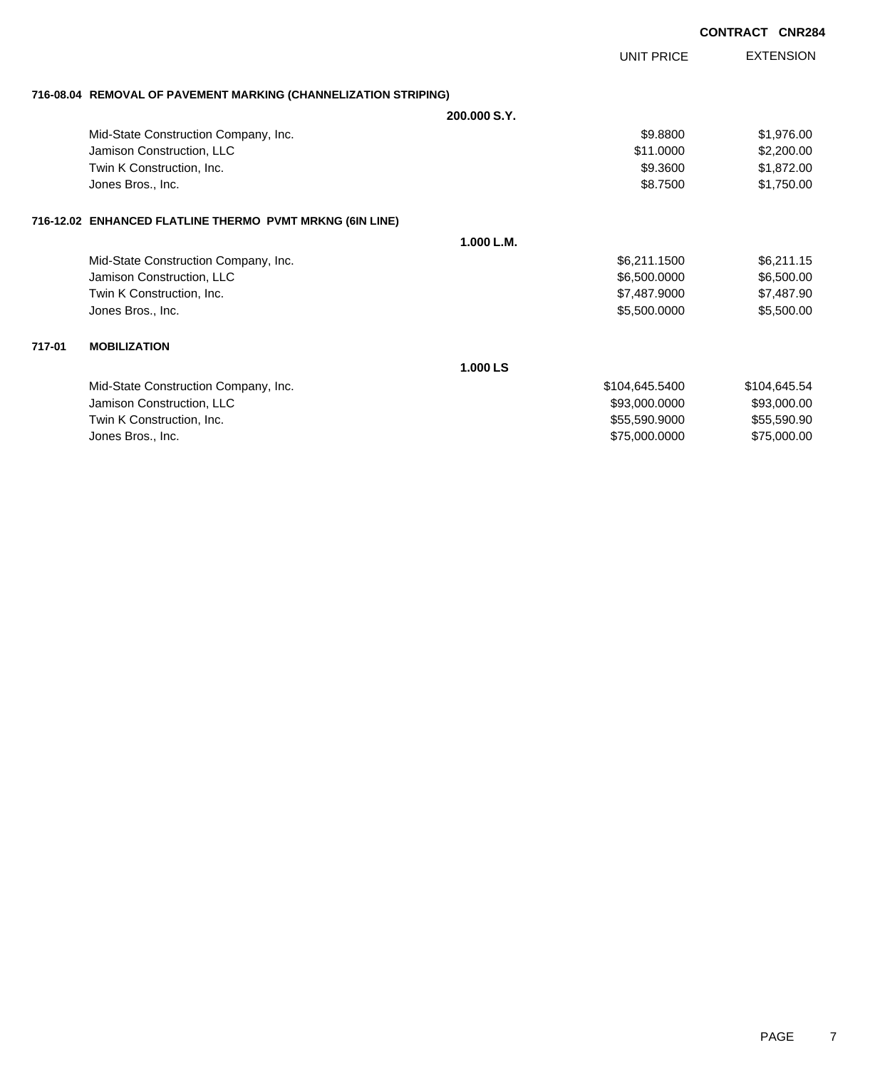**CONTRACT CNR284**

| | UNIT PRICE | EXTENSION |
|---|---|---|
| **716-08.04 REMOVAL OF PAVEMENT MARKING (CHANNELIZATION STRIPING)** | | |
| **200.000 S.Y.** | | |
| Mid-State Construction Company, Inc. | $9.8800 | $1,976.00 |
| Jamison Construction, LLC | $11.0000 | $2,200.00 |
| Twin K Construction, Inc. | $9.3600 | $1,872.00 |
| Jones Bros., Inc. | $8.7500 | $1,750.00 |
| **716-12.02 ENHANCED FLATLINE THERMO PVMT MRKNG (6IN LINE)** | | |
| **1.000 L.M.** | | |
| Mid-State Construction Company, Inc. | $6,211.1500 | $6,211.15 |
| Jamison Construction, LLC | $6,500.0000 | $6,500.00 |
| Twin K Construction, Inc. | $7,487.9000 | $7,487.90 |
| Jones Bros., Inc. | $5,500.0000 | $5,500.00 |
| **717-01 MOBILIZATION** | | |
| **1.000 LS** | | |
| Mid-State Construction Company, Inc. | $104,645.5400 | $104,645.54 |
| Jamison Construction, LLC | $93,000.0000 | $93,000.00 |
| Twin K Construction, Inc. | $55,590.9000 | $55,590.90 |
| Jones Bros., Inc. | $75,000.0000 | $75,000.00 |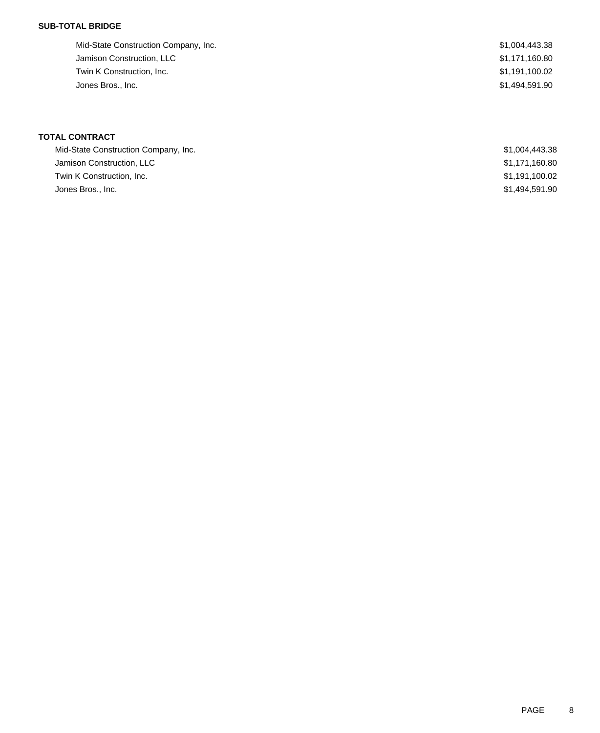**SUB-TOTAL BRIDGE**

| | |
|---|---|
| Mid-State Construction Company, Inc. | $1,004,443.38 |
| Jamison Construction, LLC | $1,171,160.80 |
| Twin K Construction, Inc. | $1,191,100.02 |
| Jones Bros., Inc. | $1,494,591.90 |

**TOTAL CONTRACT**

| | |
|---|---|
| Mid-State Construction Company, Inc. | $1,004,443.38 |
| Jamison Construction, LLC | $1,171,160.80 |
| Twin K Construction, Inc. | $1,191,100.02 |
| Jones Bros., Inc. | $1,494,591.90 |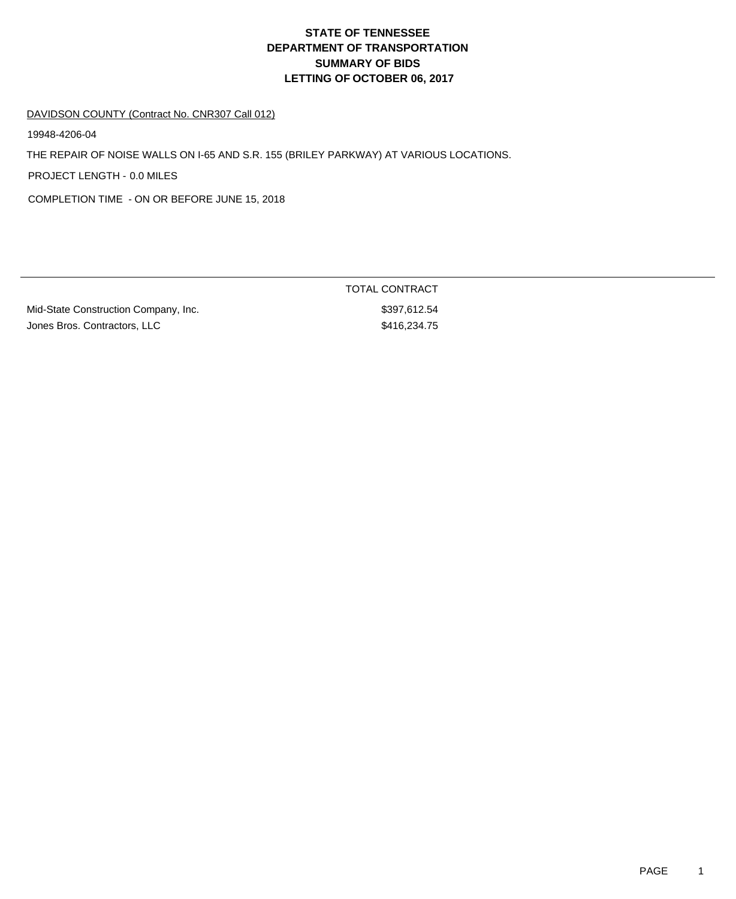# STATE OF TENNESSEE
# DEPARTMENT OF TRANSPORTATION
# SUMMARY OF BIDS
# LETTING OF OCTOBER 06, 2017

DAVIDSON COUNTY (Contract No. CNR307 Call 012)

19948-4206-04

THE REPAIR OF NOISE WALLS ON I-65 AND S.R. 155 (BRILEY PARKWAY) AT VARIOUS LOCATIONS.

PROJECT LENGTH - 0.0 MILES

COMPLETION TIME - ON OR BEFORE JUNE 15, 2018

| | TOTAL CONTRACT |
|---|---|
| Mid-State Construction Company, Inc. | $397,612.54 |
| Jones Bros. Contractors, LLC | $416,234.75 |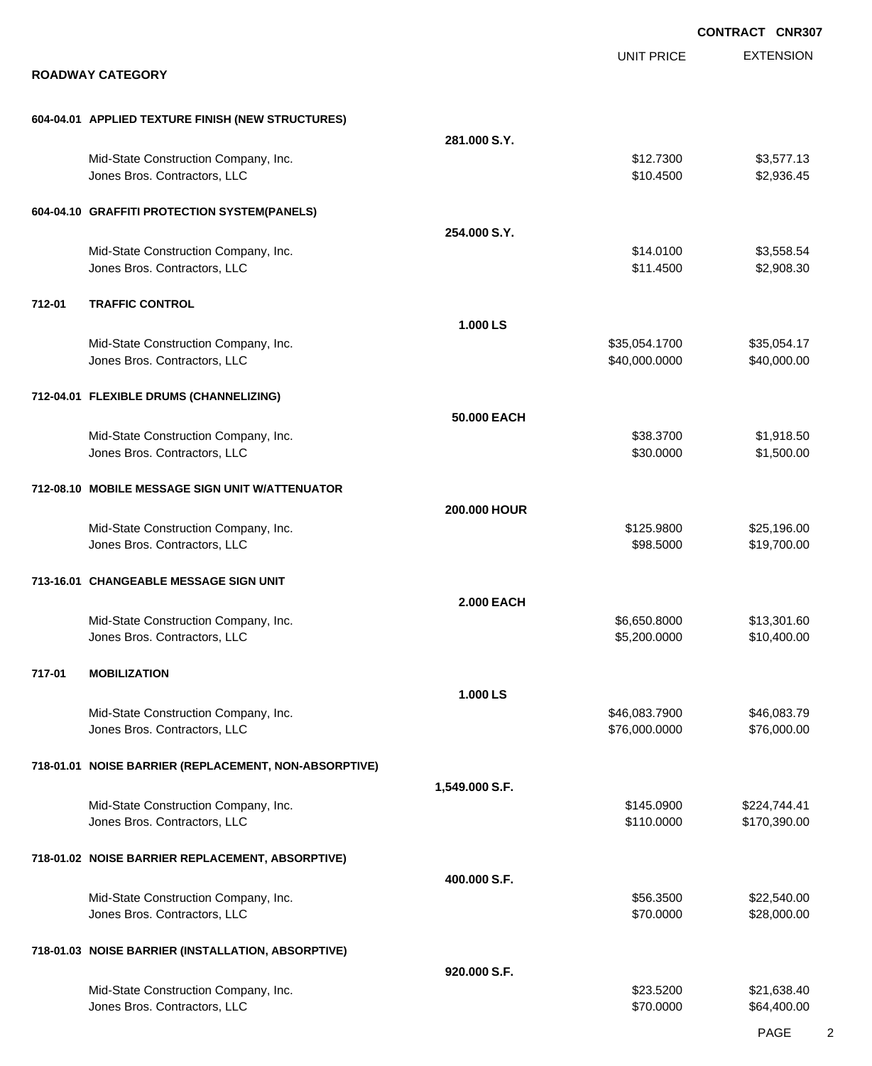**CONTRACT CNR307**

## ROADWAY CATEGORY

| | | | UNIT PRICE | EXTENSION |
|---|---|---|---|---|
| **604-04.01** | **APPLIED TEXTURE FINISH (NEW STRUCTURES)** | | | |
| | | **281.000 S.Y.** | | |
| | Mid-State Construction Company, Inc. | | $12.7300 | $3,577.13 |
| | Jones Bros. Contractors, LLC | | $10.4500 | $2,936.45 |
| **604-04.10** | **GRAFFITI PROTECTION SYSTEM(PANELS)** | | | |
| | | **254.000 S.Y.** | | |
| | Mid-State Construction Company, Inc. | | $14.0100 | $3,558.54 |
| | Jones Bros. Contractors, LLC | | $11.4500 | $2,908.30 |
| **712-01** | **TRAFFIC CONTROL** | | | |
| | | **1.000 LS** | | |
| | Mid-State Construction Company, Inc. | | $35,054.1700 | $35,054.17 |
| | Jones Bros. Contractors, LLC | | $40,000.0000 | $40,000.00 |
| **712-04.01** | **FLEXIBLE DRUMS (CHANNELIZING)** | | | |
| | | **50.000 EACH** | | |
| | Mid-State Construction Company, Inc. | | $38.3700 | $1,918.50 |
| | Jones Bros. Contractors, LLC | | $30.0000 | $1,500.00 |
| **712-08.10** | **MOBILE MESSAGE SIGN UNIT W/ATTENUATOR** | | | |
| | | **200.000 HOUR** | | |
| | Mid-State Construction Company, Inc. | | $125.9800 | $25,196.00 |
| | Jones Bros. Contractors, LLC | | $98.5000 | $19,700.00 |
| **713-16.01** | **CHANGEABLE MESSAGE SIGN UNIT** | | | |
| | | **2.000 EACH** | | |
| | Mid-State Construction Company, Inc. | | $6,650.8000 | $13,301.60 |
| | Jones Bros. Contractors, LLC | | $5,200.0000 | $10,400.00 |
| **717-01** | **MOBILIZATION** | | | |
| | | **1.000 LS** | | |
| | Mid-State Construction Company, Inc. | | $46,083.7900 | $46,083.79 |
| | Jones Bros. Contractors, LLC | | $76,000.0000 | $76,000.00 |
| **718-01.01** | **NOISE BARRIER (REPLACEMENT, NON-ABSORPTIVE)** | | | |
| | | **1,549.000 S.F.** | | |
| | Mid-State Construction Company, Inc. | | $145.0900 | $224,744.41 |
| | Jones Bros. Contractors, LLC | | $110.0000 | $170,390.00 |
| **718-01.02** | **NOISE BARRIER REPLACEMENT, ABSORPTIVE)** | | | |
| | | **400.000 S.F.** | | |
| | Mid-State Construction Company, Inc. | | $56.3500 | $22,540.00 |
| | Jones Bros. Contractors, LLC | | $70.0000 | $28,000.00 |
| **718-01.03** | **NOISE BARRIER (INSTALLATION, ABSORPTIVE)** | | | |
| | | **920.000 S.F.** | | |
| | Mid-State Construction Company, Inc. | | $23.5200 | $21,638.40 |
| | Jones Bros. Contractors, LLC | | $70.0000 | $64,400.00 |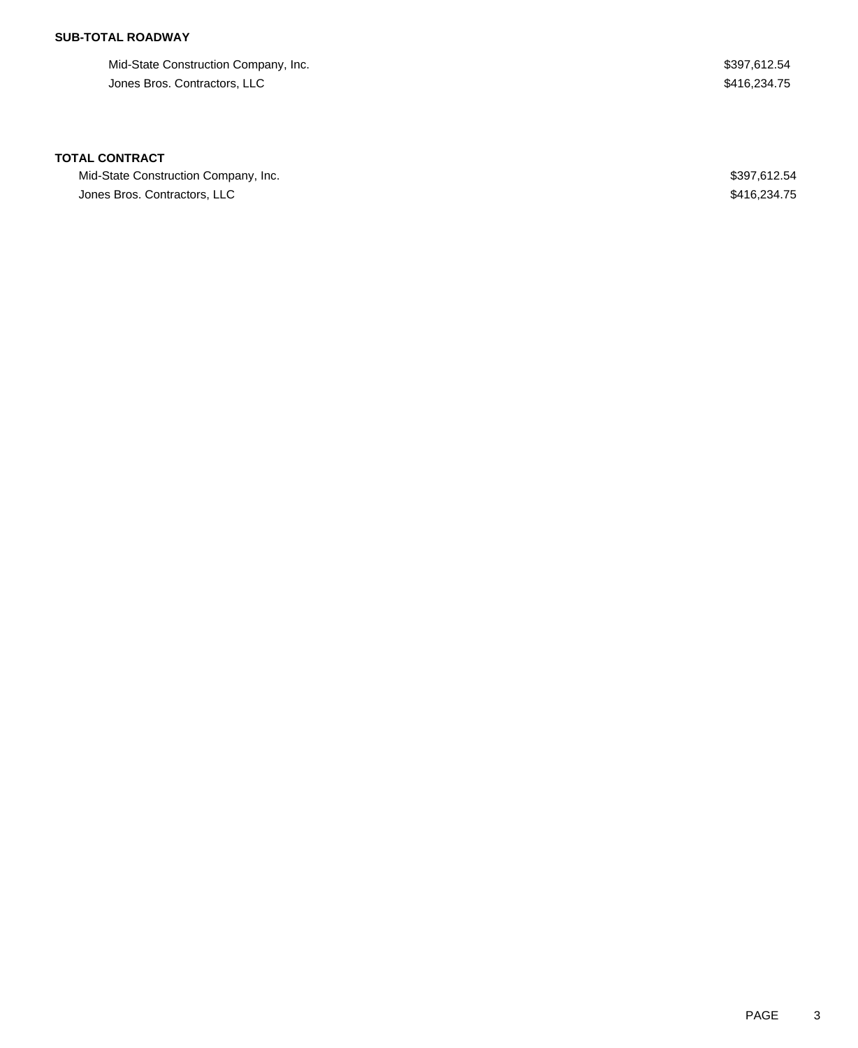**SUB-TOTAL ROADWAY**

| | |
|---|---|
| Mid-State Construction Company, Inc. | $397,612.54 |
| Jones Bros. Contractors, LLC | $416,234.75 |

**TOTAL CONTRACT**

| | |
|---|---|
| Mid-State Construction Company, Inc. | $397,612.54 |
| Jones Bros. Contractors, LLC | $416,234.75 |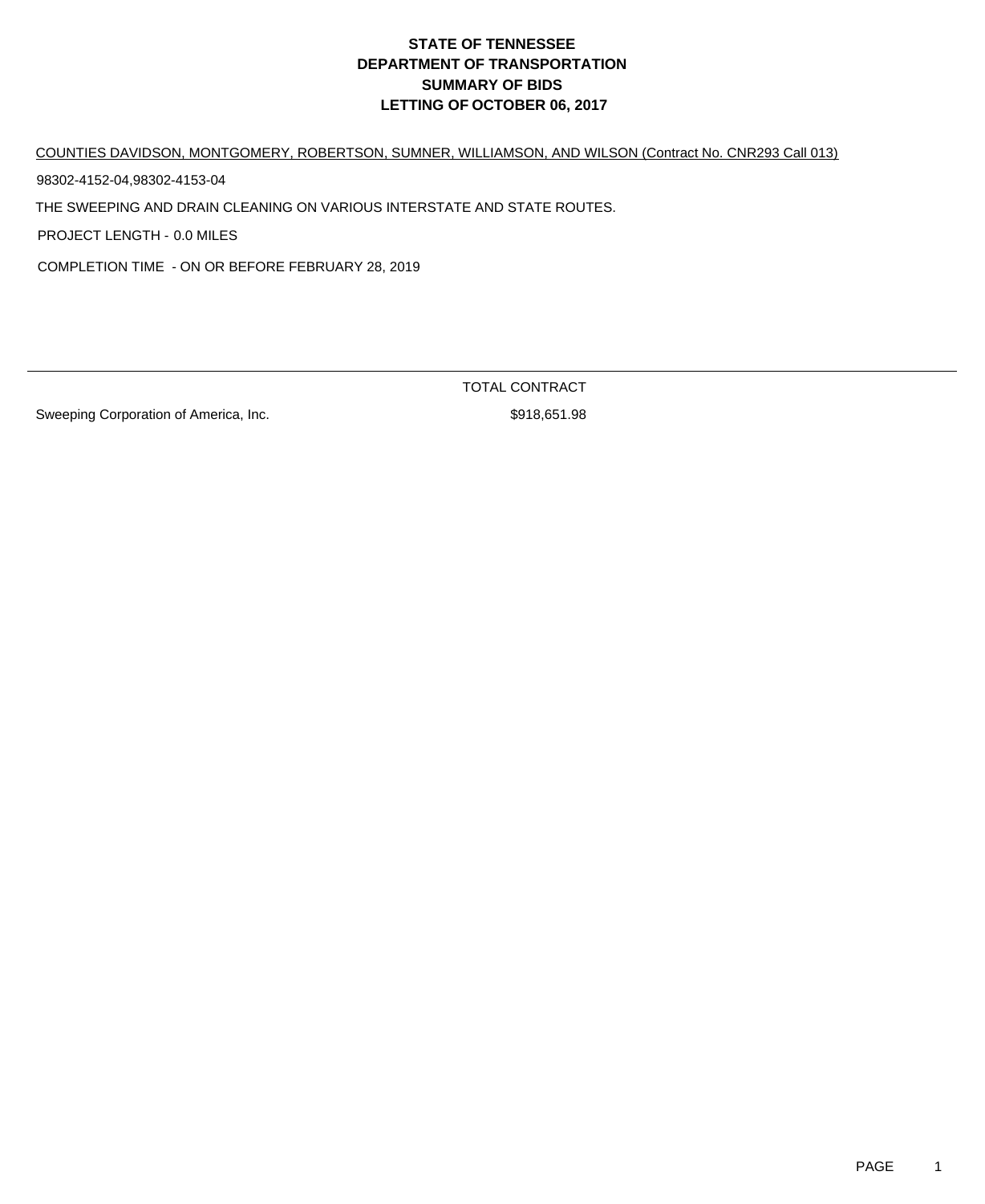# STATE OF TENNESSEE
# DEPARTMENT OF TRANSPORTATION
# SUMMARY OF BIDS
# LETTING OF OCTOBER 06, 2017

COUNTIES DAVIDSON, MONTGOMERY, ROBERTSON, SUMNER, WILLIAMSON, AND WILSON (Contract No. CNR293 Call 013)

98302-4152-04,98302-4153-04

THE SWEEPING AND DRAIN CLEANING ON VARIOUS INTERSTATE AND STATE ROUTES.

PROJECT LENGTH - 0.0 MILES

COMPLETION TIME - ON OR BEFORE FEBRUARY 28, 2019

| | TOTAL CONTRACT |
|---|---|
| Sweeping Corporation of America, Inc. | $918,651.98 |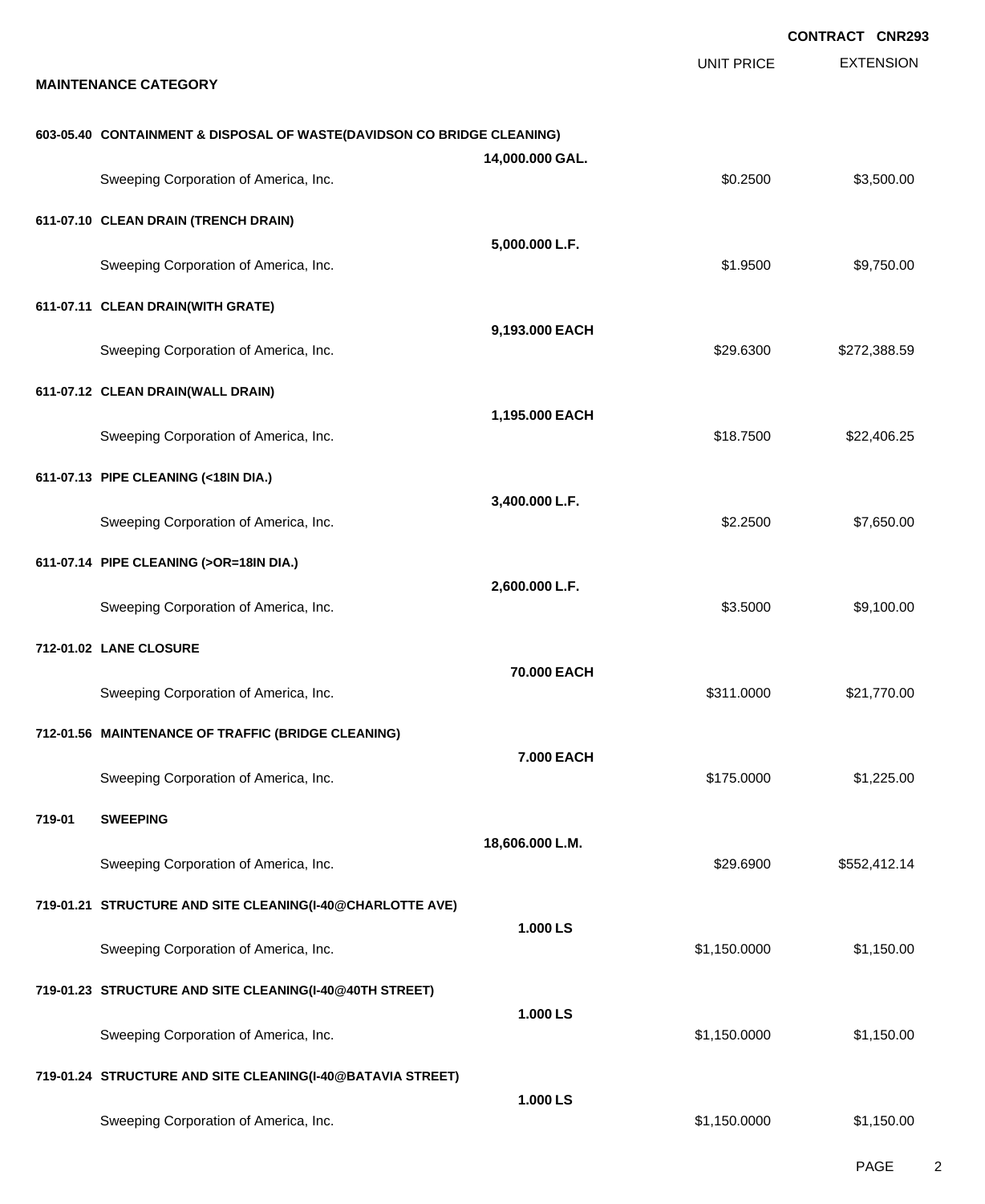CONTRACT CNR293

| MAINTENANCE CATEGORY | | UNIT PRICE | EXTENSION |
|---|---|---|---|
| **603-05.40 CONTAINMENT & DISPOSAL OF WASTE(DAVIDSON CO BRIDGE CLEANING)** | **14,000.000 GAL.** | | |
| Sweeping Corporation of America, Inc. | | $0.2500 | $3,500.00 |
| **611-07.10 CLEAN DRAIN (TRENCH DRAIN)** | **5,000.000 L.F.** | | |
| Sweeping Corporation of America, Inc. | | $1.9500 | $9,750.00 |
| **611-07.11 CLEAN DRAIN(WITH GRATE)** | **9,193.000 EACH** | | |
| Sweeping Corporation of America, Inc. | | $29.6300 | $272,388.59 |
| **611-07.12 CLEAN DRAIN(WALL DRAIN)** | **1,195.000 EACH** | | |
| Sweeping Corporation of America, Inc. | | $18.7500 | $22,406.25 |
| **611-07.13 PIPE CLEANING (<18IN DIA.)** | **3,400.000 L.F.** | | |
| Sweeping Corporation of America, Inc. | | $2.2500 | $7,650.00 |
| **611-07.14 PIPE CLEANING (>OR=18IN DIA.)** | **2,600.000 L.F.** | | |
| Sweeping Corporation of America, Inc. | | $3.5000 | $9,100.00 |
| **712-01.02 LANE CLOSURE** | **70.000 EACH** | | |
| Sweeping Corporation of America, Inc. | | $311.0000 | $21,770.00 |
| **712-01.56 MAINTENANCE OF TRAFFIC (BRIDGE CLEANING)** | **7.000 EACH** | | |
| Sweeping Corporation of America, Inc. | | $175.0000 | $1,225.00 |
| **719-01 SWEEPING** | **18,606.000 L.M.** | | |
| Sweeping Corporation of America, Inc. | | $29.6900 | $552,412.14 |
| **719-01.21 STRUCTURE AND SITE CLEANING(I-40@CHARLOTTE AVE)** | **1.000 LS** | | |
| Sweeping Corporation of America, Inc. | | $1,150.0000 | $1,150.00 |
| **719-01.23 STRUCTURE AND SITE CLEANING(I-40@40TH STREET)** | **1.000 LS** | | |
| Sweeping Corporation of America, Inc. | | $1,150.0000 | $1,150.00 |
| **719-01.24 STRUCTURE AND SITE CLEANING(I-40@BATAVIA STREET)** | **1.000 LS** | | |
| Sweeping Corporation of America, Inc. | | $1,150.0000 | $1,150.00 |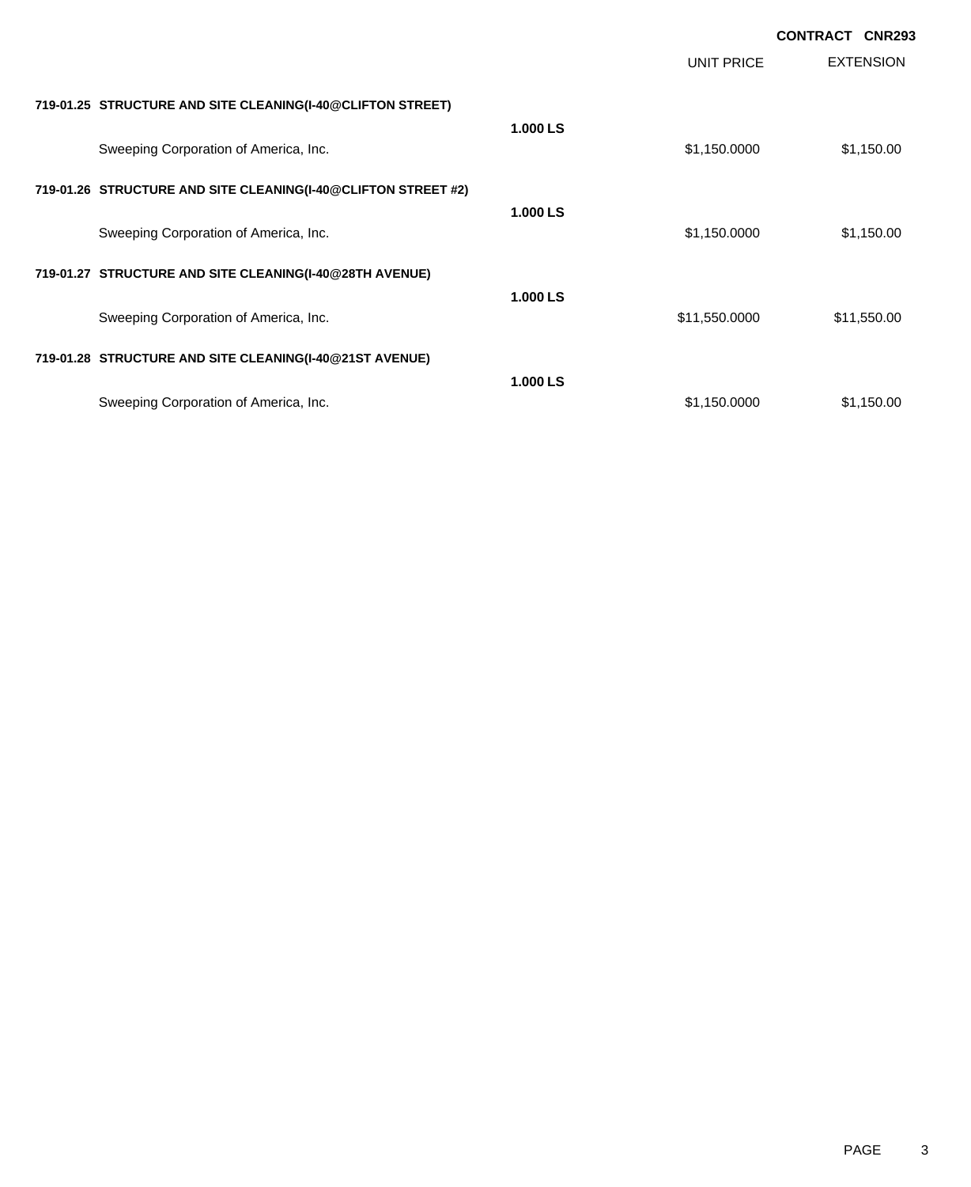**CONTRACT CNR293**

| | | UNIT PRICE | EXTENSION |
|---|---|---|---|
| **719-01.25 STRUCTURE AND SITE CLEANING(I-40@CLIFTON STREET)** | **1.000 LS** | | |
| Sweeping Corporation of America, Inc. | | $1,150.0000 | $1,150.00 |
| **719-01.26 STRUCTURE AND SITE CLEANING(I-40@CLIFTON STREET #2)** | **1.000 LS** | | |
| Sweeping Corporation of America, Inc. | | $1,150.0000 | $1,150.00 |
| **719-01.27 STRUCTURE AND SITE CLEANING(I-40@28TH AVENUE)** | **1.000 LS** | | |
| Sweeping Corporation of America, Inc. | | $11,550.0000 | $11,550.00 |
| **719-01.28 STRUCTURE AND SITE CLEANING(I-40@21ST AVENUE)** | **1.000 LS** | | |
| Sweeping Corporation of America, Inc. | | $1,150.0000 | $1,150.00 |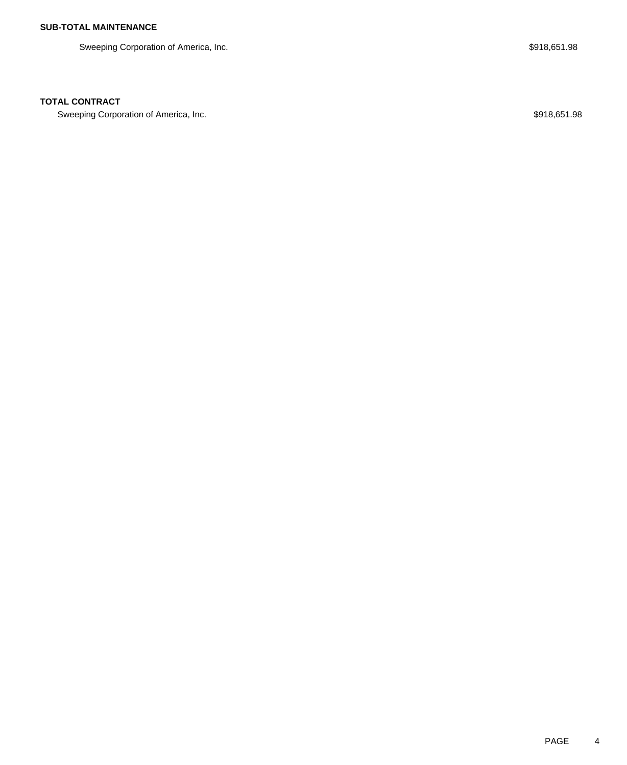**SUB-TOTAL MAINTENANCE**

| | |
|---|---|
| Sweeping Corporation of America, Inc. | $918,651.98 |

**TOTAL CONTRACT**

| | |
|---|---|
| Sweeping Corporation of America, Inc. | $918,651.98 |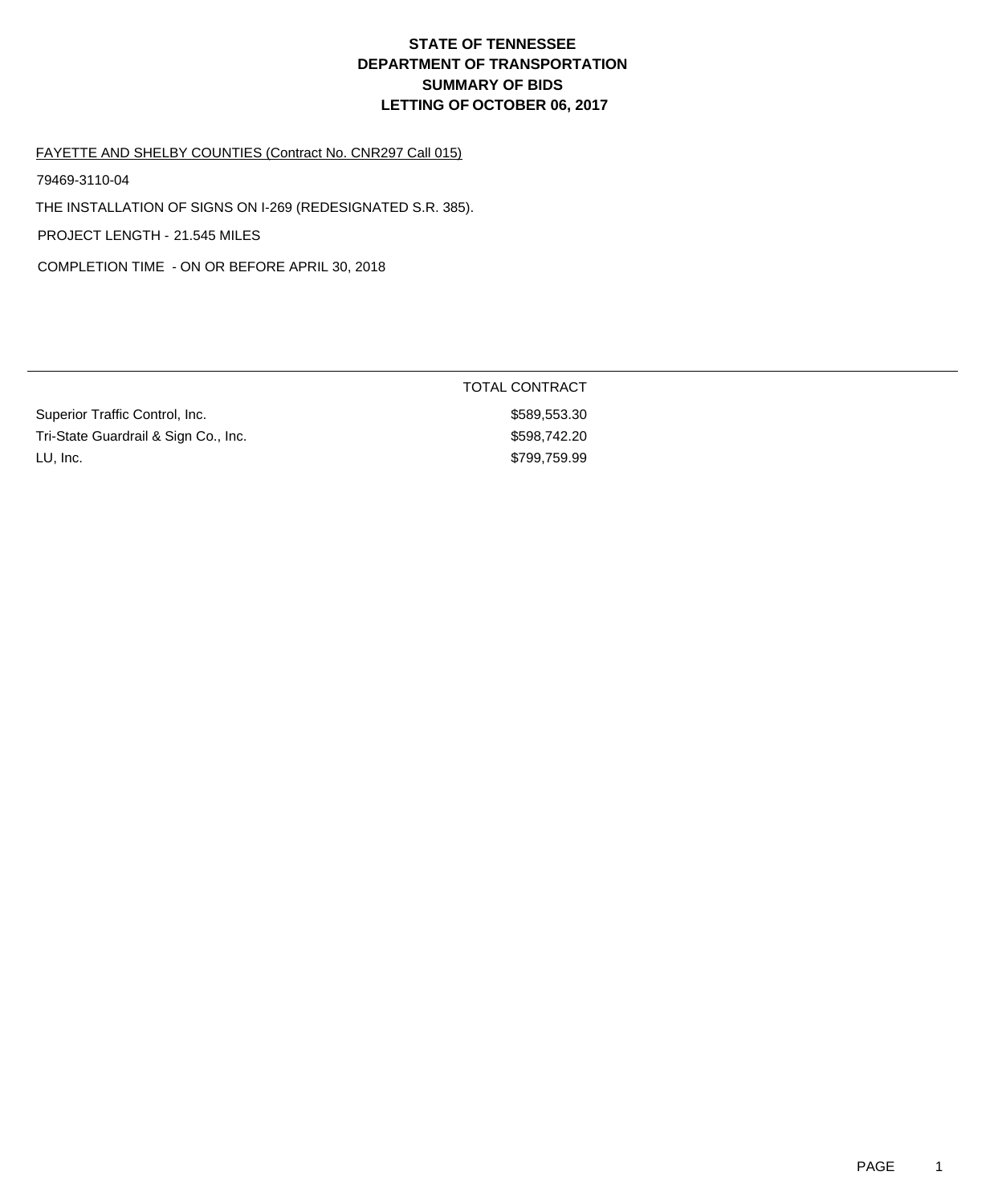# STATE OF TENNESSEE
# DEPARTMENT OF TRANSPORTATION
# SUMMARY OF BIDS
# LETTING OF OCTOBER 06, 2017

FAYETTE AND SHELBY COUNTIES (Contract No. CNR297 Call 015)

79469-3110-04

THE INSTALLATION OF SIGNS ON I-269 (REDESIGNATED S.R. 385).

PROJECT LENGTH - 21.545 MILES

COMPLETION TIME - ON OR BEFORE APRIL 30, 2018

| | TOTAL CONTRACT |
|---|---|
| Superior Traffic Control, Inc. | $589,553.30 |
| Tri-State Guardrail & Sign Co., Inc. | $598,742.20 |
| LU, Inc. | $799,759.99 |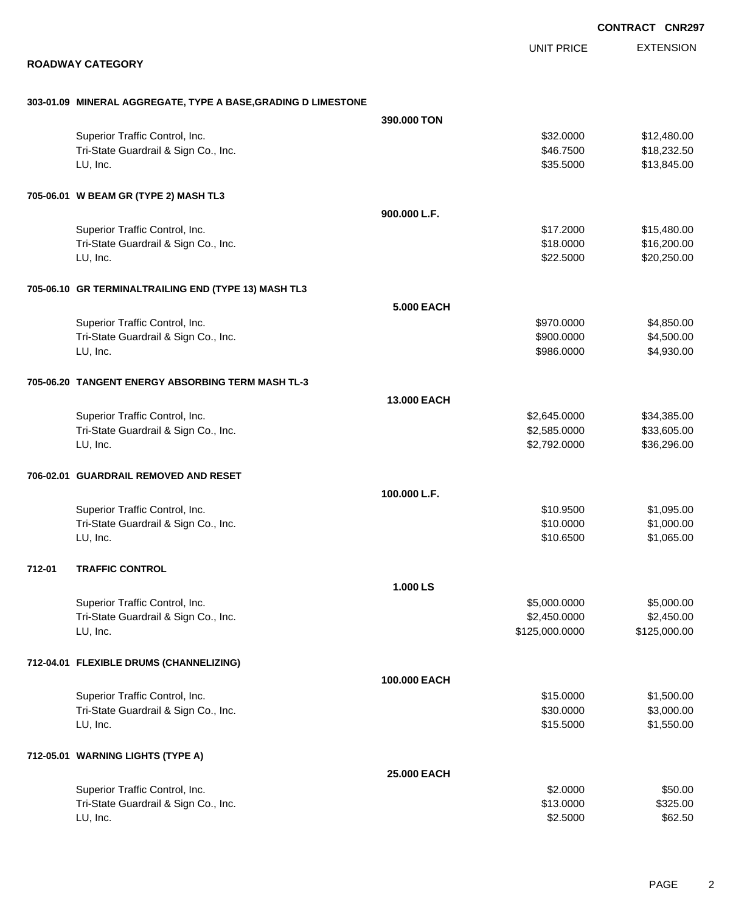**CONTRACT CNR297**

## ROADWAY CATEGORY

| | | UNIT PRICE | EXTENSION |
|---|---|---|---|
| **303-01.09 MINERAL AGGREGATE, TYPE A BASE,GRADING D LIMESTONE** | | | |
| | **390.000 TON** | | |
| Superior Traffic Control, Inc. | | $32.0000 | $12,480.00 |
| Tri-State Guardrail & Sign Co., Inc. | | $46.7500 | $18,232.50 |
| LU, Inc. | | $35.5000 | $13,845.00 |
| **705-06.01 W BEAM GR (TYPE 2) MASH TL3** | | | |
| | **900.000 L.F.** | | |
| Superior Traffic Control, Inc. | | $17.2000 | $15,480.00 |
| Tri-State Guardrail & Sign Co., Inc. | | $18.0000 | $16,200.00 |
| LU, Inc. | | $22.5000 | $20,250.00 |
| **705-06.10 GR TERMINALTRAILING END (TYPE 13) MASH TL3** | | | |
| | **5.000 EACH** | | |
| Superior Traffic Control, Inc. | | $970.0000 | $4,850.00 |
| Tri-State Guardrail & Sign Co., Inc. | | $900.0000 | $4,500.00 |
| LU, Inc. | | $986.0000 | $4,930.00 |
| **705-06.20 TANGENT ENERGY ABSORBING TERM MASH TL-3** | | | |
| | **13.000 EACH** | | |
| Superior Traffic Control, Inc. | | $2,645.0000 | $34,385.00 |
| Tri-State Guardrail & Sign Co., Inc. | | $2,585.0000 | $33,605.00 |
| LU, Inc. | | $2,792.0000 | $36,296.00 |
| **706-02.01 GUARDRAIL REMOVED AND RESET** | | | |
| | **100.000 L.F.** | | |
| Superior Traffic Control, Inc. | | $10.9500 | $1,095.00 |
| Tri-State Guardrail & Sign Co., Inc. | | $10.0000 | $1,000.00 |
| LU, Inc. | | $10.6500 | $1,065.00 |
| **712-01 TRAFFIC CONTROL** | | | |
| | **1.000 LS** | | |
| Superior Traffic Control, Inc. | | $5,000.0000 | $5,000.00 |
| Tri-State Guardrail & Sign Co., Inc. | | $2,450.0000 | $2,450.00 |
| LU, Inc. | | $125,000.0000 | $125,000.00 |
| **712-04.01 FLEXIBLE DRUMS (CHANNELIZING)** | | | |
| | **100.000 EACH** | | |
| Superior Traffic Control, Inc. | | $15.0000 | $1,500.00 |
| Tri-State Guardrail & Sign Co., Inc. | | $30.0000 | $3,000.00 |
| LU, Inc. | | $15.5000 | $1,550.00 |
| **712-05.01 WARNING LIGHTS (TYPE A)** | | | |
| | **25.000 EACH** | | |
| Superior Traffic Control, Inc. | | $2.0000 | $50.00 |
| Tri-State Guardrail & Sign Co., Inc. | | $13.0000 | $325.00 |
| LU, Inc. | | $2.5000 | $62.50 |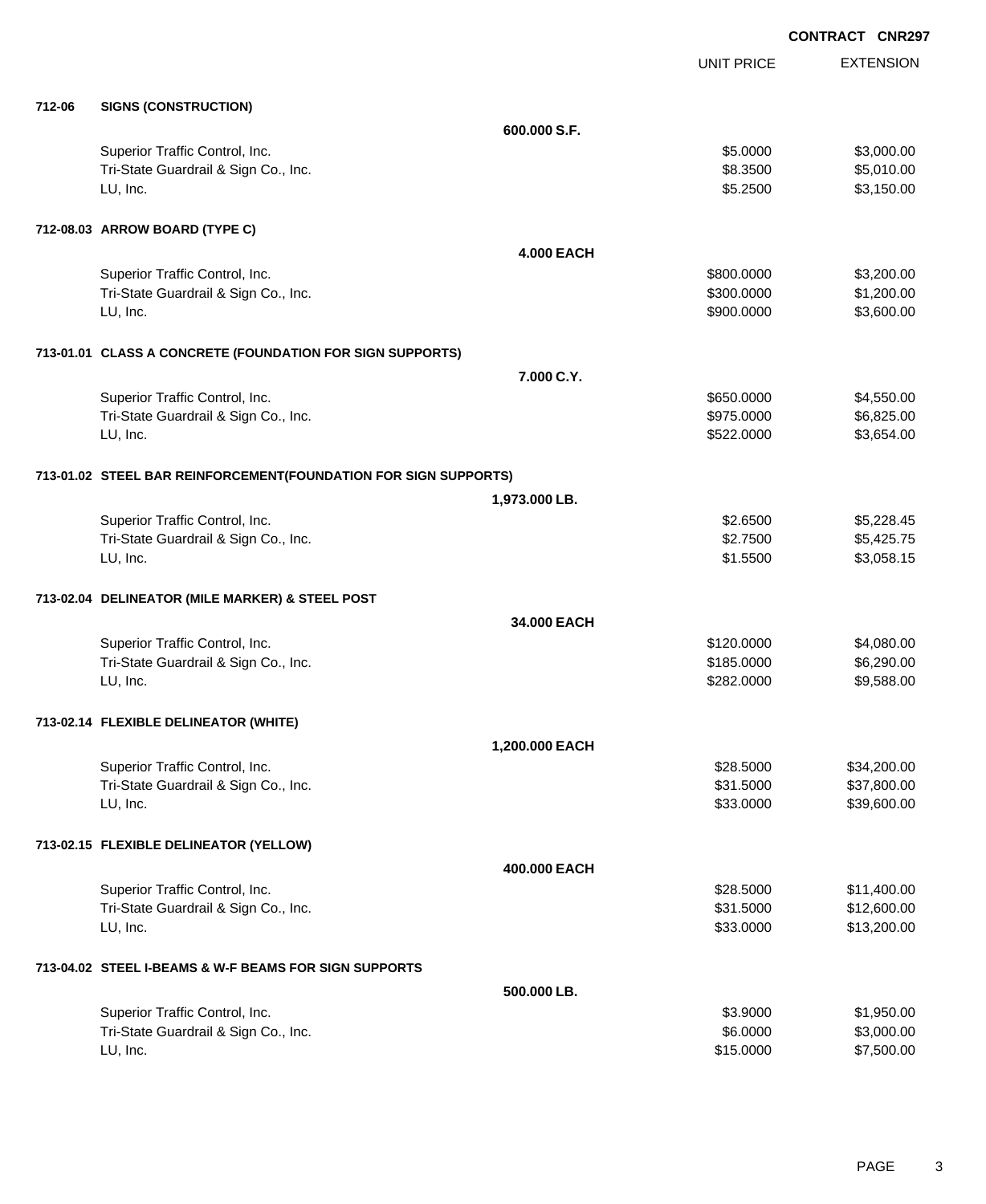**CONTRACT CNR297**

| | | | UNIT PRICE | EXTENSION |
|---|---|---|---|---|
| **712-06** | **SIGNS (CONSTRUCTION)** | | | |
| | | **600.000 S.F.** | | |
| | Superior Traffic Control, Inc. | | $5.0000 | $3,000.00 |
| | Tri-State Guardrail & Sign Co., Inc. | | $8.3500 | $5,010.00 |
| | LU, Inc. | | $5.2500 | $3,150.00 |
| **712-08.03** | **ARROW BOARD (TYPE C)** | | | |
| | | **4.000 EACH** | | |
| | Superior Traffic Control, Inc. | | $800.0000 | $3,200.00 |
| | Tri-State Guardrail & Sign Co., Inc. | | $300.0000 | $1,200.00 |
| | LU, Inc. | | $900.0000 | $3,600.00 |
| **713-01.01** | **CLASS A CONCRETE (FOUNDATION FOR SIGN SUPPORTS)** | | | |
| | | **7.000 C.Y.** | | |
| | Superior Traffic Control, Inc. | | $650.0000 | $4,550.00 |
| | Tri-State Guardrail & Sign Co., Inc. | | $975.0000 | $6,825.00 |
| | LU, Inc. | | $522.0000 | $3,654.00 |
| **713-01.02** | **STEEL BAR REINFORCEMENT(FOUNDATION FOR SIGN SUPPORTS)** | | | |
| | | **1,973.000 LB.** | | |
| | Superior Traffic Control, Inc. | | $2.6500 | $5,228.45 |
| | Tri-State Guardrail & Sign Co., Inc. | | $2.7500 | $5,425.75 |
| | LU, Inc. | | $1.5500 | $3,058.15 |
| **713-02.04** | **DELINEATOR (MILE MARKER) & STEEL POST** | | | |
| | | **34.000 EACH** | | |
| | Superior Traffic Control, Inc. | | $120.0000 | $4,080.00 |
| | Tri-State Guardrail & Sign Co., Inc. | | $185.0000 | $6,290.00 |
| | LU, Inc. | | $282.0000 | $9,588.00 |
| **713-02.14** | **FLEXIBLE DELINEATOR (WHITE)** | | | |
| | | **1,200.000 EACH** | | |
| | Superior Traffic Control, Inc. | | $28.5000 | $34,200.00 |
| | Tri-State Guardrail & Sign Co., Inc. | | $31.5000 | $37,800.00 |
| | LU, Inc. | | $33.0000 | $39,600.00 |
| **713-02.15** | **FLEXIBLE DELINEATOR (YELLOW)** | | | |
| | | **400.000 EACH** | | |
| | Superior Traffic Control, Inc. | | $28.5000 | $11,400.00 |
| | Tri-State Guardrail & Sign Co., Inc. | | $31.5000 | $12,600.00 |
| | LU, Inc. | | $33.0000 | $13,200.00 |
| **713-04.02** | **STEEL I-BEAMS & W-F BEAMS FOR SIGN SUPPORTS** | | | |
| | | **500.000 LB.** | | |
| | Superior Traffic Control, Inc. | | $3.9000 | $1,950.00 |
| | Tri-State Guardrail & Sign Co., Inc. | | $6.0000 | $3,000.00 |
| | LU, Inc. | | $15.0000 | $7,500.00 |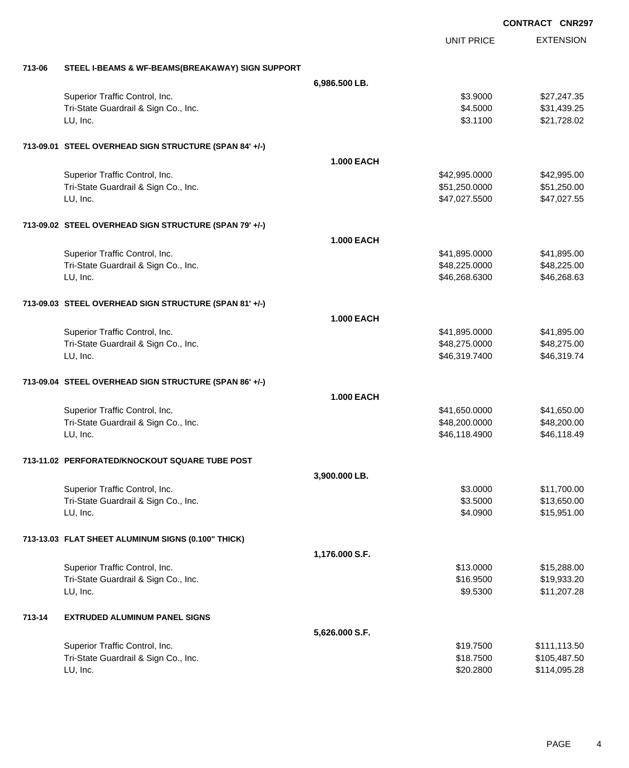**CONTRACT CNR297**

| | | | UNIT PRICE | EXTENSION |
|---|---|---|---|---|
| **713-06** | **STEEL I-BEAMS & WF-BEAMS(BREAKAWAY) SIGN SUPPORT** | | | |
| | | **6,986.500 LB.** | | |
| | Superior Traffic Control, Inc. | | $3.9000 | $27,247.35 |
| | Tri-State Guardrail & Sign Co., Inc. | | $4.5000 | $31,439.25 |
| | LU, Inc. | | $3.1100 | $21,728.02 |
| **713-09.01** | **STEEL OVERHEAD SIGN STRUCTURE (SPAN 84' +/-)** | | | |
| | | **1.000 EACH** | | |
| | Superior Traffic Control, Inc. | | $42,995.0000 | $42,995.00 |
| | Tri-State Guardrail & Sign Co., Inc. | | $51,250.0000 | $51,250.00 |
| | LU, Inc. | | $47,027.5500 | $47,027.55 |
| **713-09.02** | **STEEL OVERHEAD SIGN STRUCTURE (SPAN 79' +/-)** | | | |
| | | **1.000 EACH** | | |
| | Superior Traffic Control, Inc. | | $41,895.0000 | $41,895.00 |
| | Tri-State Guardrail & Sign Co., Inc. | | $48,225.0000 | $48,225.00 |
| | LU, Inc. | | $46,268.6300 | $46,268.63 |
| **713-09.03** | **STEEL OVERHEAD SIGN STRUCTURE (SPAN 81' +/-)** | | | |
| | | **1.000 EACH** | | |
| | Superior Traffic Control, Inc. | | $41,895.0000 | $41,895.00 |
| | Tri-State Guardrail & Sign Co., Inc. | | $48,275.0000 | $48,275.00 |
| | LU, Inc. | | $46,319.7400 | $46,319.74 |
| **713-09.04** | **STEEL OVERHEAD SIGN STRUCTURE (SPAN 86' +/-)** | | | |
| | | **1.000 EACH** | | |
| | Superior Traffic Control, Inc. | | $41,650.0000 | $41,650.00 |
| | Tri-State Guardrail & Sign Co., Inc. | | $48,200.0000 | $48,200.00 |
| | LU, Inc. | | $46,118.4900 | $46,118.49 |
| **713-11.02** | **PERFORATED/KNOCKOUT SQUARE TUBE POST** | | | |
| | | **3,900.000 LB.** | | |
| | Superior Traffic Control, Inc. | | $3.0000 | $11,700.00 |
| | Tri-State Guardrail & Sign Co., Inc. | | $3.5000 | $13,650.00 |
| | LU, Inc. | | $4.0900 | $15,951.00 |
| **713-13.03** | **FLAT SHEET ALUMINUM SIGNS (0.100" THICK)** | | | |
| | | **1,176.000 S.F.** | | |
| | Superior Traffic Control, Inc. | | $13.0000 | $15,288.00 |
| | Tri-State Guardrail & Sign Co., Inc. | | $16.9500 | $19,933.20 |
| | LU, Inc. | | $9.5300 | $11,207.28 |
| **713-14** | **EXTRUDED ALUMINUM PANEL SIGNS** | | | |
| | | **5,626.000 S.F.** | | |
| | Superior Traffic Control, Inc. | | $19.7500 | $111,113.50 |
| | Tri-State Guardrail & Sign Co., Inc. | | $18.7500 | $105,487.50 |
| | LU, Inc. | | $20.2800 | $114,095.28 |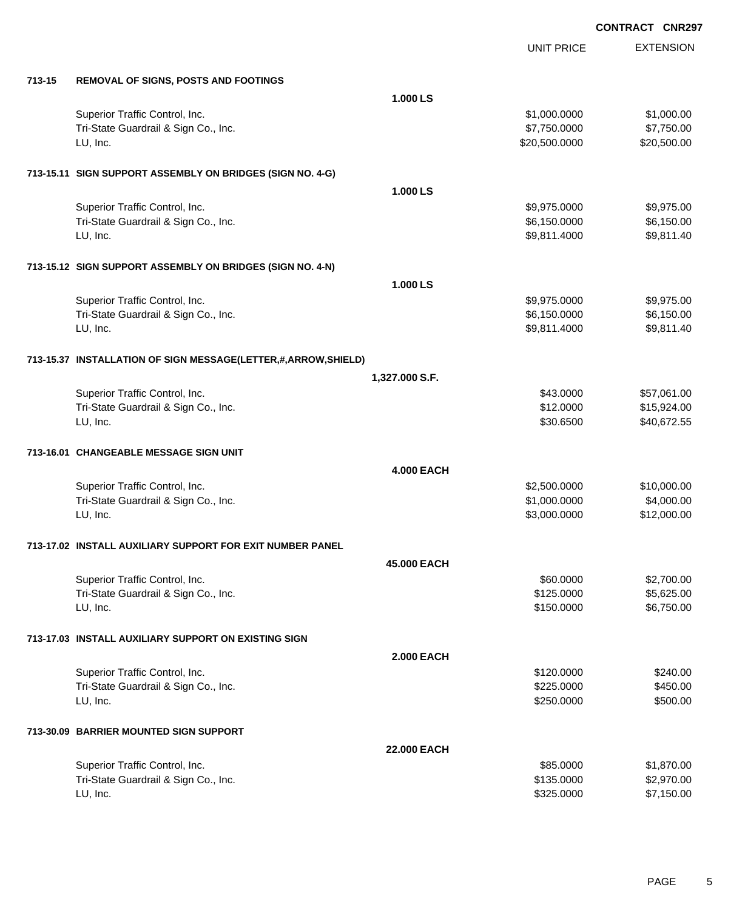CONTRACT CNR297

| | | | UNIT PRICE | EXTENSION |
|---|---|---|---|---|
| **713-15** | **REMOVAL OF SIGNS, POSTS AND FOOTINGS** | | | |
| | | **1.000 LS** | | |
| | Superior Traffic Control, Inc. | | $1,000.0000 | $1,000.00 |
| | Tri-State Guardrail & Sign Co., Inc. | | $7,750.0000 | $7,750.00 |
| | LU, Inc. | | $20,500.0000 | $20,500.00 |
| **713-15.11** | **SIGN SUPPORT ASSEMBLY ON BRIDGES (SIGN NO. 4-G)** | | | |
| | | **1.000 LS** | | |
| | Superior Traffic Control, Inc. | | $9,975.0000 | $9,975.00 |
| | Tri-State Guardrail & Sign Co., Inc. | | $6,150.0000 | $6,150.00 |
| | LU, Inc. | | $9,811.4000 | $9,811.40 |
| **713-15.12** | **SIGN SUPPORT ASSEMBLY ON BRIDGES (SIGN NO. 4-N)** | | | |
| | | **1.000 LS** | | |
| | Superior Traffic Control, Inc. | | $9,975.0000 | $9,975.00 |
| | Tri-State Guardrail & Sign Co., Inc. | | $6,150.0000 | $6,150.00 |
| | LU, Inc. | | $9,811.4000 | $9,811.40 |
| **713-15.37** | **INSTALLATION OF SIGN MESSAGE(LETTER,#,ARROW,SHIELD)** | | | |
| | | **1,327.000 S.F.** | | |
| | Superior Traffic Control, Inc. | | $43.0000 | $57,061.00 |
| | Tri-State Guardrail & Sign Co., Inc. | | $12.0000 | $15,924.00 |
| | LU, Inc. | | $30.6500 | $40,672.55 |
| **713-16.01** | **CHANGEABLE MESSAGE SIGN UNIT** | | | |
| | | **4.000 EACH** | | |
| | Superior Traffic Control, Inc. | | $2,500.0000 | $10,000.00 |
| | Tri-State Guardrail & Sign Co., Inc. | | $1,000.0000 | $4,000.00 |
| | LU, Inc. | | $3,000.0000 | $12,000.00 |
| **713-17.02** | **INSTALL AUXILIARY SUPPORT FOR EXIT NUMBER PANEL** | | | |
| | | **45.000 EACH** | | |
| | Superior Traffic Control, Inc. | | $60.0000 | $2,700.00 |
| | Tri-State Guardrail & Sign Co., Inc. | | $125.0000 | $5,625.00 |
| | LU, Inc. | | $150.0000 | $6,750.00 |
| **713-17.03** | **INSTALL AUXILIARY SUPPORT ON EXISTING SIGN** | | | |
| | | **2.000 EACH** | | |
| | Superior Traffic Control, Inc. | | $120.0000 | $240.00 |
| | Tri-State Guardrail & Sign Co., Inc. | | $225.0000 | $450.00 |
| | LU, Inc. | | $250.0000 | $500.00 |
| **713-30.09** | **BARRIER MOUNTED SIGN SUPPORT** | | | |
| | | **22.000 EACH** | | |
| | Superior Traffic Control, Inc. | | $85.0000 | $1,870.00 |
| | Tri-State Guardrail & Sign Co., Inc. | | $135.0000 | $2,970.00 |
| | LU, Inc. | | $325.0000 | $7,150.00 |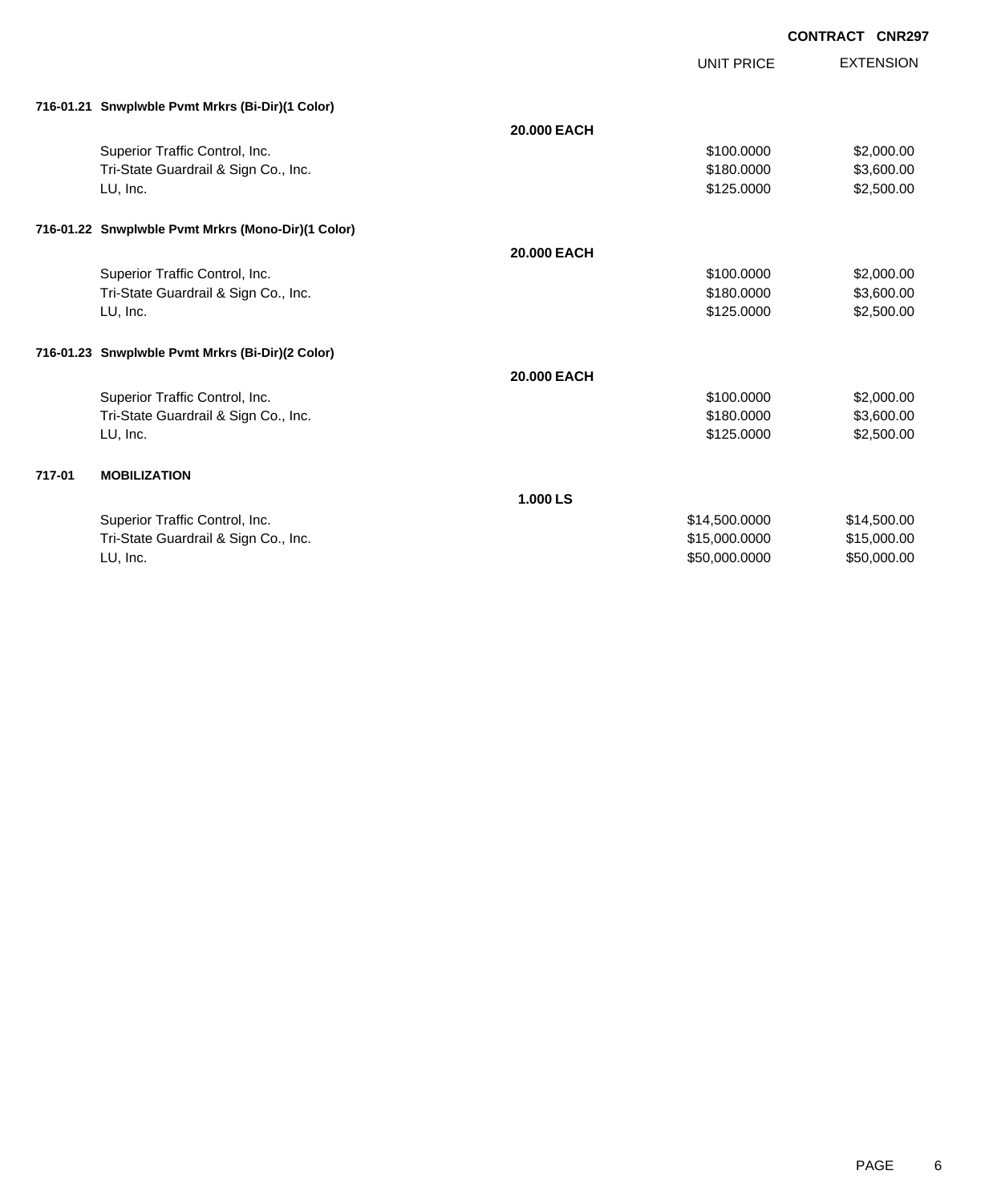**CONTRACT CNR297**

| | | UNIT PRICE | EXTENSION |
|---|---|---|---|
| **716-01.21 Snwplwble Pvmt Mrkrs (Bi-Dir)(1 Color)** | | | |
| | **20.000 EACH** | | |
| Superior Traffic Control, Inc. | | $100.0000 | $2,000.00 |
| Tri-State Guardrail & Sign Co., Inc. | | $180.0000 | $3,600.00 |
| LU, Inc. | | $125.0000 | $2,500.00 |
| **716-01.22 Snwplwble Pvmt Mrkrs (Mono-Dir)(1 Color)** | | | |
| | **20.000 EACH** | | |
| Superior Traffic Control, Inc. | | $100.0000 | $2,000.00 |
| Tri-State Guardrail & Sign Co., Inc. | | $180.0000 | $3,600.00 |
| LU, Inc. | | $125.0000 | $2,500.00 |
| **716-01.23 Snwplwble Pvmt Mrkrs (Bi-Dir)(2 Color)** | | | |
| | **20.000 EACH** | | |
| Superior Traffic Control, Inc. | | $100.0000 | $2,000.00 |
| Tri-State Guardrail & Sign Co., Inc. | | $180.0000 | $3,600.00 |
| LU, Inc. | | $125.0000 | $2,500.00 |
| **717-01 MOBILIZATION** | | | |
| | **1.000 LS** | | |
| Superior Traffic Control, Inc. | | $14,500.0000 | $14,500.00 |
| Tri-State Guardrail & Sign Co., Inc. | | $15,000.0000 | $15,000.00 |
| LU, Inc. | | $50,000.0000 | $50,000.00 |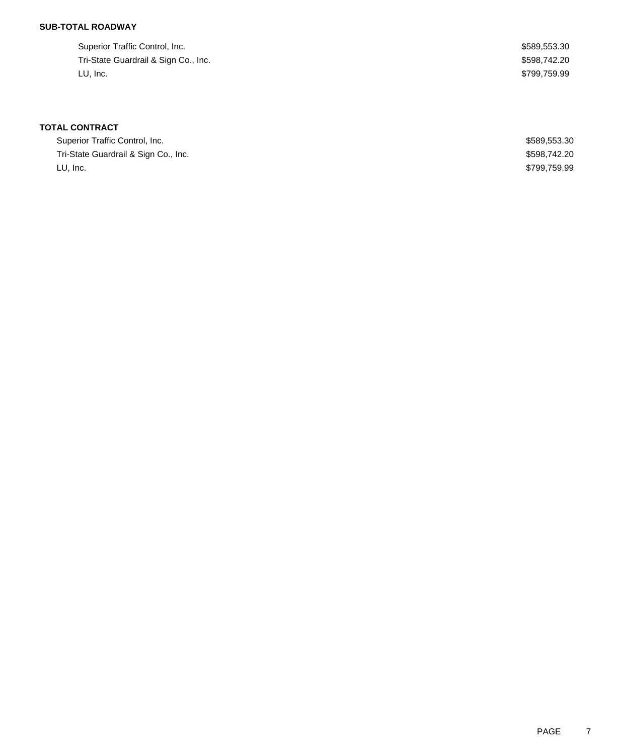**SUB-TOTAL ROADWAY**

| Bidder | Amount |
| --- | --- |
| Superior Traffic Control, Inc. | $589,553.30 |
| Tri-State Guardrail & Sign Co., Inc. | $598,742.20 |
| LU, Inc. | $799,759.99 |

**TOTAL CONTRACT**

| Bidder | Amount |
| --- | --- |
| Superior Traffic Control, Inc. | $589,553.30 |
| Tri-State Guardrail & Sign Co., Inc. | $598,742.20 |
| LU, Inc. | $799,759.99 |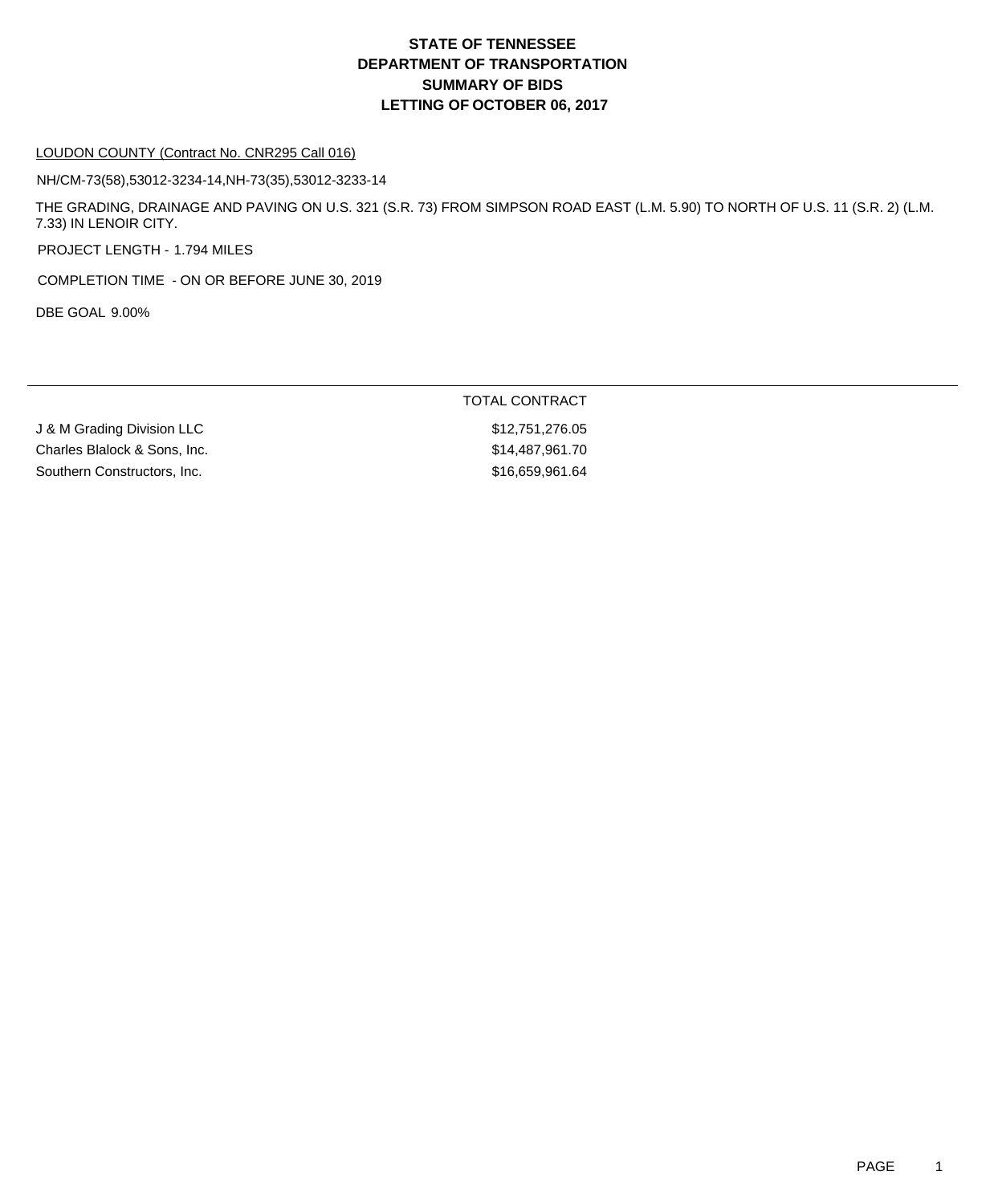# STATE OF TENNESSEE
# DEPARTMENT OF TRANSPORTATION
# SUMMARY OF BIDS
# LETTING OF OCTOBER 06, 2017

LOUDON COUNTY (Contract No. CNR295 Call 016)

NH/CM-73(58),53012-3234-14,NH-73(35),53012-3233-14

THE GRADING, DRAINAGE AND PAVING ON U.S. 321 (S.R. 73) FROM SIMPSON ROAD EAST (L.M. 5.90) TO NORTH OF U.S. 11 (S.R. 2) (L.M. 7.33) IN LENOIR CITY.

PROJECT LENGTH - 1.794 MILES

COMPLETION TIME - ON OR BEFORE JUNE 30, 2019

DBE GOAL 9.00%

| | TOTAL CONTRACT |
|---|---|
| J & M Grading Division LLC | $12,751,276.05 |
| Charles Blalock & Sons, Inc. | $14,487,961.70 |
| Southern Constructors, Inc. | $16,659,961.64 |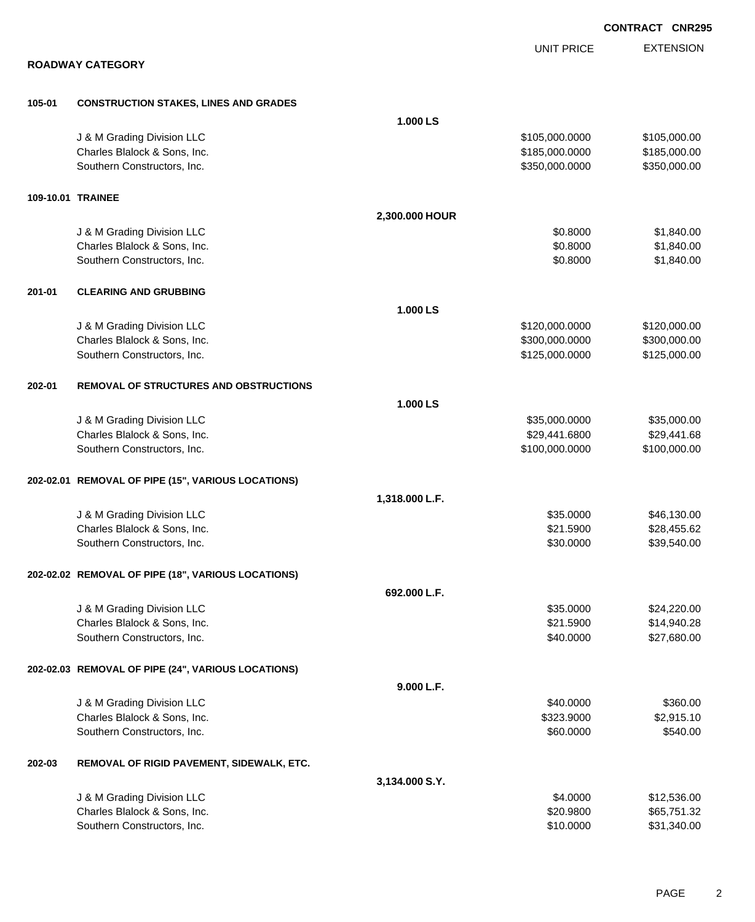**CONTRACT CNR295**

## ROADWAY CATEGORY

| | | | UNIT PRICE | EXTENSION |
|---|---|---|---|---|
| **105-01** | **CONSTRUCTION STAKES, LINES AND GRADES** | | | |
| | | **1.000 LS** | | |
| | J & M Grading Division LLC | | $105,000.0000 | $105,000.00 |
| | Charles Blalock & Sons, Inc. | | $185,000.0000 | $185,000.00 |
| | Southern Constructors, Inc. | | $350,000.0000 | $350,000.00 |
| **109-10.01** | **TRAINEE** | | | |
| | | **2,300.000 HOUR** | | |
| | J & M Grading Division LLC | | $0.8000 | $1,840.00 |
| | Charles Blalock & Sons, Inc. | | $0.8000 | $1,840.00 |
| | Southern Constructors, Inc. | | $0.8000 | $1,840.00 |
| **201-01** | **CLEARING AND GRUBBING** | | | |
| | | **1.000 LS** | | |
| | J & M Grading Division LLC | | $120,000.0000 | $120,000.00 |
| | Charles Blalock & Sons, Inc. | | $300,000.0000 | $300,000.00 |
| | Southern Constructors, Inc. | | $125,000.0000 | $125,000.00 |
| **202-01** | **REMOVAL OF STRUCTURES AND OBSTRUCTIONS** | | | |
| | | **1.000 LS** | | |
| | J & M Grading Division LLC | | $35,000.0000 | $35,000.00 |
| | Charles Blalock & Sons, Inc. | | $29,441.6800 | $29,441.68 |
| | Southern Constructors, Inc. | | $100,000.0000 | $100,000.00 |
| **202-02.01** | **REMOVAL OF PIPE (15", VARIOUS LOCATIONS)** | | | |
| | | **1,318.000 L.F.** | | |
| | J & M Grading Division LLC | | $35.0000 | $46,130.00 |
| | Charles Blalock & Sons, Inc. | | $21.5900 | $28,455.62 |
| | Southern Constructors, Inc. | | $30.0000 | $39,540.00 |
| **202-02.02** | **REMOVAL OF PIPE (18", VARIOUS LOCATIONS)** | | | |
| | | **692.000 L.F.** | | |
| | J & M Grading Division LLC | | $35.0000 | $24,220.00 |
| | Charles Blalock & Sons, Inc. | | $21.5900 | $14,940.28 |
| | Southern Constructors, Inc. | | $40.0000 | $27,680.00 |
| **202-02.03** | **REMOVAL OF PIPE (24", VARIOUS LOCATIONS)** | | | |
| | | **9.000 L.F.** | | |
| | J & M Grading Division LLC | | $40.0000 | $360.00 |
| | Charles Blalock & Sons, Inc. | | $323.9000 | $2,915.10 |
| | Southern Constructors, Inc. | | $60.0000 | $540.00 |
| **202-03** | **REMOVAL OF RIGID PAVEMENT, SIDEWALK, ETC.** | | | |
| | | **3,134.000 S.Y.** | | |
| | J & M Grading Division LLC | | $4.0000 | $12,536.00 |
| | Charles Blalock & Sons, Inc. | | $20.9800 | $65,751.32 |
| | Southern Constructors, Inc. | | $10.0000 | $31,340.00 |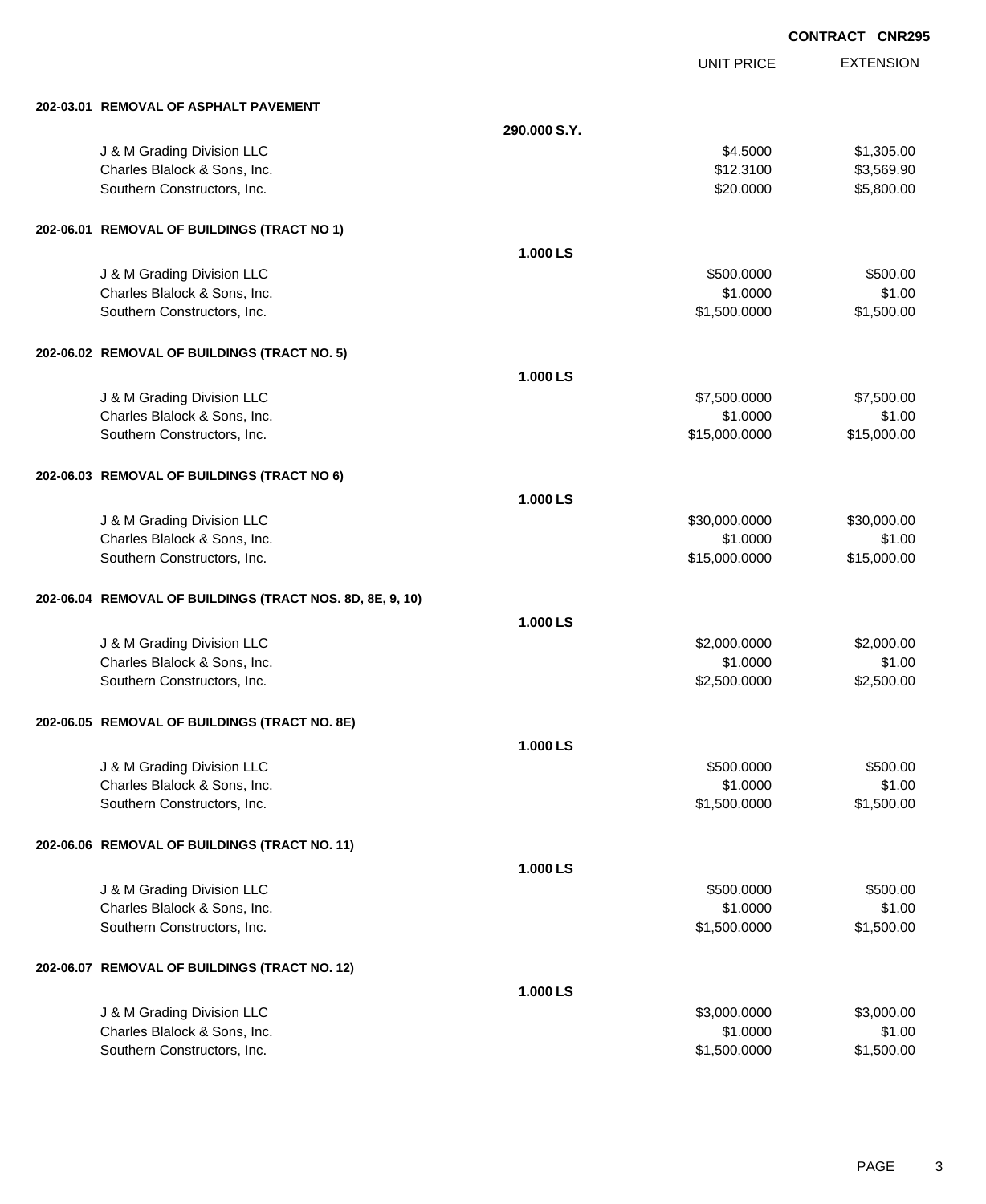**CONTRACT CNR295**

| | | UNIT PRICE | EXTENSION |
|---|---|---|---|
| **202-03.01 REMOVAL OF ASPHALT PAVEMENT** | | | |
| | **290.000 S.Y.** | | |
| J & M Grading Division LLC | | $4.5000 | $1,305.00 |
| Charles Blalock & Sons, Inc. | | $12.3100 | $3,569.90 |
| Southern Constructors, Inc. | | $20.0000 | $5,800.00 |
| **202-06.01 REMOVAL OF BUILDINGS (TRACT NO 1)** | | | |
| | **1.000 LS** | | |
| J & M Grading Division LLC | | $500.0000 | $500.00 |
| Charles Blalock & Sons, Inc. | | $1.0000 | $1.00 |
| Southern Constructors, Inc. | | $1,500.0000 | $1,500.00 |
| **202-06.02 REMOVAL OF BUILDINGS (TRACT NO. 5)** | | | |
| | **1.000 LS** | | |
| J & M Grading Division LLC | | $7,500.0000 | $7,500.00 |
| Charles Blalock & Sons, Inc. | | $1.0000 | $1.00 |
| Southern Constructors, Inc. | | $15,000.0000 | $15,000.00 |
| **202-06.03 REMOVAL OF BUILDINGS (TRACT NO 6)** | | | |
| | **1.000 LS** | | |
| J & M Grading Division LLC | | $30,000.0000 | $30,000.00 |
| Charles Blalock & Sons, Inc. | | $1.0000 | $1.00 |
| Southern Constructors, Inc. | | $15,000.0000 | $15,000.00 |
| **202-06.04 REMOVAL OF BUILDINGS (TRACT NOS. 8D, 8E, 9, 10)** | | | |
| | **1.000 LS** | | |
| J & M Grading Division LLC | | $2,000.0000 | $2,000.00 |
| Charles Blalock & Sons, Inc. | | $1.0000 | $1.00 |
| Southern Constructors, Inc. | | $2,500.0000 | $2,500.00 |
| **202-06.05 REMOVAL OF BUILDINGS (TRACT NO. 8E)** | | | |
| | **1.000 LS** | | |
| J & M Grading Division LLC | | $500.0000 | $500.00 |
| Charles Blalock & Sons, Inc. | | $1.0000 | $1.00 |
| Southern Constructors, Inc. | | $1,500.0000 | $1,500.00 |
| **202-06.06 REMOVAL OF BUILDINGS (TRACT NO. 11)** | | | |
| | **1.000 LS** | | |
| J & M Grading Division LLC | | $500.0000 | $500.00 |
| Charles Blalock & Sons, Inc. | | $1.0000 | $1.00 |
| Southern Constructors, Inc. | | $1,500.0000 | $1,500.00 |
| **202-06.07 REMOVAL OF BUILDINGS (TRACT NO. 12)** | | | |
| | **1.000 LS** | | |
| J & M Grading Division LLC | | $3,000.0000 | $3,000.00 |
| Charles Blalock & Sons, Inc. | | $1.0000 | $1.00 |
| Southern Constructors, Inc. | | $1,500.0000 | $1,500.00 |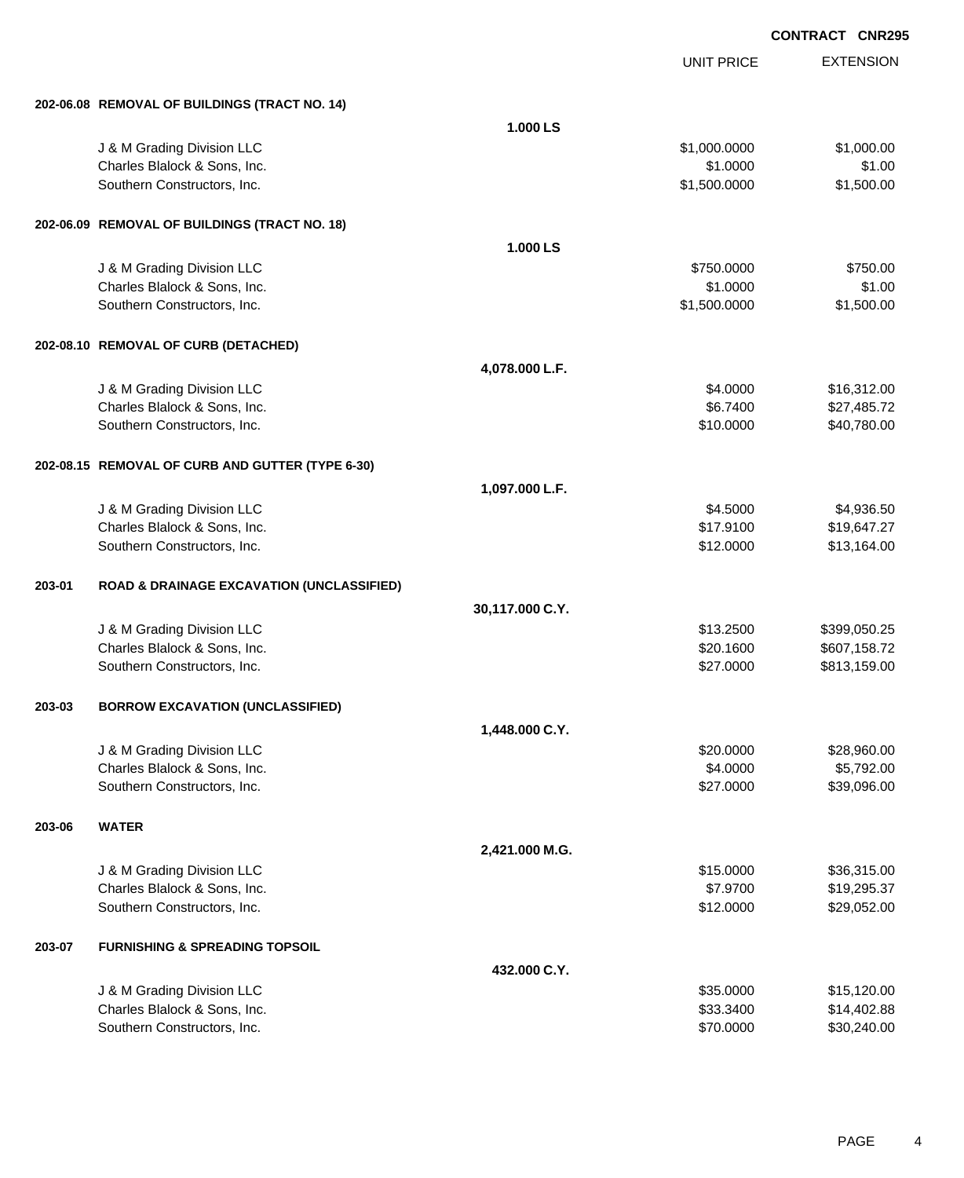**CONTRACT CNR295**

| | | UNIT PRICE | EXTENSION |
|---|---|---|---|
| **202-06.08 REMOVAL OF BUILDINGS (TRACT NO. 14)** | | | |
| | **1.000 LS** | | |
| J & M Grading Division LLC | | $1,000.0000 | $1,000.00 |
| Charles Blalock & Sons, Inc. | | $1.0000 | $1.00 |
| Southern Constructors, Inc. | | $1,500.0000 | $1,500.00 |
| **202-06.09 REMOVAL OF BUILDINGS (TRACT NO. 18)** | | | |
| | **1.000 LS** | | |
| J & M Grading Division LLC | | $750.0000 | $750.00 |
| Charles Blalock & Sons, Inc. | | $1.0000 | $1.00 |
| Southern Constructors, Inc. | | $1,500.0000 | $1,500.00 |
| **202-08.10 REMOVAL OF CURB (DETACHED)** | | | |
| | **4,078.000 L.F.** | | |
| J & M Grading Division LLC | | $4.0000 | $16,312.00 |
| Charles Blalock & Sons, Inc. | | $6.7400 | $27,485.72 |
| Southern Constructors, Inc. | | $10.0000 | $40,780.00 |
| **202-08.15 REMOVAL OF CURB AND GUTTER (TYPE 6-30)** | | | |
| | **1,097.000 L.F.** | | |
| J & M Grading Division LLC | | $4.5000 | $4,936.50 |
| Charles Blalock & Sons, Inc. | | $17.9100 | $19,647.27 |
| Southern Constructors, Inc. | | $12.0000 | $13,164.00 |
| **203-01 ROAD & DRAINAGE EXCAVATION (UNCLASSIFIED)** | | | |
| | **30,117.000 C.Y.** | | |
| J & M Grading Division LLC | | $13.2500 | $399,050.25 |
| Charles Blalock & Sons, Inc. | | $20.1600 | $607,158.72 |
| Southern Constructors, Inc. | | $27.0000 | $813,159.00 |
| **203-03 BORROW EXCAVATION (UNCLASSIFIED)** | | | |
| | **1,448.000 C.Y.** | | |
| J & M Grading Division LLC | | $20.0000 | $28,960.00 |
| Charles Blalock & Sons, Inc. | | $4.0000 | $5,792.00 |
| Southern Constructors, Inc. | | $27.0000 | $39,096.00 |
| **203-06 WATER** | | | |
| | **2,421.000 M.G.** | | |
| J & M Grading Division LLC | | $15.0000 | $36,315.00 |
| Charles Blalock & Sons, Inc. | | $7.9700 | $19,295.37 |
| Southern Constructors, Inc. | | $12.0000 | $29,052.00 |
| **203-07 FURNISHING & SPREADING TOPSOIL** | | | |
| | **432.000 C.Y.** | | |
| J & M Grading Division LLC | | $35.0000 | $15,120.00 |
| Charles Blalock & Sons, Inc. | | $33.3400 | $14,402.88 |
| Southern Constructors, Inc. | | $70.0000 | $30,240.00 |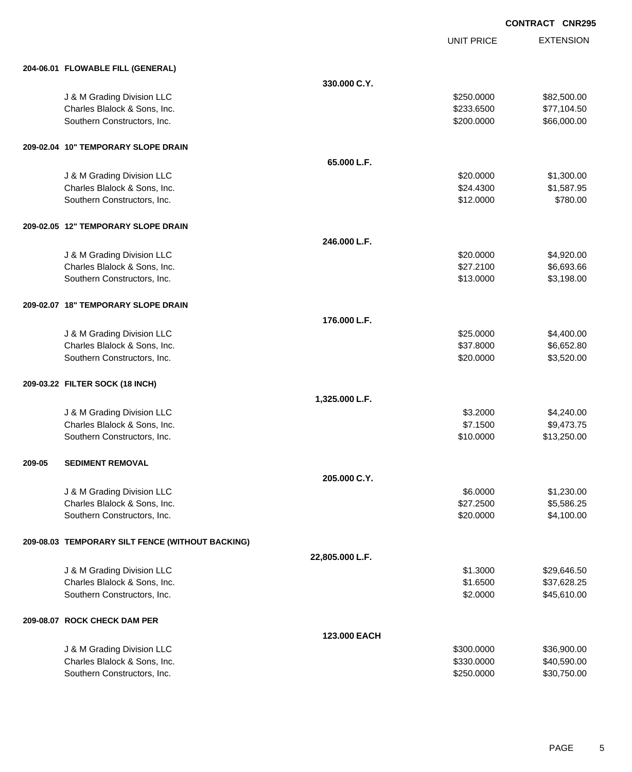**CONTRACT CNR295**

| | | UNIT PRICE | EXTENSION |
|---|---|---|---|
| **204-06.01 FLOWABLE FILL (GENERAL)** | | | |
| | **330.000 C.Y.** | | |
| J & M Grading Division LLC | | $250.0000 | $82,500.00 |
| Charles Blalock & Sons, Inc. | | $233.6500 | $77,104.50 |
| Southern Constructors, Inc. | | $200.0000 | $66,000.00 |
| **209-02.04 10" TEMPORARY SLOPE DRAIN** | | | |
| | **65.000 L.F.** | | |
| J & M Grading Division LLC | | $20.0000 | $1,300.00 |
| Charles Blalock & Sons, Inc. | | $24.4300 | $1,587.95 |
| Southern Constructors, Inc. | | $12.0000 | $780.00 |
| **209-02.05 12" TEMPORARY SLOPE DRAIN** | | | |
| | **246.000 L.F.** | | |
| J & M Grading Division LLC | | $20.0000 | $4,920.00 |
| Charles Blalock & Sons, Inc. | | $27.2100 | $6,693.66 |
| Southern Constructors, Inc. | | $13.0000 | $3,198.00 |
| **209-02.07 18" TEMPORARY SLOPE DRAIN** | | | |
| | **176.000 L.F.** | | |
| J & M Grading Division LLC | | $25.0000 | $4,400.00 |
| Charles Blalock & Sons, Inc. | | $37.8000 | $6,652.80 |
| Southern Constructors, Inc. | | $20.0000 | $3,520.00 |
| **209-03.22 FILTER SOCK (18 INCH)** | | | |
| | **1,325.000 L.F.** | | |
| J & M Grading Division LLC | | $3.2000 | $4,240.00 |
| Charles Blalock & Sons, Inc. | | $7.1500 | $9,473.75 |
| Southern Constructors, Inc. | | $10.0000 | $13,250.00 |
| **209-05 SEDIMENT REMOVAL** | | | |
| | **205.000 C.Y.** | | |
| J & M Grading Division LLC | | $6.0000 | $1,230.00 |
| Charles Blalock & Sons, Inc. | | $27.2500 | $5,586.25 |
| Southern Constructors, Inc. | | $20.0000 | $4,100.00 |
| **209-08.03 TEMPORARY SILT FENCE (WITHOUT BACKING)** | | | |
| | **22,805.000 L.F.** | | |
| J & M Grading Division LLC | | $1.3000 | $29,646.50 |
| Charles Blalock & Sons, Inc. | | $1.6500 | $37,628.25 |
| Southern Constructors, Inc. | | $2.0000 | $45,610.00 |
| **209-08.07 ROCK CHECK DAM PER** | | | |
| | **123.000 EACH** | | |
| J & M Grading Division LLC | | $300.0000 | $36,900.00 |
| Charles Blalock & Sons, Inc. | | $330.0000 | $40,590.00 |
| Southern Constructors, Inc. | | $250.0000 | $30,750.00 |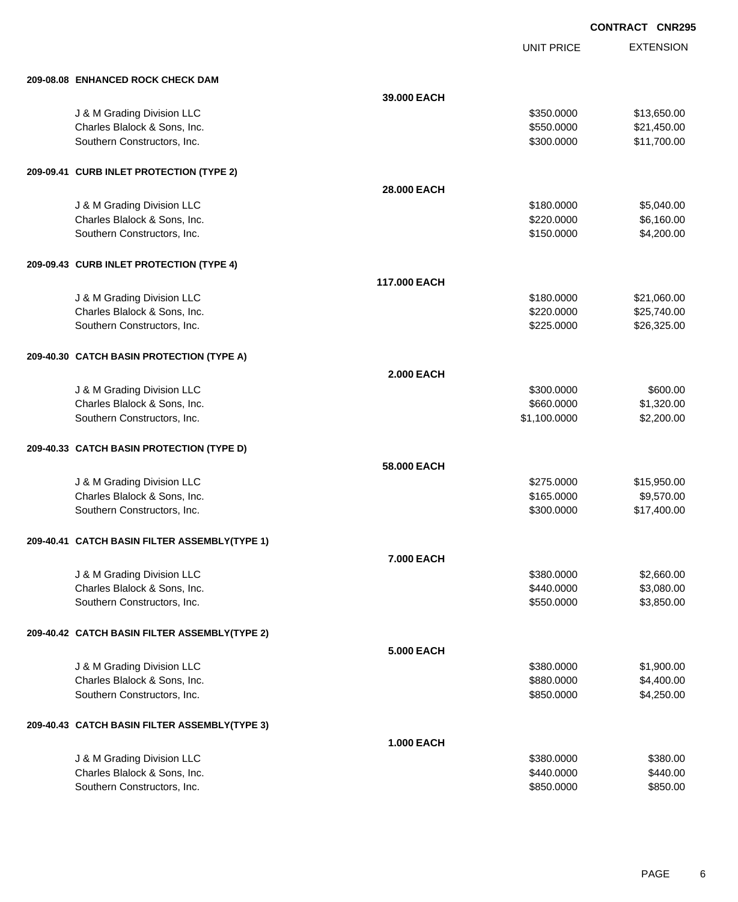CONTRACT CNR295

| | | UNIT PRICE | EXTENSION |
|---|---|---|---|
| **209-08.08 ENHANCED ROCK CHECK DAM** | | | |
| | **39.000 EACH** | | |
| J & M Grading Division LLC | | $350.0000 | $13,650.00 |
| Charles Blalock & Sons, Inc. | | $550.0000 | $21,450.00 |
| Southern Constructors, Inc. | | $300.0000 | $11,700.00 |
| **209-09.41 CURB INLET PROTECTION (TYPE 2)** | | | |
| | **28.000 EACH** | | |
| J & M Grading Division LLC | | $180.0000 | $5,040.00 |
| Charles Blalock & Sons, Inc. | | $220.0000 | $6,160.00 |
| Southern Constructors, Inc. | | $150.0000 | $4,200.00 |
| **209-09.43 CURB INLET PROTECTION (TYPE 4)** | | | |
| | **117.000 EACH** | | |
| J & M Grading Division LLC | | $180.0000 | $21,060.00 |
| Charles Blalock & Sons, Inc. | | $220.0000 | $25,740.00 |
| Southern Constructors, Inc. | | $225.0000 | $26,325.00 |
| **209-40.30 CATCH BASIN PROTECTION (TYPE A)** | | | |
| | **2.000 EACH** | | |
| J & M Grading Division LLC | | $300.0000 | $600.00 |
| Charles Blalock & Sons, Inc. | | $660.0000 | $1,320.00 |
| Southern Constructors, Inc. | | $1,100.0000 | $2,200.00 |
| **209-40.33 CATCH BASIN PROTECTION (TYPE D)** | | | |
| | **58.000 EACH** | | |
| J & M Grading Division LLC | | $275.0000 | $15,950.00 |
| Charles Blalock & Sons, Inc. | | $165.0000 | $9,570.00 |
| Southern Constructors, Inc. | | $300.0000 | $17,400.00 |
| **209-40.41 CATCH BASIN FILTER ASSEMBLY(TYPE 1)** | | | |
| | **7.000 EACH** | | |
| J & M Grading Division LLC | | $380.0000 | $2,660.00 |
| Charles Blalock & Sons, Inc. | | $440.0000 | $3,080.00 |
| Southern Constructors, Inc. | | $550.0000 | $3,850.00 |
| **209-40.42 CATCH BASIN FILTER ASSEMBLY(TYPE 2)** | | | |
| | **5.000 EACH** | | |
| J & M Grading Division LLC | | $380.0000 | $1,900.00 |
| Charles Blalock & Sons, Inc. | | $880.0000 | $4,400.00 |
| Southern Constructors, Inc. | | $850.0000 | $4,250.00 |
| **209-40.43 CATCH BASIN FILTER ASSEMBLY(TYPE 3)** | | | |
| | **1.000 EACH** | | |
| J & M Grading Division LLC | | $380.0000 | $380.00 |
| Charles Blalock & Sons, Inc. | | $440.0000 | $440.00 |
| Southern Constructors, Inc. | | $850.0000 | $850.00 |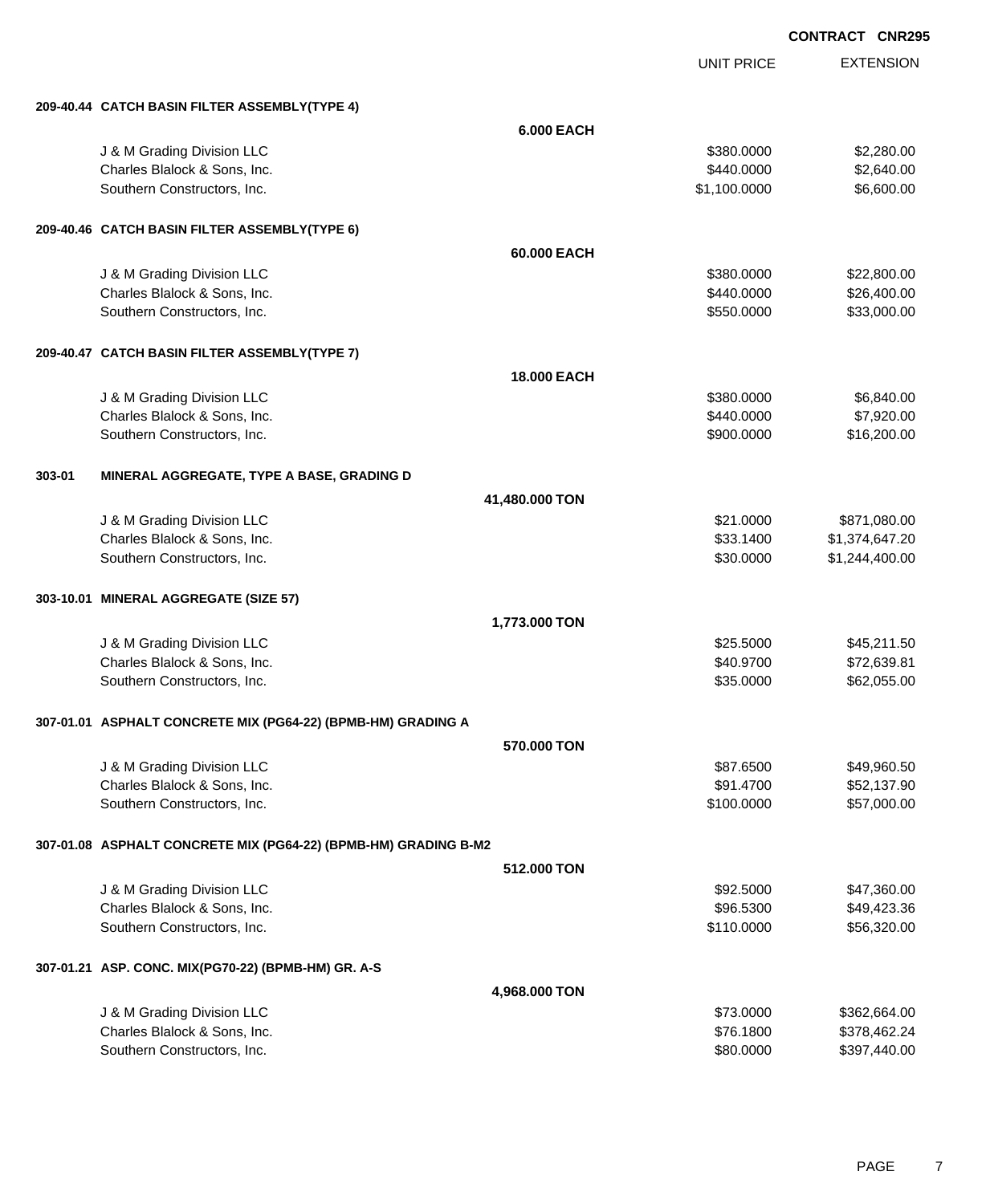**CONTRACT CNR295**

| | | UNIT PRICE | EXTENSION |
|---|---|---|---|
| **209-40.44** | **CATCH BASIN FILTER ASSEMBLY(TYPE 4)** | | |
| | **6.000 EACH** | | |
| | J & M Grading Division LLC | $380.0000 | $2,280.00 |
| | Charles Blalock & Sons, Inc. | $440.0000 | $2,640.00 |
| | Southern Constructors, Inc. | $1,100.0000 | $6,600.00 |
| **209-40.46** | **CATCH BASIN FILTER ASSEMBLY(TYPE 6)** | | |
| | **60.000 EACH** | | |
| | J & M Grading Division LLC | $380.0000 | $22,800.00 |
| | Charles Blalock & Sons, Inc. | $440.0000 | $26,400.00 |
| | Southern Constructors, Inc. | $550.0000 | $33,000.00 |
| **209-40.47** | **CATCH BASIN FILTER ASSEMBLY(TYPE 7)** | | |
| | **18.000 EACH** | | |
| | J & M Grading Division LLC | $380.0000 | $6,840.00 |
| | Charles Blalock & Sons, Inc. | $440.0000 | $7,920.00 |
| | Southern Constructors, Inc. | $900.0000 | $16,200.00 |
| **303-01** | **MINERAL AGGREGATE, TYPE A BASE, GRADING D** | | |
| | **41,480.000 TON** | | |
| | J & M Grading Division LLC | $21.0000 | $871,080.00 |
| | Charles Blalock & Sons, Inc. | $33.1400 | $1,374,647.20 |
| | Southern Constructors, Inc. | $30.0000 | $1,244,400.00 |
| **303-10.01** | **MINERAL AGGREGATE (SIZE 57)** | | |
| | **1,773.000 TON** | | |
| | J & M Grading Division LLC | $25.5000 | $45,211.50 |
| | Charles Blalock & Sons, Inc. | $40.9700 | $72,639.81 |
| | Southern Constructors, Inc. | $35.0000 | $62,055.00 |
| **307-01.01** | **ASPHALT CONCRETE MIX (PG64-22) (BPMB-HM) GRADING A** | | |
| | **570.000 TON** | | |
| | J & M Grading Division LLC | $87.6500 | $49,960.50 |
| | Charles Blalock & Sons, Inc. | $91.4700 | $52,137.90 |
| | Southern Constructors, Inc. | $100.0000 | $57,000.00 |
| **307-01.08** | **ASPHALT CONCRETE MIX (PG64-22) (BPMB-HM) GRADING B-M2** | | |
| | **512.000 TON** | | |
| | J & M Grading Division LLC | $92.5000 | $47,360.00 |
| | Charles Blalock & Sons, Inc. | $96.5300 | $49,423.36 |
| | Southern Constructors, Inc. | $110.0000 | $56,320.00 |
| **307-01.21** | **ASP. CONC. MIX(PG70-22) (BPMB-HM) GR. A-S** | | |
| | **4,968.000 TON** | | |
| | J & M Grading Division LLC | $73.0000 | $362,664.00 |
| | Charles Blalock & Sons, Inc. | $76.1800 | $378,462.24 |
| | Southern Constructors, Inc. | $80.0000 | $397,440.00 |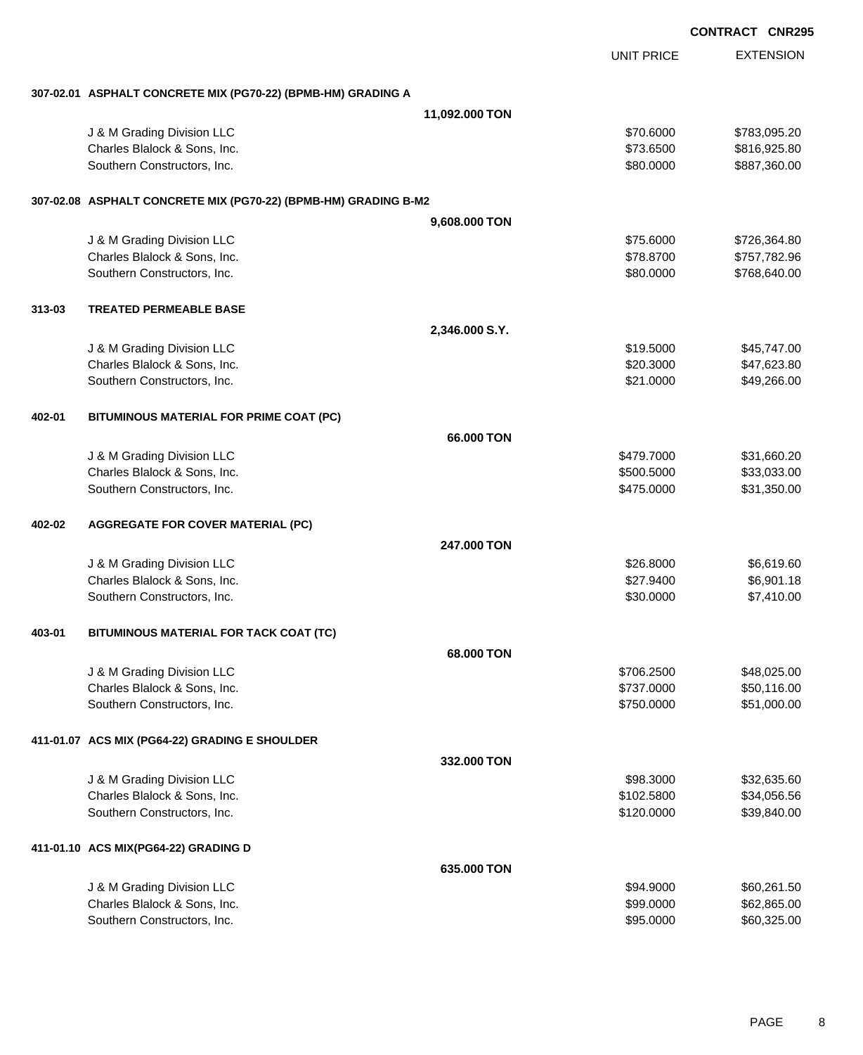**CONTRACT CNR295**

| | | UNIT PRICE | EXTENSION |
|---|---|---|---|
| **307-02.01** | **ASPHALT CONCRETE MIX (PG70-22) (BPMB-HM) GRADING A** | | |
| | **11,092.000 TON** | | |
| | J & M Grading Division LLC | $70.6000 | $783,095.20 |
| | Charles Blalock & Sons, Inc. | $73.6500 | $816,925.80 |
| | Southern Constructors, Inc. | $80.0000 | $887,360.00 |
| **307-02.08** | **ASPHALT CONCRETE MIX (PG70-22) (BPMB-HM) GRADING B-M2** | | |
| | **9,608.000 TON** | | |
| | J & M Grading Division LLC | $75.6000 | $726,364.80 |
| | Charles Blalock & Sons, Inc. | $78.8700 | $757,782.96 |
| | Southern Constructors, Inc. | $80.0000 | $768,640.00 |
| **313-03** | **TREATED PERMEABLE BASE** | | |
| | **2,346.000 S.Y.** | | |
| | J & M Grading Division LLC | $19.5000 | $45,747.00 |
| | Charles Blalock & Sons, Inc. | $20.3000 | $47,623.80 |
| | Southern Constructors, Inc. | $21.0000 | $49,266.00 |
| **402-01** | **BITUMINOUS MATERIAL FOR PRIME COAT (PC)** | | |
| | **66.000 TON** | | |
| | J & M Grading Division LLC | $479.7000 | $31,660.20 |
| | Charles Blalock & Sons, Inc. | $500.5000 | $33,033.00 |
| | Southern Constructors, Inc. | $475.0000 | $31,350.00 |
| **402-02** | **AGGREGATE FOR COVER MATERIAL (PC)** | | |
| | **247.000 TON** | | |
| | J & M Grading Division LLC | $26.8000 | $6,619.60 |
| | Charles Blalock & Sons, Inc. | $27.9400 | $6,901.18 |
| | Southern Constructors, Inc. | $30.0000 | $7,410.00 |
| **403-01** | **BITUMINOUS MATERIAL FOR TACK COAT (TC)** | | |
| | **68.000 TON** | | |
| | J & M Grading Division LLC | $706.2500 | $48,025.00 |
| | Charles Blalock & Sons, Inc. | $737.0000 | $50,116.00 |
| | Southern Constructors, Inc. | $750.0000 | $51,000.00 |
| **411-01.07** | **ACS MIX (PG64-22) GRADING E SHOULDER** | | |
| | **332.000 TON** | | |
| | J & M Grading Division LLC | $98.3000 | $32,635.60 |
| | Charles Blalock & Sons, Inc. | $102.5800 | $34,056.56 |
| | Southern Constructors, Inc. | $120.0000 | $39,840.00 |
| **411-01.10** | **ACS MIX(PG64-22) GRADING D** | | |
| | **635.000 TON** | | |
| | J & M Grading Division LLC | $94.9000 | $60,261.50 |
| | Charles Blalock & Sons, Inc. | $99.0000 | $62,865.00 |
| | Southern Constructors, Inc. | $95.0000 | $60,325.00 |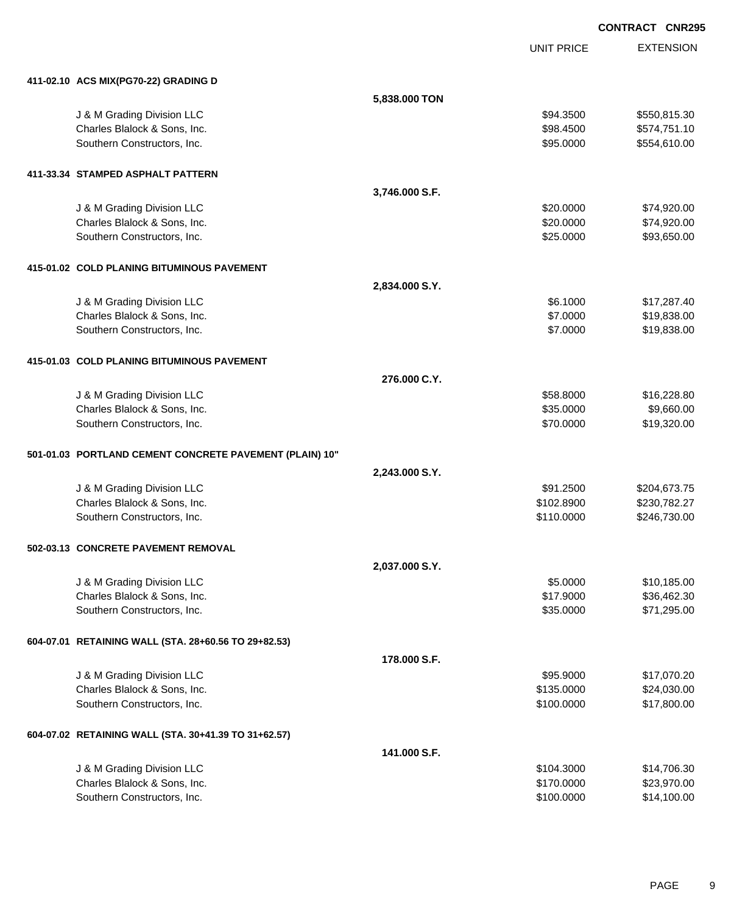**CONTRACT CNR295**

| | | UNIT PRICE | EXTENSION |
|---|---|---|---|
| **411-02.10 ACS MIX(PG70-22) GRADING D** | | | |
| | **5,838.000 TON** | | |
| J & M Grading Division LLC | | $94.3500 | $550,815.30 |
| Charles Blalock & Sons, Inc. | | $98.4500 | $574,751.10 |
| Southern Constructors, Inc. | | $95.0000 | $554,610.00 |
| **411-33.34 STAMPED ASPHALT PATTERN** | | | |
| | **3,746.000 S.F.** | | |
| J & M Grading Division LLC | | $20.0000 | $74,920.00 |
| Charles Blalock & Sons, Inc. | | $20.0000 | $74,920.00 |
| Southern Constructors, Inc. | | $25.0000 | $93,650.00 |
| **415-01.02 COLD PLANING BITUMINOUS PAVEMENT** | | | |
| | **2,834.000 S.Y.** | | |
| J & M Grading Division LLC | | $6.1000 | $17,287.40 |
| Charles Blalock & Sons, Inc. | | $7.0000 | $19,838.00 |
| Southern Constructors, Inc. | | $7.0000 | $19,838.00 |
| **415-01.03 COLD PLANING BITUMINOUS PAVEMENT** | | | |
| | **276.000 C.Y.** | | |
| J & M Grading Division LLC | | $58.8000 | $16,228.80 |
| Charles Blalock & Sons, Inc. | | $35.0000 | $9,660.00 |
| Southern Constructors, Inc. | | $70.0000 | $19,320.00 |
| **501-01.03 PORTLAND CEMENT CONCRETE PAVEMENT (PLAIN) 10"** | | | |
| | **2,243.000 S.Y.** | | |
| J & M Grading Division LLC | | $91.2500 | $204,673.75 |
| Charles Blalock & Sons, Inc. | | $102.8900 | $230,782.27 |
| Southern Constructors, Inc. | | $110.0000 | $246,730.00 |
| **502-03.13 CONCRETE PAVEMENT REMOVAL** | | | |
| | **2,037.000 S.Y.** | | |
| J & M Grading Division LLC | | $5.0000 | $10,185.00 |
| Charles Blalock & Sons, Inc. | | $17.9000 | $36,462.30 |
| Southern Constructors, Inc. | | $35.0000 | $71,295.00 |
| **604-07.01 RETAINING WALL (STA. 28+60.56 TO 29+82.53)** | | | |
| | **178.000 S.F.** | | |
| J & M Grading Division LLC | | $95.9000 | $17,070.20 |
| Charles Blalock & Sons, Inc. | | $135.0000 | $24,030.00 |
| Southern Constructors, Inc. | | $100.0000 | $17,800.00 |
| **604-07.02 RETAINING WALL (STA. 30+41.39 TO 31+62.57)** | | | |
| | **141.000 S.F.** | | |
| J & M Grading Division LLC | | $104.3000 | $14,706.30 |
| Charles Blalock & Sons, Inc. | | $170.0000 | $23,970.00 |
| Southern Constructors, Inc. | | $100.0000 | $14,100.00 |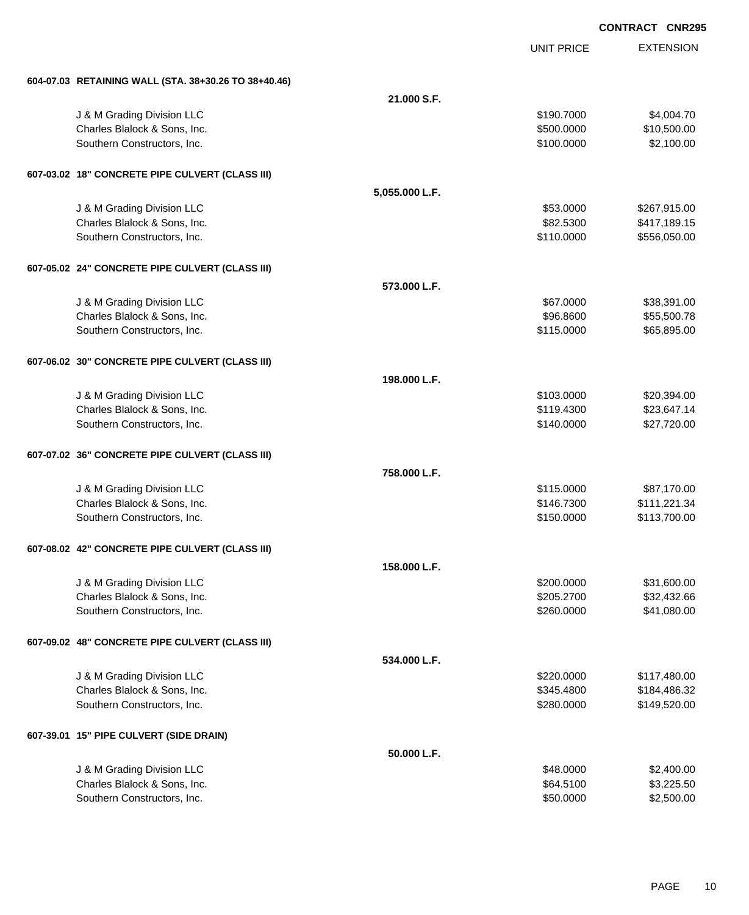CONTRACT CNR295

| | | UNIT PRICE | EXTENSION |
|---|---|---|---|
| **604-07.03 RETAINING WALL (STA. 38+30.26 TO 38+40.46)** | | | |
| | **21.000 S.F.** | | |
| J & M Grading Division LLC | | $190.7000 | $4,004.70 |
| Charles Blalock & Sons, Inc. | | $500.0000 | $10,500.00 |
| Southern Constructors, Inc. | | $100.0000 | $2,100.00 |
| **607-03.02 18" CONCRETE PIPE CULVERT (CLASS III)** | | | |
| | **5,055.000 L.F.** | | |
| J & M Grading Division LLC | | $53.0000 | $267,915.00 |
| Charles Blalock & Sons, Inc. | | $82.5300 | $417,189.15 |
| Southern Constructors, Inc. | | $110.0000 | $556,050.00 |
| **607-05.02 24" CONCRETE PIPE CULVERT (CLASS III)** | | | |
| | **573.000 L.F.** | | |
| J & M Grading Division LLC | | $67.0000 | $38,391.00 |
| Charles Blalock & Sons, Inc. | | $96.8600 | $55,500.78 |
| Southern Constructors, Inc. | | $115.0000 | $65,895.00 |
| **607-06.02 30" CONCRETE PIPE CULVERT (CLASS III)** | | | |
| | **198.000 L.F.** | | |
| J & M Grading Division LLC | | $103.0000 | $20,394.00 |
| Charles Blalock & Sons, Inc. | | $119.4300 | $23,647.14 |
| Southern Constructors, Inc. | | $140.0000 | $27,720.00 |
| **607-07.02 36" CONCRETE PIPE CULVERT (CLASS III)** | | | |
| | **758.000 L.F.** | | |
| J & M Grading Division LLC | | $115.0000 | $87,170.00 |
| Charles Blalock & Sons, Inc. | | $146.7300 | $111,221.34 |
| Southern Constructors, Inc. | | $150.0000 | $113,700.00 |
| **607-08.02 42" CONCRETE PIPE CULVERT (CLASS III)** | | | |
| | **158.000 L.F.** | | |
| J & M Grading Division LLC | | $200.0000 | $31,600.00 |
| Charles Blalock & Sons, Inc. | | $205.2700 | $32,432.66 |
| Southern Constructors, Inc. | | $260.0000 | $41,080.00 |
| **607-09.02 48" CONCRETE PIPE CULVERT (CLASS III)** | | | |
| | **534.000 L.F.** | | |
| J & M Grading Division LLC | | $220.0000 | $117,480.00 |
| Charles Blalock & Sons, Inc. | | $345.4800 | $184,486.32 |
| Southern Constructors, Inc. | | $280.0000 | $149,520.00 |
| **607-39.01 15" PIPE CULVERT (SIDE DRAIN)** | | | |
| | **50.000 L.F.** | | |
| J & M Grading Division LLC | | $48.0000 | $2,400.00 |
| Charles Blalock & Sons, Inc. | | $64.5100 | $3,225.50 |
| Southern Constructors, Inc. | | $50.0000 | $2,500.00 |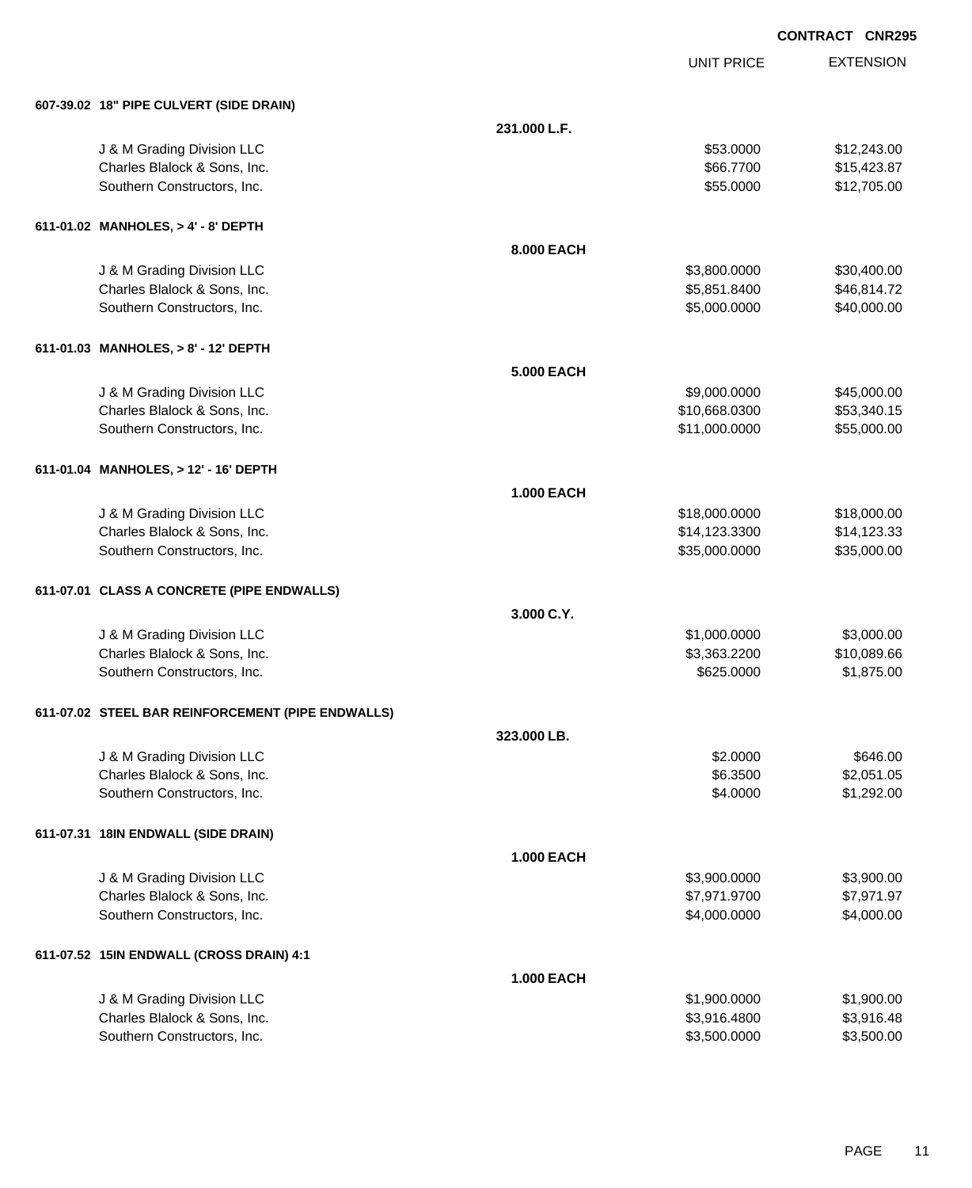**CONTRACT CNR295**

| | | UNIT PRICE | EXTENSION |
|---|---|---|---|
| **607-39.02 18" PIPE CULVERT (SIDE DRAIN)** | | | |
| | **231.000 L.F.** | | |
| J & M Grading Division LLC | | $53.0000 | $12,243.00 |
| Charles Blalock & Sons, Inc. | | $66.7700 | $15,423.87 |
| Southern Constructors, Inc. | | $55.0000 | $12,705.00 |
| **611-01.02 MANHOLES, > 4' - 8' DEPTH** | | | |
| | **8.000 EACH** | | |
| J & M Grading Division LLC | | $3,800.0000 | $30,400.00 |
| Charles Blalock & Sons, Inc. | | $5,851.8400 | $46,814.72 |
| Southern Constructors, Inc. | | $5,000.0000 | $40,000.00 |
| **611-01.03 MANHOLES, > 8' - 12' DEPTH** | | | |
| | **5.000 EACH** | | |
| J & M Grading Division LLC | | $9,000.0000 | $45,000.00 |
| Charles Blalock & Sons, Inc. | | $10,668.0300 | $53,340.15 |
| Southern Constructors, Inc. | | $11,000.0000 | $55,000.00 |
| **611-01.04 MANHOLES, > 12' - 16' DEPTH** | | | |
| | **1.000 EACH** | | |
| J & M Grading Division LLC | | $18,000.0000 | $18,000.00 |
| Charles Blalock & Sons, Inc. | | $14,123.3300 | $14,123.33 |
| Southern Constructors, Inc. | | $35,000.0000 | $35,000.00 |
| **611-07.01 CLASS A CONCRETE (PIPE ENDWALLS)** | | | |
| | **3.000 C.Y.** | | |
| J & M Grading Division LLC | | $1,000.0000 | $3,000.00 |
| Charles Blalock & Sons, Inc. | | $3,363.2200 | $10,089.66 |
| Southern Constructors, Inc. | | $625.0000 | $1,875.00 |
| **611-07.02 STEEL BAR REINFORCEMENT (PIPE ENDWALLS)** | | | |
| | **323.000 LB.** | | |
| J & M Grading Division LLC | | $2.0000 | $646.00 |
| Charles Blalock & Sons, Inc. | | $6.3500 | $2,051.05 |
| Southern Constructors, Inc. | | $4.0000 | $1,292.00 |
| **611-07.31 18IN ENDWALL (SIDE DRAIN)** | | | |
| | **1.000 EACH** | | |
| J & M Grading Division LLC | | $3,900.0000 | $3,900.00 |
| Charles Blalock & Sons, Inc. | | $7,971.9700 | $7,971.97 |
| Southern Constructors, Inc. | | $4,000.0000 | $4,000.00 |
| **611-07.52 15IN ENDWALL (CROSS DRAIN) 4:1** | | | |
| | **1.000 EACH** | | |
| J & M Grading Division LLC | | $1,900.0000 | $1,900.00 |
| Charles Blalock & Sons, Inc. | | $3,916.4800 | $3,916.48 |
| Southern Constructors, Inc. | | $3,500.0000 | $3,500.00 |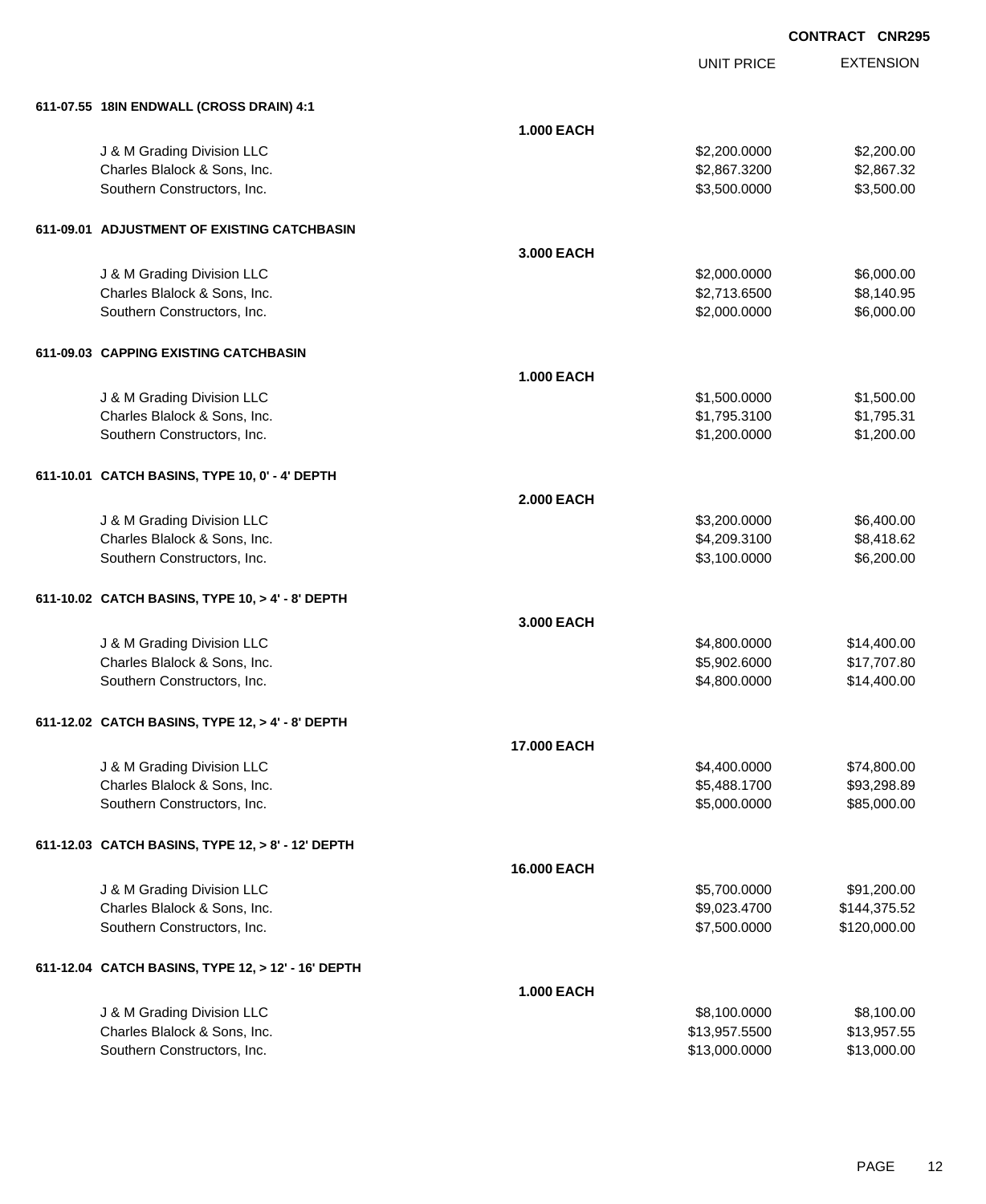**CONTRACT CNR295**

| | | UNIT PRICE | EXTENSION |
|---|---|---|---|
| **611-07.55 18IN ENDWALL (CROSS DRAIN) 4:1** | | | |
| | **1.000 EACH** | | |
| J & M Grading Division LLC | | $2,200.0000 | $2,200.00 |
| Charles Blalock & Sons, Inc. | | $2,867.3200 | $2,867.32 |
| Southern Constructors, Inc. | | $3,500.0000 | $3,500.00 |
| **611-09.01 ADJUSTMENT OF EXISTING CATCHBASIN** | | | |
| | **3.000 EACH** | | |
| J & M Grading Division LLC | | $2,000.0000 | $6,000.00 |
| Charles Blalock & Sons, Inc. | | $2,713.6500 | $8,140.95 |
| Southern Constructors, Inc. | | $2,000.0000 | $6,000.00 |
| **611-09.03 CAPPING EXISTING CATCHBASIN** | | | |
| | **1.000 EACH** | | |
| J & M Grading Division LLC | | $1,500.0000 | $1,500.00 |
| Charles Blalock & Sons, Inc. | | $1,795.3100 | $1,795.31 |
| Southern Constructors, Inc. | | $1,200.0000 | $1,200.00 |
| **611-10.01 CATCH BASINS, TYPE 10, 0' - 4' DEPTH** | | | |
| | **2.000 EACH** | | |
| J & M Grading Division LLC | | $3,200.0000 | $6,400.00 |
| Charles Blalock & Sons, Inc. | | $4,209.3100 | $8,418.62 |
| Southern Constructors, Inc. | | $3,100.0000 | $6,200.00 |
| **611-10.02 CATCH BASINS, TYPE 10, > 4' - 8' DEPTH** | | | |
| | **3.000 EACH** | | |
| J & M Grading Division LLC | | $4,800.0000 | $14,400.00 |
| Charles Blalock & Sons, Inc. | | $5,902.6000 | $17,707.80 |
| Southern Constructors, Inc. | | $4,800.0000 | $14,400.00 |
| **611-12.02 CATCH BASINS, TYPE 12, > 4' - 8' DEPTH** | | | |
| | **17.000 EACH** | | |
| J & M Grading Division LLC | | $4,400.0000 | $74,800.00 |
| Charles Blalock & Sons, Inc. | | $5,488.1700 | $93,298.89 |
| Southern Constructors, Inc. | | $5,000.0000 | $85,000.00 |
| **611-12.03 CATCH BASINS, TYPE 12, > 8' - 12' DEPTH** | | | |
| | **16.000 EACH** | | |
| J & M Grading Division LLC | | $5,700.0000 | $91,200.00 |
| Charles Blalock & Sons, Inc. | | $9,023.4700 | $144,375.52 |
| Southern Constructors, Inc. | | $7,500.0000 | $120,000.00 |
| **611-12.04 CATCH BASINS, TYPE 12, > 12' - 16' DEPTH** | | | |
| | **1.000 EACH** | | |
| J & M Grading Division LLC | | $8,100.0000 | $8,100.00 |
| Charles Blalock & Sons, Inc. | | $13,957.5500 | $13,957.55 |
| Southern Constructors, Inc. | | $13,000.0000 | $13,000.00 |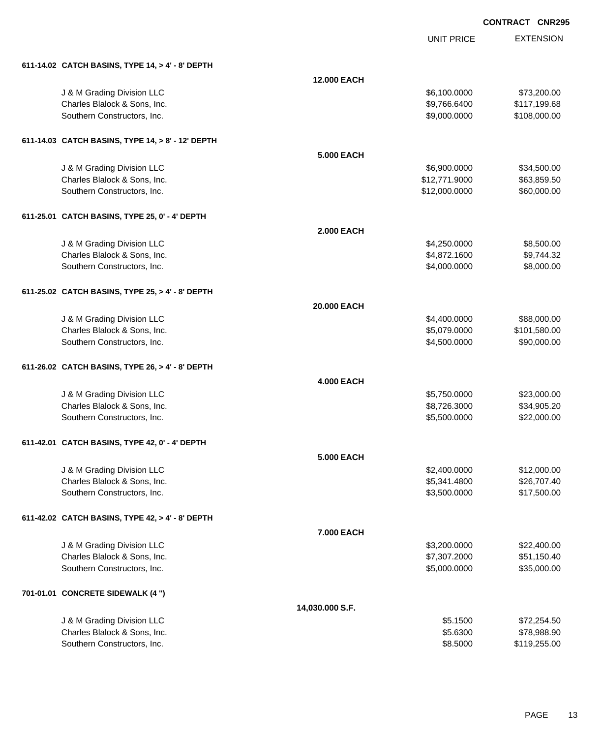**CONTRACT CNR295**

| | | UNIT PRICE | EXTENSION |
|---|---|---|---|
| **611-14.02 CATCH BASINS, TYPE 14, > 4' - 8' DEPTH** | | | |
| | **12.000 EACH** | | |
| J & M Grading Division LLC | | $6,100.0000 | $73,200.00 |
| Charles Blalock & Sons, Inc. | | $9,766.6400 | $117,199.68 |
| Southern Constructors, Inc. | | $9,000.0000 | $108,000.00 |
| **611-14.03 CATCH BASINS, TYPE 14, > 8' - 12' DEPTH** | | | |
| | **5.000 EACH** | | |
| J & M Grading Division LLC | | $6,900.0000 | $34,500.00 |
| Charles Blalock & Sons, Inc. | | $12,771.9000 | $63,859.50 |
| Southern Constructors, Inc. | | $12,000.0000 | $60,000.00 |
| **611-25.01 CATCH BASINS, TYPE 25, 0' - 4' DEPTH** | | | |
| | **2.000 EACH** | | |
| J & M Grading Division LLC | | $4,250.0000 | $8,500.00 |
| Charles Blalock & Sons, Inc. | | $4,872.1600 | $9,744.32 |
| Southern Constructors, Inc. | | $4,000.0000 | $8,000.00 |
| **611-25.02 CATCH BASINS, TYPE 25, > 4' - 8' DEPTH** | | | |
| | **20.000 EACH** | | |
| J & M Grading Division LLC | | $4,400.0000 | $88,000.00 |
| Charles Blalock & Sons, Inc. | | $5,079.0000 | $101,580.00 |
| Southern Constructors, Inc. | | $4,500.0000 | $90,000.00 |
| **611-26.02 CATCH BASINS, TYPE 26, > 4' - 8' DEPTH** | | | |
| | **4.000 EACH** | | |
| J & M Grading Division LLC | | $5,750.0000 | $23,000.00 |
| Charles Blalock & Sons, Inc. | | $8,726.3000 | $34,905.20 |
| Southern Constructors, Inc. | | $5,500.0000 | $22,000.00 |
| **611-42.01 CATCH BASINS, TYPE 42, 0' - 4' DEPTH** | | | |
| | **5.000 EACH** | | |
| J & M Grading Division LLC | | $2,400.0000 | $12,000.00 |
| Charles Blalock & Sons, Inc. | | $5,341.4800 | $26,707.40 |
| Southern Constructors, Inc. | | $3,500.0000 | $17,500.00 |
| **611-42.02 CATCH BASINS, TYPE 42, > 4' - 8' DEPTH** | | | |
| | **7.000 EACH** | | |
| J & M Grading Division LLC | | $3,200.0000 | $22,400.00 |
| Charles Blalock & Sons, Inc. | | $7,307.2000 | $51,150.40 |
| Southern Constructors, Inc. | | $5,000.0000 | $35,000.00 |
| **701-01.01 CONCRETE SIDEWALK (4 ")** | | | |
| | **14,030.000 S.F.** | | |
| J & M Grading Division LLC | | $5.1500 | $72,254.50 |
| Charles Blalock & Sons, Inc. | | $5.6300 | $78,988.90 |
| Southern Constructors, Inc. | | $8.5000 | $119,255.00 |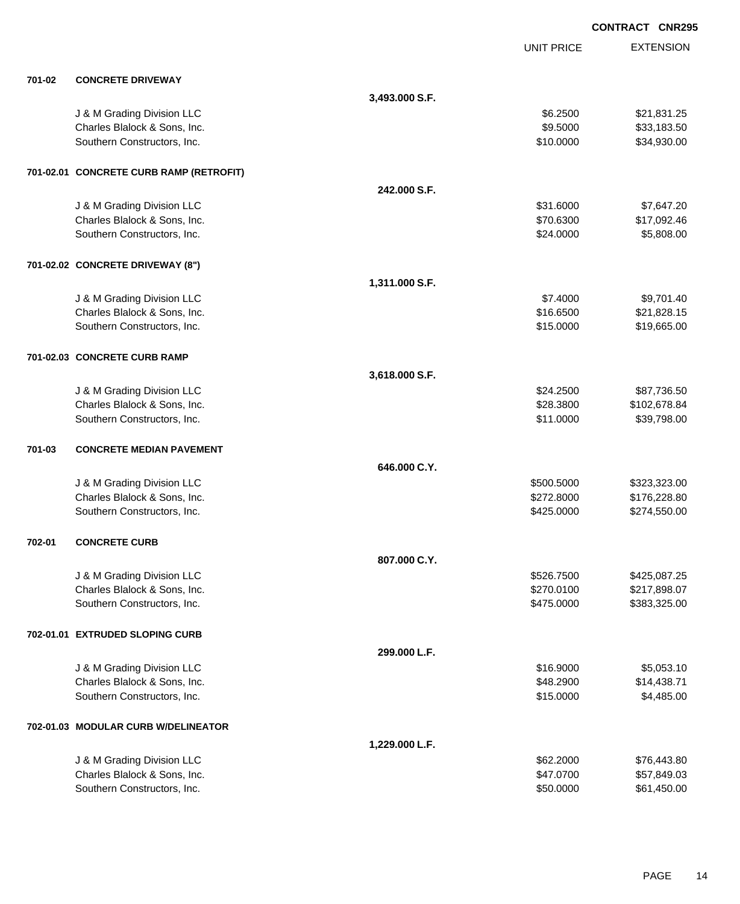**CONTRACT CNR295**

| | | | UNIT PRICE | EXTENSION |
|---|---|---|---|---|
| **701-02** | **CONCRETE DRIVEWAY** | | | |
| | | **3,493.000 S.F.** | | |
| | J & M Grading Division LLC | | $6.2500 | $21,831.25 |
| | Charles Blalock & Sons, Inc. | | $9.5000 | $33,183.50 |
| | Southern Constructors, Inc. | | $10.0000 | $34,930.00 |
| **701-02.01** | **CONCRETE CURB RAMP (RETROFIT)** | | | |
| | | **242.000 S.F.** | | |
| | J & M Grading Division LLC | | $31.6000 | $7,647.20 |
| | Charles Blalock & Sons, Inc. | | $70.6300 | $17,092.46 |
| | Southern Constructors, Inc. | | $24.0000 | $5,808.00 |
| **701-02.02** | **CONCRETE DRIVEWAY (8")** | | | |
| | | **1,311.000 S.F.** | | |
| | J & M Grading Division LLC | | $7.4000 | $9,701.40 |
| | Charles Blalock & Sons, Inc. | | $16.6500 | $21,828.15 |
| | Southern Constructors, Inc. | | $15.0000 | $19,665.00 |
| **701-02.03** | **CONCRETE CURB RAMP** | | | |
| | | **3,618.000 S.F.** | | |
| | J & M Grading Division LLC | | $24.2500 | $87,736.50 |
| | Charles Blalock & Sons, Inc. | | $28.3800 | $102,678.84 |
| | Southern Constructors, Inc. | | $11.0000 | $39,798.00 |
| **701-03** | **CONCRETE MEDIAN PAVEMENT** | | | |
| | | **646.000 C.Y.** | | |
| | J & M Grading Division LLC | | $500.5000 | $323,323.00 |
| | Charles Blalock & Sons, Inc. | | $272.8000 | $176,228.80 |
| | Southern Constructors, Inc. | | $425.0000 | $274,550.00 |
| **702-01** | **CONCRETE CURB** | | | |
| | | **807.000 C.Y.** | | |
| | J & M Grading Division LLC | | $526.7500 | $425,087.25 |
| | Charles Blalock & Sons, Inc. | | $270.0100 | $217,898.07 |
| | Southern Constructors, Inc. | | $475.0000 | $383,325.00 |
| **702-01.01** | **EXTRUDED SLOPING CURB** | | | |
| | | **299.000 L.F.** | | |
| | J & M Grading Division LLC | | $16.9000 | $5,053.10 |
| | Charles Blalock & Sons, Inc. | | $48.2900 | $14,438.71 |
| | Southern Constructors, Inc. | | $15.0000 | $4,485.00 |
| **702-01.03** | **MODULAR CURB W/DELINEATOR** | | | |
| | | **1,229.000 L.F.** | | |
| | J & M Grading Division LLC | | $62.2000 | $76,443.80 |
| | Charles Blalock & Sons, Inc. | | $47.0700 | $57,849.03 |
| | Southern Constructors, Inc. | | $50.0000 | $61,450.00 |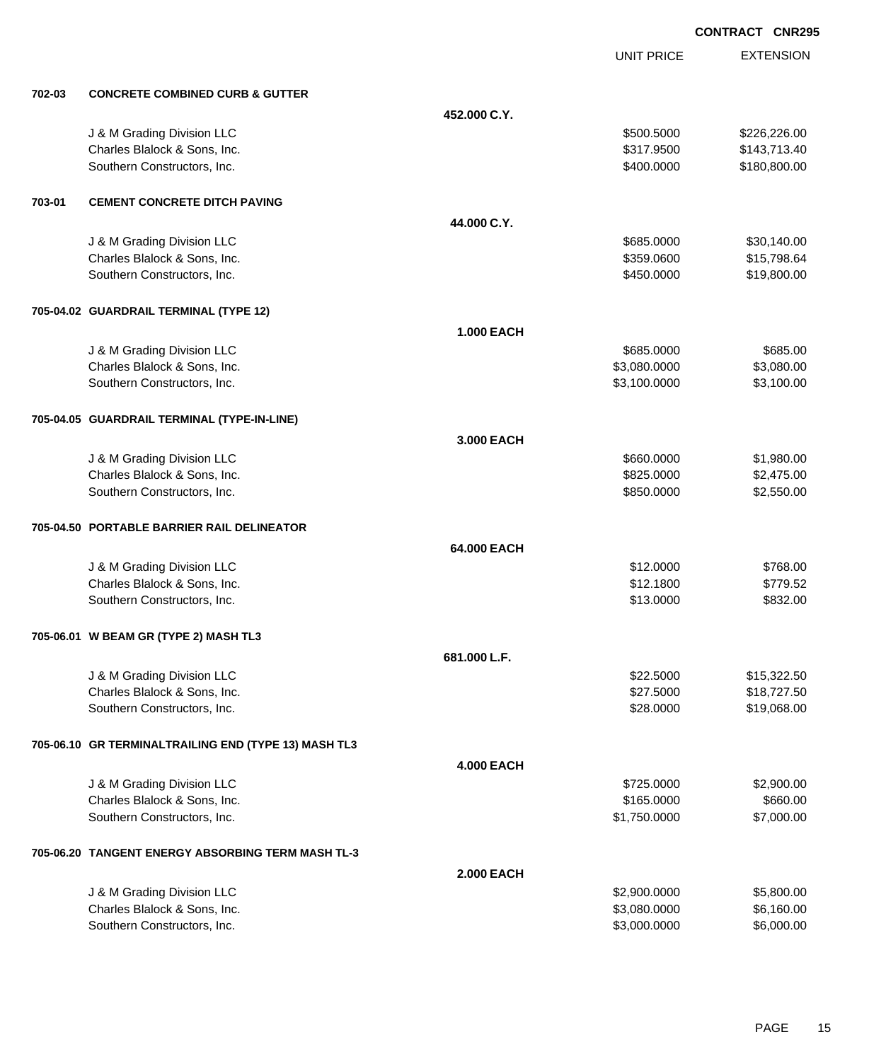**CONTRACT CNR295**

| | | | UNIT PRICE | EXTENSION |
|---|---|---|---|---|
| **702-03** | **CONCRETE COMBINED CURB & GUTTER** | | | |
| | | **452.000 C.Y.** | | |
| | J & M Grading Division LLC | | $500.5000 | $226,226.00 |
| | Charles Blalock & Sons, Inc. | | $317.9500 | $143,713.40 |
| | Southern Constructors, Inc. | | $400.0000 | $180,800.00 |
| **703-01** | **CEMENT CONCRETE DITCH PAVING** | | | |
| | | **44.000 C.Y.** | | |
| | J & M Grading Division LLC | | $685.0000 | $30,140.00 |
| | Charles Blalock & Sons, Inc. | | $359.0600 | $15,798.64 |
| | Southern Constructors, Inc. | | $450.0000 | $19,800.00 |
| **705-04.02** | **GUARDRAIL TERMINAL (TYPE 12)** | | | |
| | | **1.000 EACH** | | |
| | J & M Grading Division LLC | | $685.0000 | $685.00 |
| | Charles Blalock & Sons, Inc. | | $3,080.0000 | $3,080.00 |
| | Southern Constructors, Inc. | | $3,100.0000 | $3,100.00 |
| **705-04.05** | **GUARDRAIL TERMINAL (TYPE-IN-LINE)** | | | |
| | | **3.000 EACH** | | |
| | J & M Grading Division LLC | | $660.0000 | $1,980.00 |
| | Charles Blalock & Sons, Inc. | | $825.0000 | $2,475.00 |
| | Southern Constructors, Inc. | | $850.0000 | $2,550.00 |
| **705-04.50** | **PORTABLE BARRIER RAIL DELINEATOR** | | | |
| | | **64.000 EACH** | | |
| | J & M Grading Division LLC | | $12.0000 | $768.00 |
| | Charles Blalock & Sons, Inc. | | $12.1800 | $779.52 |
| | Southern Constructors, Inc. | | $13.0000 | $832.00 |
| **705-06.01** | **W BEAM GR (TYPE 2) MASH TL3** | | | |
| | | **681.000 L.F.** | | |
| | J & M Grading Division LLC | | $22.5000 | $15,322.50 |
| | Charles Blalock & Sons, Inc. | | $27.5000 | $18,727.50 |
| | Southern Constructors, Inc. | | $28.0000 | $19,068.00 |
| **705-06.10** | **GR TERMINALTRAILING END (TYPE 13) MASH TL3** | | | |
| | | **4.000 EACH** | | |
| | J & M Grading Division LLC | | $725.0000 | $2,900.00 |
| | Charles Blalock & Sons, Inc. | | $165.0000 | $660.00 |
| | Southern Constructors, Inc. | | $1,750.0000 | $7,000.00 |
| **705-06.20** | **TANGENT ENERGY ABSORBING TERM MASH TL-3** | | | |
| | | **2.000 EACH** | | |
| | J & M Grading Division LLC | | $2,900.0000 | $5,800.00 |
| | Charles Blalock & Sons, Inc. | | $3,080.0000 | $6,160.00 |
| | Southern Constructors, Inc. | | $3,000.0000 | $6,000.00 |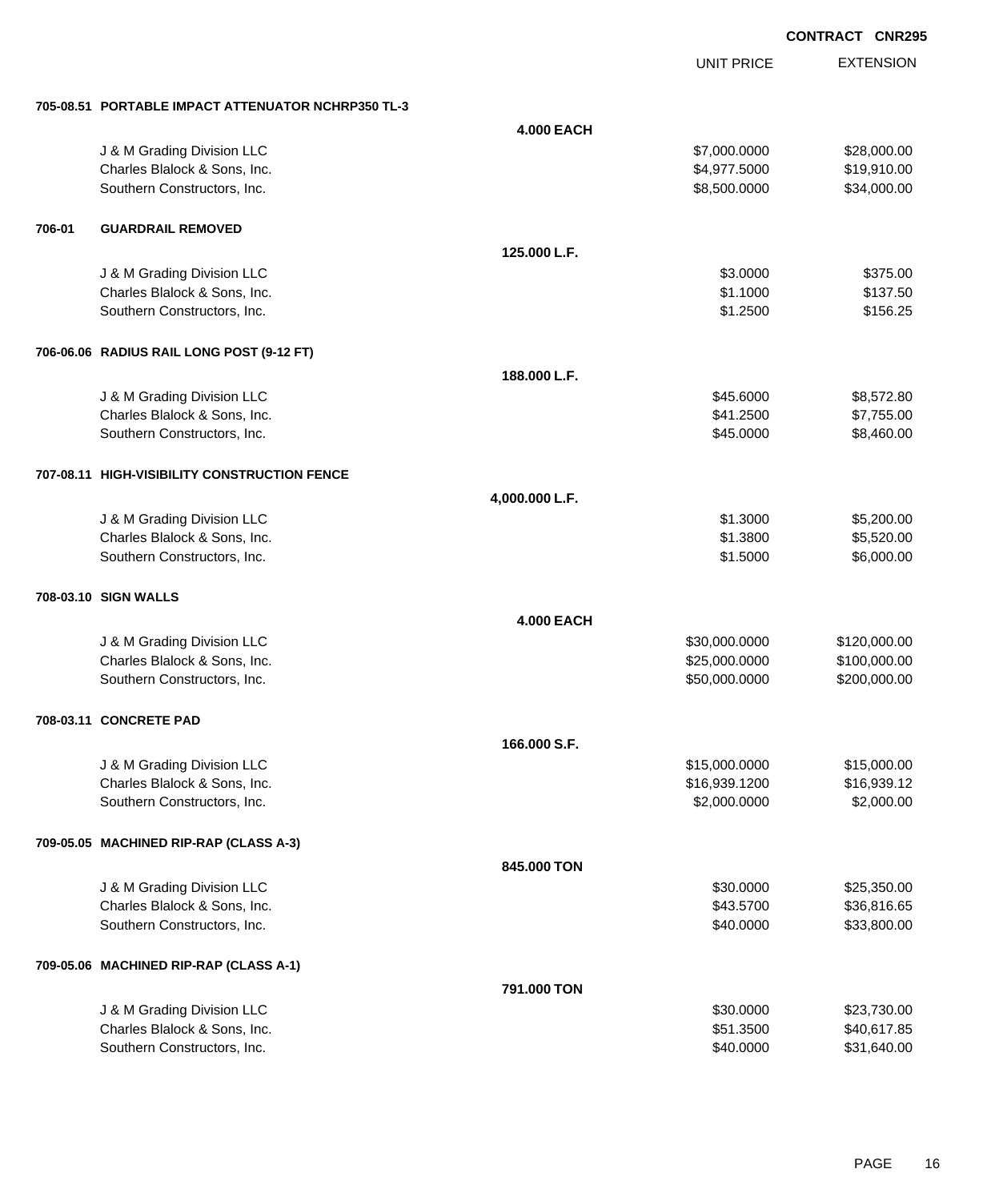**CONTRACT CNR295**

| | | UNIT PRICE | EXTENSION |
|---|---|---|---|
| **705-08.51 PORTABLE IMPACT ATTENUATOR NCHRP350 TL-3** | | | |
| | **4.000 EACH** | | |
| J & M Grading Division LLC | | $7,000.0000 | $28,000.00 |
| Charles Blalock & Sons, Inc. | | $4,977.5000 | $19,910.00 |
| Southern Constructors, Inc. | | $8,500.0000 | $34,000.00 |
| **706-01 GUARDRAIL REMOVED** | | | |
| | **125.000 L.F.** | | |
| J & M Grading Division LLC | | $3.0000 | $375.00 |
| Charles Blalock & Sons, Inc. | | $1.1000 | $137.50 |
| Southern Constructors, Inc. | | $1.2500 | $156.25 |
| **706-06.06 RADIUS RAIL LONG POST (9-12 FT)** | | | |
| | **188.000 L.F.** | | |
| J & M Grading Division LLC | | $45.6000 | $8,572.80 |
| Charles Blalock & Sons, Inc. | | $41.2500 | $7,755.00 |
| Southern Constructors, Inc. | | $45.0000 | $8,460.00 |
| **707-08.11 HIGH-VISIBILITY CONSTRUCTION FENCE** | | | |
| | **4,000.000 L.F.** | | |
| J & M Grading Division LLC | | $1.3000 | $5,200.00 |
| Charles Blalock & Sons, Inc. | | $1.3800 | $5,520.00 |
| Southern Constructors, Inc. | | $1.5000 | $6,000.00 |
| **708-03.10 SIGN WALLS** | | | |
| | **4.000 EACH** | | |
| J & M Grading Division LLC | | $30,000.0000 | $120,000.00 |
| Charles Blalock & Sons, Inc. | | $25,000.0000 | $100,000.00 |
| Southern Constructors, Inc. | | $50,000.0000 | $200,000.00 |
| **708-03.11 CONCRETE PAD** | | | |
| | **166.000 S.F.** | | |
| J & M Grading Division LLC | | $15,000.0000 | $15,000.00 |
| Charles Blalock & Sons, Inc. | | $16,939.1200 | $16,939.12 |
| Southern Constructors, Inc. | | $2,000.0000 | $2,000.00 |
| **709-05.05 MACHINED RIP-RAP (CLASS A-3)** | | | |
| | **845.000 TON** | | |
| J & M Grading Division LLC | | $30.0000 | $25,350.00 |
| Charles Blalock & Sons, Inc. | | $43.5700 | $36,816.65 |
| Southern Constructors, Inc. | | $40.0000 | $33,800.00 |
| **709-05.06 MACHINED RIP-RAP (CLASS A-1)** | | | |
| | **791.000 TON** | | |
| J & M Grading Division LLC | | $30.0000 | $23,730.00 |
| Charles Blalock & Sons, Inc. | | $51.3500 | $40,617.85 |
| Southern Constructors, Inc. | | $40.0000 | $31,640.00 |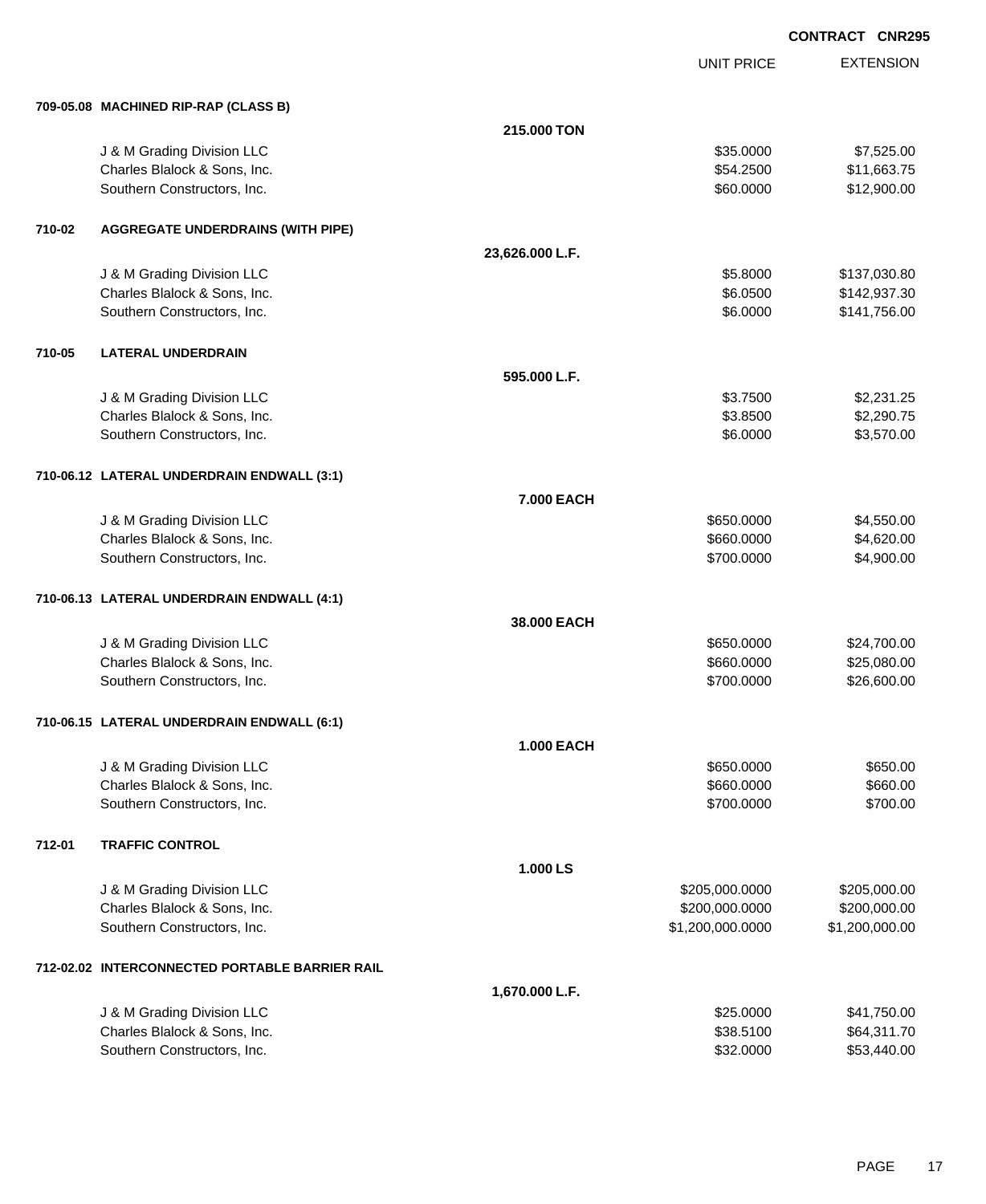**CONTRACT CNR295**

| | | | UNIT PRICE | EXTENSION |
|---|---|---|---|---|
| **709-05.08** | **MACHINED RIP-RAP (CLASS B)** | | | |
| | | **215.000 TON** | | |
| | J & M Grading Division LLC | | $35.0000 | $7,525.00 |
| | Charles Blalock & Sons, Inc. | | $54.2500 | $11,663.75 |
| | Southern Constructors, Inc. | | $60.0000 | $12,900.00 |
| **710-02** | **AGGREGATE UNDERDRAINS (WITH PIPE)** | | | |
| | | **23,626.000 L.F.** | | |
| | J & M Grading Division LLC | | $5.8000 | $137,030.80 |
| | Charles Blalock & Sons, Inc. | | $6.0500 | $142,937.30 |
| | Southern Constructors, Inc. | | $6.0000 | $141,756.00 |
| **710-05** | **LATERAL UNDERDRAIN** | | | |
| | | **595.000 L.F.** | | |
| | J & M Grading Division LLC | | $3.7500 | $2,231.25 |
| | Charles Blalock & Sons, Inc. | | $3.8500 | $2,290.75 |
| | Southern Constructors, Inc. | | $6.0000 | $3,570.00 |
| **710-06.12** | **LATERAL UNDERDRAIN ENDWALL (3:1)** | | | |
| | | **7.000 EACH** | | |
| | J & M Grading Division LLC | | $650.0000 | $4,550.00 |
| | Charles Blalock & Sons, Inc. | | $660.0000 | $4,620.00 |
| | Southern Constructors, Inc. | | $700.0000 | $4,900.00 |
| **710-06.13** | **LATERAL UNDERDRAIN ENDWALL (4:1)** | | | |
| | | **38.000 EACH** | | |
| | J & M Grading Division LLC | | $650.0000 | $24,700.00 |
| | Charles Blalock & Sons, Inc. | | $660.0000 | $25,080.00 |
| | Southern Constructors, Inc. | | $700.0000 | $26,600.00 |
| **710-06.15** | **LATERAL UNDERDRAIN ENDWALL (6:1)** | | | |
| | | **1.000 EACH** | | |
| | J & M Grading Division LLC | | $650.0000 | $650.00 |
| | Charles Blalock & Sons, Inc. | | $660.0000 | $660.00 |
| | Southern Constructors, Inc. | | $700.0000 | $700.00 |
| **712-01** | **TRAFFIC CONTROL** | | | |
| | | **1.000 LS** | | |
| | J & M Grading Division LLC | | $205,000.0000 | $205,000.00 |
| | Charles Blalock & Sons, Inc. | | $200,000.0000 | $200,000.00 |
| | Southern Constructors, Inc. | | $1,200,000.0000 | $1,200,000.00 |
| **712-02.02** | **INTERCONNECTED PORTABLE BARRIER RAIL** | | | |
| | | **1,670.000 L.F.** | | |
| | J & M Grading Division LLC | | $25.0000 | $41,750.00 |
| | Charles Blalock & Sons, Inc. | | $38.5100 | $64,311.70 |
| | Southern Constructors, Inc. | | $32.0000 | $53,440.00 |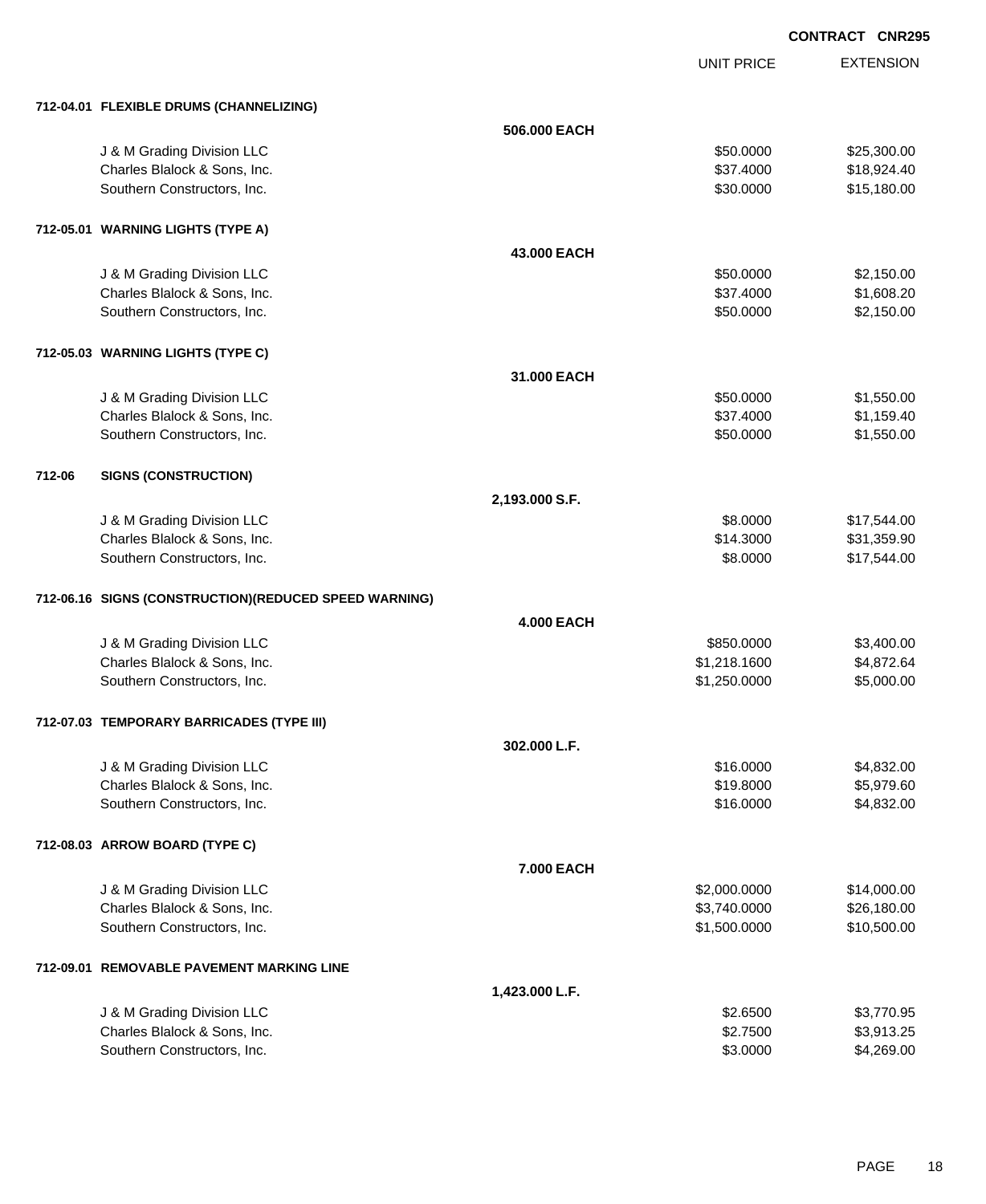**CONTRACT CNR295**

| | | UNIT PRICE | EXTENSION |
|---|---|---|---|
| **712-04.01 FLEXIBLE DRUMS (CHANNELIZING)** | | | |
| | **506.000 EACH** | | |
| J & M Grading Division LLC | | $50.0000 | $25,300.00 |
| Charles Blalock & Sons, Inc. | | $37.4000 | $18,924.40 |
| Southern Constructors, Inc. | | $30.0000 | $15,180.00 |
| **712-05.01 WARNING LIGHTS (TYPE A)** | | | |
| | **43.000 EACH** | | |
| J & M Grading Division LLC | | $50.0000 | $2,150.00 |
| Charles Blalock & Sons, Inc. | | $37.4000 | $1,608.20 |
| Southern Constructors, Inc. | | $50.0000 | $2,150.00 |
| **712-05.03 WARNING LIGHTS (TYPE C)** | | | |
| | **31.000 EACH** | | |
| J & M Grading Division LLC | | $50.0000 | $1,550.00 |
| Charles Blalock & Sons, Inc. | | $37.4000 | $1,159.40 |
| Southern Constructors, Inc. | | $50.0000 | $1,550.00 |
| **712-06 SIGNS (CONSTRUCTION)** | | | |
| | **2,193.000 S.F.** | | |
| J & M Grading Division LLC | | $8.0000 | $17,544.00 |
| Charles Blalock & Sons, Inc. | | $14.3000 | $31,359.90 |
| Southern Constructors, Inc. | | $8.0000 | $17,544.00 |
| **712-06.16 SIGNS (CONSTRUCTION)(REDUCED SPEED WARNING)** | | | |
| | **4.000 EACH** | | |
| J & M Grading Division LLC | | $850.0000 | $3,400.00 |
| Charles Blalock & Sons, Inc. | | $1,218.1600 | $4,872.64 |
| Southern Constructors, Inc. | | $1,250.0000 | $5,000.00 |
| **712-07.03 TEMPORARY BARRICADES (TYPE III)** | | | |
| | **302.000 L.F.** | | |
| J & M Grading Division LLC | | $16.0000 | $4,832.00 |
| Charles Blalock & Sons, Inc. | | $19.8000 | $5,979.60 |
| Southern Constructors, Inc. | | $16.0000 | $4,832.00 |
| **712-08.03 ARROW BOARD (TYPE C)** | | | |
| | **7.000 EACH** | | |
| J & M Grading Division LLC | | $2,000.0000 | $14,000.00 |
| Charles Blalock & Sons, Inc. | | $3,740.0000 | $26,180.00 |
| Southern Constructors, Inc. | | $1,500.0000 | $10,500.00 |
| **712-09.01 REMOVABLE PAVEMENT MARKING LINE** | | | |
| | **1,423.000 L.F.** | | |
| J & M Grading Division LLC | | $2.6500 | $3,770.95 |
| Charles Blalock & Sons, Inc. | | $2.7500 | $3,913.25 |
| Southern Constructors, Inc. | | $3.0000 | $4,269.00 |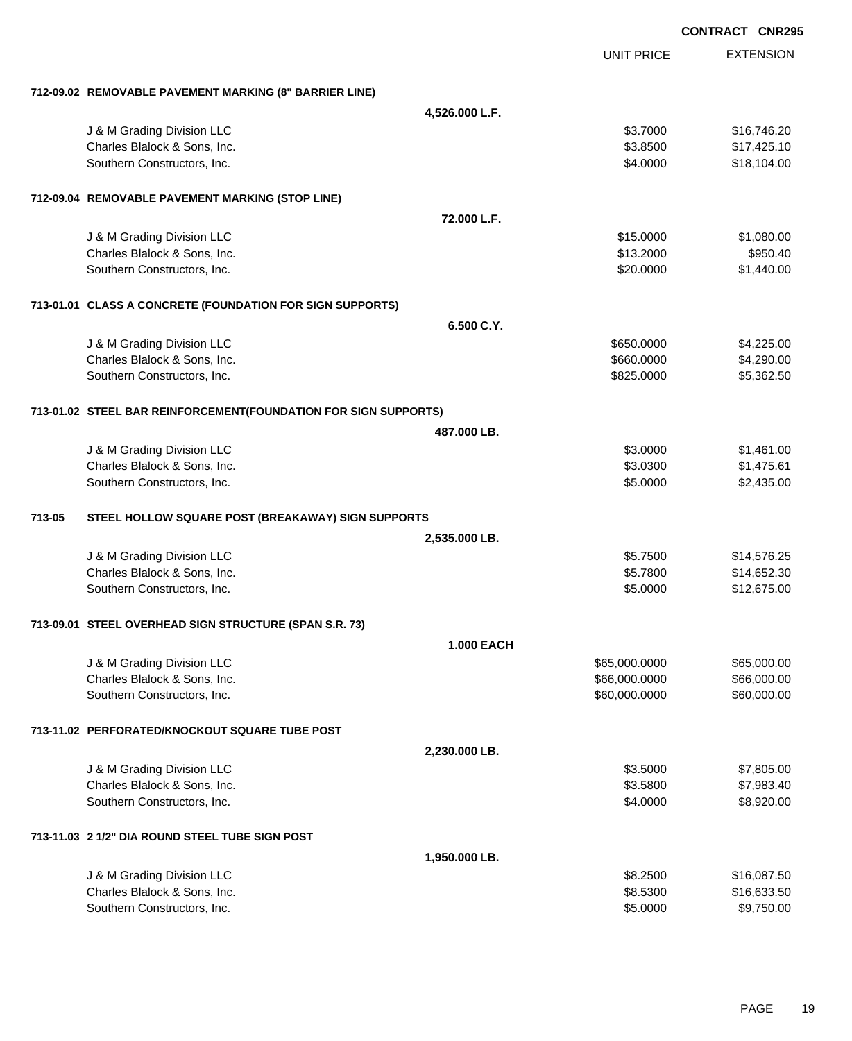**CONTRACT CNR295**

| | | UNIT PRICE | EXTENSION |
|---|---|---|---|
| **712-09.02 REMOVABLE PAVEMENT MARKING (8" BARRIER LINE)** | | | |
| | **4,526.000 L.F.** | | |
| J & M Grading Division LLC | | $3.7000 | $16,746.20 |
| Charles Blalock & Sons, Inc. | | $3.8500 | $17,425.10 |
| Southern Constructors, Inc. | | $4.0000 | $18,104.00 |
| **712-09.04 REMOVABLE PAVEMENT MARKING (STOP LINE)** | | | |
| | **72.000 L.F.** | | |
| J & M Grading Division LLC | | $15.0000 | $1,080.00 |
| Charles Blalock & Sons, Inc. | | $13.2000 | $950.40 |
| Southern Constructors, Inc. | | $20.0000 | $1,440.00 |
| **713-01.01 CLASS A CONCRETE (FOUNDATION FOR SIGN SUPPORTS)** | | | |
| | **6.500 C.Y.** | | |
| J & M Grading Division LLC | | $650.0000 | $4,225.00 |
| Charles Blalock & Sons, Inc. | | $660.0000 | $4,290.00 |
| Southern Constructors, Inc. | | $825.0000 | $5,362.50 |
| **713-01.02 STEEL BAR REINFORCEMENT(FOUNDATION FOR SIGN SUPPORTS)** | | | |
| | **487.000 LB.** | | |
| J & M Grading Division LLC | | $3.0000 | $1,461.00 |
| Charles Blalock & Sons, Inc. | | $3.0300 | $1,475.61 |
| Southern Constructors, Inc. | | $5.0000 | $2,435.00 |
| **713-05 STEEL HOLLOW SQUARE POST (BREAKAWAY) SIGN SUPPORTS** | | | |
| | **2,535.000 LB.** | | |
| J & M Grading Division LLC | | $5.7500 | $14,576.25 |
| Charles Blalock & Sons, Inc. | | $5.7800 | $14,652.30 |
| Southern Constructors, Inc. | | $5.0000 | $12,675.00 |
| **713-09.01 STEEL OVERHEAD SIGN STRUCTURE (SPAN S.R. 73)** | | | |
| | **1.000 EACH** | | |
| J & M Grading Division LLC | | $65,000.0000 | $65,000.00 |
| Charles Blalock & Sons, Inc. | | $66,000.0000 | $66,000.00 |
| Southern Constructors, Inc. | | $60,000.0000 | $60,000.00 |
| **713-11.02 PERFORATED/KNOCKOUT SQUARE TUBE POST** | | | |
| | **2,230.000 LB.** | | |
| J & M Grading Division LLC | | $3.5000 | $7,805.00 |
| Charles Blalock & Sons, Inc. | | $3.5800 | $7,983.40 |
| Southern Constructors, Inc. | | $4.0000 | $8,920.00 |
| **713-11.03 2 1/2" DIA ROUND STEEL TUBE SIGN POST** | | | |
| | **1,950.000 LB.** | | |
| J & M Grading Division LLC | | $8.2500 | $16,087.50 |
| Charles Blalock & Sons, Inc. | | $8.5300 | $16,633.50 |
| Southern Constructors, Inc. | | $5.0000 | $9,750.00 |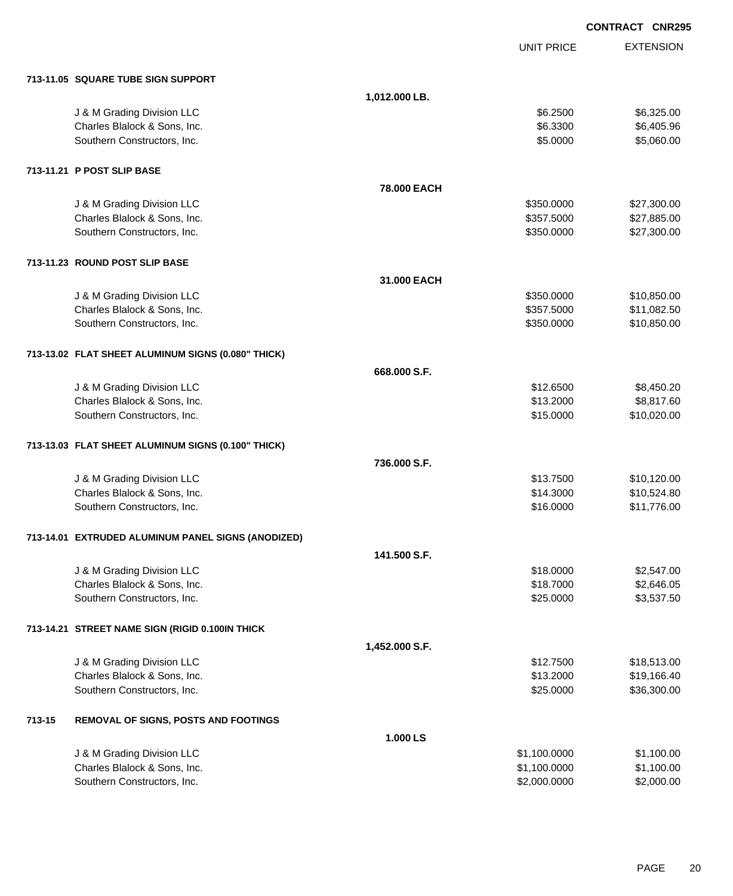**CONTRACT CNR295**

| | | UNIT PRICE | EXTENSION |
|---|---|---|---|
| **713-11.05 SQUARE TUBE SIGN SUPPORT** | | | |
| | **1,012.000 LB.** | | |
| J & M Grading Division LLC | | $6.2500 | $6,325.00 |
| Charles Blalock & Sons, Inc. | | $6.3300 | $6,405.96 |
| Southern Constructors, Inc. | | $5.0000 | $5,060.00 |
| **713-11.21 P POST SLIP BASE** | | | |
| | **78.000 EACH** | | |
| J & M Grading Division LLC | | $350.0000 | $27,300.00 |
| Charles Blalock & Sons, Inc. | | $357.5000 | $27,885.00 |
| Southern Constructors, Inc. | | $350.0000 | $27,300.00 |
| **713-11.23 ROUND POST SLIP BASE** | | | |
| | **31.000 EACH** | | |
| J & M Grading Division LLC | | $350.0000 | $10,850.00 |
| Charles Blalock & Sons, Inc. | | $357.5000 | $11,082.50 |
| Southern Constructors, Inc. | | $350.0000 | $10,850.00 |
| **713-13.02 FLAT SHEET ALUMINUM SIGNS (0.080" THICK)** | | | |
| | **668.000 S.F.** | | |
| J & M Grading Division LLC | | $12.6500 | $8,450.20 |
| Charles Blalock & Sons, Inc. | | $13.2000 | $8,817.60 |
| Southern Constructors, Inc. | | $15.0000 | $10,020.00 |
| **713-13.03 FLAT SHEET ALUMINUM SIGNS (0.100" THICK)** | | | |
| | **736.000 S.F.** | | |
| J & M Grading Division LLC | | $13.7500 | $10,120.00 |
| Charles Blalock & Sons, Inc. | | $14.3000 | $10,524.80 |
| Southern Constructors, Inc. | | $16.0000 | $11,776.00 |
| **713-14.01 EXTRUDED ALUMINUM PANEL SIGNS (ANODIZED)** | | | |
| | **141.500 S.F.** | | |
| J & M Grading Division LLC | | $18.0000 | $2,547.00 |
| Charles Blalock & Sons, Inc. | | $18.7000 | $2,646.05 |
| Southern Constructors, Inc. | | $25.0000 | $3,537.50 |
| **713-14.21 STREET NAME SIGN (RIGID 0.100IN THICK** | | | |
| | **1,452.000 S.F.** | | |
| J & M Grading Division LLC | | $12.7500 | $18,513.00 |
| Charles Blalock & Sons, Inc. | | $13.2000 | $19,166.40 |
| Southern Constructors, Inc. | | $25.0000 | $36,300.00 |
| **713-15 REMOVAL OF SIGNS, POSTS AND FOOTINGS** | | | |
| | **1.000 LS** | | |
| J & M Grading Division LLC | | $1,100.0000 | $1,100.00 |
| Charles Blalock & Sons, Inc. | | $1,100.0000 | $1,100.00 |
| Southern Constructors, Inc. | | $2,000.0000 | $2,000.00 |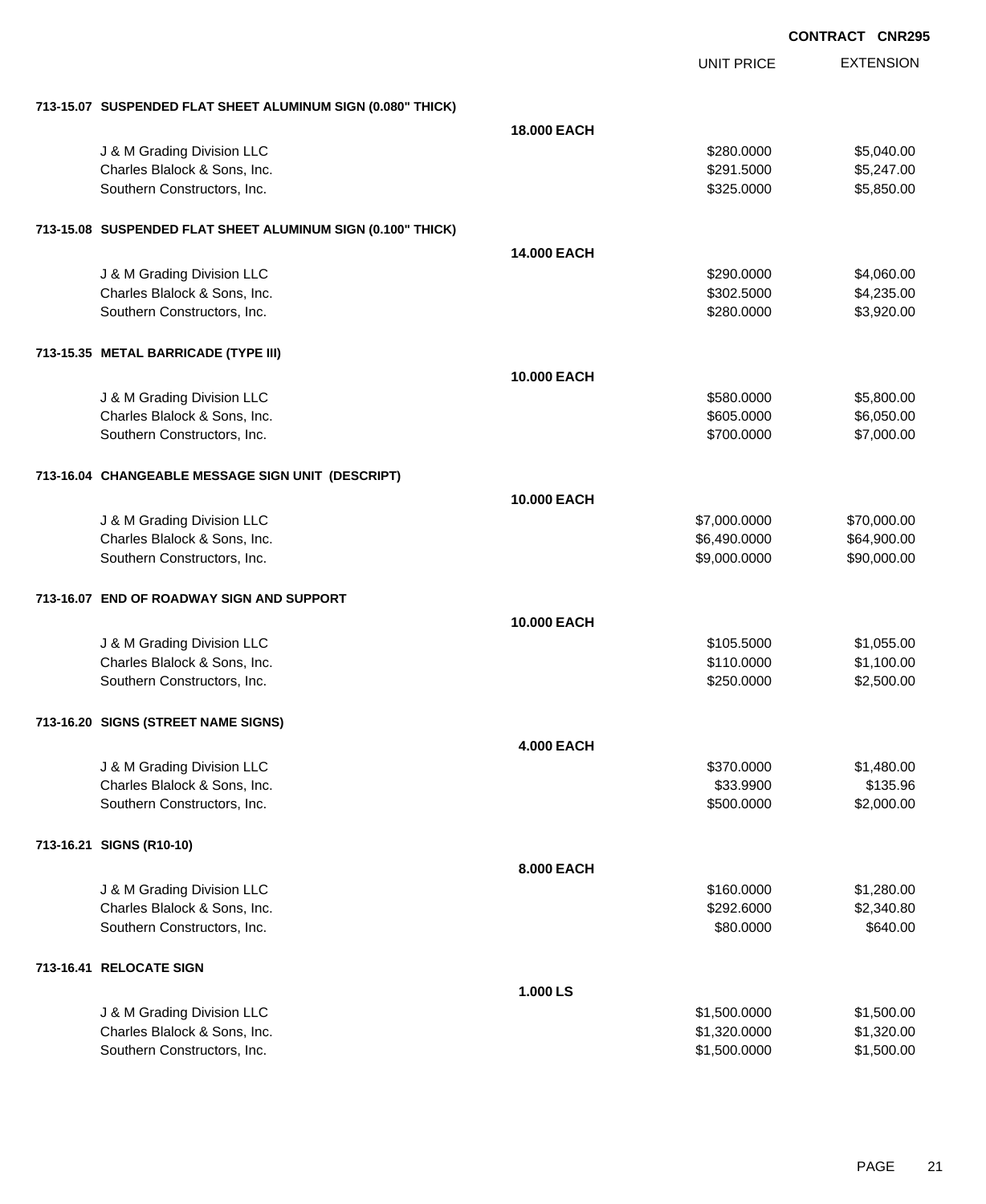**CONTRACT CNR295**

| | | UNIT PRICE | EXTENSION |
|---|---|---|---|
| **713-15.07 SUSPENDED FLAT SHEET ALUMINUM SIGN (0.080" THICK)** | | | |
| | **18.000 EACH** | | |
| J & M Grading Division LLC | | $280.0000 | $5,040.00 |
| Charles Blalock & Sons, Inc. | | $291.5000 | $5,247.00 |
| Southern Constructors, Inc. | | $325.0000 | $5,850.00 |
| **713-15.08 SUSPENDED FLAT SHEET ALUMINUM SIGN (0.100" THICK)** | | | |
| | **14.000 EACH** | | |
| J & M Grading Division LLC | | $290.0000 | $4,060.00 |
| Charles Blalock & Sons, Inc. | | $302.5000 | $4,235.00 |
| Southern Constructors, Inc. | | $280.0000 | $3,920.00 |
| **713-15.35 METAL BARRICADE (TYPE III)** | | | |
| | **10.000 EACH** | | |
| J & M Grading Division LLC | | $580.0000 | $5,800.00 |
| Charles Blalock & Sons, Inc. | | $605.0000 | $6,050.00 |
| Southern Constructors, Inc. | | $700.0000 | $7,000.00 |
| **713-16.04 CHANGEABLE MESSAGE SIGN UNIT (DESCRIPT)** | | | |
| | **10.000 EACH** | | |
| J & M Grading Division LLC | | $7,000.0000 | $70,000.00 |
| Charles Blalock & Sons, Inc. | | $6,490.0000 | $64,900.00 |
| Southern Constructors, Inc. | | $9,000.0000 | $90,000.00 |
| **713-16.07 END OF ROADWAY SIGN AND SUPPORT** | | | |
| | **10.000 EACH** | | |
| J & M Grading Division LLC | | $105.5000 | $1,055.00 |
| Charles Blalock & Sons, Inc. | | $110.0000 | $1,100.00 |
| Southern Constructors, Inc. | | $250.0000 | $2,500.00 |
| **713-16.20 SIGNS (STREET NAME SIGNS)** | | | |
| | **4.000 EACH** | | |
| J & M Grading Division LLC | | $370.0000 | $1,480.00 |
| Charles Blalock & Sons, Inc. | | $33.9900 | $135.96 |
| Southern Constructors, Inc. | | $500.0000 | $2,000.00 |
| **713-16.21 SIGNS (R10-10)** | | | |
| | **8.000 EACH** | | |
| J & M Grading Division LLC | | $160.0000 | $1,280.00 |
| Charles Blalock & Sons, Inc. | | $292.6000 | $2,340.80 |
| Southern Constructors, Inc. | | $80.0000 | $640.00 |
| **713-16.41 RELOCATE SIGN** | | | |
| | **1.000 LS** | | |
| J & M Grading Division LLC | | $1,500.0000 | $1,500.00 |
| Charles Blalock & Sons, Inc. | | $1,320.0000 | $1,320.00 |
| Southern Constructors, Inc. | | $1,500.0000 | $1,500.00 |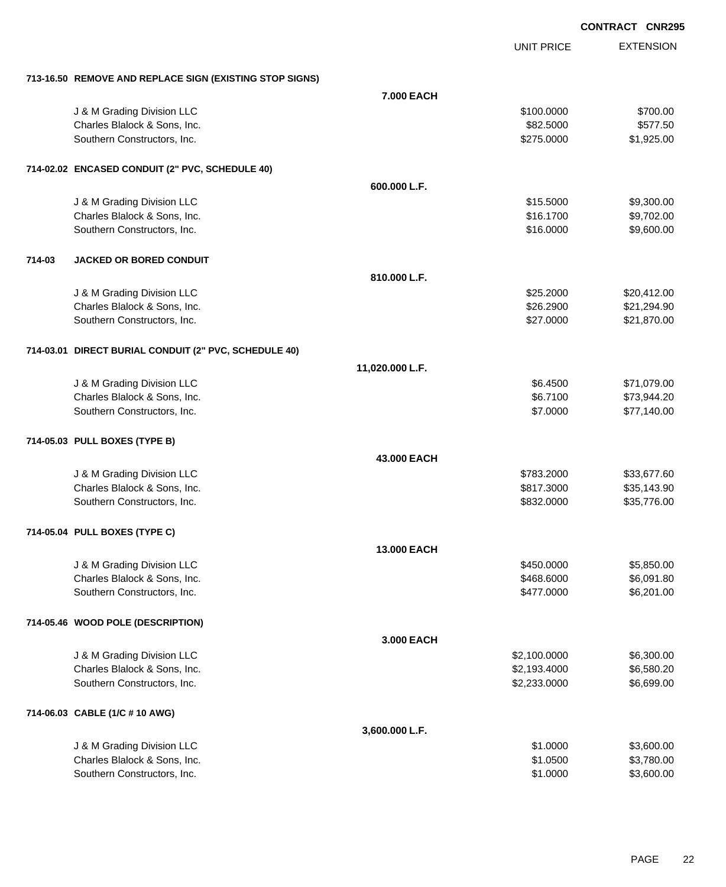**CONTRACT CNR295**

| | UNIT PRICE | EXTENSION |
|---|---|---|
| **713-16.50 REMOVE AND REPLACE SIGN (EXISTING STOP SIGNS)** | | |
| **7.000 EACH** | | |
| J & M Grading Division LLC | $100.0000 | $700.00 |
| Charles Blalock & Sons, Inc. | $82.5000 | $577.50 |
| Southern Constructors, Inc. | $275.0000 | $1,925.00 |
| **714-02.02 ENCASED CONDUIT (2" PVC, SCHEDULE 40)** | | |
| **600.000 L.F.** | | |
| J & M Grading Division LLC | $15.5000 | $9,300.00 |
| Charles Blalock & Sons, Inc. | $16.1700 | $9,702.00 |
| Southern Constructors, Inc. | $16.0000 | $9,600.00 |
| **714-03 JACKED OR BORED CONDUIT** | | |
| **810.000 L.F.** | | |
| J & M Grading Division LLC | $25.2000 | $20,412.00 |
| Charles Blalock & Sons, Inc. | $26.2900 | $21,294.90 |
| Southern Constructors, Inc. | $27.0000 | $21,870.00 |
| **714-03.01 DIRECT BURIAL CONDUIT (2" PVC, SCHEDULE 40)** | | |
| **11,020.000 L.F.** | | |
| J & M Grading Division LLC | $6.4500 | $71,079.00 |
| Charles Blalock & Sons, Inc. | $6.7100 | $73,944.20 |
| Southern Constructors, Inc. | $7.0000 | $77,140.00 |
| **714-05.03 PULL BOXES (TYPE B)** | | |
| **43.000 EACH** | | |
| J & M Grading Division LLC | $783.2000 | $33,677.60 |
| Charles Blalock & Sons, Inc. | $817.3000 | $35,143.90 |
| Southern Constructors, Inc. | $832.0000 | $35,776.00 |
| **714-05.04 PULL BOXES (TYPE C)** | | |
| **13.000 EACH** | | |
| J & M Grading Division LLC | $450.0000 | $5,850.00 |
| Charles Blalock & Sons, Inc. | $468.6000 | $6,091.80 |
| Southern Constructors, Inc. | $477.0000 | $6,201.00 |
| **714-05.46 WOOD POLE (DESCRIPTION)** | | |
| **3.000 EACH** | | |
| J & M Grading Division LLC | $2,100.0000 | $6,300.00 |
| Charles Blalock & Sons, Inc. | $2,193.4000 | $6,580.20 |
| Southern Constructors, Inc. | $2,233.0000 | $6,699.00 |
| **714-06.03 CABLE (1/C # 10 AWG)** | | |
| **3,600.000 L.F.** | | |
| J & M Grading Division LLC | $1.0000 | $3,600.00 |
| Charles Blalock & Sons, Inc. | $1.0500 | $3,780.00 |
| Southern Constructors, Inc. | $1.0000 | $3,600.00 |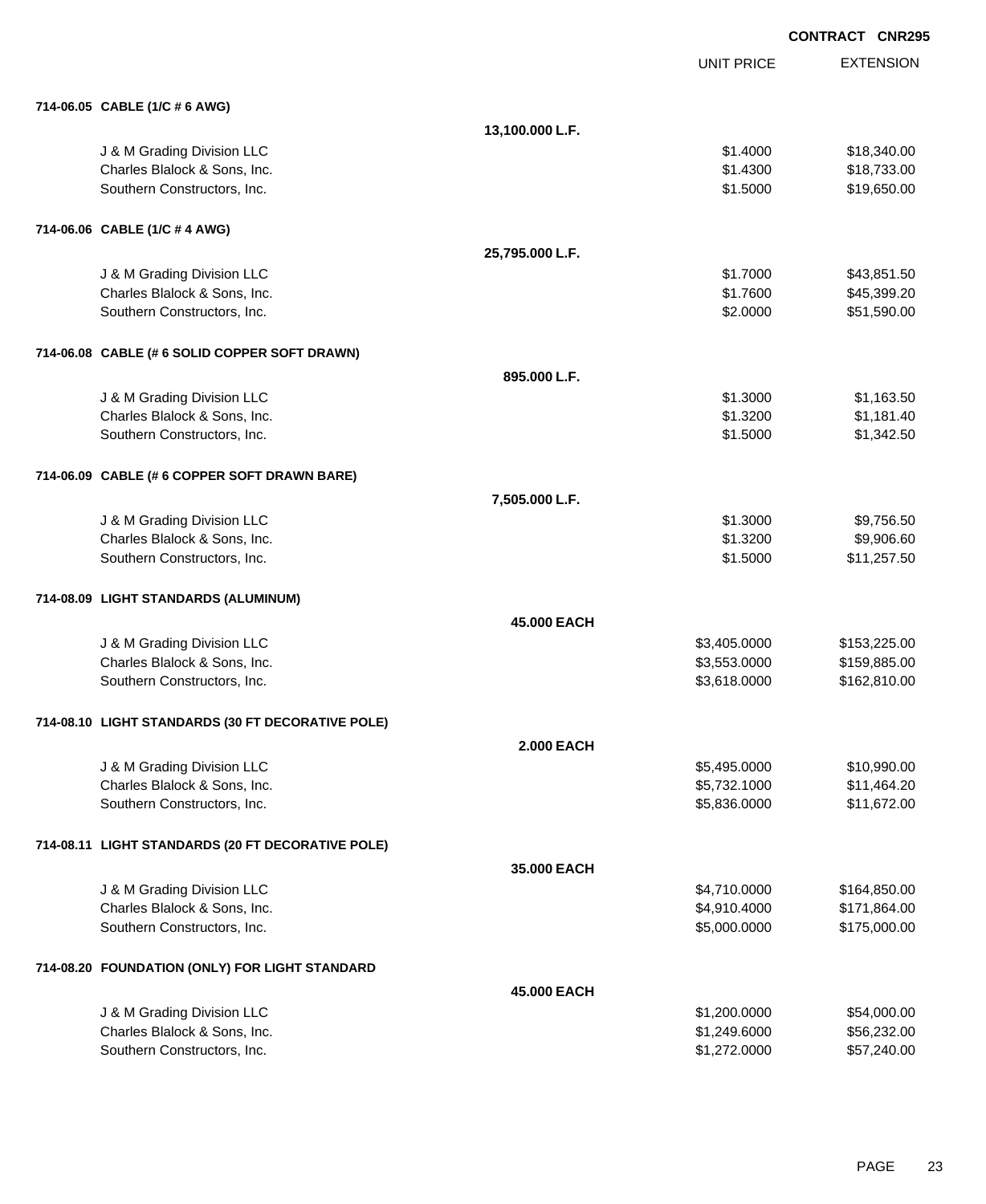CONTRACT CNR295

| | | UNIT PRICE | EXTENSION |
|---|---|---|---|
| **714-06.05 CABLE (1/C # 6 AWG)** | | | |
| | **13,100.000 L.F.** | | |
| J & M Grading Division LLC | | $1.4000 | $18,340.00 |
| Charles Blalock & Sons, Inc. | | $1.4300 | $18,733.00 |
| Southern Constructors, Inc. | | $1.5000 | $19,650.00 |
| **714-06.06 CABLE (1/C # 4 AWG)** | | | |
| | **25,795.000 L.F.** | | |
| J & M Grading Division LLC | | $1.7000 | $43,851.50 |
| Charles Blalock & Sons, Inc. | | $1.7600 | $45,399.20 |
| Southern Constructors, Inc. | | $2.0000 | $51,590.00 |
| **714-06.08 CABLE (# 6 SOLID COPPER SOFT DRAWN)** | | | |
| | **895.000 L.F.** | | |
| J & M Grading Division LLC | | $1.3000 | $1,163.50 |
| Charles Blalock & Sons, Inc. | | $1.3200 | $1,181.40 |
| Southern Constructors, Inc. | | $1.5000 | $1,342.50 |
| **714-06.09 CABLE (# 6 COPPER SOFT DRAWN BARE)** | | | |
| | **7,505.000 L.F.** | | |
| J & M Grading Division LLC | | $1.3000 | $9,756.50 |
| Charles Blalock & Sons, Inc. | | $1.3200 | $9,906.60 |
| Southern Constructors, Inc. | | $1.5000 | $11,257.50 |
| **714-08.09 LIGHT STANDARDS (ALUMINUM)** | | | |
| | **45.000 EACH** | | |
| J & M Grading Division LLC | | $3,405.0000 | $153,225.00 |
| Charles Blalock & Sons, Inc. | | $3,553.0000 | $159,885.00 |
| Southern Constructors, Inc. | | $3,618.0000 | $162,810.00 |
| **714-08.10 LIGHT STANDARDS (30 FT DECORATIVE POLE)** | | | |
| | **2.000 EACH** | | |
| J & M Grading Division LLC | | $5,495.0000 | $10,990.00 |
| Charles Blalock & Sons, Inc. | | $5,732.1000 | $11,464.20 |
| Southern Constructors, Inc. | | $5,836.0000 | $11,672.00 |
| **714-08.11 LIGHT STANDARDS (20 FT DECORATIVE POLE)** | | | |
| | **35.000 EACH** | | |
| J & M Grading Division LLC | | $4,710.0000 | $164,850.00 |
| Charles Blalock & Sons, Inc. | | $4,910.4000 | $171,864.00 |
| Southern Constructors, Inc. | | $5,000.0000 | $175,000.00 |
| **714-08.20 FOUNDATION (ONLY) FOR LIGHT STANDARD** | | | |
| | **45.000 EACH** | | |
| J & M Grading Division LLC | | $1,200.0000 | $54,000.00 |
| Charles Blalock & Sons, Inc. | | $1,249.6000 | $56,232.00 |
| Southern Constructors, Inc. | | $1,272.0000 | $57,240.00 |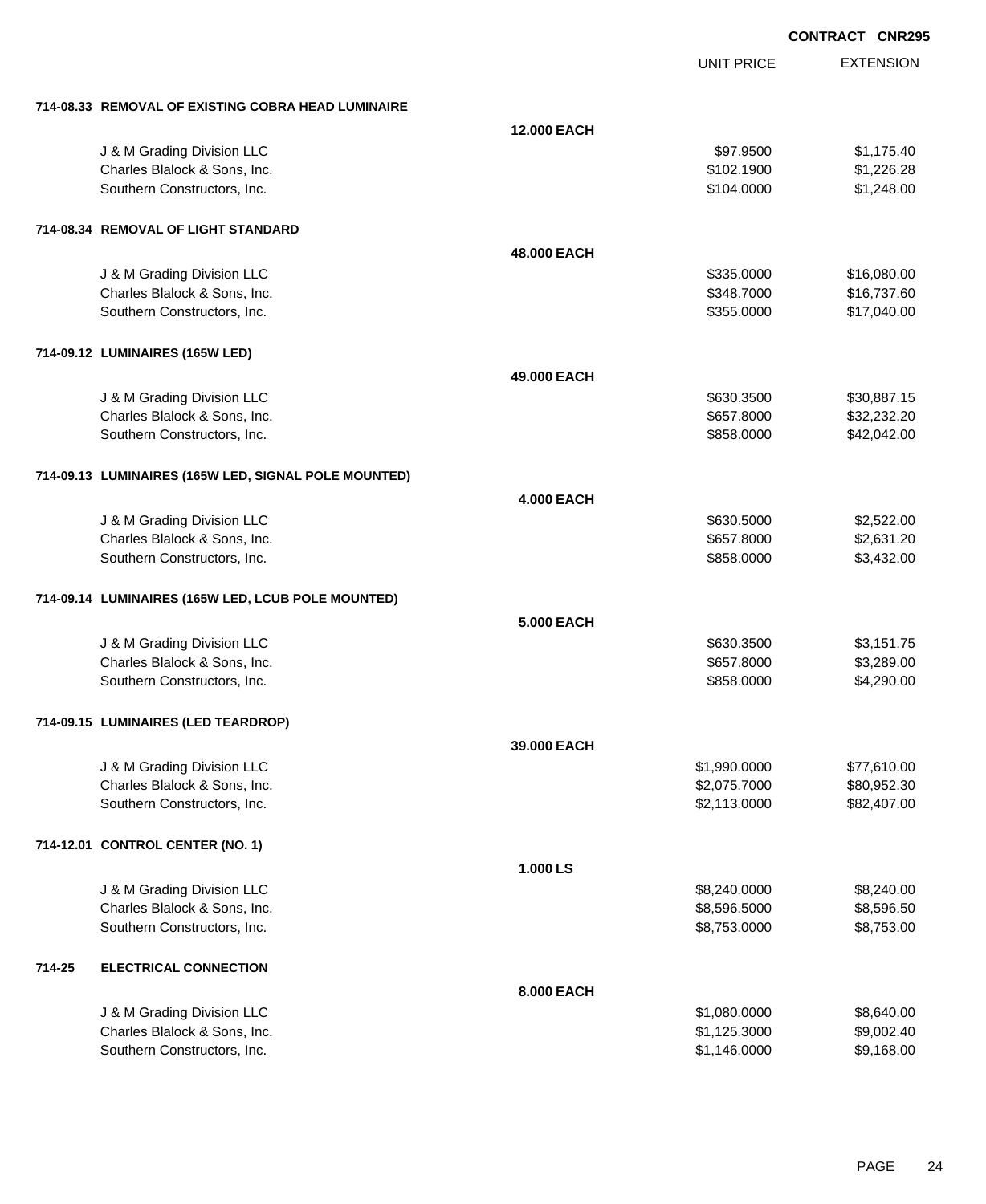**CONTRACT CNR295**

| | | UNIT PRICE | EXTENSION |
|---|---|---|---|
| **714-08.33 REMOVAL OF EXISTING COBRA HEAD LUMINAIRE** | | | |
| | **12.000 EACH** | | |
| J & M Grading Division LLC | | $97.9500 | $1,175.40 |
| Charles Blalock & Sons, Inc. | | $102.1900 | $1,226.28 |
| Southern Constructors, Inc. | | $104.0000 | $1,248.00 |
| **714-08.34 REMOVAL OF LIGHT STANDARD** | | | |
| | **48.000 EACH** | | |
| J & M Grading Division LLC | | $335.0000 | $16,080.00 |
| Charles Blalock & Sons, Inc. | | $348.7000 | $16,737.60 |
| Southern Constructors, Inc. | | $355.0000 | $17,040.00 |
| **714-09.12 LUMINAIRES (165W LED)** | | | |
| | **49.000 EACH** | | |
| J & M Grading Division LLC | | $630.3500 | $30,887.15 |
| Charles Blalock & Sons, Inc. | | $657.8000 | $32,232.20 |
| Southern Constructors, Inc. | | $858.0000 | $42,042.00 |
| **714-09.13 LUMINAIRES (165W LED, SIGNAL POLE MOUNTED)** | | | |
| | **4.000 EACH** | | |
| J & M Grading Division LLC | | $630.5000 | $2,522.00 |
| Charles Blalock & Sons, Inc. | | $657.8000 | $2,631.20 |
| Southern Constructors, Inc. | | $858.0000 | $3,432.00 |
| **714-09.14 LUMINAIRES (165W LED, LCUB POLE MOUNTED)** | | | |
| | **5.000 EACH** | | |
| J & M Grading Division LLC | | $630.3500 | $3,151.75 |
| Charles Blalock & Sons, Inc. | | $657.8000 | $3,289.00 |
| Southern Constructors, Inc. | | $858.0000 | $4,290.00 |
| **714-09.15 LUMINAIRES (LED TEARDROP)** | | | |
| | **39.000 EACH** | | |
| J & M Grading Division LLC | | $1,990.0000 | $77,610.00 |
| Charles Blalock & Sons, Inc. | | $2,075.7000 | $80,952.30 |
| Southern Constructors, Inc. | | $2,113.0000 | $82,407.00 |
| **714-12.01 CONTROL CENTER (NO. 1)** | | | |
| | **1.000 LS** | | |
| J & M Grading Division LLC | | $8,240.0000 | $8,240.00 |
| Charles Blalock & Sons, Inc. | | $8,596.5000 | $8,596.50 |
| Southern Constructors, Inc. | | $8,753.0000 | $8,753.00 |
| **714-25 ELECTRICAL CONNECTION** | | | |
| | **8.000 EACH** | | |
| J & M Grading Division LLC | | $1,080.0000 | $8,640.00 |
| Charles Blalock & Sons, Inc. | | $1,125.3000 | $9,002.40 |
| Southern Constructors, Inc. | | $1,146.0000 | $9,168.00 |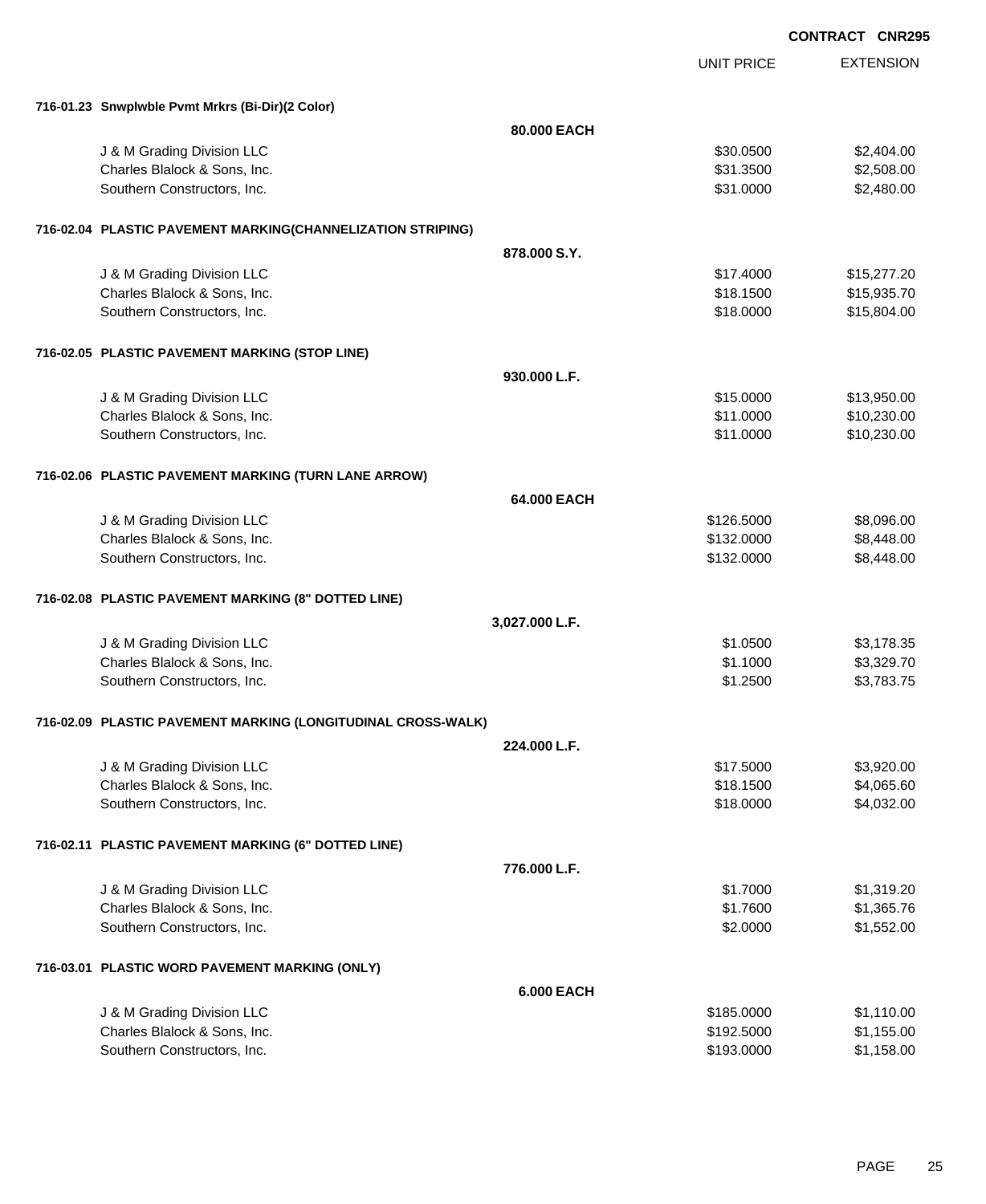**CONTRACT CNR295**

| | | UNIT PRICE | EXTENSION |
|---|---|---|---|
| **716-01.23 Snwplwble Pvmt Mrkrs (Bi-Dir)(2 Color)** | | | |
| | **80.000 EACH** | | |
| J & M Grading Division LLC | | $30.0500 | $2,404.00 |
| Charles Blalock & Sons, Inc. | | $31.3500 | $2,508.00 |
| Southern Constructors, Inc. | | $31.0000 | $2,480.00 |
| **716-02.04 PLASTIC PAVEMENT MARKING(CHANNELIZATION STRIPING)** | | | |
| | **878.000 S.Y.** | | |
| J & M Grading Division LLC | | $17.4000 | $15,277.20 |
| Charles Blalock & Sons, Inc. | | $18.1500 | $15,935.70 |
| Southern Constructors, Inc. | | $18.0000 | $15,804.00 |
| **716-02.05 PLASTIC PAVEMENT MARKING (STOP LINE)** | | | |
| | **930.000 L.F.** | | |
| J & M Grading Division LLC | | $15.0000 | $13,950.00 |
| Charles Blalock & Sons, Inc. | | $11.0000 | $10,230.00 |
| Southern Constructors, Inc. | | $11.0000 | $10,230.00 |
| **716-02.06 PLASTIC PAVEMENT MARKING (TURN LANE ARROW)** | | | |
| | **64.000 EACH** | | |
| J & M Grading Division LLC | | $126.5000 | $8,096.00 |
| Charles Blalock & Sons, Inc. | | $132.0000 | $8,448.00 |
| Southern Constructors, Inc. | | $132.0000 | $8,448.00 |
| **716-02.08 PLASTIC PAVEMENT MARKING (8" DOTTED LINE)** | | | |
| | **3,027.000 L.F.** | | |
| J & M Grading Division LLC | | $1.0500 | $3,178.35 |
| Charles Blalock & Sons, Inc. | | $1.1000 | $3,329.70 |
| Southern Constructors, Inc. | | $1.2500 | $3,783.75 |
| **716-02.09 PLASTIC PAVEMENT MARKING (LONGITUDINAL CROSS-WALK)** | | | |
| | **224.000 L.F.** | | |
| J & M Grading Division LLC | | $17.5000 | $3,920.00 |
| Charles Blalock & Sons, Inc. | | $18.1500 | $4,065.60 |
| Southern Constructors, Inc. | | $18.0000 | $4,032.00 |
| **716-02.11 PLASTIC PAVEMENT MARKING (6" DOTTED LINE)** | | | |
| | **776.000 L.F.** | | |
| J & M Grading Division LLC | | $1.7000 | $1,319.20 |
| Charles Blalock & Sons, Inc. | | $1.7600 | $1,365.76 |
| Southern Constructors, Inc. | | $2.0000 | $1,552.00 |
| **716-03.01 PLASTIC WORD PAVEMENT MARKING (ONLY)** | | | |
| | **6.000 EACH** | | |
| J & M Grading Division LLC | | $185.0000 | $1,110.00 |
| Charles Blalock & Sons, Inc. | | $192.5000 | $1,155.00 |
| Southern Constructors, Inc. | | $193.0000 | $1,158.00 |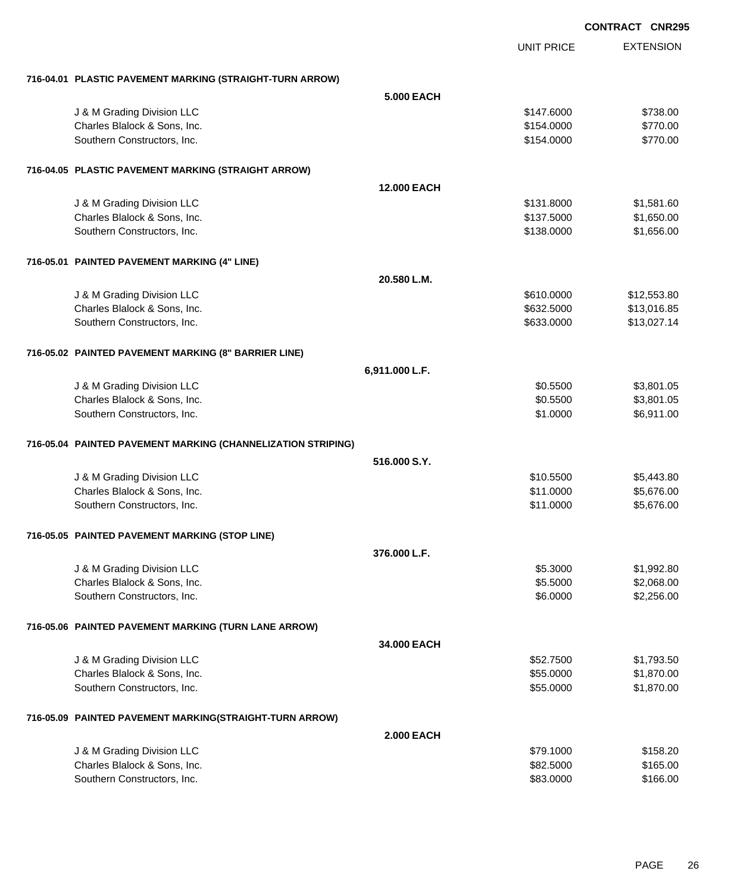**CONTRACT CNR295**

| | UNIT PRICE | EXTENSION |
|---|---|---|
| **716-04.01 PLASTIC PAVEMENT MARKING (STRAIGHT-TURN ARROW)** | | |
| **5.000 EACH** | | |
| J & M Grading Division LLC | $147.6000 | $738.00 |
| Charles Blalock & Sons, Inc. | $154.0000 | $770.00 |
| Southern Constructors, Inc. | $154.0000 | $770.00 |
| **716-04.05 PLASTIC PAVEMENT MARKING (STRAIGHT ARROW)** | | |
| **12.000 EACH** | | |
| J & M Grading Division LLC | $131.8000 | $1,581.60 |
| Charles Blalock & Sons, Inc. | $137.5000 | $1,650.00 |
| Southern Constructors, Inc. | $138.0000 | $1,656.00 |
| **716-05.01 PAINTED PAVEMENT MARKING (4" LINE)** | | |
| **20.580 L.M.** | | |
| J & M Grading Division LLC | $610.0000 | $12,553.80 |
| Charles Blalock & Sons, Inc. | $632.5000 | $13,016.85 |
| Southern Constructors, Inc. | $633.0000 | $13,027.14 |
| **716-05.02 PAINTED PAVEMENT MARKING (8" BARRIER LINE)** | | |
| **6,911.000 L.F.** | | |
| J & M Grading Division LLC | $0.5500 | $3,801.05 |
| Charles Blalock & Sons, Inc. | $0.5500 | $3,801.05 |
| Southern Constructors, Inc. | $1.0000 | $6,911.00 |
| **716-05.04 PAINTED PAVEMENT MARKING (CHANNELIZATION STRIPING)** | | |
| **516.000 S.Y.** | | |
| J & M Grading Division LLC | $10.5500 | $5,443.80 |
| Charles Blalock & Sons, Inc. | $11.0000 | $5,676.00 |
| Southern Constructors, Inc. | $11.0000 | $5,676.00 |
| **716-05.05 PAINTED PAVEMENT MARKING (STOP LINE)** | | |
| **376.000 L.F.** | | |
| J & M Grading Division LLC | $5.3000 | $1,992.80 |
| Charles Blalock & Sons, Inc. | $5.5000 | $2,068.00 |
| Southern Constructors, Inc. | $6.0000 | $2,256.00 |
| **716-05.06 PAINTED PAVEMENT MARKING (TURN LANE ARROW)** | | |
| **34.000 EACH** | | |
| J & M Grading Division LLC | $52.7500 | $1,793.50 |
| Charles Blalock & Sons, Inc. | $55.0000 | $1,870.00 |
| Southern Constructors, Inc. | $55.0000 | $1,870.00 |
| **716-05.09 PAINTED PAVEMENT MARKING(STRAIGHT-TURN ARROW)** | | |
| **2.000 EACH** | | |
| J & M Grading Division LLC | $79.1000 | $158.20 |
| Charles Blalock & Sons, Inc. | $82.5000 | $165.00 |
| Southern Constructors, Inc. | $83.0000 | $166.00 |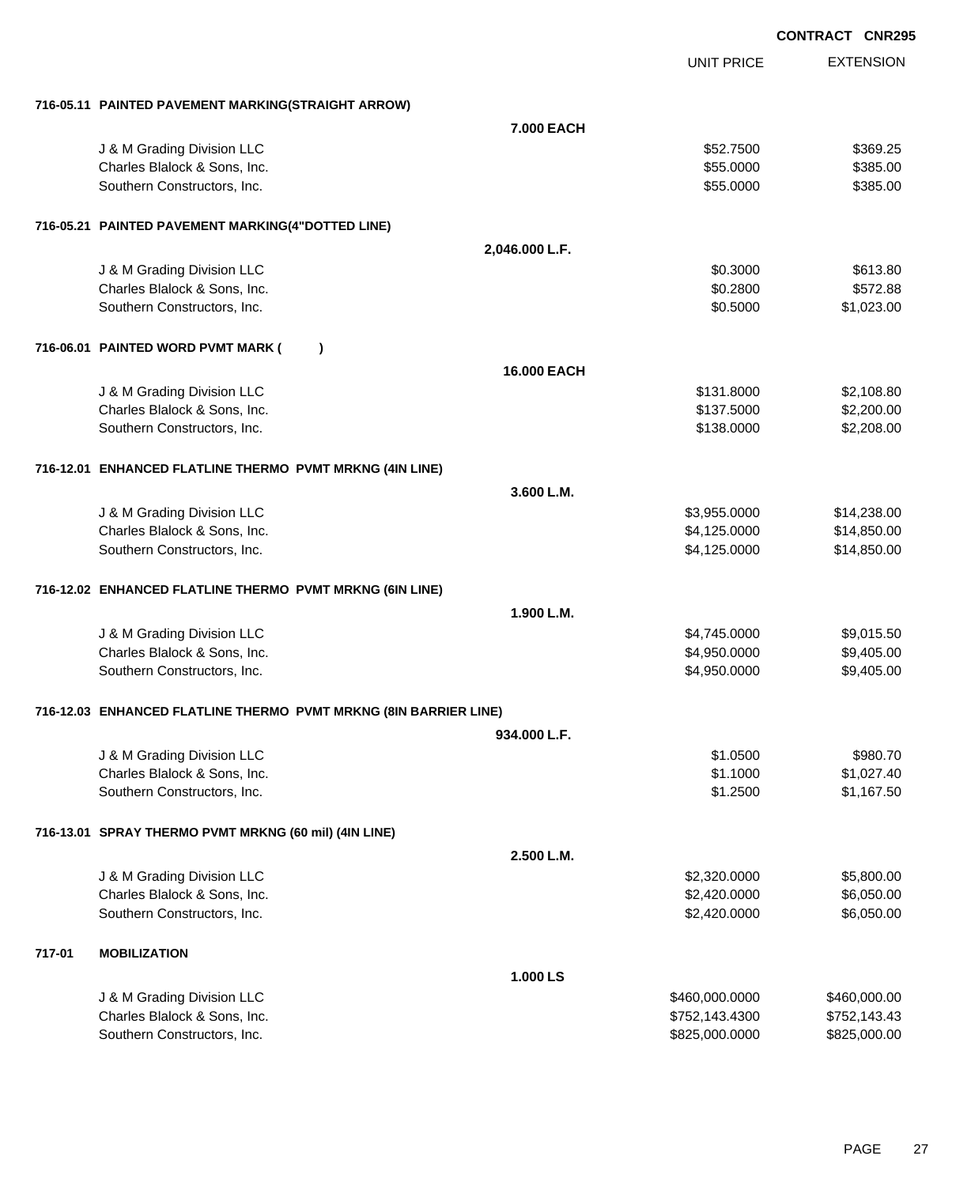**CONTRACT CNR295**

| | | UNIT PRICE | EXTENSION |
|---|---|---|---|
| **716-05.11 PAINTED PAVEMENT MARKING(STRAIGHT ARROW)** | | | |
| | **7.000 EACH** | | |
| J & M Grading Division LLC | | $52.7500 | $369.25 |
| Charles Blalock & Sons, Inc. | | $55.0000 | $385.00 |
| Southern Constructors, Inc. | | $55.0000 | $385.00 |
| **716-05.21 PAINTED PAVEMENT MARKING(4"DOTTED LINE)** | | | |
| | **2,046.000 L.F.** | | |
| J & M Grading Division LLC | | $0.3000 | $613.80 |
| Charles Blalock & Sons, Inc. | | $0.2800 | $572.88 |
| Southern Constructors, Inc. | | $0.5000 | $1,023.00 |
| **716-06.01 PAINTED WORD PVMT MARK ( )** | | | |
| | **16.000 EACH** | | |
| J & M Grading Division LLC | | $131.8000 | $2,108.80 |
| Charles Blalock & Sons, Inc. | | $137.5000 | $2,200.00 |
| Southern Constructors, Inc. | | $138.0000 | $2,208.00 |
| **716-12.01 ENHANCED FLATLINE THERMO PVMT MRKNG (4IN LINE)** | | | |
| | **3.600 L.M.** | | |
| J & M Grading Division LLC | | $3,955.0000 | $14,238.00 |
| Charles Blalock & Sons, Inc. | | $4,125.0000 | $14,850.00 |
| Southern Constructors, Inc. | | $4,125.0000 | $14,850.00 |
| **716-12.02 ENHANCED FLATLINE THERMO PVMT MRKNG (6IN LINE)** | | | |
| | **1.900 L.M.** | | |
| J & M Grading Division LLC | | $4,745.0000 | $9,015.50 |
| Charles Blalock & Sons, Inc. | | $4,950.0000 | $9,405.00 |
| Southern Constructors, Inc. | | $4,950.0000 | $9,405.00 |
| **716-12.03 ENHANCED FLATLINE THERMO PVMT MRKNG (8IN BARRIER LINE)** | | | |
| | **934.000 L.F.** | | |
| J & M Grading Division LLC | | $1.0500 | $980.70 |
| Charles Blalock & Sons, Inc. | | $1.1000 | $1,027.40 |
| Southern Constructors, Inc. | | $1.2500 | $1,167.50 |
| **716-13.01 SPRAY THERMO PVMT MRKNG (60 mil) (4IN LINE)** | | | |
| | **2.500 L.M.** | | |
| J & M Grading Division LLC | | $2,320.0000 | $5,800.00 |
| Charles Blalock & Sons, Inc. | | $2,420.0000 | $6,050.00 |
| Southern Constructors, Inc. | | $2,420.0000 | $6,050.00 |
| **717-01 MOBILIZATION** | | | |
| | **1.000 LS** | | |
| J & M Grading Division LLC | | $460,000.0000 | $460,000.00 |
| Charles Blalock & Sons, Inc. | | $752,143.4300 | $752,143.43 |
| Southern Constructors, Inc. | | $825,000.0000 | $825,000.00 |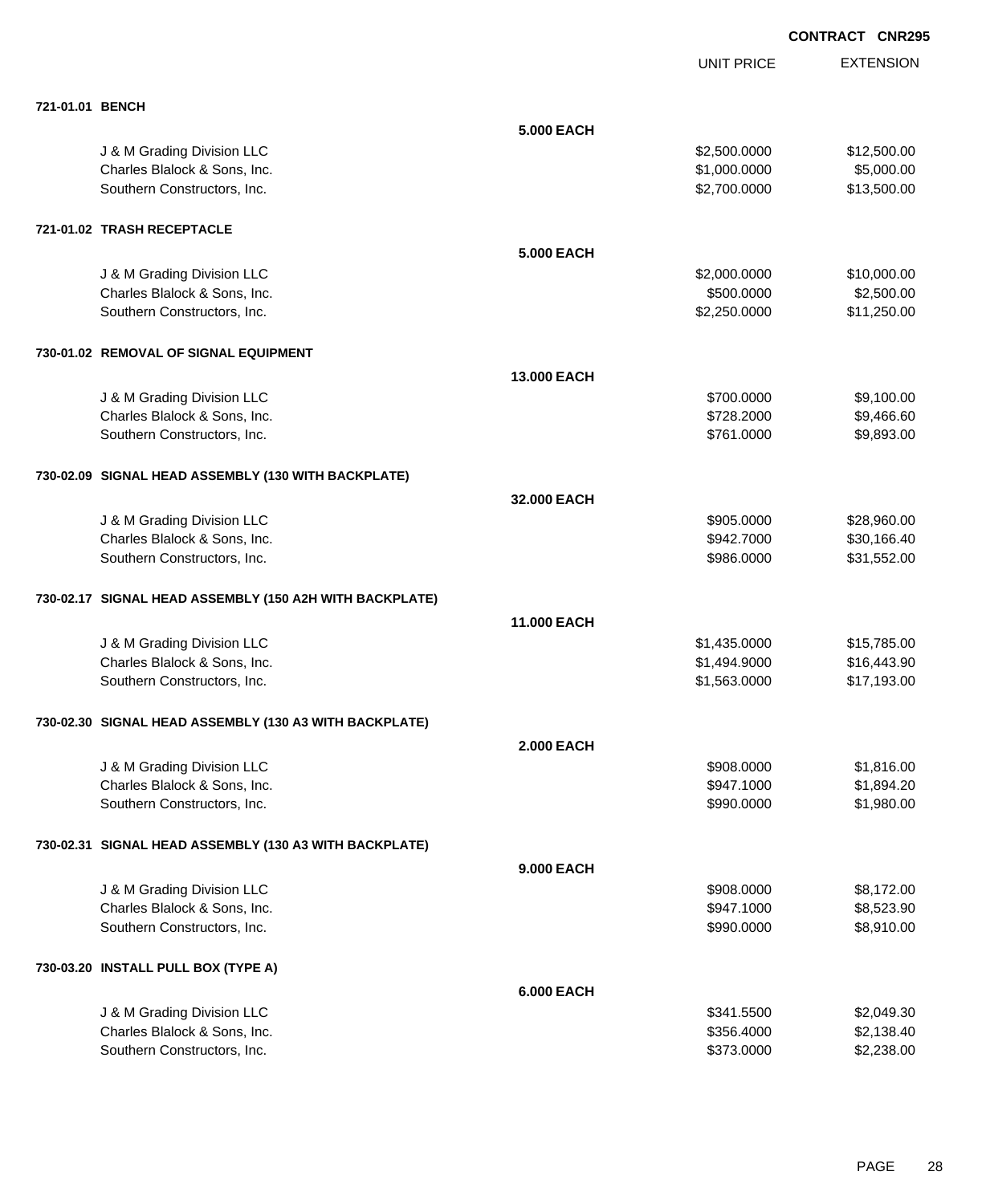CONTRACT CNR295

| | | UNIT PRICE | EXTENSION |
|---|---|---|---|
| **721-01.01 BENCH** | | | |
| | **5.000 EACH** | | |
| J & M Grading Division LLC | | $2,500.0000 | $12,500.00 |
| Charles Blalock & Sons, Inc. | | $1,000.0000 | $5,000.00 |
| Southern Constructors, Inc. | | $2,700.0000 | $13,500.00 |
| **721-01.02 TRASH RECEPTACLE** | | | |
| | **5.000 EACH** | | |
| J & M Grading Division LLC | | $2,000.0000 | $10,000.00 |
| Charles Blalock & Sons, Inc. | | $500.0000 | $2,500.00 |
| Southern Constructors, Inc. | | $2,250.0000 | $11,250.00 |
| **730-01.02 REMOVAL OF SIGNAL EQUIPMENT** | | | |
| | **13.000 EACH** | | |
| J & M Grading Division LLC | | $700.0000 | $9,100.00 |
| Charles Blalock & Sons, Inc. | | $728.2000 | $9,466.60 |
| Southern Constructors, Inc. | | $761.0000 | $9,893.00 |
| **730-02.09 SIGNAL HEAD ASSEMBLY (130 WITH BACKPLATE)** | | | |
| | **32.000 EACH** | | |
| J & M Grading Division LLC | | $905.0000 | $28,960.00 |
| Charles Blalock & Sons, Inc. | | $942.7000 | $30,166.40 |
| Southern Constructors, Inc. | | $986.0000 | $31,552.00 |
| **730-02.17 SIGNAL HEAD ASSEMBLY (150 A2H WITH BACKPLATE)** | | | |
| | **11.000 EACH** | | |
| J & M Grading Division LLC | | $1,435.0000 | $15,785.00 |
| Charles Blalock & Sons, Inc. | | $1,494.9000 | $16,443.90 |
| Southern Constructors, Inc. | | $1,563.0000 | $17,193.00 |
| **730-02.30 SIGNAL HEAD ASSEMBLY (130 A3 WITH BACKPLATE)** | | | |
| | **2.000 EACH** | | |
| J & M Grading Division LLC | | $908.0000 | $1,816.00 |
| Charles Blalock & Sons, Inc. | | $947.1000 | $1,894.20 |
| Southern Constructors, Inc. | | $990.0000 | $1,980.00 |
| **730-02.31 SIGNAL HEAD ASSEMBLY (130 A3 WITH BACKPLATE)** | | | |
| | **9.000 EACH** | | |
| J & M Grading Division LLC | | $908.0000 | $8,172.00 |
| Charles Blalock & Sons, Inc. | | $947.1000 | $8,523.90 |
| Southern Constructors, Inc. | | $990.0000 | $8,910.00 |
| **730-03.20 INSTALL PULL BOX (TYPE A)** | | | |
| | **6.000 EACH** | | |
| J & M Grading Division LLC | | $341.5500 | $2,049.30 |
| Charles Blalock & Sons, Inc. | | $356.4000 | $2,138.40 |
| Southern Constructors, Inc. | | $373.0000 | $2,238.00 |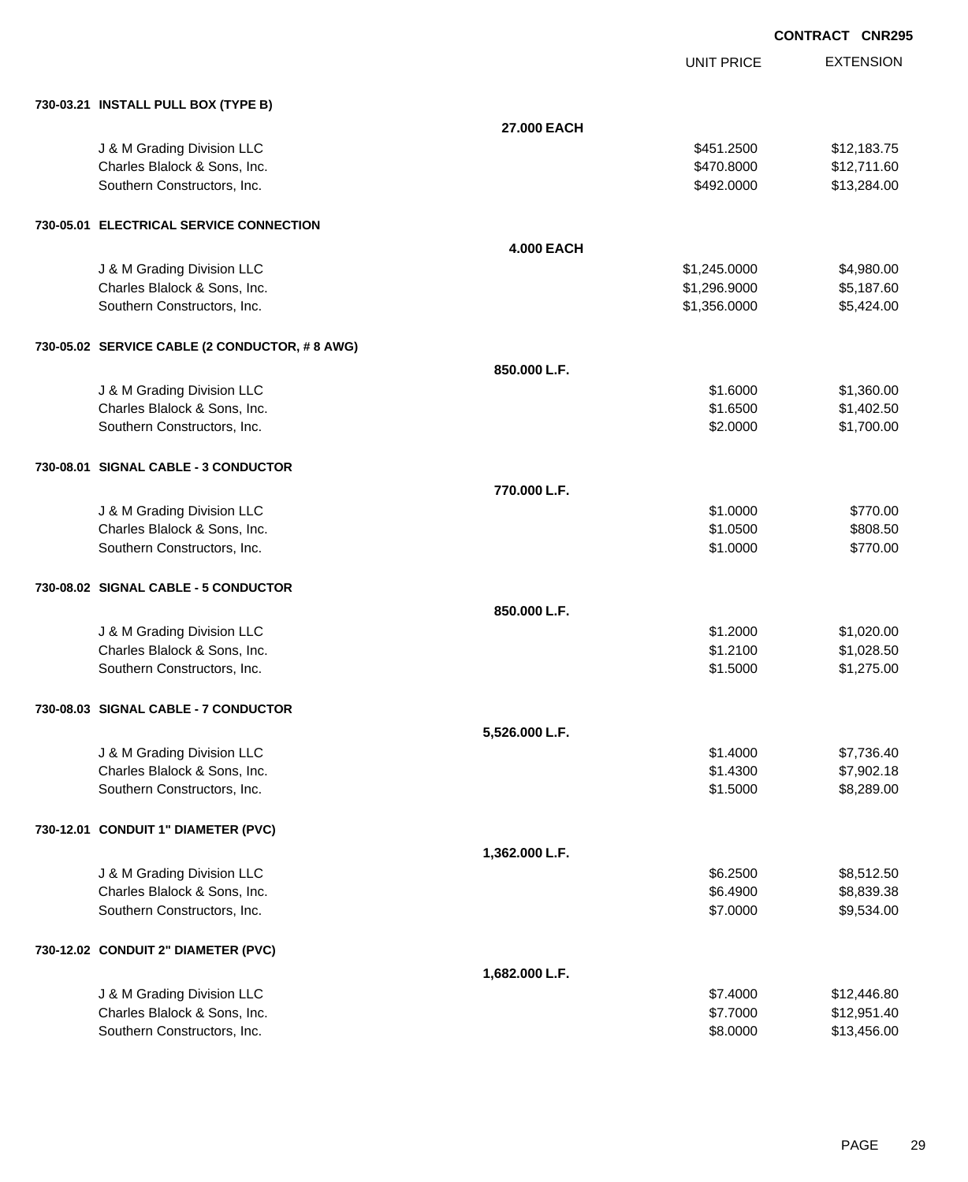**CONTRACT CNR295**

| | | UNIT PRICE | EXTENSION |
|---|---|---|---|
| **730-03.21 INSTALL PULL BOX (TYPE B)** | | | |
| | **27.000 EACH** | | |
| J & M Grading Division LLC | | $451.2500 | $12,183.75 |
| Charles Blalock & Sons, Inc. | | $470.8000 | $12,711.60 |
| Southern Constructors, Inc. | | $492.0000 | $13,284.00 |
| **730-05.01 ELECTRICAL SERVICE CONNECTION** | | | |
| | **4.000 EACH** | | |
| J & M Grading Division LLC | | $1,245.0000 | $4,980.00 |
| Charles Blalock & Sons, Inc. | | $1,296.9000 | $5,187.60 |
| Southern Constructors, Inc. | | $1,356.0000 | $5,424.00 |
| **730-05.02 SERVICE CABLE (2 CONDUCTOR, # 8 AWG)** | | | |
| | **850.000 L.F.** | | |
| J & M Grading Division LLC | | $1.6000 | $1,360.00 |
| Charles Blalock & Sons, Inc. | | $1.6500 | $1,402.50 |
| Southern Constructors, Inc. | | $2.0000 | $1,700.00 |
| **730-08.01 SIGNAL CABLE - 3 CONDUCTOR** | | | |
| | **770.000 L.F.** | | |
| J & M Grading Division LLC | | $1.0000 | $770.00 |
| Charles Blalock & Sons, Inc. | | $1.0500 | $808.50 |
| Southern Constructors, Inc. | | $1.0000 | $770.00 |
| **730-08.02 SIGNAL CABLE - 5 CONDUCTOR** | | | |
| | **850.000 L.F.** | | |
| J & M Grading Division LLC | | $1.2000 | $1,020.00 |
| Charles Blalock & Sons, Inc. | | $1.2100 | $1,028.50 |
| Southern Constructors, Inc. | | $1.5000 | $1,275.00 |
| **730-08.03 SIGNAL CABLE - 7 CONDUCTOR** | | | |
| | **5,526.000 L.F.** | | |
| J & M Grading Division LLC | | $1.4000 | $7,736.40 |
| Charles Blalock & Sons, Inc. | | $1.4300 | $7,902.18 |
| Southern Constructors, Inc. | | $1.5000 | $8,289.00 |
| **730-12.01 CONDUIT 1" DIAMETER (PVC)** | | | |
| | **1,362.000 L.F.** | | |
| J & M Grading Division LLC | | $6.2500 | $8,512.50 |
| Charles Blalock & Sons, Inc. | | $6.4900 | $8,839.38 |
| Southern Constructors, Inc. | | $7.0000 | $9,534.00 |
| **730-12.02 CONDUIT 2" DIAMETER (PVC)** | | | |
| | **1,682.000 L.F.** | | |
| J & M Grading Division LLC | | $7.4000 | $12,446.80 |
| Charles Blalock & Sons, Inc. | | $7.7000 | $12,951.40 |
| Southern Constructors, Inc. | | $8.0000 | $13,456.00 |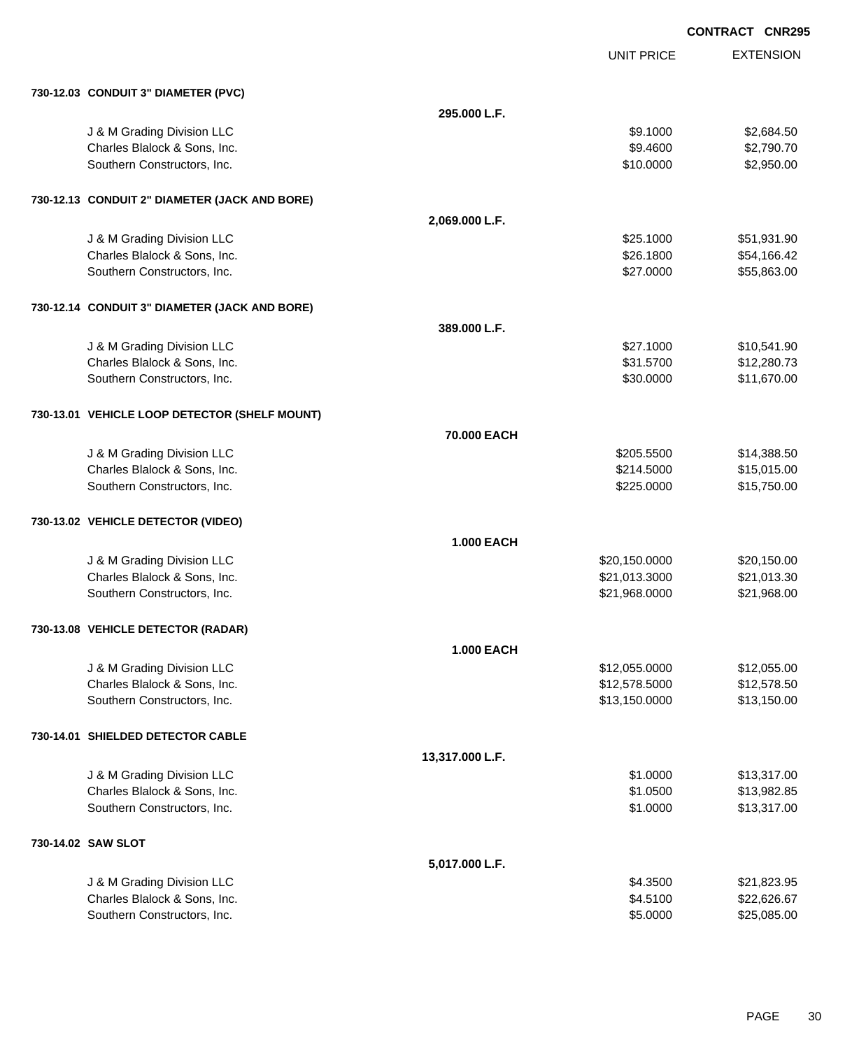CONTRACT CNR295

| | | UNIT PRICE | EXTENSION |
|---|---|---|---|
| **730-12.03 CONDUIT 3" DIAMETER (PVC)** | | | |
| | **295.000 L.F.** | | |
| J & M Grading Division LLC | | $9.1000 | $2,684.50 |
| Charles Blalock & Sons, Inc. | | $9.4600 | $2,790.70 |
| Southern Constructors, Inc. | | $10.0000 | $2,950.00 |
| **730-12.13 CONDUIT 2" DIAMETER (JACK AND BORE)** | | | |
| | **2,069.000 L.F.** | | |
| J & M Grading Division LLC | | $25.1000 | $51,931.90 |
| Charles Blalock & Sons, Inc. | | $26.1800 | $54,166.42 |
| Southern Constructors, Inc. | | $27.0000 | $55,863.00 |
| **730-12.14 CONDUIT 3" DIAMETER (JACK AND BORE)** | | | |
| | **389.000 L.F.** | | |
| J & M Grading Division LLC | | $27.1000 | $10,541.90 |
| Charles Blalock & Sons, Inc. | | $31.5700 | $12,280.73 |
| Southern Constructors, Inc. | | $30.0000 | $11,670.00 |
| **730-13.01 VEHICLE LOOP DETECTOR (SHELF MOUNT)** | | | |
| | **70.000 EACH** | | |
| J & M Grading Division LLC | | $205.5500 | $14,388.50 |
| Charles Blalock & Sons, Inc. | | $214.5000 | $15,015.00 |
| Southern Constructors, Inc. | | $225.0000 | $15,750.00 |
| **730-13.02 VEHICLE DETECTOR (VIDEO)** | | | |
| | **1.000 EACH** | | |
| J & M Grading Division LLC | | $20,150.0000 | $20,150.00 |
| Charles Blalock & Sons, Inc. | | $21,013.3000 | $21,013.30 |
| Southern Constructors, Inc. | | $21,968.0000 | $21,968.00 |
| **730-13.08 VEHICLE DETECTOR (RADAR)** | | | |
| | **1.000 EACH** | | |
| J & M Grading Division LLC | | $12,055.0000 | $12,055.00 |
| Charles Blalock & Sons, Inc. | | $12,578.5000 | $12,578.50 |
| Southern Constructors, Inc. | | $13,150.0000 | $13,150.00 |
| **730-14.01 SHIELDED DETECTOR CABLE** | | | |
| | **13,317.000 L.F.** | | |
| J & M Grading Division LLC | | $1.0000 | $13,317.00 |
| Charles Blalock & Sons, Inc. | | $1.0500 | $13,982.85 |
| Southern Constructors, Inc. | | $1.0000 | $13,317.00 |
| **730-14.02 SAW SLOT** | | | |
| | **5,017.000 L.F.** | | |
| J & M Grading Division LLC | | $4.3500 | $21,823.95 |
| Charles Blalock & Sons, Inc. | | $4.5100 | $22,626.67 |
| Southern Constructors, Inc. | | $5.0000 | $25,085.00 |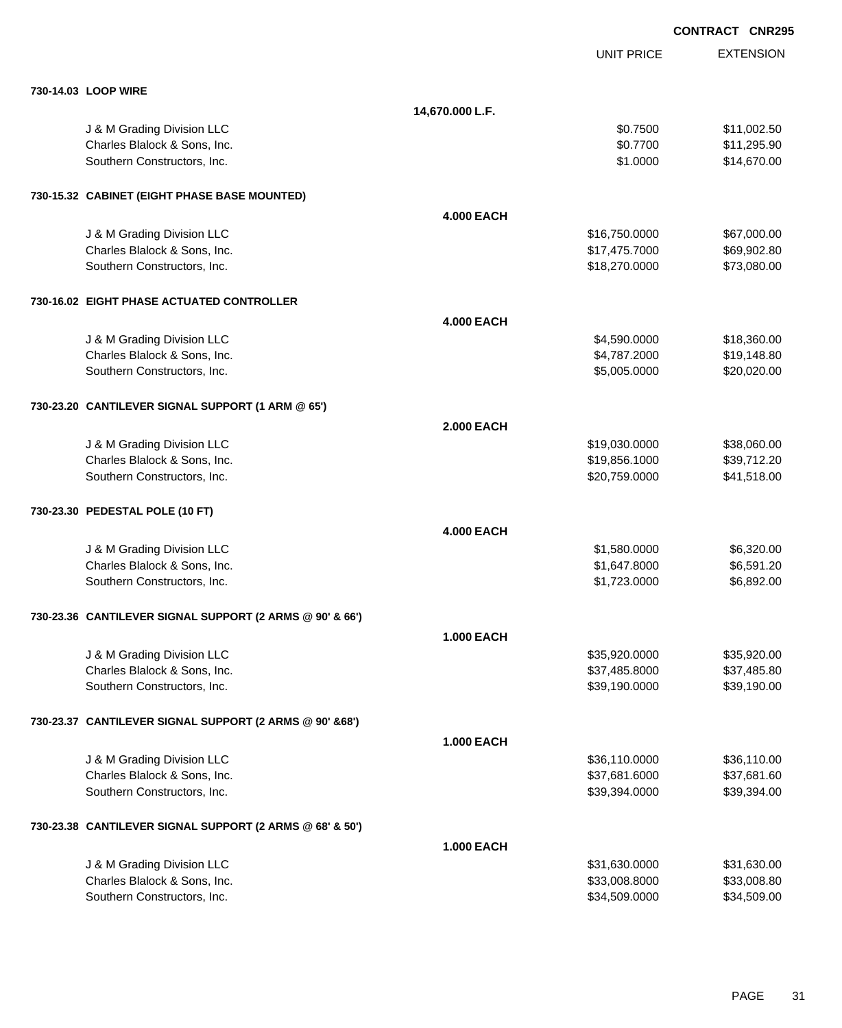**CONTRACT CNR295**

| | | UNIT PRICE | EXTENSION |
|---|---|---|---|
| **730-14.03 LOOP WIRE** | | | |
| | **14,670.000 L.F.** | | |
| J & M Grading Division LLC | | $0.7500 | $11,002.50 |
| Charles Blalock & Sons, Inc. | | $0.7700 | $11,295.90 |
| Southern Constructors, Inc. | | $1.0000 | $14,670.00 |
| **730-15.32 CABINET (EIGHT PHASE BASE MOUNTED)** | | | |
| | **4.000 EACH** | | |
| J & M Grading Division LLC | | $16,750.0000 | $67,000.00 |
| Charles Blalock & Sons, Inc. | | $17,475.7000 | $69,902.80 |
| Southern Constructors, Inc. | | $18,270.0000 | $73,080.00 |
| **730-16.02 EIGHT PHASE ACTUATED CONTROLLER** | | | |
| | **4.000 EACH** | | |
| J & M Grading Division LLC | | $4,590.0000 | $18,360.00 |
| Charles Blalock & Sons, Inc. | | $4,787.2000 | $19,148.80 |
| Southern Constructors, Inc. | | $5,005.0000 | $20,020.00 |
| **730-23.20 CANTILEVER SIGNAL SUPPORT (1 ARM @ 65')** | | | |
| | **2.000 EACH** | | |
| J & M Grading Division LLC | | $19,030.0000 | $38,060.00 |
| Charles Blalock & Sons, Inc. | | $19,856.1000 | $39,712.20 |
| Southern Constructors, Inc. | | $20,759.0000 | $41,518.00 |
| **730-23.30 PEDESTAL POLE (10 FT)** | | | |
| | **4.000 EACH** | | |
| J & M Grading Division LLC | | $1,580.0000 | $6,320.00 |
| Charles Blalock & Sons, Inc. | | $1,647.8000 | $6,591.20 |
| Southern Constructors, Inc. | | $1,723.0000 | $6,892.00 |
| **730-23.36 CANTILEVER SIGNAL SUPPORT (2 ARMS @ 90' & 66')** | | | |
| | **1.000 EACH** | | |
| J & M Grading Division LLC | | $35,920.0000 | $35,920.00 |
| Charles Blalock & Sons, Inc. | | $37,485.8000 | $37,485.80 |
| Southern Constructors, Inc. | | $39,190.0000 | $39,190.00 |
| **730-23.37 CANTILEVER SIGNAL SUPPORT (2 ARMS @ 90' &68')** | | | |
| | **1.000 EACH** | | |
| J & M Grading Division LLC | | $36,110.0000 | $36,110.00 |
| Charles Blalock & Sons, Inc. | | $37,681.6000 | $37,681.60 |
| Southern Constructors, Inc. | | $39,394.0000 | $39,394.00 |
| **730-23.38 CANTILEVER SIGNAL SUPPORT (2 ARMS @ 68' & 50')** | | | |
| | **1.000 EACH** | | |
| J & M Grading Division LLC | | $31,630.0000 | $31,630.00 |
| Charles Blalock & Sons, Inc. | | $33,008.8000 | $33,008.80 |
| Southern Constructors, Inc. | | $34,509.0000 | $34,509.00 |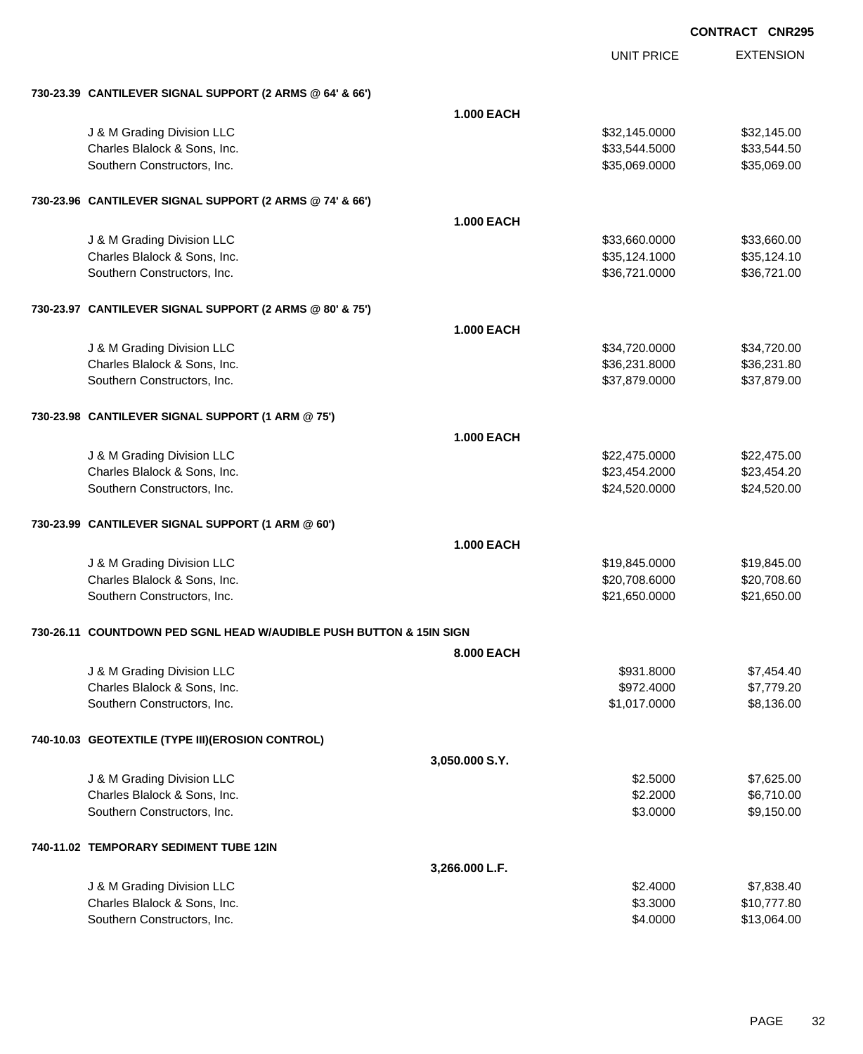CONTRACT CNR295

| | | UNIT PRICE | EXTENSION |
|---|---|---|---|
| **730-23.39 CANTILEVER SIGNAL SUPPORT (2 ARMS @ 64' & 66')** | | | |
| | **1.000 EACH** | | |
| J & M Grading Division LLC | | $32,145.0000 | $32,145.00 |
| Charles Blalock & Sons, Inc. | | $33,544.5000 | $33,544.50 |
| Southern Constructors, Inc. | | $35,069.0000 | $35,069.00 |
| **730-23.96 CANTILEVER SIGNAL SUPPORT (2 ARMS @ 74' & 66')** | | | |
| | **1.000 EACH** | | |
| J & M Grading Division LLC | | $33,660.0000 | $33,660.00 |
| Charles Blalock & Sons, Inc. | | $35,124.1000 | $35,124.10 |
| Southern Constructors, Inc. | | $36,721.0000 | $36,721.00 |
| **730-23.97 CANTILEVER SIGNAL SUPPORT (2 ARMS @ 80' & 75')** | | | |
| | **1.000 EACH** | | |
| J & M Grading Division LLC | | $34,720.0000 | $34,720.00 |
| Charles Blalock & Sons, Inc. | | $36,231.8000 | $36,231.80 |
| Southern Constructors, Inc. | | $37,879.0000 | $37,879.00 |
| **730-23.98 CANTILEVER SIGNAL SUPPORT (1 ARM @ 75')** | | | |
| | **1.000 EACH** | | |
| J & M Grading Division LLC | | $22,475.0000 | $22,475.00 |
| Charles Blalock & Sons, Inc. | | $23,454.2000 | $23,454.20 |
| Southern Constructors, Inc. | | $24,520.0000 | $24,520.00 |
| **730-23.99 CANTILEVER SIGNAL SUPPORT (1 ARM @ 60')** | | | |
| | **1.000 EACH** | | |
| J & M Grading Division LLC | | $19,845.0000 | $19,845.00 |
| Charles Blalock & Sons, Inc. | | $20,708.6000 | $20,708.60 |
| Southern Constructors, Inc. | | $21,650.0000 | $21,650.00 |
| **730-26.11 COUNTDOWN PED SGNL HEAD W/AUDIBLE PUSH BUTTON & 15IN SIGN** | | | |
| | **8.000 EACH** | | |
| J & M Grading Division LLC | | $931.8000 | $7,454.40 |
| Charles Blalock & Sons, Inc. | | $972.4000 | $7,779.20 |
| Southern Constructors, Inc. | | $1,017.0000 | $8,136.00 |
| **740-10.03 GEOTEXTILE (TYPE III)(EROSION CONTROL)** | | | |
| | **3,050.000 S.Y.** | | |
| J & M Grading Division LLC | | $2.5000 | $7,625.00 |
| Charles Blalock & Sons, Inc. | | $2.2000 | $6,710.00 |
| Southern Constructors, Inc. | | $3.0000 | $9,150.00 |
| **740-11.02 TEMPORARY SEDIMENT TUBE 12IN** | | | |
| | **3,266.000 L.F.** | | |
| J & M Grading Division LLC | | $2.4000 | $7,838.40 |
| Charles Blalock & Sons, Inc. | | $3.3000 | $10,777.80 |
| Southern Constructors, Inc. | | $4.0000 | $13,064.00 |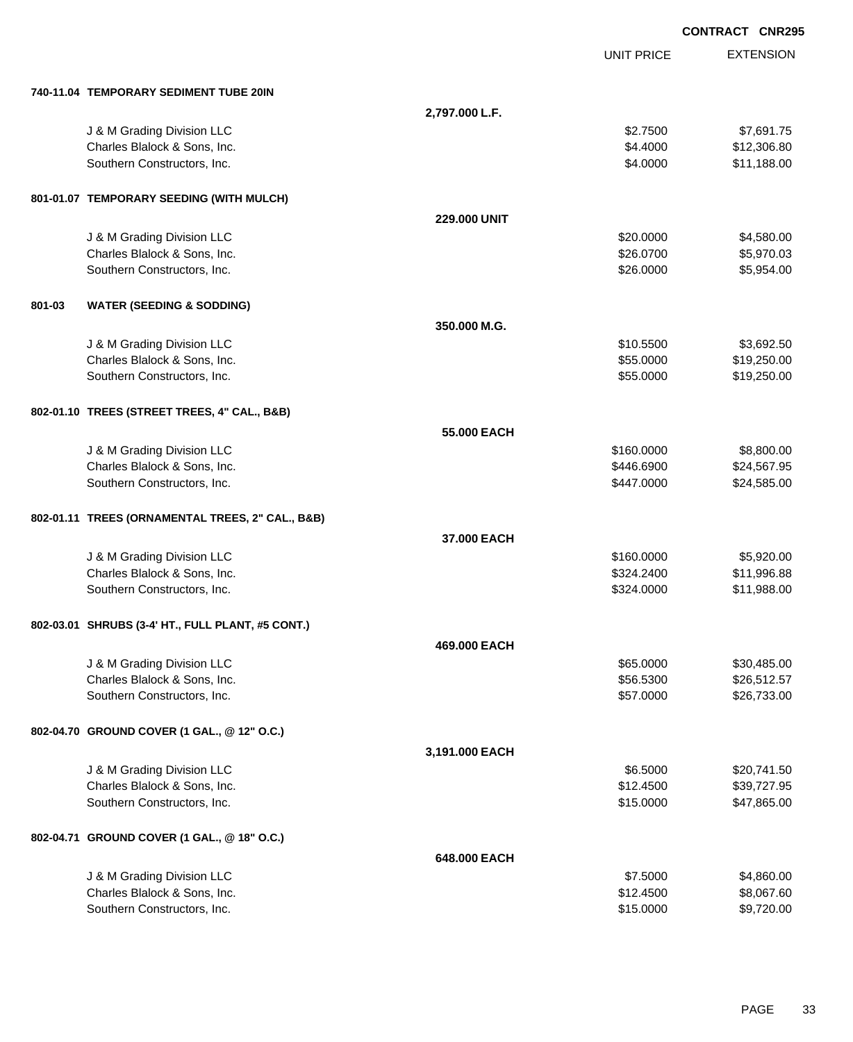CONTRACT CNR295

| | | UNIT PRICE | EXTENSION |
|---|---|---|---|
| **740-11.04 TEMPORARY SEDIMENT TUBE 20IN** | | | |
| | **2,797.000 L.F.** | | |
| J & M Grading Division LLC | | $2.7500 | $7,691.75 |
| Charles Blalock & Sons, Inc. | | $4.4000 | $12,306.80 |
| Southern Constructors, Inc. | | $4.0000 | $11,188.00 |
| **801-01.07 TEMPORARY SEEDING (WITH MULCH)** | | | |
| | **229.000 UNIT** | | |
| J & M Grading Division LLC | | $20.0000 | $4,580.00 |
| Charles Blalock & Sons, Inc. | | $26.0700 | $5,970.03 |
| Southern Constructors, Inc. | | $26.0000 | $5,954.00 |
| **801-03 WATER (SEEDING & SODDING)** | | | |
| | **350.000 M.G.** | | |
| J & M Grading Division LLC | | $10.5500 | $3,692.50 |
| Charles Blalock & Sons, Inc. | | $55.0000 | $19,250.00 |
| Southern Constructors, Inc. | | $55.0000 | $19,250.00 |
| **802-01.10 TREES (STREET TREES, 4" CAL., B&B)** | | | |
| | **55.000 EACH** | | |
| J & M Grading Division LLC | | $160.0000 | $8,800.00 |
| Charles Blalock & Sons, Inc. | | $446.6900 | $24,567.95 |
| Southern Constructors, Inc. | | $447.0000 | $24,585.00 |
| **802-01.11 TREES (ORNAMENTAL TREES, 2" CAL., B&B)** | | | |
| | **37.000 EACH** | | |
| J & M Grading Division LLC | | $160.0000 | $5,920.00 |
| Charles Blalock & Sons, Inc. | | $324.2400 | $11,996.88 |
| Southern Constructors, Inc. | | $324.0000 | $11,988.00 |
| **802-03.01 SHRUBS (3-4' HT., FULL PLANT, #5 CONT.)** | | | |
| | **469.000 EACH** | | |
| J & M Grading Division LLC | | $65.0000 | $30,485.00 |
| Charles Blalock & Sons, Inc. | | $56.5300 | $26,512.57 |
| Southern Constructors, Inc. | | $57.0000 | $26,733.00 |
| **802-04.70 GROUND COVER (1 GAL., @ 12" O.C.)** | | | |
| | **3,191.000 EACH** | | |
| J & M Grading Division LLC | | $6.5000 | $20,741.50 |
| Charles Blalock & Sons, Inc. | | $12.4500 | $39,727.95 |
| Southern Constructors, Inc. | | $15.0000 | $47,865.00 |
| **802-04.71 GROUND COVER (1 GAL., @ 18" O.C.)** | | | |
| | **648.000 EACH** | | |
| J & M Grading Division LLC | | $7.5000 | $4,860.00 |
| Charles Blalock & Sons, Inc. | | $12.4500 | $8,067.60 |
| Southern Constructors, Inc. | | $15.0000 | $9,720.00 |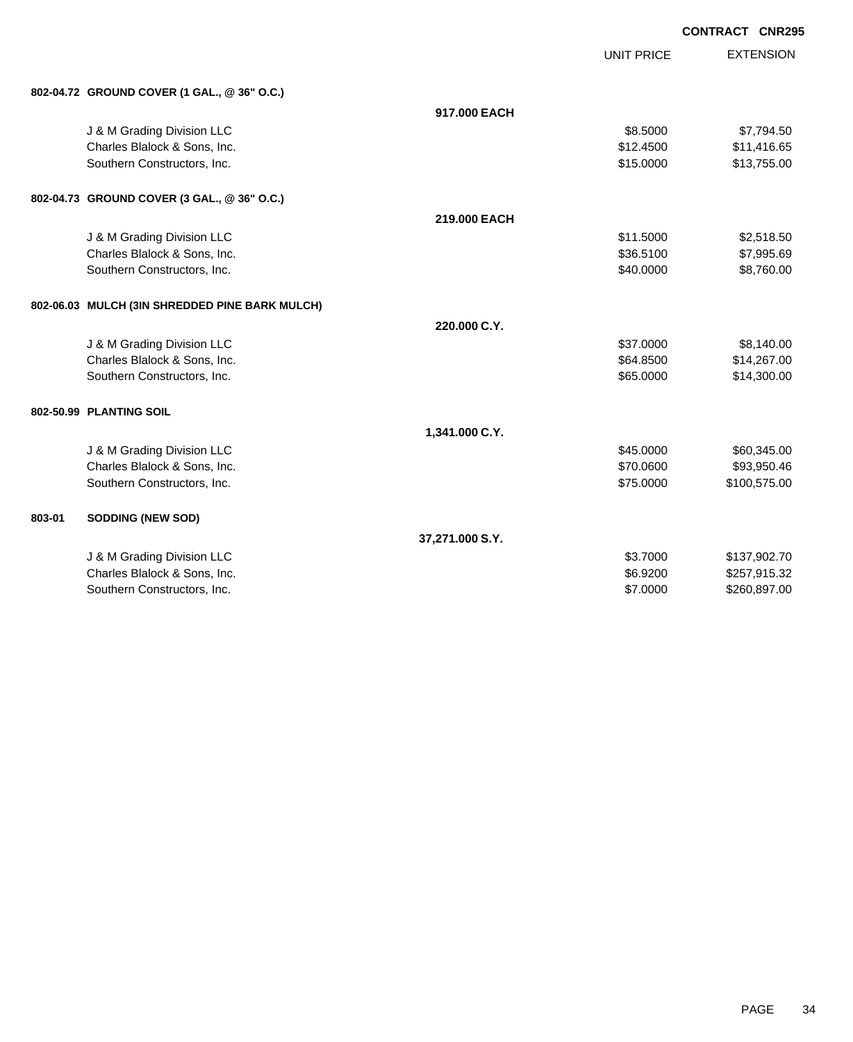**CONTRACT CNR295**

| | | UNIT PRICE | EXTENSION |
|---|---|---|---|
| **802-04.72 GROUND COVER (1 GAL., @ 36" O.C.)** | | | |
| | **917.000 EACH** | | |
| J & M Grading Division LLC | | $8.5000 | $7,794.50 |
| Charles Blalock & Sons, Inc. | | $12.4500 | $11,416.65 |
| Southern Constructors, Inc. | | $15.0000 | $13,755.00 |
| **802-04.73 GROUND COVER (3 GAL., @ 36" O.C.)** | | | |
| | **219.000 EACH** | | |
| J & M Grading Division LLC | | $11.5000 | $2,518.50 |
| Charles Blalock & Sons, Inc. | | $36.5100 | $7,995.69 |
| Southern Constructors, Inc. | | $40.0000 | $8,760.00 |
| **802-06.03 MULCH (3IN SHREDDED PINE BARK MULCH)** | | | |
| | **220.000 C.Y.** | | |
| J & M Grading Division LLC | | $37.0000 | $8,140.00 |
| Charles Blalock & Sons, Inc. | | $64.8500 | $14,267.00 |
| Southern Constructors, Inc. | | $65.0000 | $14,300.00 |
| **802-50.99 PLANTING SOIL** | | | |
| | **1,341.000 C.Y.** | | |
| J & M Grading Division LLC | | $45.0000 | $60,345.00 |
| Charles Blalock & Sons, Inc. | | $70.0600 | $93,950.46 |
| Southern Constructors, Inc. | | $75.0000 | $100,575.00 |
| **803-01 SODDING (NEW SOD)** | | | |
| | **37,271.000 S.Y.** | | |
| J & M Grading Division LLC | | $3.7000 | $137,902.70 |
| Charles Blalock & Sons, Inc. | | $6.9200 | $257,915.32 |
| Southern Constructors, Inc. | | $7.0000 | $260,897.00 |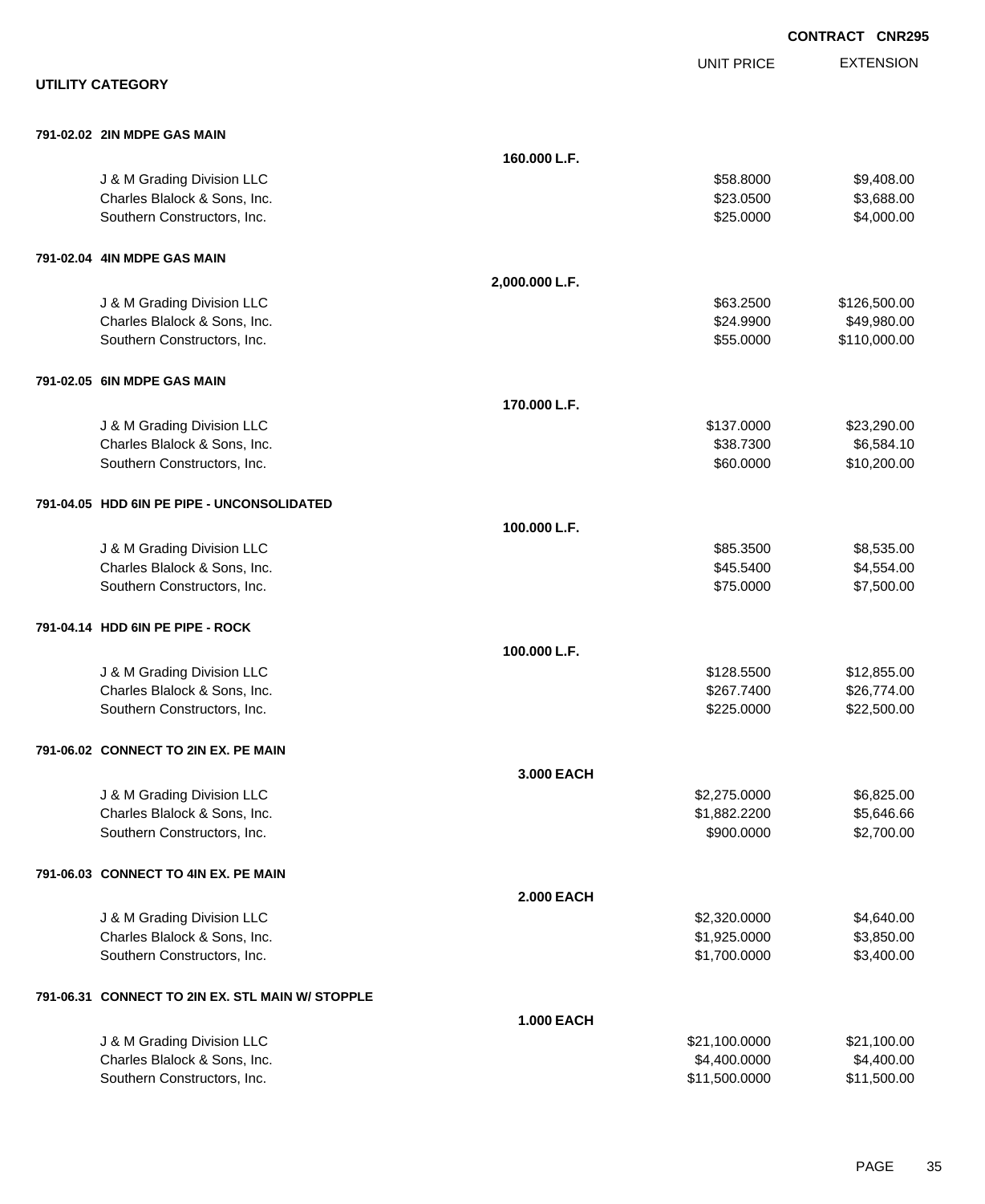**CONTRACT CNR295**

**UTILITY CATEGORY**

| | | UNIT PRICE | EXTENSION |
|---|---|---|---|
| **791-02.02 2IN MDPE GAS MAIN** | | | |
| | **160.000 L.F.** | | |
| J & M Grading Division LLC | | $58.8000 | $9,408.00 |
| Charles Blalock & Sons, Inc. | | $23.0500 | $3,688.00 |
| Southern Constructors, Inc. | | $25.0000 | $4,000.00 |
| **791-02.04 4IN MDPE GAS MAIN** | | | |
| | **2,000.000 L.F.** | | |
| J & M Grading Division LLC | | $63.2500 | $126,500.00 |
| Charles Blalock & Sons, Inc. | | $24.9900 | $49,980.00 |
| Southern Constructors, Inc. | | $55.0000 | $110,000.00 |
| **791-02.05 6IN MDPE GAS MAIN** | | | |
| | **170.000 L.F.** | | |
| J & M Grading Division LLC | | $137.0000 | $23,290.00 |
| Charles Blalock & Sons, Inc. | | $38.7300 | $6,584.10 |
| Southern Constructors, Inc. | | $60.0000 | $10,200.00 |
| **791-04.05 HDD 6IN PE PIPE - UNCONSOLIDATED** | | | |
| | **100.000 L.F.** | | |
| J & M Grading Division LLC | | $85.3500 | $8,535.00 |
| Charles Blalock & Sons, Inc. | | $45.5400 | $4,554.00 |
| Southern Constructors, Inc. | | $75.0000 | $7,500.00 |
| **791-04.14 HDD 6IN PE PIPE - ROCK** | | | |
| | **100.000 L.F.** | | |
| J & M Grading Division LLC | | $128.5500 | $12,855.00 |
| Charles Blalock & Sons, Inc. | | $267.7400 | $26,774.00 |
| Southern Constructors, Inc. | | $225.0000 | $22,500.00 |
| **791-06.02 CONNECT TO 2IN EX. PE MAIN** | | | |
| | **3.000 EACH** | | |
| J & M Grading Division LLC | | $2,275.0000 | $6,825.00 |
| Charles Blalock & Sons, Inc. | | $1,882.2200 | $5,646.66 |
| Southern Constructors, Inc. | | $900.0000 | $2,700.00 |
| **791-06.03 CONNECT TO 4IN EX. PE MAIN** | | | |
| | **2.000 EACH** | | |
| J & M Grading Division LLC | | $2,320.0000 | $4,640.00 |
| Charles Blalock & Sons, Inc. | | $1,925.0000 | $3,850.00 |
| Southern Constructors, Inc. | | $1,700.0000 | $3,400.00 |
| **791-06.31 CONNECT TO 2IN EX. STL MAIN W/ STOPPLE** | | | |
| | **1.000 EACH** | | |
| J & M Grading Division LLC | | $21,100.0000 | $21,100.00 |
| Charles Blalock & Sons, Inc. | | $4,400.0000 | $4,400.00 |
| Southern Constructors, Inc. | | $11,500.0000 | $11,500.00 |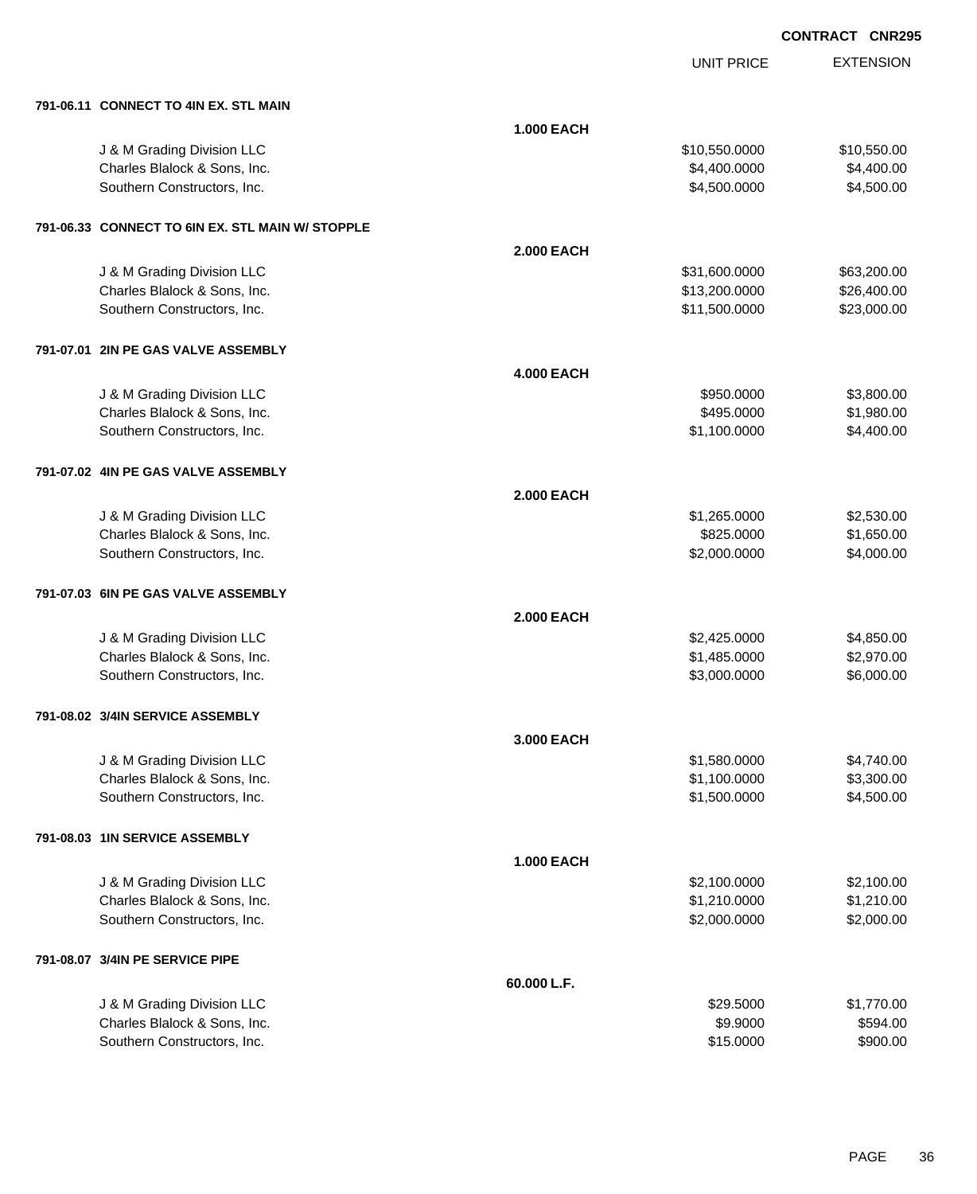**CONTRACT CNR295**

| | | UNIT PRICE | EXTENSION |
|---|---|---|---|
| **791-06.11 CONNECT TO 4IN EX. STL MAIN** | | | |
| | **1.000 EACH** | | |
| J & M Grading Division LLC | | $10,550.0000 | $10,550.00 |
| Charles Blalock & Sons, Inc. | | $4,400.0000 | $4,400.00 |
| Southern Constructors, Inc. | | $4,500.0000 | $4,500.00 |
| **791-06.33 CONNECT TO 6IN EX. STL MAIN W/ STOPPLE** | | | |
| | **2.000 EACH** | | |
| J & M Grading Division LLC | | $31,600.0000 | $63,200.00 |
| Charles Blalock & Sons, Inc. | | $13,200.0000 | $26,400.00 |
| Southern Constructors, Inc. | | $11,500.0000 | $23,000.00 |
| **791-07.01 2IN PE GAS VALVE ASSEMBLY** | | | |
| | **4.000 EACH** | | |
| J & M Grading Division LLC | | $950.0000 | $3,800.00 |
| Charles Blalock & Sons, Inc. | | $495.0000 | $1,980.00 |
| Southern Constructors, Inc. | | $1,100.0000 | $4,400.00 |
| **791-07.02 4IN PE GAS VALVE ASSEMBLY** | | | |
| | **2.000 EACH** | | |
| J & M Grading Division LLC | | $1,265.0000 | $2,530.00 |
| Charles Blalock & Sons, Inc. | | $825.0000 | $1,650.00 |
| Southern Constructors, Inc. | | $2,000.0000 | $4,000.00 |
| **791-07.03 6IN PE GAS VALVE ASSEMBLY** | | | |
| | **2.000 EACH** | | |
| J & M Grading Division LLC | | $2,425.0000 | $4,850.00 |
| Charles Blalock & Sons, Inc. | | $1,485.0000 | $2,970.00 |
| Southern Constructors, Inc. | | $3,000.0000 | $6,000.00 |
| **791-08.02 3/4IN SERVICE ASSEMBLY** | | | |
| | **3.000 EACH** | | |
| J & M Grading Division LLC | | $1,580.0000 | $4,740.00 |
| Charles Blalock & Sons, Inc. | | $1,100.0000 | $3,300.00 |
| Southern Constructors, Inc. | | $1,500.0000 | $4,500.00 |
| **791-08.03 1IN SERVICE ASSEMBLY** | | | |
| | **1.000 EACH** | | |
| J & M Grading Division LLC | | $2,100.0000 | $2,100.00 |
| Charles Blalock & Sons, Inc. | | $1,210.0000 | $1,210.00 |
| Southern Constructors, Inc. | | $2,000.0000 | $2,000.00 |
| **791-08.07 3/4IN PE SERVICE PIPE** | | | |
| | **60.000 L.F.** | | |
| J & M Grading Division LLC | | $29.5000 | $1,770.00 |
| Charles Blalock & Sons, Inc. | | $9.9000 | $594.00 |
| Southern Constructors, Inc. | | $15.0000 | $900.00 |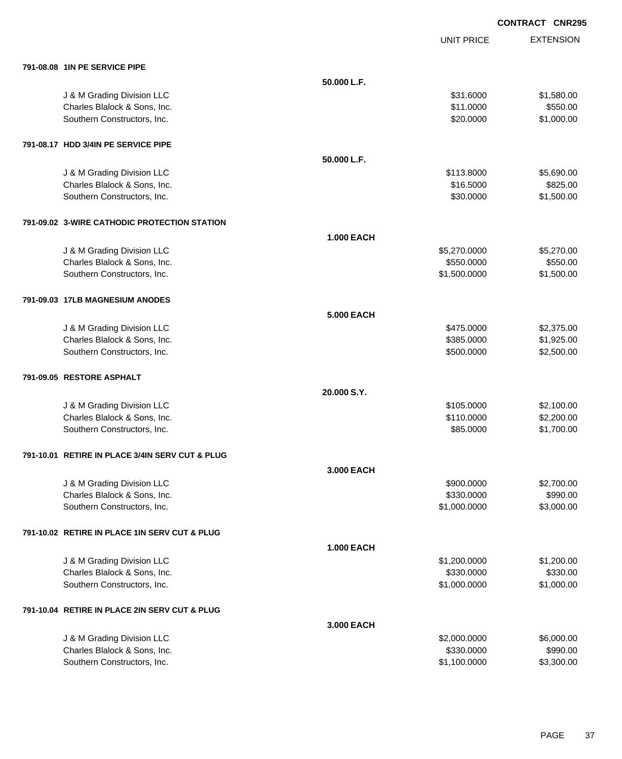**CONTRACT CNR295**

| | | UNIT PRICE | EXTENSION |
|---|---|---|---|
| **791-08.08 1IN PE SERVICE PIPE** | | | |
| | **50.000 L.F.** | | |
| J & M Grading Division LLC | | $31.6000 | $1,580.00 |
| Charles Blalock & Sons, Inc. | | $11.0000 | $550.00 |
| Southern Constructors, Inc. | | $20.0000 | $1,000.00 |
| **791-08.17 HDD 3/4IN PE SERVICE PIPE** | | | |
| | **50.000 L.F.** | | |
| J & M Grading Division LLC | | $113.8000 | $5,690.00 |
| Charles Blalock & Sons, Inc. | | $16.5000 | $825.00 |
| Southern Constructors, Inc. | | $30.0000 | $1,500.00 |
| **791-09.02 3-WIRE CATHODIC PROTECTION STATION** | | | |
| | **1.000 EACH** | | |
| J & M Grading Division LLC | | $5,270.0000 | $5,270.00 |
| Charles Blalock & Sons, Inc. | | $550.0000 | $550.00 |
| Southern Constructors, Inc. | | $1,500.0000 | $1,500.00 |
| **791-09.03 17LB MAGNESIUM ANODES** | | | |
| | **5.000 EACH** | | |
| J & M Grading Division LLC | | $475.0000 | $2,375.00 |
| Charles Blalock & Sons, Inc. | | $385.0000 | $1,925.00 |
| Southern Constructors, Inc. | | $500.0000 | $2,500.00 |
| **791-09.05 RESTORE ASPHALT** | | | |
| | **20.000 S.Y.** | | |
| J & M Grading Division LLC | | $105.0000 | $2,100.00 |
| Charles Blalock & Sons, Inc. | | $110.0000 | $2,200.00 |
| Southern Constructors, Inc. | | $85.0000 | $1,700.00 |
| **791-10.01 RETIRE IN PLACE 3/4IN SERV CUT & PLUG** | | | |
| | **3.000 EACH** | | |
| J & M Grading Division LLC | | $900.0000 | $2,700.00 |
| Charles Blalock & Sons, Inc. | | $330.0000 | $990.00 |
| Southern Constructors, Inc. | | $1,000.0000 | $3,000.00 |
| **791-10.02 RETIRE IN PLACE 1IN SERV CUT & PLUG** | | | |
| | **1.000 EACH** | | |
| J & M Grading Division LLC | | $1,200.0000 | $1,200.00 |
| Charles Blalock & Sons, Inc. | | $330.0000 | $330.00 |
| Southern Constructors, Inc. | | $1,000.0000 | $1,000.00 |
| **791-10.04 RETIRE IN PLACE 2IN SERV CUT & PLUG** | | | |
| | **3.000 EACH** | | |
| J & M Grading Division LLC | | $2,000.0000 | $6,000.00 |
| Charles Blalock & Sons, Inc. | | $330.0000 | $990.00 |
| Southern Constructors, Inc. | | $1,100.0000 | $3,300.00 |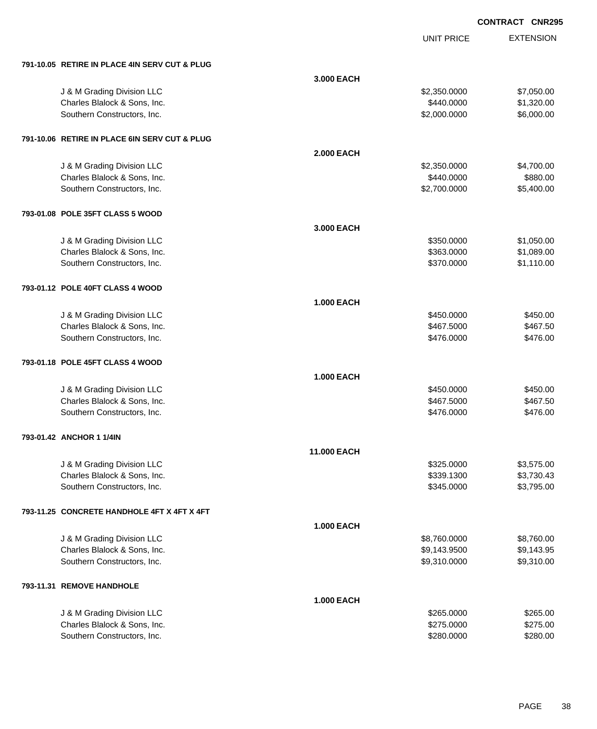**CONTRACT CNR295**

| | | UNIT PRICE | EXTENSION |
|---|---|---|---|
| **791-10.05 RETIRE IN PLACE 4IN SERV CUT & PLUG** | | | |
| | **3.000 EACH** | | |
| J & M Grading Division LLC | | $2,350.0000 | $7,050.00 |
| Charles Blalock & Sons, Inc. | | $440.0000 | $1,320.00 |
| Southern Constructors, Inc. | | $2,000.0000 | $6,000.00 |
| **791-10.06 RETIRE IN PLACE 6IN SERV CUT & PLUG** | | | |
| | **2.000 EACH** | | |
| J & M Grading Division LLC | | $2,350.0000 | $4,700.00 |
| Charles Blalock & Sons, Inc. | | $440.0000 | $880.00 |
| Southern Constructors, Inc. | | $2,700.0000 | $5,400.00 |
| **793-01.08 POLE 35FT CLASS 5 WOOD** | | | |
| | **3.000 EACH** | | |
| J & M Grading Division LLC | | $350.0000 | $1,050.00 |
| Charles Blalock & Sons, Inc. | | $363.0000 | $1,089.00 |
| Southern Constructors, Inc. | | $370.0000 | $1,110.00 |
| **793-01.12 POLE 40FT CLASS 4 WOOD** | | | |
| | **1.000 EACH** | | |
| J & M Grading Division LLC | | $450.0000 | $450.00 |
| Charles Blalock & Sons, Inc. | | $467.5000 | $467.50 |
| Southern Constructors, Inc. | | $476.0000 | $476.00 |
| **793-01.18 POLE 45FT CLASS 4 WOOD** | | | |
| | **1.000 EACH** | | |
| J & M Grading Division LLC | | $450.0000 | $450.00 |
| Charles Blalock & Sons, Inc. | | $467.5000 | $467.50 |
| Southern Constructors, Inc. | | $476.0000 | $476.00 |
| **793-01.42 ANCHOR 1 1/4IN** | | | |
| | **11.000 EACH** | | |
| J & M Grading Division LLC | | $325.0000 | $3,575.00 |
| Charles Blalock & Sons, Inc. | | $339.1300 | $3,730.43 |
| Southern Constructors, Inc. | | $345.0000 | $3,795.00 |
| **793-11.25 CONCRETE HANDHOLE 4FT X 4FT X 4FT** | | | |
| | **1.000 EACH** | | |
| J & M Grading Division LLC | | $8,760.0000 | $8,760.00 |
| Charles Blalock & Sons, Inc. | | $9,143.9500 | $9,143.95 |
| Southern Constructors, Inc. | | $9,310.0000 | $9,310.00 |
| **793-11.31 REMOVE HANDHOLE** | | | |
| | **1.000 EACH** | | |
| J & M Grading Division LLC | | $265.0000 | $265.00 |
| Charles Blalock & Sons, Inc. | | $275.0000 | $275.00 |
| Southern Constructors, Inc. | | $280.0000 | $280.00 |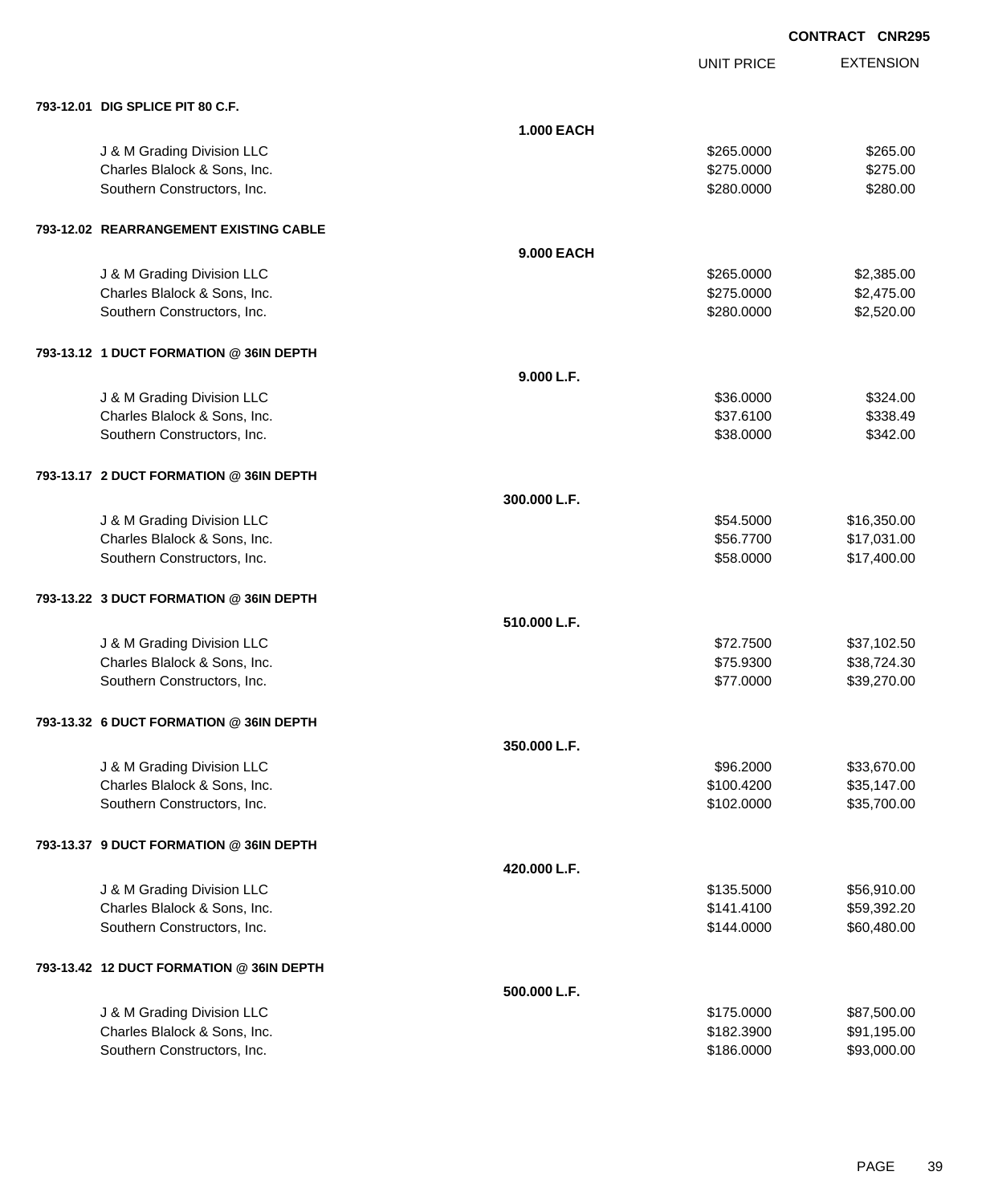**CONTRACT CNR295**

| | | UNIT PRICE | EXTENSION |
|---|---|---|---|
| **793-12.01 DIG SPLICE PIT 80 C.F.** | | | |
| | **1.000 EACH** | | |
| J & M Grading Division LLC | | $265.0000 | $265.00 |
| Charles Blalock & Sons, Inc. | | $275.0000 | $275.00 |
| Southern Constructors, Inc. | | $280.0000 | $280.00 |
| **793-12.02 REARRANGEMENT EXISTING CABLE** | | | |
| | **9.000 EACH** | | |
| J & M Grading Division LLC | | $265.0000 | $2,385.00 |
| Charles Blalock & Sons, Inc. | | $275.0000 | $2,475.00 |
| Southern Constructors, Inc. | | $280.0000 | $2,520.00 |
| **793-13.12 1 DUCT FORMATION @ 36IN DEPTH** | | | |
| | **9.000 L.F.** | | |
| J & M Grading Division LLC | | $36.0000 | $324.00 |
| Charles Blalock & Sons, Inc. | | $37.6100 | $338.49 |
| Southern Constructors, Inc. | | $38.0000 | $342.00 |
| **793-13.17 2 DUCT FORMATION @ 36IN DEPTH** | | | |
| | **300.000 L.F.** | | |
| J & M Grading Division LLC | | $54.5000 | $16,350.00 |
| Charles Blalock & Sons, Inc. | | $56.7700 | $17,031.00 |
| Southern Constructors, Inc. | | $58.0000 | $17,400.00 |
| **793-13.22 3 DUCT FORMATION @ 36IN DEPTH** | | | |
| | **510.000 L.F.** | | |
| J & M Grading Division LLC | | $72.7500 | $37,102.50 |
| Charles Blalock & Sons, Inc. | | $75.9300 | $38,724.30 |
| Southern Constructors, Inc. | | $77.0000 | $39,270.00 |
| **793-13.32 6 DUCT FORMATION @ 36IN DEPTH** | | | |
| | **350.000 L.F.** | | |
| J & M Grading Division LLC | | $96.2000 | $33,670.00 |
| Charles Blalock & Sons, Inc. | | $100.4200 | $35,147.00 |
| Southern Constructors, Inc. | | $102.0000 | $35,700.00 |
| **793-13.37 9 DUCT FORMATION @ 36IN DEPTH** | | | |
| | **420.000 L.F.** | | |
| J & M Grading Division LLC | | $135.5000 | $56,910.00 |
| Charles Blalock & Sons, Inc. | | $141.4100 | $59,392.20 |
| Southern Constructors, Inc. | | $144.0000 | $60,480.00 |
| **793-13.42 12 DUCT FORMATION @ 36IN DEPTH** | | | |
| | **500.000 L.F.** | | |
| J & M Grading Division LLC | | $175.0000 | $87,500.00 |
| Charles Blalock & Sons, Inc. | | $182.3900 | $91,195.00 |
| Southern Constructors, Inc. | | $186.0000 | $93,000.00 |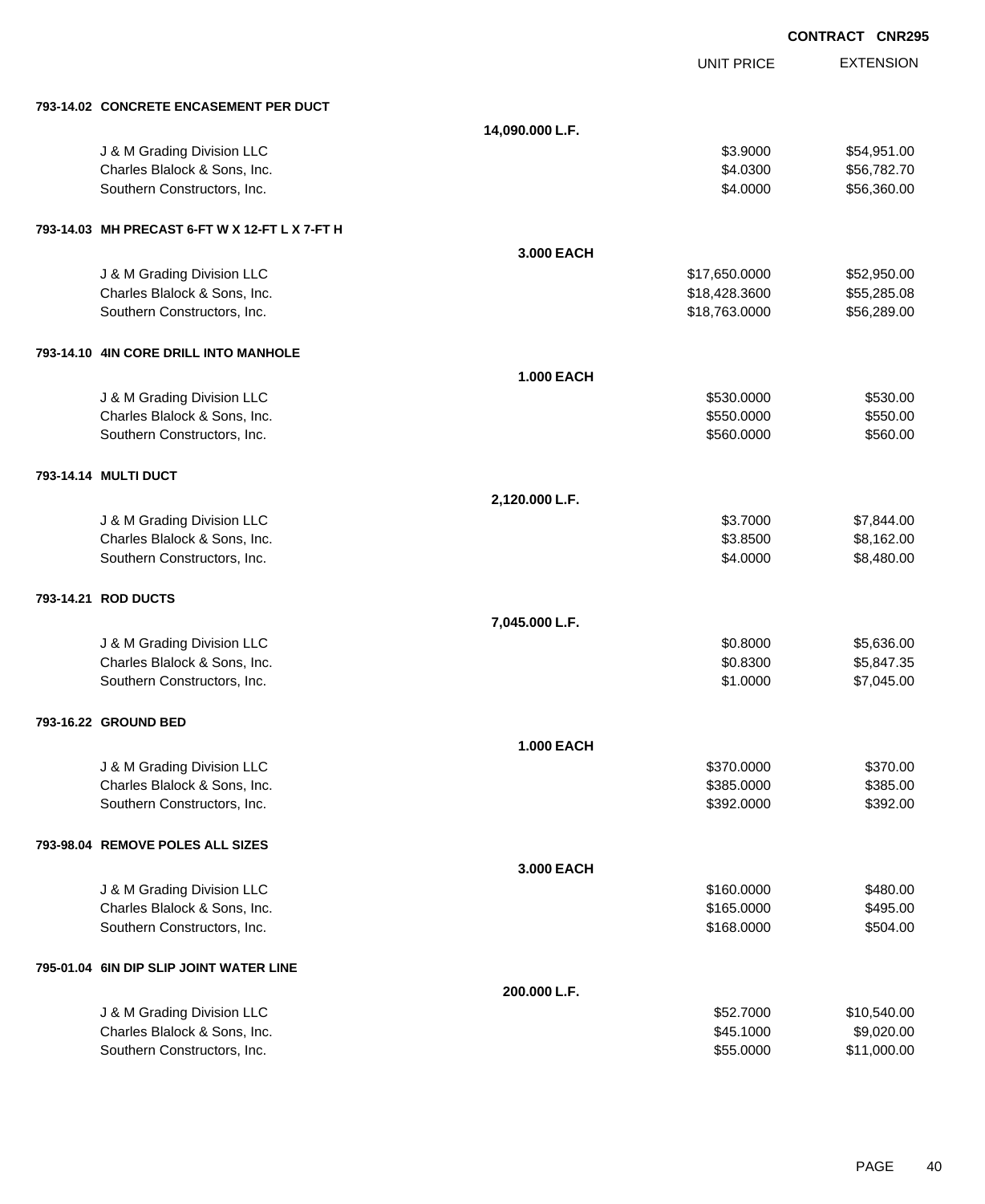CONTRACT CNR295

| | UNIT PRICE | EXTENSION |
|---|---|---|
| **793-14.02 CONCRETE ENCASEMENT PER DUCT** | | |
| **14,090.000 L.F.** | | |
| J & M Grading Division LLC | $3.9000 | $54,951.00 |
| Charles Blalock & Sons, Inc. | $4.0300 | $56,782.70 |
| Southern Constructors, Inc. | $4.0000 | $56,360.00 |
| **793-14.03 MH PRECAST 6-FT W X 12-FT L X 7-FT H** | | |
| **3.000 EACH** | | |
| J & M Grading Division LLC | $17,650.0000 | $52,950.00 |
| Charles Blalock & Sons, Inc. | $18,428.3600 | $55,285.08 |
| Southern Constructors, Inc. | $18,763.0000 | $56,289.00 |
| **793-14.10 4IN CORE DRILL INTO MANHOLE** | | |
| **1.000 EACH** | | |
| J & M Grading Division LLC | $530.0000 | $530.00 |
| Charles Blalock & Sons, Inc. | $550.0000 | $550.00 |
| Southern Constructors, Inc. | $560.0000 | $560.00 |
| **793-14.14 MULTI DUCT** | | |
| **2,120.000 L.F.** | | |
| J & M Grading Division LLC | $3.7000 | $7,844.00 |
| Charles Blalock & Sons, Inc. | $3.8500 | $8,162.00 |
| Southern Constructors, Inc. | $4.0000 | $8,480.00 |
| **793-14.21 ROD DUCTS** | | |
| **7,045.000 L.F.** | | |
| J & M Grading Division LLC | $0.8000 | $5,636.00 |
| Charles Blalock & Sons, Inc. | $0.8300 | $5,847.35 |
| Southern Constructors, Inc. | $1.0000 | $7,045.00 |
| **793-16.22 GROUND BED** | | |
| **1.000 EACH** | | |
| J & M Grading Division LLC | $370.0000 | $370.00 |
| Charles Blalock & Sons, Inc. | $385.0000 | $385.00 |
| Southern Constructors, Inc. | $392.0000 | $392.00 |
| **793-98.04 REMOVE POLES ALL SIZES** | | |
| **3.000 EACH** | | |
| J & M Grading Division LLC | $160.0000 | $480.00 |
| Charles Blalock & Sons, Inc. | $165.0000 | $495.00 |
| Southern Constructors, Inc. | $168.0000 | $504.00 |
| **795-01.04 6IN DIP SLIP JOINT WATER LINE** | | |
| **200.000 L.F.** | | |
| J & M Grading Division LLC | $52.7000 | $10,540.00 |
| Charles Blalock & Sons, Inc. | $45.1000 | $9,020.00 |
| Southern Constructors, Inc. | $55.0000 | $11,000.00 |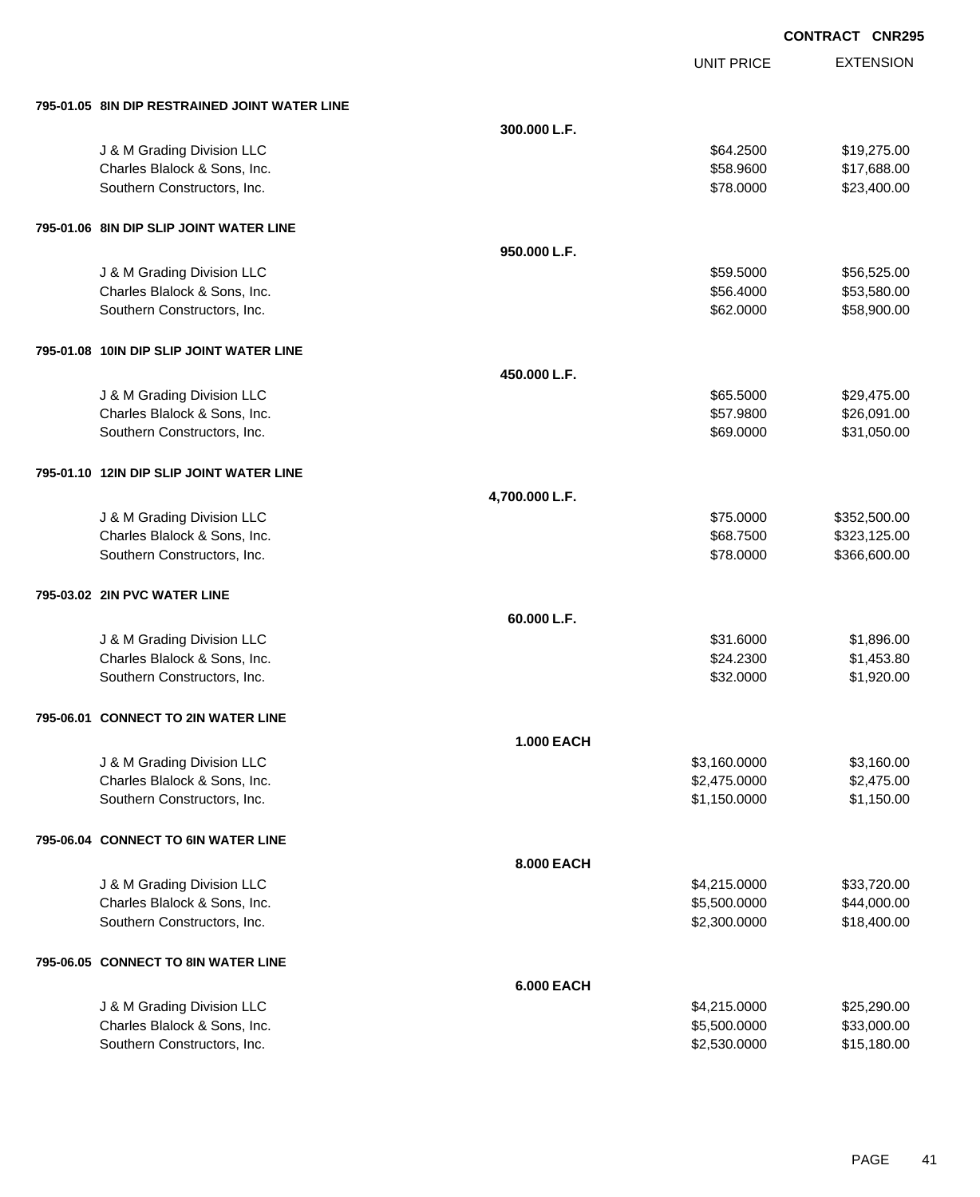CONTRACT CNR295

| | | UNIT PRICE | EXTENSION |
|---|---|---|---|
| **795-01.05 8IN DIP RESTRAINED JOINT WATER LINE** | | | |
| | **300.000 L.F.** | | |
| J & M Grading Division LLC | | $64.2500 | $19,275.00 |
| Charles Blalock & Sons, Inc. | | $58.9600 | $17,688.00 |
| Southern Constructors, Inc. | | $78.0000 | $23,400.00 |
| **795-01.06 8IN DIP SLIP JOINT WATER LINE** | | | |
| | **950.000 L.F.** | | |
| J & M Grading Division LLC | | $59.5000 | $56,525.00 |
| Charles Blalock & Sons, Inc. | | $56.4000 | $53,580.00 |
| Southern Constructors, Inc. | | $62.0000 | $58,900.00 |
| **795-01.08 10IN DIP SLIP JOINT WATER LINE** | | | |
| | **450.000 L.F.** | | |
| J & M Grading Division LLC | | $65.5000 | $29,475.00 |
| Charles Blalock & Sons, Inc. | | $57.9800 | $26,091.00 |
| Southern Constructors, Inc. | | $69.0000 | $31,050.00 |
| **795-01.10 12IN DIP SLIP JOINT WATER LINE** | | | |
| | **4,700.000 L.F.** | | |
| J & M Grading Division LLC | | $75.0000 | $352,500.00 |
| Charles Blalock & Sons, Inc. | | $68.7500 | $323,125.00 |
| Southern Constructors, Inc. | | $78.0000 | $366,600.00 |
| **795-03.02 2IN PVC WATER LINE** | | | |
| | **60.000 L.F.** | | |
| J & M Grading Division LLC | | $31.6000 | $1,896.00 |
| Charles Blalock & Sons, Inc. | | $24.2300 | $1,453.80 |
| Southern Constructors, Inc. | | $32.0000 | $1,920.00 |
| **795-06.01 CONNECT TO 2IN WATER LINE** | | | |
| | **1.000 EACH** | | |
| J & M Grading Division LLC | | $3,160.0000 | $3,160.00 |
| Charles Blalock & Sons, Inc. | | $2,475.0000 | $2,475.00 |
| Southern Constructors, Inc. | | $1,150.0000 | $1,150.00 |
| **795-06.04 CONNECT TO 6IN WATER LINE** | | | |
| | **8.000 EACH** | | |
| J & M Grading Division LLC | | $4,215.0000 | $33,720.00 |
| Charles Blalock & Sons, Inc. | | $5,500.0000 | $44,000.00 |
| Southern Constructors, Inc. | | $2,300.0000 | $18,400.00 |
| **795-06.05 CONNECT TO 8IN WATER LINE** | | | |
| | **6.000 EACH** | | |
| J & M Grading Division LLC | | $4,215.0000 | $25,290.00 |
| Charles Blalock & Sons, Inc. | | $5,500.0000 | $33,000.00 |
| Southern Constructors, Inc. | | $2,530.0000 | $15,180.00 |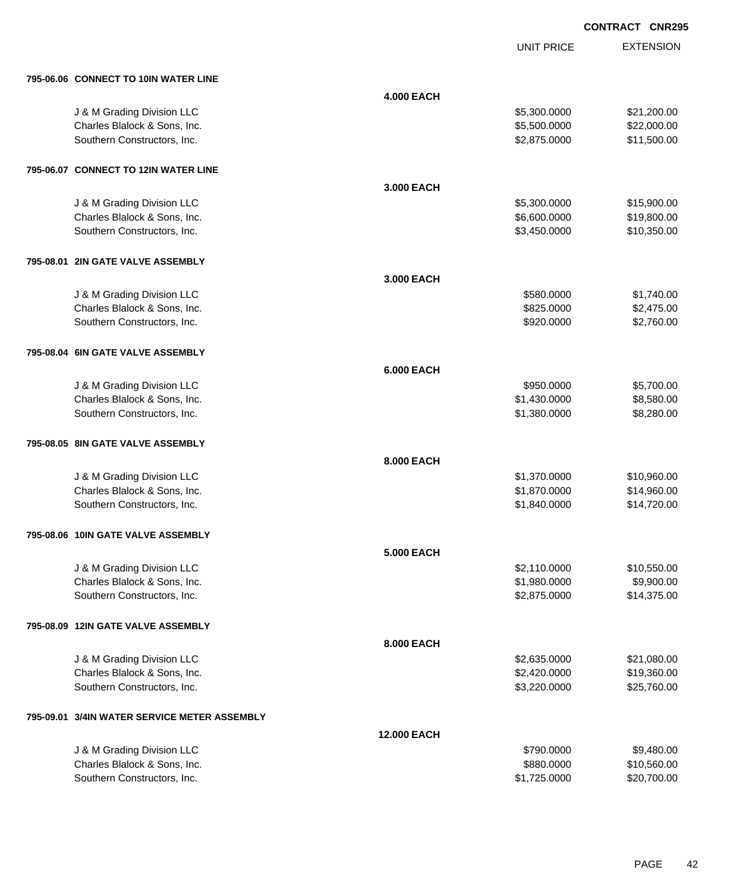**CONTRACT CNR295**

| | | UNIT PRICE | EXTENSION |
|---|---|---|---|
| **795-06.06 CONNECT TO 10IN WATER LINE** | | | |
| | **4.000 EACH** | | |
| J & M Grading Division LLC | | $5,300.0000 | $21,200.00 |
| Charles Blalock & Sons, Inc. | | $5,500.0000 | $22,000.00 |
| Southern Constructors, Inc. | | $2,875.0000 | $11,500.00 |
| **795-06.07 CONNECT TO 12IN WATER LINE** | | | |
| | **3.000 EACH** | | |
| J & M Grading Division LLC | | $5,300.0000 | $15,900.00 |
| Charles Blalock & Sons, Inc. | | $6,600.0000 | $19,800.00 |
| Southern Constructors, Inc. | | $3,450.0000 | $10,350.00 |
| **795-08.01 2IN GATE VALVE ASSEMBLY** | | | |
| | **3.000 EACH** | | |
| J & M Grading Division LLC | | $580.0000 | $1,740.00 |
| Charles Blalock & Sons, Inc. | | $825.0000 | $2,475.00 |
| Southern Constructors, Inc. | | $920.0000 | $2,760.00 |
| **795-08.04 6IN GATE VALVE ASSEMBLY** | | | |
| | **6.000 EACH** | | |
| J & M Grading Division LLC | | $950.0000 | $5,700.00 |
| Charles Blalock & Sons, Inc. | | $1,430.0000 | $8,580.00 |
| Southern Constructors, Inc. | | $1,380.0000 | $8,280.00 |
| **795-08.05 8IN GATE VALVE ASSEMBLY** | | | |
| | **8.000 EACH** | | |
| J & M Grading Division LLC | | $1,370.0000 | $10,960.00 |
| Charles Blalock & Sons, Inc. | | $1,870.0000 | $14,960.00 |
| Southern Constructors, Inc. | | $1,840.0000 | $14,720.00 |
| **795-08.06 10IN GATE VALVE ASSEMBLY** | | | |
| | **5.000 EACH** | | |
| J & M Grading Division LLC | | $2,110.0000 | $10,550.00 |
| Charles Blalock & Sons, Inc. | | $1,980.0000 | $9,900.00 |
| Southern Constructors, Inc. | | $2,875.0000 | $14,375.00 |
| **795-08.09 12IN GATE VALVE ASSEMBLY** | | | |
| | **8.000 EACH** | | |
| J & M Grading Division LLC | | $2,635.0000 | $21,080.00 |
| Charles Blalock & Sons, Inc. | | $2,420.0000 | $19,360.00 |
| Southern Constructors, Inc. | | $3,220.0000 | $25,760.00 |
| **795-09.01 3/4IN WATER SERVICE METER ASSEMBLY** | | | |
| | **12.000 EACH** | | |
| J & M Grading Division LLC | | $790.0000 | $9,480.00 |
| Charles Blalock & Sons, Inc. | | $880.0000 | $10,560.00 |
| Southern Constructors, Inc. | | $1,725.0000 | $20,700.00 |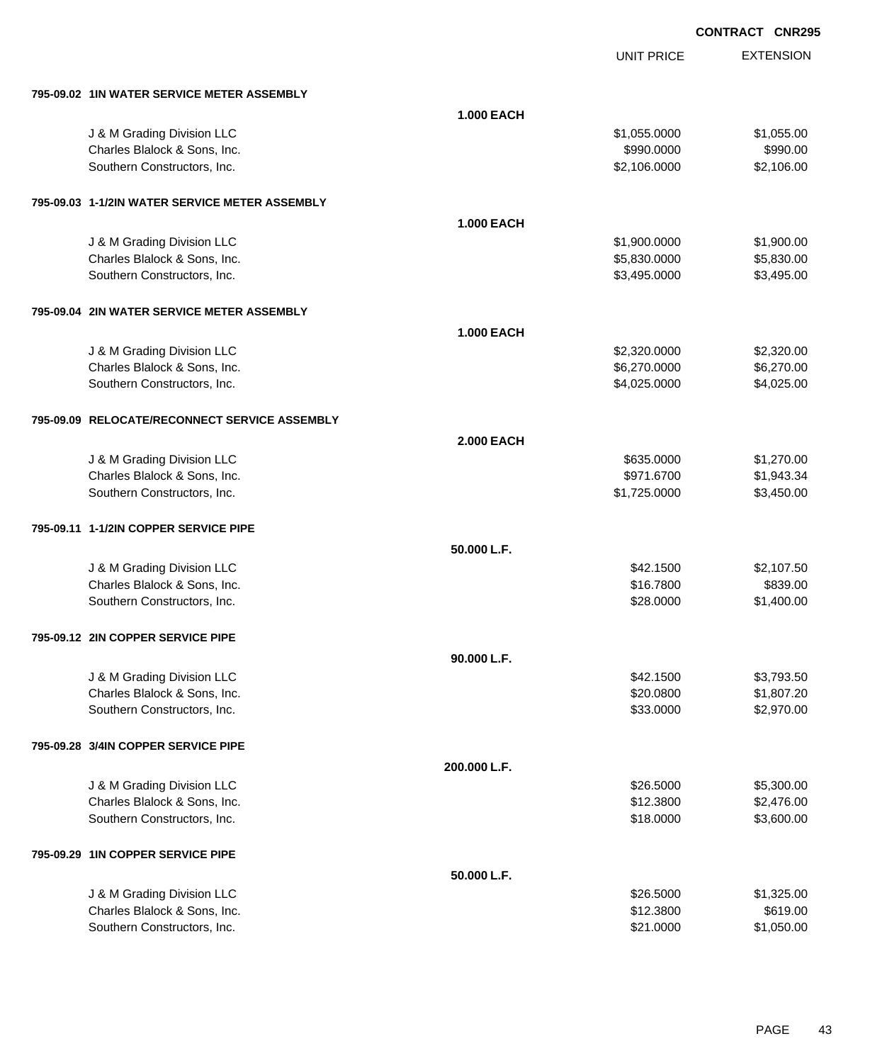**CONTRACT CNR295**

| | | UNIT PRICE | EXTENSION |
|---|---|---|---|
| **795-09.02 1IN WATER SERVICE METER ASSEMBLY** | | | |
| | **1.000 EACH** | | |
| J & M Grading Division LLC | | $1,055.0000 | $1,055.00 |
| Charles Blalock & Sons, Inc. | | $990.0000 | $990.00 |
| Southern Constructors, Inc. | | $2,106.0000 | $2,106.00 |
| **795-09.03 1-1/2IN WATER SERVICE METER ASSEMBLY** | | | |
| | **1.000 EACH** | | |
| J & M Grading Division LLC | | $1,900.0000 | $1,900.00 |
| Charles Blalock & Sons, Inc. | | $5,830.0000 | $5,830.00 |
| Southern Constructors, Inc. | | $3,495.0000 | $3,495.00 |
| **795-09.04 2IN WATER SERVICE METER ASSEMBLY** | | | |
| | **1.000 EACH** | | |
| J & M Grading Division LLC | | $2,320.0000 | $2,320.00 |
| Charles Blalock & Sons, Inc. | | $6,270.0000 | $6,270.00 |
| Southern Constructors, Inc. | | $4,025.0000 | $4,025.00 |
| **795-09.09 RELOCATE/RECONNECT SERVICE ASSEMBLY** | | | |
| | **2.000 EACH** | | |
| J & M Grading Division LLC | | $635.0000 | $1,270.00 |
| Charles Blalock & Sons, Inc. | | $971.6700 | $1,943.34 |
| Southern Constructors, Inc. | | $1,725.0000 | $3,450.00 |
| **795-09.11 1-1/2IN COPPER SERVICE PIPE** | | | |
| | **50.000 L.F.** | | |
| J & M Grading Division LLC | | $42.1500 | $2,107.50 |
| Charles Blalock & Sons, Inc. | | $16.7800 | $839.00 |
| Southern Constructors, Inc. | | $28.0000 | $1,400.00 |
| **795-09.12 2IN COPPER SERVICE PIPE** | | | |
| | **90.000 L.F.** | | |
| J & M Grading Division LLC | | $42.1500 | $3,793.50 |
| Charles Blalock & Sons, Inc. | | $20.0800 | $1,807.20 |
| Southern Constructors, Inc. | | $33.0000 | $2,970.00 |
| **795-09.28 3/4IN COPPER SERVICE PIPE** | | | |
| | **200.000 L.F.** | | |
| J & M Grading Division LLC | | $26.5000 | $5,300.00 |
| Charles Blalock & Sons, Inc. | | $12.3800 | $2,476.00 |
| Southern Constructors, Inc. | | $18.0000 | $3,600.00 |
| **795-09.29 1IN COPPER SERVICE PIPE** | | | |
| | **50.000 L.F.** | | |
| J & M Grading Division LLC | | $26.5000 | $1,325.00 |
| Charles Blalock & Sons, Inc. | | $12.3800 | $619.00 |
| Southern Constructors, Inc. | | $21.0000 | $1,050.00 |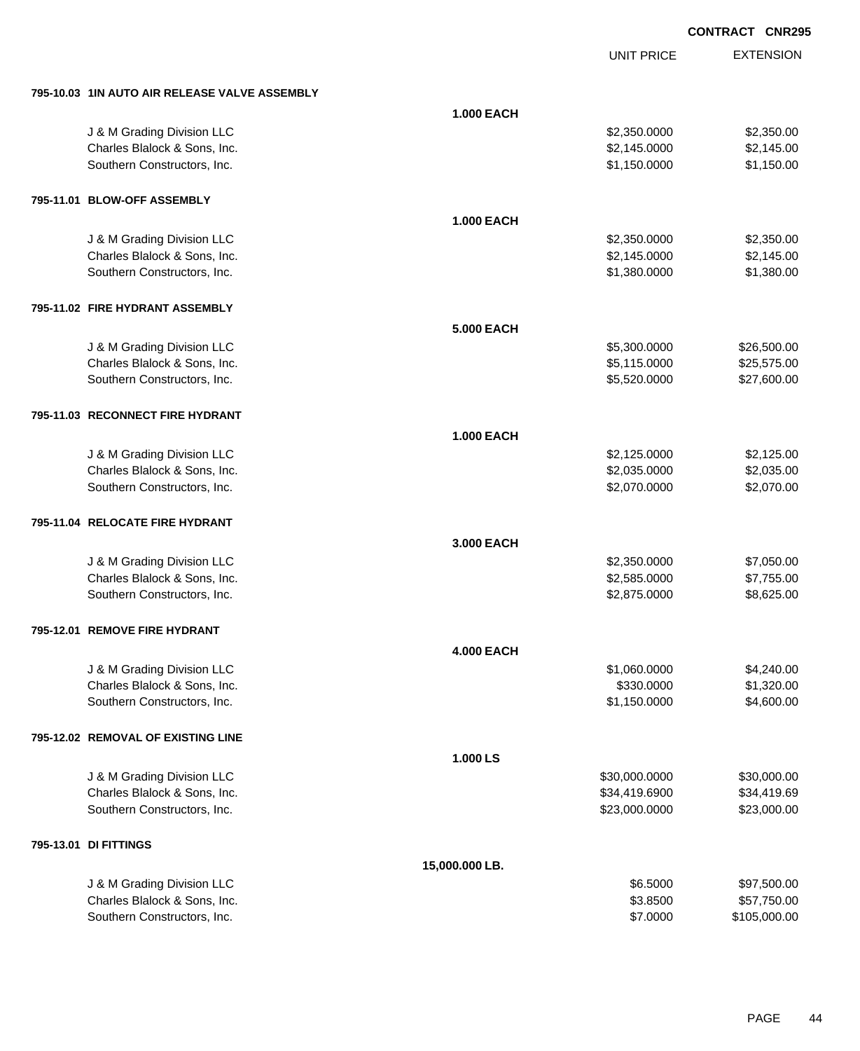**CONTRACT CNR295**

| | | UNIT PRICE | EXTENSION |
|---|---|---|---|
| **795-10.03 1IN AUTO AIR RELEASE VALVE ASSEMBLY** | | | |
| | **1.000 EACH** | | |
| J & M Grading Division LLC | | $2,350.0000 | $2,350.00 |
| Charles Blalock & Sons, Inc. | | $2,145.0000 | $2,145.00 |
| Southern Constructors, Inc. | | $1,150.0000 | $1,150.00 |
| **795-11.01 BLOW-OFF ASSEMBLY** | | | |
| | **1.000 EACH** | | |
| J & M Grading Division LLC | | $2,350.0000 | $2,350.00 |
| Charles Blalock & Sons, Inc. | | $2,145.0000 | $2,145.00 |
| Southern Constructors, Inc. | | $1,380.0000 | $1,380.00 |
| **795-11.02 FIRE HYDRANT ASSEMBLY** | | | |
| | **5.000 EACH** | | |
| J & M Grading Division LLC | | $5,300.0000 | $26,500.00 |
| Charles Blalock & Sons, Inc. | | $5,115.0000 | $25,575.00 |
| Southern Constructors, Inc. | | $5,520.0000 | $27,600.00 |
| **795-11.03 RECONNECT FIRE HYDRANT** | | | |
| | **1.000 EACH** | | |
| J & M Grading Division LLC | | $2,125.0000 | $2,125.00 |
| Charles Blalock & Sons, Inc. | | $2,035.0000 | $2,035.00 |
| Southern Constructors, Inc. | | $2,070.0000 | $2,070.00 |
| **795-11.04 RELOCATE FIRE HYDRANT** | | | |
| | **3.000 EACH** | | |
| J & M Grading Division LLC | | $2,350.0000 | $7,050.00 |
| Charles Blalock & Sons, Inc. | | $2,585.0000 | $7,755.00 |
| Southern Constructors, Inc. | | $2,875.0000 | $8,625.00 |
| **795-12.01 REMOVE FIRE HYDRANT** | | | |
| | **4.000 EACH** | | |
| J & M Grading Division LLC | | $1,060.0000 | $4,240.00 |
| Charles Blalock & Sons, Inc. | | $330.0000 | $1,320.00 |
| Southern Constructors, Inc. | | $1,150.0000 | $4,600.00 |
| **795-12.02 REMOVAL OF EXISTING LINE** | | | |
| | **1.000 LS** | | |
| J & M Grading Division LLC | | $30,000.0000 | $30,000.00 |
| Charles Blalock & Sons, Inc. | | $34,419.6900 | $34,419.69 |
| Southern Constructors, Inc. | | $23,000.0000 | $23,000.00 |
| **795-13.01 DI FITTINGS** | | | |
| | **15,000.000 LB.** | | |
| J & M Grading Division LLC | | $6.5000 | $97,500.00 |
| Charles Blalock & Sons, Inc. | | $3.8500 | $57,750.00 |
| Southern Constructors, Inc. | | $7.0000 | $105,000.00 |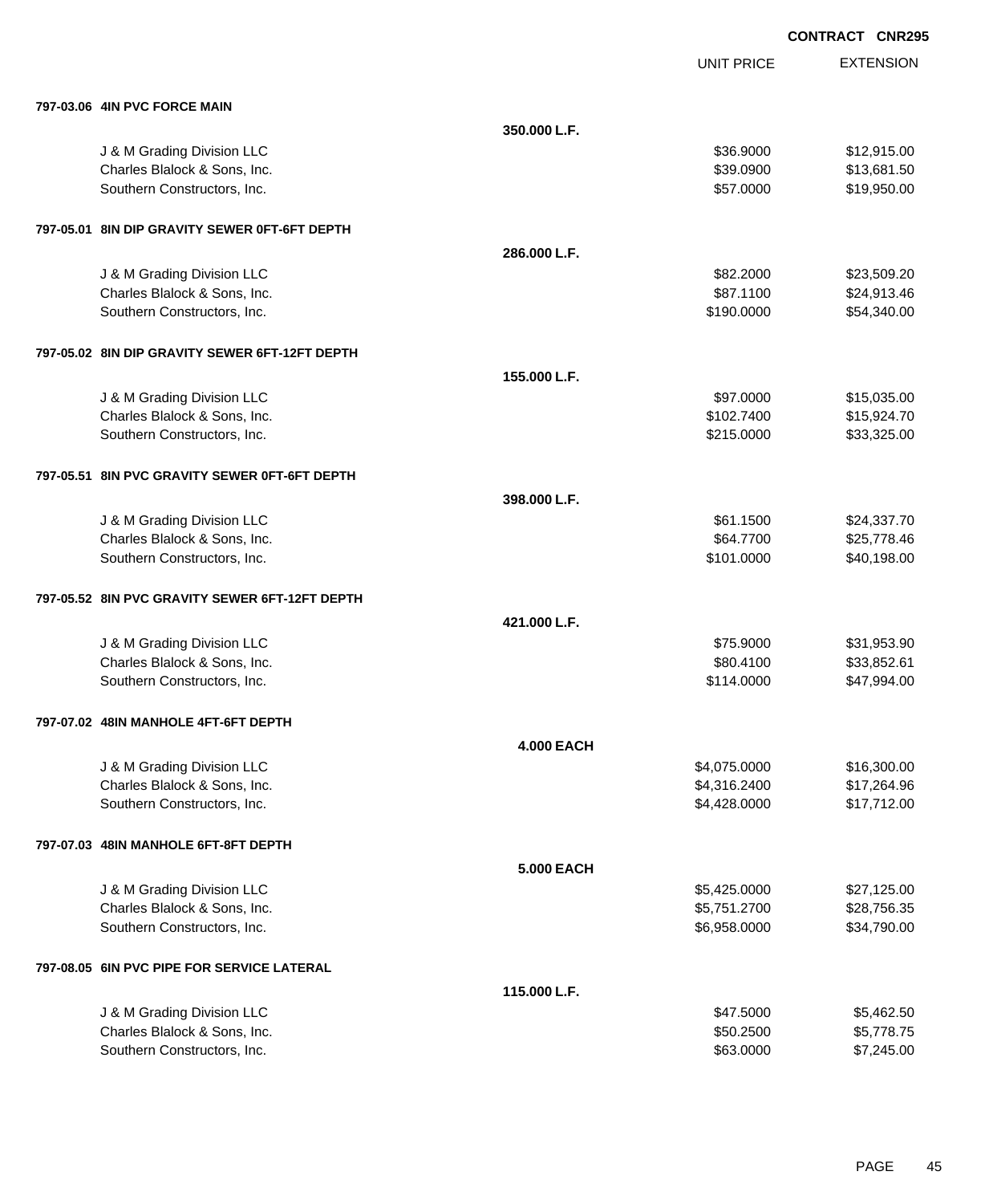**CONTRACT CNR295**

| | | UNIT PRICE | EXTENSION |
|---|---|---|---|
| **797-03.06 4IN PVC FORCE MAIN** | | | |
| | **350.000 L.F.** | | |
| J & M Grading Division LLC | | $36.9000 | $12,915.00 |
| Charles Blalock & Sons, Inc. | | $39.0900 | $13,681.50 |
| Southern Constructors, Inc. | | $57.0000 | $19,950.00 |
| **797-05.01 8IN DIP GRAVITY SEWER 0FT-6FT DEPTH** | | | |
| | **286.000 L.F.** | | |
| J & M Grading Division LLC | | $82.2000 | $23,509.20 |
| Charles Blalock & Sons, Inc. | | $87.1100 | $24,913.46 |
| Southern Constructors, Inc. | | $190.0000 | $54,340.00 |
| **797-05.02 8IN DIP GRAVITY SEWER 6FT-12FT DEPTH** | | | |
| | **155.000 L.F.** | | |
| J & M Grading Division LLC | | $97.0000 | $15,035.00 |
| Charles Blalock & Sons, Inc. | | $102.7400 | $15,924.70 |
| Southern Constructors, Inc. | | $215.0000 | $33,325.00 |
| **797-05.51 8IN PVC GRAVITY SEWER 0FT-6FT DEPTH** | | | |
| | **398.000 L.F.** | | |
| J & M Grading Division LLC | | $61.1500 | $24,337.70 |
| Charles Blalock & Sons, Inc. | | $64.7700 | $25,778.46 |
| Southern Constructors, Inc. | | $101.0000 | $40,198.00 |
| **797-05.52 8IN PVC GRAVITY SEWER 6FT-12FT DEPTH** | | | |
| | **421.000 L.F.** | | |
| J & M Grading Division LLC | | $75.9000 | $31,953.90 |
| Charles Blalock & Sons, Inc. | | $80.4100 | $33,852.61 |
| Southern Constructors, Inc. | | $114.0000 | $47,994.00 |
| **797-07.02 48IN MANHOLE 4FT-6FT DEPTH** | | | |
| | **4.000 EACH** | | |
| J & M Grading Division LLC | | $4,075.0000 | $16,300.00 |
| Charles Blalock & Sons, Inc. | | $4,316.2400 | $17,264.96 |
| Southern Constructors, Inc. | | $4,428.0000 | $17,712.00 |
| **797-07.03 48IN MANHOLE 6FT-8FT DEPTH** | | | |
| | **5.000 EACH** | | |
| J & M Grading Division LLC | | $5,425.0000 | $27,125.00 |
| Charles Blalock & Sons, Inc. | | $5,751.2700 | $28,756.35 |
| Southern Constructors, Inc. | | $6,958.0000 | $34,790.00 |
| **797-08.05 6IN PVC PIPE FOR SERVICE LATERAL** | | | |
| | **115.000 L.F.** | | |
| J & M Grading Division LLC | | $47.5000 | $5,462.50 |
| Charles Blalock & Sons, Inc. | | $50.2500 | $5,778.75 |
| Southern Constructors, Inc. | | $63.0000 | $7,245.00 |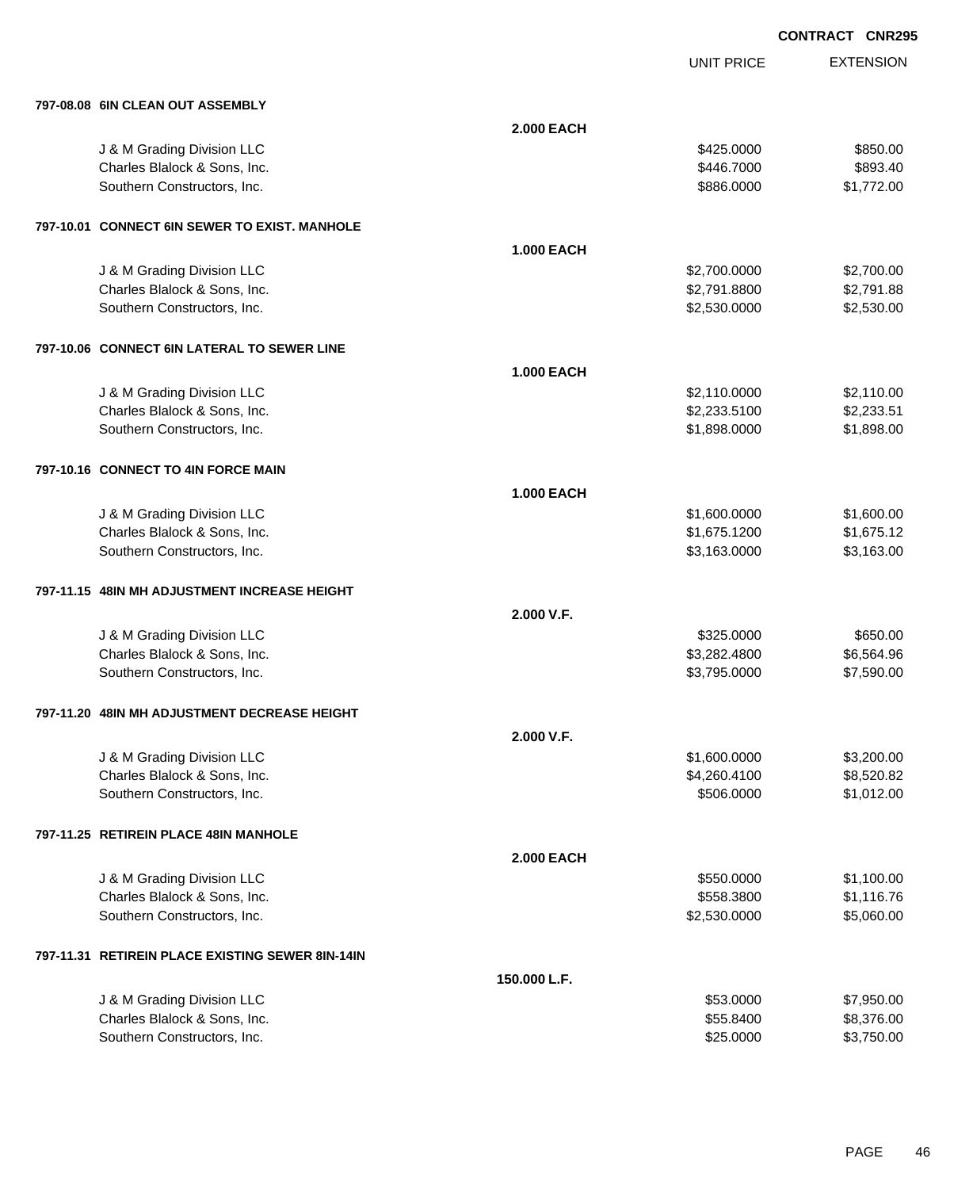CONTRACT CNR295

| | UNIT PRICE | EXTENSION |
|---|---|---|
| **797-08.08 6IN CLEAN OUT ASSEMBLY** | | |
| **2.000 EACH** | | |
| J & M Grading Division LLC | $425.0000 | $850.00 |
| Charles Blalock & Sons, Inc. | $446.7000 | $893.40 |
| Southern Constructors, Inc. | $886.0000 | $1,772.00 |
| **797-10.01 CONNECT 6IN SEWER TO EXIST. MANHOLE** | | |
| **1.000 EACH** | | |
| J & M Grading Division LLC | $2,700.0000 | $2,700.00 |
| Charles Blalock & Sons, Inc. | $2,791.8800 | $2,791.88 |
| Southern Constructors, Inc. | $2,530.0000 | $2,530.00 |
| **797-10.06 CONNECT 6IN LATERAL TO SEWER LINE** | | |
| **1.000 EACH** | | |
| J & M Grading Division LLC | $2,110.0000 | $2,110.00 |
| Charles Blalock & Sons, Inc. | $2,233.5100 | $2,233.51 |
| Southern Constructors, Inc. | $1,898.0000 | $1,898.00 |
| **797-10.16 CONNECT TO 4IN FORCE MAIN** | | |
| **1.000 EACH** | | |
| J & M Grading Division LLC | $1,600.0000 | $1,600.00 |
| Charles Blalock & Sons, Inc. | $1,675.1200 | $1,675.12 |
| Southern Constructors, Inc. | $3,163.0000 | $3,163.00 |
| **797-11.15 48IN MH ADJUSTMENT INCREASE HEIGHT** | | |
| **2.000 V.F.** | | |
| J & M Grading Division LLC | $325.0000 | $650.00 |
| Charles Blalock & Sons, Inc. | $3,282.4800 | $6,564.96 |
| Southern Constructors, Inc. | $3,795.0000 | $7,590.00 |
| **797-11.20 48IN MH ADJUSTMENT DECREASE HEIGHT** | | |
| **2.000 V.F.** | | |
| J & M Grading Division LLC | $1,600.0000 | $3,200.00 |
| Charles Blalock & Sons, Inc. | $4,260.4100 | $8,520.82 |
| Southern Constructors, Inc. | $506.0000 | $1,012.00 |
| **797-11.25 RETIREIN PLACE 48IN MANHOLE** | | |
| **2.000 EACH** | | |
| J & M Grading Division LLC | $550.0000 | $1,100.00 |
| Charles Blalock & Sons, Inc. | $558.3800 | $1,116.76 |
| Southern Constructors, Inc. | $2,530.0000 | $5,060.00 |
| **797-11.31 RETIREIN PLACE EXISTING SEWER 8IN-14IN** | | |
| **150.000 L.F.** | | |
| J & M Grading Division LLC | $53.0000 | $7,950.00 |
| Charles Blalock & Sons, Inc. | $55.8400 | $8,376.00 |
| Southern Constructors, Inc. | $25.0000 | $3,750.00 |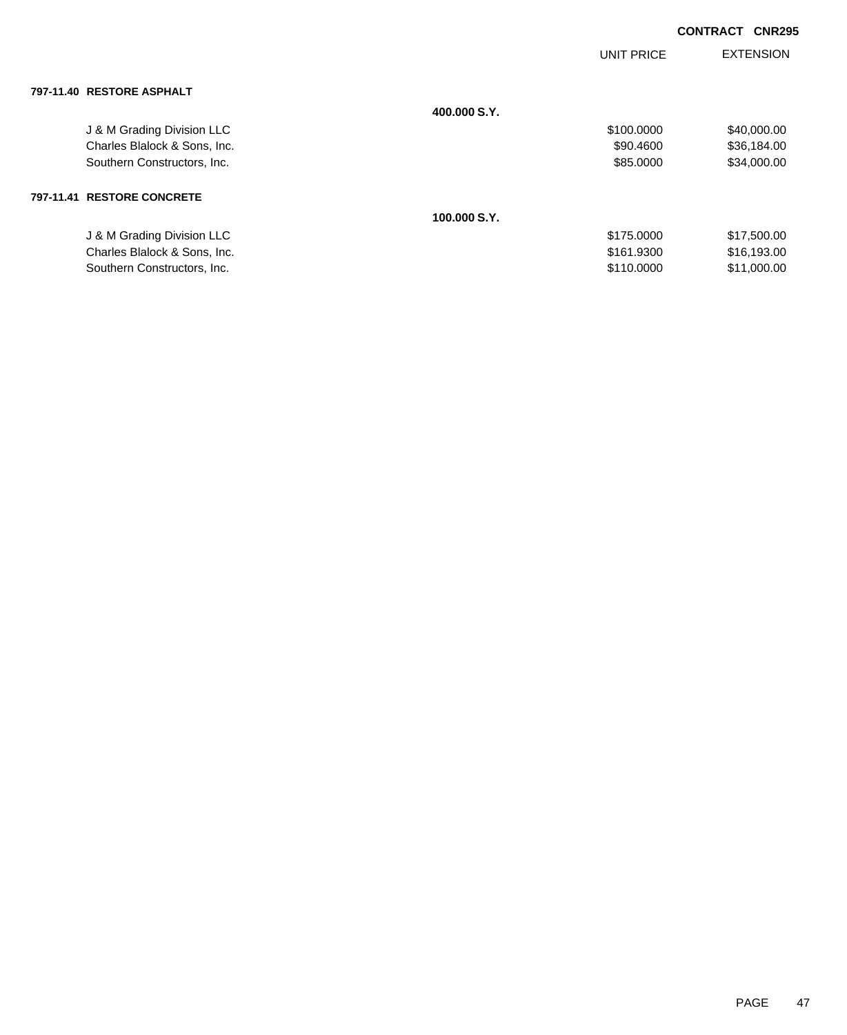**CONTRACT CNR295**

| | | UNIT PRICE | EXTENSION |
|---|---|---|---|
| **797-11.40 RESTORE ASPHALT** | | | |
| | **400.000 S.Y.** | | |
| J & M Grading Division LLC | | $100.0000 | $40,000.00 |
| Charles Blalock & Sons, Inc. | | $90.4600 | $36,184.00 |
| Southern Constructors, Inc. | | $85.0000 | $34,000.00 |
| **797-11.41 RESTORE CONCRETE** | | | |
| | **100.000 S.Y.** | | |
| J & M Grading Division LLC | | $175.0000 | $17,500.00 |
| Charles Blalock & Sons, Inc. | | $161.9300 | $16,193.00 |
| Southern Constructors, Inc. | | $110.0000 | $11,000.00 |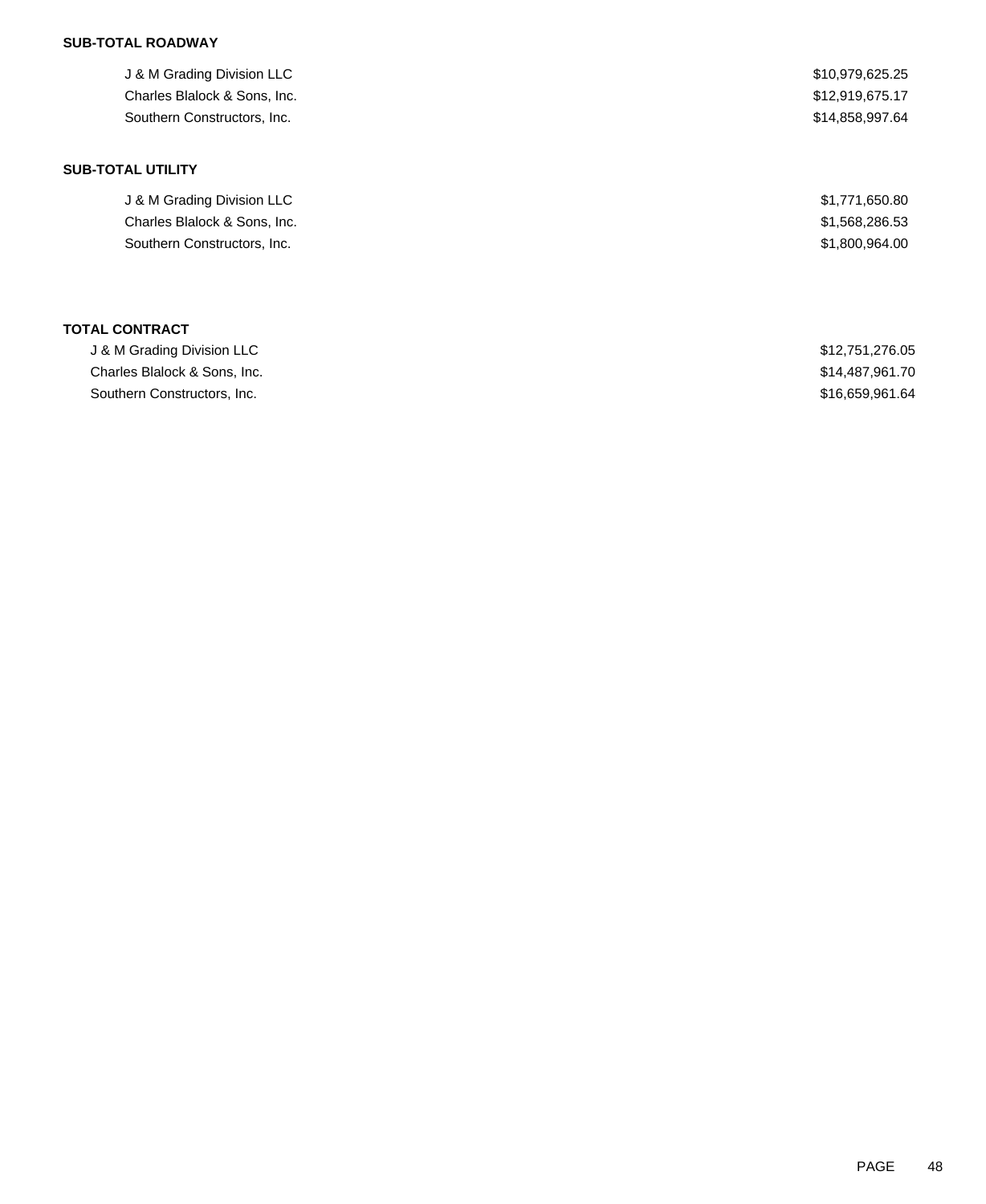**SUB-TOTAL ROADWAY**

| | |
|---|---|
| J & M Grading Division LLC | $10,979,625.25 |
| Charles Blalock & Sons, Inc. | $12,919,675.17 |
| Southern Constructors, Inc. | $14,858,997.64 |

**SUB-TOTAL UTILITY**

| | |
|---|---|
| J & M Grading Division LLC | $1,771,650.80 |
| Charles Blalock & Sons, Inc. | $1,568,286.53 |
| Southern Constructors, Inc. | $1,800,964.00 |

**TOTAL CONTRACT**

| | |
|---|---|
| J & M Grading Division LLC | $12,751,276.05 |
| Charles Blalock & Sons, Inc. | $14,487,961.70 |
| Southern Constructors, Inc. | $16,659,961.64 |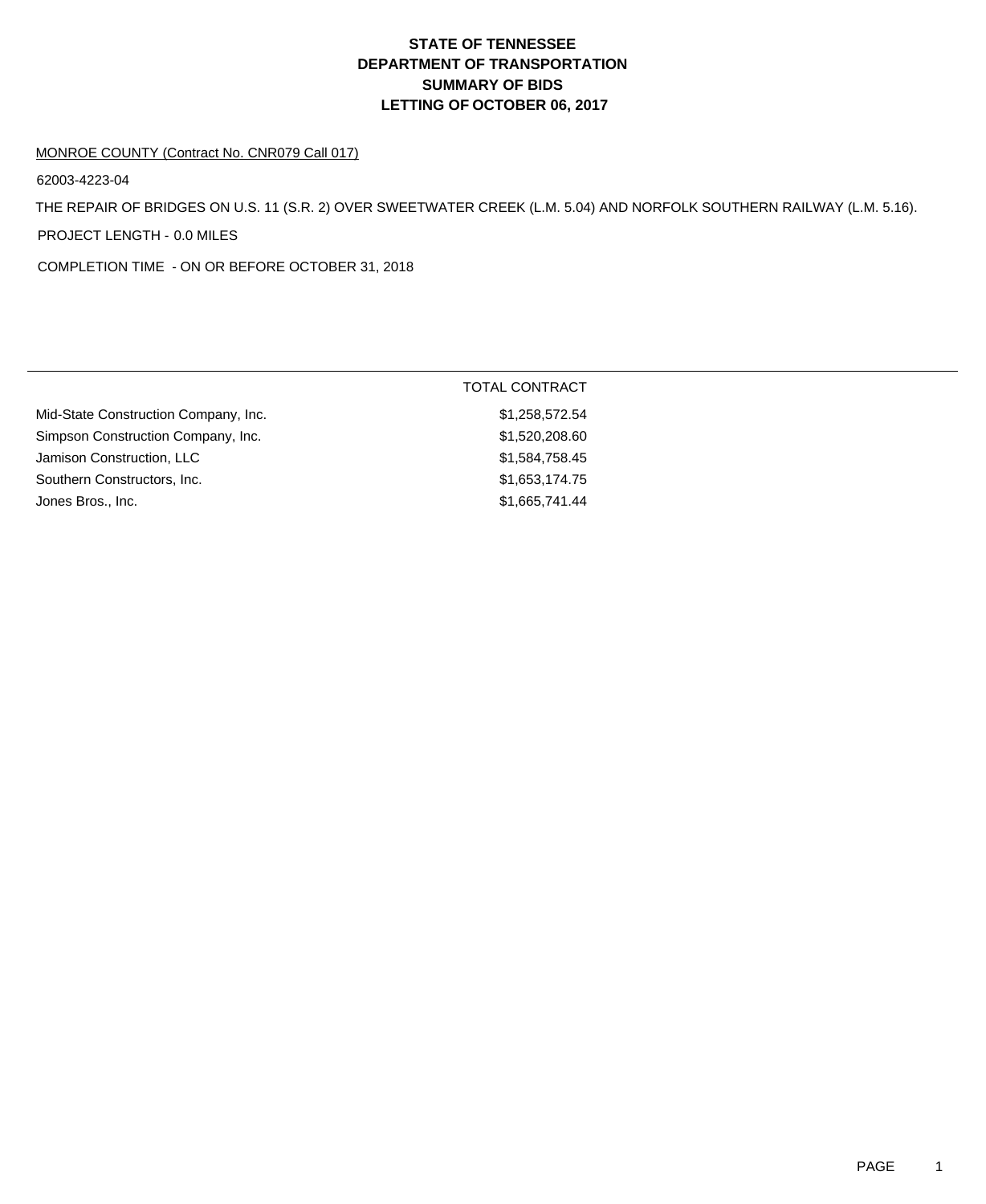# STATE OF TENNESSEE
# DEPARTMENT OF TRANSPORTATION
# SUMMARY OF BIDS
# LETTING OF OCTOBER 06, 2017

MONROE COUNTY (Contract No. CNR079 Call 017)

62003-4223-04

THE REPAIR OF BRIDGES ON U.S. 11 (S.R. 2) OVER SWEETWATER CREEK (L.M. 5.04) AND NORFOLK SOUTHERN RAILWAY (L.M. 5.16).

PROJECT LENGTH - 0.0 MILES

COMPLETION TIME - ON OR BEFORE OCTOBER 31, 2018

| | TOTAL CONTRACT |
|---|---|
| Mid-State Construction Company, Inc. | $1,258,572.54 |
| Simpson Construction Company, Inc. | $1,520,208.60 |
| Jamison Construction, LLC | $1,584,758.45 |
| Southern Constructors, Inc. | $1,653,174.75 |
| Jones Bros., Inc. | $1,665,741.44 |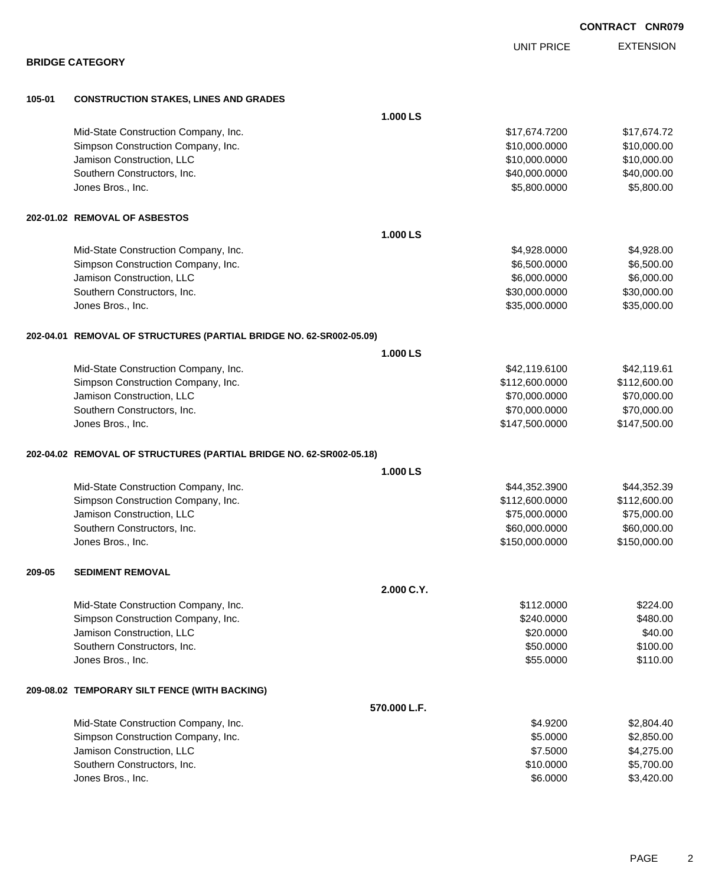**CONTRACT CNR079**

## BRIDGE CATEGORY

| | | | UNIT PRICE | EXTENSION |
|---|---|---|---|---|
| **105-01** | **CONSTRUCTION STAKES, LINES AND GRADES** | | | |
| | | **1.000 LS** | | |
| | Mid-State Construction Company, Inc. | | $17,674.7200 | $17,674.72 |
| | Simpson Construction Company, Inc. | | $10,000.0000 | $10,000.00 |
| | Jamison Construction, LLC | | $10,000.0000 | $10,000.00 |
| | Southern Constructors, Inc. | | $40,000.0000 | $40,000.00 |
| | Jones Bros., Inc. | | $5,800.0000 | $5,800.00 |
| **202-01.02** | **REMOVAL OF ASBESTOS** | | | |
| | | **1.000 LS** | | |
| | Mid-State Construction Company, Inc. | | $4,928.0000 | $4,928.00 |
| | Simpson Construction Company, Inc. | | $6,500.0000 | $6,500.00 |
| | Jamison Construction, LLC | | $6,000.0000 | $6,000.00 |
| | Southern Constructors, Inc. | | $30,000.0000 | $30,000.00 |
| | Jones Bros., Inc. | | $35,000.0000 | $35,000.00 |
| **202-04.01** | **REMOVAL OF STRUCTURES (PARTIAL BRIDGE NO. 62-SR002-05.09)** | | | |
| | | **1.000 LS** | | |
| | Mid-State Construction Company, Inc. | | $42,119.6100 | $42,119.61 |
| | Simpson Construction Company, Inc. | | $112,600.0000 | $112,600.00 |
| | Jamison Construction, LLC | | $70,000.0000 | $70,000.00 |
| | Southern Constructors, Inc. | | $70,000.0000 | $70,000.00 |
| | Jones Bros., Inc. | | $147,500.0000 | $147,500.00 |
| **202-04.02** | **REMOVAL OF STRUCTURES (PARTIAL BRIDGE NO. 62-SR002-05.18)** | | | |
| | | **1.000 LS** | | |
| | Mid-State Construction Company, Inc. | | $44,352.3900 | $44,352.39 |
| | Simpson Construction Company, Inc. | | $112,600.0000 | $112,600.00 |
| | Jamison Construction, LLC | | $75,000.0000 | $75,000.00 |
| | Southern Constructors, Inc. | | $60,000.0000 | $60,000.00 |
| | Jones Bros., Inc. | | $150,000.0000 | $150,000.00 |
| **209-05** | **SEDIMENT REMOVAL** | | | |
| | | **2.000 C.Y.** | | |
| | Mid-State Construction Company, Inc. | | $112.0000 | $224.00 |
| | Simpson Construction Company, Inc. | | $240.0000 | $480.00 |
| | Jamison Construction, LLC | | $20.0000 | $40.00 |
| | Southern Constructors, Inc. | | $50.0000 | $100.00 |
| | Jones Bros., Inc. | | $55.0000 | $110.00 |
| **209-08.02** | **TEMPORARY SILT FENCE (WITH BACKING)** | | | |
| | | **570.000 L.F.** | | |
| | Mid-State Construction Company, Inc. | | $4.9200 | $2,804.40 |
| | Simpson Construction Company, Inc. | | $5.0000 | $2,850.00 |
| | Jamison Construction, LLC | | $7.5000 | $4,275.00 |
| | Southern Constructors, Inc. | | $10.0000 | $5,700.00 |
| | Jones Bros., Inc. | | $6.0000 | $3,420.00 |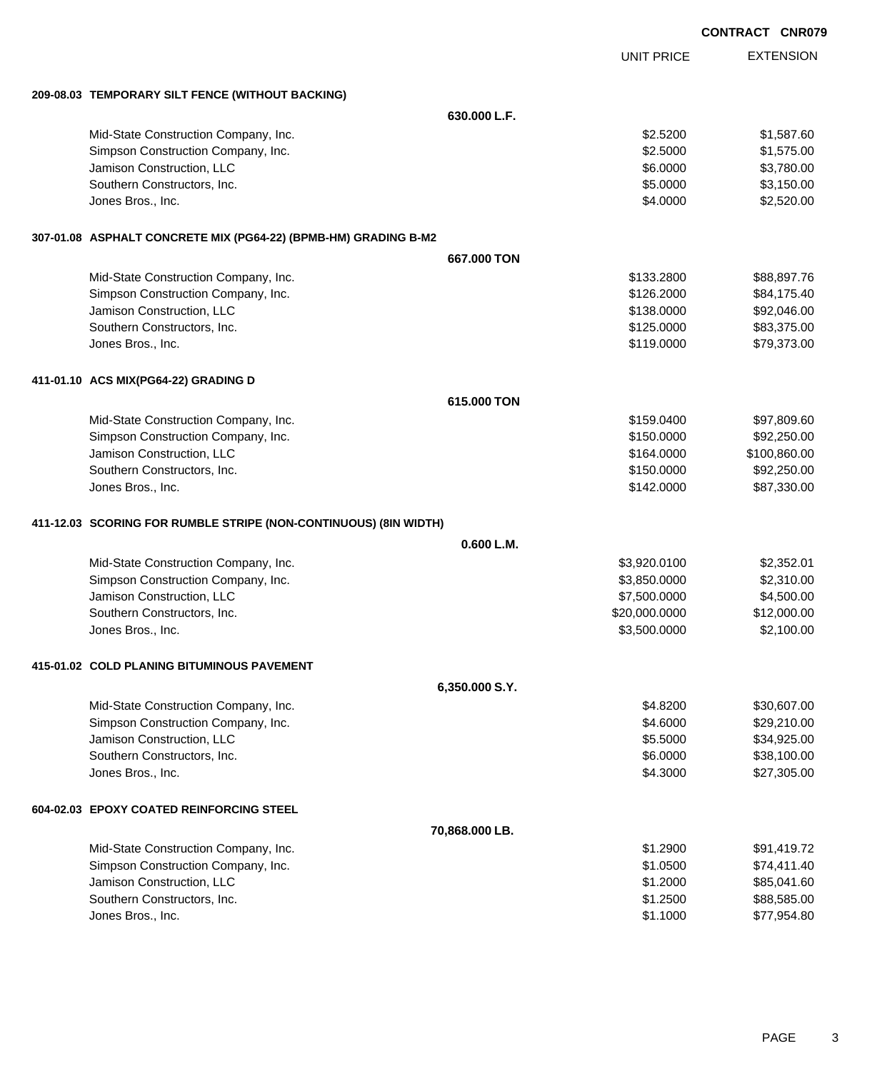**CONTRACT CNR079**

| | UNIT PRICE | EXTENSION |
|---|---|---|
| **209-08.03 TEMPORARY SILT FENCE (WITHOUT BACKING)** | | |
| **630.000 L.F.** | | |
| Mid-State Construction Company, Inc. | $2.5200 | $1,587.60 |
| Simpson Construction Company, Inc. | $2.5000 | $1,575.00 |
| Jamison Construction, LLC | $6.0000 | $3,780.00 |
| Southern Constructors, Inc. | $5.0000 | $3,150.00 |
| Jones Bros., Inc. | $4.0000 | $2,520.00 |
| **307-01.08 ASPHALT CONCRETE MIX (PG64-22) (BPMB-HM) GRADING B-M2** | | |
| **667.000 TON** | | |
| Mid-State Construction Company, Inc. | $133.2800 | $88,897.76 |
| Simpson Construction Company, Inc. | $126.2000 | $84,175.40 |
| Jamison Construction, LLC | $138.0000 | $92,046.00 |
| Southern Constructors, Inc. | $125.0000 | $83,375.00 |
| Jones Bros., Inc. | $119.0000 | $79,373.00 |
| **411-01.10 ACS MIX(PG64-22) GRADING D** | | |
| **615.000 TON** | | |
| Mid-State Construction Company, Inc. | $159.0400 | $97,809.60 |
| Simpson Construction Company, Inc. | $150.0000 | $92,250.00 |
| Jamison Construction, LLC | $164.0000 | $100,860.00 |
| Southern Constructors, Inc. | $150.0000 | $92,250.00 |
| Jones Bros., Inc. | $142.0000 | $87,330.00 |
| **411-12.03 SCORING FOR RUMBLE STRIPE (NON-CONTINUOUS) (8IN WIDTH)** | | |
| **0.600 L.M.** | | |
| Mid-State Construction Company, Inc. | $3,920.0100 | $2,352.01 |
| Simpson Construction Company, Inc. | $3,850.0000 | $2,310.00 |
| Jamison Construction, LLC | $7,500.0000 | $4,500.00 |
| Southern Constructors, Inc. | $20,000.0000 | $12,000.00 |
| Jones Bros., Inc. | $3,500.0000 | $2,100.00 |
| **415-01.02 COLD PLANING BITUMINOUS PAVEMENT** | | |
| **6,350.000 S.Y.** | | |
| Mid-State Construction Company, Inc. | $4.8200 | $30,607.00 |
| Simpson Construction Company, Inc. | $4.6000 | $29,210.00 |
| Jamison Construction, LLC | $5.5000 | $34,925.00 |
| Southern Constructors, Inc. | $6.0000 | $38,100.00 |
| Jones Bros., Inc. | $4.3000 | $27,305.00 |
| **604-02.03 EPOXY COATED REINFORCING STEEL** | | |
| **70,868.000 LB.** | | |
| Mid-State Construction Company, Inc. | $1.2900 | $91,419.72 |
| Simpson Construction Company, Inc. | $1.0500 | $74,411.40 |
| Jamison Construction, LLC | $1.2000 | $85,041.60 |
| Southern Constructors, Inc. | $1.2500 | $88,585.00 |
| Jones Bros., Inc. | $1.1000 | $77,954.80 |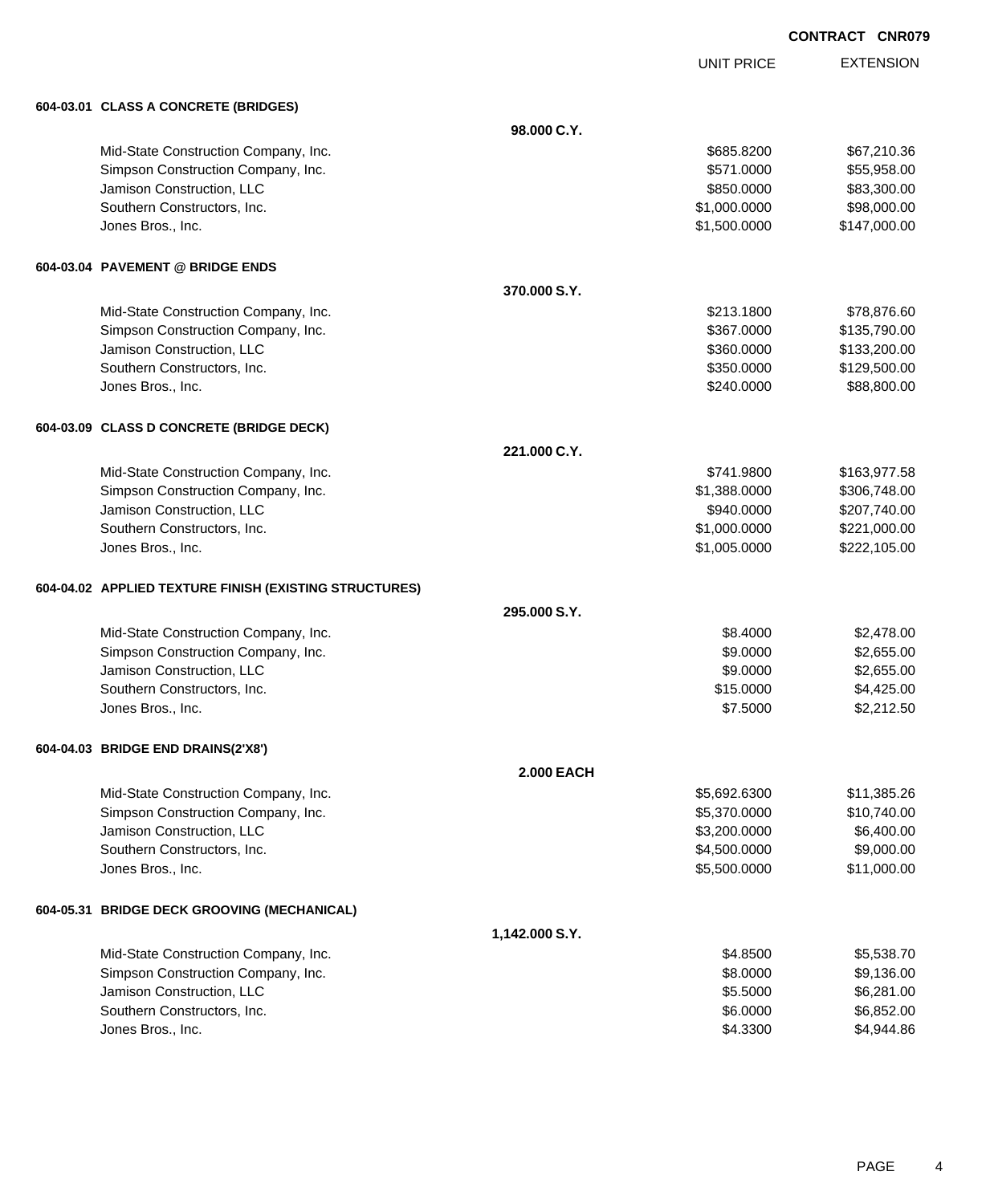**CONTRACT CNR079**

| | | UNIT PRICE | EXTENSION |
|---|---|---|---|
| **604-03.01 CLASS A CONCRETE (BRIDGES)** | | | |
| | **98.000 C.Y.** | | |
| Mid-State Construction Company, Inc. | | $685.8200 | $67,210.36 |
| Simpson Construction Company, Inc. | | $571.0000 | $55,958.00 |
| Jamison Construction, LLC | | $850.0000 | $83,300.00 |
| Southern Constructors, Inc. | | $1,000.0000 | $98,000.00 |
| Jones Bros., Inc. | | $1,500.0000 | $147,000.00 |
| **604-03.04 PAVEMENT @ BRIDGE ENDS** | | | |
| | **370.000 S.Y.** | | |
| Mid-State Construction Company, Inc. | | $213.1800 | $78,876.60 |
| Simpson Construction Company, Inc. | | $367.0000 | $135,790.00 |
| Jamison Construction, LLC | | $360.0000 | $133,200.00 |
| Southern Constructors, Inc. | | $350.0000 | $129,500.00 |
| Jones Bros., Inc. | | $240.0000 | $88,800.00 |
| **604-03.09 CLASS D CONCRETE (BRIDGE DECK)** | | | |
| | **221.000 C.Y.** | | |
| Mid-State Construction Company, Inc. | | $741.9800 | $163,977.58 |
| Simpson Construction Company, Inc. | | $1,388.0000 | $306,748.00 |
| Jamison Construction, LLC | | $940.0000 | $207,740.00 |
| Southern Constructors, Inc. | | $1,000.0000 | $221,000.00 |
| Jones Bros., Inc. | | $1,005.0000 | $222,105.00 |
| **604-04.02 APPLIED TEXTURE FINISH (EXISTING STRUCTURES)** | | | |
| | **295.000 S.Y.** | | |
| Mid-State Construction Company, Inc. | | $8.4000 | $2,478.00 |
| Simpson Construction Company, Inc. | | $9.0000 | $2,655.00 |
| Jamison Construction, LLC | | $9.0000 | $2,655.00 |
| Southern Constructors, Inc. | | $15.0000 | $4,425.00 |
| Jones Bros., Inc. | | $7.5000 | $2,212.50 |
| **604-04.03 BRIDGE END DRAINS(2'X8')** | | | |
| | **2.000 EACH** | | |
| Mid-State Construction Company, Inc. | | $5,692.6300 | $11,385.26 |
| Simpson Construction Company, Inc. | | $5,370.0000 | $10,740.00 |
| Jamison Construction, LLC | | $3,200.0000 | $6,400.00 |
| Southern Constructors, Inc. | | $4,500.0000 | $9,000.00 |
| Jones Bros., Inc. | | $5,500.0000 | $11,000.00 |
| **604-05.31 BRIDGE DECK GROOVING (MECHANICAL)** | | | |
| | **1,142.000 S.Y.** | | |
| Mid-State Construction Company, Inc. | | $4.8500 | $5,538.70 |
| Simpson Construction Company, Inc. | | $8.0000 | $9,136.00 |
| Jamison Construction, LLC | | $5.5000 | $6,281.00 |
| Southern Constructors, Inc. | | $6.0000 | $6,852.00 |
| Jones Bros., Inc. | | $4.3300 | $4,944.86 |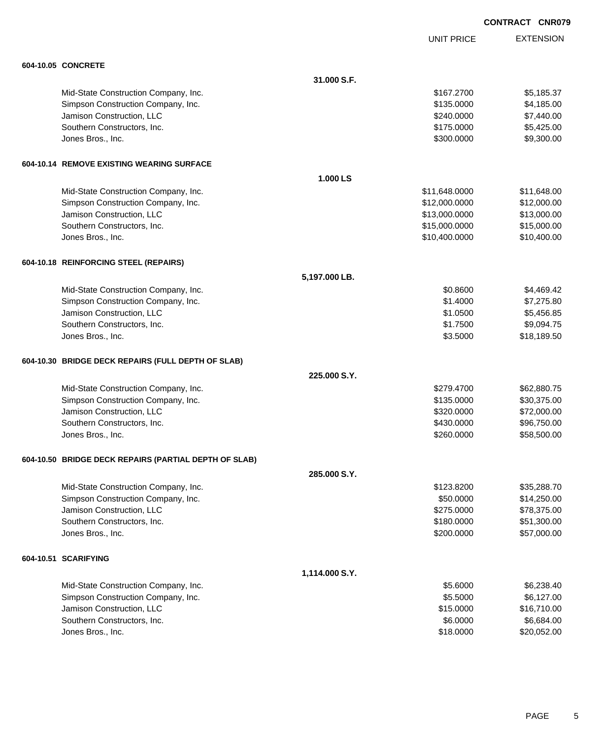**CONTRACT CNR079**

| | UNIT PRICE | EXTENSION |
|---|---|---|
| **604-10.05 CONCRETE** | | |
| **31.000 S.F.** | | |
| Mid-State Construction Company, Inc. | $167.2700 | $5,185.37 |
| Simpson Construction Company, Inc. | $135.0000 | $4,185.00 |
| Jamison Construction, LLC | $240.0000 | $7,440.00 |
| Southern Constructors, Inc. | $175.0000 | $5,425.00 |
| Jones Bros., Inc. | $300.0000 | $9,300.00 |
| **604-10.14 REMOVE EXISTING WEARING SURFACE** | | |
| **1.000 LS** | | |
| Mid-State Construction Company, Inc. | $11,648.0000 | $11,648.00 |
| Simpson Construction Company, Inc. | $12,000.0000 | $12,000.00 |
| Jamison Construction, LLC | $13,000.0000 | $13,000.00 |
| Southern Constructors, Inc. | $15,000.0000 | $15,000.00 |
| Jones Bros., Inc. | $10,400.0000 | $10,400.00 |
| **604-10.18 REINFORCING STEEL (REPAIRS)** | | |
| **5,197.000 LB.** | | |
| Mid-State Construction Company, Inc. | $0.8600 | $4,469.42 |
| Simpson Construction Company, Inc. | $1.4000 | $7,275.80 |
| Jamison Construction, LLC | $1.0500 | $5,456.85 |
| Southern Constructors, Inc. | $1.7500 | $9,094.75 |
| Jones Bros., Inc. | $3.5000 | $18,189.50 |
| **604-10.30 BRIDGE DECK REPAIRS (FULL DEPTH OF SLAB)** | | |
| **225.000 S.Y.** | | |
| Mid-State Construction Company, Inc. | $279.4700 | $62,880.75 |
| Simpson Construction Company, Inc. | $135.0000 | $30,375.00 |
| Jamison Construction, LLC | $320.0000 | $72,000.00 |
| Southern Constructors, Inc. | $430.0000 | $96,750.00 |
| Jones Bros., Inc. | $260.0000 | $58,500.00 |
| **604-10.50 BRIDGE DECK REPAIRS (PARTIAL DEPTH OF SLAB)** | | |
| **285.000 S.Y.** | | |
| Mid-State Construction Company, Inc. | $123.8200 | $35,288.70 |
| Simpson Construction Company, Inc. | $50.0000 | $14,250.00 |
| Jamison Construction, LLC | $275.0000 | $78,375.00 |
| Southern Constructors, Inc. | $180.0000 | $51,300.00 |
| Jones Bros., Inc. | $200.0000 | $57,000.00 |
| **604-10.51 SCARIFYING** | | |
| **1,114.000 S.Y.** | | |
| Mid-State Construction Company, Inc. | $5.6000 | $6,238.40 |
| Simpson Construction Company, Inc. | $5.5000 | $6,127.00 |
| Jamison Construction, LLC | $15.0000 | $16,710.00 |
| Southern Constructors, Inc. | $6.0000 | $6,684.00 |
| Jones Bros., Inc. | $18.0000 | $20,052.00 |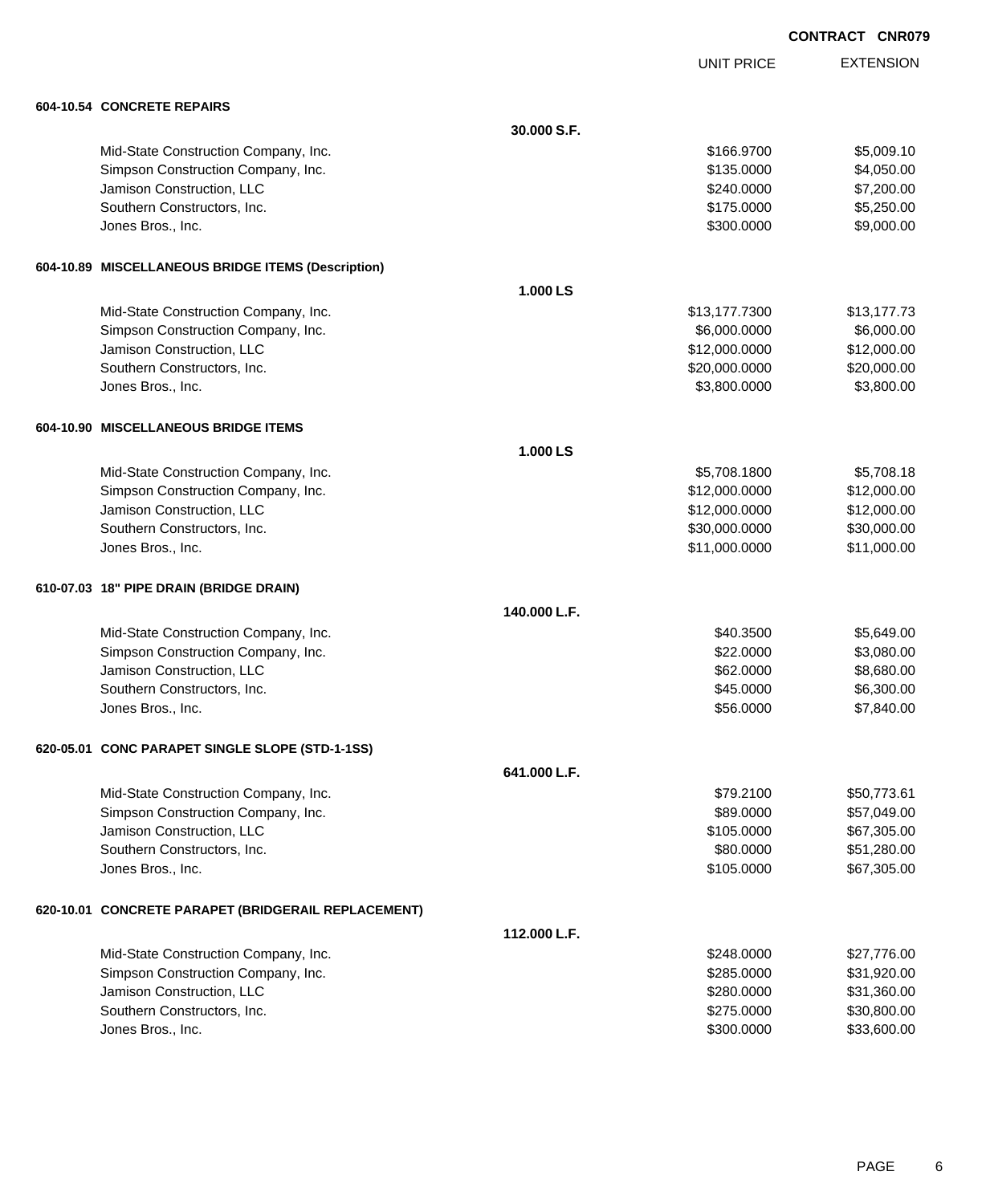CONTRACT CNR079

| | | UNIT PRICE | EXTENSION |
|---|---|---|---|
| **604-10.54 CONCRETE REPAIRS** | | | |
| | **30.000 S.F.** | | |
| Mid-State Construction Company, Inc. | | $166.9700 | $5,009.10 |
| Simpson Construction Company, Inc. | | $135.0000 | $4,050.00 |
| Jamison Construction, LLC | | $240.0000 | $7,200.00 |
| Southern Constructors, Inc. | | $175.0000 | $5,250.00 |
| Jones Bros., Inc. | | $300.0000 | $9,000.00 |
| **604-10.89 MISCELLANEOUS BRIDGE ITEMS (Description)** | | | |
| | **1.000 LS** | | |
| Mid-State Construction Company, Inc. | | $13,177.7300 | $13,177.73 |
| Simpson Construction Company, Inc. | | $6,000.0000 | $6,000.00 |
| Jamison Construction, LLC | | $12,000.0000 | $12,000.00 |
| Southern Constructors, Inc. | | $20,000.0000 | $20,000.00 |
| Jones Bros., Inc. | | $3,800.0000 | $3,800.00 |
| **604-10.90 MISCELLANEOUS BRIDGE ITEMS** | | | |
| | **1.000 LS** | | |
| Mid-State Construction Company, Inc. | | $5,708.1800 | $5,708.18 |
| Simpson Construction Company, Inc. | | $12,000.0000 | $12,000.00 |
| Jamison Construction, LLC | | $12,000.0000 | $12,000.00 |
| Southern Constructors, Inc. | | $30,000.0000 | $30,000.00 |
| Jones Bros., Inc. | | $11,000.0000 | $11,000.00 |
| **610-07.03 18" PIPE DRAIN (BRIDGE DRAIN)** | | | |
| | **140.000 L.F.** | | |
| Mid-State Construction Company, Inc. | | $40.3500 | $5,649.00 |
| Simpson Construction Company, Inc. | | $22.0000 | $3,080.00 |
| Jamison Construction, LLC | | $62.0000 | $8,680.00 |
| Southern Constructors, Inc. | | $45.0000 | $6,300.00 |
| Jones Bros., Inc. | | $56.0000 | $7,840.00 |
| **620-05.01 CONC PARAPET SINGLE SLOPE (STD-1-1SS)** | | | |
| | **641.000 L.F.** | | |
| Mid-State Construction Company, Inc. | | $79.2100 | $50,773.61 |
| Simpson Construction Company, Inc. | | $89.0000 | $57,049.00 |
| Jamison Construction, LLC | | $105.0000 | $67,305.00 |
| Southern Constructors, Inc. | | $80.0000 | $51,280.00 |
| Jones Bros., Inc. | | $105.0000 | $67,305.00 |
| **620-10.01 CONCRETE PARAPET (BRIDGERAIL REPLACEMENT)** | | | |
| | **112.000 L.F.** | | |
| Mid-State Construction Company, Inc. | | $248.0000 | $27,776.00 |
| Simpson Construction Company, Inc. | | $285.0000 | $31,920.00 |
| Jamison Construction, LLC | | $280.0000 | $31,360.00 |
| Southern Constructors, Inc. | | $275.0000 | $30,800.00 |
| Jones Bros., Inc. | | $300.0000 | $33,600.00 |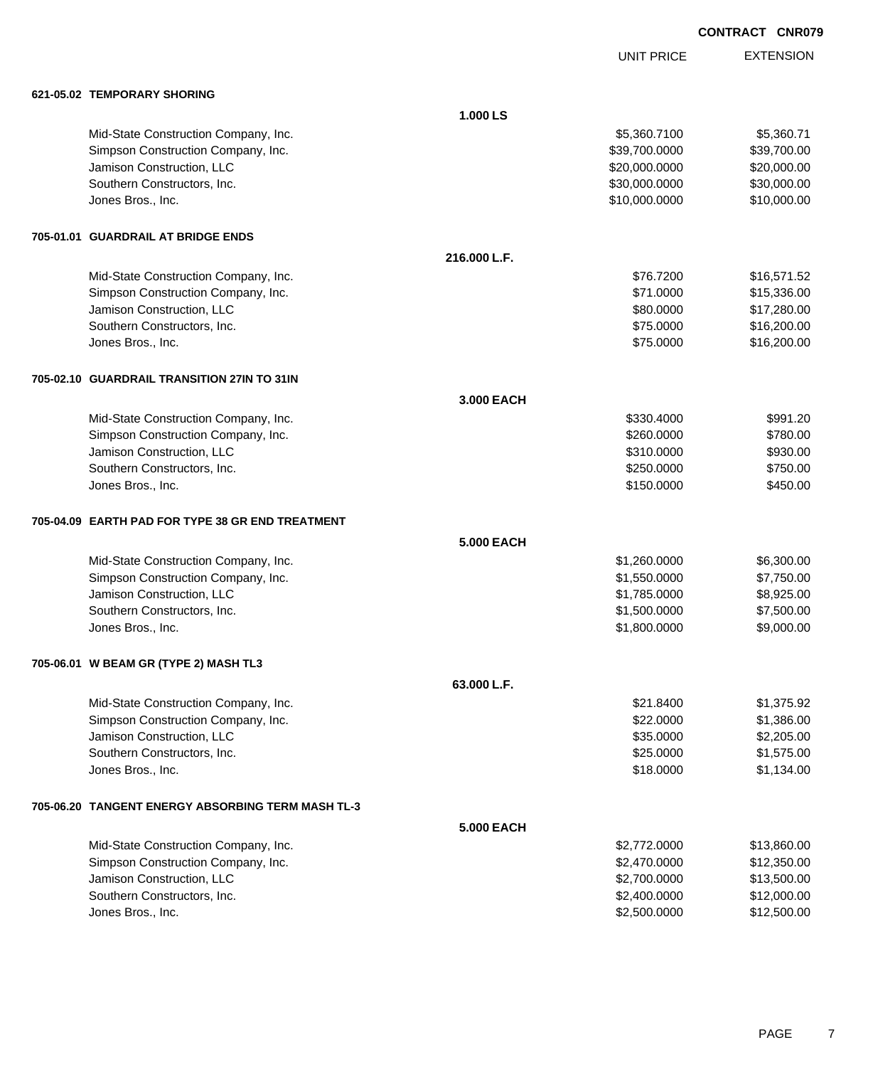**CONTRACT CNR079**

| | | UNIT PRICE | EXTENSION |
|---|---|---|---|
| **621-05.02 TEMPORARY SHORING** | | | |
| | **1.000 LS** | | |
| Mid-State Construction Company, Inc. | | $5,360.7100 | $5,360.71 |
| Simpson Construction Company, Inc. | | $39,700.0000 | $39,700.00 |
| Jamison Construction, LLC | | $20,000.0000 | $20,000.00 |
| Southern Constructors, Inc. | | $30,000.0000 | $30,000.00 |
| Jones Bros., Inc. | | $10,000.0000 | $10,000.00 |
| **705-01.01 GUARDRAIL AT BRIDGE ENDS** | | | |
| | **216.000 L.F.** | | |
| Mid-State Construction Company, Inc. | | $76.7200 | $16,571.52 |
| Simpson Construction Company, Inc. | | $71.0000 | $15,336.00 |
| Jamison Construction, LLC | | $80.0000 | $17,280.00 |
| Southern Constructors, Inc. | | $75.0000 | $16,200.00 |
| Jones Bros., Inc. | | $75.0000 | $16,200.00 |
| **705-02.10 GUARDRAIL TRANSITION 27IN TO 31IN** | | | |
| | **3.000 EACH** | | |
| Mid-State Construction Company, Inc. | | $330.4000 | $991.20 |
| Simpson Construction Company, Inc. | | $260.0000 | $780.00 |
| Jamison Construction, LLC | | $310.0000 | $930.00 |
| Southern Constructors, Inc. | | $250.0000 | $750.00 |
| Jones Bros., Inc. | | $150.0000 | $450.00 |
| **705-04.09 EARTH PAD FOR TYPE 38 GR END TREATMENT** | | | |
| | **5.000 EACH** | | |
| Mid-State Construction Company, Inc. | | $1,260.0000 | $6,300.00 |
| Simpson Construction Company, Inc. | | $1,550.0000 | $7,750.00 |
| Jamison Construction, LLC | | $1,785.0000 | $8,925.00 |
| Southern Constructors, Inc. | | $1,500.0000 | $7,500.00 |
| Jones Bros., Inc. | | $1,800.0000 | $9,000.00 |
| **705-06.01 W BEAM GR (TYPE 2) MASH TL3** | | | |
| | **63.000 L.F.** | | |
| Mid-State Construction Company, Inc. | | $21.8400 | $1,375.92 |
| Simpson Construction Company, Inc. | | $22.0000 | $1,386.00 |
| Jamison Construction, LLC | | $35.0000 | $2,205.00 |
| Southern Constructors, Inc. | | $25.0000 | $1,575.00 |
| Jones Bros., Inc. | | $18.0000 | $1,134.00 |
| **705-06.20 TANGENT ENERGY ABSORBING TERM MASH TL-3** | | | |
| | **5.000 EACH** | | |
| Mid-State Construction Company, Inc. | | $2,772.0000 | $13,860.00 |
| Simpson Construction Company, Inc. | | $2,470.0000 | $12,350.00 |
| Jamison Construction, LLC | | $2,700.0000 | $13,500.00 |
| Southern Constructors, Inc. | | $2,400.0000 | $12,000.00 |
| Jones Bros., Inc. | | $2,500.0000 | $12,500.00 |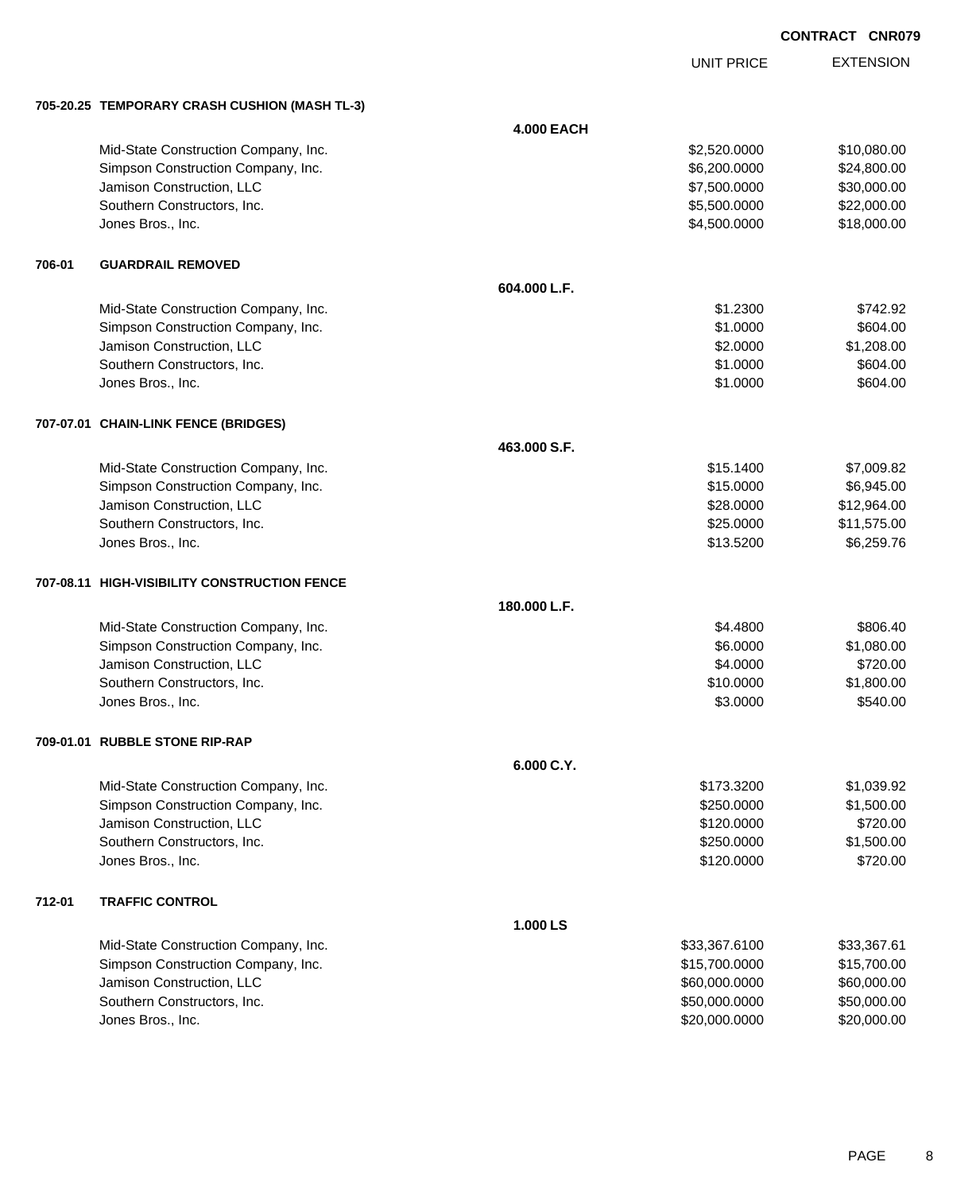**CONTRACT CNR079**

| | | UNIT PRICE | EXTENSION |
|---|---|---|---|
| **705-20.25 TEMPORARY CRASH CUSHION (MASH TL-3)** | | | |
| | **4.000 EACH** | | |
| Mid-State Construction Company, Inc. | | $2,520.0000 | $10,080.00 |
| Simpson Construction Company, Inc. | | $6,200.0000 | $24,800.00 |
| Jamison Construction, LLC | | $7,500.0000 | $30,000.00 |
| Southern Constructors, Inc. | | $5,500.0000 | $22,000.00 |
| Jones Bros., Inc. | | $4,500.0000 | $18,000.00 |
| **706-01 GUARDRAIL REMOVED** | | | |
| | **604.000 L.F.** | | |
| Mid-State Construction Company, Inc. | | $1.2300 | $742.92 |
| Simpson Construction Company, Inc. | | $1.0000 | $604.00 |
| Jamison Construction, LLC | | $2.0000 | $1,208.00 |
| Southern Constructors, Inc. | | $1.0000 | $604.00 |
| Jones Bros., Inc. | | $1.0000 | $604.00 |
| **707-07.01 CHAIN-LINK FENCE (BRIDGES)** | | | |
| | **463.000 S.F.** | | |
| Mid-State Construction Company, Inc. | | $15.1400 | $7,009.82 |
| Simpson Construction Company, Inc. | | $15.0000 | $6,945.00 |
| Jamison Construction, LLC | | $28.0000 | $12,964.00 |
| Southern Constructors, Inc. | | $25.0000 | $11,575.00 |
| Jones Bros., Inc. | | $13.5200 | $6,259.76 |
| **707-08.11 HIGH-VISIBILITY CONSTRUCTION FENCE** | | | |
| | **180.000 L.F.** | | |
| Mid-State Construction Company, Inc. | | $4.4800 | $806.40 |
| Simpson Construction Company, Inc. | | $6.0000 | $1,080.00 |
| Jamison Construction, LLC | | $4.0000 | $720.00 |
| Southern Constructors, Inc. | | $10.0000 | $1,800.00 |
| Jones Bros., Inc. | | $3.0000 | $540.00 |
| **709-01.01 RUBBLE STONE RIP-RAP** | | | |
| | **6.000 C.Y.** | | |
| Mid-State Construction Company, Inc. | | $173.3200 | $1,039.92 |
| Simpson Construction Company, Inc. | | $250.0000 | $1,500.00 |
| Jamison Construction, LLC | | $120.0000 | $720.00 |
| Southern Constructors, Inc. | | $250.0000 | $1,500.00 |
| Jones Bros., Inc. | | $120.0000 | $720.00 |
| **712-01 TRAFFIC CONTROL** | | | |
| | **1.000 LS** | | |
| Mid-State Construction Company, Inc. | | $33,367.6100 | $33,367.61 |
| Simpson Construction Company, Inc. | | $15,700.0000 | $15,700.00 |
| Jamison Construction, LLC | | $60,000.0000 | $60,000.00 |
| Southern Constructors, Inc. | | $50,000.0000 | $50,000.00 |
| Jones Bros., Inc. | | $20,000.0000 | $20,000.00 |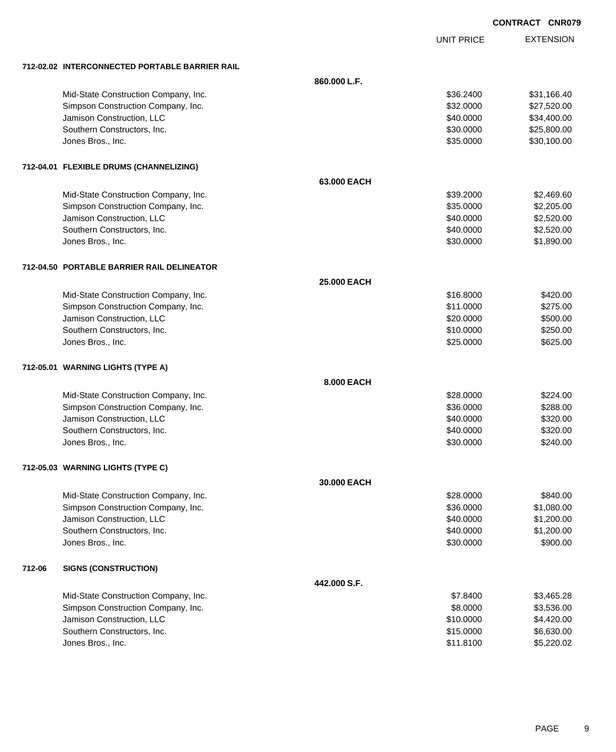**CONTRACT CNR079**

| | UNIT PRICE | EXTENSION |
|---|---|---|
| **712-02.02 INTERCONNECTED PORTABLE BARRIER RAIL** | | |
| **860.000 L.F.** | | |
| Mid-State Construction Company, Inc. | $36.2400 | $31,166.40 |
| Simpson Construction Company, Inc. | $32.0000 | $27,520.00 |
| Jamison Construction, LLC | $40.0000 | $34,400.00 |
| Southern Constructors, Inc. | $30.0000 | $25,800.00 |
| Jones Bros., Inc. | $35.0000 | $30,100.00 |
| **712-04.01 FLEXIBLE DRUMS (CHANNELIZING)** | | |
| **63.000 EACH** | | |
| Mid-State Construction Company, Inc. | $39.2000 | $2,469.60 |
| Simpson Construction Company, Inc. | $35.0000 | $2,205.00 |
| Jamison Construction, LLC | $40.0000 | $2,520.00 |
| Southern Constructors, Inc. | $40.0000 | $2,520.00 |
| Jones Bros., Inc. | $30.0000 | $1,890.00 |
| **712-04.50 PORTABLE BARRIER RAIL DELINEATOR** | | |
| **25.000 EACH** | | |
| Mid-State Construction Company, Inc. | $16.8000 | $420.00 |
| Simpson Construction Company, Inc. | $11.0000 | $275.00 |
| Jamison Construction, LLC | $20.0000 | $500.00 |
| Southern Constructors, Inc. | $10.0000 | $250.00 |
| Jones Bros., Inc. | $25.0000 | $625.00 |
| **712-05.01 WARNING LIGHTS (TYPE A)** | | |
| **8.000 EACH** | | |
| Mid-State Construction Company, Inc. | $28.0000 | $224.00 |
| Simpson Construction Company, Inc. | $36.0000 | $288.00 |
| Jamison Construction, LLC | $40.0000 | $320.00 |
| Southern Constructors, Inc. | $40.0000 | $320.00 |
| Jones Bros., Inc. | $30.0000 | $240.00 |
| **712-05.03 WARNING LIGHTS (TYPE C)** | | |
| **30.000 EACH** | | |
| Mid-State Construction Company, Inc. | $28.0000 | $840.00 |
| Simpson Construction Company, Inc. | $36.0000 | $1,080.00 |
| Jamison Construction, LLC | $40.0000 | $1,200.00 |
| Southern Constructors, Inc. | $40.0000 | $1,200.00 |
| Jones Bros., Inc. | $30.0000 | $900.00 |
| **712-06 SIGNS (CONSTRUCTION)** | | |
| **442.000 S.F.** | | |
| Mid-State Construction Company, Inc. | $7.8400 | $3,465.28 |
| Simpson Construction Company, Inc. | $8.0000 | $3,536.00 |
| Jamison Construction, LLC | $10.0000 | $4,420.00 |
| Southern Constructors, Inc. | $15.0000 | $6,630.00 |
| Jones Bros., Inc. | $11.8100 | $5,220.02 |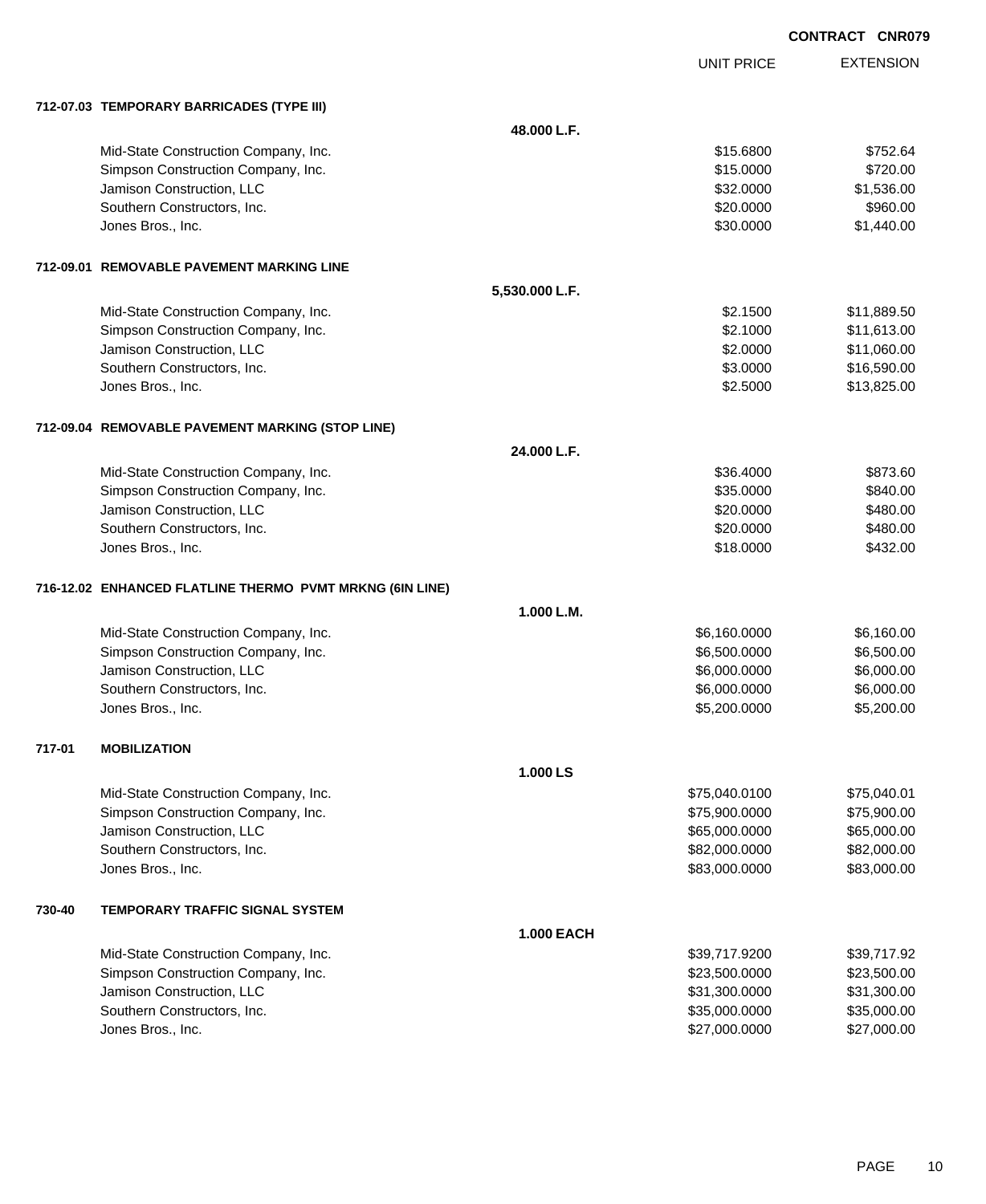**CONTRACT CNR079**

| | UNIT PRICE | EXTENSION |
|---|---|---|
| **712-07.03 TEMPORARY BARRICADES (TYPE III)** | | |
| **48.000 L.F.** | | |
| Mid-State Construction Company, Inc. | $15.6800 | $752.64 |
| Simpson Construction Company, Inc. | $15.0000 | $720.00 |
| Jamison Construction, LLC | $32.0000 | $1,536.00 |
| Southern Constructors, Inc. | $20.0000 | $960.00 |
| Jones Bros., Inc. | $30.0000 | $1,440.00 |
| **712-09.01 REMOVABLE PAVEMENT MARKING LINE** | | |
| **5,530.000 L.F.** | | |
| Mid-State Construction Company, Inc. | $2.1500 | $11,889.50 |
| Simpson Construction Company, Inc. | $2.1000 | $11,613.00 |
| Jamison Construction, LLC | $2.0000 | $11,060.00 |
| Southern Constructors, Inc. | $3.0000 | $16,590.00 |
| Jones Bros., Inc. | $2.5000 | $13,825.00 |
| **712-09.04 REMOVABLE PAVEMENT MARKING (STOP LINE)** | | |
| **24.000 L.F.** | | |
| Mid-State Construction Company, Inc. | $36.4000 | $873.60 |
| Simpson Construction Company, Inc. | $35.0000 | $840.00 |
| Jamison Construction, LLC | $20.0000 | $480.00 |
| Southern Constructors, Inc. | $20.0000 | $480.00 |
| Jones Bros., Inc. | $18.0000 | $432.00 |
| **716-12.02 ENHANCED FLATLINE THERMO PVMT MRKNG (6IN LINE)** | | |
| **1.000 L.M.** | | |
| Mid-State Construction Company, Inc. | $6,160.0000 | $6,160.00 |
| Simpson Construction Company, Inc. | $6,500.0000 | $6,500.00 |
| Jamison Construction, LLC | $6,000.0000 | $6,000.00 |
| Southern Constructors, Inc. | $6,000.0000 | $6,000.00 |
| Jones Bros., Inc. | $5,200.0000 | $5,200.00 |
| **717-01 MOBILIZATION** | | |
| **1.000 LS** | | |
| Mid-State Construction Company, Inc. | $75,040.0100 | $75,040.01 |
| Simpson Construction Company, Inc. | $75,900.0000 | $75,900.00 |
| Jamison Construction, LLC | $65,000.0000 | $65,000.00 |
| Southern Constructors, Inc. | $82,000.0000 | $82,000.00 |
| Jones Bros., Inc. | $83,000.0000 | $83,000.00 |
| **730-40 TEMPORARY TRAFFIC SIGNAL SYSTEM** | | |
| **1.000 EACH** | | |
| Mid-State Construction Company, Inc. | $39,717.9200 | $39,717.92 |
| Simpson Construction Company, Inc. | $23,500.0000 | $23,500.00 |
| Jamison Construction, LLC | $31,300.0000 | $31,300.00 |
| Southern Constructors, Inc. | $35,000.0000 | $35,000.00 |
| Jones Bros., Inc. | $27,000.0000 | $27,000.00 |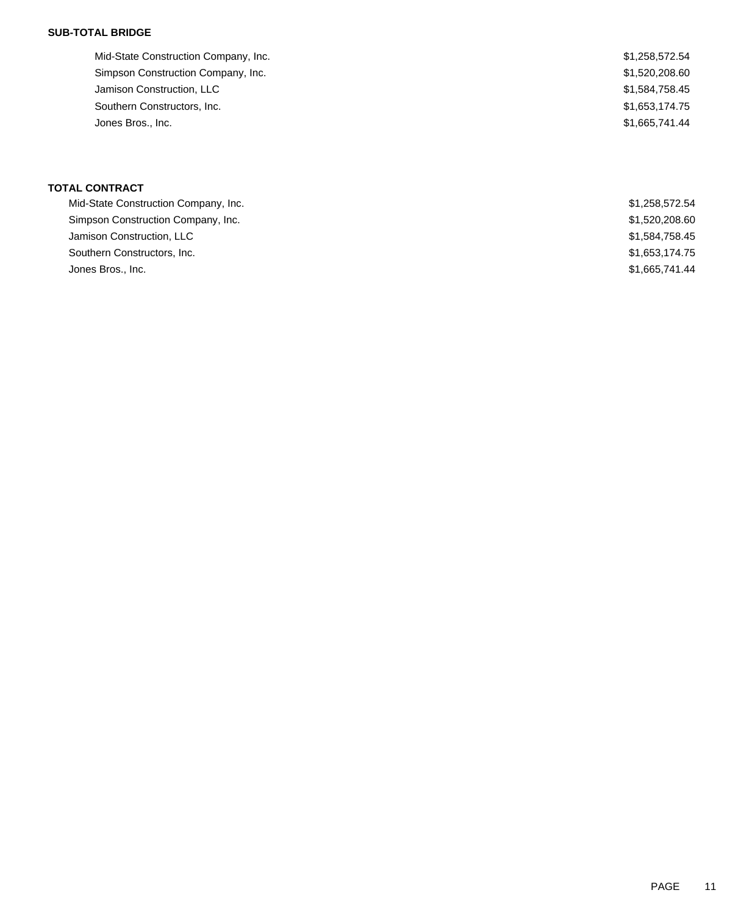**SUB-TOTAL BRIDGE**

| | |
|---|---|
| Mid-State Construction Company, Inc. | $1,258,572.54 |
| Simpson Construction Company, Inc. | $1,520,208.60 |
| Jamison Construction, LLC | $1,584,758.45 |
| Southern Constructors, Inc. | $1,653,174.75 |
| Jones Bros., Inc. | $1,665,741.44 |

**TOTAL CONTRACT**

| | |
|---|---|
| Mid-State Construction Company, Inc. | $1,258,572.54 |
| Simpson Construction Company, Inc. | $1,520,208.60 |
| Jamison Construction, LLC | $1,584,758.45 |
| Southern Constructors, Inc. | $1,653,174.75 |
| Jones Bros., Inc. | $1,665,741.44 |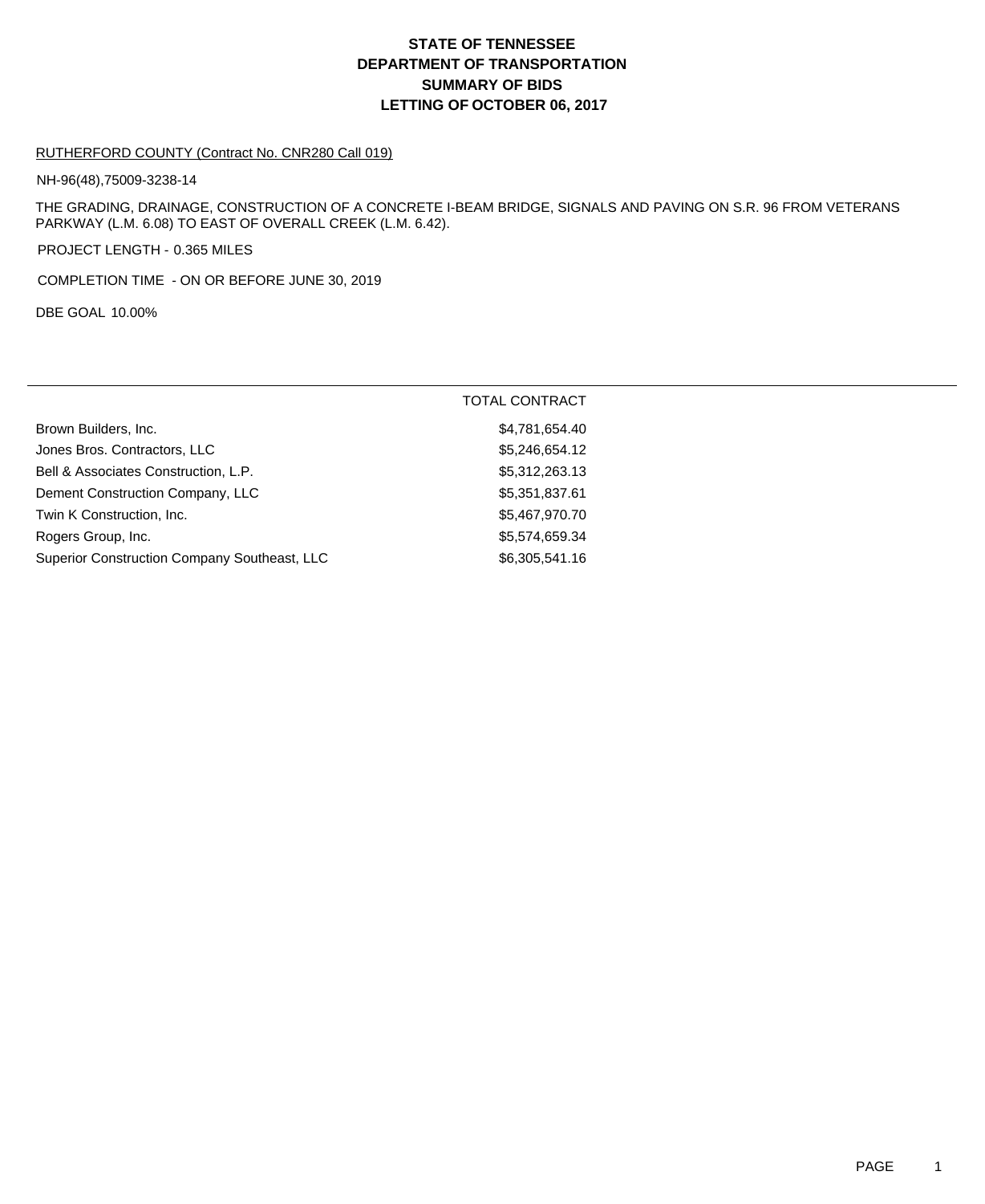# STATE OF TENNESSEE
# DEPARTMENT OF TRANSPORTATION
# SUMMARY OF BIDS
# LETTING OF OCTOBER 06, 2017

RUTHERFORD COUNTY (Contract No. CNR280 Call 019)

NH-96(48),75009-3238-14

THE GRADING, DRAINAGE, CONSTRUCTION OF A CONCRETE I-BEAM BRIDGE, SIGNALS AND PAVING ON S.R. 96 FROM VETERANS PARKWAY (L.M. 6.08) TO EAST OF OVERALL CREEK (L.M. 6.42).

PROJECT LENGTH - 0.365 MILES

COMPLETION TIME - ON OR BEFORE JUNE 30, 2019

DBE GOAL 10.00%

| | TOTAL CONTRACT |
|---|---|
| Brown Builders, Inc. | $4,781,654.40 |
| Jones Bros. Contractors, LLC | $5,246,654.12 |
| Bell & Associates Construction, L.P. | $5,312,263.13 |
| Dement Construction Company, LLC | $5,351,837.61 |
| Twin K Construction, Inc. | $5,467,970.70 |
| Rogers Group, Inc. | $5,574,659.34 |
| Superior Construction Company Southeast, LLC | $6,305,541.16 |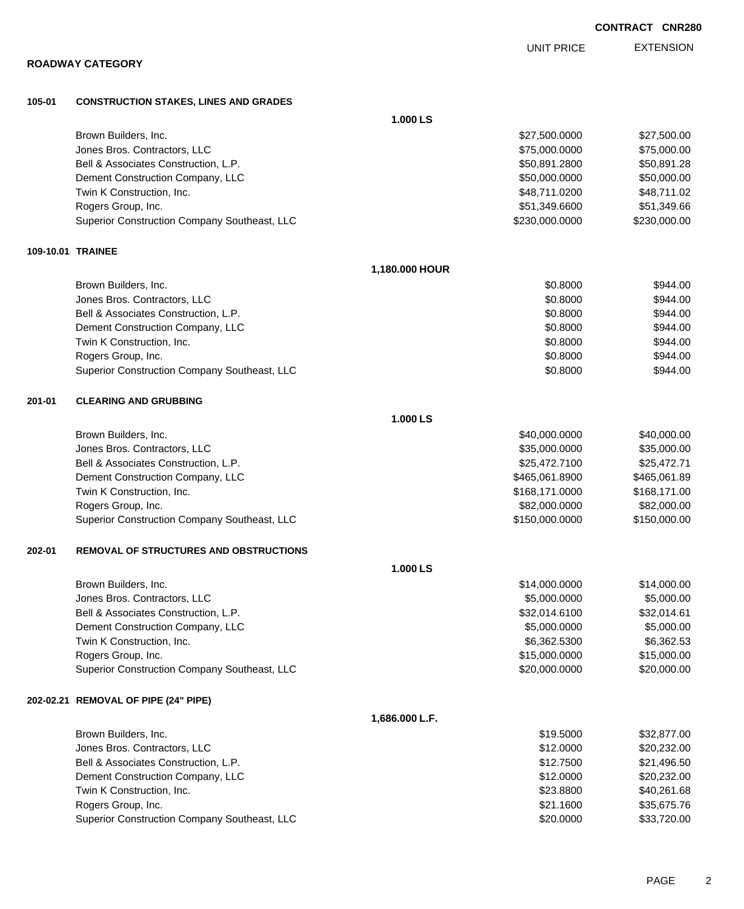CONTRACT CNR280

## ROADWAY CATEGORY

| | | UNIT PRICE | EXTENSION |
|---|---|---|---|
| **105-01** | **CONSTRUCTION STAKES, LINES AND GRADES** | | |
| | **1.000 LS** | | |
| | Brown Builders, Inc. | $27,500.0000 | $27,500.00 |
| | Jones Bros. Contractors, LLC | $75,000.0000 | $75,000.00 |
| | Bell & Associates Construction, L.P. | $50,891.2800 | $50,891.28 |
| | Dement Construction Company, LLC | $50,000.0000 | $50,000.00 |
| | Twin K Construction, Inc. | $48,711.0200 | $48,711.02 |
| | Rogers Group, Inc. | $51,349.6600 | $51,349.66 |
| | Superior Construction Company Southeast, LLC | $230,000.0000 | $230,000.00 |
| **109-10.01** | **TRAINEE** | | |
| | **1,180.000 HOUR** | | |
| | Brown Builders, Inc. | $0.8000 | $944.00 |
| | Jones Bros. Contractors, LLC | $0.8000 | $944.00 |
| | Bell & Associates Construction, L.P. | $0.8000 | $944.00 |
| | Dement Construction Company, LLC | $0.8000 | $944.00 |
| | Twin K Construction, Inc. | $0.8000 | $944.00 |
| | Rogers Group, Inc. | $0.8000 | $944.00 |
| | Superior Construction Company Southeast, LLC | $0.8000 | $944.00 |
| **201-01** | **CLEARING AND GRUBBING** | | |
| | **1.000 LS** | | |
| | Brown Builders, Inc. | $40,000.0000 | $40,000.00 |
| | Jones Bros. Contractors, LLC | $35,000.0000 | $35,000.00 |
| | Bell & Associates Construction, L.P. | $25,472.7100 | $25,472.71 |
| | Dement Construction Company, LLC | $465,061.8900 | $465,061.89 |
| | Twin K Construction, Inc. | $168,171.0000 | $168,171.00 |
| | Rogers Group, Inc. | $82,000.0000 | $82,000.00 |
| | Superior Construction Company Southeast, LLC | $150,000.0000 | $150,000.00 |
| **202-01** | **REMOVAL OF STRUCTURES AND OBSTRUCTIONS** | | |
| | **1.000 LS** | | |
| | Brown Builders, Inc. | $14,000.0000 | $14,000.00 |
| | Jones Bros. Contractors, LLC | $5,000.0000 | $5,000.00 |
| | Bell & Associates Construction, L.P. | $32,014.6100 | $32,014.61 |
| | Dement Construction Company, LLC | $5,000.0000 | $5,000.00 |
| | Twin K Construction, Inc. | $6,362.5300 | $6,362.53 |
| | Rogers Group, Inc. | $15,000.0000 | $15,000.00 |
| | Superior Construction Company Southeast, LLC | $20,000.0000 | $20,000.00 |
| **202-02.21** | **REMOVAL OF PIPE (24" PIPE)** | | |
| | **1,686.000 L.F.** | | |
| | Brown Builders, Inc. | $19.5000 | $32,877.00 |
| | Jones Bros. Contractors, LLC | $12.0000 | $20,232.00 |
| | Bell & Associates Construction, L.P. | $12.7500 | $21,496.50 |
| | Dement Construction Company, LLC | $12.0000 | $20,232.00 |
| | Twin K Construction, Inc. | $23.8800 | $40,261.68 |
| | Rogers Group, Inc. | $21.1600 | $35,675.76 |
| | Superior Construction Company Southeast, LLC | $20.0000 | $33,720.00 |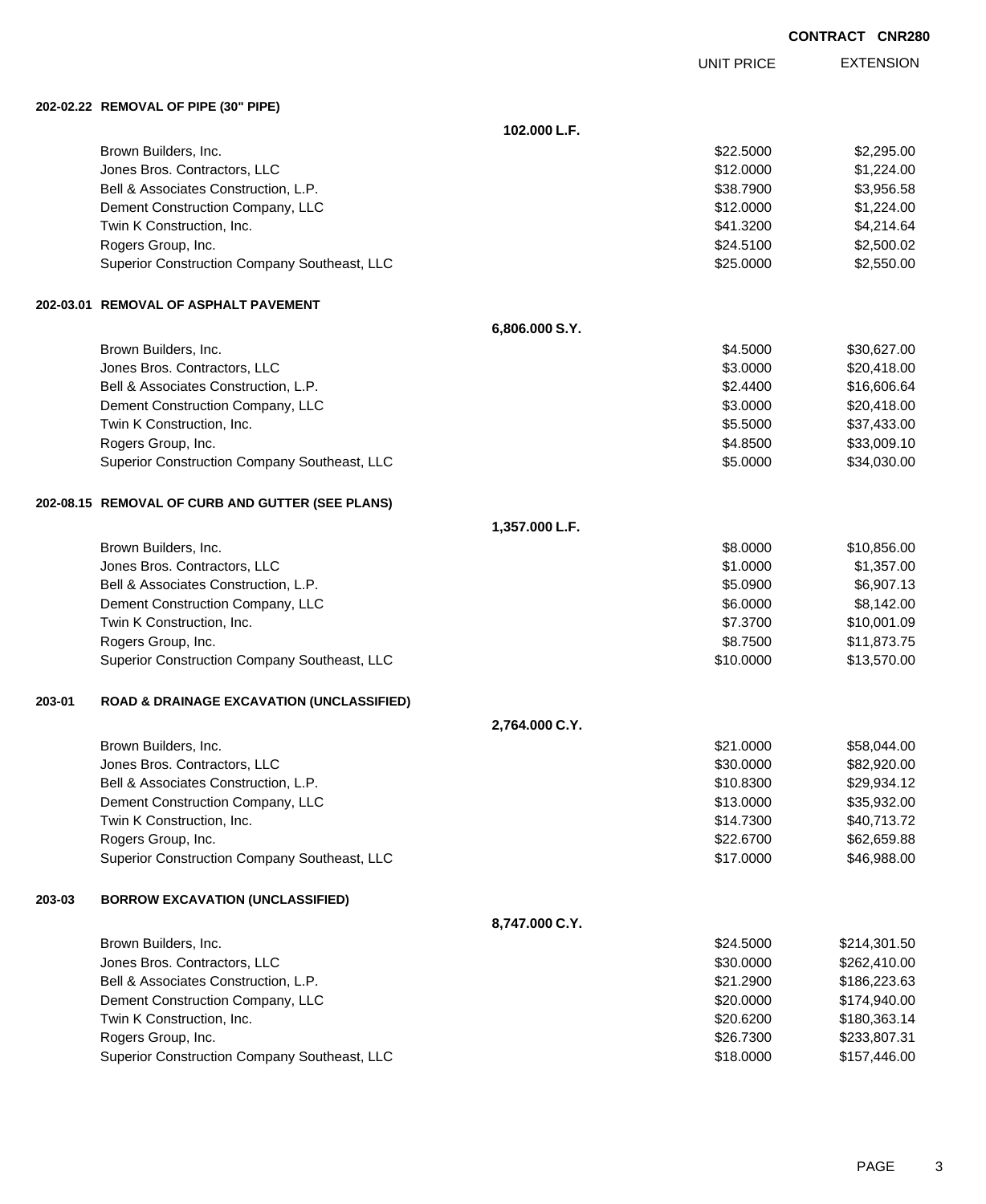CONTRACT CNR280

| | UNIT PRICE | EXTENSION |
|---|---|---|
| **202-02.22 REMOVAL OF PIPE (30" PIPE)** | | |
| 102.000 L.F. | | |
| Brown Builders, Inc. | $22.5000 | $2,295.00 |
| Jones Bros. Contractors, LLC | $12.0000 | $1,224.00 |
| Bell & Associates Construction, L.P. | $38.7900 | $3,956.58 |
| Dement Construction Company, LLC | $12.0000 | $1,224.00 |
| Twin K Construction, Inc. | $41.3200 | $4,214.64 |
| Rogers Group, Inc. | $24.5100 | $2,500.02 |
| Superior Construction Company Southeast, LLC | $25.0000 | $2,550.00 |
| **202-03.01 REMOVAL OF ASPHALT PAVEMENT** | | |
| 6,806.000 S.Y. | | |
| Brown Builders, Inc. | $4.5000 | $30,627.00 |
| Jones Bros. Contractors, LLC | $3.0000 | $20,418.00 |
| Bell & Associates Construction, L.P. | $2.4400 | $16,606.64 |
| Dement Construction Company, LLC | $3.0000 | $20,418.00 |
| Twin K Construction, Inc. | $5.5000 | $37,433.00 |
| Rogers Group, Inc. | $4.8500 | $33,009.10 |
| Superior Construction Company Southeast, LLC | $5.0000 | $34,030.00 |
| **202-08.15 REMOVAL OF CURB AND GUTTER (SEE PLANS)** | | |
| 1,357.000 L.F. | | |
| Brown Builders, Inc. | $8.0000 | $10,856.00 |
| Jones Bros. Contractors, LLC | $1.0000 | $1,357.00 |
| Bell & Associates Construction, L.P. | $5.0900 | $6,907.13 |
| Dement Construction Company, LLC | $6.0000 | $8,142.00 |
| Twin K Construction, Inc. | $7.3700 | $10,001.09 |
| Rogers Group, Inc. | $8.7500 | $11,873.75 |
| Superior Construction Company Southeast, LLC | $10.0000 | $13,570.00 |
| **203-01 ROAD & DRAINAGE EXCAVATION (UNCLASSIFIED)** | | |
| 2,764.000 C.Y. | | |
| Brown Builders, Inc. | $21.0000 | $58,044.00 |
| Jones Bros. Contractors, LLC | $30.0000 | $82,920.00 |
| Bell & Associates Construction, L.P. | $10.8300 | $29,934.12 |
| Dement Construction Company, LLC | $13.0000 | $35,932.00 |
| Twin K Construction, Inc. | $14.7300 | $40,713.72 |
| Rogers Group, Inc. | $22.6700 | $62,659.88 |
| Superior Construction Company Southeast, LLC | $17.0000 | $46,988.00 |
| **203-03 BORROW EXCAVATION (UNCLASSIFIED)** | | |
| 8,747.000 C.Y. | | |
| Brown Builders, Inc. | $24.5000 | $214,301.50 |
| Jones Bros. Contractors, LLC | $30.0000 | $262,410.00 |
| Bell & Associates Construction, L.P. | $21.2900 | $186,223.63 |
| Dement Construction Company, LLC | $20.0000 | $174,940.00 |
| Twin K Construction, Inc. | $20.6200 | $180,363.14 |
| Rogers Group, Inc. | $26.7300 | $233,807.31 |
| Superior Construction Company Southeast, LLC | $18.0000 | $157,446.00 |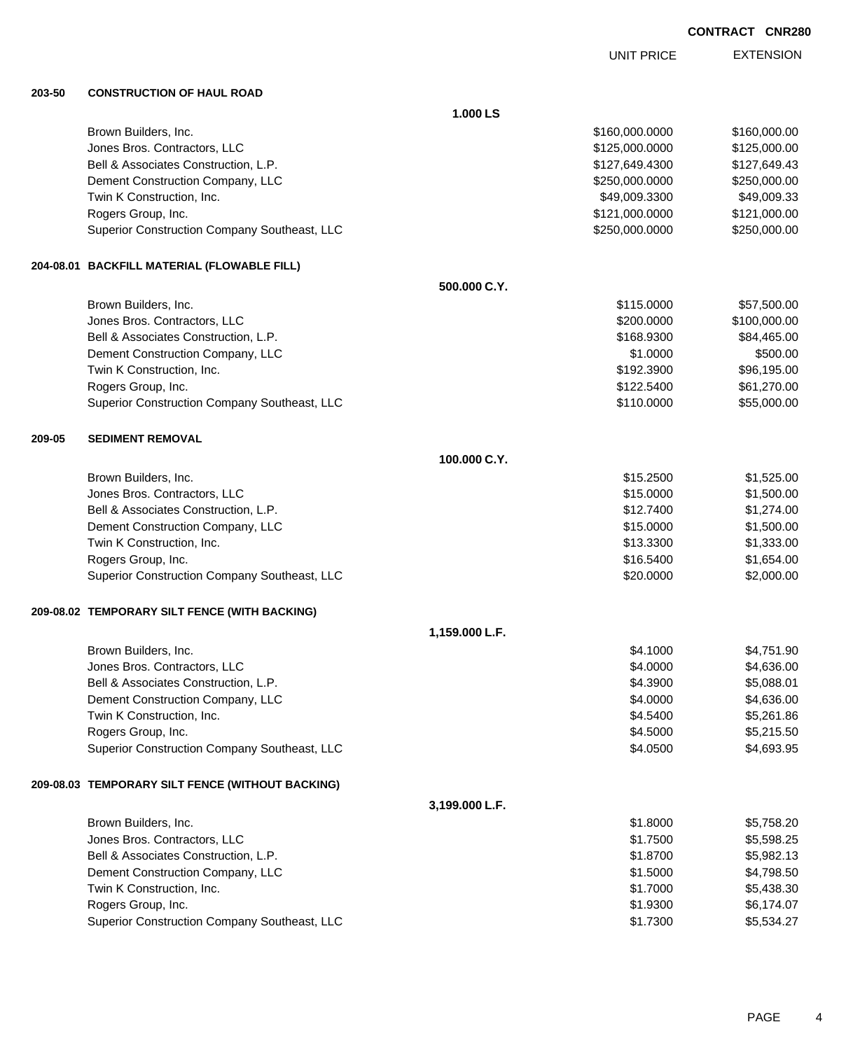**CONTRACT CNR280**

| | | | UNIT PRICE | EXTENSION |
|---|---|---|---|---|
| **203-50** | **CONSTRUCTION OF HAUL ROAD** | | | |
| | | **1.000 LS** | | |
| | Brown Builders, Inc. | | $160,000.0000 | $160,000.00 |
| | Jones Bros. Contractors, LLC | | $125,000.0000 | $125,000.00 |
| | Bell & Associates Construction, L.P. | | $127,649.4300 | $127,649.43 |
| | Dement Construction Company, LLC | | $250,000.0000 | $250,000.00 |
| | Twin K Construction, Inc. | | $49,009.3300 | $49,009.33 |
| | Rogers Group, Inc. | | $121,000.0000 | $121,000.00 |
| | Superior Construction Company Southeast, LLC | | $250,000.0000 | $250,000.00 |
| **204-08.01** | **BACKFILL MATERIAL (FLOWABLE FILL)** | | | |
| | | **500.000 C.Y.** | | |
| | Brown Builders, Inc. | | $115.0000 | $57,500.00 |
| | Jones Bros. Contractors, LLC | | $200.0000 | $100,000.00 |
| | Bell & Associates Construction, L.P. | | $168.9300 | $84,465.00 |
| | Dement Construction Company, LLC | | $1.0000 | $500.00 |
| | Twin K Construction, Inc. | | $192.3900 | $96,195.00 |
| | Rogers Group, Inc. | | $122.5400 | $61,270.00 |
| | Superior Construction Company Southeast, LLC | | $110.0000 | $55,000.00 |
| **209-05** | **SEDIMENT REMOVAL** | | | |
| | | **100.000 C.Y.** | | |
| | Brown Builders, Inc. | | $15.2500 | $1,525.00 |
| | Jones Bros. Contractors, LLC | | $15.0000 | $1,500.00 |
| | Bell & Associates Construction, L.P. | | $12.7400 | $1,274.00 |
| | Dement Construction Company, LLC | | $15.0000 | $1,500.00 |
| | Twin K Construction, Inc. | | $13.3300 | $1,333.00 |
| | Rogers Group, Inc. | | $16.5400 | $1,654.00 |
| | Superior Construction Company Southeast, LLC | | $20.0000 | $2,000.00 |
| **209-08.02** | **TEMPORARY SILT FENCE (WITH BACKING)** | | | |
| | | **1,159.000 L.F.** | | |
| | Brown Builders, Inc. | | $4.1000 | $4,751.90 |
| | Jones Bros. Contractors, LLC | | $4.0000 | $4,636.00 |
| | Bell & Associates Construction, L.P. | | $4.3900 | $5,088.01 |
| | Dement Construction Company, LLC | | $4.0000 | $4,636.00 |
| | Twin K Construction, Inc. | | $4.5400 | $5,261.86 |
| | Rogers Group, Inc. | | $4.5000 | $5,215.50 |
| | Superior Construction Company Southeast, LLC | | $4.0500 | $4,693.95 |
| **209-08.03** | **TEMPORARY SILT FENCE (WITHOUT BACKING)** | | | |
| | | **3,199.000 L.F.** | | |
| | Brown Builders, Inc. | | $1.8000 | $5,758.20 |
| | Jones Bros. Contractors, LLC | | $1.7500 | $5,598.25 |
| | Bell & Associates Construction, L.P. | | $1.8700 | $5,982.13 |
| | Dement Construction Company, LLC | | $1.5000 | $4,798.50 |
| | Twin K Construction, Inc. | | $1.7000 | $5,438.30 |
| | Rogers Group, Inc. | | $1.9300 | $6,174.07 |
| | Superior Construction Company Southeast, LLC | | $1.7300 | $5,534.27 |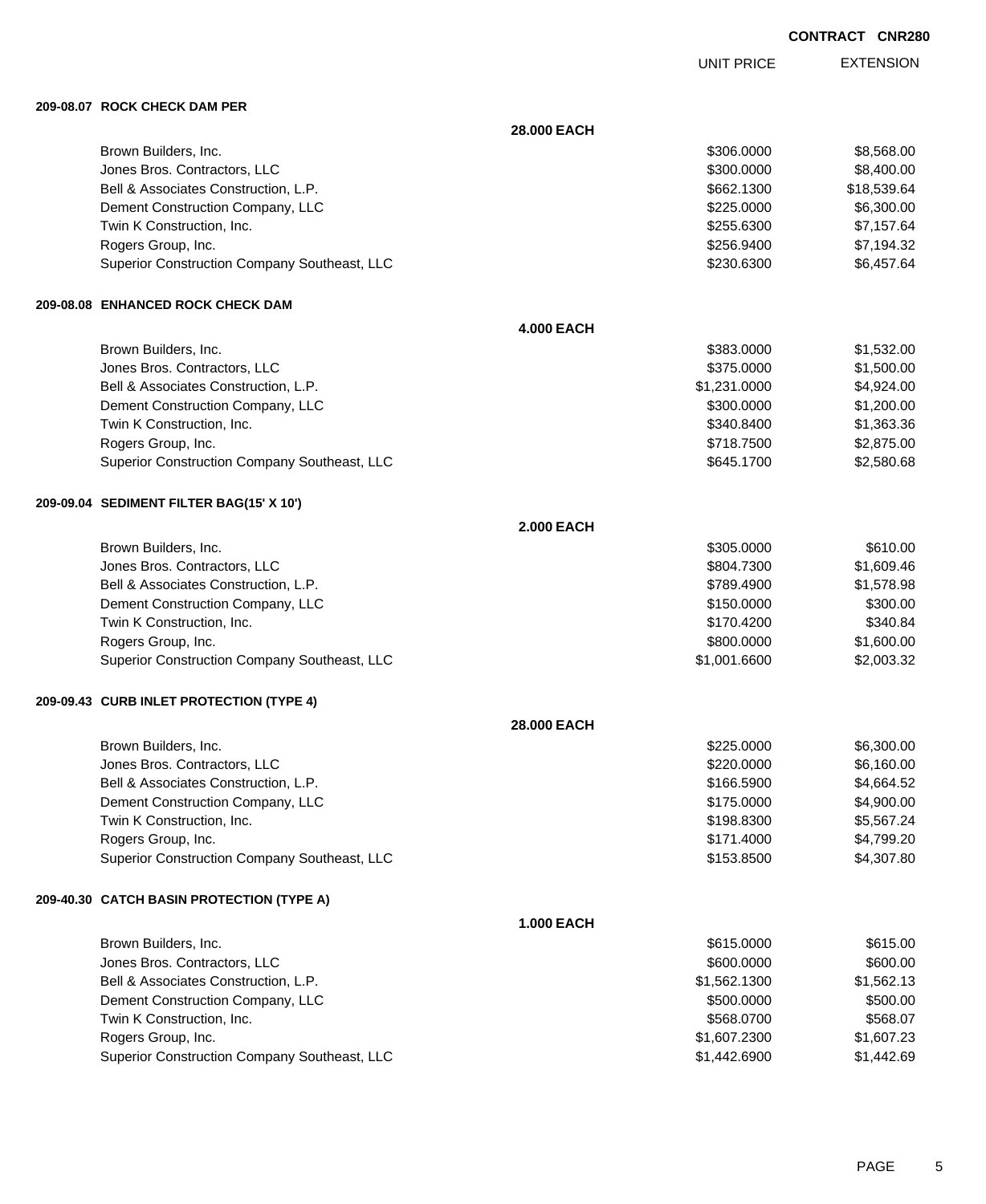**CONTRACT CNR280**

| | | UNIT PRICE | EXTENSION |
|---|---|---|---|
| **209-08.07 ROCK CHECK DAM PER** | | | |
| | **28.000 EACH** | | |
| Brown Builders, Inc. | | $306.0000 | $8,568.00 |
| Jones Bros. Contractors, LLC | | $300.0000 | $8,400.00 |
| Bell & Associates Construction, L.P. | | $662.1300 | $18,539.64 |
| Dement Construction Company, LLC | | $225.0000 | $6,300.00 |
| Twin K Construction, Inc. | | $255.6300 | $7,157.64 |
| Rogers Group, Inc. | | $256.9400 | $7,194.32 |
| Superior Construction Company Southeast, LLC | | $230.6300 | $6,457.64 |
| **209-08.08 ENHANCED ROCK CHECK DAM** | | | |
| | **4.000 EACH** | | |
| Brown Builders, Inc. | | $383.0000 | $1,532.00 |
| Jones Bros. Contractors, LLC | | $375.0000 | $1,500.00 |
| Bell & Associates Construction, L.P. | | $1,231.0000 | $4,924.00 |
| Dement Construction Company, LLC | | $300.0000 | $1,200.00 |
| Twin K Construction, Inc. | | $340.8400 | $1,363.36 |
| Rogers Group, Inc. | | $718.7500 | $2,875.00 |
| Superior Construction Company Southeast, LLC | | $645.1700 | $2,580.68 |
| **209-09.04 SEDIMENT FILTER BAG(15' X 10')** | | | |
| | **2.000 EACH** | | |
| Brown Builders, Inc. | | $305.0000 | $610.00 |
| Jones Bros. Contractors, LLC | | $804.7300 | $1,609.46 |
| Bell & Associates Construction, L.P. | | $789.4900 | $1,578.98 |
| Dement Construction Company, LLC | | $150.0000 | $300.00 |
| Twin K Construction, Inc. | | $170.4200 | $340.84 |
| Rogers Group, Inc. | | $800.0000 | $1,600.00 |
| Superior Construction Company Southeast, LLC | | $1,001.6600 | $2,003.32 |
| **209-09.43 CURB INLET PROTECTION (TYPE 4)** | | | |
| | **28.000 EACH** | | |
| Brown Builders, Inc. | | $225.0000 | $6,300.00 |
| Jones Bros. Contractors, LLC | | $220.0000 | $6,160.00 |
| Bell & Associates Construction, L.P. | | $166.5900 | $4,664.52 |
| Dement Construction Company, LLC | | $175.0000 | $4,900.00 |
| Twin K Construction, Inc. | | $198.8300 | $5,567.24 |
| Rogers Group, Inc. | | $171.4000 | $4,799.20 |
| Superior Construction Company Southeast, LLC | | $153.8500 | $4,307.80 |
| **209-40.30 CATCH BASIN PROTECTION (TYPE A)** | | | |
| | **1.000 EACH** | | |
| Brown Builders, Inc. | | $615.0000 | $615.00 |
| Jones Bros. Contractors, LLC | | $600.0000 | $600.00 |
| Bell & Associates Construction, L.P. | | $1,562.1300 | $1,562.13 |
| Dement Construction Company, LLC | | $500.0000 | $500.00 |
| Twin K Construction, Inc. | | $568.0700 | $568.07 |
| Rogers Group, Inc. | | $1,607.2300 | $1,607.23 |
| Superior Construction Company Southeast, LLC | | $1,442.6900 | $1,442.69 |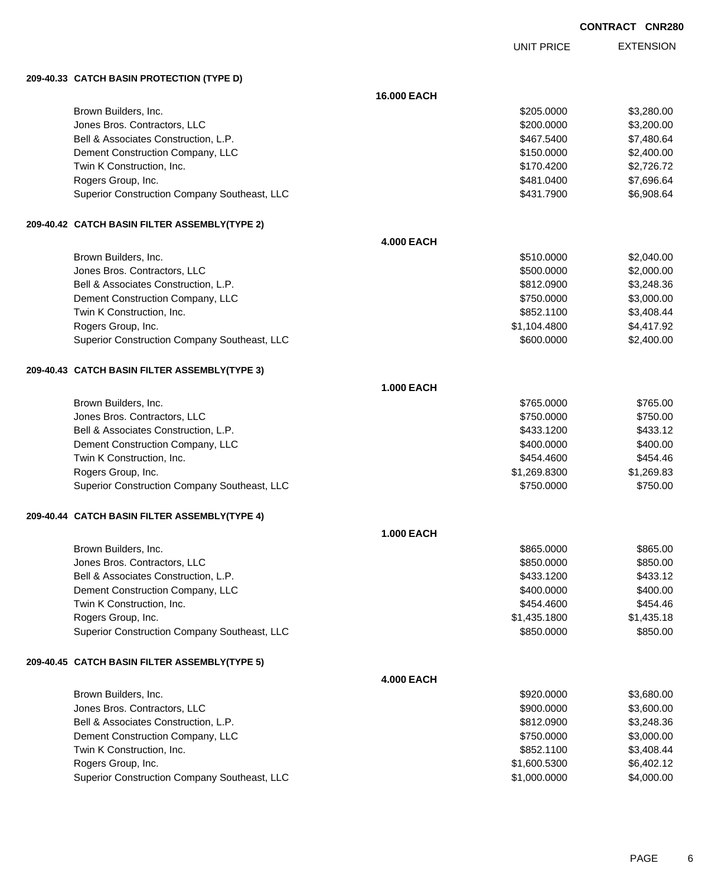CONTRACT CNR280

### 209-40.33 CATCH BASIN PROTECTION (TYPE D)

**16.000 EACH**

| | UNIT PRICE | EXTENSION |
|---|---|---|
| Brown Builders, Inc. | $205.0000 | $3,280.00 |
| Jones Bros. Contractors, LLC | $200.0000 | $3,200.00 |
| Bell & Associates Construction, L.P. | $467.5400 | $7,480.64 |
| Dement Construction Company, LLC | $150.0000 | $2,400.00 |
| Twin K Construction, Inc. | $170.4200 | $2,726.72 |
| Rogers Group, Inc. | $481.0400 | $7,696.64 |
| Superior Construction Company Southeast, LLC | $431.7900 | $6,908.64 |

### 209-40.42 CATCH BASIN FILTER ASSEMBLY(TYPE 2)

**4.000 EACH**

| | UNIT PRICE | EXTENSION |
|---|---|---|
| Brown Builders, Inc. | $510.0000 | $2,040.00 |
| Jones Bros. Contractors, LLC | $500.0000 | $2,000.00 |
| Bell & Associates Construction, L.P. | $812.0900 | $3,248.36 |
| Dement Construction Company, LLC | $750.0000 | $3,000.00 |
| Twin K Construction, Inc. | $852.1100 | $3,408.44 |
| Rogers Group, Inc. | $1,104.4800 | $4,417.92 |
| Superior Construction Company Southeast, LLC | $600.0000 | $2,400.00 |

### 209-40.43 CATCH BASIN FILTER ASSEMBLY(TYPE 3)

**1.000 EACH**

| | UNIT PRICE | EXTENSION |
|---|---|---|
| Brown Builders, Inc. | $765.0000 | $765.00 |
| Jones Bros. Contractors, LLC | $750.0000 | $750.00 |
| Bell & Associates Construction, L.P. | $433.1200 | $433.12 |
| Dement Construction Company, LLC | $400.0000 | $400.00 |
| Twin K Construction, Inc. | $454.4600 | $454.46 |
| Rogers Group, Inc. | $1,269.8300 | $1,269.83 |
| Superior Construction Company Southeast, LLC | $750.0000 | $750.00 |

### 209-40.44 CATCH BASIN FILTER ASSEMBLY(TYPE 4)

**1.000 EACH**

| | UNIT PRICE | EXTENSION |
|---|---|---|
| Brown Builders, Inc. | $865.0000 | $865.00 |
| Jones Bros. Contractors, LLC | $850.0000 | $850.00 |
| Bell & Associates Construction, L.P. | $433.1200 | $433.12 |
| Dement Construction Company, LLC | $400.0000 | $400.00 |
| Twin K Construction, Inc. | $454.4600 | $454.46 |
| Rogers Group, Inc. | $1,435.1800 | $1,435.18 |
| Superior Construction Company Southeast, LLC | $850.0000 | $850.00 |

### 209-40.45 CATCH BASIN FILTER ASSEMBLY(TYPE 5)

**4.000 EACH**

| | UNIT PRICE | EXTENSION |
|---|---|---|
| Brown Builders, Inc. | $920.0000 | $3,680.00 |
| Jones Bros. Contractors, LLC | $900.0000 | $3,600.00 |
| Bell & Associates Construction, L.P. | $812.0900 | $3,248.36 |
| Dement Construction Company, LLC | $750.0000 | $3,000.00 |
| Twin K Construction, Inc. | $852.1100 | $3,408.44 |
| Rogers Group, Inc. | $1,600.5300 | $6,402.12 |
| Superior Construction Company Southeast, LLC | $1,000.0000 | $4,000.00 |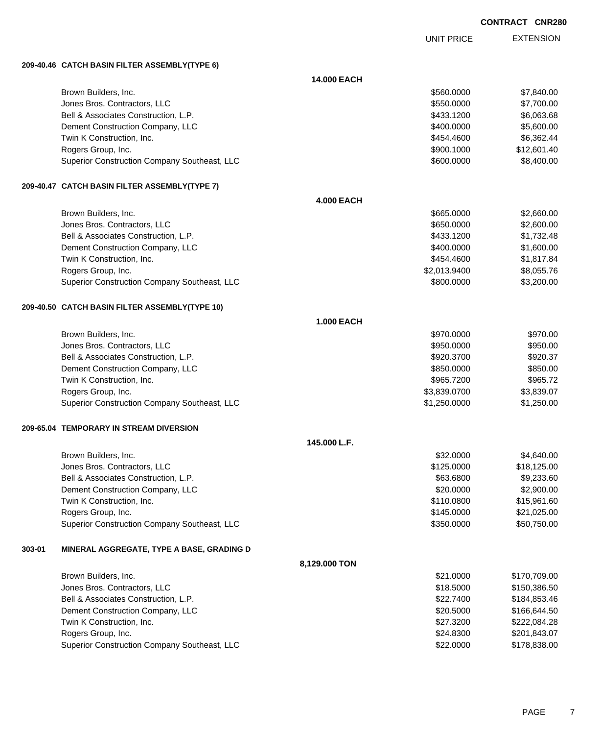**CONTRACT CNR280**

| | | UNIT PRICE | EXTENSION |
|---|---|---|---|
| **209-40.46 CATCH BASIN FILTER ASSEMBLY(TYPE 6)** | | | |
| | **14.000 EACH** | | |
| Brown Builders, Inc. | | $560.0000 | $7,840.00 |
| Jones Bros. Contractors, LLC | | $550.0000 | $7,700.00 |
| Bell & Associates Construction, L.P. | | $433.1200 | $6,063.68 |
| Dement Construction Company, LLC | | $400.0000 | $5,600.00 |
| Twin K Construction, Inc. | | $454.4600 | $6,362.44 |
| Rogers Group, Inc. | | $900.1000 | $12,601.40 |
| Superior Construction Company Southeast, LLC | | $600.0000 | $8,400.00 |
| **209-40.47 CATCH BASIN FILTER ASSEMBLY(TYPE 7)** | | | |
| | **4.000 EACH** | | |
| Brown Builders, Inc. | | $665.0000 | $2,660.00 |
| Jones Bros. Contractors, LLC | | $650.0000 | $2,600.00 |
| Bell & Associates Construction, L.P. | | $433.1200 | $1,732.48 |
| Dement Construction Company, LLC | | $400.0000 | $1,600.00 |
| Twin K Construction, Inc. | | $454.4600 | $1,817.84 |
| Rogers Group, Inc. | | $2,013.9400 | $8,055.76 |
| Superior Construction Company Southeast, LLC | | $800.0000 | $3,200.00 |
| **209-40.50 CATCH BASIN FILTER ASSEMBLY(TYPE 10)** | | | |
| | **1.000 EACH** | | |
| Brown Builders, Inc. | | $970.0000 | $970.00 |
| Jones Bros. Contractors, LLC | | $950.0000 | $950.00 |
| Bell & Associates Construction, L.P. | | $920.3700 | $920.37 |
| Dement Construction Company, LLC | | $850.0000 | $850.00 |
| Twin K Construction, Inc. | | $965.7200 | $965.72 |
| Rogers Group, Inc. | | $3,839.0700 | $3,839.07 |
| Superior Construction Company Southeast, LLC | | $1,250.0000 | $1,250.00 |
| **209-65.04 TEMPORARY IN STREAM DIVERSION** | | | |
| | **145.000 L.F.** | | |
| Brown Builders, Inc. | | $32.0000 | $4,640.00 |
| Jones Bros. Contractors, LLC | | $125.0000 | $18,125.00 |
| Bell & Associates Construction, L.P. | | $63.6800 | $9,233.60 |
| Dement Construction Company, LLC | | $20.0000 | $2,900.00 |
| Twin K Construction, Inc. | | $110.0800 | $15,961.60 |
| Rogers Group, Inc. | | $145.0000 | $21,025.00 |
| Superior Construction Company Southeast, LLC | | $350.0000 | $50,750.00 |
| **303-01 MINERAL AGGREGATE, TYPE A BASE, GRADING D** | | | |
| | **8,129.000 TON** | | |
| Brown Builders, Inc. | | $21.0000 | $170,709.00 |
| Jones Bros. Contractors, LLC | | $18.5000 | $150,386.50 |
| Bell & Associates Construction, L.P. | | $22.7400 | $184,853.46 |
| Dement Construction Company, LLC | | $20.5000 | $166,644.50 |
| Twin K Construction, Inc. | | $27.3200 | $222,084.28 |
| Rogers Group, Inc. | | $24.8300 | $201,843.07 |
| Superior Construction Company Southeast, LLC | | $22.0000 | $178,838.00 |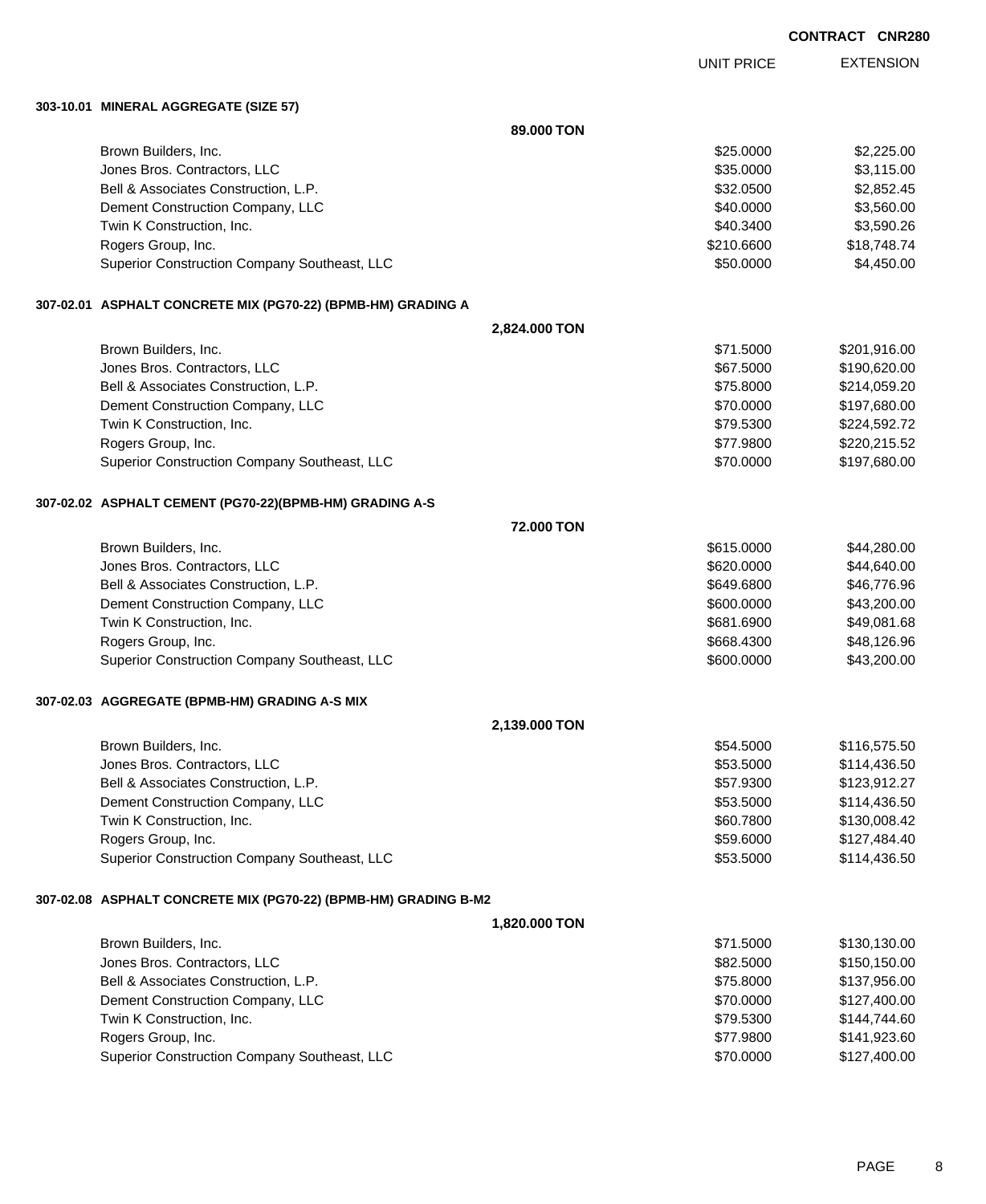**CONTRACT CNR280**

| | UNIT PRICE | EXTENSION |
|---|---|---|

**303-10.01 MINERAL AGGREGATE (SIZE 57)**

**89.000 TON**

| Bidder | UNIT PRICE | EXTENSION |
|---|---|---|
| Brown Builders, Inc. | $25.0000 | $2,225.00 |
| Jones Bros. Contractors, LLC | $35.0000 | $3,115.00 |
| Bell & Associates Construction, L.P. | $32.0500 | $2,852.45 |
| Dement Construction Company, LLC | $40.0000 | $3,560.00 |
| Twin K Construction, Inc. | $40.3400 | $3,590.26 |
| Rogers Group, Inc. | $210.6600 | $18,748.74 |
| Superior Construction Company Southeast, LLC | $50.0000 | $4,450.00 |

**307-02.01 ASPHALT CONCRETE MIX (PG70-22) (BPMB-HM) GRADING A**

**2,824.000 TON**

| Bidder | UNIT PRICE | EXTENSION |
|---|---|---|
| Brown Builders, Inc. | $71.5000 | $201,916.00 |
| Jones Bros. Contractors, LLC | $67.5000 | $190,620.00 |
| Bell & Associates Construction, L.P. | $75.8000 | $214,059.20 |
| Dement Construction Company, LLC | $70.0000 | $197,680.00 |
| Twin K Construction, Inc. | $79.5300 | $224,592.72 |
| Rogers Group, Inc. | $77.9800 | $220,215.52 |
| Superior Construction Company Southeast, LLC | $70.0000 | $197,680.00 |

**307-02.02 ASPHALT CEMENT (PG70-22)(BPMB-HM) GRADING A-S**

**72.000 TON**

| Bidder | UNIT PRICE | EXTENSION |
|---|---|---|
| Brown Builders, Inc. | $615.0000 | $44,280.00 |
| Jones Bros. Contractors, LLC | $620.0000 | $44,640.00 |
| Bell & Associates Construction, L.P. | $649.6800 | $46,776.96 |
| Dement Construction Company, LLC | $600.0000 | $43,200.00 |
| Twin K Construction, Inc. | $681.6900 | $49,081.68 |
| Rogers Group, Inc. | $668.4300 | $48,126.96 |
| Superior Construction Company Southeast, LLC | $600.0000 | $43,200.00 |

**307-02.03 AGGREGATE (BPMB-HM) GRADING A-S MIX**

**2,139.000 TON**

| Bidder | UNIT PRICE | EXTENSION |
|---|---|---|
| Brown Builders, Inc. | $54.5000 | $116,575.50 |
| Jones Bros. Contractors, LLC | $53.5000 | $114,436.50 |
| Bell & Associates Construction, L.P. | $57.9300 | $123,912.27 |
| Dement Construction Company, LLC | $53.5000 | $114,436.50 |
| Twin K Construction, Inc. | $60.7800 | $130,008.42 |
| Rogers Group, Inc. | $59.6000 | $127,484.40 |
| Superior Construction Company Southeast, LLC | $53.5000 | $114,436.50 |

**307-02.08 ASPHALT CONCRETE MIX (PG70-22) (BPMB-HM) GRADING B-M2**

**1,820.000 TON**

| Bidder | UNIT PRICE | EXTENSION |
|---|---|---|
| Brown Builders, Inc. | $71.5000 | $130,130.00 |
| Jones Bros. Contractors, LLC | $82.5000 | $150,150.00 |
| Bell & Associates Construction, L.P. | $75.8000 | $137,956.00 |
| Dement Construction Company, LLC | $70.0000 | $127,400.00 |
| Twin K Construction, Inc. | $79.5300 | $144,744.60 |
| Rogers Group, Inc. | $77.9800 | $141,923.60 |
| Superior Construction Company Southeast, LLC | $70.0000 | $127,400.00 |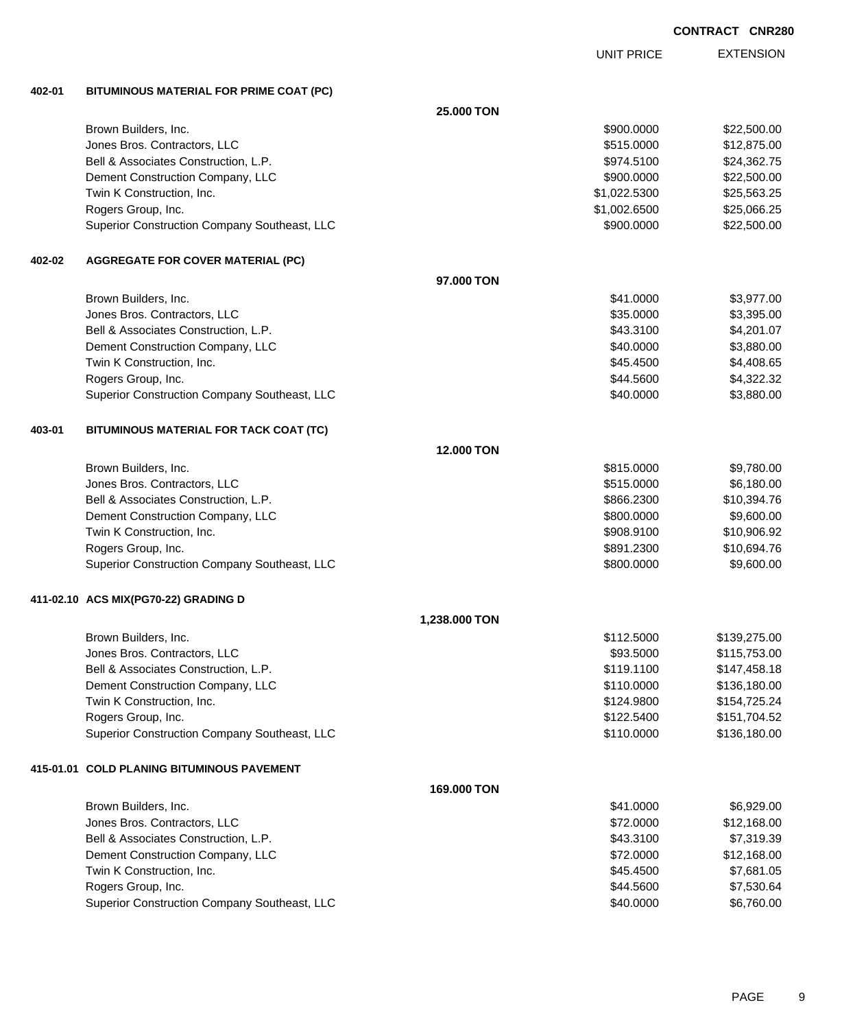**CONTRACT CNR280**

| | | | UNIT PRICE | EXTENSION |
|---|---|---|---|---|
| **402-01** | **BITUMINOUS MATERIAL FOR PRIME COAT (PC)** | | | |
| | | **25.000 TON** | | |
| | Brown Builders, Inc. | | $900.0000 | $22,500.00 |
| | Jones Bros. Contractors, LLC | | $515.0000 | $12,875.00 |
| | Bell & Associates Construction, L.P. | | $974.5100 | $24,362.75 |
| | Dement Construction Company, LLC | | $900.0000 | $22,500.00 |
| | Twin K Construction, Inc. | | $1,022.5300 | $25,563.25 |
| | Rogers Group, Inc. | | $1,002.6500 | $25,066.25 |
| | Superior Construction Company Southeast, LLC | | $900.0000 | $22,500.00 |
| **402-02** | **AGGREGATE FOR COVER MATERIAL (PC)** | | | |
| | | **97.000 TON** | | |
| | Brown Builders, Inc. | | $41.0000 | $3,977.00 |
| | Jones Bros. Contractors, LLC | | $35.0000 | $3,395.00 |
| | Bell & Associates Construction, L.P. | | $43.3100 | $4,201.07 |
| | Dement Construction Company, LLC | | $40.0000 | $3,880.00 |
| | Twin K Construction, Inc. | | $45.4500 | $4,408.65 |
| | Rogers Group, Inc. | | $44.5600 | $4,322.32 |
| | Superior Construction Company Southeast, LLC | | $40.0000 | $3,880.00 |
| **403-01** | **BITUMINOUS MATERIAL FOR TACK COAT (TC)** | | | |
| | | **12.000 TON** | | |
| | Brown Builders, Inc. | | $815.0000 | $9,780.00 |
| | Jones Bros. Contractors, LLC | | $515.0000 | $6,180.00 |
| | Bell & Associates Construction, L.P. | | $866.2300 | $10,394.76 |
| | Dement Construction Company, LLC | | $800.0000 | $9,600.00 |
| | Twin K Construction, Inc. | | $908.9100 | $10,906.92 |
| | Rogers Group, Inc. | | $891.2300 | $10,694.76 |
| | Superior Construction Company Southeast, LLC | | $800.0000 | $9,600.00 |
| **411-02.10** | **ACS MIX(PG70-22) GRADING D** | | | |
| | | **1,238.000 TON** | | |
| | Brown Builders, Inc. | | $112.5000 | $139,275.00 |
| | Jones Bros. Contractors, LLC | | $93.5000 | $115,753.00 |
| | Bell & Associates Construction, L.P. | | $119.1100 | $147,458.18 |
| | Dement Construction Company, LLC | | $110.0000 | $136,180.00 |
| | Twin K Construction, Inc. | | $124.9800 | $154,725.24 |
| | Rogers Group, Inc. | | $122.5400 | $151,704.52 |
| | Superior Construction Company Southeast, LLC | | $110.0000 | $136,180.00 |
| **415-01.01** | **COLD PLANING BITUMINOUS PAVEMENT** | | | |
| | | **169.000 TON** | | |
| | Brown Builders, Inc. | | $41.0000 | $6,929.00 |
| | Jones Bros. Contractors, LLC | | $72.0000 | $12,168.00 |
| | Bell & Associates Construction, L.P. | | $43.3100 | $7,319.39 |
| | Dement Construction Company, LLC | | $72.0000 | $12,168.00 |
| | Twin K Construction, Inc. | | $45.4500 | $7,681.05 |
| | Rogers Group, Inc. | | $44.5600 | $7,530.64 |
| | Superior Construction Company Southeast, LLC | | $40.0000 | $6,760.00 |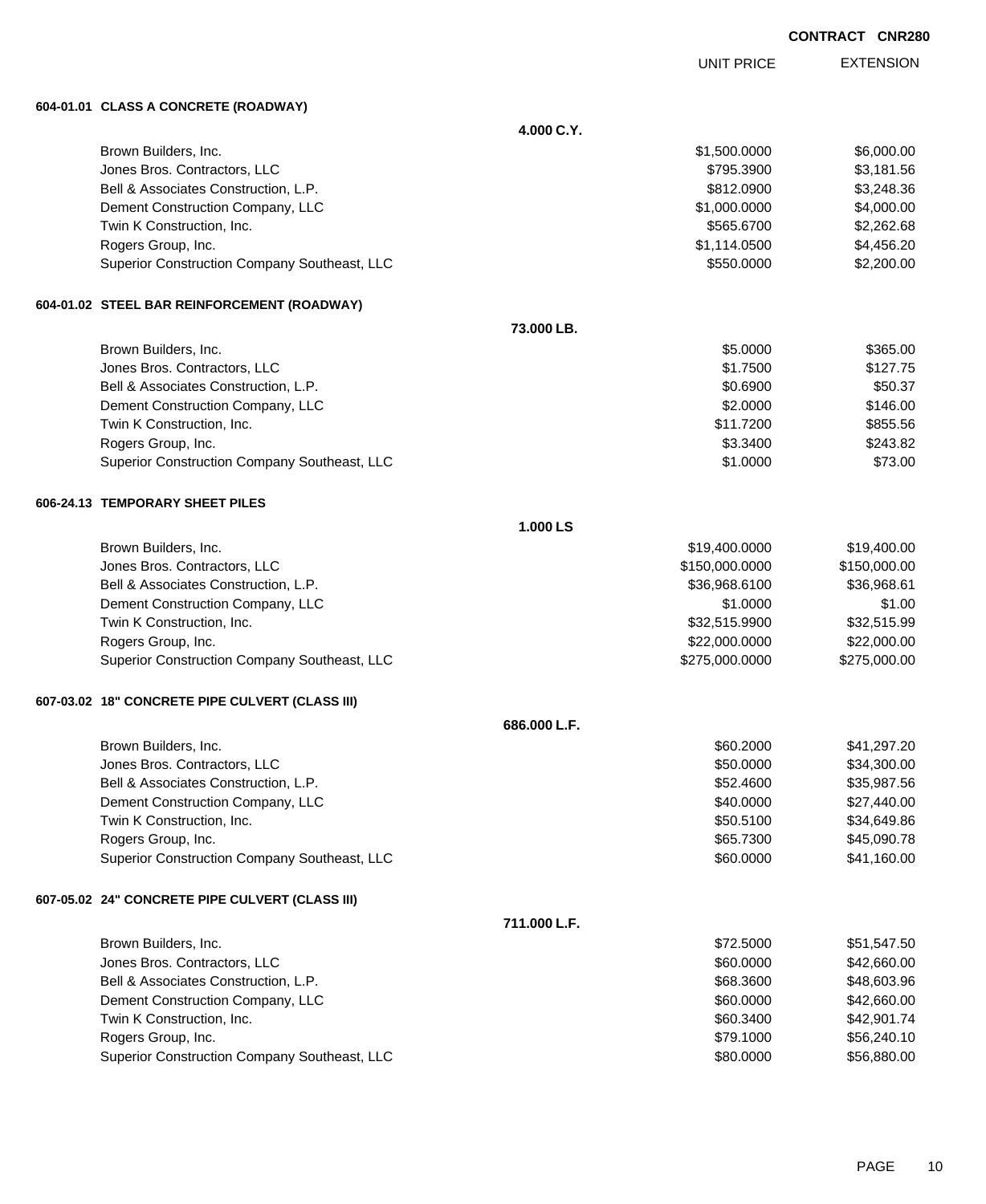CONTRACT CNR280

| | UNIT PRICE | EXTENSION |
|---|---|---|

**604-01.01 CLASS A CONCRETE (ROADWAY)**

4.000 C.Y.

| Bidder | UNIT PRICE | EXTENSION |
|---|---|---|
| Brown Builders, Inc. | $1,500.0000 | $6,000.00 |
| Jones Bros. Contractors, LLC | $795.3900 | $3,181.56 |
| Bell & Associates Construction, L.P. | $812.0900 | $3,248.36 |
| Dement Construction Company, LLC | $1,000.0000 | $4,000.00 |
| Twin K Construction, Inc. | $565.6700 | $2,262.68 |
| Rogers Group, Inc. | $1,114.0500 | $4,456.20 |
| Superior Construction Company Southeast, LLC | $550.0000 | $2,200.00 |

**604-01.02 STEEL BAR REINFORCEMENT (ROADWAY)**

73.000 LB.

| Bidder | UNIT PRICE | EXTENSION |
|---|---|---|
| Brown Builders, Inc. | $5.0000 | $365.00 |
| Jones Bros. Contractors, LLC | $1.7500 | $127.75 |
| Bell & Associates Construction, L.P. | $0.6900 | $50.37 |
| Dement Construction Company, LLC | $2.0000 | $146.00 |
| Twin K Construction, Inc. | $11.7200 | $855.56 |
| Rogers Group, Inc. | $3.3400 | $243.82 |
| Superior Construction Company Southeast, LLC | $1.0000 | $73.00 |

**606-24.13 TEMPORARY SHEET PILES**

1.000 LS

| Bidder | UNIT PRICE | EXTENSION |
|---|---|---|
| Brown Builders, Inc. | $19,400.0000 | $19,400.00 |
| Jones Bros. Contractors, LLC | $150,000.0000 | $150,000.00 |
| Bell & Associates Construction, L.P. | $36,968.6100 | $36,968.61 |
| Dement Construction Company, LLC | $1.0000 | $1.00 |
| Twin K Construction, Inc. | $32,515.9900 | $32,515.99 |
| Rogers Group, Inc. | $22,000.0000 | $22,000.00 |
| Superior Construction Company Southeast, LLC | $275,000.0000 | $275,000.00 |

**607-03.02 18" CONCRETE PIPE CULVERT (CLASS III)**

686.000 L.F.

| Bidder | UNIT PRICE | EXTENSION |
|---|---|---|
| Brown Builders, Inc. | $60.2000 | $41,297.20 |
| Jones Bros. Contractors, LLC | $50.0000 | $34,300.00 |
| Bell & Associates Construction, L.P. | $52.4600 | $35,987.56 |
| Dement Construction Company, LLC | $40.0000 | $27,440.00 |
| Twin K Construction, Inc. | $50.5100 | $34,649.86 |
| Rogers Group, Inc. | $65.7300 | $45,090.78 |
| Superior Construction Company Southeast, LLC | $60.0000 | $41,160.00 |

**607-05.02 24" CONCRETE PIPE CULVERT (CLASS III)**

711.000 L.F.

| Bidder | UNIT PRICE | EXTENSION |
|---|---|---|
| Brown Builders, Inc. | $72.5000 | $51,547.50 |
| Jones Bros. Contractors, LLC | $60.0000 | $42,660.00 |
| Bell & Associates Construction, L.P. | $68.3600 | $48,603.96 |
| Dement Construction Company, LLC | $60.0000 | $42,660.00 |
| Twin K Construction, Inc. | $60.3400 | $42,901.74 |
| Rogers Group, Inc. | $79.1000 | $56,240.10 |
| Superior Construction Company Southeast, LLC | $80.0000 | $56,880.00 |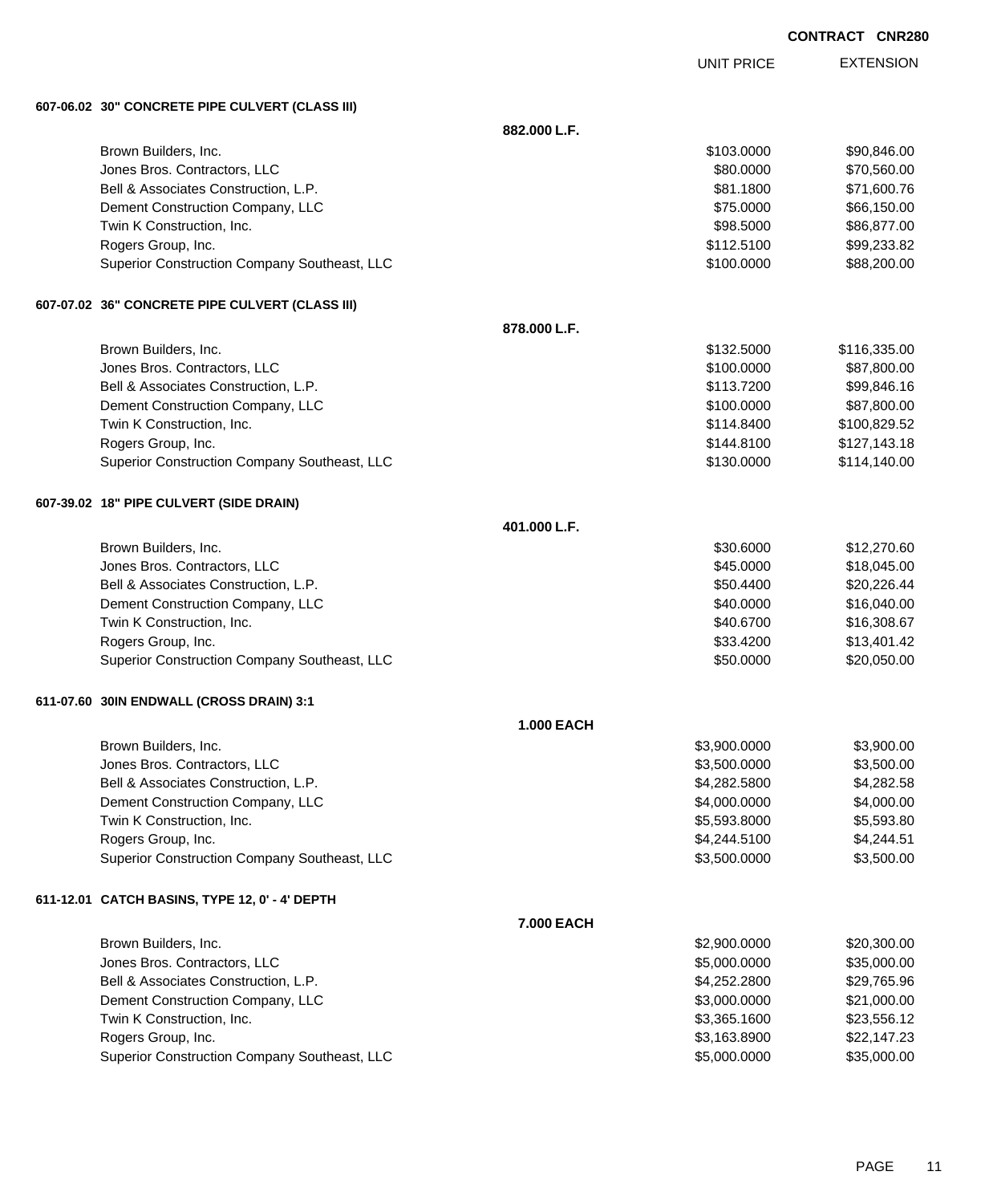**CONTRACT CNR280**

| | | UNIT PRICE | EXTENSION |
|---|---|---|---|
| **607-06.02 30" CONCRETE PIPE CULVERT (CLASS III)** | | | |
| | **882.000 L.F.** | | |
| Brown Builders, Inc. | | $103.0000 | $90,846.00 |
| Jones Bros. Contractors, LLC | | $80.0000 | $70,560.00 |
| Bell & Associates Construction, L.P. | | $81.1800 | $71,600.76 |
| Dement Construction Company, LLC | | $75.0000 | $66,150.00 |
| Twin K Construction, Inc. | | $98.5000 | $86,877.00 |
| Rogers Group, Inc. | | $112.5100 | $99,233.82 |
| Superior Construction Company Southeast, LLC | | $100.0000 | $88,200.00 |
| **607-07.02 36" CONCRETE PIPE CULVERT (CLASS III)** | | | |
| | **878.000 L.F.** | | |
| Brown Builders, Inc. | | $132.5000 | $116,335.00 |
| Jones Bros. Contractors, LLC | | $100.0000 | $87,800.00 |
| Bell & Associates Construction, L.P. | | $113.7200 | $99,846.16 |
| Dement Construction Company, LLC | | $100.0000 | $87,800.00 |
| Twin K Construction, Inc. | | $114.8400 | $100,829.52 |
| Rogers Group, Inc. | | $144.8100 | $127,143.18 |
| Superior Construction Company Southeast, LLC | | $130.0000 | $114,140.00 |
| **607-39.02 18" PIPE CULVERT (SIDE DRAIN)** | | | |
| | **401.000 L.F.** | | |
| Brown Builders, Inc. | | $30.6000 | $12,270.60 |
| Jones Bros. Contractors, LLC | | $45.0000 | $18,045.00 |
| Bell & Associates Construction, L.P. | | $50.4400 | $20,226.44 |
| Dement Construction Company, LLC | | $40.0000 | $16,040.00 |
| Twin K Construction, Inc. | | $40.6700 | $16,308.67 |
| Rogers Group, Inc. | | $33.4200 | $13,401.42 |
| Superior Construction Company Southeast, LLC | | $50.0000 | $20,050.00 |
| **611-07.60 30IN ENDWALL (CROSS DRAIN) 3:1** | | | |
| | **1.000 EACH** | | |
| Brown Builders, Inc. | | $3,900.0000 | $3,900.00 |
| Jones Bros. Contractors, LLC | | $3,500.0000 | $3,500.00 |
| Bell & Associates Construction, L.P. | | $4,282.5800 | $4,282.58 |
| Dement Construction Company, LLC | | $4,000.0000 | $4,000.00 |
| Twin K Construction, Inc. | | $5,593.8000 | $5,593.80 |
| Rogers Group, Inc. | | $4,244.5100 | $4,244.51 |
| Superior Construction Company Southeast, LLC | | $3,500.0000 | $3,500.00 |
| **611-12.01 CATCH BASINS, TYPE 12, 0' - 4' DEPTH** | | | |
| | **7.000 EACH** | | |
| Brown Builders, Inc. | | $2,900.0000 | $20,300.00 |
| Jones Bros. Contractors, LLC | | $5,000.0000 | $35,000.00 |
| Bell & Associates Construction, L.P. | | $4,252.2800 | $29,765.96 |
| Dement Construction Company, LLC | | $3,000.0000 | $21,000.00 |
| Twin K Construction, Inc. | | $3,365.1600 | $23,556.12 |
| Rogers Group, Inc. | | $3,163.8900 | $22,147.23 |
| Superior Construction Company Southeast, LLC | | $5,000.0000 | $35,000.00 |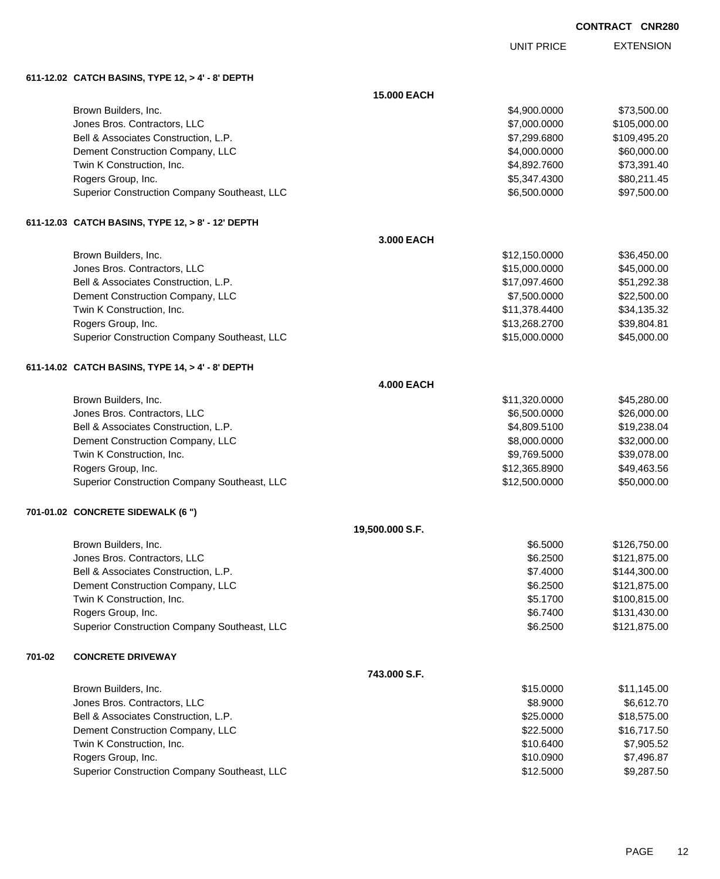CONTRACT CNR280

| | UNIT PRICE | EXTENSION |
|---|---|---|
| **611-12.02 CATCH BASINS, TYPE 12, > 4' - 8' DEPTH** | | |
| **15.000 EACH** | | |
| Brown Builders, Inc. | $4,900.0000 | $73,500.00 |
| Jones Bros. Contractors, LLC | $7,000.0000 | $105,000.00 |
| Bell & Associates Construction, L.P. | $7,299.6800 | $109,495.20 |
| Dement Construction Company, LLC | $4,000.0000 | $60,000.00 |
| Twin K Construction, Inc. | $4,892.7600 | $73,391.40 |
| Rogers Group, Inc. | $5,347.4300 | $80,211.45 |
| Superior Construction Company Southeast, LLC | $6,500.0000 | $97,500.00 |
| **611-12.03 CATCH BASINS, TYPE 12, > 8' - 12' DEPTH** | | |
| **3.000 EACH** | | |
| Brown Builders, Inc. | $12,150.0000 | $36,450.00 |
| Jones Bros. Contractors, LLC | $15,000.0000 | $45,000.00 |
| Bell & Associates Construction, L.P. | $17,097.4600 | $51,292.38 |
| Dement Construction Company, LLC | $7,500.0000 | $22,500.00 |
| Twin K Construction, Inc. | $11,378.4400 | $34,135.32 |
| Rogers Group, Inc. | $13,268.2700 | $39,804.81 |
| Superior Construction Company Southeast, LLC | $15,000.0000 | $45,000.00 |
| **611-14.02 CATCH BASINS, TYPE 14, > 4' - 8' DEPTH** | | |
| **4.000 EACH** | | |
| Brown Builders, Inc. | $11,320.0000 | $45,280.00 |
| Jones Bros. Contractors, LLC | $6,500.0000 | $26,000.00 |
| Bell & Associates Construction, L.P. | $4,809.5100 | $19,238.04 |
| Dement Construction Company, LLC | $8,000.0000 | $32,000.00 |
| Twin K Construction, Inc. | $9,769.5000 | $39,078.00 |
| Rogers Group, Inc. | $12,365.8900 | $49,463.56 |
| Superior Construction Company Southeast, LLC | $12,500.0000 | $50,000.00 |
| **701-01.02 CONCRETE SIDEWALK (6 ")** | | |
| **19,500.000 S.F.** | | |
| Brown Builders, Inc. | $6.5000 | $126,750.00 |
| Jones Bros. Contractors, LLC | $6.2500 | $121,875.00 |
| Bell & Associates Construction, L.P. | $7.4000 | $144,300.00 |
| Dement Construction Company, LLC | $6.2500 | $121,875.00 |
| Twin K Construction, Inc. | $5.1700 | $100,815.00 |
| Rogers Group, Inc. | $6.7400 | $131,430.00 |
| Superior Construction Company Southeast, LLC | $6.2500 | $121,875.00 |
| **701-02 CONCRETE DRIVEWAY** | | |
| **743.000 S.F.** | | |
| Brown Builders, Inc. | $15.0000 | $11,145.00 |
| Jones Bros. Contractors, LLC | $8.9000 | $6,612.70 |
| Bell & Associates Construction, L.P. | $25.0000 | $18,575.00 |
| Dement Construction Company, LLC | $22.5000 | $16,717.50 |
| Twin K Construction, Inc. | $10.6400 | $7,905.52 |
| Rogers Group, Inc. | $10.0900 | $7,496.87 |
| Superior Construction Company Southeast, LLC | $12.5000 | $9,287.50 |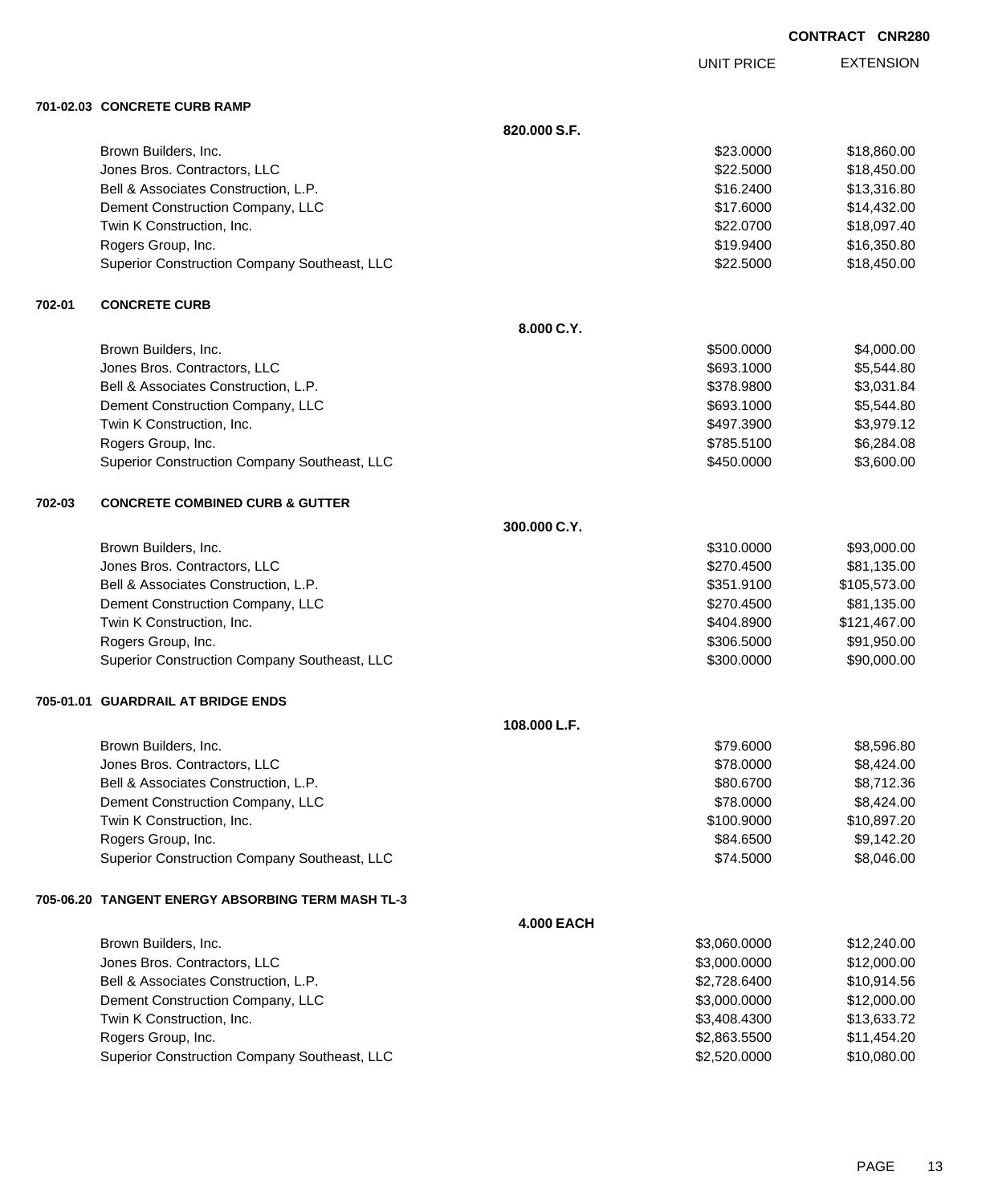CONTRACT CNR280

| | | UNIT PRICE | EXTENSION |
|---|---|---|---|
| **701-02.03 CONCRETE CURB RAMP** | | | |
| | **820.000 S.F.** | | |
| Brown Builders, Inc. | | $23.0000 | $18,860.00 |
| Jones Bros. Contractors, LLC | | $22.5000 | $18,450.00 |
| Bell & Associates Construction, L.P. | | $16.2400 | $13,316.80 |
| Dement Construction Company, LLC | | $17.6000 | $14,432.00 |
| Twin K Construction, Inc. | | $22.0700 | $18,097.40 |
| Rogers Group, Inc. | | $19.9400 | $16,350.80 |
| Superior Construction Company Southeast, LLC | | $22.5000 | $18,450.00 |
| **702-01 CONCRETE CURB** | | | |
| | **8.000 C.Y.** | | |
| Brown Builders, Inc. | | $500.0000 | $4,000.00 |
| Jones Bros. Contractors, LLC | | $693.1000 | $5,544.80 |
| Bell & Associates Construction, L.P. | | $378.9800 | $3,031.84 |
| Dement Construction Company, LLC | | $693.1000 | $5,544.80 |
| Twin K Construction, Inc. | | $497.3900 | $3,979.12 |
| Rogers Group, Inc. | | $785.5100 | $6,284.08 |
| Superior Construction Company Southeast, LLC | | $450.0000 | $3,600.00 |
| **702-03 CONCRETE COMBINED CURB & GUTTER** | | | |
| | **300.000 C.Y.** | | |
| Brown Builders, Inc. | | $310.0000 | $93,000.00 |
| Jones Bros. Contractors, LLC | | $270.4500 | $81,135.00 |
| Bell & Associates Construction, L.P. | | $351.9100 | $105,573.00 |
| Dement Construction Company, LLC | | $270.4500 | $81,135.00 |
| Twin K Construction, Inc. | | $404.8900 | $121,467.00 |
| Rogers Group, Inc. | | $306.5000 | $91,950.00 |
| Superior Construction Company Southeast, LLC | | $300.0000 | $90,000.00 |
| **705-01.01 GUARDRAIL AT BRIDGE ENDS** | | | |
| | **108.000 L.F.** | | |
| Brown Builders, Inc. | | $79.6000 | $8,596.80 |
| Jones Bros. Contractors, LLC | | $78.0000 | $8,424.00 |
| Bell & Associates Construction, L.P. | | $80.6700 | $8,712.36 |
| Dement Construction Company, LLC | | $78.0000 | $8,424.00 |
| Twin K Construction, Inc. | | $100.9000 | $10,897.20 |
| Rogers Group, Inc. | | $84.6500 | $9,142.20 |
| Superior Construction Company Southeast, LLC | | $74.5000 | $8,046.00 |
| **705-06.20 TANGENT ENERGY ABSORBING TERM MASH TL-3** | | | |
| | **4.000 EACH** | | |
| Brown Builders, Inc. | | $3,060.0000 | $12,240.00 |
| Jones Bros. Contractors, LLC | | $3,000.0000 | $12,000.00 |
| Bell & Associates Construction, L.P. | | $2,728.6400 | $10,914.56 |
| Dement Construction Company, LLC | | $3,000.0000 | $12,000.00 |
| Twin K Construction, Inc. | | $3,408.4300 | $13,633.72 |
| Rogers Group, Inc. | | $2,863.5500 | $11,454.20 |
| Superior Construction Company Southeast, LLC | | $2,520.0000 | $10,080.00 |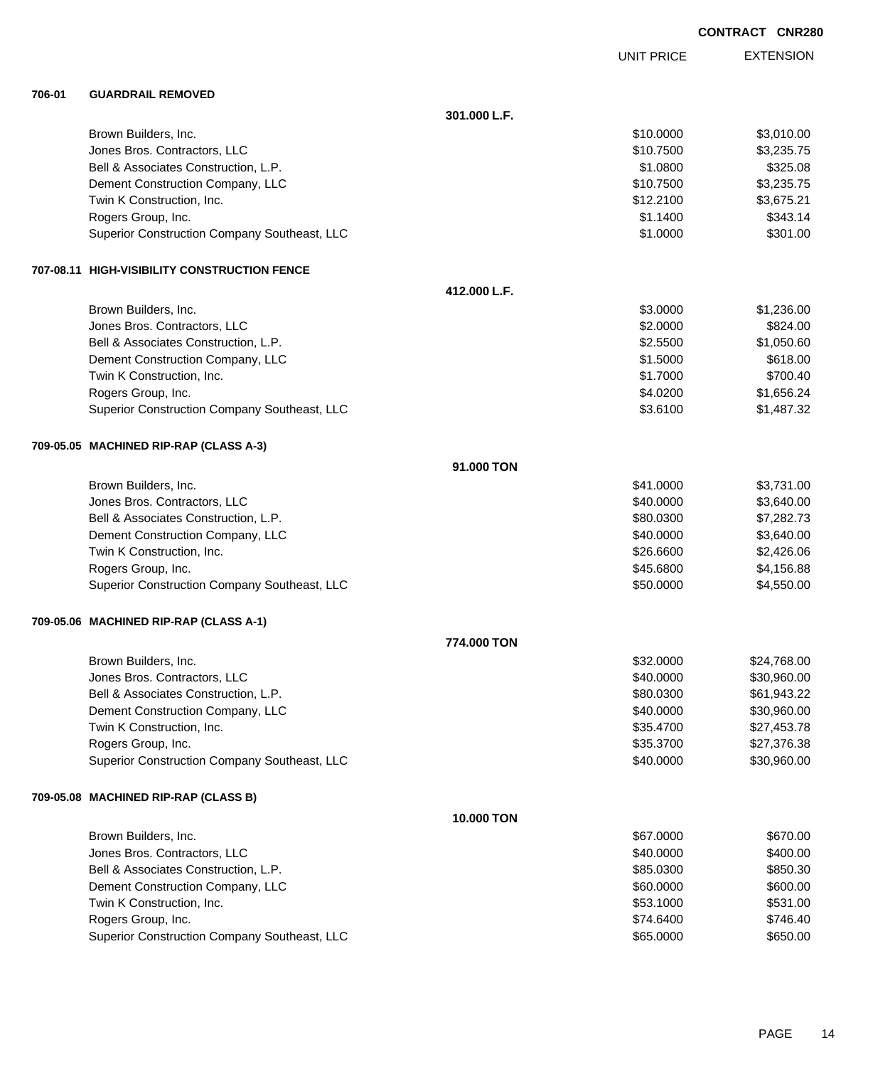**CONTRACT CNR280**

| | | UNIT PRICE | EXTENSION |
|---|---|---|---|
| **706-01** | **GUARDRAIL REMOVED** | | |
| | **301.000 L.F.** | | |
| | Brown Builders, Inc. | $10.0000 | $3,010.00 |
| | Jones Bros. Contractors, LLC | $10.7500 | $3,235.75 |
| | Bell & Associates Construction, L.P. | $1.0800 | $325.08 |
| | Dement Construction Company, LLC | $10.7500 | $3,235.75 |
| | Twin K Construction, Inc. | $12.2100 | $3,675.21 |
| | Rogers Group, Inc. | $1.1400 | $343.14 |
| | Superior Construction Company Southeast, LLC | $1.0000 | $301.00 |
| **707-08.11** | **HIGH-VISIBILITY CONSTRUCTION FENCE** | | |
| | **412.000 L.F.** | | |
| | Brown Builders, Inc. | $3.0000 | $1,236.00 |
| | Jones Bros. Contractors, LLC | $2.0000 | $824.00 |
| | Bell & Associates Construction, L.P. | $2.5500 | $1,050.60 |
| | Dement Construction Company, LLC | $1.5000 | $618.00 |
| | Twin K Construction, Inc. | $1.7000 | $700.40 |
| | Rogers Group, Inc. | $4.0200 | $1,656.24 |
| | Superior Construction Company Southeast, LLC | $3.6100 | $1,487.32 |
| **709-05.05** | **MACHINED RIP-RAP (CLASS A-3)** | | |
| | **91.000 TON** | | |
| | Brown Builders, Inc. | $41.0000 | $3,731.00 |
| | Jones Bros. Contractors, LLC | $40.0000 | $3,640.00 |
| | Bell & Associates Construction, L.P. | $80.0300 | $7,282.73 |
| | Dement Construction Company, LLC | $40.0000 | $3,640.00 |
| | Twin K Construction, Inc. | $26.6600 | $2,426.06 |
| | Rogers Group, Inc. | $45.6800 | $4,156.88 |
| | Superior Construction Company Southeast, LLC | $50.0000 | $4,550.00 |
| **709-05.06** | **MACHINED RIP-RAP (CLASS A-1)** | | |
| | **774.000 TON** | | |
| | Brown Builders, Inc. | $32.0000 | $24,768.00 |
| | Jones Bros. Contractors, LLC | $40.0000 | $30,960.00 |
| | Bell & Associates Construction, L.P. | $80.0300 | $61,943.22 |
| | Dement Construction Company, LLC | $40.0000 | $30,960.00 |
| | Twin K Construction, Inc. | $35.4700 | $27,453.78 |
| | Rogers Group, Inc. | $35.3700 | $27,376.38 |
| | Superior Construction Company Southeast, LLC | $40.0000 | $30,960.00 |
| **709-05.08** | **MACHINED RIP-RAP (CLASS B)** | | |
| | **10.000 TON** | | |
| | Brown Builders, Inc. | $67.0000 | $670.00 |
| | Jones Bros. Contractors, LLC | $40.0000 | $400.00 |
| | Bell & Associates Construction, L.P. | $85.0300 | $850.30 |
| | Dement Construction Company, LLC | $60.0000 | $600.00 |
| | Twin K Construction, Inc. | $53.1000 | $531.00 |
| | Rogers Group, Inc. | $74.6400 | $746.40 |
| | Superior Construction Company Southeast, LLC | $65.0000 | $650.00 |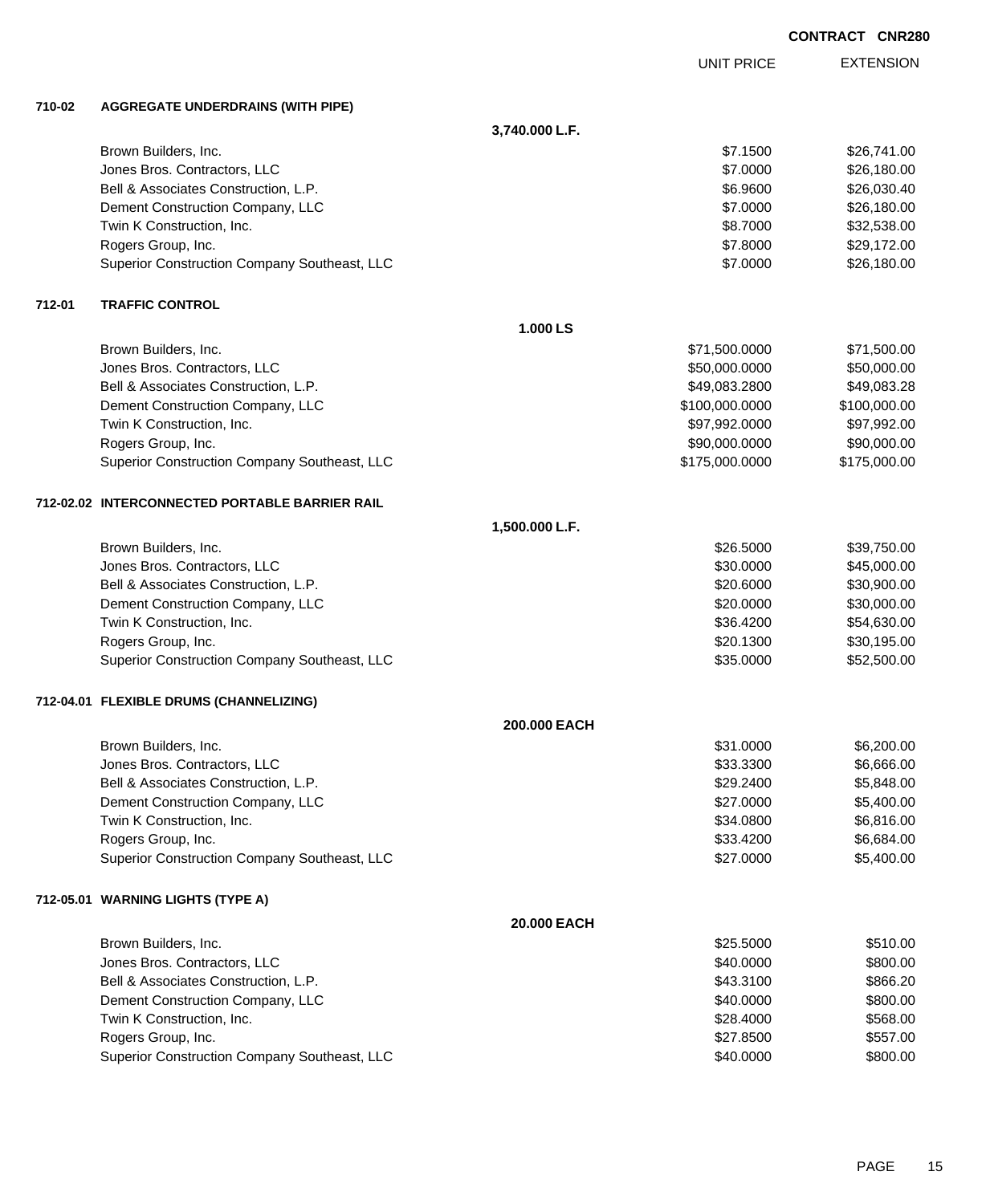CONTRACT CNR280

| | | UNIT PRICE | EXTENSION |
|---|---|---|---|
| **710-02** | **AGGREGATE UNDERDRAINS (WITH PIPE)** | | |
| | **3,740.000 L.F.** | | |
| | Brown Builders, Inc. | $7.1500 | $26,741.00 |
| | Jones Bros. Contractors, LLC | $7.0000 | $26,180.00 |
| | Bell & Associates Construction, L.P. | $6.9600 | $26,030.40 |
| | Dement Construction Company, LLC | $7.0000 | $26,180.00 |
| | Twin K Construction, Inc. | $8.7000 | $32,538.00 |
| | Rogers Group, Inc. | $7.8000 | $29,172.00 |
| | Superior Construction Company Southeast, LLC | $7.0000 | $26,180.00 |
| **712-01** | **TRAFFIC CONTROL** | | |
| | **1.000 LS** | | |
| | Brown Builders, Inc. | $71,500.0000 | $71,500.00 |
| | Jones Bros. Contractors, LLC | $50,000.0000 | $50,000.00 |
| | Bell & Associates Construction, L.P. | $49,083.2800 | $49,083.28 |
| | Dement Construction Company, LLC | $100,000.0000 | $100,000.00 |
| | Twin K Construction, Inc. | $97,992.0000 | $97,992.00 |
| | Rogers Group, Inc. | $90,000.0000 | $90,000.00 |
| | Superior Construction Company Southeast, LLC | $175,000.0000 | $175,000.00 |
| **712-02.02** | **INTERCONNECTED PORTABLE BARRIER RAIL** | | |
| | **1,500.000 L.F.** | | |
| | Brown Builders, Inc. | $26.5000 | $39,750.00 |
| | Jones Bros. Contractors, LLC | $30.0000 | $45,000.00 |
| | Bell & Associates Construction, L.P. | $20.6000 | $30,900.00 |
| | Dement Construction Company, LLC | $20.0000 | $30,000.00 |
| | Twin K Construction, Inc. | $36.4200 | $54,630.00 |
| | Rogers Group, Inc. | $20.1300 | $30,195.00 |
| | Superior Construction Company Southeast, LLC | $35.0000 | $52,500.00 |
| **712-04.01** | **FLEXIBLE DRUMS (CHANNELIZING)** | | |
| | **200.000 EACH** | | |
| | Brown Builders, Inc. | $31.0000 | $6,200.00 |
| | Jones Bros. Contractors, LLC | $33.3300 | $6,666.00 |
| | Bell & Associates Construction, L.P. | $29.2400 | $5,848.00 |
| | Dement Construction Company, LLC | $27.0000 | $5,400.00 |
| | Twin K Construction, Inc. | $34.0800 | $6,816.00 |
| | Rogers Group, Inc. | $33.4200 | $6,684.00 |
| | Superior Construction Company Southeast, LLC | $27.0000 | $5,400.00 |
| **712-05.01** | **WARNING LIGHTS (TYPE A)** | | |
| | **20.000 EACH** | | |
| | Brown Builders, Inc. | $25.5000 | $510.00 |
| | Jones Bros. Contractors, LLC | $40.0000 | $800.00 |
| | Bell & Associates Construction, L.P. | $43.3100 | $866.20 |
| | Dement Construction Company, LLC | $40.0000 | $800.00 |
| | Twin K Construction, Inc. | $28.4000 | $568.00 |
| | Rogers Group, Inc. | $27.8500 | $557.00 |
| | Superior Construction Company Southeast, LLC | $40.0000 | $800.00 |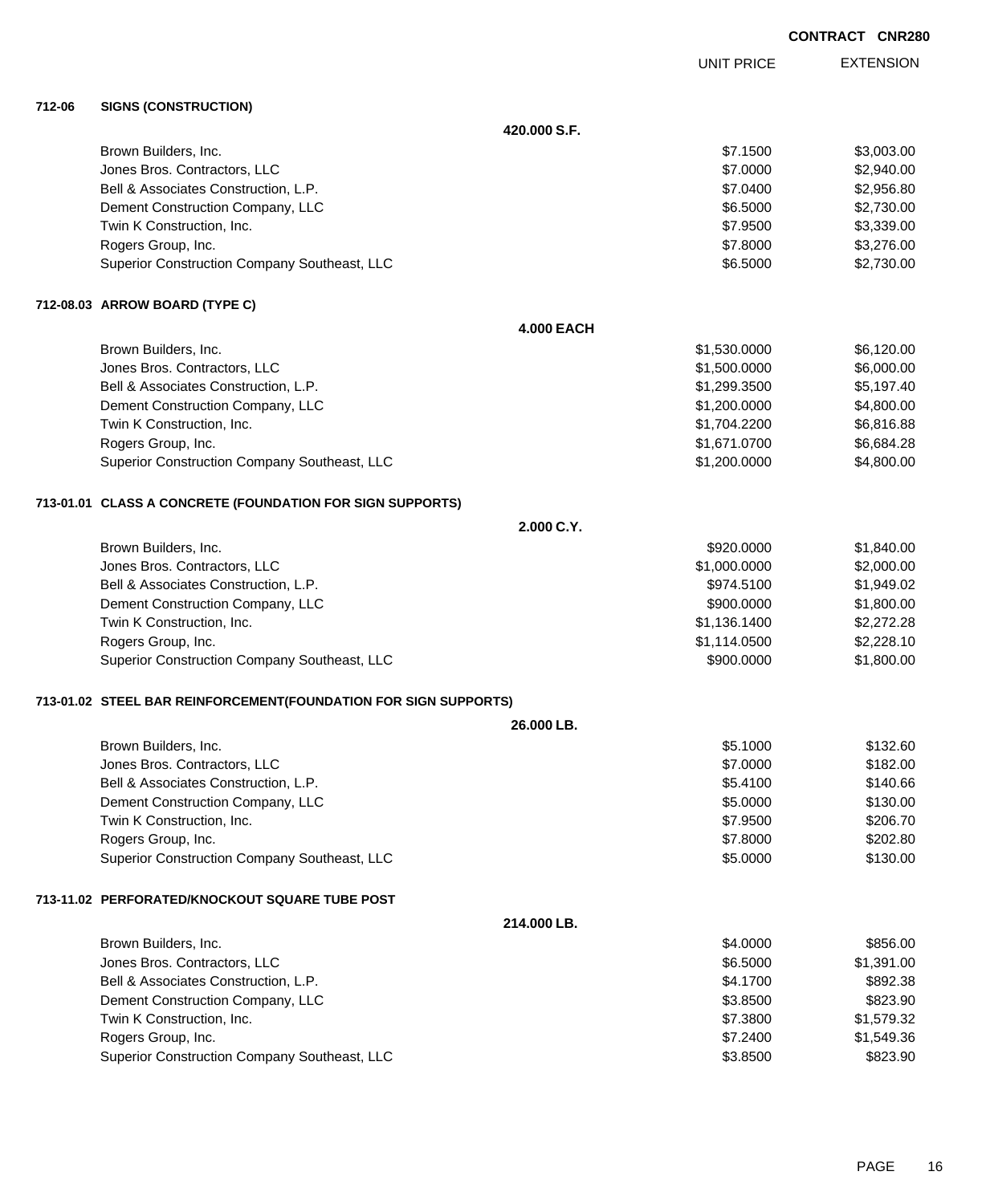CONTRACT CNR280

| | | UNIT PRICE | EXTENSION |
|---|---|---|---|
| **712-06** | **SIGNS (CONSTRUCTION)** | | |
| | **420.000 S.F.** | | |
| | Brown Builders, Inc. | $7.1500 | $3,003.00 |
| | Jones Bros. Contractors, LLC | $7.0000 | $2,940.00 |
| | Bell & Associates Construction, L.P. | $7.0400 | $2,956.80 |
| | Dement Construction Company, LLC | $6.5000 | $2,730.00 |
| | Twin K Construction, Inc. | $7.9500 | $3,339.00 |
| | Rogers Group, Inc. | $7.8000 | $3,276.00 |
| | Superior Construction Company Southeast, LLC | $6.5000 | $2,730.00 |
| **712-08.03** | **ARROW BOARD (TYPE C)** | | |
| | **4.000 EACH** | | |
| | Brown Builders, Inc. | $1,530.0000 | $6,120.00 |
| | Jones Bros. Contractors, LLC | $1,500.0000 | $6,000.00 |
| | Bell & Associates Construction, L.P. | $1,299.3500 | $5,197.40 |
| | Dement Construction Company, LLC | $1,200.0000 | $4,800.00 |
| | Twin K Construction, Inc. | $1,704.2200 | $6,816.88 |
| | Rogers Group, Inc. | $1,671.0700 | $6,684.28 |
| | Superior Construction Company Southeast, LLC | $1,200.0000 | $4,800.00 |
| **713-01.01** | **CLASS A CONCRETE (FOUNDATION FOR SIGN SUPPORTS)** | | |
| | **2.000 C.Y.** | | |
| | Brown Builders, Inc. | $920.0000 | $1,840.00 |
| | Jones Bros. Contractors, LLC | $1,000.0000 | $2,000.00 |
| | Bell & Associates Construction, L.P. | $974.5100 | $1,949.02 |
| | Dement Construction Company, LLC | $900.0000 | $1,800.00 |
| | Twin K Construction, Inc. | $1,136.1400 | $2,272.28 |
| | Rogers Group, Inc. | $1,114.0500 | $2,228.10 |
| | Superior Construction Company Southeast, LLC | $900.0000 | $1,800.00 |
| **713-01.02** | **STEEL BAR REINFORCEMENT(FOUNDATION FOR SIGN SUPPORTS)** | | |
| | **26.000 LB.** | | |
| | Brown Builders, Inc. | $5.1000 | $132.60 |
| | Jones Bros. Contractors, LLC | $7.0000 | $182.00 |
| | Bell & Associates Construction, L.P. | $5.4100 | $140.66 |
| | Dement Construction Company, LLC | $5.0000 | $130.00 |
| | Twin K Construction, Inc. | $7.9500 | $206.70 |
| | Rogers Group, Inc. | $7.8000 | $202.80 |
| | Superior Construction Company Southeast, LLC | $5.0000 | $130.00 |
| **713-11.02** | **PERFORATED/KNOCKOUT SQUARE TUBE POST** | | |
| | **214.000 LB.** | | |
| | Brown Builders, Inc. | $4.0000 | $856.00 |
| | Jones Bros. Contractors, LLC | $6.5000 | $1,391.00 |
| | Bell & Associates Construction, L.P. | $4.1700 | $892.38 |
| | Dement Construction Company, LLC | $3.8500 | $823.90 |
| | Twin K Construction, Inc. | $7.3800 | $1,579.32 |
| | Rogers Group, Inc. | $7.2400 | $1,549.36 |
| | Superior Construction Company Southeast, LLC | $3.8500 | $823.90 |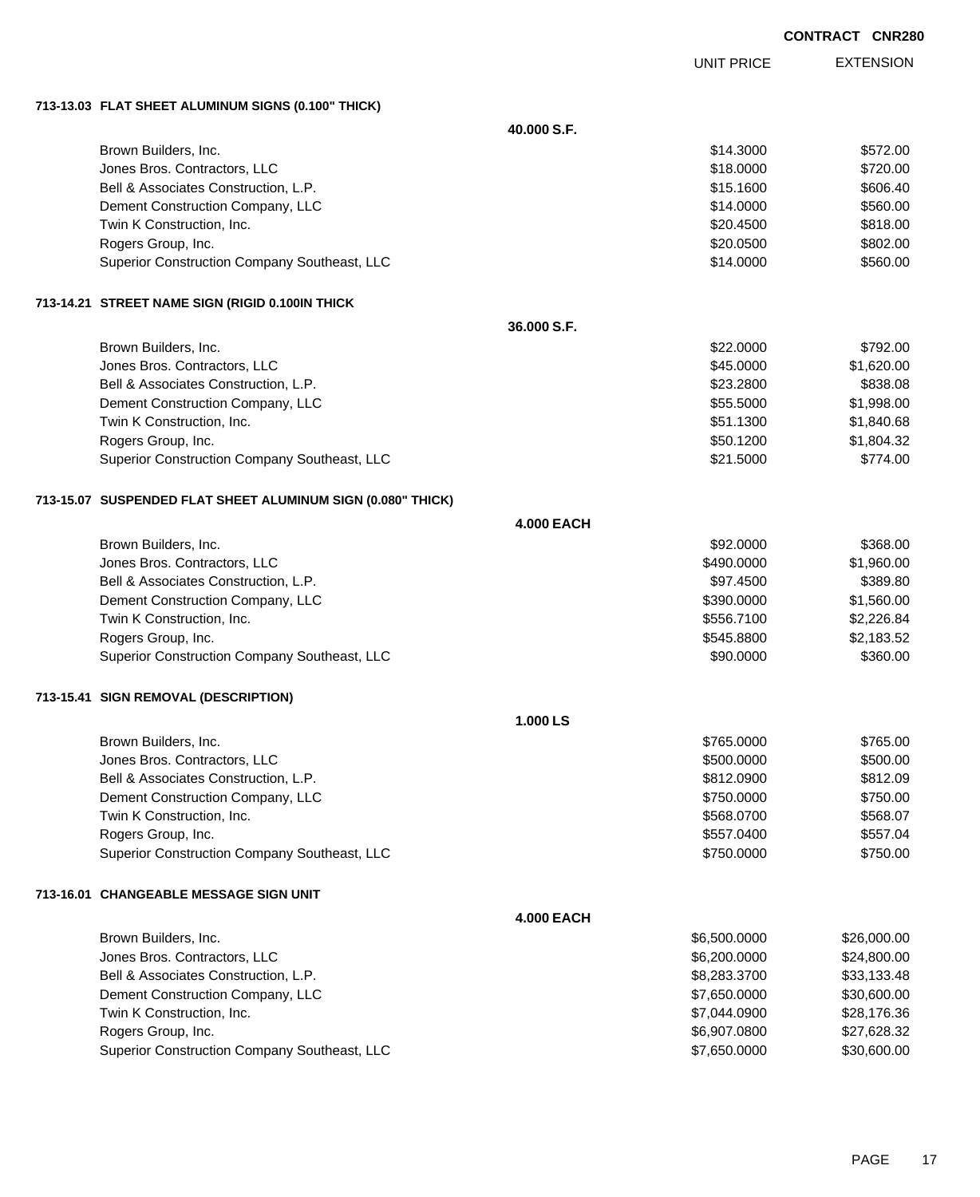**CONTRACT CNR280**

| | | UNIT PRICE | EXTENSION |
|---|---|---|---|
| **713-13.03 FLAT SHEET ALUMINUM SIGNS (0.100" THICK)** | | | |
| | **40.000 S.F.** | | |
| Brown Builders, Inc. | | $14.3000 | $572.00 |
| Jones Bros. Contractors, LLC | | $18.0000 | $720.00 |
| Bell & Associates Construction, L.P. | | $15.1600 | $606.40 |
| Dement Construction Company, LLC | | $14.0000 | $560.00 |
| Twin K Construction, Inc. | | $20.4500 | $818.00 |
| Rogers Group, Inc. | | $20.0500 | $802.00 |
| Superior Construction Company Southeast, LLC | | $14.0000 | $560.00 |
| **713-14.21 STREET NAME SIGN (RIGID 0.100IN THICK** | | | |
| | **36.000 S.F.** | | |
| Brown Builders, Inc. | | $22.0000 | $792.00 |
| Jones Bros. Contractors, LLC | | $45.0000 | $1,620.00 |
| Bell & Associates Construction, L.P. | | $23.2800 | $838.08 |
| Dement Construction Company, LLC | | $55.5000 | $1,998.00 |
| Twin K Construction, Inc. | | $51.1300 | $1,840.68 |
| Rogers Group, Inc. | | $50.1200 | $1,804.32 |
| Superior Construction Company Southeast, LLC | | $21.5000 | $774.00 |
| **713-15.07 SUSPENDED FLAT SHEET ALUMINUM SIGN (0.080" THICK)** | | | |
| | **4.000 EACH** | | |
| Brown Builders, Inc. | | $92.0000 | $368.00 |
| Jones Bros. Contractors, LLC | | $490.0000 | $1,960.00 |
| Bell & Associates Construction, L.P. | | $97.4500 | $389.80 |
| Dement Construction Company, LLC | | $390.0000 | $1,560.00 |
| Twin K Construction, Inc. | | $556.7100 | $2,226.84 |
| Rogers Group, Inc. | | $545.8800 | $2,183.52 |
| Superior Construction Company Southeast, LLC | | $90.0000 | $360.00 |
| **713-15.41 SIGN REMOVAL (DESCRIPTION)** | | | |
| | **1.000 LS** | | |
| Brown Builders, Inc. | | $765.0000 | $765.00 |
| Jones Bros. Contractors, LLC | | $500.0000 | $500.00 |
| Bell & Associates Construction, L.P. | | $812.0900 | $812.09 |
| Dement Construction Company, LLC | | $750.0000 | $750.00 |
| Twin K Construction, Inc. | | $568.0700 | $568.07 |
| Rogers Group, Inc. | | $557.0400 | $557.04 |
| Superior Construction Company Southeast, LLC | | $750.0000 | $750.00 |
| **713-16.01 CHANGEABLE MESSAGE SIGN UNIT** | | | |
| | **4.000 EACH** | | |
| Brown Builders, Inc. | | $6,500.0000 | $26,000.00 |
| Jones Bros. Contractors, LLC | | $6,200.0000 | $24,800.00 |
| Bell & Associates Construction, L.P. | | $8,283.3700 | $33,133.48 |
| Dement Construction Company, LLC | | $7,650.0000 | $30,600.00 |
| Twin K Construction, Inc. | | $7,044.0900 | $28,176.36 |
| Rogers Group, Inc. | | $6,907.0800 | $27,628.32 |
| Superior Construction Company Southeast, LLC | | $7,650.0000 | $30,600.00 |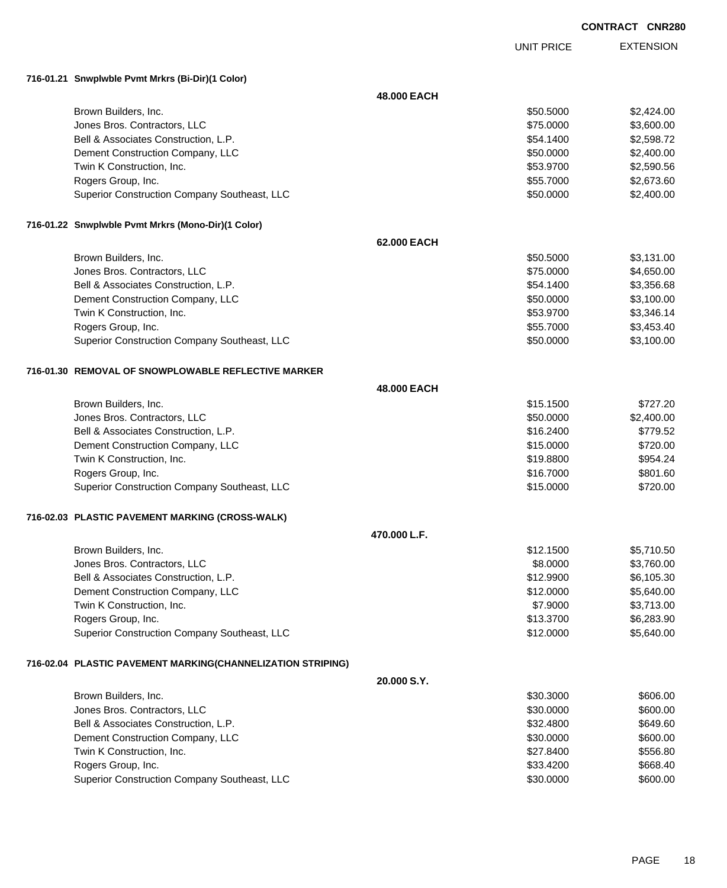**CONTRACT CNR280**

| | UNIT PRICE | EXTENSION |
|---|---|---|
| **716-01.21 Snwplwble Pvmt Mrkrs (Bi-Dir)(1 Color)** | | |
| **48.000 EACH** | | |
| Brown Builders, Inc. | $50.5000 | $2,424.00 |
| Jones Bros. Contractors, LLC | $75.0000 | $3,600.00 |
| Bell & Associates Construction, L.P. | $54.1400 | $2,598.72 |
| Dement Construction Company, LLC | $50.0000 | $2,400.00 |
| Twin K Construction, Inc. | $53.9700 | $2,590.56 |
| Rogers Group, Inc. | $55.7000 | $2,673.60 |
| Superior Construction Company Southeast, LLC | $50.0000 | $2,400.00 |
| **716-01.22 Snwplwble Pvmt Mrkrs (Mono-Dir)(1 Color)** | | |
| **62.000 EACH** | | |
| Brown Builders, Inc. | $50.5000 | $3,131.00 |
| Jones Bros. Contractors, LLC | $75.0000 | $4,650.00 |
| Bell & Associates Construction, L.P. | $54.1400 | $3,356.68 |
| Dement Construction Company, LLC | $50.0000 | $3,100.00 |
| Twin K Construction, Inc. | $53.9700 | $3,346.14 |
| Rogers Group, Inc. | $55.7000 | $3,453.40 |
| Superior Construction Company Southeast, LLC | $50.0000 | $3,100.00 |
| **716-01.30 REMOVAL OF SNOWPLOWABLE REFLECTIVE MARKER** | | |
| **48.000 EACH** | | |
| Brown Builders, Inc. | $15.1500 | $727.20 |
| Jones Bros. Contractors, LLC | $50.0000 | $2,400.00 |
| Bell & Associates Construction, L.P. | $16.2400 | $779.52 |
| Dement Construction Company, LLC | $15.0000 | $720.00 |
| Twin K Construction, Inc. | $19.8800 | $954.24 |
| Rogers Group, Inc. | $16.7000 | $801.60 |
| Superior Construction Company Southeast, LLC | $15.0000 | $720.00 |
| **716-02.03 PLASTIC PAVEMENT MARKING (CROSS-WALK)** | | |
| **470.000 L.F.** | | |
| Brown Builders, Inc. | $12.1500 | $5,710.50 |
| Jones Bros. Contractors, LLC | $8.0000 | $3,760.00 |
| Bell & Associates Construction, L.P. | $12.9900 | $6,105.30 |
| Dement Construction Company, LLC | $12.0000 | $5,640.00 |
| Twin K Construction, Inc. | $7.9000 | $3,713.00 |
| Rogers Group, Inc. | $13.3700 | $6,283.90 |
| Superior Construction Company Southeast, LLC | $12.0000 | $5,640.00 |
| **716-02.04 PLASTIC PAVEMENT MARKING(CHANNELIZATION STRIPING)** | | |
| **20.000 S.Y.** | | |
| Brown Builders, Inc. | $30.3000 | $606.00 |
| Jones Bros. Contractors, LLC | $30.0000 | $600.00 |
| Bell & Associates Construction, L.P. | $32.4800 | $649.60 |
| Dement Construction Company, LLC | $30.0000 | $600.00 |
| Twin K Construction, Inc. | $27.8400 | $556.80 |
| Rogers Group, Inc. | $33.4200 | $668.40 |
| Superior Construction Company Southeast, LLC | $30.0000 | $600.00 |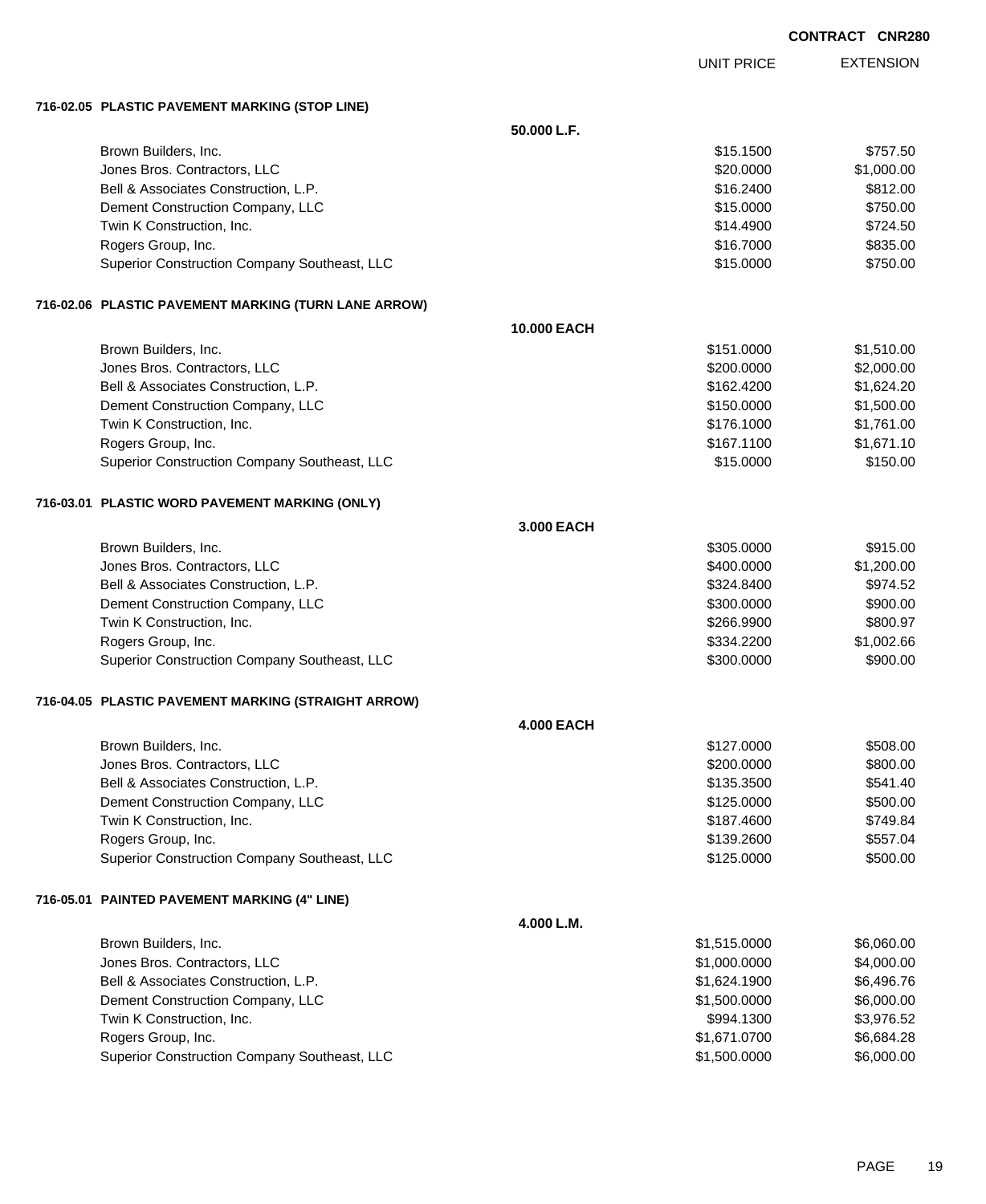**CONTRACT CNR280**

| | | UNIT PRICE | EXTENSION |
|---|---|---|---|
| **716-02.05 PLASTIC PAVEMENT MARKING (STOP LINE)** | | | |
| | **50.000 L.F.** | | |
| Brown Builders, Inc. | | $15.1500 | $757.50 |
| Jones Bros. Contractors, LLC | | $20.0000 | $1,000.00 |
| Bell & Associates Construction, L.P. | | $16.2400 | $812.00 |
| Dement Construction Company, LLC | | $15.0000 | $750.00 |
| Twin K Construction, Inc. | | $14.4900 | $724.50 |
| Rogers Group, Inc. | | $16.7000 | $835.00 |
| Superior Construction Company Southeast, LLC | | $15.0000 | $750.00 |
| **716-02.06 PLASTIC PAVEMENT MARKING (TURN LANE ARROW)** | | | |
| | **10.000 EACH** | | |
| Brown Builders, Inc. | | $151.0000 | $1,510.00 |
| Jones Bros. Contractors, LLC | | $200.0000 | $2,000.00 |
| Bell & Associates Construction, L.P. | | $162.4200 | $1,624.20 |
| Dement Construction Company, LLC | | $150.0000 | $1,500.00 |
| Twin K Construction, Inc. | | $176.1000 | $1,761.00 |
| Rogers Group, Inc. | | $167.1100 | $1,671.10 |
| Superior Construction Company Southeast, LLC | | $15.0000 | $150.00 |
| **716-03.01 PLASTIC WORD PAVEMENT MARKING (ONLY)** | | | |
| | **3.000 EACH** | | |
| Brown Builders, Inc. | | $305.0000 | $915.00 |
| Jones Bros. Contractors, LLC | | $400.0000 | $1,200.00 |
| Bell & Associates Construction, L.P. | | $324.8400 | $974.52 |
| Dement Construction Company, LLC | | $300.0000 | $900.00 |
| Twin K Construction, Inc. | | $266.9900 | $800.97 |
| Rogers Group, Inc. | | $334.2200 | $1,002.66 |
| Superior Construction Company Southeast, LLC | | $300.0000 | $900.00 |
| **716-04.05 PLASTIC PAVEMENT MARKING (STRAIGHT ARROW)** | | | |
| | **4.000 EACH** | | |
| Brown Builders, Inc. | | $127.0000 | $508.00 |
| Jones Bros. Contractors, LLC | | $200.0000 | $800.00 |
| Bell & Associates Construction, L.P. | | $135.3500 | $541.40 |
| Dement Construction Company, LLC | | $125.0000 | $500.00 |
| Twin K Construction, Inc. | | $187.4600 | $749.84 |
| Rogers Group, Inc. | | $139.2600 | $557.04 |
| Superior Construction Company Southeast, LLC | | $125.0000 | $500.00 |
| **716-05.01 PAINTED PAVEMENT MARKING (4" LINE)** | | | |
| | **4.000 L.M.** | | |
| Brown Builders, Inc. | | $1,515.0000 | $6,060.00 |
| Jones Bros. Contractors, LLC | | $1,000.0000 | $4,000.00 |
| Bell & Associates Construction, L.P. | | $1,624.1900 | $6,496.76 |
| Dement Construction Company, LLC | | $1,500.0000 | $6,000.00 |
| Twin K Construction, Inc. | | $994.1300 | $3,976.52 |
| Rogers Group, Inc. | | $1,671.0700 | $6,684.28 |
| Superior Construction Company Southeast, LLC | | $1,500.0000 | $6,000.00 |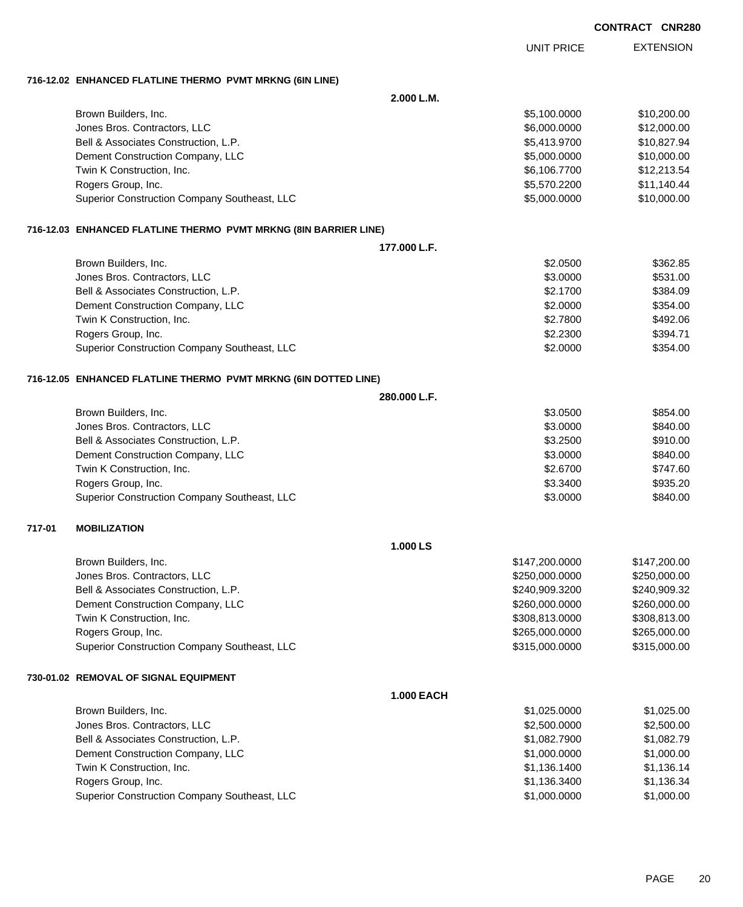**CONTRACT CNR280**

| | UNIT PRICE | EXTENSION |
|---|---|---|
| **716-12.02 ENHANCED FLATLINE THERMO PVMT MRKNG (6IN LINE)** | | |
| **2.000 L.M.** | | |
| Brown Builders, Inc. | $5,100.0000 | $10,200.00 |
| Jones Bros. Contractors, LLC | $6,000.0000 | $12,000.00 |
| Bell & Associates Construction, L.P. | $5,413.9700 | $10,827.94 |
| Dement Construction Company, LLC | $5,000.0000 | $10,000.00 |
| Twin K Construction, Inc. | $6,106.7700 | $12,213.54 |
| Rogers Group, Inc. | $5,570.2200 | $11,140.44 |
| Superior Construction Company Southeast, LLC | $5,000.0000 | $10,000.00 |
| **716-12.03 ENHANCED FLATLINE THERMO PVMT MRKNG (8IN BARRIER LINE)** | | |
| **177.000 L.F.** | | |
| Brown Builders, Inc. | $2.0500 | $362.85 |
| Jones Bros. Contractors, LLC | $3.0000 | $531.00 |
| Bell & Associates Construction, L.P. | $2.1700 | $384.09 |
| Dement Construction Company, LLC | $2.0000 | $354.00 |
| Twin K Construction, Inc. | $2.7800 | $492.06 |
| Rogers Group, Inc. | $2.2300 | $394.71 |
| Superior Construction Company Southeast, LLC | $2.0000 | $354.00 |
| **716-12.05 ENHANCED FLATLINE THERMO PVMT MRKNG (6IN DOTTED LINE)** | | |
| **280.000 L.F.** | | |
| Brown Builders, Inc. | $3.0500 | $854.00 |
| Jones Bros. Contractors, LLC | $3.0000 | $840.00 |
| Bell & Associates Construction, L.P. | $3.2500 | $910.00 |
| Dement Construction Company, LLC | $3.0000 | $840.00 |
| Twin K Construction, Inc. | $2.6700 | $747.60 |
| Rogers Group, Inc. | $3.3400 | $935.20 |
| Superior Construction Company Southeast, LLC | $3.0000 | $840.00 |
| **717-01 MOBILIZATION** | | |
| **1.000 LS** | | |
| Brown Builders, Inc. | $147,200.0000 | $147,200.00 |
| Jones Bros. Contractors, LLC | $250,000.0000 | $250,000.00 |
| Bell & Associates Construction, L.P. | $240,909.3200 | $240,909.32 |
| Dement Construction Company, LLC | $260,000.0000 | $260,000.00 |
| Twin K Construction, Inc. | $308,813.0000 | $308,813.00 |
| Rogers Group, Inc. | $265,000.0000 | $265,000.00 |
| Superior Construction Company Southeast, LLC | $315,000.0000 | $315,000.00 |
| **730-01.02 REMOVAL OF SIGNAL EQUIPMENT** | | |
| **1.000 EACH** | | |
| Brown Builders, Inc. | $1,025.0000 | $1,025.00 |
| Jones Bros. Contractors, LLC | $2,500.0000 | $2,500.00 |
| Bell & Associates Construction, L.P. | $1,082.7900 | $1,082.79 |
| Dement Construction Company, LLC | $1,000.0000 | $1,000.00 |
| Twin K Construction, Inc. | $1,136.1400 | $1,136.14 |
| Rogers Group, Inc. | $1,136.3400 | $1,136.34 |
| Superior Construction Company Southeast, LLC | $1,000.0000 | $1,000.00 |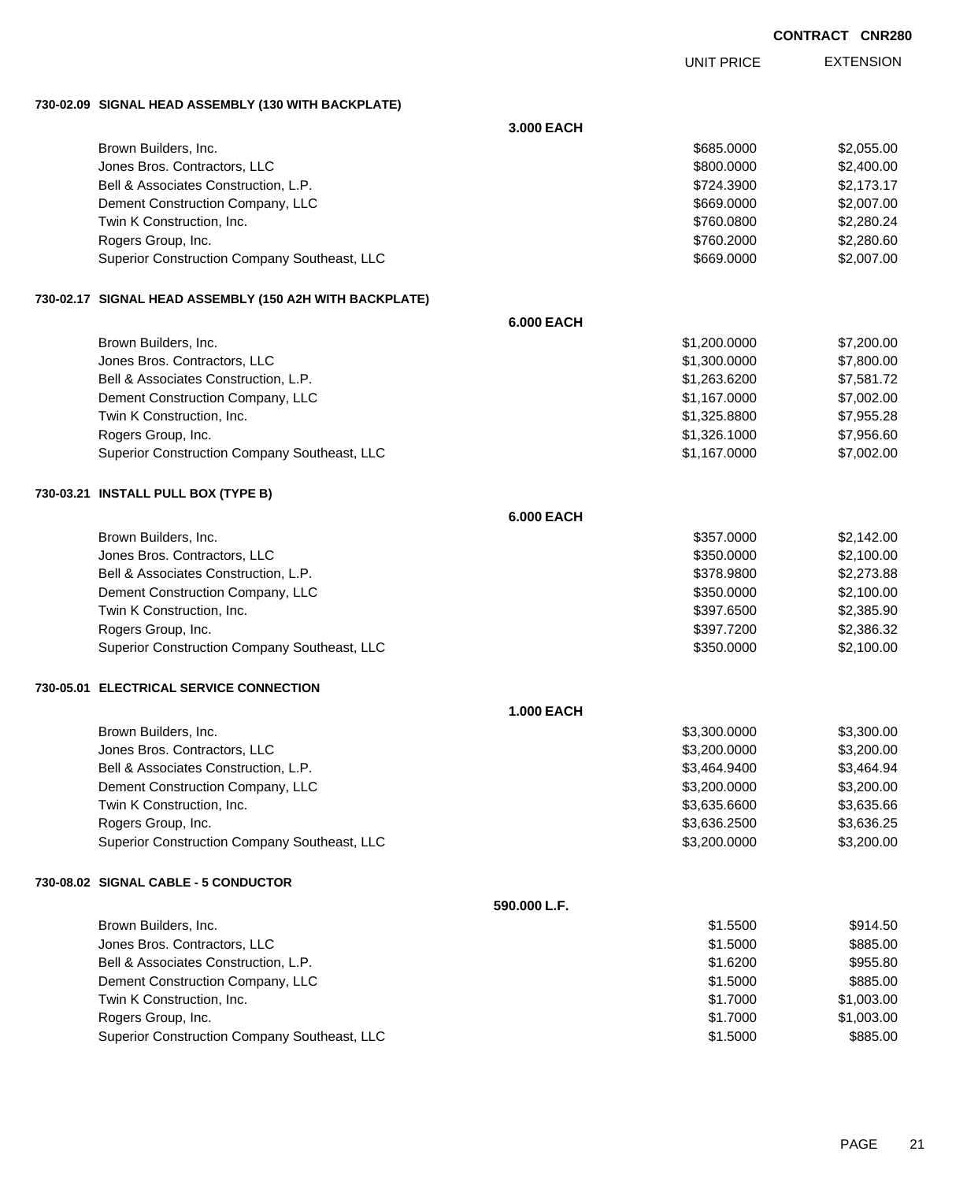CONTRACT CNR280

| | | UNIT PRICE | EXTENSION |
|---|---|---|---|
| **730-02.09 SIGNAL HEAD ASSEMBLY (130 WITH BACKPLATE)** | | | |
| | **3.000 EACH** | | |
| Brown Builders, Inc. | | $685.0000 | $2,055.00 |
| Jones Bros. Contractors, LLC | | $800.0000 | $2,400.00 |
| Bell & Associates Construction, L.P. | | $724.3900 | $2,173.17 |
| Dement Construction Company, LLC | | $669.0000 | $2,007.00 |
| Twin K Construction, Inc. | | $760.0800 | $2,280.24 |
| Rogers Group, Inc. | | $760.2000 | $2,280.60 |
| Superior Construction Company Southeast, LLC | | $669.0000 | $2,007.00 |
| **730-02.17 SIGNAL HEAD ASSEMBLY (150 A2H WITH BACKPLATE)** | | | |
| | **6.000 EACH** | | |
| Brown Builders, Inc. | | $1,200.0000 | $7,200.00 |
| Jones Bros. Contractors, LLC | | $1,300.0000 | $7,800.00 |
| Bell & Associates Construction, L.P. | | $1,263.6200 | $7,581.72 |
| Dement Construction Company, LLC | | $1,167.0000 | $7,002.00 |
| Twin K Construction, Inc. | | $1,325.8800 | $7,955.28 |
| Rogers Group, Inc. | | $1,326.1000 | $7,956.60 |
| Superior Construction Company Southeast, LLC | | $1,167.0000 | $7,002.00 |
| **730-03.21 INSTALL PULL BOX (TYPE B)** | | | |
| | **6.000 EACH** | | |
| Brown Builders, Inc. | | $357.0000 | $2,142.00 |
| Jones Bros. Contractors, LLC | | $350.0000 | $2,100.00 |
| Bell & Associates Construction, L.P. | | $378.9800 | $2,273.88 |
| Dement Construction Company, LLC | | $350.0000 | $2,100.00 |
| Twin K Construction, Inc. | | $397.6500 | $2,385.90 |
| Rogers Group, Inc. | | $397.7200 | $2,386.32 |
| Superior Construction Company Southeast, LLC | | $350.0000 | $2,100.00 |
| **730-05.01 ELECTRICAL SERVICE CONNECTION** | | | |
| | **1.000 EACH** | | |
| Brown Builders, Inc. | | $3,300.0000 | $3,300.00 |
| Jones Bros. Contractors, LLC | | $3,200.0000 | $3,200.00 |
| Bell & Associates Construction, L.P. | | $3,464.9400 | $3,464.94 |
| Dement Construction Company, LLC | | $3,200.0000 | $3,200.00 |
| Twin K Construction, Inc. | | $3,635.6600 | $3,635.66 |
| Rogers Group, Inc. | | $3,636.2500 | $3,636.25 |
| Superior Construction Company Southeast, LLC | | $3,200.0000 | $3,200.00 |
| **730-08.02 SIGNAL CABLE - 5 CONDUCTOR** | | | |
| | **590.000 L.F.** | | |
| Brown Builders, Inc. | | $1.5500 | $914.50 |
| Jones Bros. Contractors, LLC | | $1.5000 | $885.00 |
| Bell & Associates Construction, L.P. | | $1.6200 | $955.80 |
| Dement Construction Company, LLC | | $1.5000 | $885.00 |
| Twin K Construction, Inc. | | $1.7000 | $1,003.00 |
| Rogers Group, Inc. | | $1.7000 | $1,003.00 |
| Superior Construction Company Southeast, LLC | | $1.5000 | $885.00 |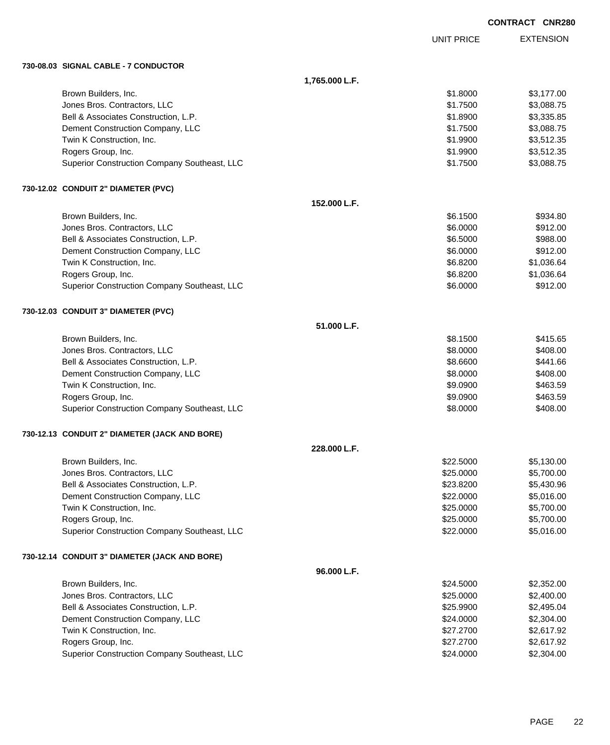**CONTRACT CNR280**

| | UNIT PRICE | EXTENSION |
|---|---|---|

**730-08.03 SIGNAL CABLE - 7 CONDUCTOR**

1,765.000 L.F.

| Bidder | UNIT PRICE | EXTENSION |
|---|---|---|
| Brown Builders, Inc. | $1.8000 | $3,177.00 |
| Jones Bros. Contractors, LLC | $1.7500 | $3,088.75 |
| Bell & Associates Construction, L.P. | $1.8900 | $3,335.85 |
| Dement Construction Company, LLC | $1.7500 | $3,088.75 |
| Twin K Construction, Inc. | $1.9900 | $3,512.35 |
| Rogers Group, Inc. | $1.9900 | $3,512.35 |
| Superior Construction Company Southeast, LLC | $1.7500 | $3,088.75 |

**730-12.02 CONDUIT 2" DIAMETER (PVC)**

152.000 L.F.

| Bidder | UNIT PRICE | EXTENSION |
|---|---|---|
| Brown Builders, Inc. | $6.1500 | $934.80 |
| Jones Bros. Contractors, LLC | $6.0000 | $912.00 |
| Bell & Associates Construction, L.P. | $6.5000 | $988.00 |
| Dement Construction Company, LLC | $6.0000 | $912.00 |
| Twin K Construction, Inc. | $6.8200 | $1,036.64 |
| Rogers Group, Inc. | $6.8200 | $1,036.64 |
| Superior Construction Company Southeast, LLC | $6.0000 | $912.00 |

**730-12.03 CONDUIT 3" DIAMETER (PVC)**

51.000 L.F.

| Bidder | UNIT PRICE | EXTENSION |
|---|---|---|
| Brown Builders, Inc. | $8.1500 | $415.65 |
| Jones Bros. Contractors, LLC | $8.0000 | $408.00 |
| Bell & Associates Construction, L.P. | $8.6600 | $441.66 |
| Dement Construction Company, LLC | $8.0000 | $408.00 |
| Twin K Construction, Inc. | $9.0900 | $463.59 |
| Rogers Group, Inc. | $9.0900 | $463.59 |
| Superior Construction Company Southeast, LLC | $8.0000 | $408.00 |

**730-12.13 CONDUIT 2" DIAMETER (JACK AND BORE)**

228.000 L.F.

| Bidder | UNIT PRICE | EXTENSION |
|---|---|---|
| Brown Builders, Inc. | $22.5000 | $5,130.00 |
| Jones Bros. Contractors, LLC | $25.0000 | $5,700.00 |
| Bell & Associates Construction, L.P. | $23.8200 | $5,430.96 |
| Dement Construction Company, LLC | $22.0000 | $5,016.00 |
| Twin K Construction, Inc. | $25.0000 | $5,700.00 |
| Rogers Group, Inc. | $25.0000 | $5,700.00 |
| Superior Construction Company Southeast, LLC | $22.0000 | $5,016.00 |

**730-12.14 CONDUIT 3" DIAMETER (JACK AND BORE)**

96.000 L.F.

| Bidder | UNIT PRICE | EXTENSION |
|---|---|---|
| Brown Builders, Inc. | $24.5000 | $2,352.00 |
| Jones Bros. Contractors, LLC | $25.0000 | $2,400.00 |
| Bell & Associates Construction, L.P. | $25.9900 | $2,495.04 |
| Dement Construction Company, LLC | $24.0000 | $2,304.00 |
| Twin K Construction, Inc. | $27.2700 | $2,617.92 |
| Rogers Group, Inc. | $27.2700 | $2,617.92 |
| Superior Construction Company Southeast, LLC | $24.0000 | $2,304.00 |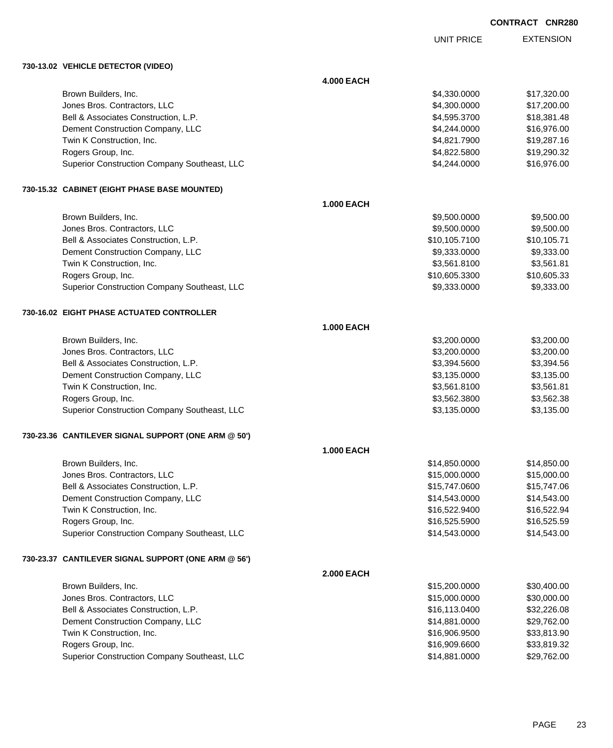**CONTRACT CNR280**

| | | UNIT PRICE | EXTENSION |
|---|---|---|---|
| **730-13.02 VEHICLE DETECTOR (VIDEO)** | | | |
| | **4.000 EACH** | | |
| Brown Builders, Inc. | | $4,330.0000 | $17,320.00 |
| Jones Bros. Contractors, LLC | | $4,300.0000 | $17,200.00 |
| Bell & Associates Construction, L.P. | | $4,595.3700 | $18,381.48 |
| Dement Construction Company, LLC | | $4,244.0000 | $16,976.00 |
| Twin K Construction, Inc. | | $4,821.7900 | $19,287.16 |
| Rogers Group, Inc. | | $4,822.5800 | $19,290.32 |
| Superior Construction Company Southeast, LLC | | $4,244.0000 | $16,976.00 |
| **730-15.32 CABINET (EIGHT PHASE BASE MOUNTED)** | | | |
| | **1.000 EACH** | | |
| Brown Builders, Inc. | | $9,500.0000 | $9,500.00 |
| Jones Bros. Contractors, LLC | | $9,500.0000 | $9,500.00 |
| Bell & Associates Construction, L.P. | | $10,105.7100 | $10,105.71 |
| Dement Construction Company, LLC | | $9,333.0000 | $9,333.00 |
| Twin K Construction, Inc. | | $3,561.8100 | $3,561.81 |
| Rogers Group, Inc. | | $10,605.3300 | $10,605.33 |
| Superior Construction Company Southeast, LLC | | $9,333.0000 | $9,333.00 |
| **730-16.02 EIGHT PHASE ACTUATED CONTROLLER** | | | |
| | **1.000 EACH** | | |
| Brown Builders, Inc. | | $3,200.0000 | $3,200.00 |
| Jones Bros. Contractors, LLC | | $3,200.0000 | $3,200.00 |
| Bell & Associates Construction, L.P. | | $3,394.5600 | $3,394.56 |
| Dement Construction Company, LLC | | $3,135.0000 | $3,135.00 |
| Twin K Construction, Inc. | | $3,561.8100 | $3,561.81 |
| Rogers Group, Inc. | | $3,562.3800 | $3,562.38 |
| Superior Construction Company Southeast, LLC | | $3,135.0000 | $3,135.00 |
| **730-23.36 CANTILEVER SIGNAL SUPPORT (ONE ARM @ 50')** | | | |
| | **1.000 EACH** | | |
| Brown Builders, Inc. | | $14,850.0000 | $14,850.00 |
| Jones Bros. Contractors, LLC | | $15,000.0000 | $15,000.00 |
| Bell & Associates Construction, L.P. | | $15,747.0600 | $15,747.06 |
| Dement Construction Company, LLC | | $14,543.0000 | $14,543.00 |
| Twin K Construction, Inc. | | $16,522.9400 | $16,522.94 |
| Rogers Group, Inc. | | $16,525.5900 | $16,525.59 |
| Superior Construction Company Southeast, LLC | | $14,543.0000 | $14,543.00 |
| **730-23.37 CANTILEVER SIGNAL SUPPORT (ONE ARM @ 56')** | | | |
| | **2.000 EACH** | | |
| Brown Builders, Inc. | | $15,200.0000 | $30,400.00 |
| Jones Bros. Contractors, LLC | | $15,000.0000 | $30,000.00 |
| Bell & Associates Construction, L.P. | | $16,113.0400 | $32,226.08 |
| Dement Construction Company, LLC | | $14,881.0000 | $29,762.00 |
| Twin K Construction, Inc. | | $16,906.9500 | $33,813.90 |
| Rogers Group, Inc. | | $16,909.6600 | $33,819.32 |
| Superior Construction Company Southeast, LLC | | $14,881.0000 | $29,762.00 |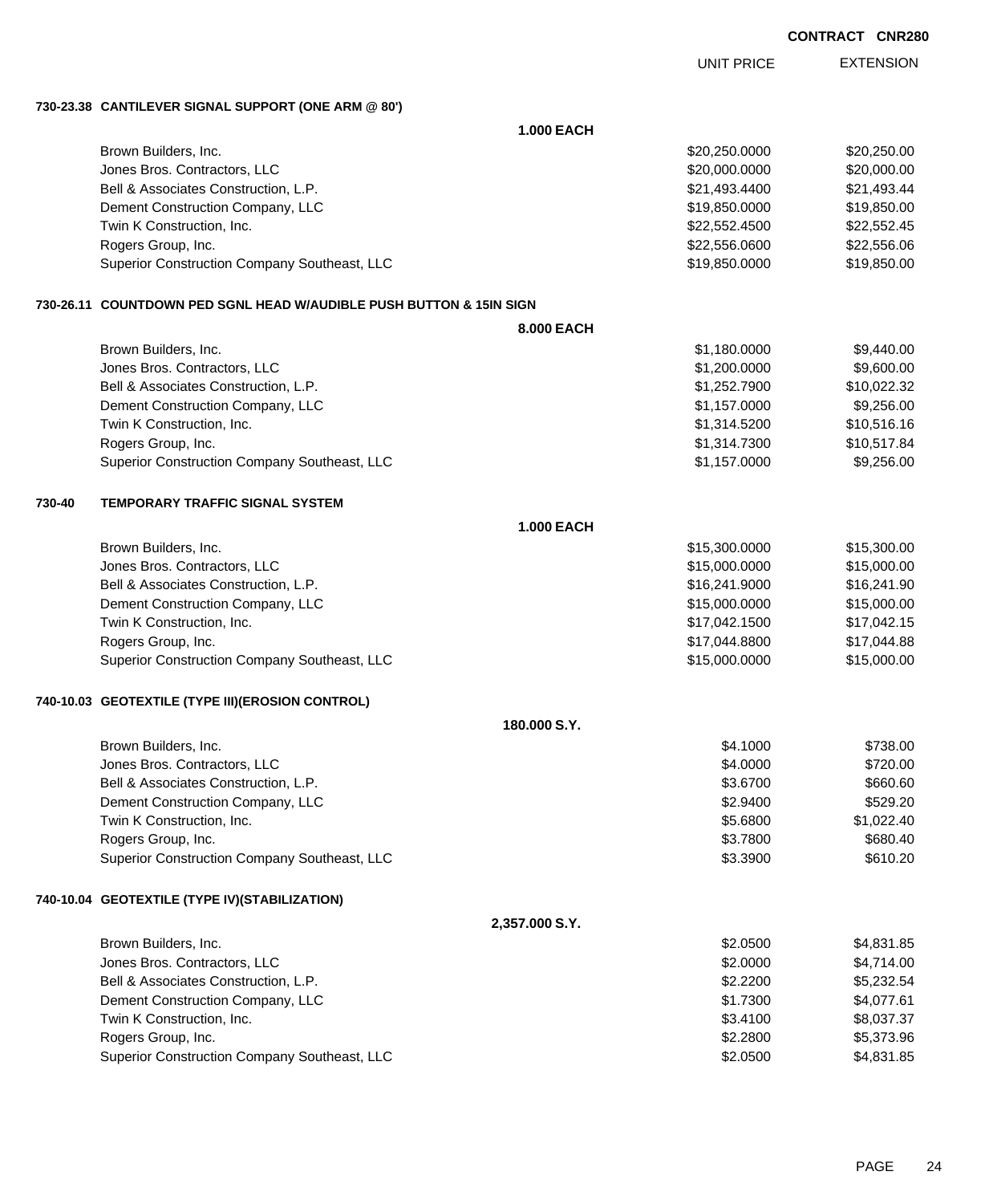**CONTRACT CNR280**

| | | UNIT PRICE | EXTENSION |
|---|---|---|---|
| **730-23.38** | **CANTILEVER SIGNAL SUPPORT (ONE ARM @ 80')** | | |
| | **1.000 EACH** | | |
| | Brown Builders, Inc. | $20,250.0000 | $20,250.00 |
| | Jones Bros. Contractors, LLC | $20,000.0000 | $20,000.00 |
| | Bell & Associates Construction, L.P. | $21,493.4400 | $21,493.44 |
| | Dement Construction Company, LLC | $19,850.0000 | $19,850.00 |
| | Twin K Construction, Inc. | $22,552.4500 | $22,552.45 |
| | Rogers Group, Inc. | $22,556.0600 | $22,556.06 |
| | Superior Construction Company Southeast, LLC | $19,850.0000 | $19,850.00 |
| **730-26.11** | **COUNTDOWN PED SGNL HEAD W/AUDIBLE PUSH BUTTON & 15IN SIGN** | | |
| | **8.000 EACH** | | |
| | Brown Builders, Inc. | $1,180.0000 | $9,440.00 |
| | Jones Bros. Contractors, LLC | $1,200.0000 | $9,600.00 |
| | Bell & Associates Construction, L.P. | $1,252.7900 | $10,022.32 |
| | Dement Construction Company, LLC | $1,157.0000 | $9,256.00 |
| | Twin K Construction, Inc. | $1,314.5200 | $10,516.16 |
| | Rogers Group, Inc. | $1,314.7300 | $10,517.84 |
| | Superior Construction Company Southeast, LLC | $1,157.0000 | $9,256.00 |
| **730-40** | **TEMPORARY TRAFFIC SIGNAL SYSTEM** | | |
| | **1.000 EACH** | | |
| | Brown Builders, Inc. | $15,300.0000 | $15,300.00 |
| | Jones Bros. Contractors, LLC | $15,000.0000 | $15,000.00 |
| | Bell & Associates Construction, L.P. | $16,241.9000 | $16,241.90 |
| | Dement Construction Company, LLC | $15,000.0000 | $15,000.00 |
| | Twin K Construction, Inc. | $17,042.1500 | $17,042.15 |
| | Rogers Group, Inc. | $17,044.8800 | $17,044.88 |
| | Superior Construction Company Southeast, LLC | $15,000.0000 | $15,000.00 |
| **740-10.03** | **GEOTEXTILE (TYPE III)(EROSION CONTROL)** | | |
| | **180.000 S.Y.** | | |
| | Brown Builders, Inc. | $4.1000 | $738.00 |
| | Jones Bros. Contractors, LLC | $4.0000 | $720.00 |
| | Bell & Associates Construction, L.P. | $3.6700 | $660.60 |
| | Dement Construction Company, LLC | $2.9400 | $529.20 |
| | Twin K Construction, Inc. | $5.6800 | $1,022.40 |
| | Rogers Group, Inc. | $3.7800 | $680.40 |
| | Superior Construction Company Southeast, LLC | $3.3900 | $610.20 |
| **740-10.04** | **GEOTEXTILE (TYPE IV)(STABILIZATION)** | | |
| | **2,357.000 S.Y.** | | |
| | Brown Builders, Inc. | $2.0500 | $4,831.85 |
| | Jones Bros. Contractors, LLC | $2.0000 | $4,714.00 |
| | Bell & Associates Construction, L.P. | $2.2200 | $5,232.54 |
| | Dement Construction Company, LLC | $1.7300 | $4,077.61 |
| | Twin K Construction, Inc. | $3.4100 | $8,037.37 |
| | Rogers Group, Inc. | $2.2800 | $5,373.96 |
| | Superior Construction Company Southeast, LLC | $2.0500 | $4,831.85 |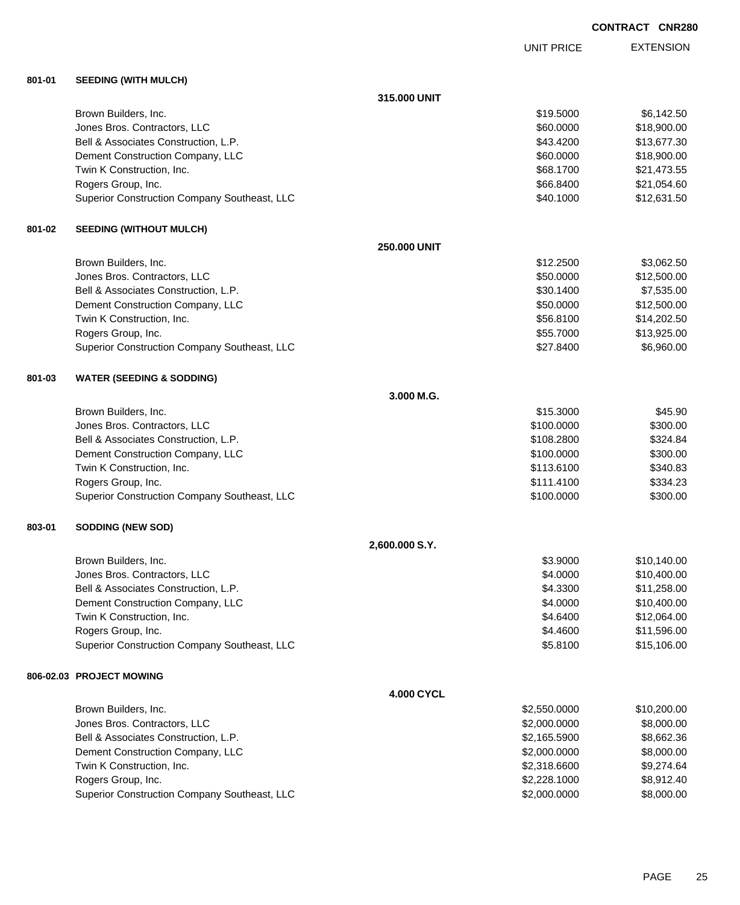**CONTRACT CNR280**

| | | UNIT PRICE | EXTENSION |
|---|---|---|---|
| **801-01** | **SEEDING (WITH MULCH)** | | |
| | **315.000 UNIT** | | |
| | Brown Builders, Inc. | $19.5000 | $6,142.50 |
| | Jones Bros. Contractors, LLC | $60.0000 | $18,900.00 |
| | Bell & Associates Construction, L.P. | $43.4200 | $13,677.30 |
| | Dement Construction Company, LLC | $60.0000 | $18,900.00 |
| | Twin K Construction, Inc. | $68.1700 | $21,473.55 |
| | Rogers Group, Inc. | $66.8400 | $21,054.60 |
| | Superior Construction Company Southeast, LLC | $40.1000 | $12,631.50 |
| **801-02** | **SEEDING (WITHOUT MULCH)** | | |
| | **250.000 UNIT** | | |
| | Brown Builders, Inc. | $12.2500 | $3,062.50 |
| | Jones Bros. Contractors, LLC | $50.0000 | $12,500.00 |
| | Bell & Associates Construction, L.P. | $30.1400 | $7,535.00 |
| | Dement Construction Company, LLC | $50.0000 | $12,500.00 |
| | Twin K Construction, Inc. | $56.8100 | $14,202.50 |
| | Rogers Group, Inc. | $55.7000 | $13,925.00 |
| | Superior Construction Company Southeast, LLC | $27.8400 | $6,960.00 |
| **801-03** | **WATER (SEEDING & SODDING)** | | |
| | **3.000 M.G.** | | |
| | Brown Builders, Inc. | $15.3000 | $45.90 |
| | Jones Bros. Contractors, LLC | $100.0000 | $300.00 |
| | Bell & Associates Construction, L.P. | $108.2800 | $324.84 |
| | Dement Construction Company, LLC | $100.0000 | $300.00 |
| | Twin K Construction, Inc. | $113.6100 | $340.83 |
| | Rogers Group, Inc. | $111.4100 | $334.23 |
| | Superior Construction Company Southeast, LLC | $100.0000 | $300.00 |
| **803-01** | **SODDING (NEW SOD)** | | |
| | **2,600.000 S.Y.** | | |
| | Brown Builders, Inc. | $3.9000 | $10,140.00 |
| | Jones Bros. Contractors, LLC | $4.0000 | $10,400.00 |
| | Bell & Associates Construction, L.P. | $4.3300 | $11,258.00 |
| | Dement Construction Company, LLC | $4.0000 | $10,400.00 |
| | Twin K Construction, Inc. | $4.6400 | $12,064.00 |
| | Rogers Group, Inc. | $4.4600 | $11,596.00 |
| | Superior Construction Company Southeast, LLC | $5.8100 | $15,106.00 |
| **806-02.03** | **PROJECT MOWING** | | |
| | **4.000 CYCL** | | |
| | Brown Builders, Inc. | $2,550.0000 | $10,200.00 |
| | Jones Bros. Contractors, LLC | $2,000.0000 | $8,000.00 |
| | Bell & Associates Construction, L.P. | $2,165.5900 | $8,662.36 |
| | Dement Construction Company, LLC | $2,000.0000 | $8,000.00 |
| | Twin K Construction, Inc. | $2,318.6600 | $9,274.64 |
| | Rogers Group, Inc. | $2,228.1000 | $8,912.40 |
| | Superior Construction Company Southeast, LLC | $2,000.0000 | $8,000.00 |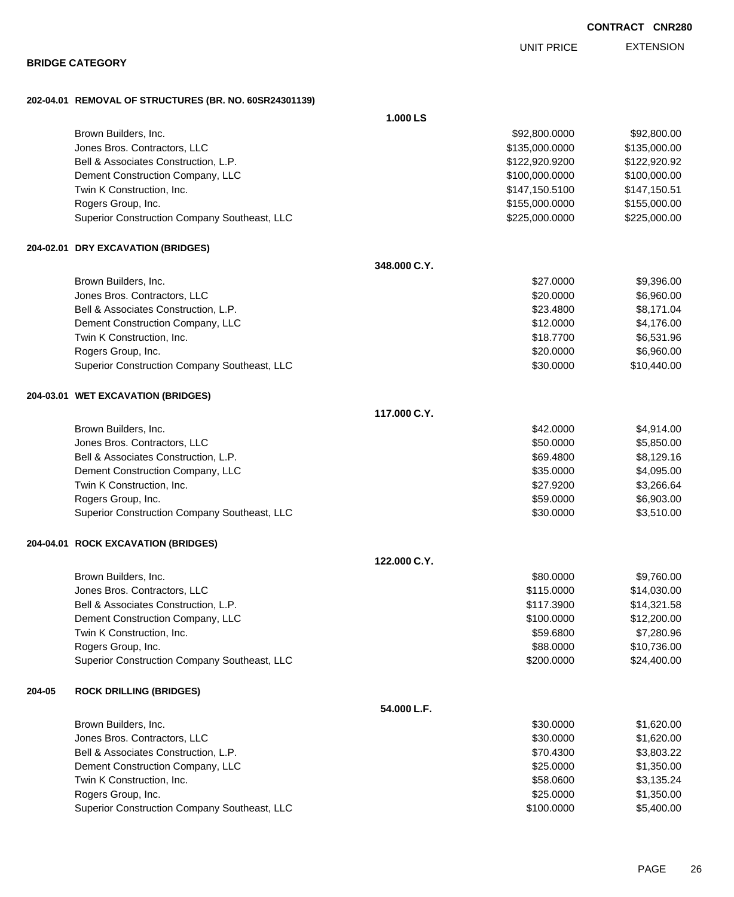**CONTRACT CNR280**

**BRIDGE CATEGORY**

| | UNIT PRICE | EXTENSION |
|---|---|---|
| **202-04.01 REMOVAL OF STRUCTURES (BR. NO. 60SR24301139)** | | |
| **1.000 LS** | | |
| Brown Builders, Inc. | $92,800.0000 | $92,800.00 |
| Jones Bros. Contractors, LLC | $135,000.0000 | $135,000.00 |
| Bell & Associates Construction, L.P. | $122,920.9200 | $122,920.92 |
| Dement Construction Company, LLC | $100,000.0000 | $100,000.00 |
| Twin K Construction, Inc. | $147,150.5100 | $147,150.51 |
| Rogers Group, Inc. | $155,000.0000 | $155,000.00 |
| Superior Construction Company Southeast, LLC | $225,000.0000 | $225,000.00 |
| **204-02.01 DRY EXCAVATION (BRIDGES)** | | |
| **348.000 C.Y.** | | |
| Brown Builders, Inc. | $27.0000 | $9,396.00 |
| Jones Bros. Contractors, LLC | $20.0000 | $6,960.00 |
| Bell & Associates Construction, L.P. | $23.4800 | $8,171.04 |
| Dement Construction Company, LLC | $12.0000 | $4,176.00 |
| Twin K Construction, Inc. | $18.7700 | $6,531.96 |
| Rogers Group, Inc. | $20.0000 | $6,960.00 |
| Superior Construction Company Southeast, LLC | $30.0000 | $10,440.00 |
| **204-03.01 WET EXCAVATION (BRIDGES)** | | |
| **117.000 C.Y.** | | |
| Brown Builders, Inc. | $42.0000 | $4,914.00 |
| Jones Bros. Contractors, LLC | $50.0000 | $5,850.00 |
| Bell & Associates Construction, L.P. | $69.4800 | $8,129.16 |
| Dement Construction Company, LLC | $35.0000 | $4,095.00 |
| Twin K Construction, Inc. | $27.9200 | $3,266.64 |
| Rogers Group, Inc. | $59.0000 | $6,903.00 |
| Superior Construction Company Southeast, LLC | $30.0000 | $3,510.00 |
| **204-04.01 ROCK EXCAVATION (BRIDGES)** | | |
| **122.000 C.Y.** | | |
| Brown Builders, Inc. | $80.0000 | $9,760.00 |
| Jones Bros. Contractors, LLC | $115.0000 | $14,030.00 |
| Bell & Associates Construction, L.P. | $117.3900 | $14,321.58 |
| Dement Construction Company, LLC | $100.0000 | $12,200.00 |
| Twin K Construction, Inc. | $59.6800 | $7,280.96 |
| Rogers Group, Inc. | $88.0000 | $10,736.00 |
| Superior Construction Company Southeast, LLC | $200.0000 | $24,400.00 |
| **204-05 ROCK DRILLING (BRIDGES)** | | |
| **54.000 L.F.** | | |
| Brown Builders, Inc. | $30.0000 | $1,620.00 |
| Jones Bros. Contractors, LLC | $30.0000 | $1,620.00 |
| Bell & Associates Construction, L.P. | $70.4300 | $3,803.22 |
| Dement Construction Company, LLC | $25.0000 | $1,350.00 |
| Twin K Construction, Inc. | $58.0600 | $3,135.24 |
| Rogers Group, Inc. | $25.0000 | $1,350.00 |
| Superior Construction Company Southeast, LLC | $100.0000 | $5,400.00 |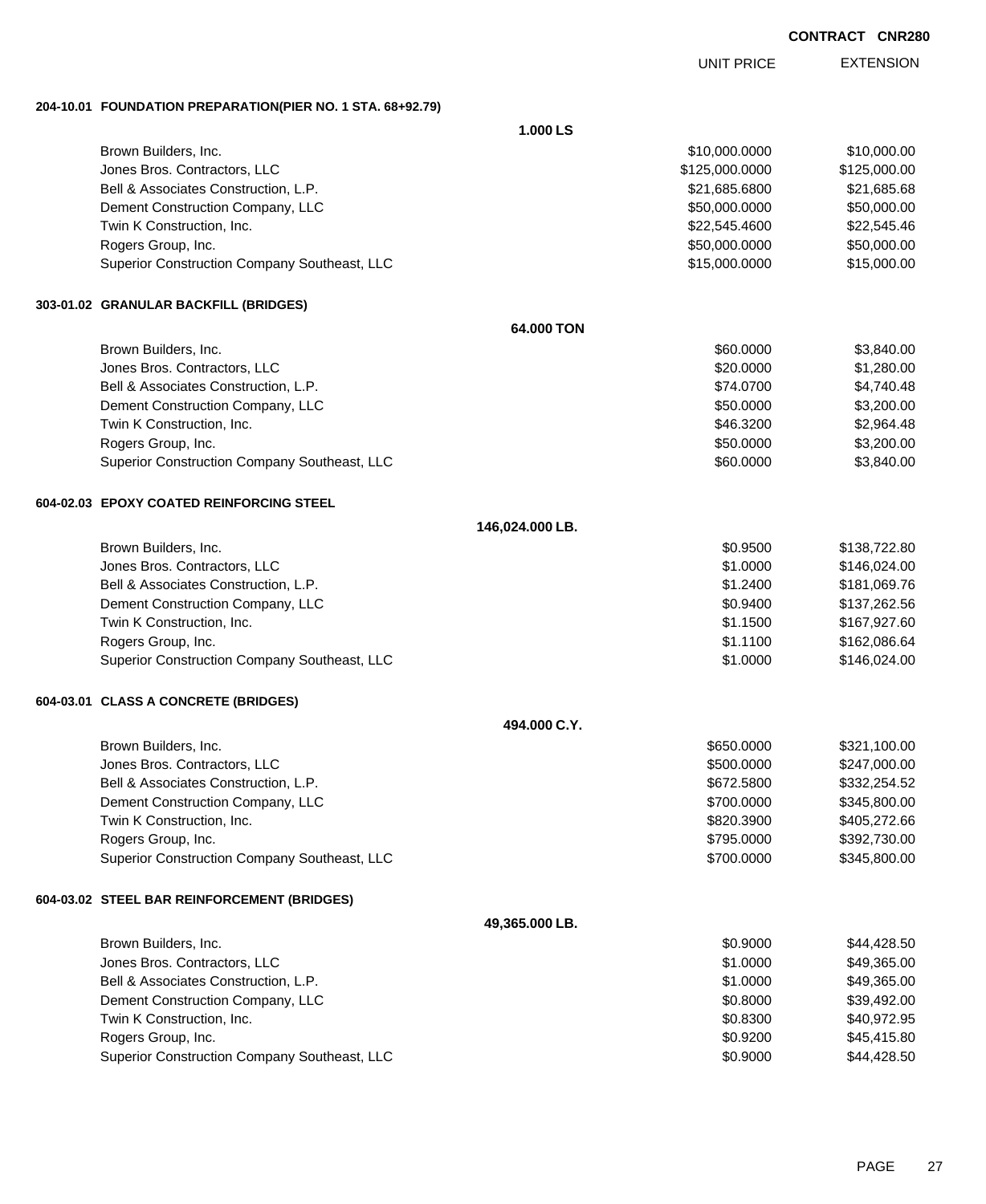**CONTRACT CNR280**

| | UNIT PRICE | EXTENSION |
|---|---|---|
| **204-10.01 FOUNDATION PREPARATION(PIER NO. 1 STA. 68+92.79)** | | |
| **1.000 LS** | | |
| Brown Builders, Inc. | $10,000.0000 | $10,000.00 |
| Jones Bros. Contractors, LLC | $125,000.0000 | $125,000.00 |
| Bell & Associates Construction, L.P. | $21,685.6800 | $21,685.68 |
| Dement Construction Company, LLC | $50,000.0000 | $50,000.00 |
| Twin K Construction, Inc. | $22,545.4600 | $22,545.46 |
| Rogers Group, Inc. | $50,000.0000 | $50,000.00 |
| Superior Construction Company Southeast, LLC | $15,000.0000 | $15,000.00 |
| **303-01.02 GRANULAR BACKFILL (BRIDGES)** | | |
| **64.000 TON** | | |
| Brown Builders, Inc. | $60.0000 | $3,840.00 |
| Jones Bros. Contractors, LLC | $20.0000 | $1,280.00 |
| Bell & Associates Construction, L.P. | $74.0700 | $4,740.48 |
| Dement Construction Company, LLC | $50.0000 | $3,200.00 |
| Twin K Construction, Inc. | $46.3200 | $2,964.48 |
| Rogers Group, Inc. | $50.0000 | $3,200.00 |
| Superior Construction Company Southeast, LLC | $60.0000 | $3,840.00 |
| **604-02.03 EPOXY COATED REINFORCING STEEL** | | |
| **146,024.000 LB.** | | |
| Brown Builders, Inc. | $0.9500 | $138,722.80 |
| Jones Bros. Contractors, LLC | $1.0000 | $146,024.00 |
| Bell & Associates Construction, L.P. | $1.2400 | $181,069.76 |
| Dement Construction Company, LLC | $0.9400 | $137,262.56 |
| Twin K Construction, Inc. | $1.1500 | $167,927.60 |
| Rogers Group, Inc. | $1.1100 | $162,086.64 |
| Superior Construction Company Southeast, LLC | $1.0000 | $146,024.00 |
| **604-03.01 CLASS A CONCRETE (BRIDGES)** | | |
| **494.000 C.Y.** | | |
| Brown Builders, Inc. | $650.0000 | $321,100.00 |
| Jones Bros. Contractors, LLC | $500.0000 | $247,000.00 |
| Bell & Associates Construction, L.P. | $672.5800 | $332,254.52 |
| Dement Construction Company, LLC | $700.0000 | $345,800.00 |
| Twin K Construction, Inc. | $820.3900 | $405,272.66 |
| Rogers Group, Inc. | $795.0000 | $392,730.00 |
| Superior Construction Company Southeast, LLC | $700.0000 | $345,800.00 |
| **604-03.02 STEEL BAR REINFORCEMENT (BRIDGES)** | | |
| **49,365.000 LB.** | | |
| Brown Builders, Inc. | $0.9000 | $44,428.50 |
| Jones Bros. Contractors, LLC | $1.0000 | $49,365.00 |
| Bell & Associates Construction, L.P. | $1.0000 | $49,365.00 |
| Dement Construction Company, LLC | $0.8000 | $39,492.00 |
| Twin K Construction, Inc. | $0.8300 | $40,972.95 |
| Rogers Group, Inc. | $0.9200 | $45,415.80 |
| Superior Construction Company Southeast, LLC | $0.9000 | $44,428.50 |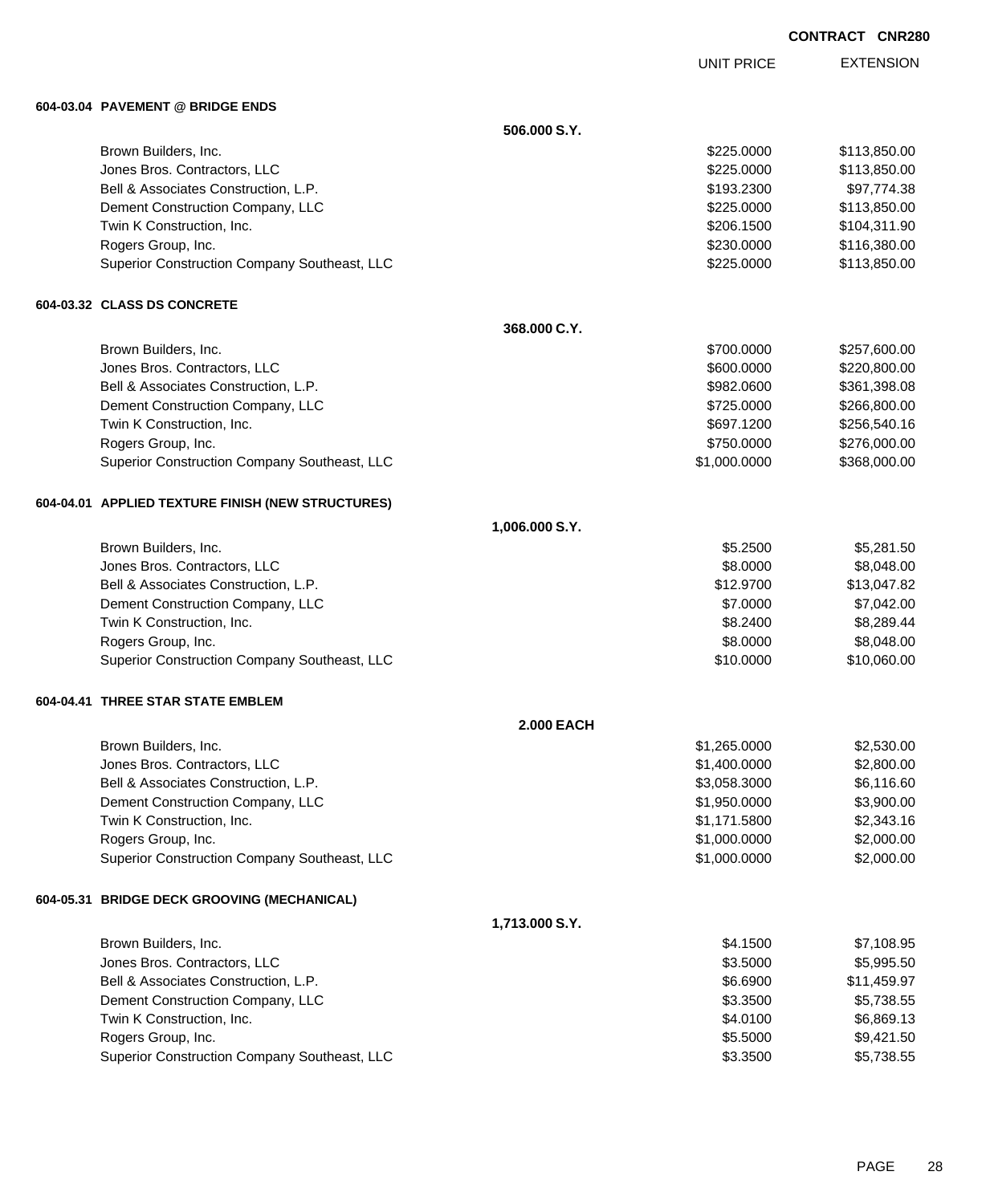**CONTRACT CNR280**

| | UNIT PRICE | EXTENSION |
|---|---|---|

**604-03.04 PAVEMENT @ BRIDGE ENDS**

**506.000 S.Y.**

| Bidder | UNIT PRICE | EXTENSION |
|---|---|---|
| Brown Builders, Inc. | $225.0000 | $113,850.00 |
| Jones Bros. Contractors, LLC | $225.0000 | $113,850.00 |
| Bell & Associates Construction, L.P. | $193.2300 | $97,774.38 |
| Dement Construction Company, LLC | $225.0000 | $113,850.00 |
| Twin K Construction, Inc. | $206.1500 | $104,311.90 |
| Rogers Group, Inc. | $230.0000 | $116,380.00 |
| Superior Construction Company Southeast, LLC | $225.0000 | $113,850.00 |

**604-03.32 CLASS DS CONCRETE**

**368.000 C.Y.**

| Bidder | UNIT PRICE | EXTENSION |
|---|---|---|
| Brown Builders, Inc. | $700.0000 | $257,600.00 |
| Jones Bros. Contractors, LLC | $600.0000 | $220,800.00 |
| Bell & Associates Construction, L.P. | $982.0600 | $361,398.08 |
| Dement Construction Company, LLC | $725.0000 | $266,800.00 |
| Twin K Construction, Inc. | $697.1200 | $256,540.16 |
| Rogers Group, Inc. | $750.0000 | $276,000.00 |
| Superior Construction Company Southeast, LLC | $1,000.0000 | $368,000.00 |

**604-04.01 APPLIED TEXTURE FINISH (NEW STRUCTURES)**

**1,006.000 S.Y.**

| Bidder | UNIT PRICE | EXTENSION |
|---|---|---|
| Brown Builders, Inc. | $5.2500 | $5,281.50 |
| Jones Bros. Contractors, LLC | $8.0000 | $8,048.00 |
| Bell & Associates Construction, L.P. | $12.9700 | $13,047.82 |
| Dement Construction Company, LLC | $7.0000 | $7,042.00 |
| Twin K Construction, Inc. | $8.2400 | $8,289.44 |
| Rogers Group, Inc. | $8.0000 | $8,048.00 |
| Superior Construction Company Southeast, LLC | $10.0000 | $10,060.00 |

**604-04.41 THREE STAR STATE EMBLEM**

**2.000 EACH**

| Bidder | UNIT PRICE | EXTENSION |
|---|---|---|
| Brown Builders, Inc. | $1,265.0000 | $2,530.00 |
| Jones Bros. Contractors, LLC | $1,400.0000 | $2,800.00 |
| Bell & Associates Construction, L.P. | $3,058.3000 | $6,116.60 |
| Dement Construction Company, LLC | $1,950.0000 | $3,900.00 |
| Twin K Construction, Inc. | $1,171.5800 | $2,343.16 |
| Rogers Group, Inc. | $1,000.0000 | $2,000.00 |
| Superior Construction Company Southeast, LLC | $1,000.0000 | $2,000.00 |

**604-05.31 BRIDGE DECK GROOVING (MECHANICAL)**

**1,713.000 S.Y.**

| Bidder | UNIT PRICE | EXTENSION |
|---|---|---|
| Brown Builders, Inc. | $4.1500 | $7,108.95 |
| Jones Bros. Contractors, LLC | $3.5000 | $5,995.50 |
| Bell & Associates Construction, L.P. | $6.6900 | $11,459.97 |
| Dement Construction Company, LLC | $3.3500 | $5,738.55 |
| Twin K Construction, Inc. | $4.0100 | $6,869.13 |
| Rogers Group, Inc. | $5.5000 | $9,421.50 |
| Superior Construction Company Southeast, LLC | $3.3500 | $5,738.55 |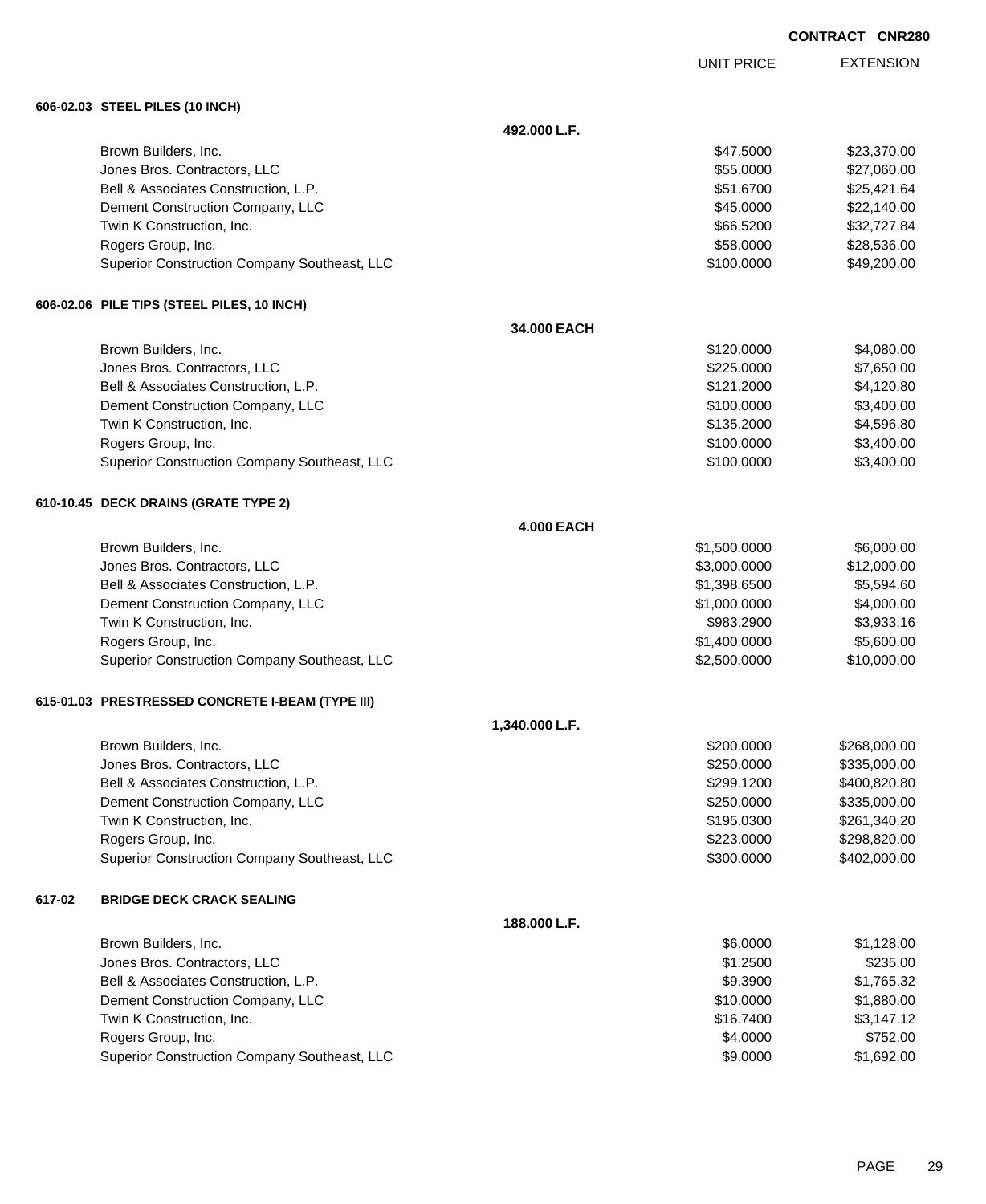**CONTRACT CNR280**

| | UNIT PRICE | EXTENSION |
|---|---|---|
| **606-02.03 STEEL PILES (10 INCH)** | | |
| **492.000 L.F.** | | |
| Brown Builders, Inc. | $47.5000 | $23,370.00 |
| Jones Bros. Contractors, LLC | $55.0000 | $27,060.00 |
| Bell & Associates Construction, L.P. | $51.6700 | $25,421.64 |
| Dement Construction Company, LLC | $45.0000 | $22,140.00 |
| Twin K Construction, Inc. | $66.5200 | $32,727.84 |
| Rogers Group, Inc. | $58.0000 | $28,536.00 |
| Superior Construction Company Southeast, LLC | $100.0000 | $49,200.00 |
| **606-02.06 PILE TIPS (STEEL PILES, 10 INCH)** | | |
| **34.000 EACH** | | |
| Brown Builders, Inc. | $120.0000 | $4,080.00 |
| Jones Bros. Contractors, LLC | $225.0000 | $7,650.00 |
| Bell & Associates Construction, L.P. | $121.2000 | $4,120.80 |
| Dement Construction Company, LLC | $100.0000 | $3,400.00 |
| Twin K Construction, Inc. | $135.2000 | $4,596.80 |
| Rogers Group, Inc. | $100.0000 | $3,400.00 |
| Superior Construction Company Southeast, LLC | $100.0000 | $3,400.00 |
| **610-10.45 DECK DRAINS (GRATE TYPE 2)** | | |
| **4.000 EACH** | | |
| Brown Builders, Inc. | $1,500.0000 | $6,000.00 |
| Jones Bros. Contractors, LLC | $3,000.0000 | $12,000.00 |
| Bell & Associates Construction, L.P. | $1,398.6500 | $5,594.60 |
| Dement Construction Company, LLC | $1,000.0000 | $4,000.00 |
| Twin K Construction, Inc. | $983.2900 | $3,933.16 |
| Rogers Group, Inc. | $1,400.0000 | $5,600.00 |
| Superior Construction Company Southeast, LLC | $2,500.0000 | $10,000.00 |
| **615-01.03 PRESTRESSED CONCRETE I-BEAM (TYPE III)** | | |
| **1,340.000 L.F.** | | |
| Brown Builders, Inc. | $200.0000 | $268,000.00 |
| Jones Bros. Contractors, LLC | $250.0000 | $335,000.00 |
| Bell & Associates Construction, L.P. | $299.1200 | $400,820.80 |
| Dement Construction Company, LLC | $250.0000 | $335,000.00 |
| Twin K Construction, Inc. | $195.0300 | $261,340.20 |
| Rogers Group, Inc. | $223.0000 | $298,820.00 |
| Superior Construction Company Southeast, LLC | $300.0000 | $402,000.00 |
| **617-02 BRIDGE DECK CRACK SEALING** | | |
| **188.000 L.F.** | | |
| Brown Builders, Inc. | $6.0000 | $1,128.00 |
| Jones Bros. Contractors, LLC | $1.2500 | $235.00 |
| Bell & Associates Construction, L.P. | $9.3900 | $1,765.32 |
| Dement Construction Company, LLC | $10.0000 | $1,880.00 |
| Twin K Construction, Inc. | $16.7400 | $3,147.12 |
| Rogers Group, Inc. | $4.0000 | $752.00 |
| Superior Construction Company Southeast, LLC | $9.0000 | $1,692.00 |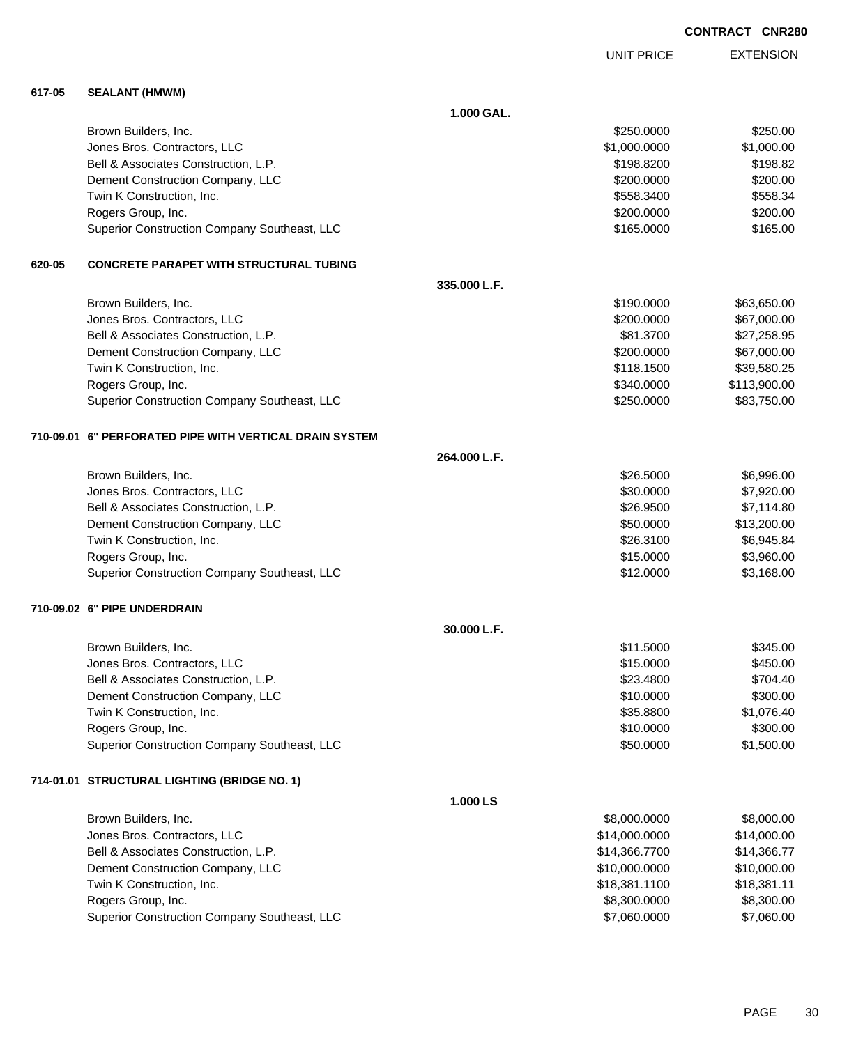**CONTRACT CNR280**

| | | UNIT PRICE | EXTENSION |
|---|---|---|---|
| **617-05** | **SEALANT (HMWM)** | | |
| | **1.000 GAL.** | | |
| | Brown Builders, Inc. | $250.0000 | $250.00 |
| | Jones Bros. Contractors, LLC | $1,000.0000 | $1,000.00 |
| | Bell & Associates Construction, L.P. | $198.8200 | $198.82 |
| | Dement Construction Company, LLC | $200.0000 | $200.00 |
| | Twin K Construction, Inc. | $558.3400 | $558.34 |
| | Rogers Group, Inc. | $200.0000 | $200.00 |
| | Superior Construction Company Southeast, LLC | $165.0000 | $165.00 |
| **620-05** | **CONCRETE PARAPET WITH STRUCTURAL TUBING** | | |
| | **335.000 L.F.** | | |
| | Brown Builders, Inc. | $190.0000 | $63,650.00 |
| | Jones Bros. Contractors, LLC | $200.0000 | $67,000.00 |
| | Bell & Associates Construction, L.P. | $81.3700 | $27,258.95 |
| | Dement Construction Company, LLC | $200.0000 | $67,000.00 |
| | Twin K Construction, Inc. | $118.1500 | $39,580.25 |
| | Rogers Group, Inc. | $340.0000 | $113,900.00 |
| | Superior Construction Company Southeast, LLC | $250.0000 | $83,750.00 |
| **710-09.01** | **6" PERFORATED PIPE WITH VERTICAL DRAIN SYSTEM** | | |
| | **264.000 L.F.** | | |
| | Brown Builders, Inc. | $26.5000 | $6,996.00 |
| | Jones Bros. Contractors, LLC | $30.0000 | $7,920.00 |
| | Bell & Associates Construction, L.P. | $26.9500 | $7,114.80 |
| | Dement Construction Company, LLC | $50.0000 | $13,200.00 |
| | Twin K Construction, Inc. | $26.3100 | $6,945.84 |
| | Rogers Group, Inc. | $15.0000 | $3,960.00 |
| | Superior Construction Company Southeast, LLC | $12.0000 | $3,168.00 |
| **710-09.02** | **6" PIPE UNDERDRAIN** | | |
| | **30.000 L.F.** | | |
| | Brown Builders, Inc. | $11.5000 | $345.00 |
| | Jones Bros. Contractors, LLC | $15.0000 | $450.00 |
| | Bell & Associates Construction, L.P. | $23.4800 | $704.40 |
| | Dement Construction Company, LLC | $10.0000 | $300.00 |
| | Twin K Construction, Inc. | $35.8800 | $1,076.40 |
| | Rogers Group, Inc. | $10.0000 | $300.00 |
| | Superior Construction Company Southeast, LLC | $50.0000 | $1,500.00 |
| **714-01.01** | **STRUCTURAL LIGHTING (BRIDGE NO. 1)** | | |
| | **1.000 LS** | | |
| | Brown Builders, Inc. | $8,000.0000 | $8,000.00 |
| | Jones Bros. Contractors, LLC | $14,000.0000 | $14,000.00 |
| | Bell & Associates Construction, L.P. | $14,366.7700 | $14,366.77 |
| | Dement Construction Company, LLC | $10,000.0000 | $10,000.00 |
| | Twin K Construction, Inc. | $18,381.1100 | $18,381.11 |
| | Rogers Group, Inc. | $8,300.0000 | $8,300.00 |
| | Superior Construction Company Southeast, LLC | $7,060.0000 | $7,060.00 |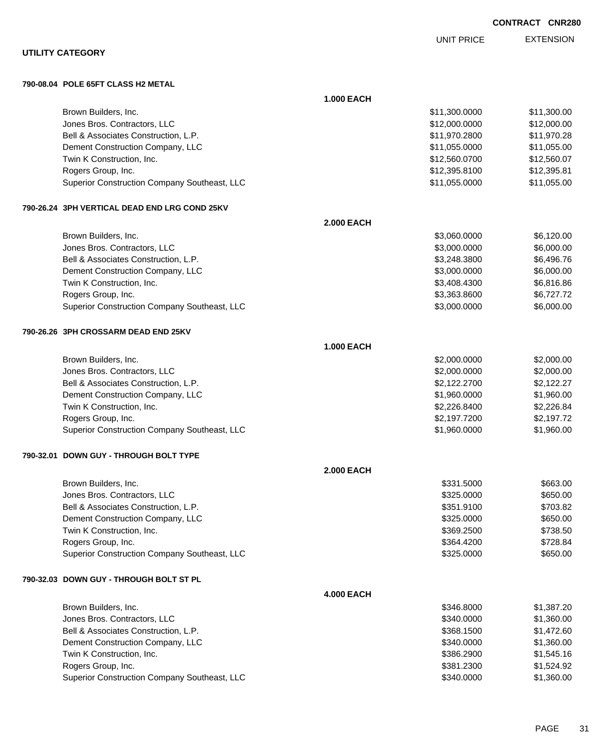**CONTRACT CNR280**

**UTILITY CATEGORY**

| | | UNIT PRICE | EXTENSION |
|---|---|---|---|
| **790-08.04 POLE 65FT CLASS H2 METAL** | | | |
| | **1.000 EACH** | | |
| Brown Builders, Inc. | | $11,300.0000 | $11,300.00 |
| Jones Bros. Contractors, LLC | | $12,000.0000 | $12,000.00 |
| Bell & Associates Construction, L.P. | | $11,970.2800 | $11,970.28 |
| Dement Construction Company, LLC | | $11,055.0000 | $11,055.00 |
| Twin K Construction, Inc. | | $12,560.0700 | $12,560.07 |
| Rogers Group, Inc. | | $12,395.8100 | $12,395.81 |
| Superior Construction Company Southeast, LLC | | $11,055.0000 | $11,055.00 |
| **790-26.24 3PH VERTICAL DEAD END LRG COND 25KV** | | | |
| | **2.000 EACH** | | |
| Brown Builders, Inc. | | $3,060.0000 | $6,120.00 |
| Jones Bros. Contractors, LLC | | $3,000.0000 | $6,000.00 |
| Bell & Associates Construction, L.P. | | $3,248.3800 | $6,496.76 |
| Dement Construction Company, LLC | | $3,000.0000 | $6,000.00 |
| Twin K Construction, Inc. | | $3,408.4300 | $6,816.86 |
| Rogers Group, Inc. | | $3,363.8600 | $6,727.72 |
| Superior Construction Company Southeast, LLC | | $3,000.0000 | $6,000.00 |
| **790-26.26 3PH CROSSARM DEAD END 25KV** | | | |
| | **1.000 EACH** | | |
| Brown Builders, Inc. | | $2,000.0000 | $2,000.00 |
| Jones Bros. Contractors, LLC | | $2,000.0000 | $2,000.00 |
| Bell & Associates Construction, L.P. | | $2,122.2700 | $2,122.27 |
| Dement Construction Company, LLC | | $1,960.0000 | $1,960.00 |
| Twin K Construction, Inc. | | $2,226.8400 | $2,226.84 |
| Rogers Group, Inc. | | $2,197.7200 | $2,197.72 |
| Superior Construction Company Southeast, LLC | | $1,960.0000 | $1,960.00 |
| **790-32.01 DOWN GUY - THROUGH BOLT TYPE** | | | |
| | **2.000 EACH** | | |
| Brown Builders, Inc. | | $331.5000 | $663.00 |
| Jones Bros. Contractors, LLC | | $325.0000 | $650.00 |
| Bell & Associates Construction, L.P. | | $351.9100 | $703.82 |
| Dement Construction Company, LLC | | $325.0000 | $650.00 |
| Twin K Construction, Inc. | | $369.2500 | $738.50 |
| Rogers Group, Inc. | | $364.4200 | $728.84 |
| Superior Construction Company Southeast, LLC | | $325.0000 | $650.00 |
| **790-32.03 DOWN GUY - THROUGH BOLT ST PL** | | | |
| | **4.000 EACH** | | |
| Brown Builders, Inc. | | $346.8000 | $1,387.20 |
| Jones Bros. Contractors, LLC | | $340.0000 | $1,360.00 |
| Bell & Associates Construction, L.P. | | $368.1500 | $1,472.60 |
| Dement Construction Company, LLC | | $340.0000 | $1,360.00 |
| Twin K Construction, Inc. | | $386.2900 | $1,545.16 |
| Rogers Group, Inc. | | $381.2300 | $1,524.92 |
| Superior Construction Company Southeast, LLC | | $340.0000 | $1,360.00 |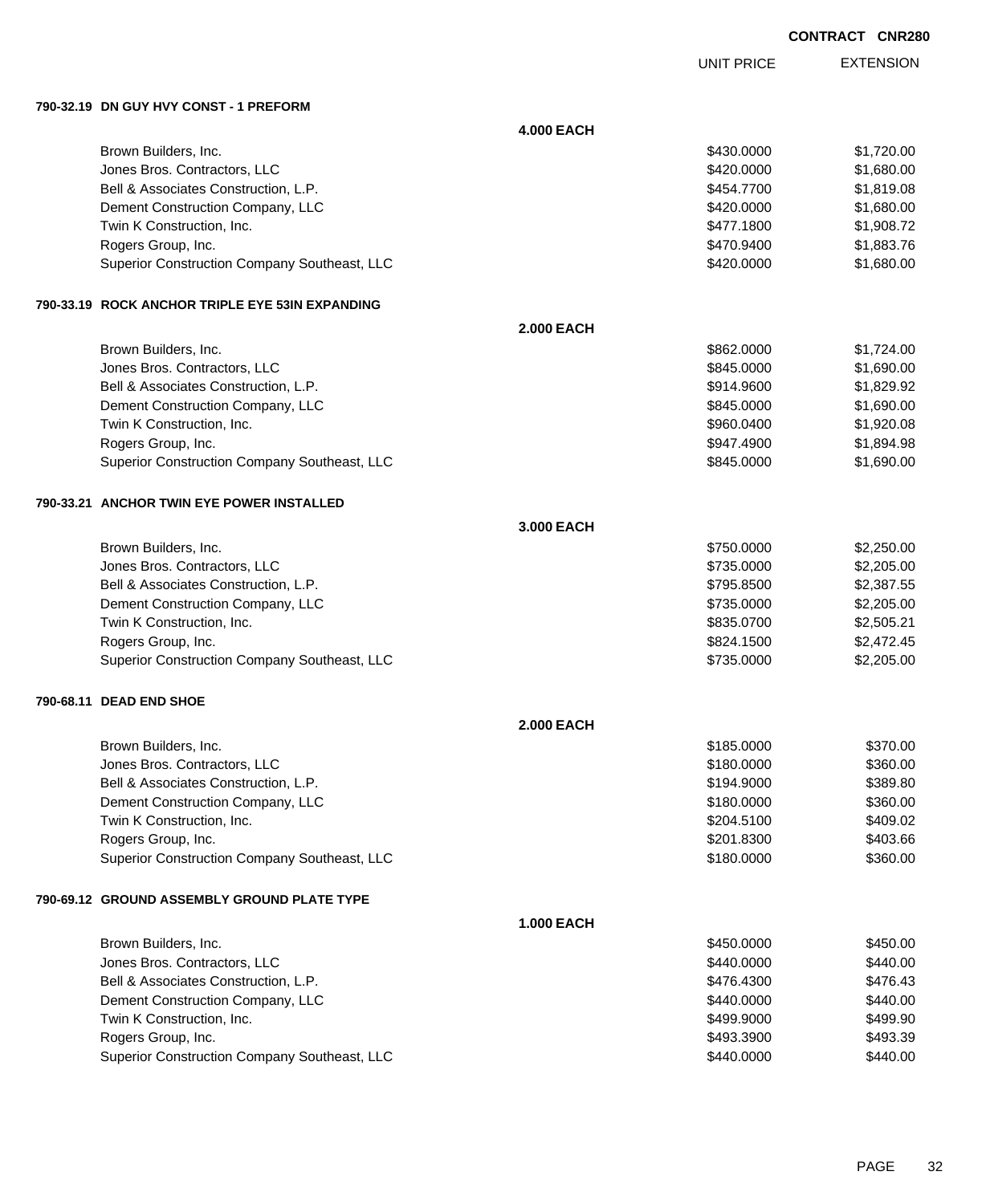CONTRACT CNR280

| | | UNIT PRICE | EXTENSION |
|---|---|---|---|
| **790-32.19 DN GUY HVY CONST - 1 PREFORM** | | | |
| | **4.000 EACH** | | |
| Brown Builders, Inc. | | $430.0000 | $1,720.00 |
| Jones Bros. Contractors, LLC | | $420.0000 | $1,680.00 |
| Bell & Associates Construction, L.P. | | $454.7700 | $1,819.08 |
| Dement Construction Company, LLC | | $420.0000 | $1,680.00 |
| Twin K Construction, Inc. | | $477.1800 | $1,908.72 |
| Rogers Group, Inc. | | $470.9400 | $1,883.76 |
| Superior Construction Company Southeast, LLC | | $420.0000 | $1,680.00 |
| **790-33.19 ROCK ANCHOR TRIPLE EYE 53IN EXPANDING** | | | |
| | **2.000 EACH** | | |
| Brown Builders, Inc. | | $862.0000 | $1,724.00 |
| Jones Bros. Contractors, LLC | | $845.0000 | $1,690.00 |
| Bell & Associates Construction, L.P. | | $914.9600 | $1,829.92 |
| Dement Construction Company, LLC | | $845.0000 | $1,690.00 |
| Twin K Construction, Inc. | | $960.0400 | $1,920.08 |
| Rogers Group, Inc. | | $947.4900 | $1,894.98 |
| Superior Construction Company Southeast, LLC | | $845.0000 | $1,690.00 |
| **790-33.21 ANCHOR TWIN EYE POWER INSTALLED** | | | |
| | **3.000 EACH** | | |
| Brown Builders, Inc. | | $750.0000 | $2,250.00 |
| Jones Bros. Contractors, LLC | | $735.0000 | $2,205.00 |
| Bell & Associates Construction, L.P. | | $795.8500 | $2,387.55 |
| Dement Construction Company, LLC | | $735.0000 | $2,205.00 |
| Twin K Construction, Inc. | | $835.0700 | $2,505.21 |
| Rogers Group, Inc. | | $824.1500 | $2,472.45 |
| Superior Construction Company Southeast, LLC | | $735.0000 | $2,205.00 |
| **790-68.11 DEAD END SHOE** | | | |
| | **2.000 EACH** | | |
| Brown Builders, Inc. | | $185.0000 | $370.00 |
| Jones Bros. Contractors, LLC | | $180.0000 | $360.00 |
| Bell & Associates Construction, L.P. | | $194.9000 | $389.80 |
| Dement Construction Company, LLC | | $180.0000 | $360.00 |
| Twin K Construction, Inc. | | $204.5100 | $409.02 |
| Rogers Group, Inc. | | $201.8300 | $403.66 |
| Superior Construction Company Southeast, LLC | | $180.0000 | $360.00 |
| **790-69.12 GROUND ASSEMBLY GROUND PLATE TYPE** | | | |
| | **1.000 EACH** | | |
| Brown Builders, Inc. | | $450.0000 | $450.00 |
| Jones Bros. Contractors, LLC | | $440.0000 | $440.00 |
| Bell & Associates Construction, L.P. | | $476.4300 | $476.43 |
| Dement Construction Company, LLC | | $440.0000 | $440.00 |
| Twin K Construction, Inc. | | $499.9000 | $499.90 |
| Rogers Group, Inc. | | $493.3900 | $493.39 |
| Superior Construction Company Southeast, LLC | | $440.0000 | $440.00 |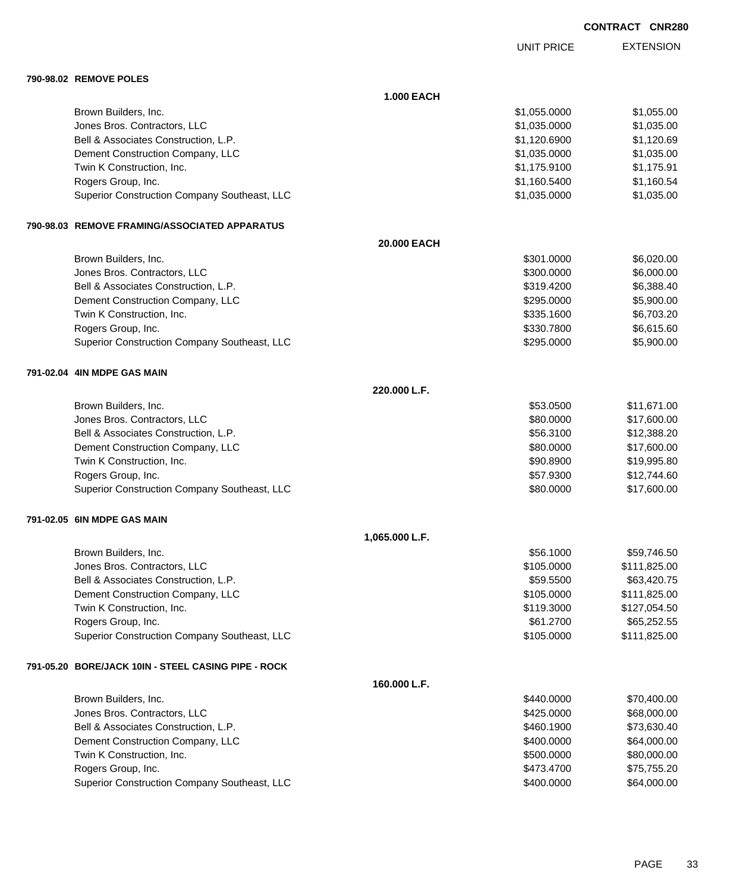CONTRACT CNR280

| | | UNIT PRICE | EXTENSION |
|---|---|---|---|
| **790-98.02 REMOVE POLES** | | | |
| | **1.000 EACH** | | |
| Brown Builders, Inc. | | $1,055.0000 | $1,055.00 |
| Jones Bros. Contractors, LLC | | $1,035.0000 | $1,035.00 |
| Bell & Associates Construction, L.P. | | $1,120.6900 | $1,120.69 |
| Dement Construction Company, LLC | | $1,035.0000 | $1,035.00 |
| Twin K Construction, Inc. | | $1,175.9100 | $1,175.91 |
| Rogers Group, Inc. | | $1,160.5400 | $1,160.54 |
| Superior Construction Company Southeast, LLC | | $1,035.0000 | $1,035.00 |
| **790-98.03 REMOVE FRAMING/ASSOCIATED APPARATUS** | | | |
| | **20.000 EACH** | | |
| Brown Builders, Inc. | | $301.0000 | $6,020.00 |
| Jones Bros. Contractors, LLC | | $300.0000 | $6,000.00 |
| Bell & Associates Construction, L.P. | | $319.4200 | $6,388.40 |
| Dement Construction Company, LLC | | $295.0000 | $5,900.00 |
| Twin K Construction, Inc. | | $335.1600 | $6,703.20 |
| Rogers Group, Inc. | | $330.7800 | $6,615.60 |
| Superior Construction Company Southeast, LLC | | $295.0000 | $5,900.00 |
| **791-02.04 4IN MDPE GAS MAIN** | | | |
| | **220.000 L.F.** | | |
| Brown Builders, Inc. | | $53.0500 | $11,671.00 |
| Jones Bros. Contractors, LLC | | $80.0000 | $17,600.00 |
| Bell & Associates Construction, L.P. | | $56.3100 | $12,388.20 |
| Dement Construction Company, LLC | | $80.0000 | $17,600.00 |
| Twin K Construction, Inc. | | $90.8900 | $19,995.80 |
| Rogers Group, Inc. | | $57.9300 | $12,744.60 |
| Superior Construction Company Southeast, LLC | | $80.0000 | $17,600.00 |
| **791-02.05 6IN MDPE GAS MAIN** | | | |
| | **1,065.000 L.F.** | | |
| Brown Builders, Inc. | | $56.1000 | $59,746.50 |
| Jones Bros. Contractors, LLC | | $105.0000 | $111,825.00 |
| Bell & Associates Construction, L.P. | | $59.5500 | $63,420.75 |
| Dement Construction Company, LLC | | $105.0000 | $111,825.00 |
| Twin K Construction, Inc. | | $119.3000 | $127,054.50 |
| Rogers Group, Inc. | | $61.2700 | $65,252.55 |
| Superior Construction Company Southeast, LLC | | $105.0000 | $111,825.00 |
| **791-05.20 BORE/JACK 10IN - STEEL CASING PIPE - ROCK** | | | |
| | **160.000 L.F.** | | |
| Brown Builders, Inc. | | $440.0000 | $70,400.00 |
| Jones Bros. Contractors, LLC | | $425.0000 | $68,000.00 |
| Bell & Associates Construction, L.P. | | $460.1900 | $73,630.40 |
| Dement Construction Company, LLC | | $400.0000 | $64,000.00 |
| Twin K Construction, Inc. | | $500.0000 | $80,000.00 |
| Rogers Group, Inc. | | $473.4700 | $75,755.20 |
| Superior Construction Company Southeast, LLC | | $400.0000 | $64,000.00 |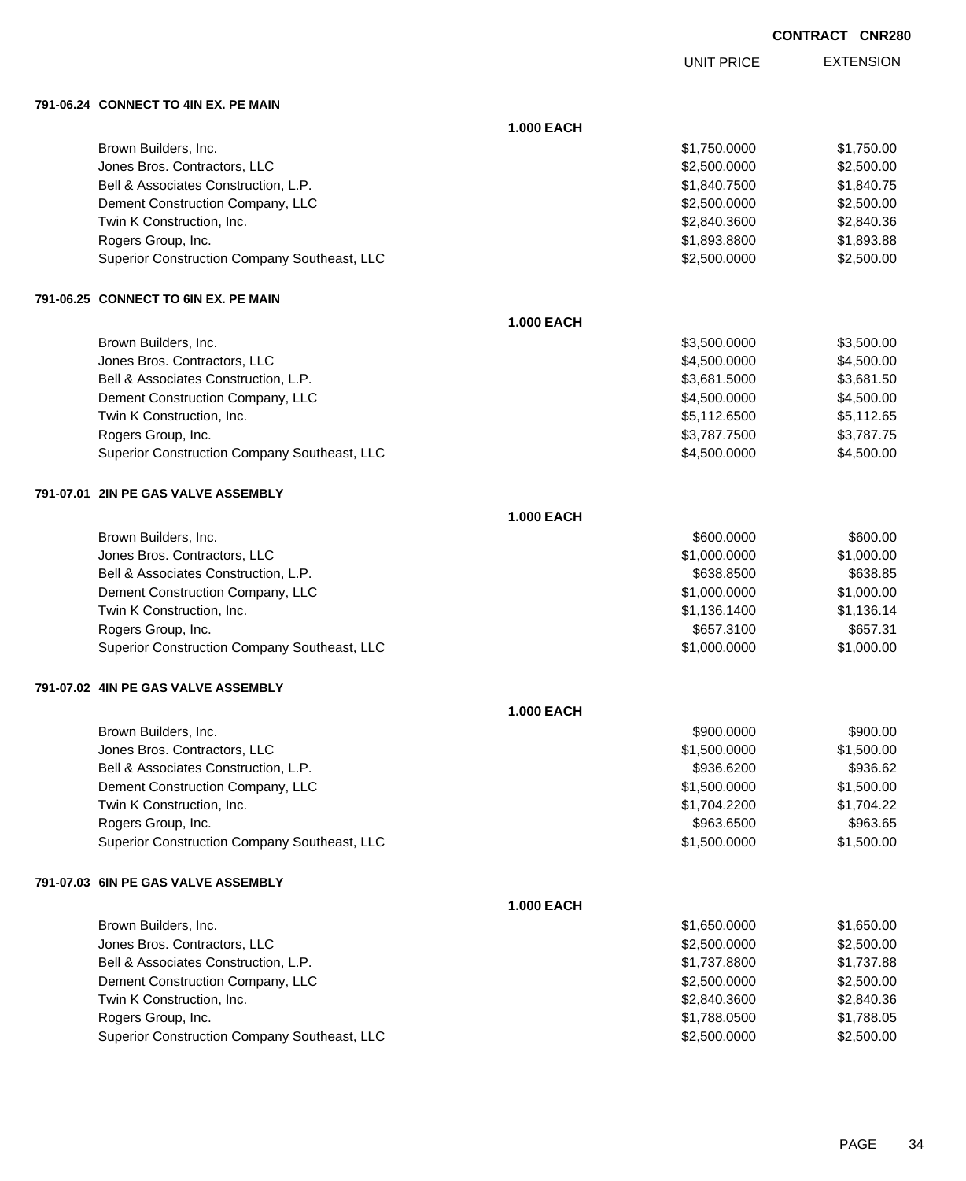**CONTRACT CNR280**

| | UNIT PRICE | EXTENSION |
|---|---|---|
| **791-06.24 CONNECT TO 4IN EX. PE MAIN** | | |
| **1.000 EACH** | | |
| Brown Builders, Inc. | $1,750.0000 | $1,750.00 |
| Jones Bros. Contractors, LLC | $2,500.0000 | $2,500.00 |
| Bell & Associates Construction, L.P. | $1,840.7500 | $1,840.75 |
| Dement Construction Company, LLC | $2,500.0000 | $2,500.00 |
| Twin K Construction, Inc. | $2,840.3600 | $2,840.36 |
| Rogers Group, Inc. | $1,893.8800 | $1,893.88 |
| Superior Construction Company Southeast, LLC | $2,500.0000 | $2,500.00 |
| **791-06.25 CONNECT TO 6IN EX. PE MAIN** | | |
| **1.000 EACH** | | |
| Brown Builders, Inc. | $3,500.0000 | $3,500.00 |
| Jones Bros. Contractors, LLC | $4,500.0000 | $4,500.00 |
| Bell & Associates Construction, L.P. | $3,681.5000 | $3,681.50 |
| Dement Construction Company, LLC | $4,500.0000 | $4,500.00 |
| Twin K Construction, Inc. | $5,112.6500 | $5,112.65 |
| Rogers Group, Inc. | $3,787.7500 | $3,787.75 |
| Superior Construction Company Southeast, LLC | $4,500.0000 | $4,500.00 |
| **791-07.01 2IN PE GAS VALVE ASSEMBLY** | | |
| **1.000 EACH** | | |
| Brown Builders, Inc. | $600.0000 | $600.00 |
| Jones Bros. Contractors, LLC | $1,000.0000 | $1,000.00 |
| Bell & Associates Construction, L.P. | $638.8500 | $638.85 |
| Dement Construction Company, LLC | $1,000.0000 | $1,000.00 |
| Twin K Construction, Inc. | $1,136.1400 | $1,136.14 |
| Rogers Group, Inc. | $657.3100 | $657.31 |
| Superior Construction Company Southeast, LLC | $1,000.0000 | $1,000.00 |
| **791-07.02 4IN PE GAS VALVE ASSEMBLY** | | |
| **1.000 EACH** | | |
| Brown Builders, Inc. | $900.0000 | $900.00 |
| Jones Bros. Contractors, LLC | $1,500.0000 | $1,500.00 |
| Bell & Associates Construction, L.P. | $936.6200 | $936.62 |
| Dement Construction Company, LLC | $1,500.0000 | $1,500.00 |
| Twin K Construction, Inc. | $1,704.2200 | $1,704.22 |
| Rogers Group, Inc. | $963.6500 | $963.65 |
| Superior Construction Company Southeast, LLC | $1,500.0000 | $1,500.00 |
| **791-07.03 6IN PE GAS VALVE ASSEMBLY** | | |
| **1.000 EACH** | | |
| Brown Builders, Inc. | $1,650.0000 | $1,650.00 |
| Jones Bros. Contractors, LLC | $2,500.0000 | $2,500.00 |
| Bell & Associates Construction, L.P. | $1,737.8800 | $1,737.88 |
| Dement Construction Company, LLC | $2,500.0000 | $2,500.00 |
| Twin K Construction, Inc. | $2,840.3600 | $2,840.36 |
| Rogers Group, Inc. | $1,788.0500 | $1,788.05 |
| Superior Construction Company Southeast, LLC | $2,500.0000 | $2,500.00 |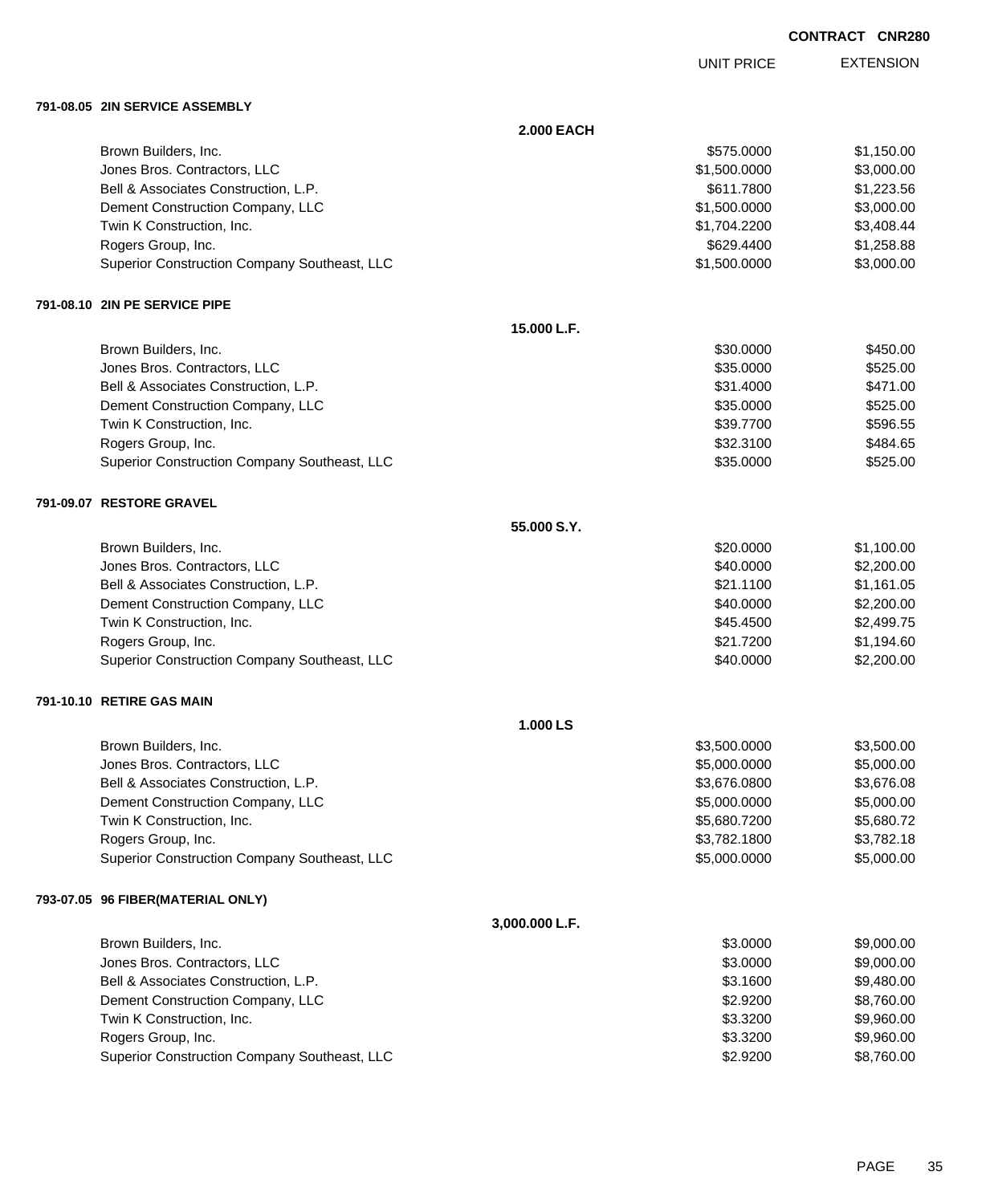**CONTRACT CNR280**

| | | UNIT PRICE | EXTENSION |
|---|---|---|---|
| **791-08.05 2IN SERVICE ASSEMBLY** | | | |
| | **2.000 EACH** | | |
| Brown Builders, Inc. | | $575.0000 | $1,150.00 |
| Jones Bros. Contractors, LLC | | $1,500.0000 | $3,000.00 |
| Bell & Associates Construction, L.P. | | $611.7800 | $1,223.56 |
| Dement Construction Company, LLC | | $1,500.0000 | $3,000.00 |
| Twin K Construction, Inc. | | $1,704.2200 | $3,408.44 |
| Rogers Group, Inc. | | $629.4400 | $1,258.88 |
| Superior Construction Company Southeast, LLC | | $1,500.0000 | $3,000.00 |
| **791-08.10 2IN PE SERVICE PIPE** | | | |
| | **15.000 L.F.** | | |
| Brown Builders, Inc. | | $30.0000 | $450.00 |
| Jones Bros. Contractors, LLC | | $35.0000 | $525.00 |
| Bell & Associates Construction, L.P. | | $31.4000 | $471.00 |
| Dement Construction Company, LLC | | $35.0000 | $525.00 |
| Twin K Construction, Inc. | | $39.7700 | $596.55 |
| Rogers Group, Inc. | | $32.3100 | $484.65 |
| Superior Construction Company Southeast, LLC | | $35.0000 | $525.00 |
| **791-09.07 RESTORE GRAVEL** | | | |
| | **55.000 S.Y.** | | |
| Brown Builders, Inc. | | $20.0000 | $1,100.00 |
| Jones Bros. Contractors, LLC | | $40.0000 | $2,200.00 |
| Bell & Associates Construction, L.P. | | $21.1100 | $1,161.05 |
| Dement Construction Company, LLC | | $40.0000 | $2,200.00 |
| Twin K Construction, Inc. | | $45.4500 | $2,499.75 |
| Rogers Group, Inc. | | $21.7200 | $1,194.60 |
| Superior Construction Company Southeast, LLC | | $40.0000 | $2,200.00 |
| **791-10.10 RETIRE GAS MAIN** | | | |
| | **1.000 LS** | | |
| Brown Builders, Inc. | | $3,500.0000 | $3,500.00 |
| Jones Bros. Contractors, LLC | | $5,000.0000 | $5,000.00 |
| Bell & Associates Construction, L.P. | | $3,676.0800 | $3,676.08 |
| Dement Construction Company, LLC | | $5,000.0000 | $5,000.00 |
| Twin K Construction, Inc. | | $5,680.7200 | $5,680.72 |
| Rogers Group, Inc. | | $3,782.1800 | $3,782.18 |
| Superior Construction Company Southeast, LLC | | $5,000.0000 | $5,000.00 |
| **793-07.05 96 FIBER(MATERIAL ONLY)** | | | |
| | **3,000.000 L.F.** | | |
| Brown Builders, Inc. | | $3.0000 | $9,000.00 |
| Jones Bros. Contractors, LLC | | $3.0000 | $9,000.00 |
| Bell & Associates Construction, L.P. | | $3.1600 | $9,480.00 |
| Dement Construction Company, LLC | | $2.9200 | $8,760.00 |
| Twin K Construction, Inc. | | $3.3200 | $9,960.00 |
| Rogers Group, Inc. | | $3.3200 | $9,960.00 |
| Superior Construction Company Southeast, LLC | | $2.9200 | $8,760.00 |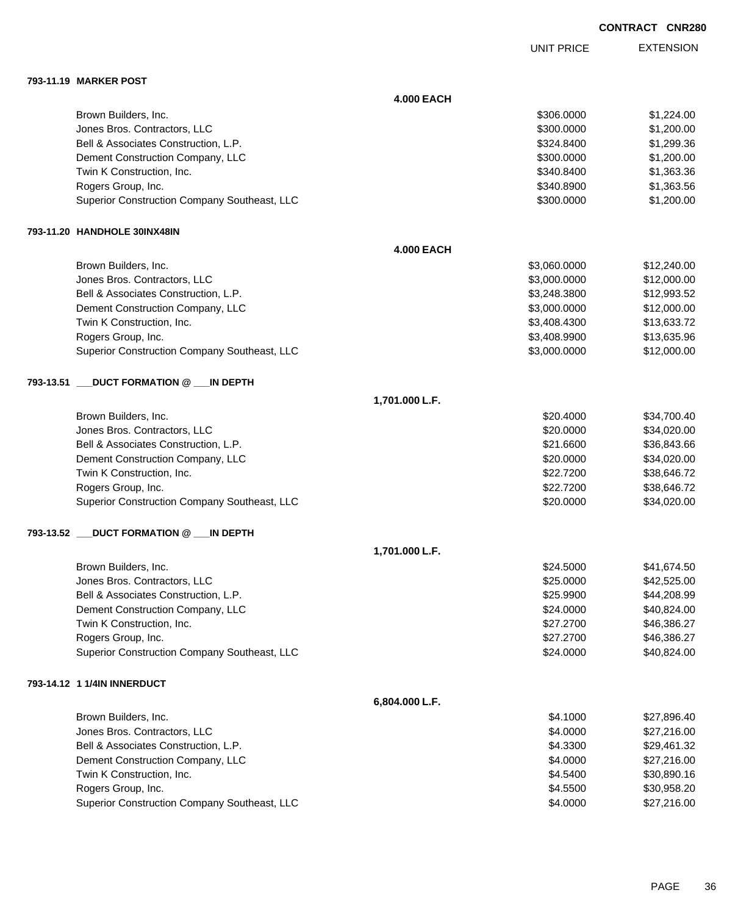CONTRACT CNR280

| | | UNIT PRICE | EXTENSION |
|---|---|---|---|
| **793-11.19 MARKER POST** | | | |
| | **4.000 EACH** | | |
| Brown Builders, Inc. | | $306.0000 | $1,224.00 |
| Jones Bros. Contractors, LLC | | $300.0000 | $1,200.00 |
| Bell & Associates Construction, L.P. | | $324.8400 | $1,299.36 |
| Dement Construction Company, LLC | | $300.0000 | $1,200.00 |
| Twin K Construction, Inc. | | $340.8400 | $1,363.36 |
| Rogers Group, Inc. | | $340.8900 | $1,363.56 |
| Superior Construction Company Southeast, LLC | | $300.0000 | $1,200.00 |
| **793-11.20 HANDHOLE 30INX48IN** | | | |
| | **4.000 EACH** | | |
| Brown Builders, Inc. | | $3,060.0000 | $12,240.00 |
| Jones Bros. Contractors, LLC | | $3,000.0000 | $12,000.00 |
| Bell & Associates Construction, L.P. | | $3,248.3800 | $12,993.52 |
| Dement Construction Company, LLC | | $3,000.0000 | $12,000.00 |
| Twin K Construction, Inc. | | $3,408.4300 | $13,633.72 |
| Rogers Group, Inc. | | $3,408.9900 | $13,635.96 |
| Superior Construction Company Southeast, LLC | | $3,000.0000 | $12,000.00 |
| **793-13.51 ___DUCT FORMATION @ ___IN DEPTH** | | | |
| | **1,701.000 L.F.** | | |
| Brown Builders, Inc. | | $20.4000 | $34,700.40 |
| Jones Bros. Contractors, LLC | | $20.0000 | $34,020.00 |
| Bell & Associates Construction, L.P. | | $21.6600 | $36,843.66 |
| Dement Construction Company, LLC | | $20.0000 | $34,020.00 |
| Twin K Construction, Inc. | | $22.7200 | $38,646.72 |
| Rogers Group, Inc. | | $22.7200 | $38,646.72 |
| Superior Construction Company Southeast, LLC | | $20.0000 | $34,020.00 |
| **793-13.52 ___DUCT FORMATION @ ___IN DEPTH** | | | |
| | **1,701.000 L.F.** | | |
| Brown Builders, Inc. | | $24.5000 | $41,674.50 |
| Jones Bros. Contractors, LLC | | $25.0000 | $42,525.00 |
| Bell & Associates Construction, L.P. | | $25.9900 | $44,208.99 |
| Dement Construction Company, LLC | | $24.0000 | $40,824.00 |
| Twin K Construction, Inc. | | $27.2700 | $46,386.27 |
| Rogers Group, Inc. | | $27.2700 | $46,386.27 |
| Superior Construction Company Southeast, LLC | | $24.0000 | $40,824.00 |
| **793-14.12 1 1/4IN INNERDUCT** | | | |
| | **6,804.000 L.F.** | | |
| Brown Builders, Inc. | | $4.1000 | $27,896.40 |
| Jones Bros. Contractors, LLC | | $4.0000 | $27,216.00 |
| Bell & Associates Construction, L.P. | | $4.3300 | $29,461.32 |
| Dement Construction Company, LLC | | $4.0000 | $27,216.00 |
| Twin K Construction, Inc. | | $4.5400 | $30,890.16 |
| Rogers Group, Inc. | | $4.5500 | $30,958.20 |
| Superior Construction Company Southeast, LLC | | $4.0000 | $27,216.00 |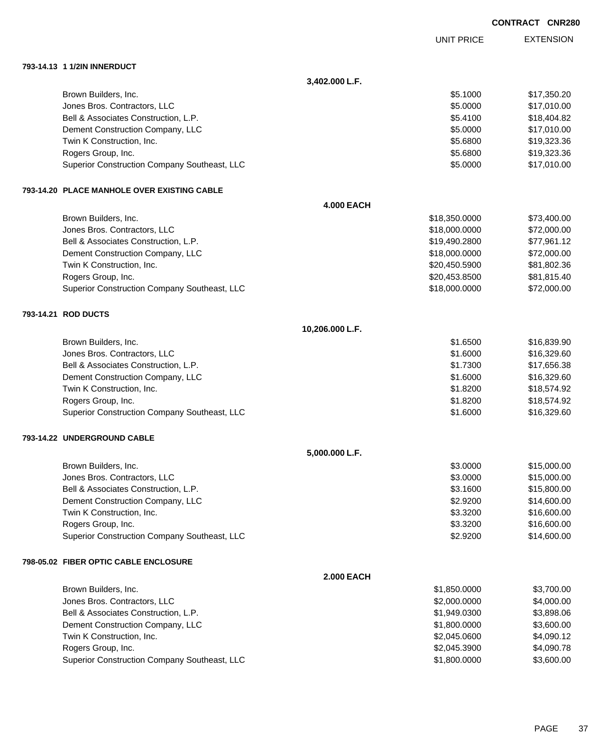CONTRACT CNR280

| | UNIT PRICE | EXTENSION |
|---|---|---|
| **793-14.13 1 1/2IN INNERDUCT** | | |
| **3,402.000 L.F.** | | |
| Brown Builders, Inc. | $5.1000 | $17,350.20 |
| Jones Bros. Contractors, LLC | $5.0000 | $17,010.00 |
| Bell & Associates Construction, L.P. | $5.4100 | $18,404.82 |
| Dement Construction Company, LLC | $5.0000 | $17,010.00 |
| Twin K Construction, Inc. | $5.6800 | $19,323.36 |
| Rogers Group, Inc. | $5.6800 | $19,323.36 |
| Superior Construction Company Southeast, LLC | $5.0000 | $17,010.00 |
| **793-14.20 PLACE MANHOLE OVER EXISTING CABLE** | | |
| **4.000 EACH** | | |
| Brown Builders, Inc. | $18,350.0000 | $73,400.00 |
| Jones Bros. Contractors, LLC | $18,000.0000 | $72,000.00 |
| Bell & Associates Construction, L.P. | $19,490.2800 | $77,961.12 |
| Dement Construction Company, LLC | $18,000.0000 | $72,000.00 |
| Twin K Construction, Inc. | $20,450.5900 | $81,802.36 |
| Rogers Group, Inc. | $20,453.8500 | $81,815.40 |
| Superior Construction Company Southeast, LLC | $18,000.0000 | $72,000.00 |
| **793-14.21 ROD DUCTS** | | |
| **10,206.000 L.F.** | | |
| Brown Builders, Inc. | $1.6500 | $16,839.90 |
| Jones Bros. Contractors, LLC | $1.6000 | $16,329.60 |
| Bell & Associates Construction, L.P. | $1.7300 | $17,656.38 |
| Dement Construction Company, LLC | $1.6000 | $16,329.60 |
| Twin K Construction, Inc. | $1.8200 | $18,574.92 |
| Rogers Group, Inc. | $1.8200 | $18,574.92 |
| Superior Construction Company Southeast, LLC | $1.6000 | $16,329.60 |
| **793-14.22 UNDERGROUND CABLE** | | |
| **5,000.000 L.F.** | | |
| Brown Builders, Inc. | $3.0000 | $15,000.00 |
| Jones Bros. Contractors, LLC | $3.0000 | $15,000.00 |
| Bell & Associates Construction, L.P. | $3.1600 | $15,800.00 |
| Dement Construction Company, LLC | $2.9200 | $14,600.00 |
| Twin K Construction, Inc. | $3.3200 | $16,600.00 |
| Rogers Group, Inc. | $3.3200 | $16,600.00 |
| Superior Construction Company Southeast, LLC | $2.9200 | $14,600.00 |
| **798-05.02 FIBER OPTIC CABLE ENCLOSURE** | | |
| **2.000 EACH** | | |
| Brown Builders, Inc. | $1,850.0000 | $3,700.00 |
| Jones Bros. Contractors, LLC | $2,000.0000 | $4,000.00 |
| Bell & Associates Construction, L.P. | $1,949.0300 | $3,898.06 |
| Dement Construction Company, LLC | $1,800.0000 | $3,600.00 |
| Twin K Construction, Inc. | $2,045.0600 | $4,090.12 |
| Rogers Group, Inc. | $2,045.3900 | $4,090.78 |
| Superior Construction Company Southeast, LLC | $1,800.0000 | $3,600.00 |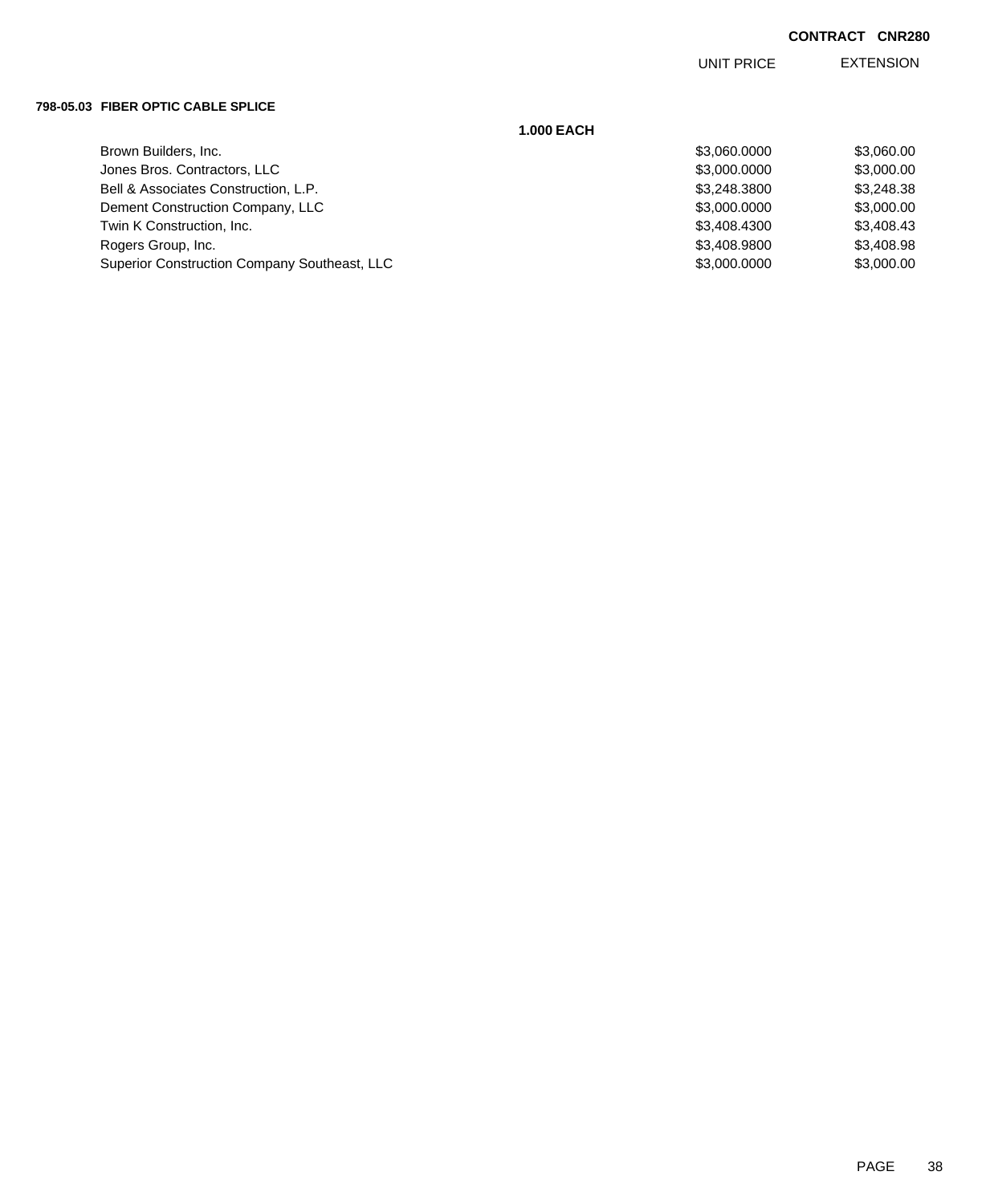CONTRACT CNR280

| | UNIT PRICE | EXTENSION |
|---|---|---|
| **798-05.03 FIBER OPTIC CABLE SPLICE** | | |
| **1.000 EACH** | | |
| Brown Builders, Inc. | $3,060.0000 | $3,060.00 |
| Jones Bros. Contractors, LLC | $3,000.0000 | $3,000.00 |
| Bell & Associates Construction, L.P. | $3,248.3800 | $3,248.38 |
| Dement Construction Company, LLC | $3,000.0000 | $3,000.00 |
| Twin K Construction, Inc. | $3,408.4300 | $3,408.43 |
| Rogers Group, Inc. | $3,408.9800 | $3,408.98 |
| Superior Construction Company Southeast, LLC | $3,000.0000 | $3,000.00 |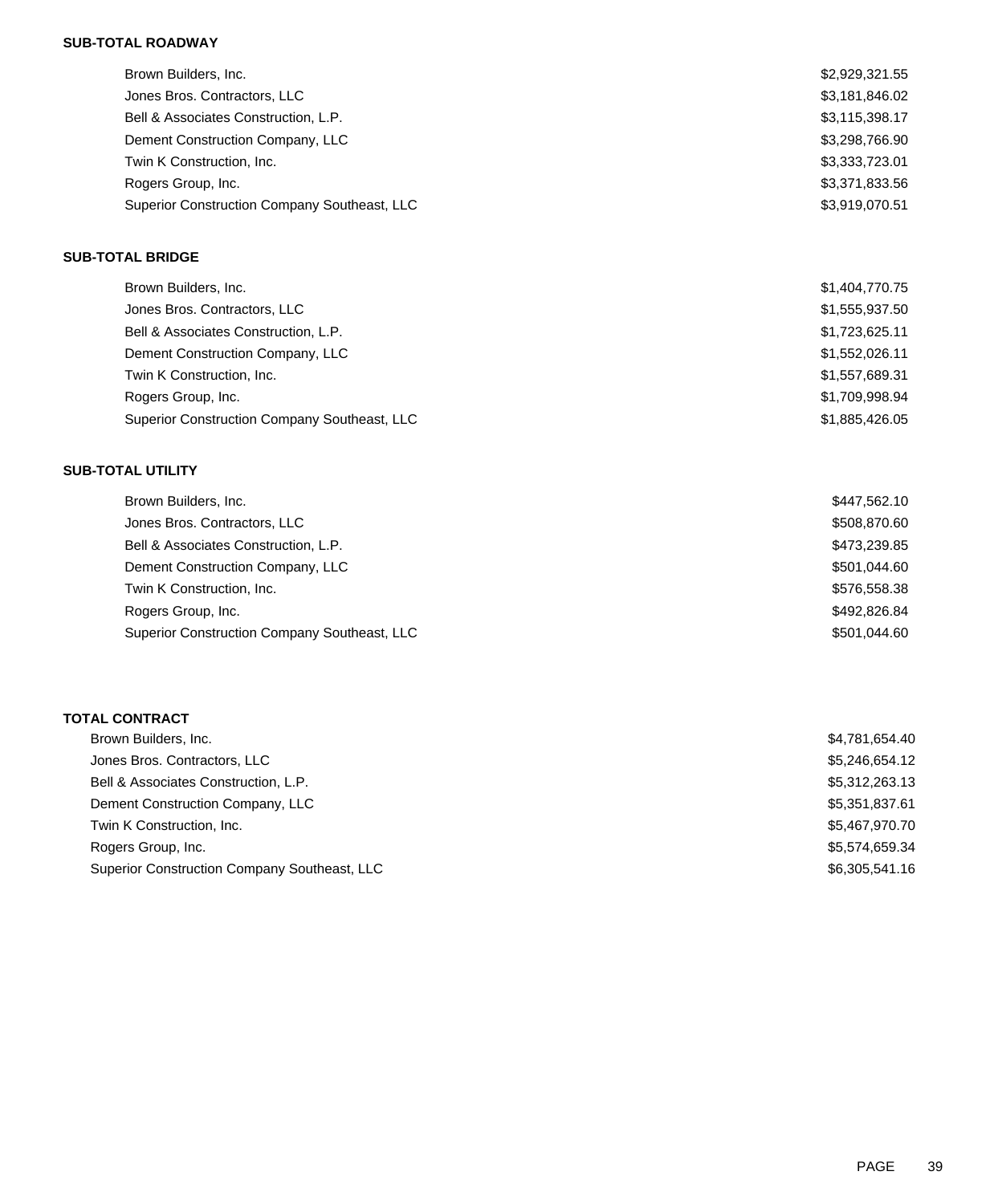**SUB-TOTAL ROADWAY**

| | |
|---|---|
| Brown Builders, Inc. | $2,929,321.55 |
| Jones Bros. Contractors, LLC | $3,181,846.02 |
| Bell & Associates Construction, L.P. | $3,115,398.17 |
| Dement Construction Company, LLC | $3,298,766.90 |
| Twin K Construction, Inc. | $3,333,723.01 |
| Rogers Group, Inc. | $3,371,833.56 |
| Superior Construction Company Southeast, LLC | $3,919,070.51 |

**SUB-TOTAL BRIDGE**

| | |
|---|---|
| Brown Builders, Inc. | $1,404,770.75 |
| Jones Bros. Contractors, LLC | $1,555,937.50 |
| Bell & Associates Construction, L.P. | $1,723,625.11 |
| Dement Construction Company, LLC | $1,552,026.11 |
| Twin K Construction, Inc. | $1,557,689.31 |
| Rogers Group, Inc. | $1,709,998.94 |
| Superior Construction Company Southeast, LLC | $1,885,426.05 |

**SUB-TOTAL UTILITY**

| | |
|---|---|
| Brown Builders, Inc. | $447,562.10 |
| Jones Bros. Contractors, LLC | $508,870.60 |
| Bell & Associates Construction, L.P. | $473,239.85 |
| Dement Construction Company, LLC | $501,044.60 |
| Twin K Construction, Inc. | $576,558.38 |
| Rogers Group, Inc. | $492,826.84 |
| Superior Construction Company Southeast, LLC | $501,044.60 |

**TOTAL CONTRACT**

| | |
|---|---|
| Brown Builders, Inc. | $4,781,654.40 |
| Jones Bros. Contractors, LLC | $5,246,654.12 |
| Bell & Associates Construction, L.P. | $5,312,263.13 |
| Dement Construction Company, LLC | $5,351,837.61 |
| Twin K Construction, Inc. | $5,467,970.70 |
| Rogers Group, Inc. | $5,574,659.34 |
| Superior Construction Company Southeast, LLC | $6,305,541.16 |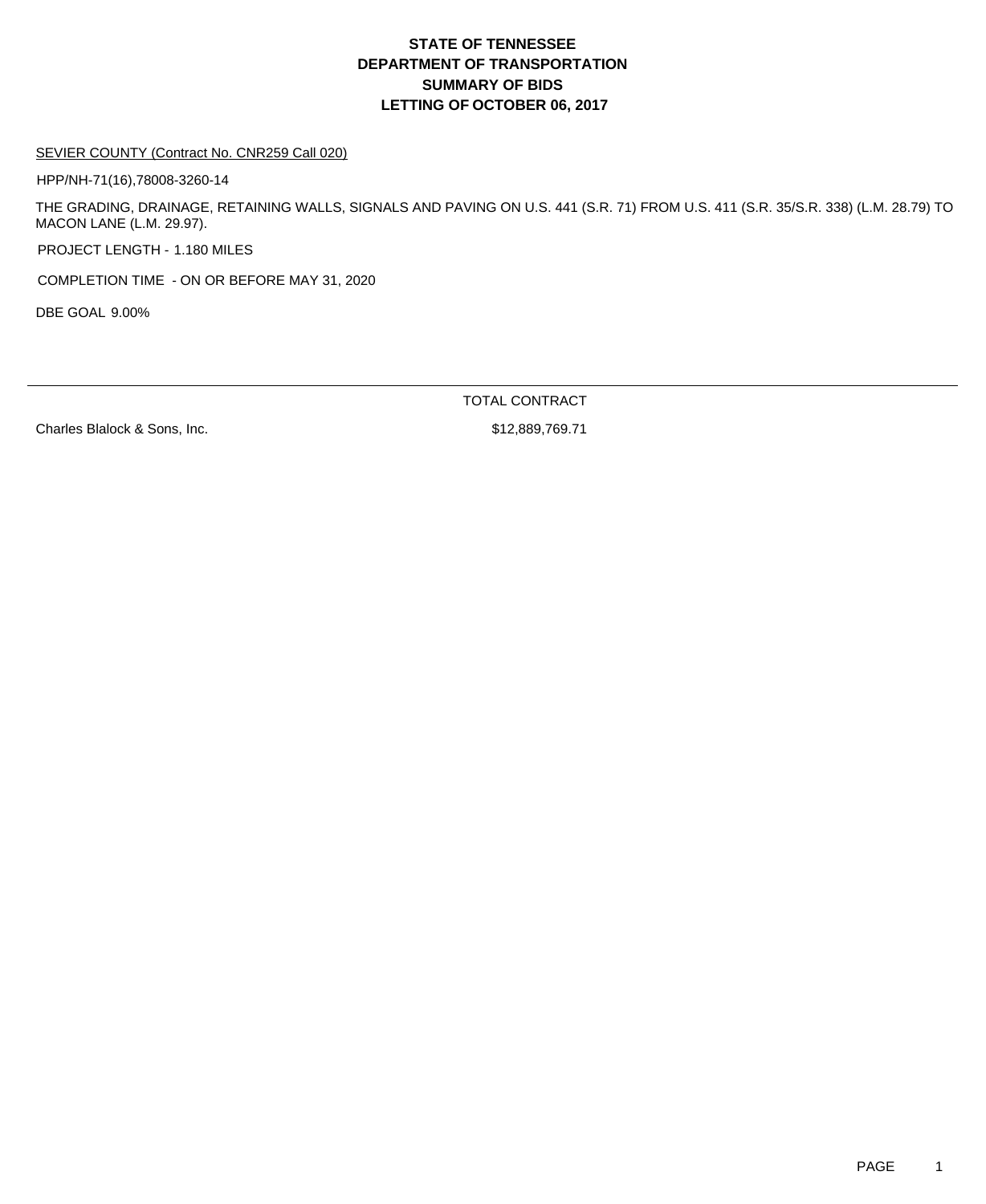# STATE OF TENNESSEE
# DEPARTMENT OF TRANSPORTATION
# SUMMARY OF BIDS
# LETTING OF OCTOBER 06, 2017

SEVIER COUNTY (Contract No. CNR259 Call 020)

HPP/NH-71(16),78008-3260-14

THE GRADING, DRAINAGE, RETAINING WALLS, SIGNALS AND PAVING ON U.S. 441 (S.R. 71) FROM U.S. 411 (S.R. 35/S.R. 338) (L.M. 28.79) TO MACON LANE (L.M. 29.97).

PROJECT LENGTH - 1.180 MILES

COMPLETION TIME - ON OR BEFORE MAY 31, 2020

DBE GOAL 9.00%

| | TOTAL CONTRACT |
|---|---|
| Charles Blalock & Sons, Inc. | $12,889,769.71 |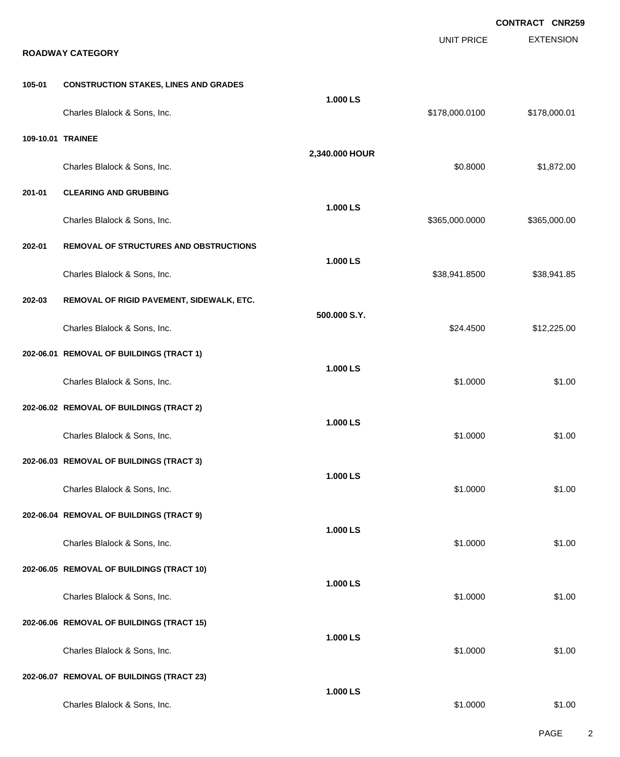**CONTRACT CNR259**

## ROADWAY CATEGORY

| Item | Description | Quantity | Unit Price | Extension |
|---|---|---|---|---|
| **105-01** | **CONSTRUCTION STAKES, LINES AND GRADES** | **1.000 LS** | | |
| | Charles Blalock & Sons, Inc. | | $178,000.0100 | $178,000.01 |
| **109-10.01** | **TRAINEE** | **2,340.000 HOUR** | | |
| | Charles Blalock & Sons, Inc. | | $0.8000 | $1,872.00 |
| **201-01** | **CLEARING AND GRUBBING** | **1.000 LS** | | |
| | Charles Blalock & Sons, Inc. | | $365,000.0000 | $365,000.00 |
| **202-01** | **REMOVAL OF STRUCTURES AND OBSTRUCTIONS** | **1.000 LS** | | |
| | Charles Blalock & Sons, Inc. | | $38,941.8500 | $38,941.85 |
| **202-03** | **REMOVAL OF RIGID PAVEMENT, SIDEWALK, ETC.** | **500.000 S.Y.** | | |
| | Charles Blalock & Sons, Inc. | | $24.4500 | $12,225.00 |
| **202-06.01** | **REMOVAL OF BUILDINGS (TRACT 1)** | **1.000 LS** | | |
| | Charles Blalock & Sons, Inc. | | $1.0000 | $1.00 |
| **202-06.02** | **REMOVAL OF BUILDINGS (TRACT 2)** | **1.000 LS** | | |
| | Charles Blalock & Sons, Inc. | | $1.0000 | $1.00 |
| **202-06.03** | **REMOVAL OF BUILDINGS (TRACT 3)** | **1.000 LS** | | |
| | Charles Blalock & Sons, Inc. | | $1.0000 | $1.00 |
| **202-06.04** | **REMOVAL OF BUILDINGS (TRACT 9)** | **1.000 LS** | | |
| | Charles Blalock & Sons, Inc. | | $1.0000 | $1.00 |
| **202-06.05** | **REMOVAL OF BUILDINGS (TRACT 10)** | **1.000 LS** | | |
| | Charles Blalock & Sons, Inc. | | $1.0000 | $1.00 |
| **202-06.06** | **REMOVAL OF BUILDINGS (TRACT 15)** | **1.000 LS** | | |
| | Charles Blalock & Sons, Inc. | | $1.0000 | $1.00 |
| **202-06.07** | **REMOVAL OF BUILDINGS (TRACT 23)** | **1.000 LS** | | |
| | Charles Blalock & Sons, Inc. | | $1.0000 | $1.00 |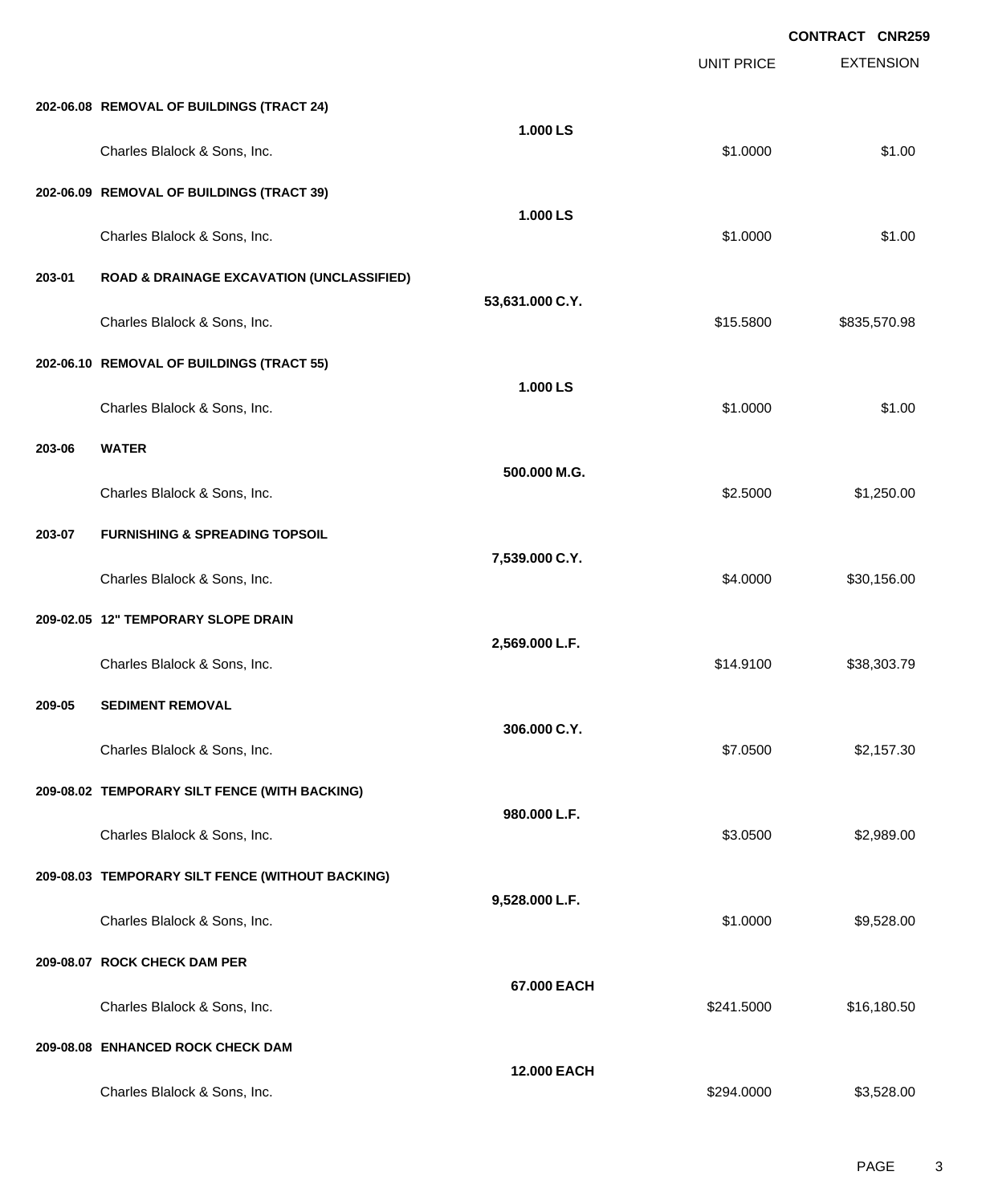**CONTRACT CNR259**

| | | | UNIT PRICE | EXTENSION |
|---|---|---|---|---|
| **202-06.08** | **REMOVAL OF BUILDINGS (TRACT 24)** | **1.000 LS** | | |
| | Charles Blalock & Sons, Inc. | | $1.0000 | $1.00 |
| **202-06.09** | **REMOVAL OF BUILDINGS (TRACT 39)** | **1.000 LS** | | |
| | Charles Blalock & Sons, Inc. | | $1.0000 | $1.00 |
| **203-01** | **ROAD & DRAINAGE EXCAVATION (UNCLASSIFIED)** | **53,631.000 C.Y.** | | |
| | Charles Blalock & Sons, Inc. | | $15.5800 | $835,570.98 |
| **202-06.10** | **REMOVAL OF BUILDINGS (TRACT 55)** | **1.000 LS** | | |
| | Charles Blalock & Sons, Inc. | | $1.0000 | $1.00 |
| **203-06** | **WATER** | **500.000 M.G.** | | |
| | Charles Blalock & Sons, Inc. | | $2.5000 | $1,250.00 |
| **203-07** | **FURNISHING & SPREADING TOPSOIL** | **7,539.000 C.Y.** | | |
| | Charles Blalock & Sons, Inc. | | $4.0000 | $30,156.00 |
| **209-02.05** | **12" TEMPORARY SLOPE DRAIN** | **2,569.000 L.F.** | | |
| | Charles Blalock & Sons, Inc. | | $14.9100 | $38,303.79 |
| **209-05** | **SEDIMENT REMOVAL** | **306.000 C.Y.** | | |
| | Charles Blalock & Sons, Inc. | | $7.0500 | $2,157.30 |
| **209-08.02** | **TEMPORARY SILT FENCE (WITH BACKING)** | **980.000 L.F.** | | |
| | Charles Blalock & Sons, Inc. | | $3.0500 | $2,989.00 |
| **209-08.03** | **TEMPORARY SILT FENCE (WITHOUT BACKING)** | **9,528.000 L.F.** | | |
| | Charles Blalock & Sons, Inc. | | $1.0000 | $9,528.00 |
| **209-08.07** | **ROCK CHECK DAM PER** | **67.000 EACH** | | |
| | Charles Blalock & Sons, Inc. | | $241.5000 | $16,180.50 |
| **209-08.08** | **ENHANCED ROCK CHECK DAM** | **12.000 EACH** | | |
| | Charles Blalock & Sons, Inc. | | $294.0000 | $3,528.00 |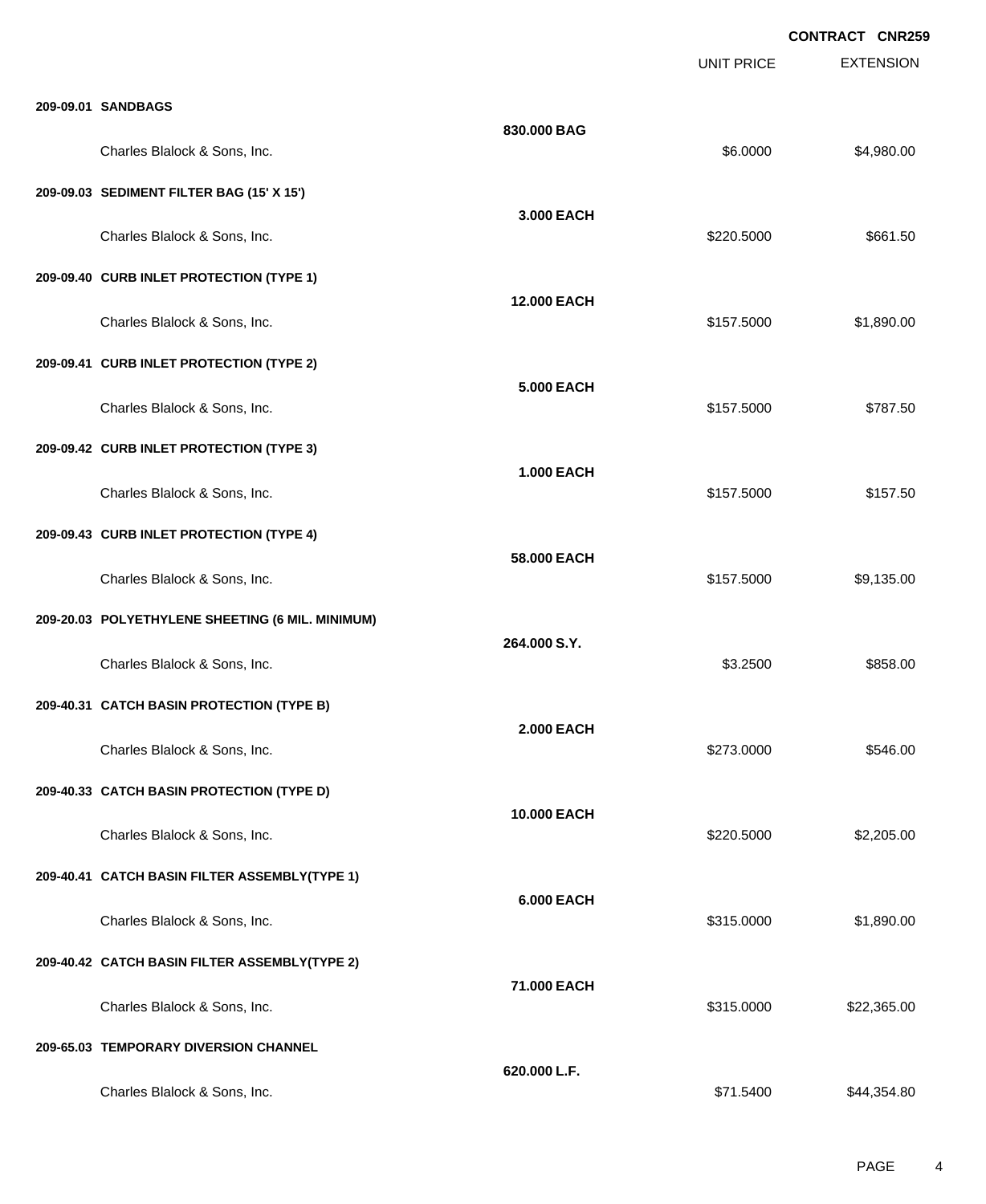**CONTRACT CNR259**

| | | UNIT PRICE | EXTENSION |
|---|---|---|---|
| **209-09.01 SANDBAGS** | | | |
| | **830.000 BAG** | | |
| Charles Blalock & Sons, Inc. | | $6.0000 | $4,980.00 |
| **209-09.03 SEDIMENT FILTER BAG (15' X 15')** | | | |
| | **3.000 EACH** | | |
| Charles Blalock & Sons, Inc. | | $220.5000 | $661.50 |
| **209-09.40 CURB INLET PROTECTION (TYPE 1)** | | | |
| | **12.000 EACH** | | |
| Charles Blalock & Sons, Inc. | | $157.5000 | $1,890.00 |
| **209-09.41 CURB INLET PROTECTION (TYPE 2)** | | | |
| | **5.000 EACH** | | |
| Charles Blalock & Sons, Inc. | | $157.5000 | $787.50 |
| **209-09.42 CURB INLET PROTECTION (TYPE 3)** | | | |
| | **1.000 EACH** | | |
| Charles Blalock & Sons, Inc. | | $157.5000 | $157.50 |
| **209-09.43 CURB INLET PROTECTION (TYPE 4)** | | | |
| | **58.000 EACH** | | |
| Charles Blalock & Sons, Inc. | | $157.5000 | $9,135.00 |
| **209-20.03 POLYETHYLENE SHEETING (6 MIL. MINIMUM)** | | | |
| | **264.000 S.Y.** | | |
| Charles Blalock & Sons, Inc. | | $3.2500 | $858.00 |
| **209-40.31 CATCH BASIN PROTECTION (TYPE B)** | | | |
| | **2.000 EACH** | | |
| Charles Blalock & Sons, Inc. | | $273.0000 | $546.00 |
| **209-40.33 CATCH BASIN PROTECTION (TYPE D)** | | | |
| | **10.000 EACH** | | |
| Charles Blalock & Sons, Inc. | | $220.5000 | $2,205.00 |
| **209-40.41 CATCH BASIN FILTER ASSEMBLY(TYPE 1)** | | | |
| | **6.000 EACH** | | |
| Charles Blalock & Sons, Inc. | | $315.0000 | $1,890.00 |
| **209-40.42 CATCH BASIN FILTER ASSEMBLY(TYPE 2)** | | | |
| | **71.000 EACH** | | |
| Charles Blalock & Sons, Inc. | | $315.0000 | $22,365.00 |
| **209-65.03 TEMPORARY DIVERSION CHANNEL** | | | |
| | **620.000 L.F.** | | |
| Charles Blalock & Sons, Inc. | | $71.5400 | $44,354.80 |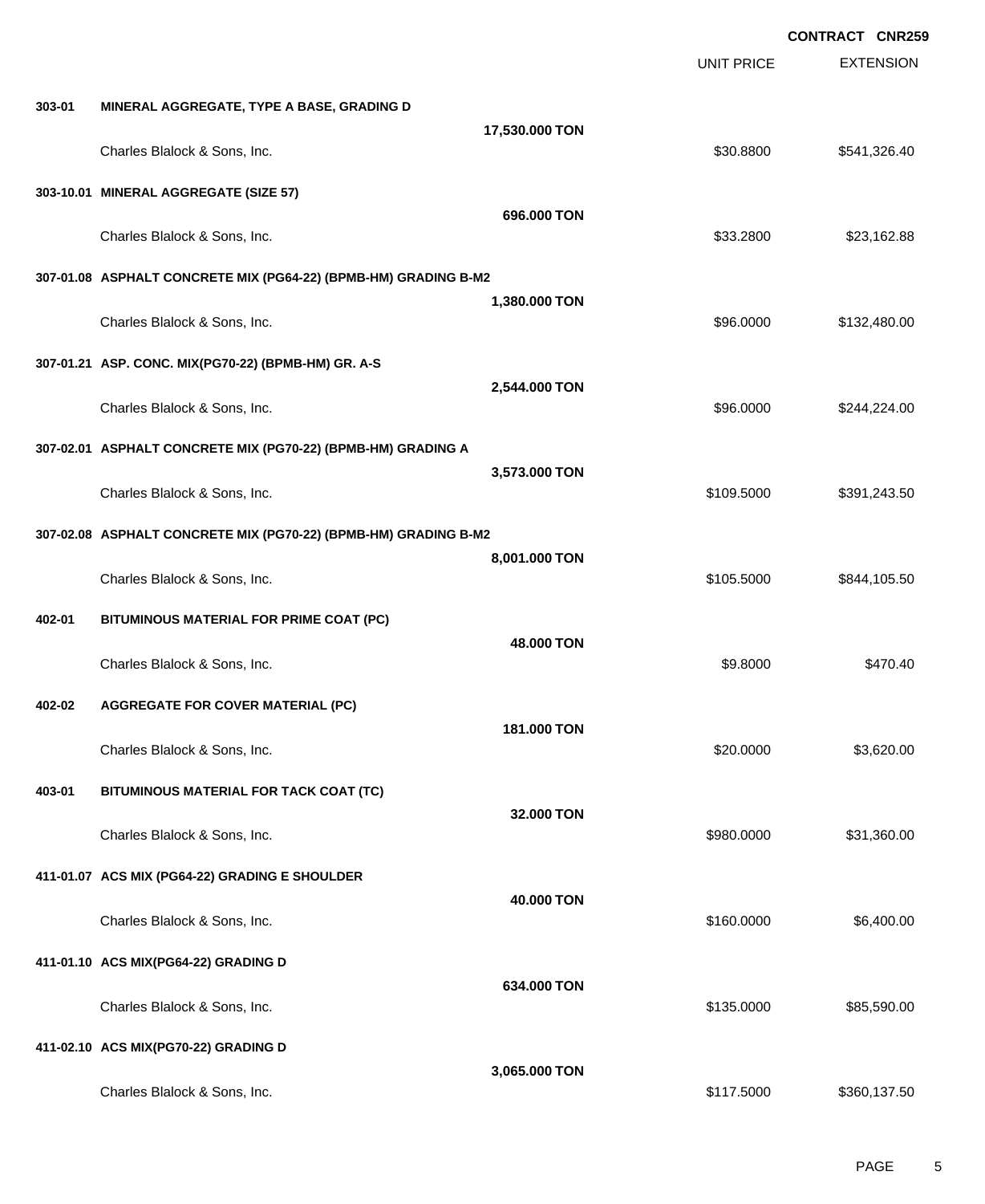**CONTRACT CNR259**

| | | | UNIT PRICE | EXTENSION |
|---|---|---|---|---|
| **303-01** | **MINERAL AGGREGATE, TYPE A BASE, GRADING D** | | | |
| | | **17,530.000 TON** | | |
| | Charles Blalock & Sons, Inc. | | $30.8800 | $541,326.40 |
| **303-10.01** | **MINERAL AGGREGATE (SIZE 57)** | | | |
| | | **696.000 TON** | | |
| | Charles Blalock & Sons, Inc. | | $33.2800 | $23,162.88 |
| **307-01.08** | **ASPHALT CONCRETE MIX (PG64-22) (BPMB-HM) GRADING B-M2** | | | |
| | | **1,380.000 TON** | | |
| | Charles Blalock & Sons, Inc. | | $96.0000 | $132,480.00 |
| **307-01.21** | **ASP. CONC. MIX(PG70-22) (BPMB-HM) GR. A-S** | | | |
| | | **2,544.000 TON** | | |
| | Charles Blalock & Sons, Inc. | | $96.0000 | $244,224.00 |
| **307-02.01** | **ASPHALT CONCRETE MIX (PG70-22) (BPMB-HM) GRADING A** | | | |
| | | **3,573.000 TON** | | |
| | Charles Blalock & Sons, Inc. | | $109.5000 | $391,243.50 |
| **307-02.08** | **ASPHALT CONCRETE MIX (PG70-22) (BPMB-HM) GRADING B-M2** | | | |
| | | **8,001.000 TON** | | |
| | Charles Blalock & Sons, Inc. | | $105.5000 | $844,105.50 |
| **402-01** | **BITUMINOUS MATERIAL FOR PRIME COAT (PC)** | | | |
| | | **48.000 TON** | | |
| | Charles Blalock & Sons, Inc. | | $9.8000 | $470.40 |
| **402-02** | **AGGREGATE FOR COVER MATERIAL (PC)** | | | |
| | | **181.000 TON** | | |
| | Charles Blalock & Sons, Inc. | | $20.0000 | $3,620.00 |
| **403-01** | **BITUMINOUS MATERIAL FOR TACK COAT (TC)** | | | |
| | | **32.000 TON** | | |
| | Charles Blalock & Sons, Inc. | | $980.0000 | $31,360.00 |
| **411-01.07** | **ACS MIX (PG64-22) GRADING E SHOULDER** | | | |
| | | **40.000 TON** | | |
| | Charles Blalock & Sons, Inc. | | $160.0000 | $6,400.00 |
| **411-01.10** | **ACS MIX(PG64-22) GRADING D** | | | |
| | | **634.000 TON** | | |
| | Charles Blalock & Sons, Inc. | | $135.0000 | $85,590.00 |
| **411-02.10** | **ACS MIX(PG70-22) GRADING D** | | | |
| | | **3,065.000 TON** | | |
| | Charles Blalock & Sons, Inc. | | $117.5000 | $360,137.50 |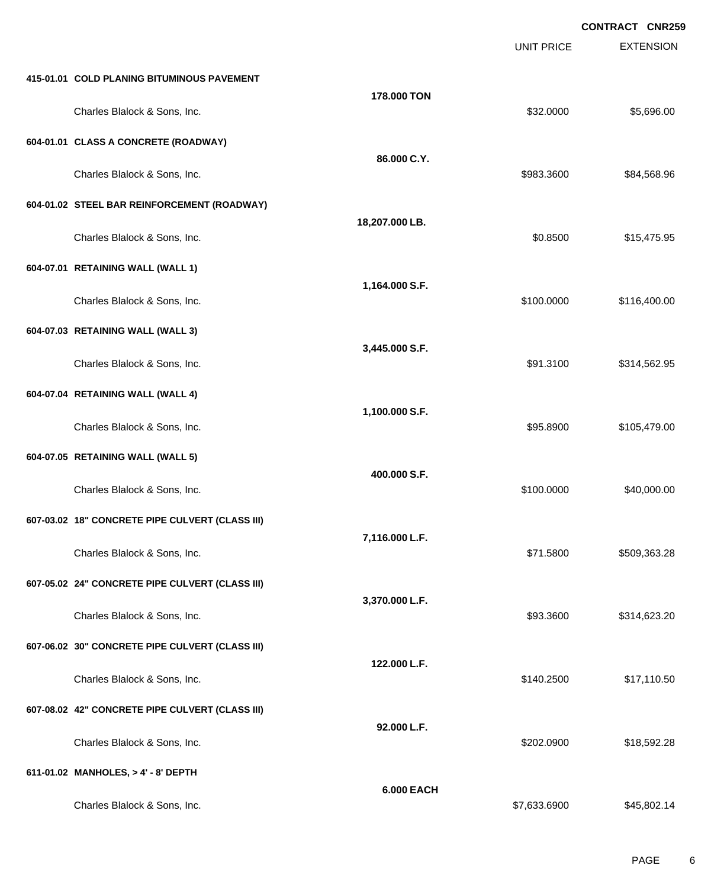CONTRACT CNR259

| | | UNIT PRICE | EXTENSION |
|---|---|---|---|
| **415-01.01 COLD PLANING BITUMINOUS PAVEMENT** | | | |
| | **178.000 TON** | | |
| Charles Blalock & Sons, Inc. | | $32.0000 | $5,696.00 |
| **604-01.01 CLASS A CONCRETE (ROADWAY)** | | | |
| | **86.000 C.Y.** | | |
| Charles Blalock & Sons, Inc. | | $983.3600 | $84,568.96 |
| **604-01.02 STEEL BAR REINFORCEMENT (ROADWAY)** | | | |
| | **18,207.000 LB.** | | |
| Charles Blalock & Sons, Inc. | | $0.8500 | $15,475.95 |
| **604-07.01 RETAINING WALL (WALL 1)** | | | |
| | **1,164.000 S.F.** | | |
| Charles Blalock & Sons, Inc. | | $100.0000 | $116,400.00 |
| **604-07.03 RETAINING WALL (WALL 3)** | | | |
| | **3,445.000 S.F.** | | |
| Charles Blalock & Sons, Inc. | | $91.3100 | $314,562.95 |
| **604-07.04 RETAINING WALL (WALL 4)** | | | |
| | **1,100.000 S.F.** | | |
| Charles Blalock & Sons, Inc. | | $95.8900 | $105,479.00 |
| **604-07.05 RETAINING WALL (WALL 5)** | | | |
| | **400.000 S.F.** | | |
| Charles Blalock & Sons, Inc. | | $100.0000 | $40,000.00 |
| **607-03.02 18" CONCRETE PIPE CULVERT (CLASS III)** | | | |
| | **7,116.000 L.F.** | | |
| Charles Blalock & Sons, Inc. | | $71.5800 | $509,363.28 |
| **607-05.02 24" CONCRETE PIPE CULVERT (CLASS III)** | | | |
| | **3,370.000 L.F.** | | |
| Charles Blalock & Sons, Inc. | | $93.3600 | $314,623.20 |
| **607-06.02 30" CONCRETE PIPE CULVERT (CLASS III)** | | | |
| | **122.000 L.F.** | | |
| Charles Blalock & Sons, Inc. | | $140.2500 | $17,110.50 |
| **607-08.02 42" CONCRETE PIPE CULVERT (CLASS III)** | | | |
| | **92.000 L.F.** | | |
| Charles Blalock & Sons, Inc. | | $202.0900 | $18,592.28 |
| **611-01.02 MANHOLES, > 4' - 8' DEPTH** | | | |
| | **6.000 EACH** | | |
| Charles Blalock & Sons, Inc. | | $7,633.6900 | $45,802.14 |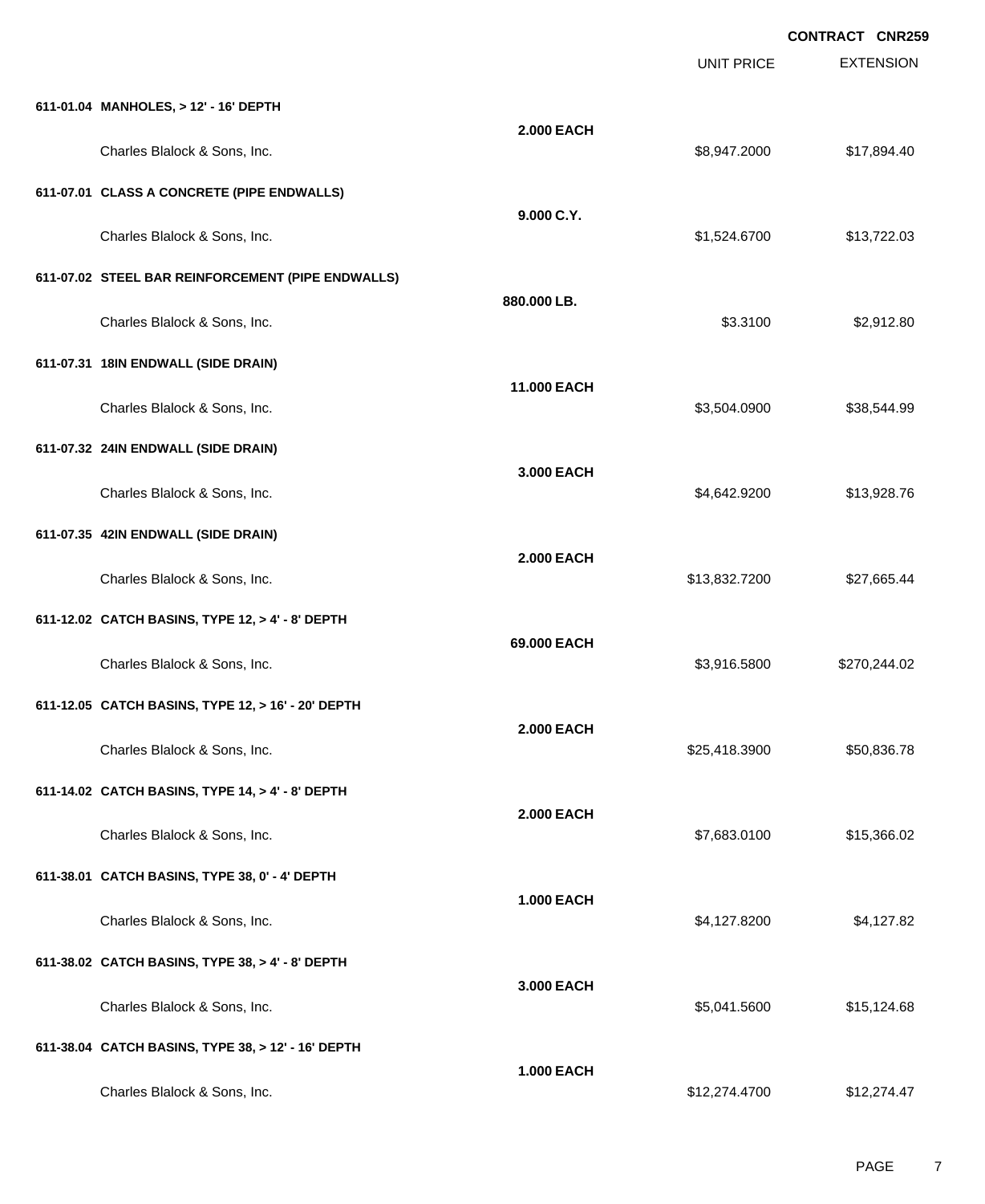**CONTRACT CNR259**

| | | UNIT PRICE | EXTENSION |
|---|---|---|---|
| **611-01.04 MANHOLES, > 12' - 16' DEPTH** | | | |
| | **2.000 EACH** | | |
| Charles Blalock & Sons, Inc. | | $8,947.2000 | $17,894.40 |
| **611-07.01 CLASS A CONCRETE (PIPE ENDWALLS)** | | | |
| | **9.000 C.Y.** | | |
| Charles Blalock & Sons, Inc. | | $1,524.6700 | $13,722.03 |
| **611-07.02 STEEL BAR REINFORCEMENT (PIPE ENDWALLS)** | | | |
| | **880.000 LB.** | | |
| Charles Blalock & Sons, Inc. | | $3.3100 | $2,912.80 |
| **611-07.31 18IN ENDWALL (SIDE DRAIN)** | | | |
| | **11.000 EACH** | | |
| Charles Blalock & Sons, Inc. | | $3,504.0900 | $38,544.99 |
| **611-07.32 24IN ENDWALL (SIDE DRAIN)** | | | |
| | **3.000 EACH** | | |
| Charles Blalock & Sons, Inc. | | $4,642.9200 | $13,928.76 |
| **611-07.35 42IN ENDWALL (SIDE DRAIN)** | | | |
| | **2.000 EACH** | | |
| Charles Blalock & Sons, Inc. | | $13,832.7200 | $27,665.44 |
| **611-12.02 CATCH BASINS, TYPE 12, > 4' - 8' DEPTH** | | | |
| | **69.000 EACH** | | |
| Charles Blalock & Sons, Inc. | | $3,916.5800 | $270,244.02 |
| **611-12.05 CATCH BASINS, TYPE 12, > 16' - 20' DEPTH** | | | |
| | **2.000 EACH** | | |
| Charles Blalock & Sons, Inc. | | $25,418.3900 | $50,836.78 |
| **611-14.02 CATCH BASINS, TYPE 14, > 4' - 8' DEPTH** | | | |
| | **2.000 EACH** | | |
| Charles Blalock & Sons, Inc. | | $7,683.0100 | $15,366.02 |
| **611-38.01 CATCH BASINS, TYPE 38, 0' - 4' DEPTH** | | | |
| | **1.000 EACH** | | |
| Charles Blalock & Sons, Inc. | | $4,127.8200 | $4,127.82 |
| **611-38.02 CATCH BASINS, TYPE 38, > 4' - 8' DEPTH** | | | |
| | **3.000 EACH** | | |
| Charles Blalock & Sons, Inc. | | $5,041.5600 | $15,124.68 |
| **611-38.04 CATCH BASINS, TYPE 38, > 12' - 16' DEPTH** | | | |
| | **1.000 EACH** | | |
| Charles Blalock & Sons, Inc. | | $12,274.4700 | $12,274.47 |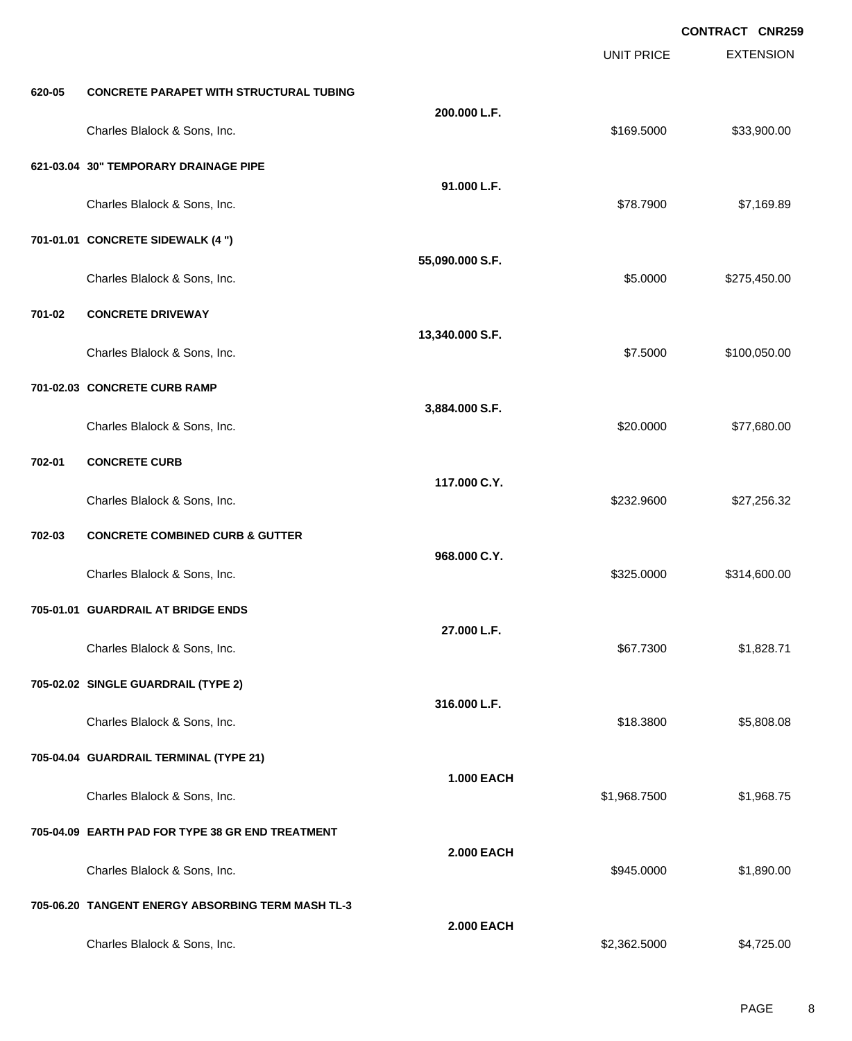CONTRACT CNR259

| | | | UNIT PRICE | EXTENSION |
|---|---|---|---|---|
| **620-05** | **CONCRETE PARAPET WITH STRUCTURAL TUBING** | | | |
| | | **200.000 L.F.** | | |
| | Charles Blalock & Sons, Inc. | | $169.5000 | $33,900.00 |
| **621-03.04** | **30" TEMPORARY DRAINAGE PIPE** | | | |
| | | **91.000 L.F.** | | |
| | Charles Blalock & Sons, Inc. | | $78.7900 | $7,169.89 |
| **701-01.01** | **CONCRETE SIDEWALK (4 ")** | | | |
| | | **55,090.000 S.F.** | | |
| | Charles Blalock & Sons, Inc. | | $5.0000 | $275,450.00 |
| **701-02** | **CONCRETE DRIVEWAY** | | | |
| | | **13,340.000 S.F.** | | |
| | Charles Blalock & Sons, Inc. | | $7.5000 | $100,050.00 |
| **701-02.03** | **CONCRETE CURB RAMP** | | | |
| | | **3,884.000 S.F.** | | |
| | Charles Blalock & Sons, Inc. | | $20.0000 | $77,680.00 |
| **702-01** | **CONCRETE CURB** | | | |
| | | **117.000 C.Y.** | | |
| | Charles Blalock & Sons, Inc. | | $232.9600 | $27,256.32 |
| **702-03** | **CONCRETE COMBINED CURB & GUTTER** | | | |
| | | **968.000 C.Y.** | | |
| | Charles Blalock & Sons, Inc. | | $325.0000 | $314,600.00 |
| **705-01.01** | **GUARDRAIL AT BRIDGE ENDS** | | | |
| | | **27.000 L.F.** | | |
| | Charles Blalock & Sons, Inc. | | $67.7300 | $1,828.71 |
| **705-02.02** | **SINGLE GUARDRAIL (TYPE 2)** | | | |
| | | **316.000 L.F.** | | |
| | Charles Blalock & Sons, Inc. | | $18.3800 | $5,808.08 |
| **705-04.04** | **GUARDRAIL TERMINAL (TYPE 21)** | | | |
| | | **1.000 EACH** | | |
| | Charles Blalock & Sons, Inc. | | $1,968.7500 | $1,968.75 |
| **705-04.09** | **EARTH PAD FOR TYPE 38 GR END TREATMENT** | | | |
| | | **2.000 EACH** | | |
| | Charles Blalock & Sons, Inc. | | $945.0000 | $1,890.00 |
| **705-06.20** | **TANGENT ENERGY ABSORBING TERM MASH TL-3** | | | |
| | | **2.000 EACH** | | |
| | Charles Blalock & Sons, Inc. | | $2,362.5000 | $4,725.00 |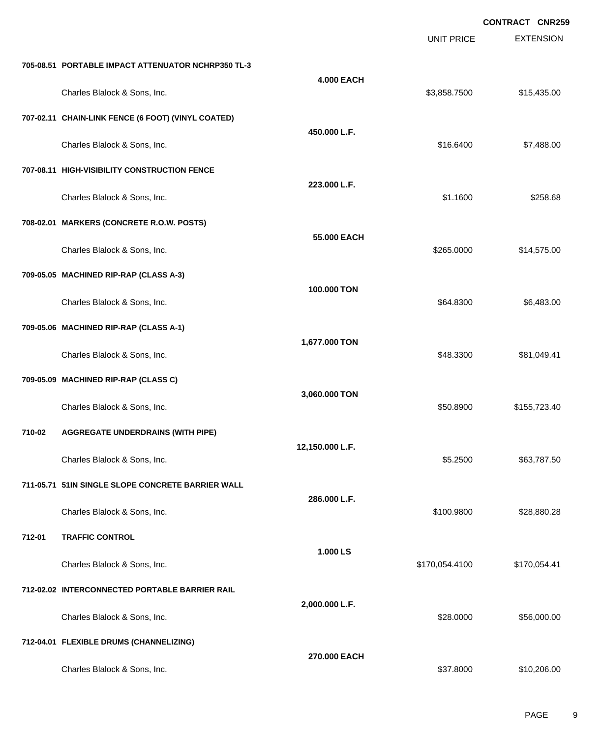**CONTRACT CNR259**

| | | | UNIT PRICE | EXTENSION |
|---|---|---|---|---|
| **705-08.51** | **PORTABLE IMPACT ATTENUATOR NCHRP350 TL-3** | | | |
| | | **4.000 EACH** | | |
| | Charles Blalock & Sons, Inc. | | $3,858.7500 | $15,435.00 |
| **707-02.11** | **CHAIN-LINK FENCE (6 FOOT) (VINYL COATED)** | | | |
| | | **450.000 L.F.** | | |
| | Charles Blalock & Sons, Inc. | | $16.6400 | $7,488.00 |
| **707-08.11** | **HIGH-VISIBILITY CONSTRUCTION FENCE** | | | |
| | | **223.000 L.F.** | | |
| | Charles Blalock & Sons, Inc. | | $1.1600 | $258.68 |
| **708-02.01** | **MARKERS (CONCRETE R.O.W. POSTS)** | | | |
| | | **55.000 EACH** | | |
| | Charles Blalock & Sons, Inc. | | $265.0000 | $14,575.00 |
| **709-05.05** | **MACHINED RIP-RAP (CLASS A-3)** | | | |
| | | **100.000 TON** | | |
| | Charles Blalock & Sons, Inc. | | $64.8300 | $6,483.00 |
| **709-05.06** | **MACHINED RIP-RAP (CLASS A-1)** | | | |
| | | **1,677.000 TON** | | |
| | Charles Blalock & Sons, Inc. | | $48.3300 | $81,049.41 |
| **709-05.09** | **MACHINED RIP-RAP (CLASS C)** | | | |
| | | **3,060.000 TON** | | |
| | Charles Blalock & Sons, Inc. | | $50.8900 | $155,723.40 |
| **710-02** | **AGGREGATE UNDERDRAINS (WITH PIPE)** | | | |
| | | **12,150.000 L.F.** | | |
| | Charles Blalock & Sons, Inc. | | $5.2500 | $63,787.50 |
| **711-05.71** | **51IN SINGLE SLOPE CONCRETE BARRIER WALL** | | | |
| | | **286.000 L.F.** | | |
| | Charles Blalock & Sons, Inc. | | $100.9800 | $28,880.28 |
| **712-01** | **TRAFFIC CONTROL** | | | |
| | | **1.000 LS** | | |
| | Charles Blalock & Sons, Inc. | | $170,054.4100 | $170,054.41 |
| **712-02.02** | **INTERCONNECTED PORTABLE BARRIER RAIL** | | | |
| | | **2,000.000 L.F.** | | |
| | Charles Blalock & Sons, Inc. | | $28.0000 | $56,000.00 |
| **712-04.01** | **FLEXIBLE DRUMS (CHANNELIZING)** | | | |
| | | **270.000 EACH** | | |
| | Charles Blalock & Sons, Inc. | | $37.8000 | $10,206.00 |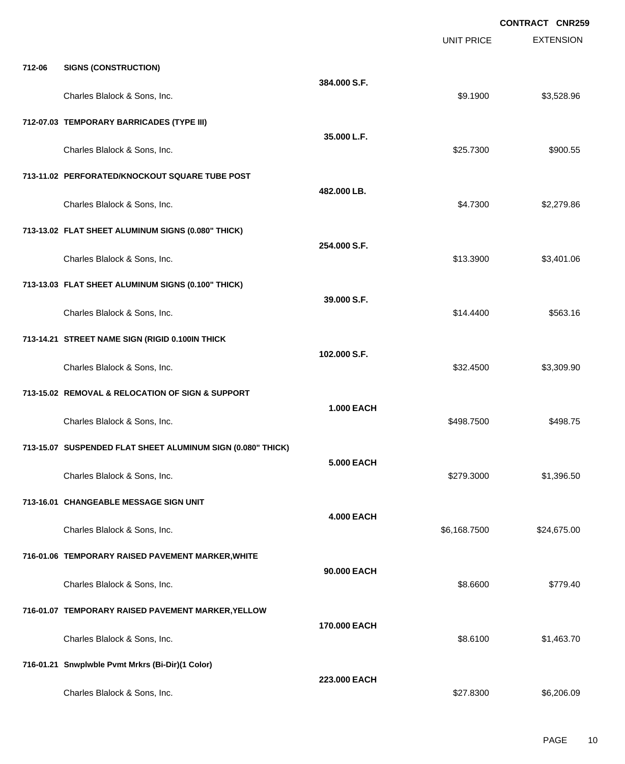CONTRACT CNR259

| | | | UNIT PRICE | EXTENSION |
|---|---|---|---|---|
| 712-06 | SIGNS (CONSTRUCTION) | | | |
| | Charles Blalock & Sons, Inc. | 384.000 S.F. | $9.1900 | $3,528.96 |
| 712-07.03 | TEMPORARY BARRICADES (TYPE III) | | | |
| | Charles Blalock & Sons, Inc. | 35.000 L.F. | $25.7300 | $900.55 |
| 713-11.02 | PERFORATED/KNOCKOUT SQUARE TUBE POST | | | |
| | Charles Blalock & Sons, Inc. | 482.000 LB. | $4.7300 | $2,279.86 |
| 713-13.02 | FLAT SHEET ALUMINUM SIGNS (0.080" THICK) | | | |
| | Charles Blalock & Sons, Inc. | 254.000 S.F. | $13.3900 | $3,401.06 |
| 713-13.03 | FLAT SHEET ALUMINUM SIGNS (0.100" THICK) | | | |
| | Charles Blalock & Sons, Inc. | 39.000 S.F. | $14.4400 | $563.16 |
| 713-14.21 | STREET NAME SIGN (RIGID 0.100IN THICK | | | |
| | Charles Blalock & Sons, Inc. | 102.000 S.F. | $32.4500 | $3,309.90 |
| 713-15.02 | REMOVAL & RELOCATION OF SIGN & SUPPORT | | | |
| | Charles Blalock & Sons, Inc. | 1.000 EACH | $498.7500 | $498.75 |
| 713-15.07 | SUSPENDED FLAT SHEET ALUMINUM SIGN (0.080" THICK) | | | |
| | Charles Blalock & Sons, Inc. | 5.000 EACH | $279.3000 | $1,396.50 |
| 713-16.01 | CHANGEABLE MESSAGE SIGN UNIT | | | |
| | Charles Blalock & Sons, Inc. | 4.000 EACH | $6,168.7500 | $24,675.00 |
| 716-01.06 | TEMPORARY RAISED PAVEMENT MARKER,WHITE | | | |
| | Charles Blalock & Sons, Inc. | 90.000 EACH | $8.6600 | $779.40 |
| 716-01.07 | TEMPORARY RAISED PAVEMENT MARKER,YELLOW | | | |
| | Charles Blalock & Sons, Inc. | 170.000 EACH | $8.6100 | $1,463.70 |
| 716-01.21 | Snwplwble Pvmt Mrkrs (Bi-Dir)(1 Color) | | | |
| | Charles Blalock & Sons, Inc. | 223.000 EACH | $27.8300 | $6,206.09 |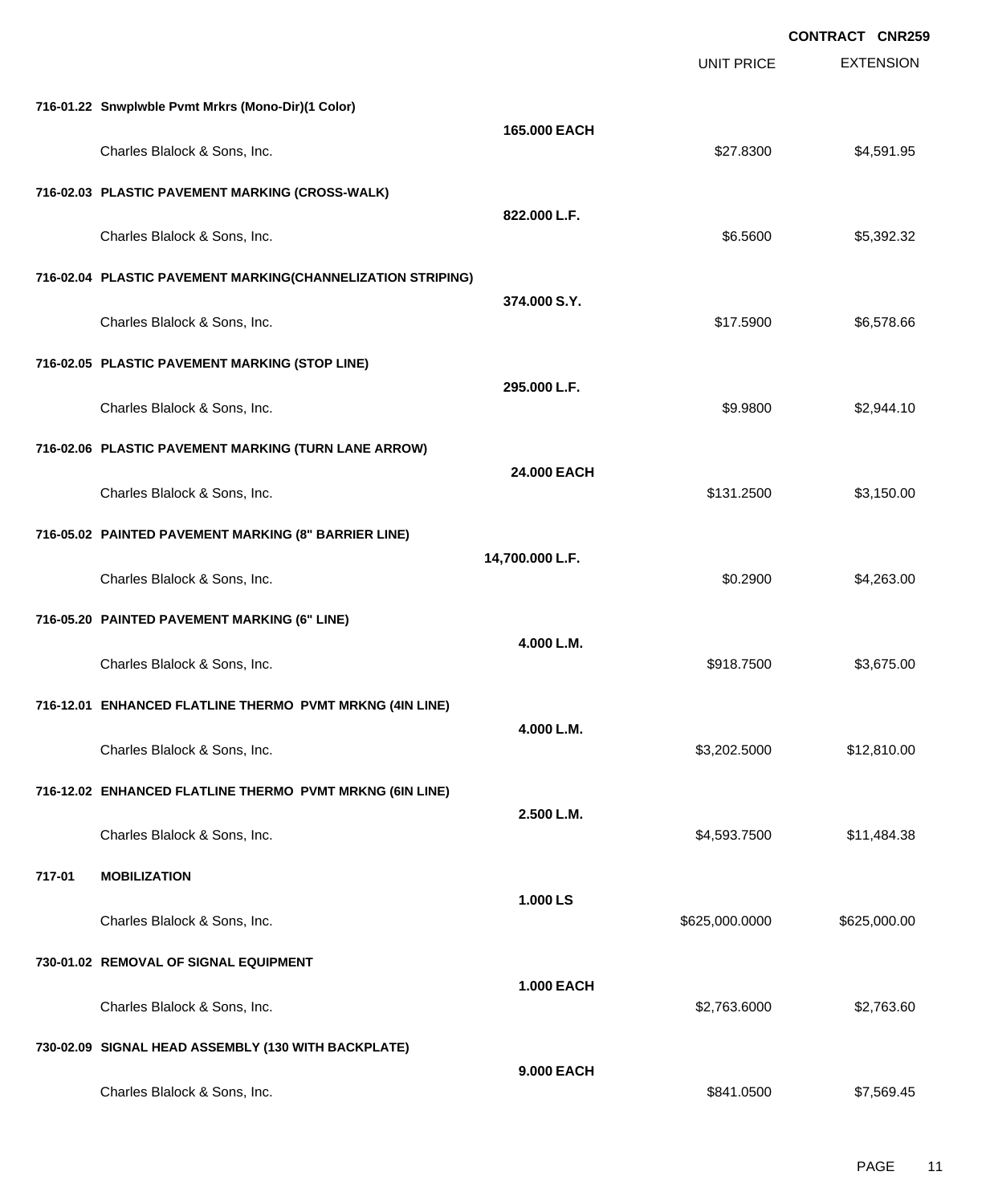CONTRACT CNR259

| | | | UNIT PRICE | EXTENSION |
|---|---|---|---|---|
| 716-01.22 | Snwplwble Pvmt Mrkrs (Mono-Dir)(1 Color) | | | |
| | | 165.000 EACH | | |
| | Charles Blalock & Sons, Inc. | | $27.8300 | $4,591.95 |
| 716-02.03 | PLASTIC PAVEMENT MARKING (CROSS-WALK) | | | |
| | | 822.000 L.F. | | |
| | Charles Blalock & Sons, Inc. | | $6.5600 | $5,392.32 |
| 716-02.04 | PLASTIC PAVEMENT MARKING(CHANNELIZATION STRIPING) | | | |
| | | 374.000 S.Y. | | |
| | Charles Blalock & Sons, Inc. | | $17.5900 | $6,578.66 |
| 716-02.05 | PLASTIC PAVEMENT MARKING (STOP LINE) | | | |
| | | 295.000 L.F. | | |
| | Charles Blalock & Sons, Inc. | | $9.9800 | $2,944.10 |
| 716-02.06 | PLASTIC PAVEMENT MARKING (TURN LANE ARROW) | | | |
| | | 24.000 EACH | | |
| | Charles Blalock & Sons, Inc. | | $131.2500 | $3,150.00 |
| 716-05.02 | PAINTED PAVEMENT MARKING (8" BARRIER LINE) | | | |
| | | 14,700.000 L.F. | | |
| | Charles Blalock & Sons, Inc. | | $0.2900 | $4,263.00 |
| 716-05.20 | PAINTED PAVEMENT MARKING (6" LINE) | | | |
| | | 4.000 L.M. | | |
| | Charles Blalock & Sons, Inc. | | $918.7500 | $3,675.00 |
| 716-12.01 | ENHANCED FLATLINE THERMO PVMT MRKNG (4IN LINE) | | | |
| | | 4.000 L.M. | | |
| | Charles Blalock & Sons, Inc. | | $3,202.5000 | $12,810.00 |
| 716-12.02 | ENHANCED FLATLINE THERMO PVMT MRKNG (6IN LINE) | | | |
| | | 2.500 L.M. | | |
| | Charles Blalock & Sons, Inc. | | $4,593.7500 | $11,484.38 |
| 717-01 | MOBILIZATION | | | |
| | | 1.000 LS | | |
| | Charles Blalock & Sons, Inc. | | $625,000.0000 | $625,000.00 |
| 730-01.02 | REMOVAL OF SIGNAL EQUIPMENT | | | |
| | | 1.000 EACH | | |
| | Charles Blalock & Sons, Inc. | | $2,763.6000 | $2,763.60 |
| 730-02.09 | SIGNAL HEAD ASSEMBLY (130 WITH BACKPLATE) | | | |
| | | 9.000 EACH | | |
| | Charles Blalock & Sons, Inc. | | $841.0500 | $7,569.45 |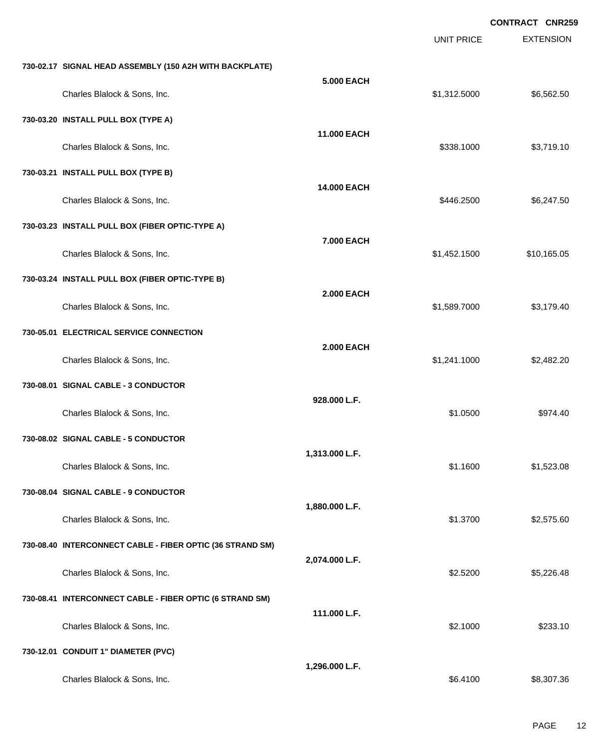**CONTRACT CNR259**

| | | UNIT PRICE | EXTENSION |
|---|---|---|---|
| **730-02.17 SIGNAL HEAD ASSEMBLY (150 A2H WITH BACKPLATE)** | | | |
| | **5.000 EACH** | | |
| Charles Blalock & Sons, Inc. | | $1,312.5000 | $6,562.50 |
| **730-03.20 INSTALL PULL BOX (TYPE A)** | | | |
| | **11.000 EACH** | | |
| Charles Blalock & Sons, Inc. | | $338.1000 | $3,719.10 |
| **730-03.21 INSTALL PULL BOX (TYPE B)** | | | |
| | **14.000 EACH** | | |
| Charles Blalock & Sons, Inc. | | $446.2500 | $6,247.50 |
| **730-03.23 INSTALL PULL BOX (FIBER OPTIC-TYPE A)** | | | |
| | **7.000 EACH** | | |
| Charles Blalock & Sons, Inc. | | $1,452.1500 | $10,165.05 |
| **730-03.24 INSTALL PULL BOX (FIBER OPTIC-TYPE B)** | | | |
| | **2.000 EACH** | | |
| Charles Blalock & Sons, Inc. | | $1,589.7000 | $3,179.40 |
| **730-05.01 ELECTRICAL SERVICE CONNECTION** | | | |
| | **2.000 EACH** | | |
| Charles Blalock & Sons, Inc. | | $1,241.1000 | $2,482.20 |
| **730-08.01 SIGNAL CABLE - 3 CONDUCTOR** | | | |
| | **928.000 L.F.** | | |
| Charles Blalock & Sons, Inc. | | $1.0500 | $974.40 |
| **730-08.02 SIGNAL CABLE - 5 CONDUCTOR** | | | |
| | **1,313.000 L.F.** | | |
| Charles Blalock & Sons, Inc. | | $1.1600 | $1,523.08 |
| **730-08.04 SIGNAL CABLE - 9 CONDUCTOR** | | | |
| | **1,880.000 L.F.** | | |
| Charles Blalock & Sons, Inc. | | $1.3700 | $2,575.60 |
| **730-08.40 INTERCONNECT CABLE - FIBER OPTIC (36 STRAND SM)** | | | |
| | **2,074.000 L.F.** | | |
| Charles Blalock & Sons, Inc. | | $2.5200 | $5,226.48 |
| **730-08.41 INTERCONNECT CABLE - FIBER OPTIC (6 STRAND SM)** | | | |
| | **111.000 L.F.** | | |
| Charles Blalock & Sons, Inc. | | $2.1000 | $233.10 |
| **730-12.01 CONDUIT 1" DIAMETER (PVC)** | | | |
| | **1,296.000 L.F.** | | |
| Charles Blalock & Sons, Inc. | | $6.4100 | $8,307.36 |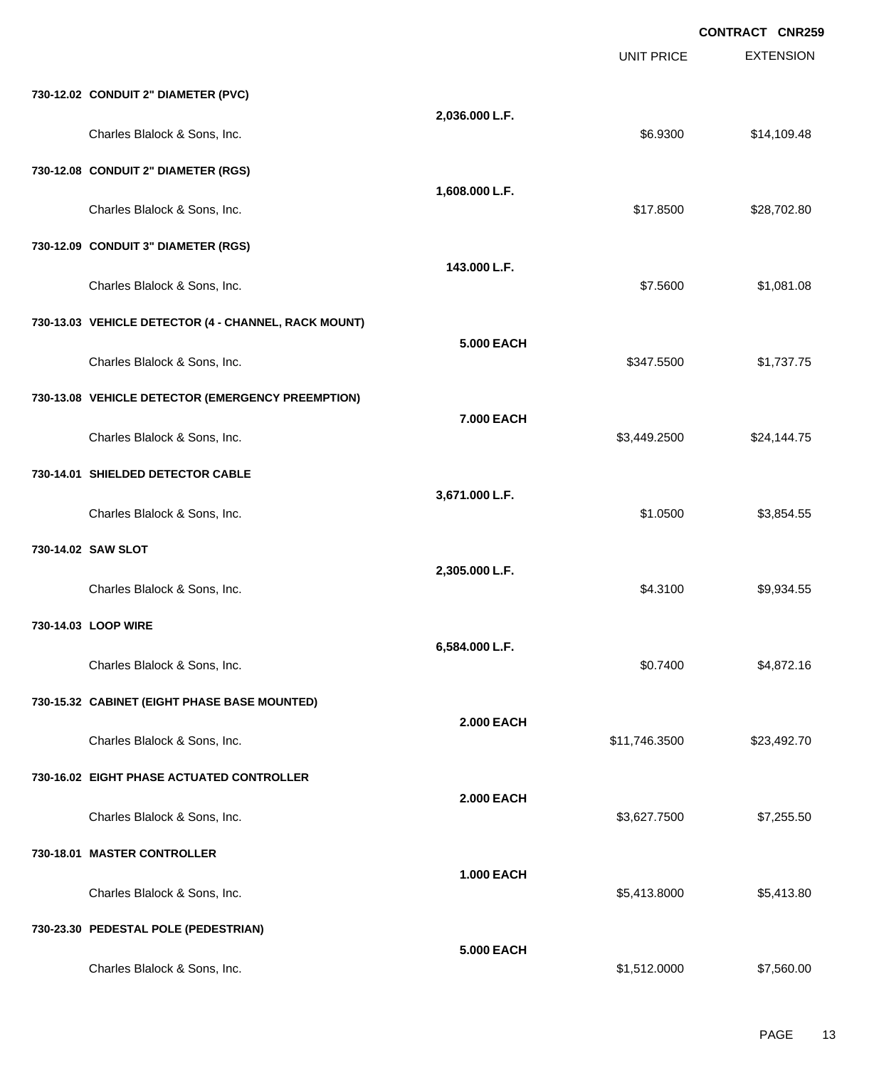CONTRACT CNR259

| | | UNIT PRICE | EXTENSION |
|---|---|---|---|
| **730-12.02 CONDUIT 2" DIAMETER (PVC)** | | | |
| | **2,036.000 L.F.** | | |
| Charles Blalock & Sons, Inc. | | $6.9300 | $14,109.48 |
| **730-12.08 CONDUIT 2" DIAMETER (RGS)** | | | |
| | **1,608.000 L.F.** | | |
| Charles Blalock & Sons, Inc. | | $17.8500 | $28,702.80 |
| **730-12.09 CONDUIT 3" DIAMETER (RGS)** | | | |
| | **143.000 L.F.** | | |
| Charles Blalock & Sons, Inc. | | $7.5600 | $1,081.08 |
| **730-13.03 VEHICLE DETECTOR (4 - CHANNEL, RACK MOUNT)** | | | |
| | **5.000 EACH** | | |
| Charles Blalock & Sons, Inc. | | $347.5500 | $1,737.75 |
| **730-13.08 VEHICLE DETECTOR (EMERGENCY PREEMPTION)** | | | |
| | **7.000 EACH** | | |
| Charles Blalock & Sons, Inc. | | $3,449.2500 | $24,144.75 |
| **730-14.01 SHIELDED DETECTOR CABLE** | | | |
| | **3,671.000 L.F.** | | |
| Charles Blalock & Sons, Inc. | | $1.0500 | $3,854.55 |
| **730-14.02 SAW SLOT** | | | |
| | **2,305.000 L.F.** | | |
| Charles Blalock & Sons, Inc. | | $4.3100 | $9,934.55 |
| **730-14.03 LOOP WIRE** | | | |
| | **6,584.000 L.F.** | | |
| Charles Blalock & Sons, Inc. | | $0.7400 | $4,872.16 |
| **730-15.32 CABINET (EIGHT PHASE BASE MOUNTED)** | | | |
| | **2.000 EACH** | | |
| Charles Blalock & Sons, Inc. | | $11,746.3500 | $23,492.70 |
| **730-16.02 EIGHT PHASE ACTUATED CONTROLLER** | | | |
| | **2.000 EACH** | | |
| Charles Blalock & Sons, Inc. | | $3,627.7500 | $7,255.50 |
| **730-18.01 MASTER CONTROLLER** | | | |
| | **1.000 EACH** | | |
| Charles Blalock & Sons, Inc. | | $5,413.8000 | $5,413.80 |
| **730-23.30 PEDESTAL POLE (PEDESTRIAN)** | | | |
| | **5.000 EACH** | | |
| Charles Blalock & Sons, Inc. | | $1,512.0000 | $7,560.00 |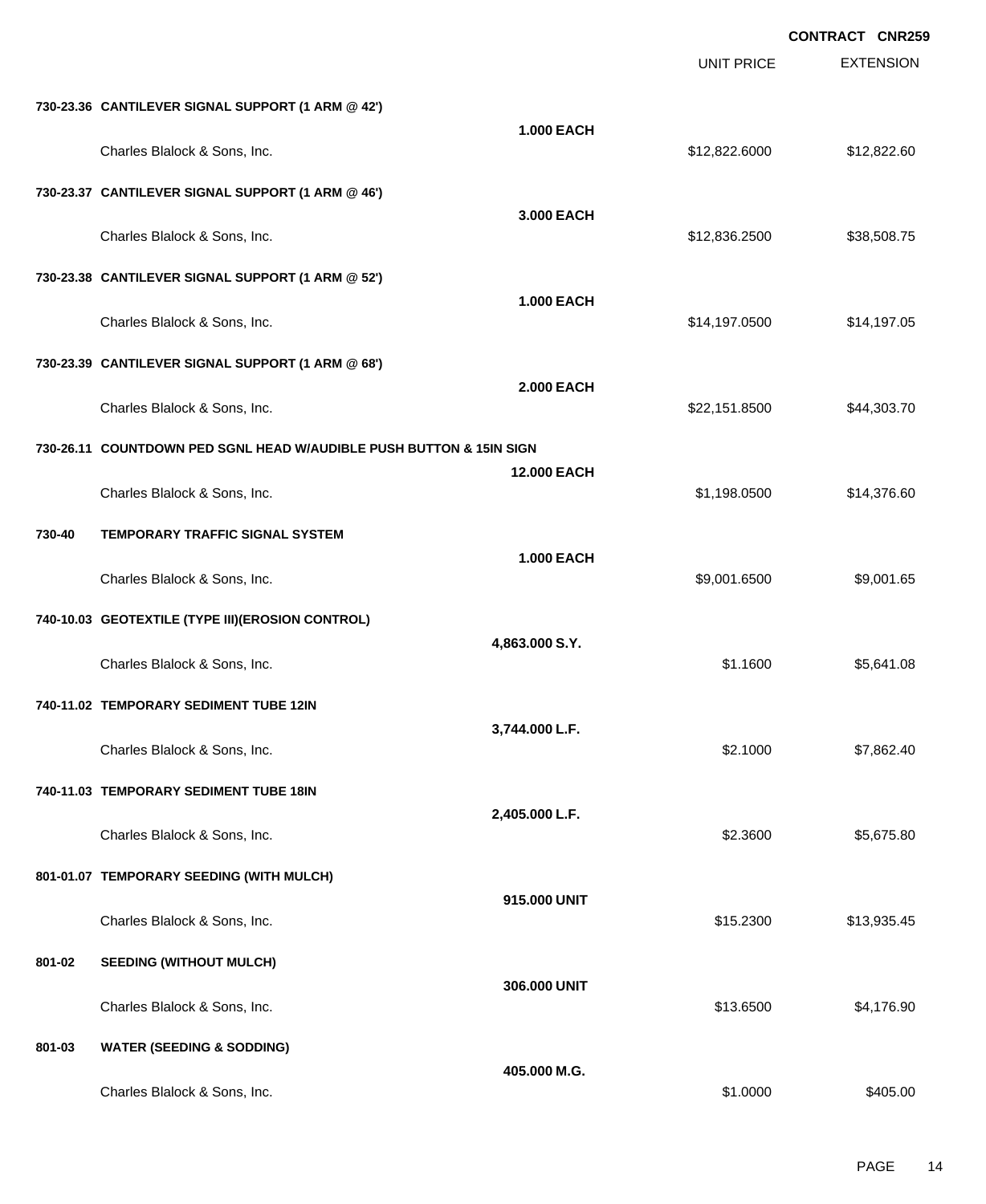**CONTRACT CNR259**

| | | UNIT PRICE | EXTENSION |
|---|---|---|---|
| **730-23.36 CANTILEVER SIGNAL SUPPORT (1 ARM @ 42')** | | | |
| | **1.000 EACH** | | |
| Charles Blalock & Sons, Inc. | | $12,822.6000 | $12,822.60 |
| **730-23.37 CANTILEVER SIGNAL SUPPORT (1 ARM @ 46')** | | | |
| | **3.000 EACH** | | |
| Charles Blalock & Sons, Inc. | | $12,836.2500 | $38,508.75 |
| **730-23.38 CANTILEVER SIGNAL SUPPORT (1 ARM @ 52')** | | | |
| | **1.000 EACH** | | |
| Charles Blalock & Sons, Inc. | | $14,197.0500 | $14,197.05 |
| **730-23.39 CANTILEVER SIGNAL SUPPORT (1 ARM @ 68')** | | | |
| | **2.000 EACH** | | |
| Charles Blalock & Sons, Inc. | | $22,151.8500 | $44,303.70 |
| **730-26.11 COUNTDOWN PED SGNL HEAD W/AUDIBLE PUSH BUTTON & 15IN SIGN** | | | |
| | **12.000 EACH** | | |
| Charles Blalock & Sons, Inc. | | $1,198.0500 | $14,376.60 |
| **730-40 TEMPORARY TRAFFIC SIGNAL SYSTEM** | | | |
| | **1.000 EACH** | | |
| Charles Blalock & Sons, Inc. | | $9,001.6500 | $9,001.65 |
| **740-10.03 GEOTEXTILE (TYPE III)(EROSION CONTROL)** | | | |
| | **4,863.000 S.Y.** | | |
| Charles Blalock & Sons, Inc. | | $1.1600 | $5,641.08 |
| **740-11.02 TEMPORARY SEDIMENT TUBE 12IN** | | | |
| | **3,744.000 L.F.** | | |
| Charles Blalock & Sons, Inc. | | $2.1000 | $7,862.40 |
| **740-11.03 TEMPORARY SEDIMENT TUBE 18IN** | | | |
| | **2,405.000 L.F.** | | |
| Charles Blalock & Sons, Inc. | | $2.3600 | $5,675.80 |
| **801-01.07 TEMPORARY SEEDING (WITH MULCH)** | | | |
| | **915.000 UNIT** | | |
| Charles Blalock & Sons, Inc. | | $15.2300 | $13,935.45 |
| **801-02 SEEDING (WITHOUT MULCH)** | | | |
| | **306.000 UNIT** | | |
| Charles Blalock & Sons, Inc. | | $13.6500 | $4,176.90 |
| **801-03 WATER (SEEDING & SODDING)** | | | |
| | **405.000 M.G.** | | |
| Charles Blalock & Sons, Inc. | | $1.0000 | $405.00 |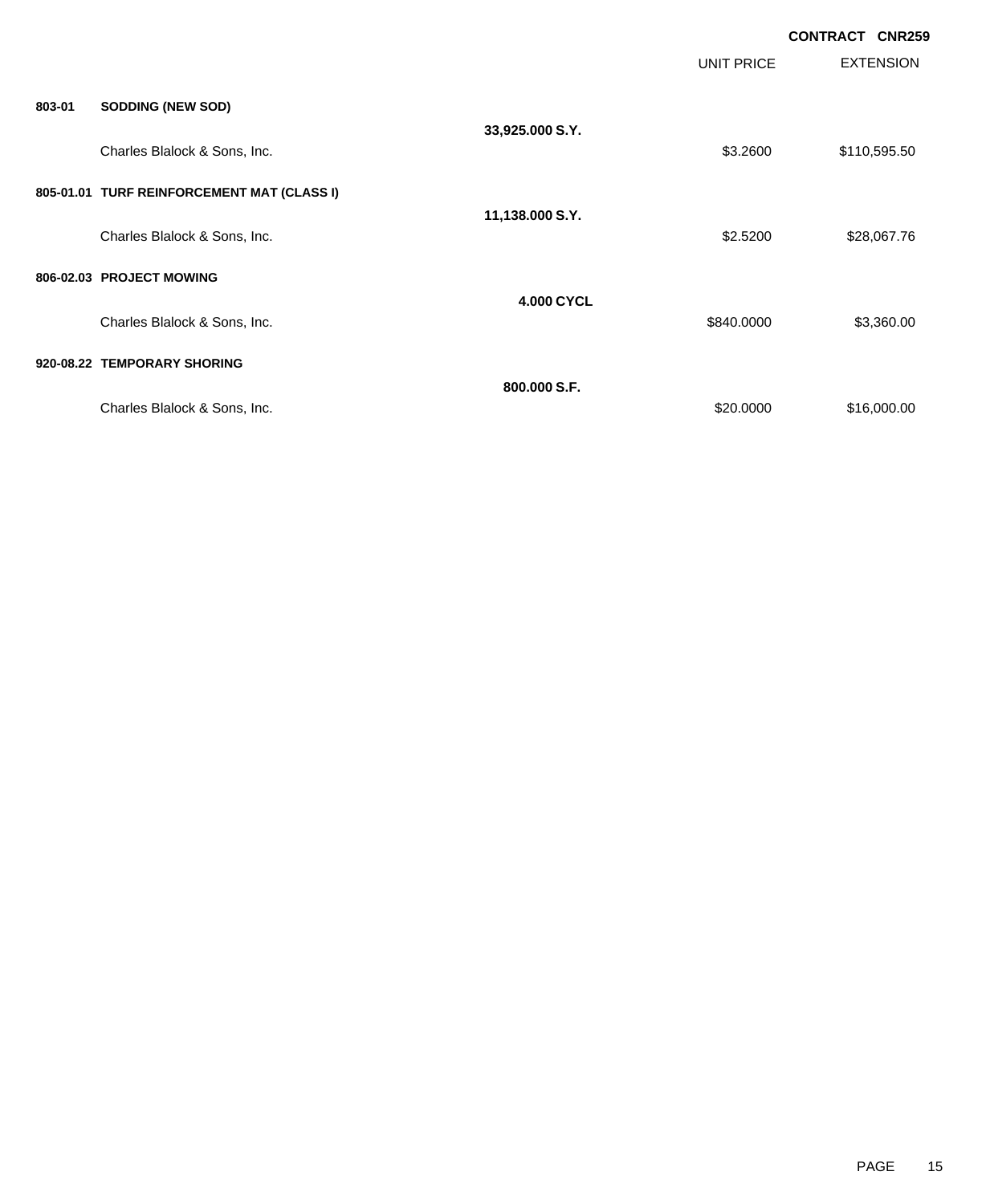**CONTRACT CNR259**

| | | | UNIT PRICE | EXTENSION |
|---|---|---|---|---|
| **803-01** | **SODDING (NEW SOD)** | | | |
| | | **33,925.000 S.Y.** | | |
| | Charles Blalock & Sons, Inc. | | $3.2600 | $110,595.50 |
| **805-01.01** | **TURF REINFORCEMENT MAT (CLASS I)** | | | |
| | | **11,138.000 S.Y.** | | |
| | Charles Blalock & Sons, Inc. | | $2.5200 | $28,067.76 |
| **806-02.03** | **PROJECT MOWING** | | | |
| | | **4.000 CYCL** | | |
| | Charles Blalock & Sons, Inc. | | $840.0000 | $3,360.00 |
| **920-08.22** | **TEMPORARY SHORING** | | | |
| | | **800.000 S.F.** | | |
| | Charles Blalock & Sons, Inc. | | $20.0000 | $16,000.00 |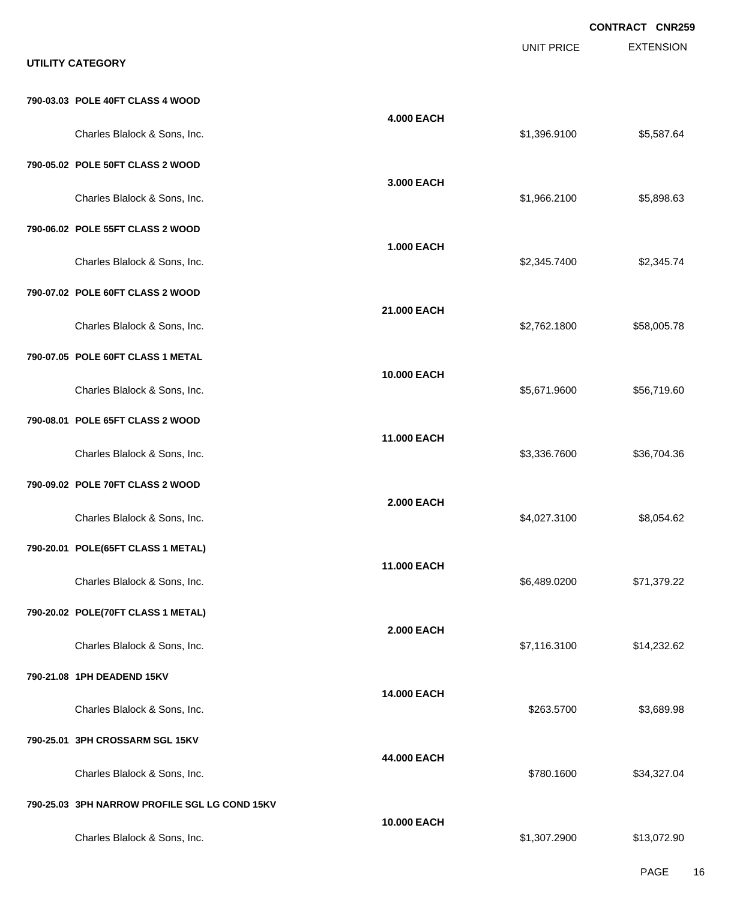CONTRACT CNR259

| UTILITY CATEGORY | | UNIT PRICE | EXTENSION |
|---|---|---|---|
| **790-03.03 POLE 40FT CLASS 4 WOOD** | **4.000 EACH** | | |
| Charles Blalock & Sons, Inc. | | $1,396.9100 | $5,587.64 |
| **790-05.02 POLE 50FT CLASS 2 WOOD** | **3.000 EACH** | | |
| Charles Blalock & Sons, Inc. | | $1,966.2100 | $5,898.63 |
| **790-06.02 POLE 55FT CLASS 2 WOOD** | **1.000 EACH** | | |
| Charles Blalock & Sons, Inc. | | $2,345.7400 | $2,345.74 |
| **790-07.02 POLE 60FT CLASS 2 WOOD** | **21.000 EACH** | | |
| Charles Blalock & Sons, Inc. | | $2,762.1800 | $58,005.78 |
| **790-07.05 POLE 60FT CLASS 1 METAL** | **10.000 EACH** | | |
| Charles Blalock & Sons, Inc. | | $5,671.9600 | $56,719.60 |
| **790-08.01 POLE 65FT CLASS 2 WOOD** | **11.000 EACH** | | |
| Charles Blalock & Sons, Inc. | | $3,336.7600 | $36,704.36 |
| **790-09.02 POLE 70FT CLASS 2 WOOD** | **2.000 EACH** | | |
| Charles Blalock & Sons, Inc. | | $4,027.3100 | $8,054.62 |
| **790-20.01 POLE(65FT CLASS 1 METAL)** | **11.000 EACH** | | |
| Charles Blalock & Sons, Inc. | | $6,489.0200 | $71,379.22 |
| **790-20.02 POLE(70FT CLASS 1 METAL)** | **2.000 EACH** | | |
| Charles Blalock & Sons, Inc. | | $7,116.3100 | $14,232.62 |
| **790-21.08 1PH DEADEND 15KV** | **14.000 EACH** | | |
| Charles Blalock & Sons, Inc. | | $263.5700 | $3,689.98 |
| **790-25.01 3PH CROSSARM SGL 15KV** | **44.000 EACH** | | |
| Charles Blalock & Sons, Inc. | | $780.1600 | $34,327.04 |
| **790-25.03 3PH NARROW PROFILE SGL LG COND 15KV** | **10.000 EACH** | | |
| Charles Blalock & Sons, Inc. | | $1,307.2900 | $13,072.90 |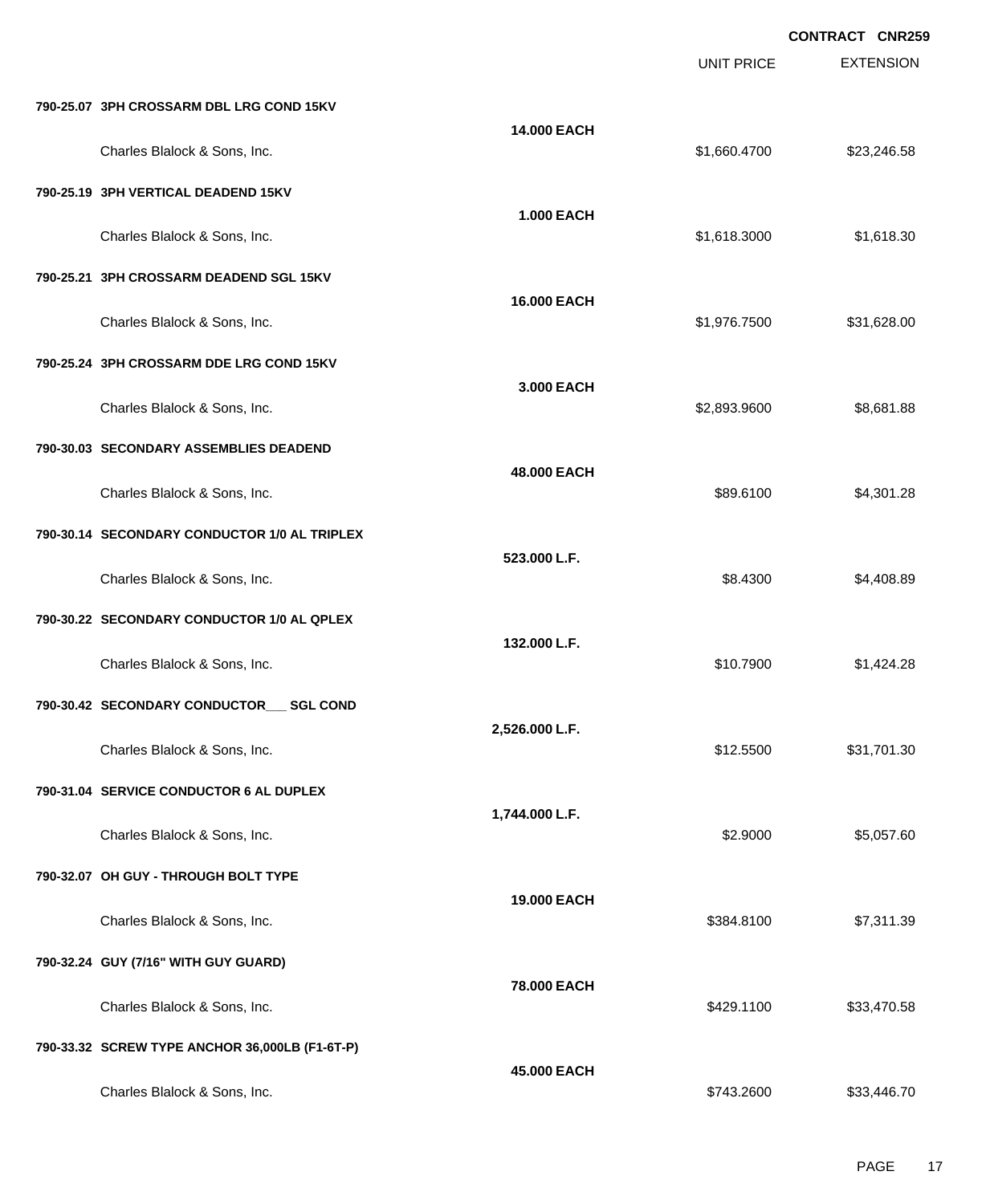**CONTRACT CNR259**

| | | UNIT PRICE | EXTENSION |
|---|---|---|---|
| **790-25.07 3PH CROSSARM DBL LRG COND 15KV** | | | |
| | **14.000 EACH** | | |
| Charles Blalock & Sons, Inc. | | $1,660.4700 | $23,246.58 |
| **790-25.19 3PH VERTICAL DEADEND 15KV** | | | |
| | **1.000 EACH** | | |
| Charles Blalock & Sons, Inc. | | $1,618.3000 | $1,618.30 |
| **790-25.21 3PH CROSSARM DEADEND SGL 15KV** | | | |
| | **16.000 EACH** | | |
| Charles Blalock & Sons, Inc. | | $1,976.7500 | $31,628.00 |
| **790-25.24 3PH CROSSARM DDE LRG COND 15KV** | | | |
| | **3.000 EACH** | | |
| Charles Blalock & Sons, Inc. | | $2,893.9600 | $8,681.88 |
| **790-30.03 SECONDARY ASSEMBLIES DEADEND** | | | |
| | **48.000 EACH** | | |
| Charles Blalock & Sons, Inc. | | $89.6100 | $4,301.28 |
| **790-30.14 SECONDARY CONDUCTOR 1/0 AL TRIPLEX** | | | |
| | **523.000 L.F.** | | |
| Charles Blalock & Sons, Inc. | | $8.4300 | $4,408.89 |
| **790-30.22 SECONDARY CONDUCTOR 1/0 AL QPLEX** | | | |
| | **132.000 L.F.** | | |
| Charles Blalock & Sons, Inc. | | $10.7900 | $1,424.28 |
| **790-30.42 SECONDARY CONDUCTOR___ SGL COND** | | | |
| | **2,526.000 L.F.** | | |
| Charles Blalock & Sons, Inc. | | $12.5500 | $31,701.30 |
| **790-31.04 SERVICE CONDUCTOR 6 AL DUPLEX** | | | |
| | **1,744.000 L.F.** | | |
| Charles Blalock & Sons, Inc. | | $2.9000 | $5,057.60 |
| **790-32.07 OH GUY - THROUGH BOLT TYPE** | | | |
| | **19.000 EACH** | | |
| Charles Blalock & Sons, Inc. | | $384.8100 | $7,311.39 |
| **790-32.24 GUY (7/16" WITH GUY GUARD)** | | | |
| | **78.000 EACH** | | |
| Charles Blalock & Sons, Inc. | | $429.1100 | $33,470.58 |
| **790-33.32 SCREW TYPE ANCHOR 36,000LB (F1-6T-P)** | | | |
| | **45.000 EACH** | | |
| Charles Blalock & Sons, Inc. | | $743.2600 | $33,446.70 |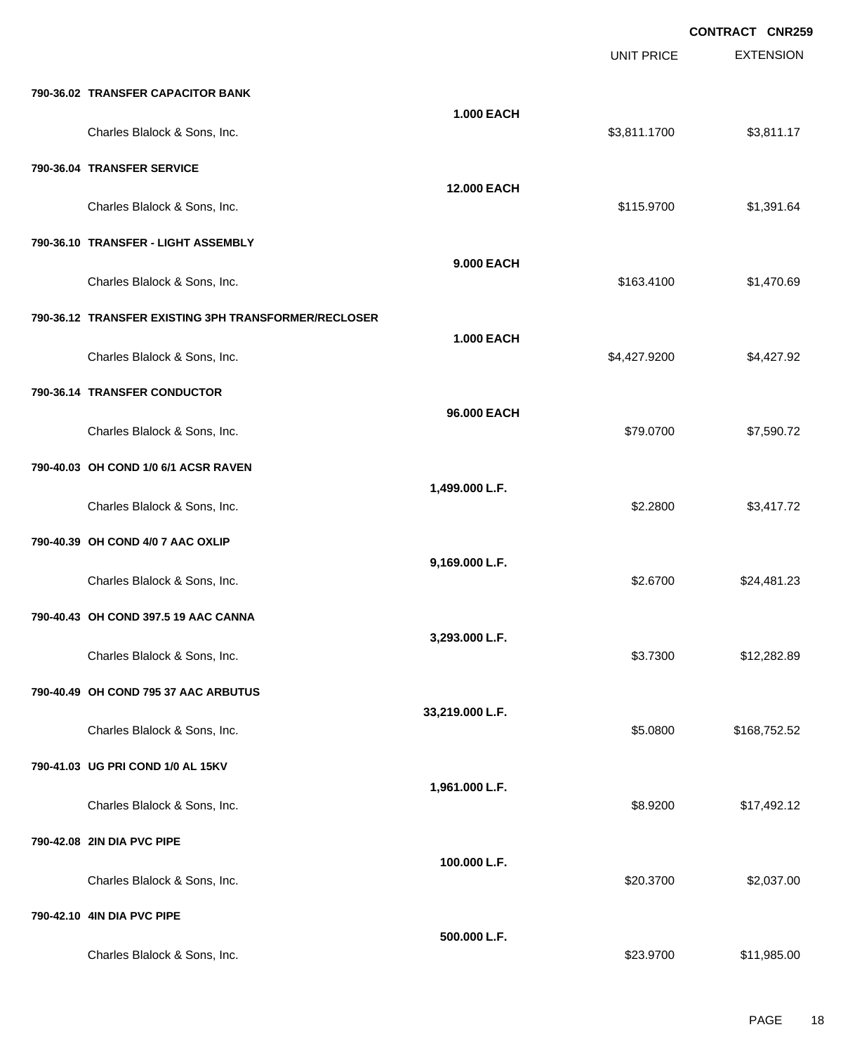CONTRACT CNR259

| | | UNIT PRICE | EXTENSION |
|---|---|---|---|
| **790-36.02 TRANSFER CAPACITOR BANK** | | | |
| | **1.000 EACH** | | |
| Charles Blalock & Sons, Inc. | | $3,811.1700 | $3,811.17 |
| **790-36.04 TRANSFER SERVICE** | | | |
| | **12.000 EACH** | | |
| Charles Blalock & Sons, Inc. | | $115.9700 | $1,391.64 |
| **790-36.10 TRANSFER - LIGHT ASSEMBLY** | | | |
| | **9.000 EACH** | | |
| Charles Blalock & Sons, Inc. | | $163.4100 | $1,470.69 |
| **790-36.12 TRANSFER EXISTING 3PH TRANSFORMER/RECLOSER** | | | |
| | **1.000 EACH** | | |
| Charles Blalock & Sons, Inc. | | $4,427.9200 | $4,427.92 |
| **790-36.14 TRANSFER CONDUCTOR** | | | |
| | **96.000 EACH** | | |
| Charles Blalock & Sons, Inc. | | $79.0700 | $7,590.72 |
| **790-40.03 OH COND 1/0 6/1 ACSR RAVEN** | | | |
| | **1,499.000 L.F.** | | |
| Charles Blalock & Sons, Inc. | | $2.2800 | $3,417.72 |
| **790-40.39 OH COND 4/0 7 AAC OXLIP** | | | |
| | **9,169.000 L.F.** | | |
| Charles Blalock & Sons, Inc. | | $2.6700 | $24,481.23 |
| **790-40.43 OH COND 397.5 19 AAC CANNA** | | | |
| | **3,293.000 L.F.** | | |
| Charles Blalock & Sons, Inc. | | $3.7300 | $12,282.89 |
| **790-40.49 OH COND 795 37 AAC ARBUTUS** | | | |
| | **33,219.000 L.F.** | | |
| Charles Blalock & Sons, Inc. | | $5.0800 | $168,752.52 |
| **790-41.03 UG PRI COND 1/0 AL 15KV** | | | |
| | **1,961.000 L.F.** | | |
| Charles Blalock & Sons, Inc. | | $8.9200 | $17,492.12 |
| **790-42.08 2IN DIA PVC PIPE** | | | |
| | **100.000 L.F.** | | |
| Charles Blalock & Sons, Inc. | | $20.3700 | $2,037.00 |
| **790-42.10 4IN DIA PVC PIPE** | | | |
| | **500.000 L.F.** | | |
| Charles Blalock & Sons, Inc. | | $23.9700 | $11,985.00 |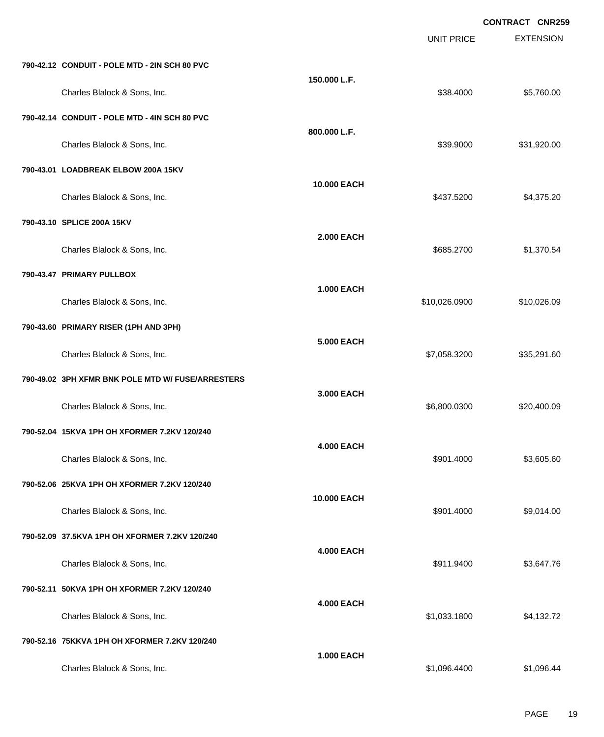**CONTRACT CNR259**

| | | UNIT PRICE | EXTENSION |
|---|---|---|---|
| **790-42.12 CONDUIT - POLE MTD - 2IN SCH 80 PVC** | **150.000 L.F.** | | |
| Charles Blalock & Sons, Inc. | | $38.4000 | $5,760.00 |
| **790-42.14 CONDUIT - POLE MTD - 4IN SCH 80 PVC** | **800.000 L.F.** | | |
| Charles Blalock & Sons, Inc. | | $39.9000 | $31,920.00 |
| **790-43.01 LOADBREAK ELBOW 200A 15KV** | **10.000 EACH** | | |
| Charles Blalock & Sons, Inc. | | $437.5200 | $4,375.20 |
| **790-43.10 SPLICE 200A 15KV** | **2.000 EACH** | | |
| Charles Blalock & Sons, Inc. | | $685.2700 | $1,370.54 |
| **790-43.47 PRIMARY PULLBOX** | **1.000 EACH** | | |
| Charles Blalock & Sons, Inc. | | $10,026.0900 | $10,026.09 |
| **790-43.60 PRIMARY RISER (1PH AND 3PH)** | **5.000 EACH** | | |
| Charles Blalock & Sons, Inc. | | $7,058.3200 | $35,291.60 |
| **790-49.02 3PH XFMR BNK POLE MTD W/ FUSE/ARRESTERS** | **3.000 EACH** | | |
| Charles Blalock & Sons, Inc. | | $6,800.0300 | $20,400.09 |
| **790-52.04 15KVA 1PH OH XFORMER 7.2KV 120/240** | **4.000 EACH** | | |
| Charles Blalock & Sons, Inc. | | $901.4000 | $3,605.60 |
| **790-52.06 25KVA 1PH OH XFORMER 7.2KV 120/240** | **10.000 EACH** | | |
| Charles Blalock & Sons, Inc. | | $901.4000 | $9,014.00 |
| **790-52.09 37.5KVA 1PH OH XFORMER 7.2KV 120/240** | **4.000 EACH** | | |
| Charles Blalock & Sons, Inc. | | $911.9400 | $3,647.76 |
| **790-52.11 50KVA 1PH OH XFORMER 7.2KV 120/240** | **4.000 EACH** | | |
| Charles Blalock & Sons, Inc. | | $1,033.1800 | $4,132.72 |
| **790-52.16 75KKVA 1PH OH XFORMER 7.2KV 120/240** | **1.000 EACH** | | |
| Charles Blalock & Sons, Inc. | | $1,096.4400 | $1,096.44 |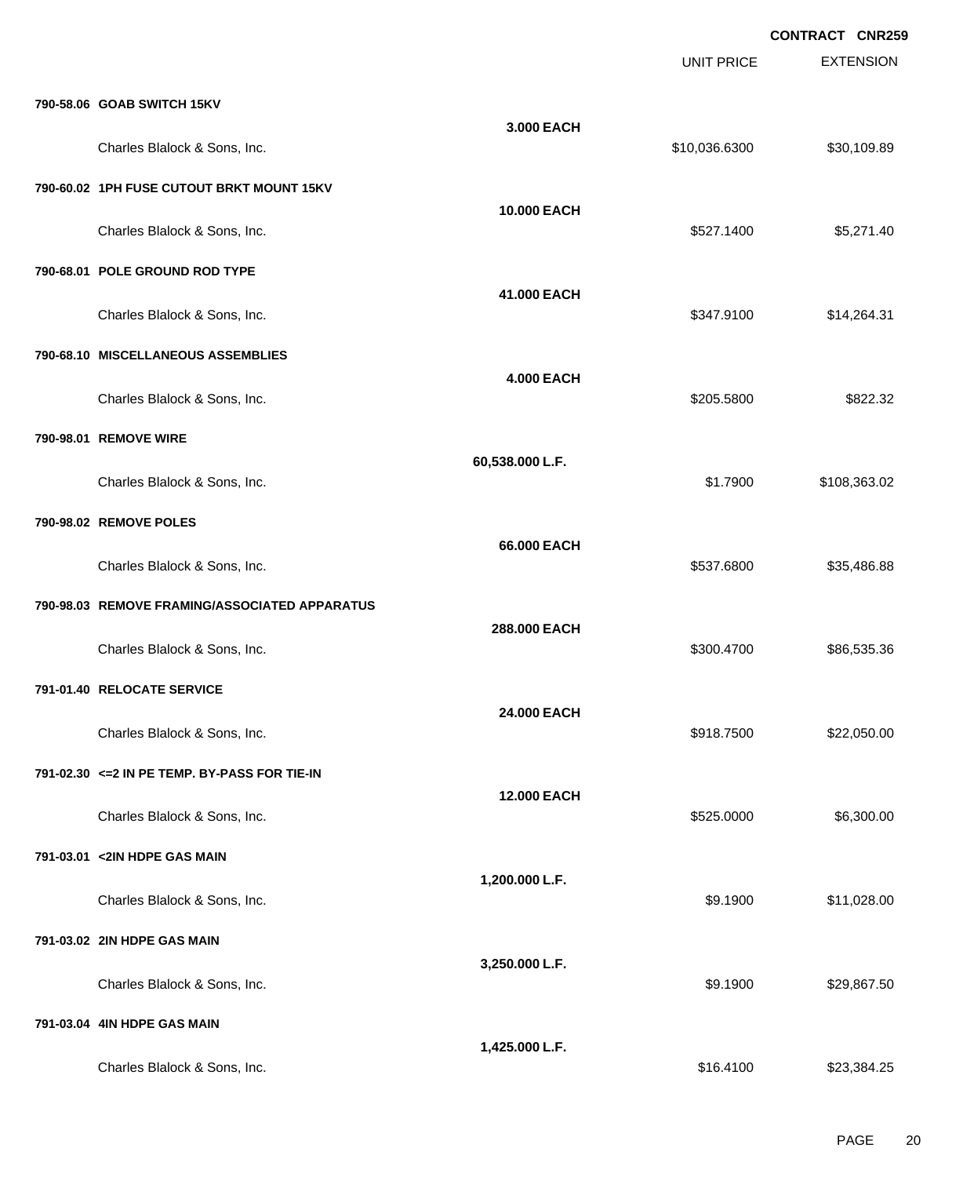**CONTRACT CNR259**

| | | UNIT PRICE | EXTENSION |
|---|---|---|---|
| **790-58.06 GOAB SWITCH 15KV** | | | |
| | **3.000 EACH** | | |
| Charles Blalock & Sons, Inc. | | $10,036.6300 | $30,109.89 |
| **790-60.02 1PH FUSE CUTOUT BRKT MOUNT 15KV** | | | |
| | **10.000 EACH** | | |
| Charles Blalock & Sons, Inc. | | $527.1400 | $5,271.40 |
| **790-68.01 POLE GROUND ROD TYPE** | | | |
| | **41.000 EACH** | | |
| Charles Blalock & Sons, Inc. | | $347.9100 | $14,264.31 |
| **790-68.10 MISCELLANEOUS ASSEMBLIES** | | | |
| | **4.000 EACH** | | |
| Charles Blalock & Sons, Inc. | | $205.5800 | $822.32 |
| **790-98.01 REMOVE WIRE** | | | |
| | **60,538.000 L.F.** | | |
| Charles Blalock & Sons, Inc. | | $1.7900 | $108,363.02 |
| **790-98.02 REMOVE POLES** | | | |
| | **66.000 EACH** | | |
| Charles Blalock & Sons, Inc. | | $537.6800 | $35,486.88 |
| **790-98.03 REMOVE FRAMING/ASSOCIATED APPARATUS** | | | |
| | **288.000 EACH** | | |
| Charles Blalock & Sons, Inc. | | $300.4700 | $86,535.36 |
| **791-01.40 RELOCATE SERVICE** | | | |
| | **24.000 EACH** | | |
| Charles Blalock & Sons, Inc. | | $918.7500 | $22,050.00 |
| **791-02.30 <=2 IN PE TEMP. BY-PASS FOR TIE-IN** | | | |
| | **12.000 EACH** | | |
| Charles Blalock & Sons, Inc. | | $525.0000 | $6,300.00 |
| **791-03.01 <2IN HDPE GAS MAIN** | | | |
| | **1,200.000 L.F.** | | |
| Charles Blalock & Sons, Inc. | | $9.1900 | $11,028.00 |
| **791-03.02 2IN HDPE GAS MAIN** | | | |
| | **3,250.000 L.F.** | | |
| Charles Blalock & Sons, Inc. | | $9.1900 | $29,867.50 |
| **791-03.04 4IN HDPE GAS MAIN** | | | |
| | **1,425.000 L.F.** | | |
| Charles Blalock & Sons, Inc. | | $16.4100 | $23,384.25 |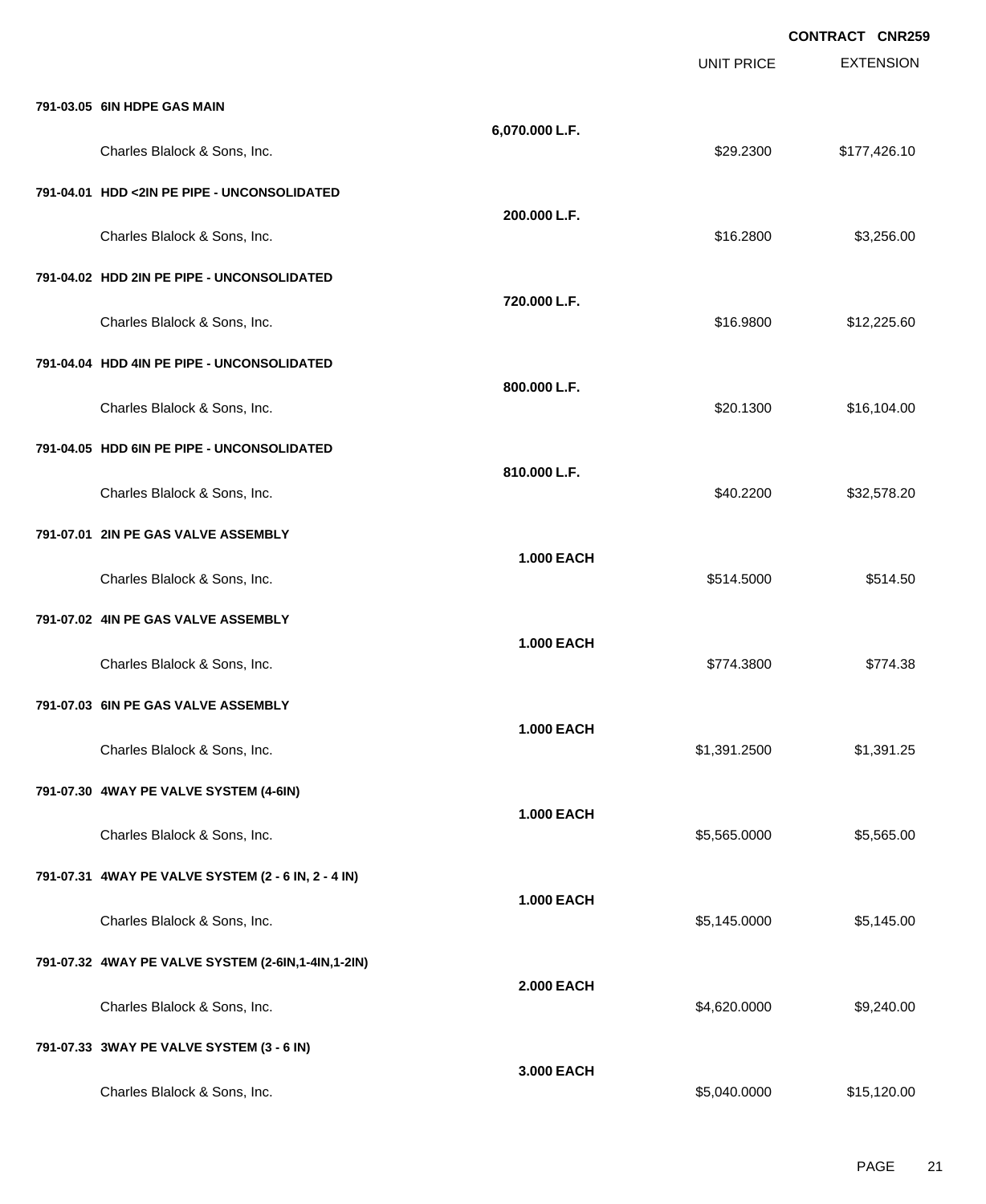**CONTRACT CNR259**

| | | UNIT PRICE | EXTENSION |
|---|---|---|---|
| **791-03.05 6IN HDPE GAS MAIN** | | | |
| | **6,070.000 L.F.** | | |
| Charles Blalock & Sons, Inc. | | $29.2300 | $177,426.10 |
| **791-04.01 HDD <2IN PE PIPE - UNCONSOLIDATED** | | | |
| | **200.000 L.F.** | | |
| Charles Blalock & Sons, Inc. | | $16.2800 | $3,256.00 |
| **791-04.02 HDD 2IN PE PIPE - UNCONSOLIDATED** | | | |
| | **720.000 L.F.** | | |
| Charles Blalock & Sons, Inc. | | $16.9800 | $12,225.60 |
| **791-04.04 HDD 4IN PE PIPE - UNCONSOLIDATED** | | | |
| | **800.000 L.F.** | | |
| Charles Blalock & Sons, Inc. | | $20.1300 | $16,104.00 |
| **791-04.05 HDD 6IN PE PIPE - UNCONSOLIDATED** | | | |
| | **810.000 L.F.** | | |
| Charles Blalock & Sons, Inc. | | $40.2200 | $32,578.20 |
| **791-07.01 2IN PE GAS VALVE ASSEMBLY** | | | |
| | **1.000 EACH** | | |
| Charles Blalock & Sons, Inc. | | $514.5000 | $514.50 |
| **791-07.02 4IN PE GAS VALVE ASSEMBLY** | | | |
| | **1.000 EACH** | | |
| Charles Blalock & Sons, Inc. | | $774.3800 | $774.38 |
| **791-07.03 6IN PE GAS VALVE ASSEMBLY** | | | |
| | **1.000 EACH** | | |
| Charles Blalock & Sons, Inc. | | $1,391.2500 | $1,391.25 |
| **791-07.30 4WAY PE VALVE SYSTEM (4-6IN)** | | | |
| | **1.000 EACH** | | |
| Charles Blalock & Sons, Inc. | | $5,565.0000 | $5,565.00 |
| **791-07.31 4WAY PE VALVE SYSTEM (2 - 6 IN, 2 - 4 IN)** | | | |
| | **1.000 EACH** | | |
| Charles Blalock & Sons, Inc. | | $5,145.0000 | $5,145.00 |
| **791-07.32 4WAY PE VALVE SYSTEM (2-6IN,1-4IN,1-2IN)** | | | |
| | **2.000 EACH** | | |
| Charles Blalock & Sons, Inc. | | $4,620.0000 | $9,240.00 |
| **791-07.33 3WAY PE VALVE SYSTEM (3 - 6 IN)** | | | |
| | **3.000 EACH** | | |
| Charles Blalock & Sons, Inc. | | $5,040.0000 | $15,120.00 |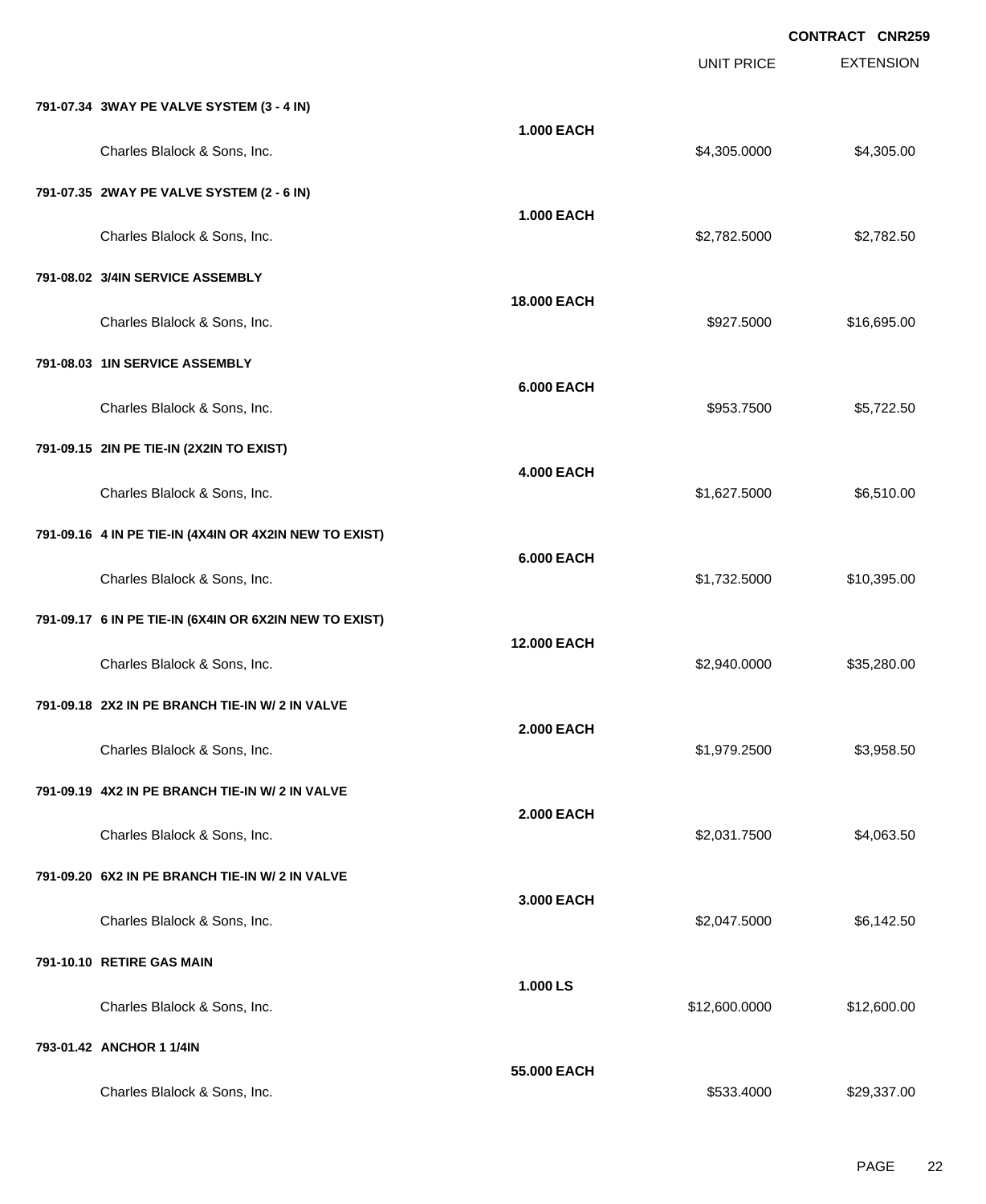CONTRACT CNR259

| | | UNIT PRICE | EXTENSION |
|---|---|---|---|
| **791-07.34 3WAY PE VALVE SYSTEM (3 - 4 IN)** | **1.000 EACH** | | |
| Charles Blalock & Sons, Inc. | | $4,305.0000 | $4,305.00 |
| **791-07.35 2WAY PE VALVE SYSTEM (2 - 6 IN)** | **1.000 EACH** | | |
| Charles Blalock & Sons, Inc. | | $2,782.5000 | $2,782.50 |
| **791-08.02 3/4IN SERVICE ASSEMBLY** | **18.000 EACH** | | |
| Charles Blalock & Sons, Inc. | | $927.5000 | $16,695.00 |
| **791-08.03 1IN SERVICE ASSEMBLY** | **6.000 EACH** | | |
| Charles Blalock & Sons, Inc. | | $953.7500 | $5,722.50 |
| **791-09.15 2IN PE TIE-IN (2X2IN TO EXIST)** | **4.000 EACH** | | |
| Charles Blalock & Sons, Inc. | | $1,627.5000 | $6,510.00 |
| **791-09.16 4 IN PE TIE-IN (4X4IN OR 4X2IN NEW TO EXIST)** | **6.000 EACH** | | |
| Charles Blalock & Sons, Inc. | | $1,732.5000 | $10,395.00 |
| **791-09.17 6 IN PE TIE-IN (6X4IN OR 6X2IN NEW TO EXIST)** | **12.000 EACH** | | |
| Charles Blalock & Sons, Inc. | | $2,940.0000 | $35,280.00 |
| **791-09.18 2X2 IN PE BRANCH TIE-IN W/ 2 IN VALVE** | **2.000 EACH** | | |
| Charles Blalock & Sons, Inc. | | $1,979.2500 | $3,958.50 |
| **791-09.19 4X2 IN PE BRANCH TIE-IN W/ 2 IN VALVE** | **2.000 EACH** | | |
| Charles Blalock & Sons, Inc. | | $2,031.7500 | $4,063.50 |
| **791-09.20 6X2 IN PE BRANCH TIE-IN W/ 2 IN VALVE** | **3.000 EACH** | | |
| Charles Blalock & Sons, Inc. | | $2,047.5000 | $6,142.50 |
| **791-10.10 RETIRE GAS MAIN** | **1.000 LS** | | |
| Charles Blalock & Sons, Inc. | | $12,600.0000 | $12,600.00 |
| **793-01.42 ANCHOR 1 1/4IN** | **55.000 EACH** | | |
| Charles Blalock & Sons, Inc. | | $533.4000 | $29,337.00 |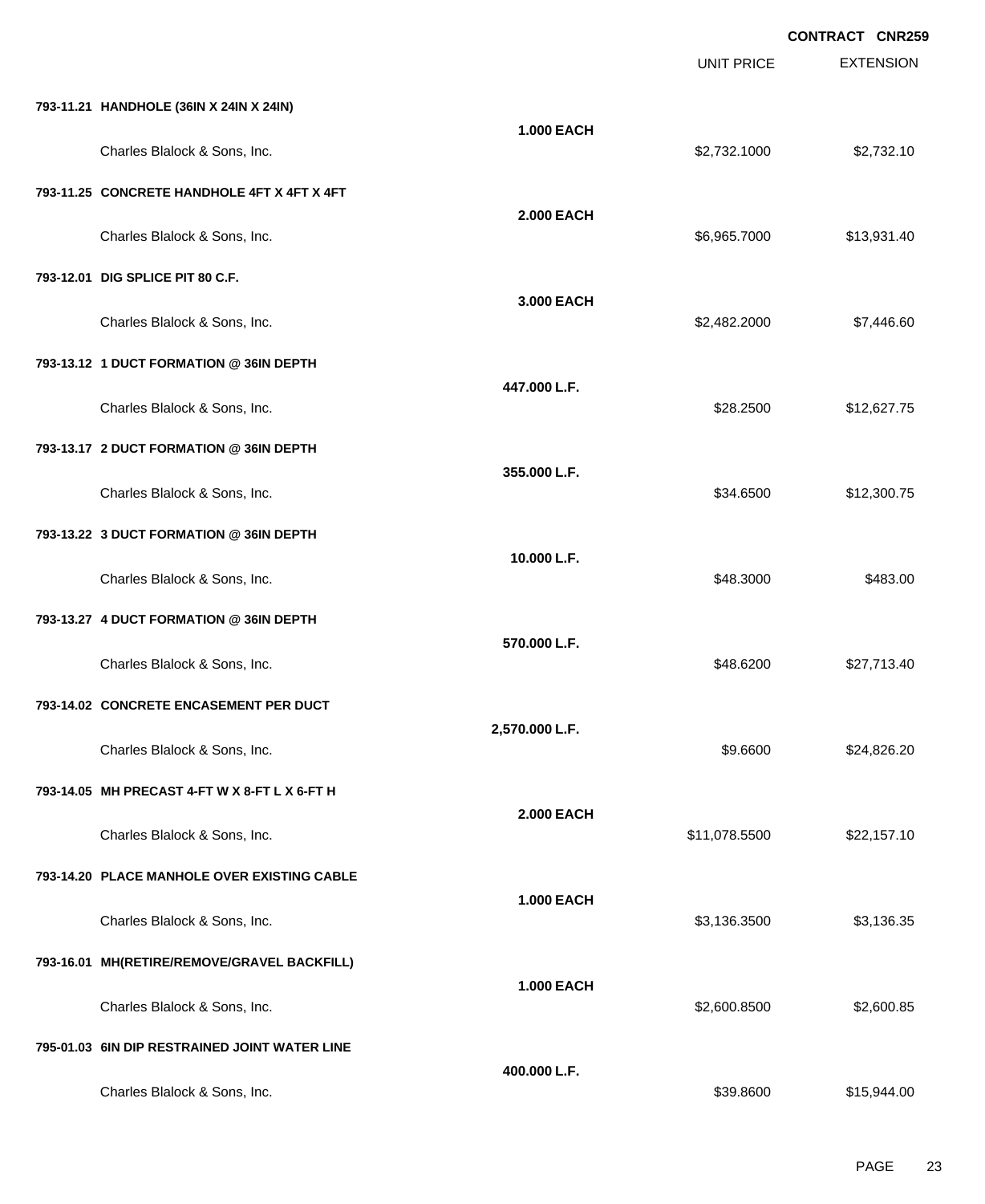CONTRACT CNR259

| | | UNIT PRICE | EXTENSION |
|---|---|---|---|
| **793-11.21 HANDHOLE (36IN X 24IN X 24IN)** | | | |
| | **1.000 EACH** | | |
| Charles Blalock & Sons, Inc. | | $2,732.1000 | $2,732.10 |
| **793-11.25 CONCRETE HANDHOLE 4FT X 4FT X 4FT** | | | |
| | **2.000 EACH** | | |
| Charles Blalock & Sons, Inc. | | $6,965.7000 | $13,931.40 |
| **793-12.01 DIG SPLICE PIT 80 C.F.** | | | |
| | **3.000 EACH** | | |
| Charles Blalock & Sons, Inc. | | $2,482.2000 | $7,446.60 |
| **793-13.12 1 DUCT FORMATION @ 36IN DEPTH** | | | |
| | **447.000 L.F.** | | |
| Charles Blalock & Sons, Inc. | | $28.2500 | $12,627.75 |
| **793-13.17 2 DUCT FORMATION @ 36IN DEPTH** | | | |
| | **355.000 L.F.** | | |
| Charles Blalock & Sons, Inc. | | $34.6500 | $12,300.75 |
| **793-13.22 3 DUCT FORMATION @ 36IN DEPTH** | | | |
| | **10.000 L.F.** | | |
| Charles Blalock & Sons, Inc. | | $48.3000 | $483.00 |
| **793-13.27 4 DUCT FORMATION @ 36IN DEPTH** | | | |
| | **570.000 L.F.** | | |
| Charles Blalock & Sons, Inc. | | $48.6200 | $27,713.40 |
| **793-14.02 CONCRETE ENCASEMENT PER DUCT** | | | |
| | **2,570.000 L.F.** | | |
| Charles Blalock & Sons, Inc. | | $9.6600 | $24,826.20 |
| **793-14.05 MH PRECAST 4-FT W X 8-FT L X 6-FT H** | | | |
| | **2.000 EACH** | | |
| Charles Blalock & Sons, Inc. | | $11,078.5500 | $22,157.10 |
| **793-14.20 PLACE MANHOLE OVER EXISTING CABLE** | | | |
| | **1.000 EACH** | | |
| Charles Blalock & Sons, Inc. | | $3,136.3500 | $3,136.35 |
| **793-16.01 MH(RETIRE/REMOVE/GRAVEL BACKFILL)** | | | |
| | **1.000 EACH** | | |
| Charles Blalock & Sons, Inc. | | $2,600.8500 | $2,600.85 |
| **795-01.03 6IN DIP RESTRAINED JOINT WATER LINE** | | | |
| | **400.000 L.F.** | | |
| Charles Blalock & Sons, Inc. | | $39.8600 | $15,944.00 |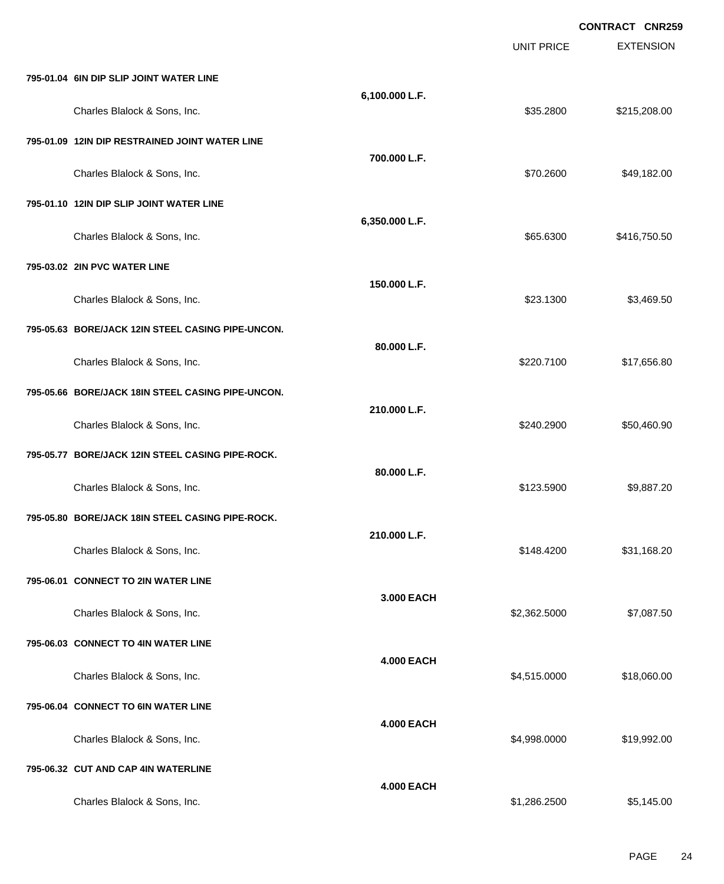**CONTRACT CNR259**

| | | UNIT PRICE | EXTENSION |
|---|---|---|---|
| **795-01.04 6IN DIP SLIP JOINT WATER LINE** | **6,100.000 L.F.** | | |
| Charles Blalock & Sons, Inc. | | $35.2800 | $215,208.00 |
| **795-01.09 12IN DIP RESTRAINED JOINT WATER LINE** | **700.000 L.F.** | | |
| Charles Blalock & Sons, Inc. | | $70.2600 | $49,182.00 |
| **795-01.10 12IN DIP SLIP JOINT WATER LINE** | **6,350.000 L.F.** | | |
| Charles Blalock & Sons, Inc. | | $65.6300 | $416,750.50 |
| **795-03.02 2IN PVC WATER LINE** | **150.000 L.F.** | | |
| Charles Blalock & Sons, Inc. | | $23.1300 | $3,469.50 |
| **795-05.63 BORE/JACK 12IN STEEL CASING PIPE-UNCON.** | **80.000 L.F.** | | |
| Charles Blalock & Sons, Inc. | | $220.7100 | $17,656.80 |
| **795-05.66 BORE/JACK 18IN STEEL CASING PIPE-UNCON.** | **210.000 L.F.** | | |
| Charles Blalock & Sons, Inc. | | $240.2900 | $50,460.90 |
| **795-05.77 BORE/JACK 12IN STEEL CASING PIPE-ROCK.** | **80.000 L.F.** | | |
| Charles Blalock & Sons, Inc. | | $123.5900 | $9,887.20 |
| **795-05.80 BORE/JACK 18IN STEEL CASING PIPE-ROCK.** | **210.000 L.F.** | | |
| Charles Blalock & Sons, Inc. | | $148.4200 | $31,168.20 |
| **795-06.01 CONNECT TO 2IN WATER LINE** | **3.000 EACH** | | |
| Charles Blalock & Sons, Inc. | | $2,362.5000 | $7,087.50 |
| **795-06.03 CONNECT TO 4IN WATER LINE** | **4.000 EACH** | | |
| Charles Blalock & Sons, Inc. | | $4,515.0000 | $18,060.00 |
| **795-06.04 CONNECT TO 6IN WATER LINE** | **4.000 EACH** | | |
| Charles Blalock & Sons, Inc. | | $4,998.0000 | $19,992.00 |
| **795-06.32 CUT AND CAP 4IN WATERLINE** | **4.000 EACH** | | |
| Charles Blalock & Sons, Inc. | | $1,286.2500 | $5,145.00 |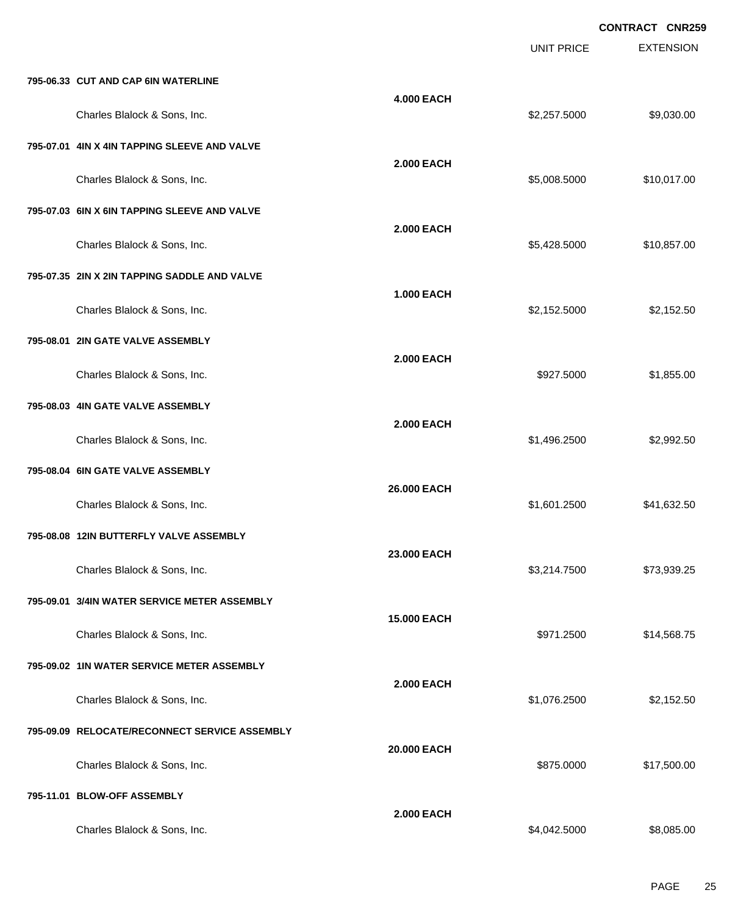**CONTRACT CNR259**

| | | UNIT PRICE | EXTENSION |
|---|---|---|---|
| **795-06.33 CUT AND CAP 6IN WATERLINE** | **4.000 EACH** | | |
| Charles Blalock & Sons, Inc. | | $2,257.5000 | $9,030.00 |
| **795-07.01 4IN X 4IN TAPPING SLEEVE AND VALVE** | **2.000 EACH** | | |
| Charles Blalock & Sons, Inc. | | $5,008.5000 | $10,017.00 |
| **795-07.03 6IN X 6IN TAPPING SLEEVE AND VALVE** | **2.000 EACH** | | |
| Charles Blalock & Sons, Inc. | | $5,428.5000 | $10,857.00 |
| **795-07.35 2IN X 2IN TAPPING SADDLE AND VALVE** | **1.000 EACH** | | |
| Charles Blalock & Sons, Inc. | | $2,152.5000 | $2,152.50 |
| **795-08.01 2IN GATE VALVE ASSEMBLY** | **2.000 EACH** | | |
| Charles Blalock & Sons, Inc. | | $927.5000 | $1,855.00 |
| **795-08.03 4IN GATE VALVE ASSEMBLY** | **2.000 EACH** | | |
| Charles Blalock & Sons, Inc. | | $1,496.2500 | $2,992.50 |
| **795-08.04 6IN GATE VALVE ASSEMBLY** | **26.000 EACH** | | |
| Charles Blalock & Sons, Inc. | | $1,601.2500 | $41,632.50 |
| **795-08.08 12IN BUTTERFLY VALVE ASSEMBLY** | **23.000 EACH** | | |
| Charles Blalock & Sons, Inc. | | $3,214.7500 | $73,939.25 |
| **795-09.01 3/4IN WATER SERVICE METER ASSEMBLY** | **15.000 EACH** | | |
| Charles Blalock & Sons, Inc. | | $971.2500 | $14,568.75 |
| **795-09.02 1IN WATER SERVICE METER ASSEMBLY** | **2.000 EACH** | | |
| Charles Blalock & Sons, Inc. | | $1,076.2500 | $2,152.50 |
| **795-09.09 RELOCATE/RECONNECT SERVICE ASSEMBLY** | **20.000 EACH** | | |
| Charles Blalock & Sons, Inc. | | $875.0000 | $17,500.00 |
| **795-11.01 BLOW-OFF ASSEMBLY** | **2.000 EACH** | | |
| Charles Blalock & Sons, Inc. | | $4,042.5000 | $8,085.00 |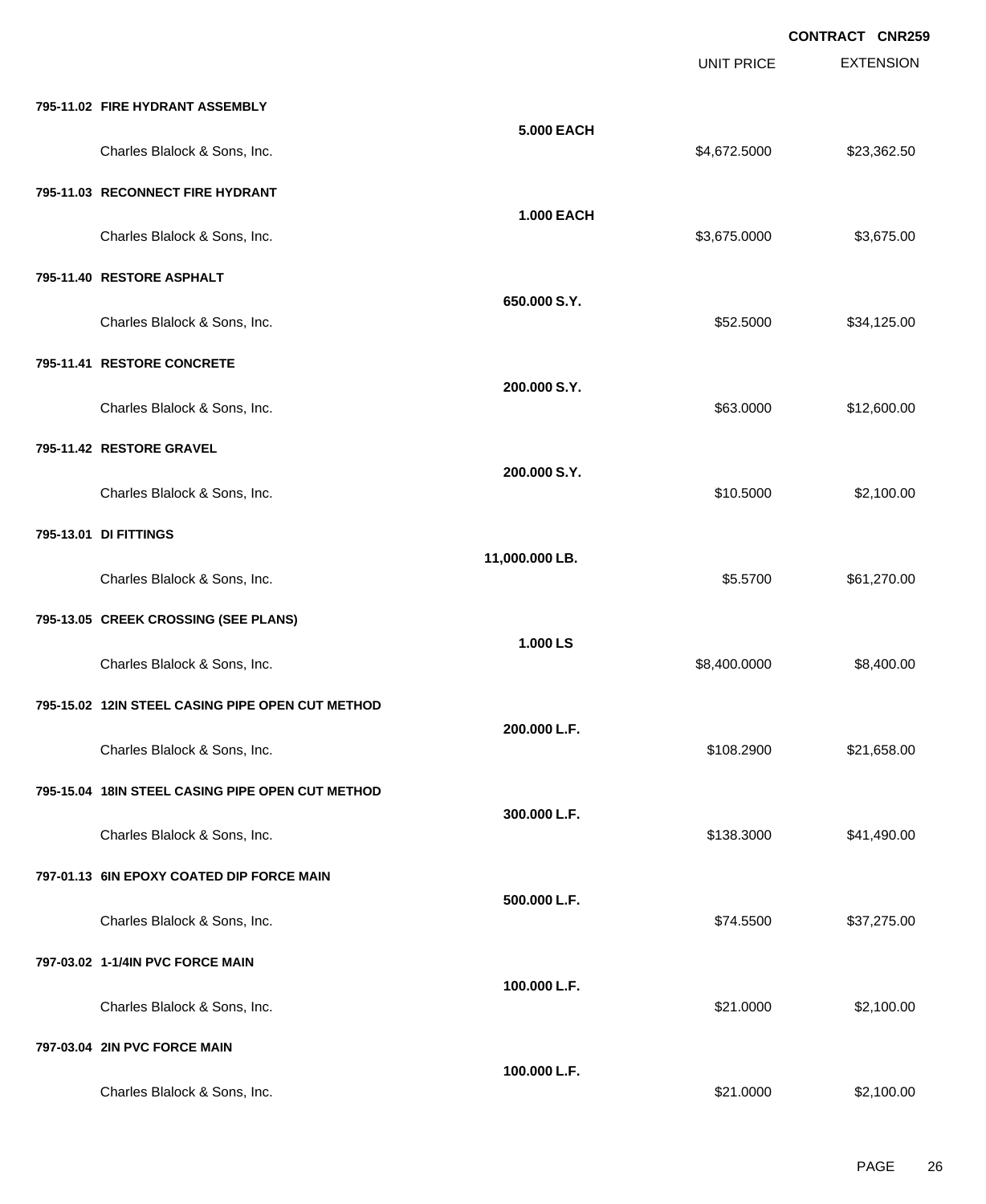**CONTRACT CNR259**

| | | UNIT PRICE | EXTENSION |
|---|---|---|---|
| **795-11.02 FIRE HYDRANT ASSEMBLY** | **5.000 EACH** | | |
| Charles Blalock & Sons, Inc. | | $4,672.5000 | $23,362.50 |
| **795-11.03 RECONNECT FIRE HYDRANT** | **1.000 EACH** | | |
| Charles Blalock & Sons, Inc. | | $3,675.0000 | $3,675.00 |
| **795-11.40 RESTORE ASPHALT** | **650.000 S.Y.** | | |
| Charles Blalock & Sons, Inc. | | $52.5000 | $34,125.00 |
| **795-11.41 RESTORE CONCRETE** | **200.000 S.Y.** | | |
| Charles Blalock & Sons, Inc. | | $63.0000 | $12,600.00 |
| **795-11.42 RESTORE GRAVEL** | **200.000 S.Y.** | | |
| Charles Blalock & Sons, Inc. | | $10.5000 | $2,100.00 |
| **795-13.01 DI FITTINGS** | **11,000.000 LB.** | | |
| Charles Blalock & Sons, Inc. | | $5.5700 | $61,270.00 |
| **795-13.05 CREEK CROSSING (SEE PLANS)** | **1.000 LS** | | |
| Charles Blalock & Sons, Inc. | | $8,400.0000 | $8,400.00 |
| **795-15.02 12IN STEEL CASING PIPE OPEN CUT METHOD** | **200.000 L.F.** | | |
| Charles Blalock & Sons, Inc. | | $108.2900 | $21,658.00 |
| **795-15.04 18IN STEEL CASING PIPE OPEN CUT METHOD** | **300.000 L.F.** | | |
| Charles Blalock & Sons, Inc. | | $138.3000 | $41,490.00 |
| **797-01.13 6IN EPOXY COATED DIP FORCE MAIN** | **500.000 L.F.** | | |
| Charles Blalock & Sons, Inc. | | $74.5500 | $37,275.00 |
| **797-03.02 1-1/4IN PVC FORCE MAIN** | **100.000 L.F.** | | |
| Charles Blalock & Sons, Inc. | | $21.0000 | $2,100.00 |
| **797-03.04 2IN PVC FORCE MAIN** | **100.000 L.F.** | | |
| Charles Blalock & Sons, Inc. | | $21.0000 | $2,100.00 |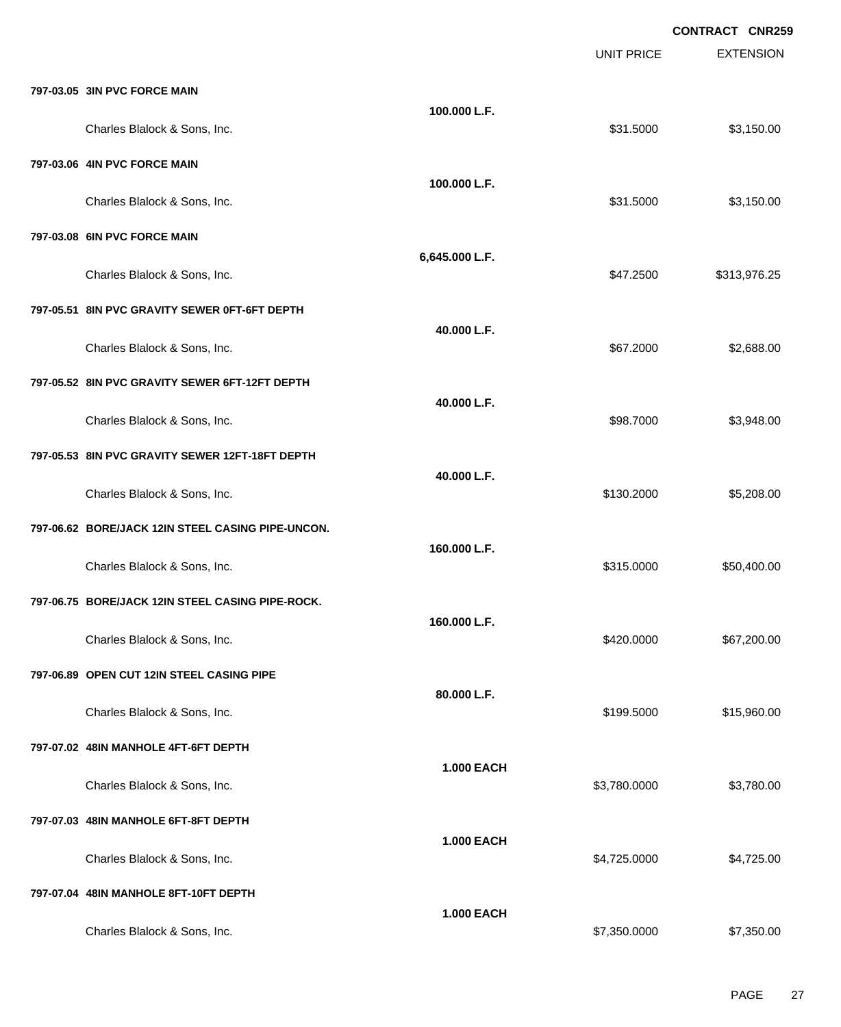CONTRACT CNR259

| | | UNIT PRICE | EXTENSION |
|---|---|---|---|
| **797-03.05 3IN PVC FORCE MAIN** | **100.000 L.F.** | | |
| Charles Blalock & Sons, Inc. | | $31.5000 | $3,150.00 |
| **797-03.06 4IN PVC FORCE MAIN** | **100.000 L.F.** | | |
| Charles Blalock & Sons, Inc. | | $31.5000 | $3,150.00 |
| **797-03.08 6IN PVC FORCE MAIN** | **6,645.000 L.F.** | | |
| Charles Blalock & Sons, Inc. | | $47.2500 | $313,976.25 |
| **797-05.51 8IN PVC GRAVITY SEWER 0FT-6FT DEPTH** | **40.000 L.F.** | | |
| Charles Blalock & Sons, Inc. | | $67.2000 | $2,688.00 |
| **797-05.52 8IN PVC GRAVITY SEWER 6FT-12FT DEPTH** | **40.000 L.F.** | | |
| Charles Blalock & Sons, Inc. | | $98.7000 | $3,948.00 |
| **797-05.53 8IN PVC GRAVITY SEWER 12FT-18FT DEPTH** | **40.000 L.F.** | | |
| Charles Blalock & Sons, Inc. | | $130.2000 | $5,208.00 |
| **797-06.62 BORE/JACK 12IN STEEL CASING PIPE-UNCON.** | **160.000 L.F.** | | |
| Charles Blalock & Sons, Inc. | | $315.0000 | $50,400.00 |
| **797-06.75 BORE/JACK 12IN STEEL CASING PIPE-ROCK.** | **160.000 L.F.** | | |
| Charles Blalock & Sons, Inc. | | $420.0000 | $67,200.00 |
| **797-06.89 OPEN CUT 12IN STEEL CASING PIPE** | **80.000 L.F.** | | |
| Charles Blalock & Sons, Inc. | | $199.5000 | $15,960.00 |
| **797-07.02 48IN MANHOLE 4FT-6FT DEPTH** | **1.000 EACH** | | |
| Charles Blalock & Sons, Inc. | | $3,780.0000 | $3,780.00 |
| **797-07.03 48IN MANHOLE 6FT-8FT DEPTH** | **1.000 EACH** | | |
| Charles Blalock & Sons, Inc. | | $4,725.0000 | $4,725.00 |
| **797-07.04 48IN MANHOLE 8FT-10FT DEPTH** | **1.000 EACH** | | |
| Charles Blalock & Sons, Inc. | | $7,350.0000 | $7,350.00 |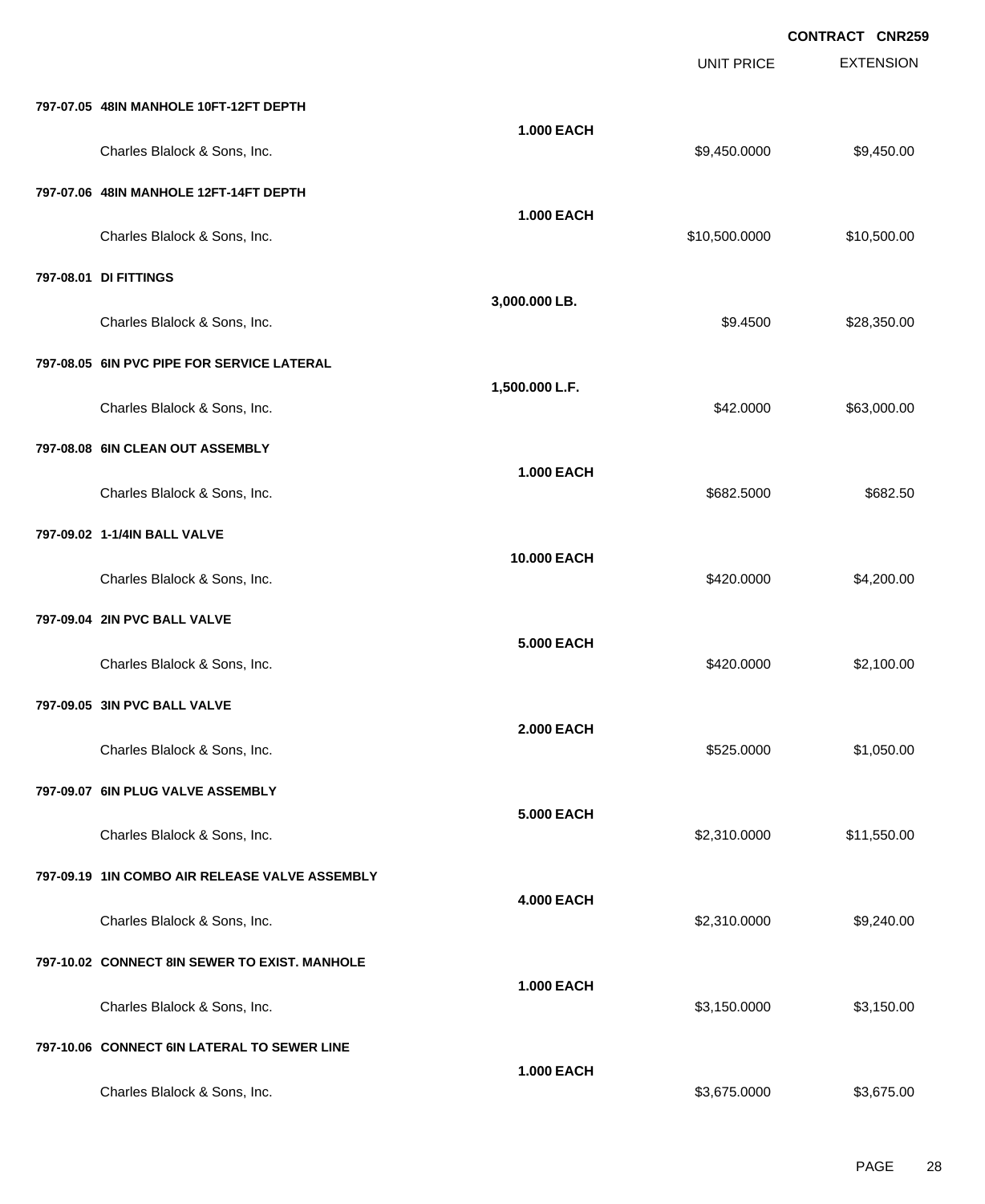**CONTRACT CNR259**

| | | UNIT PRICE | EXTENSION |
|---|---|---|---|
| **797-07.05 48IN MANHOLE 10FT-12FT DEPTH** | | | |
| | **1.000 EACH** | | |
| Charles Blalock & Sons, Inc. | | $9,450.0000 | $9,450.00 |
| **797-07.06 48IN MANHOLE 12FT-14FT DEPTH** | | | |
| | **1.000 EACH** | | |
| Charles Blalock & Sons, Inc. | | $10,500.0000 | $10,500.00 |
| **797-08.01 DI FITTINGS** | | | |
| | **3,000.000 LB.** | | |
| Charles Blalock & Sons, Inc. | | $9.4500 | $28,350.00 |
| **797-08.05 6IN PVC PIPE FOR SERVICE LATERAL** | | | |
| | **1,500.000 L.F.** | | |
| Charles Blalock & Sons, Inc. | | $42.0000 | $63,000.00 |
| **797-08.08 6IN CLEAN OUT ASSEMBLY** | | | |
| | **1.000 EACH** | | |
| Charles Blalock & Sons, Inc. | | $682.5000 | $682.50 |
| **797-09.02 1-1/4IN BALL VALVE** | | | |
| | **10.000 EACH** | | |
| Charles Blalock & Sons, Inc. | | $420.0000 | $4,200.00 |
| **797-09.04 2IN PVC BALL VALVE** | | | |
| | **5.000 EACH** | | |
| Charles Blalock & Sons, Inc. | | $420.0000 | $2,100.00 |
| **797-09.05 3IN PVC BALL VALVE** | | | |
| | **2.000 EACH** | | |
| Charles Blalock & Sons, Inc. | | $525.0000 | $1,050.00 |
| **797-09.07 6IN PLUG VALVE ASSEMBLY** | | | |
| | **5.000 EACH** | | |
| Charles Blalock & Sons, Inc. | | $2,310.0000 | $11,550.00 |
| **797-09.19 1IN COMBO AIR RELEASE VALVE ASSEMBLY** | | | |
| | **4.000 EACH** | | |
| Charles Blalock & Sons, Inc. | | $2,310.0000 | $9,240.00 |
| **797-10.02 CONNECT 8IN SEWER TO EXIST. MANHOLE** | | | |
| | **1.000 EACH** | | |
| Charles Blalock & Sons, Inc. | | $3,150.0000 | $3,150.00 |
| **797-10.06 CONNECT 6IN LATERAL TO SEWER LINE** | | | |
| | **1.000 EACH** | | |
| Charles Blalock & Sons, Inc. | | $3,675.0000 | $3,675.00 |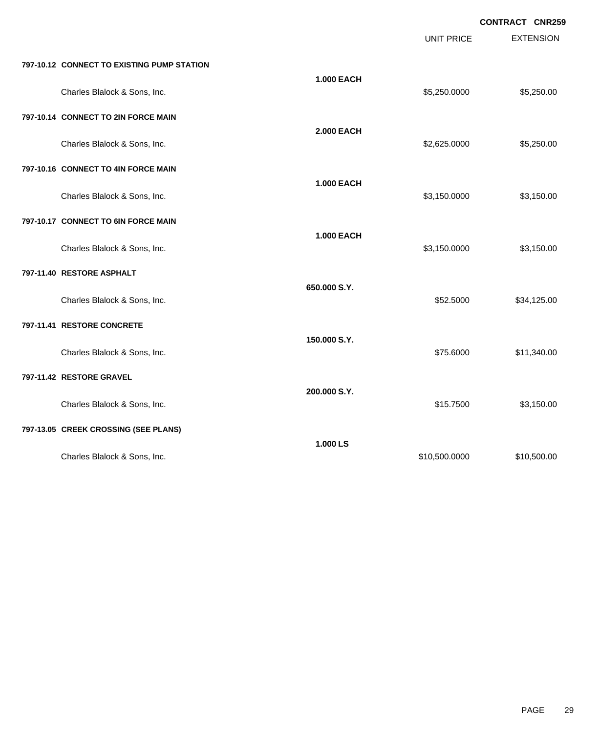**CONTRACT CNR259**

| | | UNIT PRICE | EXTENSION |
|---|---|---|---|
| **797-10.12 CONNECT TO EXISTING PUMP STATION** | | | |
| | **1.000 EACH** | | |
| Charles Blalock & Sons, Inc. | | $5,250.0000 | $5,250.00 |
| **797-10.14 CONNECT TO 2IN FORCE MAIN** | | | |
| | **2.000 EACH** | | |
| Charles Blalock & Sons, Inc. | | $2,625.0000 | $5,250.00 |
| **797-10.16 CONNECT TO 4IN FORCE MAIN** | | | |
| | **1.000 EACH** | | |
| Charles Blalock & Sons, Inc. | | $3,150.0000 | $3,150.00 |
| **797-10.17 CONNECT TO 6IN FORCE MAIN** | | | |
| | **1.000 EACH** | | |
| Charles Blalock & Sons, Inc. | | $3,150.0000 | $3,150.00 |
| **797-11.40 RESTORE ASPHALT** | | | |
| | **650.000 S.Y.** | | |
| Charles Blalock & Sons, Inc. | | $52.5000 | $34,125.00 |
| **797-11.41 RESTORE CONCRETE** | | | |
| | **150.000 S.Y.** | | |
| Charles Blalock & Sons, Inc. | | $75.6000 | $11,340.00 |
| **797-11.42 RESTORE GRAVEL** | | | |
| | **200.000 S.Y.** | | |
| Charles Blalock & Sons, Inc. | | $15.7500 | $3,150.00 |
| **797-13.05 CREEK CROSSING (SEE PLANS)** | | | |
| | **1.000 LS** | | |
| Charles Blalock & Sons, Inc. | | $10,500.0000 | $10,500.00 |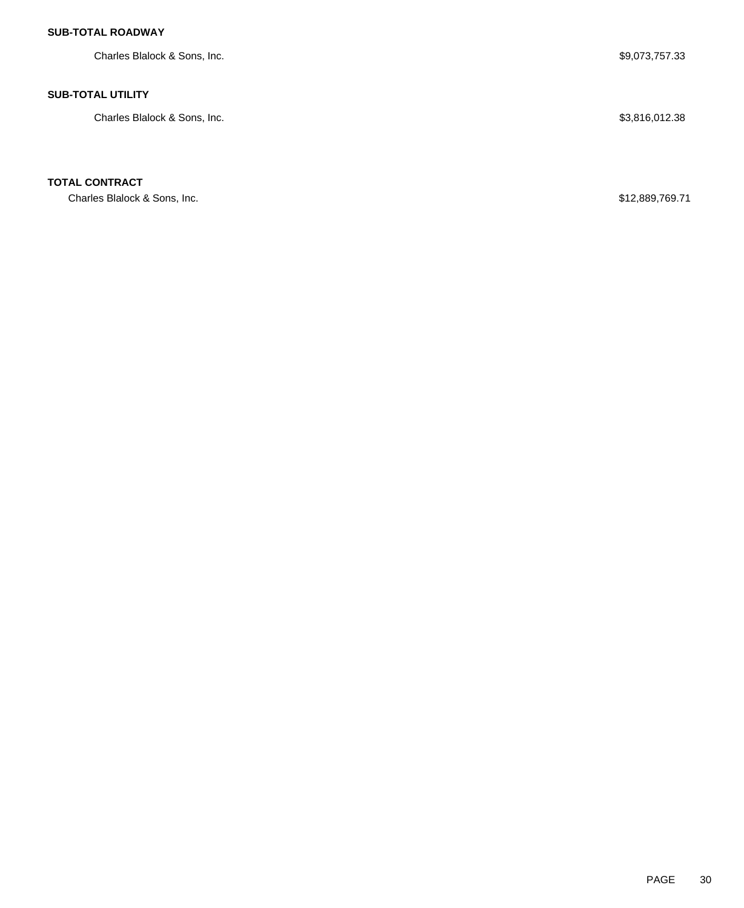**SUB-TOTAL ROADWAY**

| | |
|---|---|
| Charles Blalock & Sons, Inc. | $9,073,757.33 |

**SUB-TOTAL UTILITY**

| | |
|---|---|
| Charles Blalock & Sons, Inc. | $3,816,012.38 |

**TOTAL CONTRACT**

| | |
|---|---|
| Charles Blalock & Sons, Inc. | $12,889,769.71 |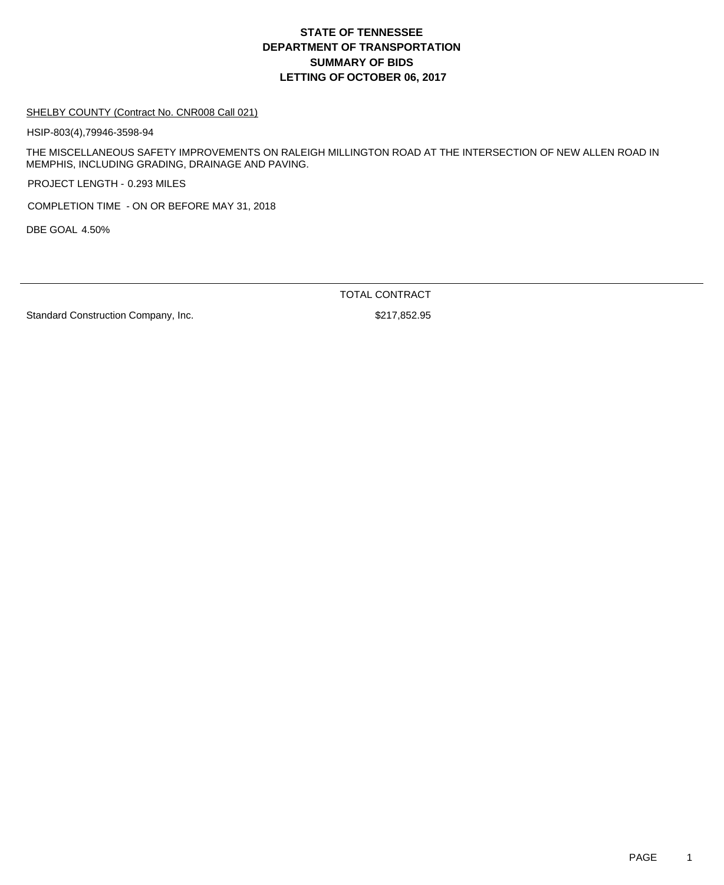# STATE OF TENNESSEE
# DEPARTMENT OF TRANSPORTATION
# SUMMARY OF BIDS
# LETTING OF OCTOBER 06, 2017

SHELBY COUNTY (Contract No. CNR008 Call 021)

HSIP-803(4),79946-3598-94

THE MISCELLANEOUS SAFETY IMPROVEMENTS ON RALEIGH MILLINGTON ROAD AT THE INTERSECTION OF NEW ALLEN ROAD IN MEMPHIS, INCLUDING GRADING, DRAINAGE AND PAVING.

PROJECT LENGTH - 0.293 MILES

COMPLETION TIME - ON OR BEFORE MAY 31, 2018

DBE GOAL 4.50%

| | TOTAL CONTRACT |
|---|---|
| Standard Construction Company, Inc. | $217,852.95 |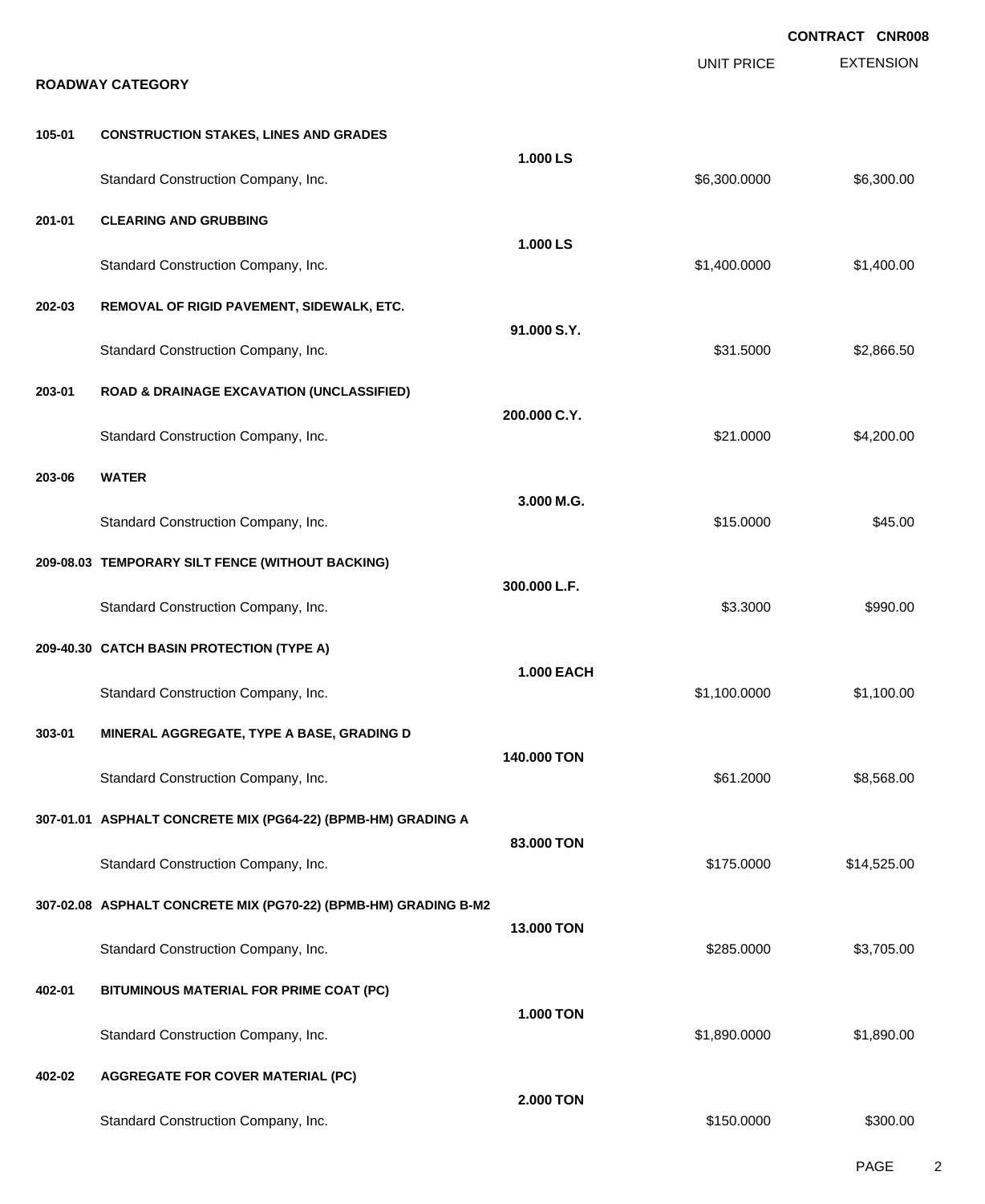**CONTRACT CNR008**

## ROADWAY CATEGORY

| | | | UNIT PRICE | EXTENSION |
|---|---|---|---|---|
| **105-01** | **CONSTRUCTION STAKES, LINES AND GRADES** | **1.000 LS** | | |
| | Standard Construction Company, Inc. | | $6,300.0000 | $6,300.00 |
| **201-01** | **CLEARING AND GRUBBING** | **1.000 LS** | | |
| | Standard Construction Company, Inc. | | $1,400.0000 | $1,400.00 |
| **202-03** | **REMOVAL OF RIGID PAVEMENT, SIDEWALK, ETC.** | **91.000 S.Y.** | | |
| | Standard Construction Company, Inc. | | $31.5000 | $2,866.50 |
| **203-01** | **ROAD & DRAINAGE EXCAVATION (UNCLASSIFIED)** | **200.000 C.Y.** | | |
| | Standard Construction Company, Inc. | | $21.0000 | $4,200.00 |
| **203-06** | **WATER** | **3.000 M.G.** | | |
| | Standard Construction Company, Inc. | | $15.0000 | $45.00 |
| **209-08.03** | **TEMPORARY SILT FENCE (WITHOUT BACKING)** | **300.000 L.F.** | | |
| | Standard Construction Company, Inc. | | $3.3000 | $990.00 |
| **209-40.30** | **CATCH BASIN PROTECTION (TYPE A)** | **1.000 EACH** | | |
| | Standard Construction Company, Inc. | | $1,100.0000 | $1,100.00 |
| **303-01** | **MINERAL AGGREGATE, TYPE A BASE, GRADING D** | **140.000 TON** | | |
| | Standard Construction Company, Inc. | | $61.2000 | $8,568.00 |
| **307-01.01** | **ASPHALT CONCRETE MIX (PG64-22) (BPMB-HM) GRADING A** | **83.000 TON** | | |
| | Standard Construction Company, Inc. | | $175.0000 | $14,525.00 |
| **307-02.08** | **ASPHALT CONCRETE MIX (PG70-22) (BPMB-HM) GRADING B-M2** | **13.000 TON** | | |
| | Standard Construction Company, Inc. | | $285.0000 | $3,705.00 |
| **402-01** | **BITUMINOUS MATERIAL FOR PRIME COAT (PC)** | **1.000 TON** | | |
| | Standard Construction Company, Inc. | | $1,890.0000 | $1,890.00 |
| **402-02** | **AGGREGATE FOR COVER MATERIAL (PC)** | **2.000 TON** | | |
| | Standard Construction Company, Inc. | | $150.0000 | $300.00 |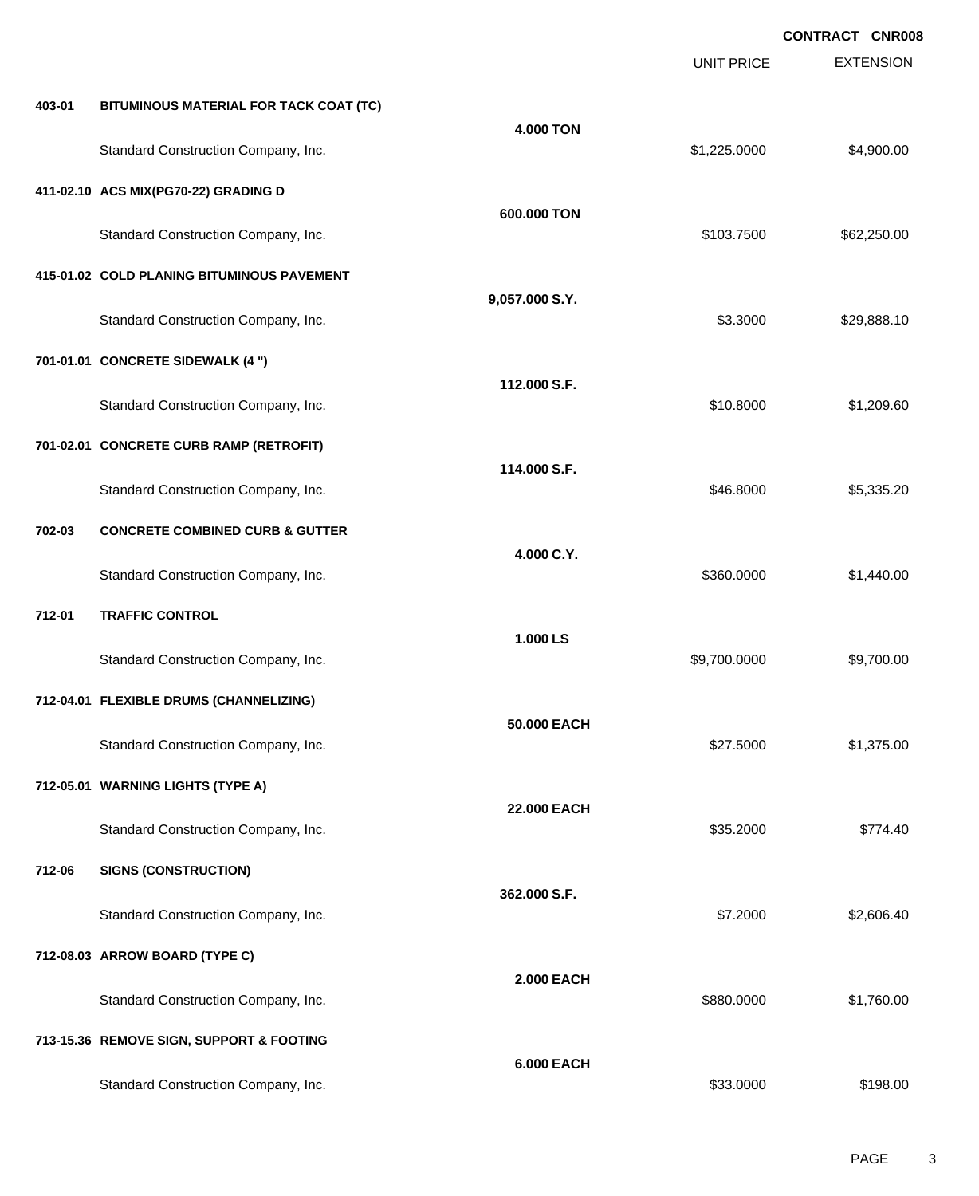**CONTRACT CNR008**

| | | | UNIT PRICE | EXTENSION |
|---|---|---|---|---|
| **403-01** | **BITUMINOUS MATERIAL FOR TACK COAT (TC)** | **4.000 TON** | | |
| | Standard Construction Company, Inc. | | $1,225.0000 | $4,900.00 |
| **411-02.10** | **ACS MIX(PG70-22) GRADING D** | **600.000 TON** | | |
| | Standard Construction Company, Inc. | | $103.7500 | $62,250.00 |
| **415-01.02** | **COLD PLANING BITUMINOUS PAVEMENT** | **9,057.000 S.Y.** | | |
| | Standard Construction Company, Inc. | | $3.3000 | $29,888.10 |
| **701-01.01** | **CONCRETE SIDEWALK (4 ")** | **112.000 S.F.** | | |
| | Standard Construction Company, Inc. | | $10.8000 | $1,209.60 |
| **701-02.01** | **CONCRETE CURB RAMP (RETROFIT)** | **114.000 S.F.** | | |
| | Standard Construction Company, Inc. | | $46.8000 | $5,335.20 |
| **702-03** | **CONCRETE COMBINED CURB & GUTTER** | **4.000 C.Y.** | | |
| | Standard Construction Company, Inc. | | $360.0000 | $1,440.00 |
| **712-01** | **TRAFFIC CONTROL** | **1.000 LS** | | |
| | Standard Construction Company, Inc. | | $9,700.0000 | $9,700.00 |
| **712-04.01** | **FLEXIBLE DRUMS (CHANNELIZING)** | **50.000 EACH** | | |
| | Standard Construction Company, Inc. | | $27.5000 | $1,375.00 |
| **712-05.01** | **WARNING LIGHTS (TYPE A)** | **22.000 EACH** | | |
| | Standard Construction Company, Inc. | | $35.2000 | $774.40 |
| **712-06** | **SIGNS (CONSTRUCTION)** | **362.000 S.F.** | | |
| | Standard Construction Company, Inc. | | $7.2000 | $2,606.40 |
| **712-08.03** | **ARROW BOARD (TYPE C)** | **2.000 EACH** | | |
| | Standard Construction Company, Inc. | | $880.0000 | $1,760.00 |
| **713-15.36** | **REMOVE SIGN, SUPPORT & FOOTING** | **6.000 EACH** | | |
| | Standard Construction Company, Inc. | | $33.0000 | $198.00 |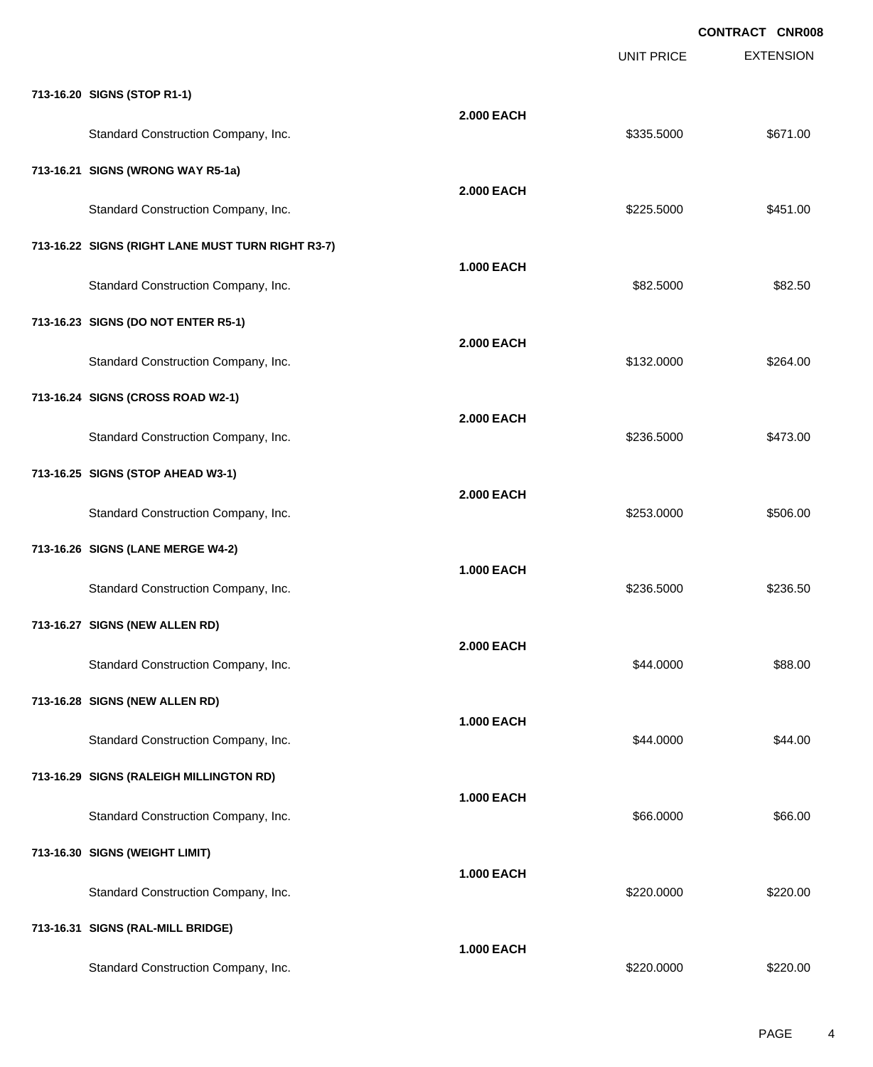CONTRACT CNR008

| | | UNIT PRICE | EXTENSION |
|---|---|---|---|
| **713-16.20 SIGNS (STOP R1-1)** | | | |
| | **2.000 EACH** | | |
| Standard Construction Company, Inc. | | $335.5000 | $671.00 |
| **713-16.21 SIGNS (WRONG WAY R5-1a)** | | | |
| | **2.000 EACH** | | |
| Standard Construction Company, Inc. | | $225.5000 | $451.00 |
| **713-16.22 SIGNS (RIGHT LANE MUST TURN RIGHT R3-7)** | | | |
| | **1.000 EACH** | | |
| Standard Construction Company, Inc. | | $82.5000 | $82.50 |
| **713-16.23 SIGNS (DO NOT ENTER R5-1)** | | | |
| | **2.000 EACH** | | |
| Standard Construction Company, Inc. | | $132.0000 | $264.00 |
| **713-16.24 SIGNS (CROSS ROAD W2-1)** | | | |
| | **2.000 EACH** | | |
| Standard Construction Company, Inc. | | $236.5000 | $473.00 |
| **713-16.25 SIGNS (STOP AHEAD W3-1)** | | | |
| | **2.000 EACH** | | |
| Standard Construction Company, Inc. | | $253.0000 | $506.00 |
| **713-16.26 SIGNS (LANE MERGE W4-2)** | | | |
| | **1.000 EACH** | | |
| Standard Construction Company, Inc. | | $236.5000 | $236.50 |
| **713-16.27 SIGNS (NEW ALLEN RD)** | | | |
| | **2.000 EACH** | | |
| Standard Construction Company, Inc. | | $44.0000 | $88.00 |
| **713-16.28 SIGNS (NEW ALLEN RD)** | | | |
| | **1.000 EACH** | | |
| Standard Construction Company, Inc. | | $44.0000 | $44.00 |
| **713-16.29 SIGNS (RALEIGH MILLINGTON RD)** | | | |
| | **1.000 EACH** | | |
| Standard Construction Company, Inc. | | $66.0000 | $66.00 |
| **713-16.30 SIGNS (WEIGHT LIMIT)** | | | |
| | **1.000 EACH** | | |
| Standard Construction Company, Inc. | | $220.0000 | $220.00 |
| **713-16.31 SIGNS (RAL-MILL BRIDGE)** | | | |
| | **1.000 EACH** | | |
| Standard Construction Company, Inc. | | $220.0000 | $220.00 |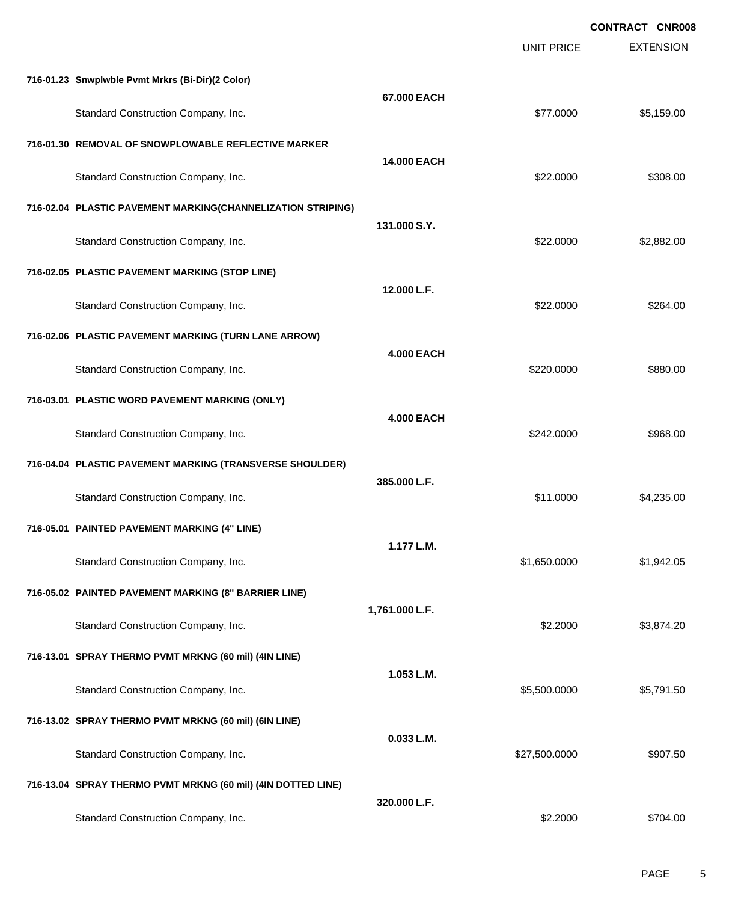**CONTRACT CNR008**

| | | UNIT PRICE | EXTENSION |
|---|---|---|---|
| **716-01.23 Snwplwble Pvmt Mrkrs (Bi-Dir)(2 Color)** | **67.000 EACH** | | |
| Standard Construction Company, Inc. | | $77.0000 | $5,159.00 |
| **716-01.30 REMOVAL OF SNOWPLOWABLE REFLECTIVE MARKER** | **14.000 EACH** | | |
| Standard Construction Company, Inc. | | $22.0000 | $308.00 |
| **716-02.04 PLASTIC PAVEMENT MARKING(CHANNELIZATION STRIPING)** | **131.000 S.Y.** | | |
| Standard Construction Company, Inc. | | $22.0000 | $2,882.00 |
| **716-02.05 PLASTIC PAVEMENT MARKING (STOP LINE)** | **12.000 L.F.** | | |
| Standard Construction Company, Inc. | | $22.0000 | $264.00 |
| **716-02.06 PLASTIC PAVEMENT MARKING (TURN LANE ARROW)** | **4.000 EACH** | | |
| Standard Construction Company, Inc. | | $220.0000 | $880.00 |
| **716-03.01 PLASTIC WORD PAVEMENT MARKING (ONLY)** | **4.000 EACH** | | |
| Standard Construction Company, Inc. | | $242.0000 | $968.00 |
| **716-04.04 PLASTIC PAVEMENT MARKING (TRANSVERSE SHOULDER)** | **385.000 L.F.** | | |
| Standard Construction Company, Inc. | | $11.0000 | $4,235.00 |
| **716-05.01 PAINTED PAVEMENT MARKING (4" LINE)** | **1.177 L.M.** | | |
| Standard Construction Company, Inc. | | $1,650.0000 | $1,942.05 |
| **716-05.02 PAINTED PAVEMENT MARKING (8" BARRIER LINE)** | **1,761.000 L.F.** | | |
| Standard Construction Company, Inc. | | $2.2000 | $3,874.20 |
| **716-13.01 SPRAY THERMO PVMT MRKNG (60 mil) (4IN LINE)** | **1.053 L.M.** | | |
| Standard Construction Company, Inc. | | $5,500.0000 | $5,791.50 |
| **716-13.02 SPRAY THERMO PVMT MRKNG (60 mil) (6IN LINE)** | **0.033 L.M.** | | |
| Standard Construction Company, Inc. | | $27,500.0000 | $907.50 |
| **716-13.04 SPRAY THERMO PVMT MRKNG (60 mil) (4IN DOTTED LINE)** | **320.000 L.F.** | | |
| Standard Construction Company, Inc. | | $2.2000 | $704.00 |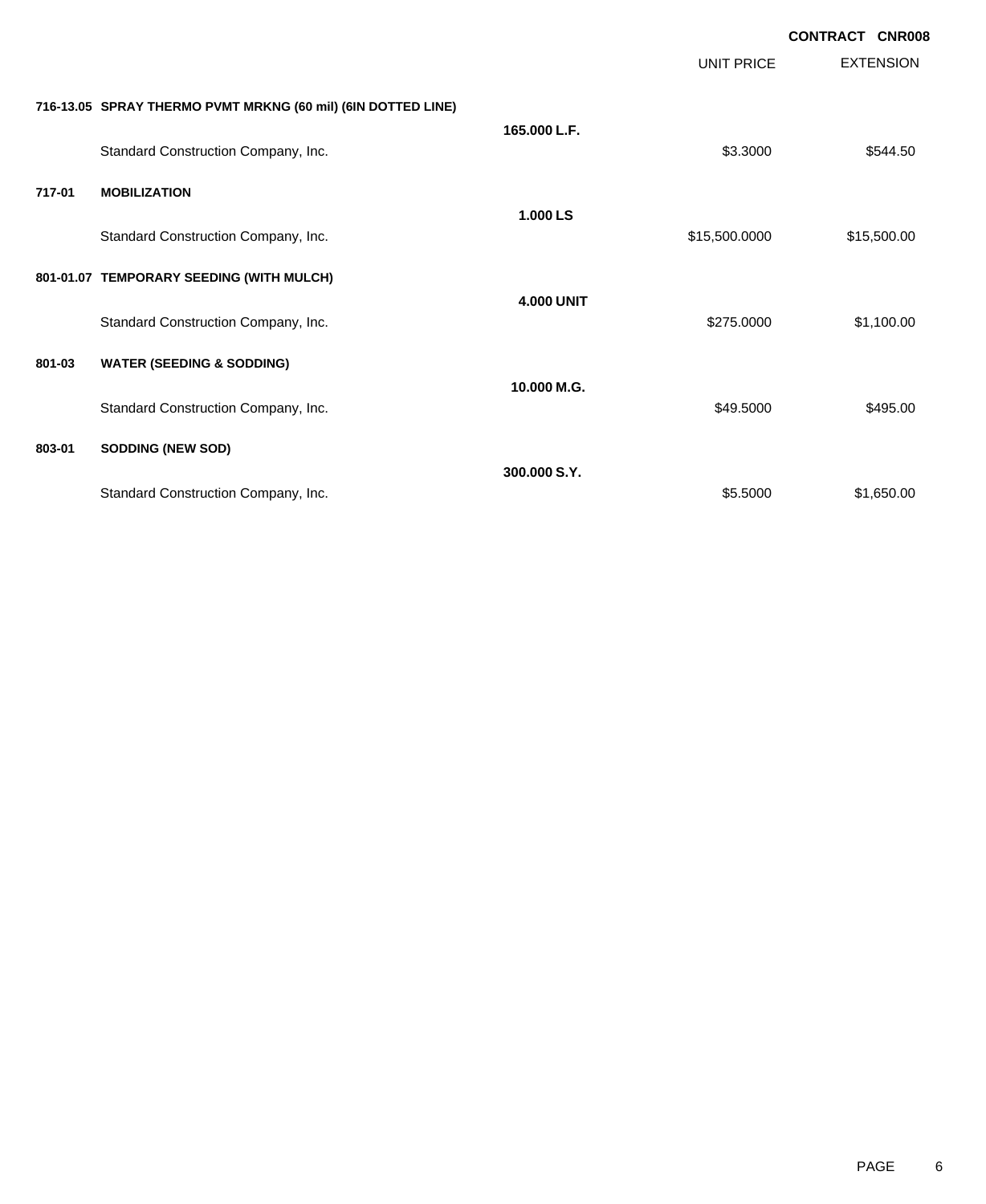**CONTRACT CNR008**

| | | | UNIT PRICE | EXTENSION |
|---|---|---|---|---|
| **716-13.05** | **SPRAY THERMO PVMT MRKNG (60 mil) (6IN DOTTED LINE)** | | | |
| | | **165.000 L.F.** | | |
| | Standard Construction Company, Inc. | | $3.3000 | $544.50 |
| **717-01** | **MOBILIZATION** | | | |
| | | **1.000 LS** | | |
| | Standard Construction Company, Inc. | | $15,500.0000 | $15,500.00 |
| **801-01.07** | **TEMPORARY SEEDING (WITH MULCH)** | | | |
| | | **4.000 UNIT** | | |
| | Standard Construction Company, Inc. | | $275.0000 | $1,100.00 |
| **801-03** | **WATER (SEEDING & SODDING)** | | | |
| | | **10.000 M.G.** | | |
| | Standard Construction Company, Inc. | | $49.5000 | $495.00 |
| **803-01** | **SODDING (NEW SOD)** | | | |
| | | **300.000 S.Y.** | | |
| | Standard Construction Company, Inc. | | $5.5000 | $1,650.00 |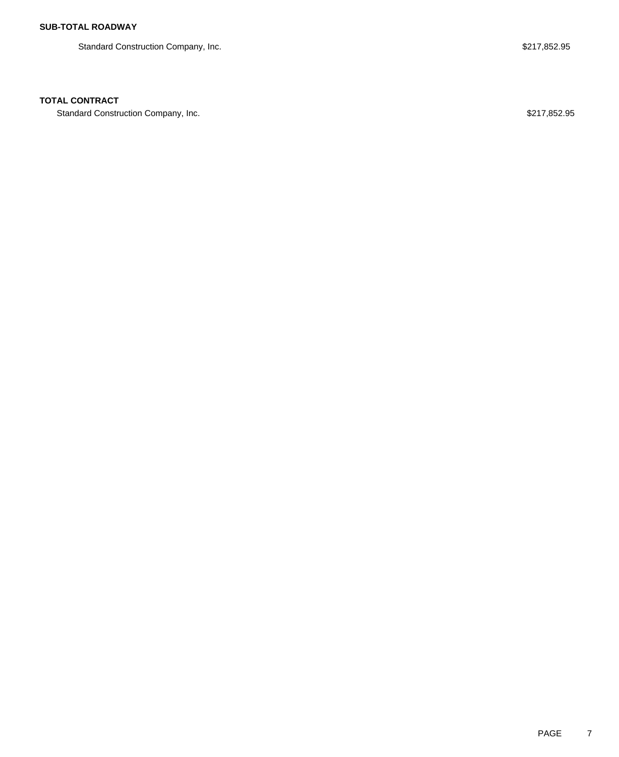**SUB-TOTAL ROADWAY**

| | |
|---|---|
| Standard Construction Company, Inc. | $217,852.95 |

**TOTAL CONTRACT**

| | |
|---|---|
| Standard Construction Company, Inc. | $217,852.95 |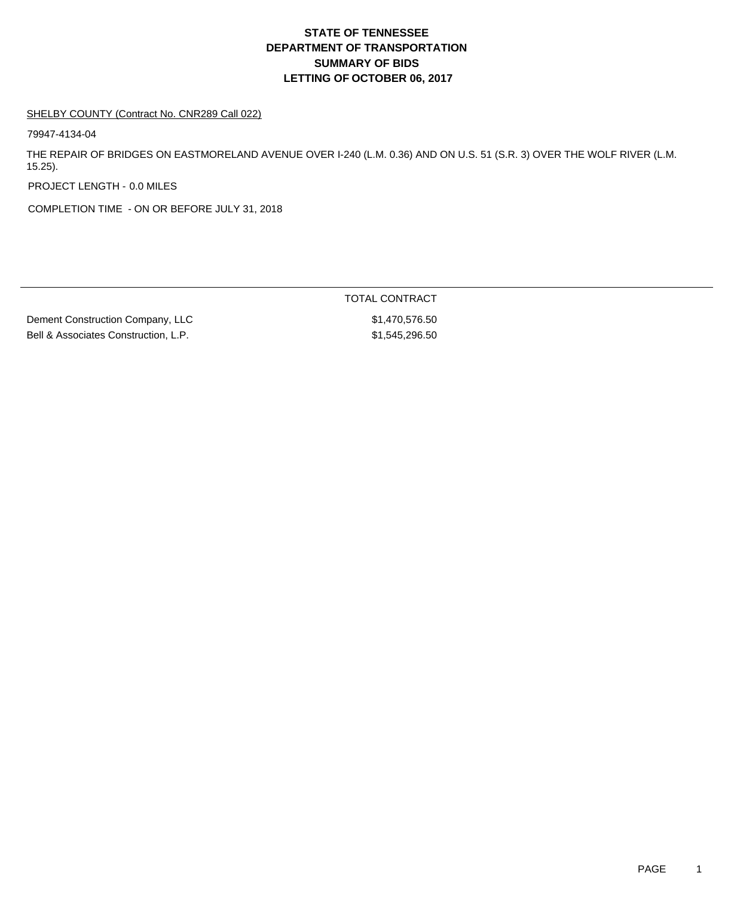# STATE OF TENNESSEE
# DEPARTMENT OF TRANSPORTATION
# SUMMARY OF BIDS
# LETTING OF OCTOBER 06, 2017

SHELBY COUNTY (Contract No. CNR289 Call 022)

79947-4134-04

THE REPAIR OF BRIDGES ON EASTMORELAND AVENUE OVER I-240 (L.M. 0.36) AND ON U.S. 51 (S.R. 3) OVER THE WOLF RIVER (L.M. 15.25).

PROJECT LENGTH - 0.0 MILES

COMPLETION TIME - ON OR BEFORE JULY 31, 2018

| | TOTAL CONTRACT |
|---|---|
| Dement Construction Company, LLC | $1,470,576.50 |
| Bell & Associates Construction, L.P. | $1,545,296.50 |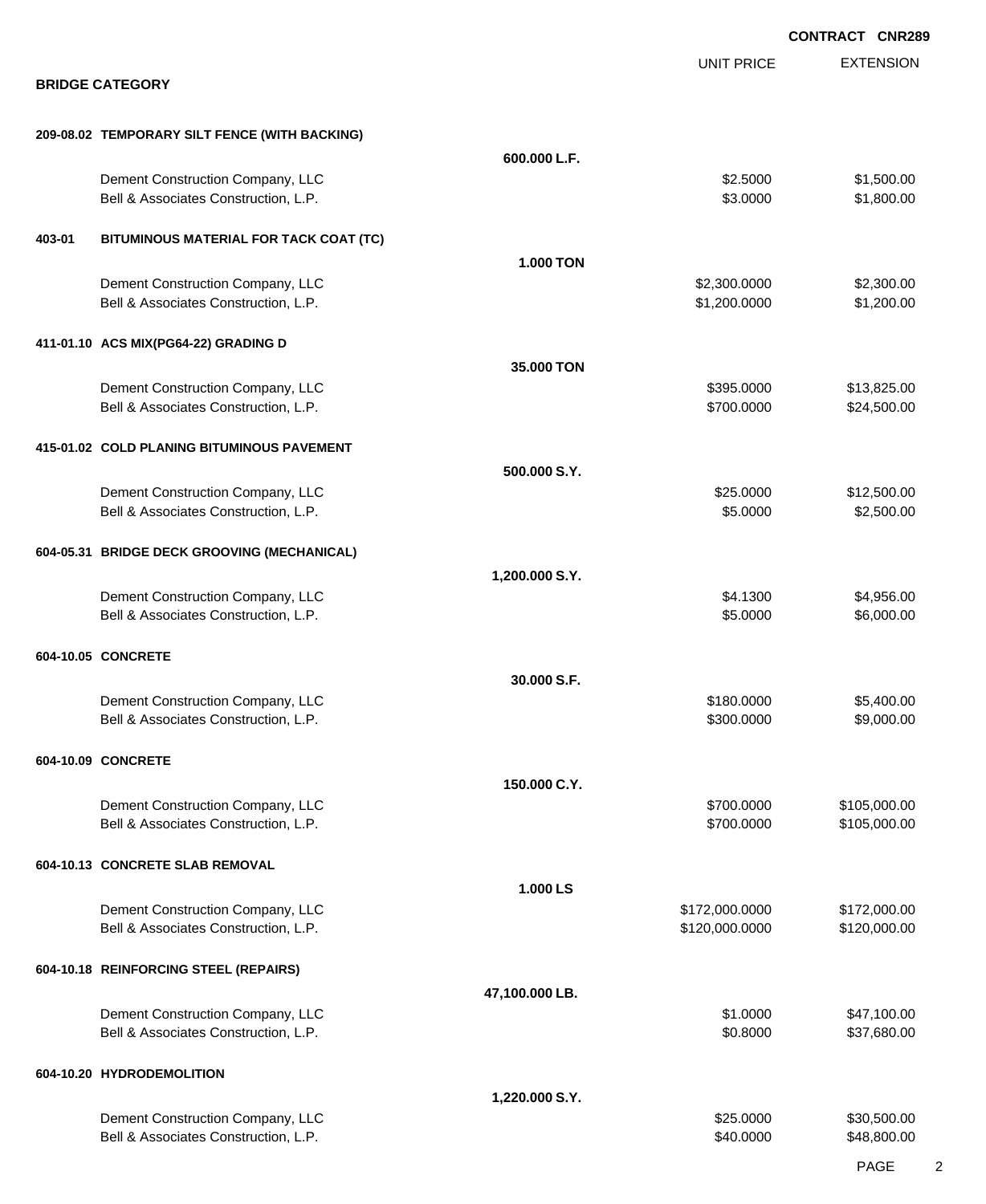CONTRACT CNR289

## BRIDGE CATEGORY

| | | UNIT PRICE | EXTENSION |
|---|---|---|---|
| **209-08.02 TEMPORARY SILT FENCE (WITH BACKING)** | | | |
| | **600.000 L.F.** | | |
| Dement Construction Company, LLC | | $2.5000 | $1,500.00 |
| Bell & Associates Construction, L.P. | | $3.0000 | $1,800.00 |
| **403-01 BITUMINOUS MATERIAL FOR TACK COAT (TC)** | | | |
| | **1.000 TON** | | |
| Dement Construction Company, LLC | | $2,300.0000 | $2,300.00 |
| Bell & Associates Construction, L.P. | | $1,200.0000 | $1,200.00 |
| **411-01.10 ACS MIX(PG64-22) GRADING D** | | | |
| | **35.000 TON** | | |
| Dement Construction Company, LLC | | $395.0000 | $13,825.00 |
| Bell & Associates Construction, L.P. | | $700.0000 | $24,500.00 |
| **415-01.02 COLD PLANING BITUMINOUS PAVEMENT** | | | |
| | **500.000 S.Y.** | | |
| Dement Construction Company, LLC | | $25.0000 | $12,500.00 |
| Bell & Associates Construction, L.P. | | $5.0000 | $2,500.00 |
| **604-05.31 BRIDGE DECK GROOVING (MECHANICAL)** | | | |
| | **1,200.000 S.Y.** | | |
| Dement Construction Company, LLC | | $4.1300 | $4,956.00 |
| Bell & Associates Construction, L.P. | | $5.0000 | $6,000.00 |
| **604-10.05 CONCRETE** | | | |
| | **30.000 S.F.** | | |
| Dement Construction Company, LLC | | $180.0000 | $5,400.00 |
| Bell & Associates Construction, L.P. | | $300.0000 | $9,000.00 |
| **604-10.09 CONCRETE** | | | |
| | **150.000 C.Y.** | | |
| Dement Construction Company, LLC | | $700.0000 | $105,000.00 |
| Bell & Associates Construction, L.P. | | $700.0000 | $105,000.00 |
| **604-10.13 CONCRETE SLAB REMOVAL** | | | |
| | **1.000 LS** | | |
| Dement Construction Company, LLC | | $172,000.0000 | $172,000.00 |
| Bell & Associates Construction, L.P. | | $120,000.0000 | $120,000.00 |
| **604-10.18 REINFORCING STEEL (REPAIRS)** | | | |
| | **47,100.000 LB.** | | |
| Dement Construction Company, LLC | | $1.0000 | $47,100.00 |
| Bell & Associates Construction, L.P. | | $0.8000 | $37,680.00 |
| **604-10.20 HYDRODEMOLITION** | | | |
| | **1,220.000 S.Y.** | | |
| Dement Construction Company, LLC | | $25.0000 | $30,500.00 |
| Bell & Associates Construction, L.P. | | $40.0000 | $48,800.00 |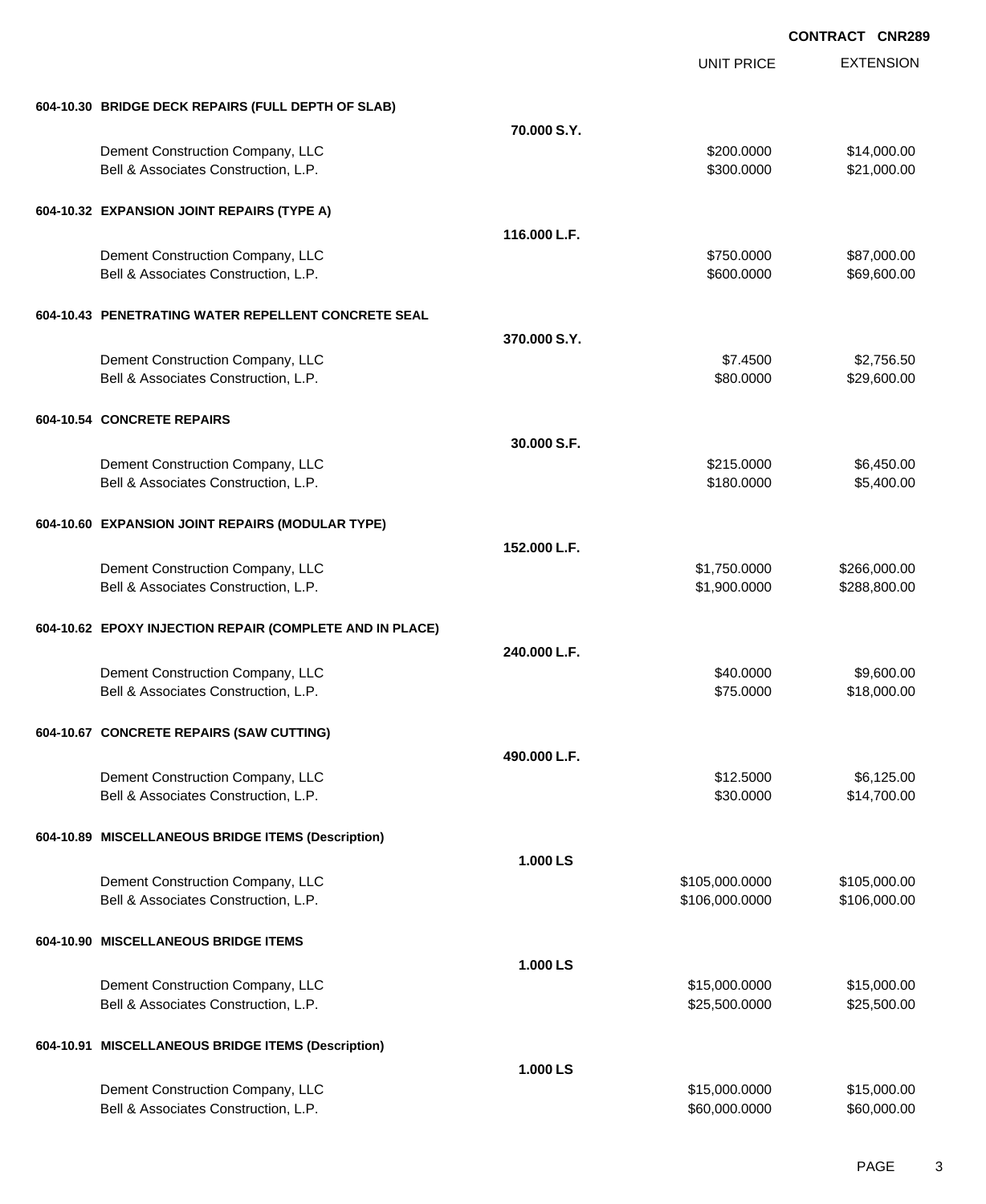**CONTRACT CNR289**

| | | UNIT PRICE | EXTENSION |
|---|---|---|---|
| **604-10.30 BRIDGE DECK REPAIRS (FULL DEPTH OF SLAB)** | | | |
| | **70.000 S.Y.** | | |
| Dement Construction Company, LLC | | $200.0000 | $14,000.00 |
| Bell & Associates Construction, L.P. | | $300.0000 | $21,000.00 |
| **604-10.32 EXPANSION JOINT REPAIRS (TYPE A)** | | | |
| | **116.000 L.F.** | | |
| Dement Construction Company, LLC | | $750.0000 | $87,000.00 |
| Bell & Associates Construction, L.P. | | $600.0000 | $69,600.00 |
| **604-10.43 PENETRATING WATER REPELLENT CONCRETE SEAL** | | | |
| | **370.000 S.Y.** | | |
| Dement Construction Company, LLC | | $7.4500 | $2,756.50 |
| Bell & Associates Construction, L.P. | | $80.0000 | $29,600.00 |
| **604-10.54 CONCRETE REPAIRS** | | | |
| | **30.000 S.F.** | | |
| Dement Construction Company, LLC | | $215.0000 | $6,450.00 |
| Bell & Associates Construction, L.P. | | $180.0000 | $5,400.00 |
| **604-10.60 EXPANSION JOINT REPAIRS (MODULAR TYPE)** | | | |
| | **152.000 L.F.** | | |
| Dement Construction Company, LLC | | $1,750.0000 | $266,000.00 |
| Bell & Associates Construction, L.P. | | $1,900.0000 | $288,800.00 |
| **604-10.62 EPOXY INJECTION REPAIR (COMPLETE AND IN PLACE)** | | | |
| | **240.000 L.F.** | | |
| Dement Construction Company, LLC | | $40.0000 | $9,600.00 |
| Bell & Associates Construction, L.P. | | $75.0000 | $18,000.00 |
| **604-10.67 CONCRETE REPAIRS (SAW CUTTING)** | | | |
| | **490.000 L.F.** | | |
| Dement Construction Company, LLC | | $12.5000 | $6,125.00 |
| Bell & Associates Construction, L.P. | | $30.0000 | $14,700.00 |
| **604-10.89 MISCELLANEOUS BRIDGE ITEMS (Description)** | | | |
| | **1.000 LS** | | |
| Dement Construction Company, LLC | | $105,000.0000 | $105,000.00 |
| Bell & Associates Construction, L.P. | | $106,000.0000 | $106,000.00 |
| **604-10.90 MISCELLANEOUS BRIDGE ITEMS** | | | |
| | **1.000 LS** | | |
| Dement Construction Company, LLC | | $15,000.0000 | $15,000.00 |
| Bell & Associates Construction, L.P. | | $25,500.0000 | $25,500.00 |
| **604-10.91 MISCELLANEOUS BRIDGE ITEMS (Description)** | | | |
| | **1.000 LS** | | |
| Dement Construction Company, LLC | | $15,000.0000 | $15,000.00 |
| Bell & Associates Construction, L.P. | | $60,000.0000 | $60,000.00 |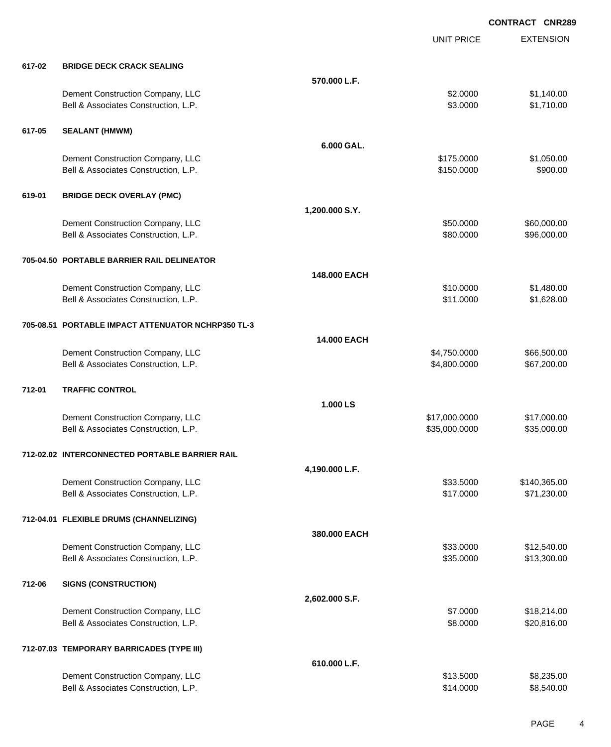**CONTRACT CNR289**

| | | | UNIT PRICE | EXTENSION |
|---|---|---|---|---|
| **617-02** | **BRIDGE DECK CRACK SEALING** | | | |
| | | **570.000 L.F.** | | |
| | Dement Construction Company, LLC | | $2.0000 | $1,140.00 |
| | Bell & Associates Construction, L.P. | | $3.0000 | $1,710.00 |
| **617-05** | **SEALANT (HMWM)** | | | |
| | | **6.000 GAL.** | | |
| | Dement Construction Company, LLC | | $175.0000 | $1,050.00 |
| | Bell & Associates Construction, L.P. | | $150.0000 | $900.00 |
| **619-01** | **BRIDGE DECK OVERLAY (PMC)** | | | |
| | | **1,200.000 S.Y.** | | |
| | Dement Construction Company, LLC | | $50.0000 | $60,000.00 |
| | Bell & Associates Construction, L.P. | | $80.0000 | $96,000.00 |
| **705-04.50** | **PORTABLE BARRIER RAIL DELINEATOR** | | | |
| | | **148.000 EACH** | | |
| | Dement Construction Company, LLC | | $10.0000 | $1,480.00 |
| | Bell & Associates Construction, L.P. | | $11.0000 | $1,628.00 |
| **705-08.51** | **PORTABLE IMPACT ATTENUATOR NCHRP350 TL-3** | | | |
| | | **14.000 EACH** | | |
| | Dement Construction Company, LLC | | $4,750.0000 | $66,500.00 |
| | Bell & Associates Construction, L.P. | | $4,800.0000 | $67,200.00 |
| **712-01** | **TRAFFIC CONTROL** | | | |
| | | **1.000 LS** | | |
| | Dement Construction Company, LLC | | $17,000.0000 | $17,000.00 |
| | Bell & Associates Construction, L.P. | | $35,000.0000 | $35,000.00 |
| **712-02.02** | **INTERCONNECTED PORTABLE BARRIER RAIL** | | | |
| | | **4,190.000 L.F.** | | |
| | Dement Construction Company, LLC | | $33.5000 | $140,365.00 |
| | Bell & Associates Construction, L.P. | | $17.0000 | $71,230.00 |
| **712-04.01** | **FLEXIBLE DRUMS (CHANNELIZING)** | | | |
| | | **380.000 EACH** | | |
| | Dement Construction Company, LLC | | $33.0000 | $12,540.00 |
| | Bell & Associates Construction, L.P. | | $35.0000 | $13,300.00 |
| **712-06** | **SIGNS (CONSTRUCTION)** | | | |
| | | **2,602.000 S.F.** | | |
| | Dement Construction Company, LLC | | $7.0000 | $18,214.00 |
| | Bell & Associates Construction, L.P. | | $8.0000 | $20,816.00 |
| **712-07.03** | **TEMPORARY BARRICADES (TYPE III)** | | | |
| | | **610.000 L.F.** | | |
| | Dement Construction Company, LLC | | $13.5000 | $8,235.00 |
| | Bell & Associates Construction, L.P. | | $14.0000 | $8,540.00 |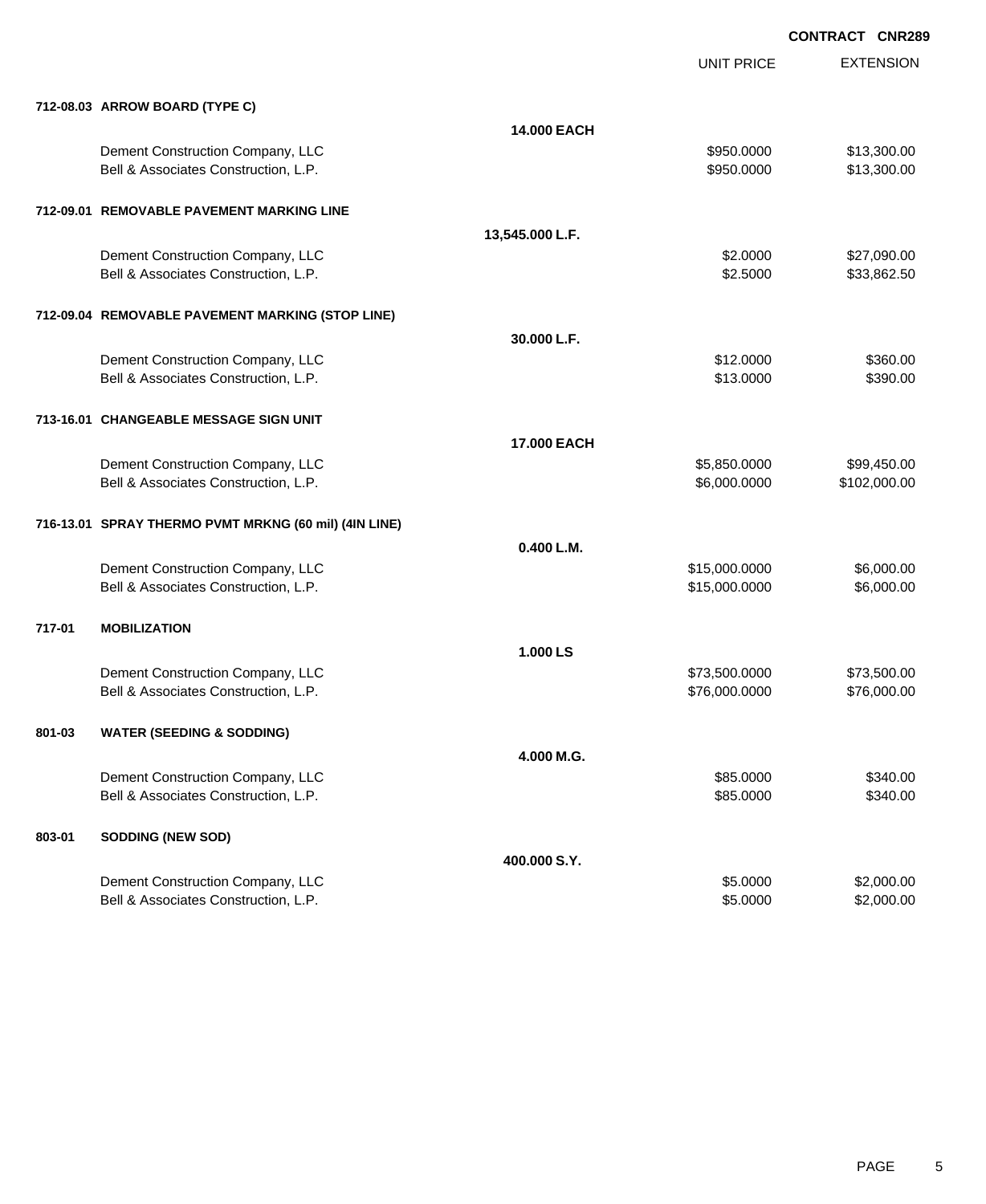**CONTRACT CNR289**

| | | | UNIT PRICE | EXTENSION |
|---|---|---|---|---|
| **712-08.03** | **ARROW BOARD (TYPE C)** | | | |
| | | **14.000 EACH** | | |
| | Dement Construction Company, LLC | | $950.0000 | $13,300.00 |
| | Bell & Associates Construction, L.P. | | $950.0000 | $13,300.00 |
| **712-09.01** | **REMOVABLE PAVEMENT MARKING LINE** | | | |
| | | **13,545.000 L.F.** | | |
| | Dement Construction Company, LLC | | $2.0000 | $27,090.00 |
| | Bell & Associates Construction, L.P. | | $2.5000 | $33,862.50 |
| **712-09.04** | **REMOVABLE PAVEMENT MARKING (STOP LINE)** | | | |
| | | **30.000 L.F.** | | |
| | Dement Construction Company, LLC | | $12.0000 | $360.00 |
| | Bell & Associates Construction, L.P. | | $13.0000 | $390.00 |
| **713-16.01** | **CHANGEABLE MESSAGE SIGN UNIT** | | | |
| | | **17.000 EACH** | | |
| | Dement Construction Company, LLC | | $5,850.0000 | $99,450.00 |
| | Bell & Associates Construction, L.P. | | $6,000.0000 | $102,000.00 |
| **716-13.01** | **SPRAY THERMO PVMT MRKNG (60 mil) (4IN LINE)** | | | |
| | | **0.400 L.M.** | | |
| | Dement Construction Company, LLC | | $15,000.0000 | $6,000.00 |
| | Bell & Associates Construction, L.P. | | $15,000.0000 | $6,000.00 |
| **717-01** | **MOBILIZATION** | | | |
| | | **1.000 LS** | | |
| | Dement Construction Company, LLC | | $73,500.0000 | $73,500.00 |
| | Bell & Associates Construction, L.P. | | $76,000.0000 | $76,000.00 |
| **801-03** | **WATER (SEEDING & SODDING)** | | | |
| | | **4.000 M.G.** | | |
| | Dement Construction Company, LLC | | $85.0000 | $340.00 |
| | Bell & Associates Construction, L.P. | | $85.0000 | $340.00 |
| **803-01** | **SODDING (NEW SOD)** | | | |
| | | **400.000 S.Y.** | | |
| | Dement Construction Company, LLC | | $5.0000 | $2,000.00 |
| | Bell & Associates Construction, L.P. | | $5.0000 | $2,000.00 |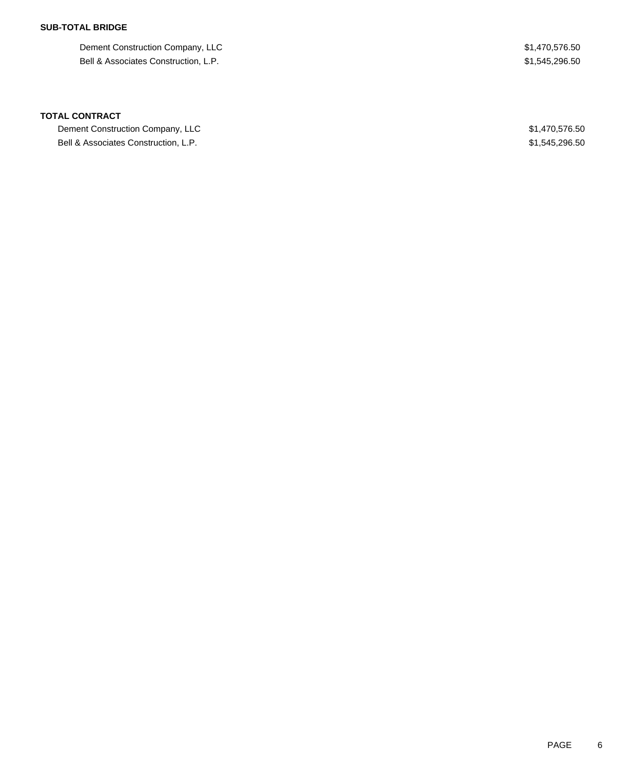**SUB-TOTAL BRIDGE**

| | |
|---|---|
| Dement Construction Company, LLC | $1,470,576.50 |
| Bell & Associates Construction, L.P. | $1,545,296.50 |

**TOTAL CONTRACT**

| | |
|---|---|
| Dement Construction Company, LLC | $1,470,576.50 |
| Bell & Associates Construction, L.P. | $1,545,296.50 |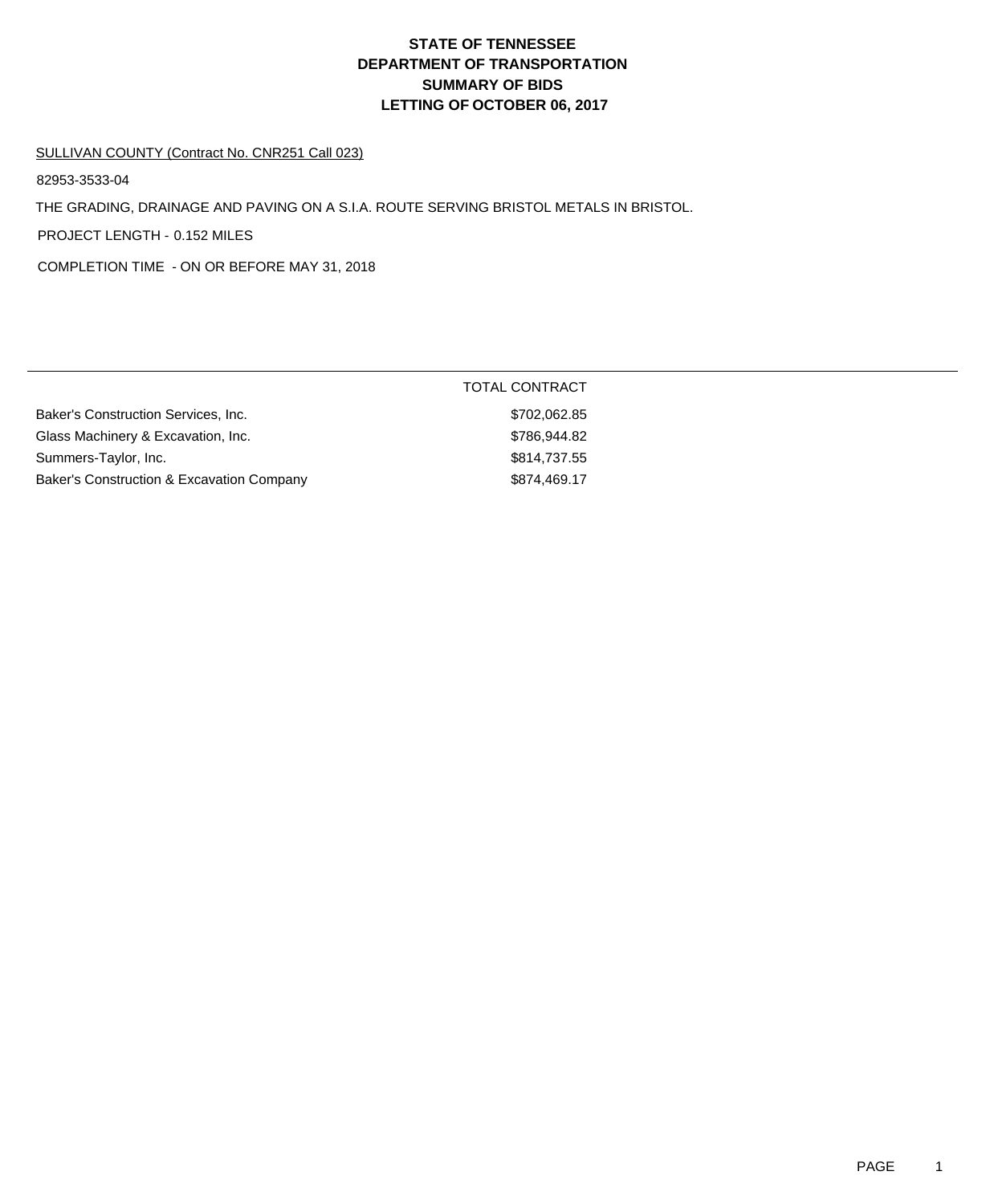# STATE OF TENNESSEE
# DEPARTMENT OF TRANSPORTATION
# SUMMARY OF BIDS
# LETTING OF OCTOBER 06, 2017

SULLIVAN COUNTY (Contract No. CNR251 Call 023)

82953-3533-04

THE GRADING, DRAINAGE AND PAVING ON A S.I.A. ROUTE SERVING BRISTOL METALS IN BRISTOL.

PROJECT LENGTH - 0.152 MILES

COMPLETION TIME - ON OR BEFORE MAY 31, 2018

| | TOTAL CONTRACT |
|---|---|
| Baker's Construction Services, Inc. | $702,062.85 |
| Glass Machinery & Excavation, Inc. | $786,944.82 |
| Summers-Taylor, Inc. | $814,737.55 |
| Baker's Construction & Excavation Company | $874,469.17 |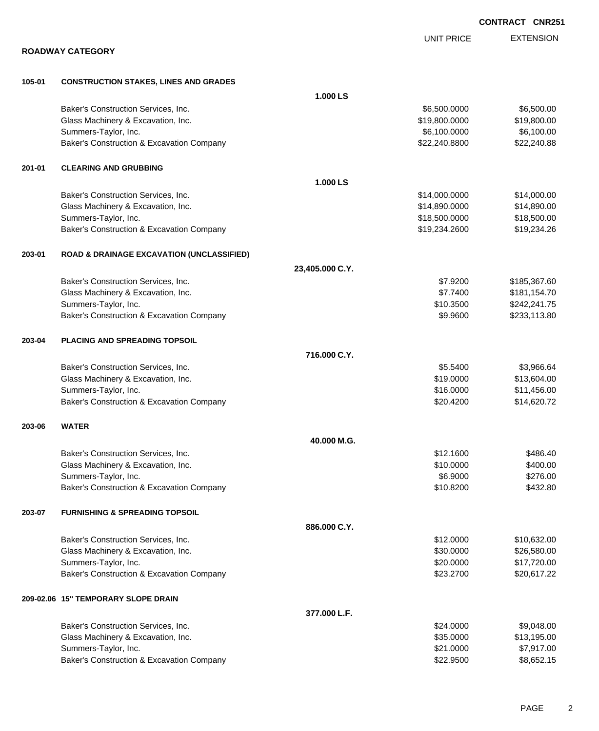**CONTRACT CNR251**

## ROADWAY CATEGORY

| | | | UNIT PRICE | EXTENSION |
|---|---|---|---|---|
| **105-01** | **CONSTRUCTION STAKES, LINES AND GRADES** | | | |
| | | **1.000 LS** | | |
| | Baker's Construction Services, Inc. | | $6,500.0000 | $6,500.00 |
| | Glass Machinery & Excavation, Inc. | | $19,800.0000 | $19,800.00 |
| | Summers-Taylor, Inc. | | $6,100.0000 | $6,100.00 |
| | Baker's Construction & Excavation Company | | $22,240.8800 | $22,240.88 |
| **201-01** | **CLEARING AND GRUBBING** | | | |
| | | **1.000 LS** | | |
| | Baker's Construction Services, Inc. | | $14,000.0000 | $14,000.00 |
| | Glass Machinery & Excavation, Inc. | | $14,890.0000 | $14,890.00 |
| | Summers-Taylor, Inc. | | $18,500.0000 | $18,500.00 |
| | Baker's Construction & Excavation Company | | $19,234.2600 | $19,234.26 |
| **203-01** | **ROAD & DRAINAGE EXCAVATION (UNCLASSIFIED)** | | | |
| | | **23,405.000 C.Y.** | | |
| | Baker's Construction Services, Inc. | | $7.9200 | $185,367.60 |
| | Glass Machinery & Excavation, Inc. | | $7.7400 | $181,154.70 |
| | Summers-Taylor, Inc. | | $10.3500 | $242,241.75 |
| | Baker's Construction & Excavation Company | | $9.9600 | $233,113.80 |
| **203-04** | **PLACING AND SPREADING TOPSOIL** | | | |
| | | **716.000 C.Y.** | | |
| | Baker's Construction Services, Inc. | | $5.5400 | $3,966.64 |
| | Glass Machinery & Excavation, Inc. | | $19.0000 | $13,604.00 |
| | Summers-Taylor, Inc. | | $16.0000 | $11,456.00 |
| | Baker's Construction & Excavation Company | | $20.4200 | $14,620.72 |
| **203-06** | **WATER** | | | |
| | | **40.000 M.G.** | | |
| | Baker's Construction Services, Inc. | | $12.1600 | $486.40 |
| | Glass Machinery & Excavation, Inc. | | $10.0000 | $400.00 |
| | Summers-Taylor, Inc. | | $6.9000 | $276.00 |
| | Baker's Construction & Excavation Company | | $10.8200 | $432.80 |
| **203-07** | **FURNISHING & SPREADING TOPSOIL** | | | |
| | | **886.000 C.Y.** | | |
| | Baker's Construction Services, Inc. | | $12.0000 | $10,632.00 |
| | Glass Machinery & Excavation, Inc. | | $30.0000 | $26,580.00 |
| | Summers-Taylor, Inc. | | $20.0000 | $17,720.00 |
| | Baker's Construction & Excavation Company | | $23.2700 | $20,617.22 |
| **209-02.06** | **15" TEMPORARY SLOPE DRAIN** | | | |
| | | **377.000 L.F.** | | |
| | Baker's Construction Services, Inc. | | $24.0000 | $9,048.00 |
| | Glass Machinery & Excavation, Inc. | | $35.0000 | $13,195.00 |
| | Summers-Taylor, Inc. | | $21.0000 | $7,917.00 |
| | Baker's Construction & Excavation Company | | $22.9500 | $8,652.15 |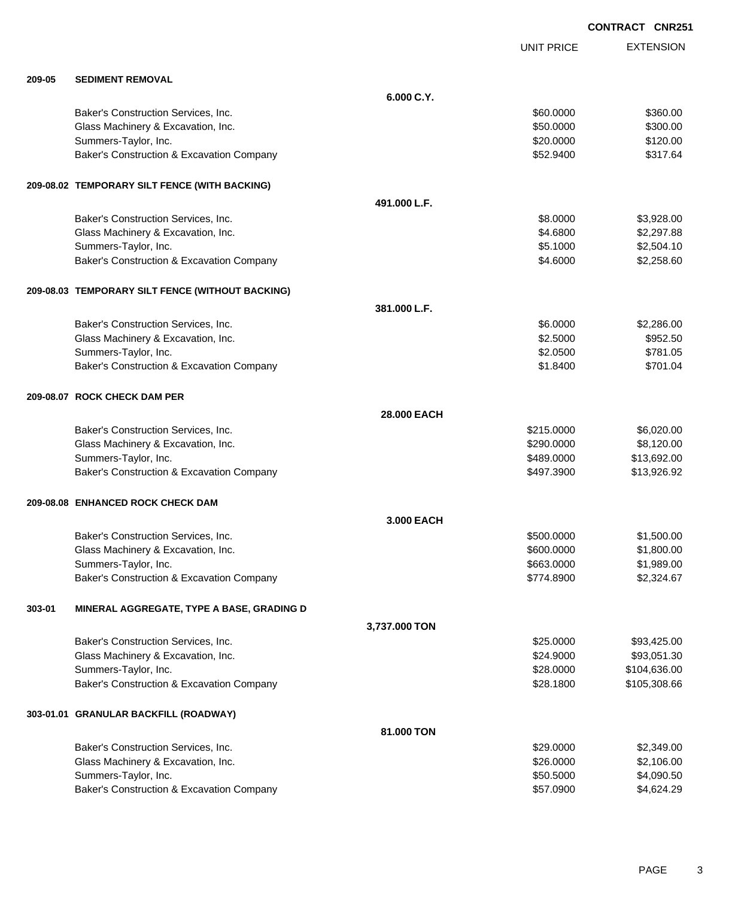**CONTRACT CNR251**

| | | | UNIT PRICE | EXTENSION |
|---|---|---|---|---|
| **209-05** | **SEDIMENT REMOVAL** | | | |
| | | **6.000 C.Y.** | | |
| | Baker's Construction Services, Inc. | | $60.0000 | $360.00 |
| | Glass Machinery & Excavation, Inc. | | $50.0000 | $300.00 |
| | Summers-Taylor, Inc. | | $20.0000 | $120.00 |
| | Baker's Construction & Excavation Company | | $52.9400 | $317.64 |
| **209-08.02** | **TEMPORARY SILT FENCE (WITH BACKING)** | | | |
| | | **491.000 L.F.** | | |
| | Baker's Construction Services, Inc. | | $8.0000 | $3,928.00 |
| | Glass Machinery & Excavation, Inc. | | $4.6800 | $2,297.88 |
| | Summers-Taylor, Inc. | | $5.1000 | $2,504.10 |
| | Baker's Construction & Excavation Company | | $4.6000 | $2,258.60 |
| **209-08.03** | **TEMPORARY SILT FENCE (WITHOUT BACKING)** | | | |
| | | **381.000 L.F.** | | |
| | Baker's Construction Services, Inc. | | $6.0000 | $2,286.00 |
| | Glass Machinery & Excavation, Inc. | | $2.5000 | $952.50 |
| | Summers-Taylor, Inc. | | $2.0500 | $781.05 |
| | Baker's Construction & Excavation Company | | $1.8400 | $701.04 |
| **209-08.07** | **ROCK CHECK DAM PER** | | | |
| | | **28.000 EACH** | | |
| | Baker's Construction Services, Inc. | | $215.0000 | $6,020.00 |
| | Glass Machinery & Excavation, Inc. | | $290.0000 | $8,120.00 |
| | Summers-Taylor, Inc. | | $489.0000 | $13,692.00 |
| | Baker's Construction & Excavation Company | | $497.3900 | $13,926.92 |
| **209-08.08** | **ENHANCED ROCK CHECK DAM** | | | |
| | | **3.000 EACH** | | |
| | Baker's Construction Services, Inc. | | $500.0000 | $1,500.00 |
| | Glass Machinery & Excavation, Inc. | | $600.0000 | $1,800.00 |
| | Summers-Taylor, Inc. | | $663.0000 | $1,989.00 |
| | Baker's Construction & Excavation Company | | $774.8900 | $2,324.67 |
| **303-01** | **MINERAL AGGREGATE, TYPE A BASE, GRADING D** | | | |
| | | **3,737.000 TON** | | |
| | Baker's Construction Services, Inc. | | $25.0000 | $93,425.00 |
| | Glass Machinery & Excavation, Inc. | | $24.9000 | $93,051.30 |
| | Summers-Taylor, Inc. | | $28.0000 | $104,636.00 |
| | Baker's Construction & Excavation Company | | $28.1800 | $105,308.66 |
| **303-01.01** | **GRANULAR BACKFILL (ROADWAY)** | | | |
| | | **81.000 TON** | | |
| | Baker's Construction Services, Inc. | | $29.0000 | $2,349.00 |
| | Glass Machinery & Excavation, Inc. | | $26.0000 | $2,106.00 |
| | Summers-Taylor, Inc. | | $50.5000 | $4,090.50 |
| | Baker's Construction & Excavation Company | | $57.0900 | $4,624.29 |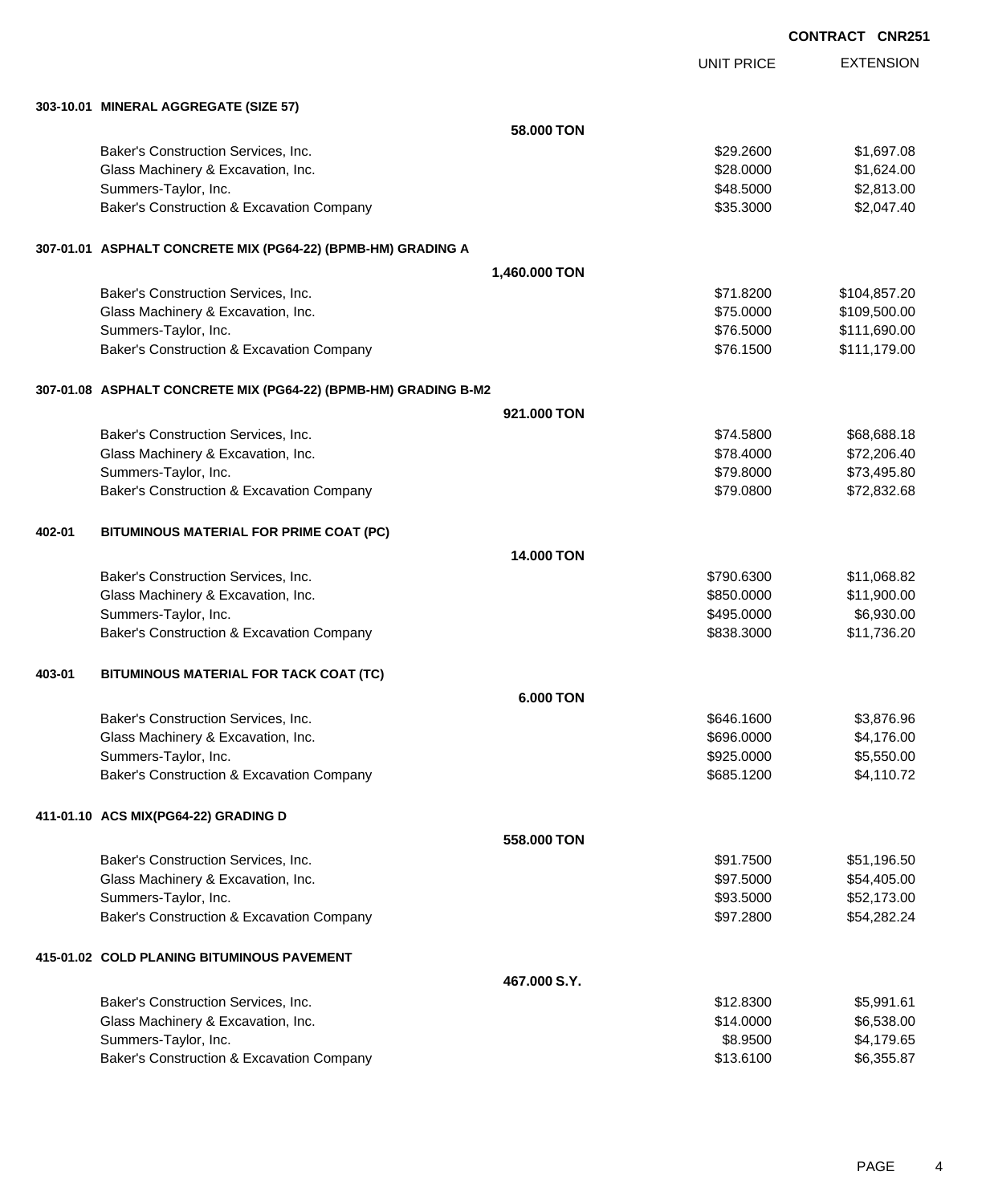CONTRACT CNR251

| | | UNIT PRICE | EXTENSION |
|---|---|---|---|
| **303-10.01 MINERAL AGGREGATE (SIZE 57)** | | | |
| | **58.000 TON** | | |
| Baker's Construction Services, Inc. | | $29.2600 | $1,697.08 |
| Glass Machinery & Excavation, Inc. | | $28.0000 | $1,624.00 |
| Summers-Taylor, Inc. | | $48.5000 | $2,813.00 |
| Baker's Construction & Excavation Company | | $35.3000 | $2,047.40 |
| **307-01.01 ASPHALT CONCRETE MIX (PG64-22) (BPMB-HM) GRADING A** | | | |
| | **1,460.000 TON** | | |
| Baker's Construction Services, Inc. | | $71.8200 | $104,857.20 |
| Glass Machinery & Excavation, Inc. | | $75.0000 | $109,500.00 |
| Summers-Taylor, Inc. | | $76.5000 | $111,690.00 |
| Baker's Construction & Excavation Company | | $76.1500 | $111,179.00 |
| **307-01.08 ASPHALT CONCRETE MIX (PG64-22) (BPMB-HM) GRADING B-M2** | | | |
| | **921.000 TON** | | |
| Baker's Construction Services, Inc. | | $74.5800 | $68,688.18 |
| Glass Machinery & Excavation, Inc. | | $78.4000 | $72,206.40 |
| Summers-Taylor, Inc. | | $79.8000 | $73,495.80 |
| Baker's Construction & Excavation Company | | $79.0800 | $72,832.68 |
| **402-01 BITUMINOUS MATERIAL FOR PRIME COAT (PC)** | | | |
| | **14.000 TON** | | |
| Baker's Construction Services, Inc. | | $790.6300 | $11,068.82 |
| Glass Machinery & Excavation, Inc. | | $850.0000 | $11,900.00 |
| Summers-Taylor, Inc. | | $495.0000 | $6,930.00 |
| Baker's Construction & Excavation Company | | $838.3000 | $11,736.20 |
| **403-01 BITUMINOUS MATERIAL FOR TACK COAT (TC)** | | | |
| | **6.000 TON** | | |
| Baker's Construction Services, Inc. | | $646.1600 | $3,876.96 |
| Glass Machinery & Excavation, Inc. | | $696.0000 | $4,176.00 |
| Summers-Taylor, Inc. | | $925.0000 | $5,550.00 |
| Baker's Construction & Excavation Company | | $685.1200 | $4,110.72 |
| **411-01.10 ACS MIX(PG64-22) GRADING D** | | | |
| | **558.000 TON** | | |
| Baker's Construction Services, Inc. | | $91.7500 | $51,196.50 |
| Glass Machinery & Excavation, Inc. | | $97.5000 | $54,405.00 |
| Summers-Taylor, Inc. | | $93.5000 | $52,173.00 |
| Baker's Construction & Excavation Company | | $97.2800 | $54,282.24 |
| **415-01.02 COLD PLANING BITUMINOUS PAVEMENT** | | | |
| | **467.000 S.Y.** | | |
| Baker's Construction Services, Inc. | | $12.8300 | $5,991.61 |
| Glass Machinery & Excavation, Inc. | | $14.0000 | $6,538.00 |
| Summers-Taylor, Inc. | | $8.9500 | $4,179.65 |
| Baker's Construction & Excavation Company | | $13.6100 | $6,355.87 |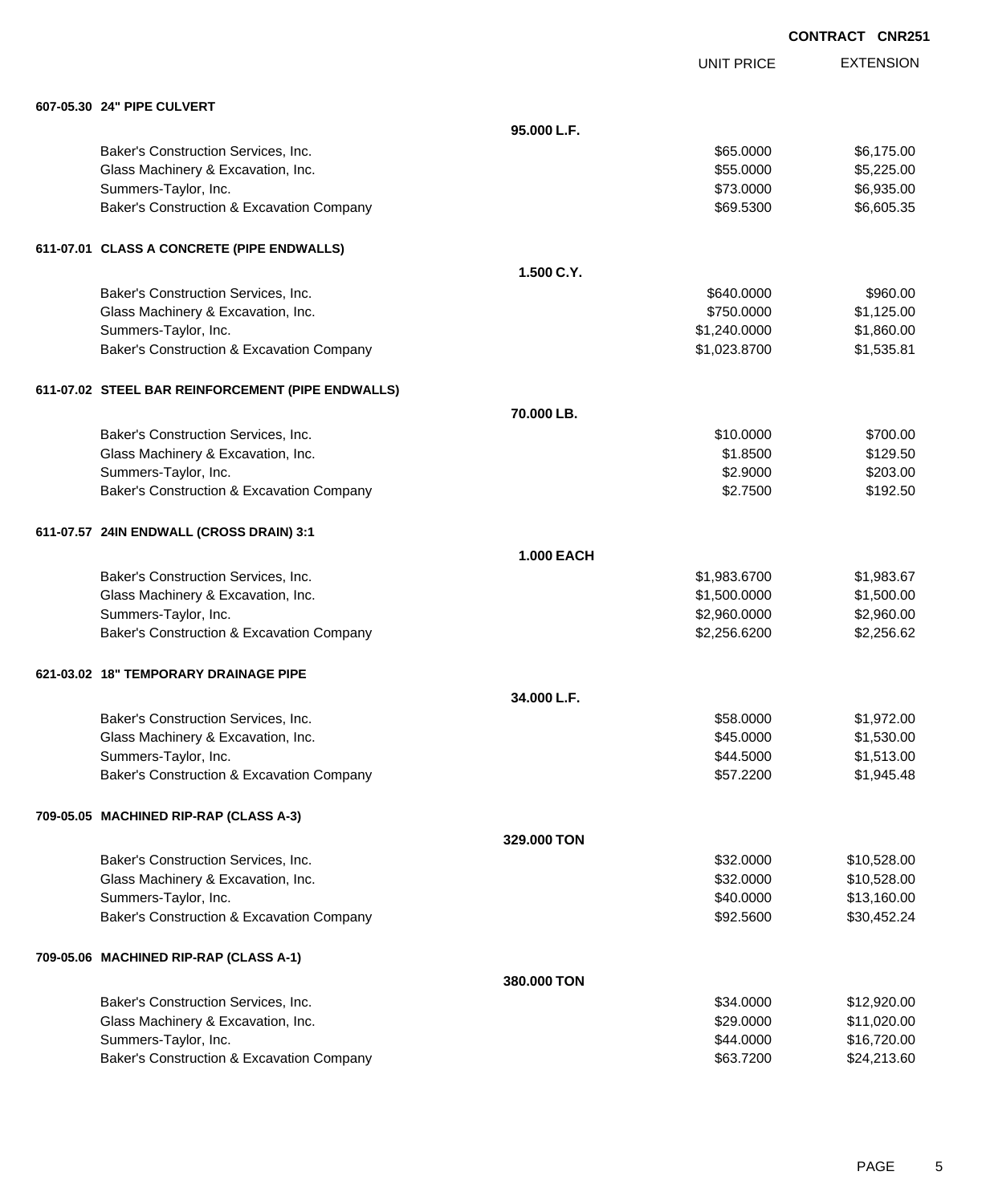**CONTRACT CNR251**

| | | UNIT PRICE | EXTENSION |
|---|---|---|---|
| **607-05.30 24" PIPE CULVERT** | | | |
| | **95.000 L.F.** | | |
| Baker's Construction Services, Inc. | | $65.0000 | $6,175.00 |
| Glass Machinery & Excavation, Inc. | | $55.0000 | $5,225.00 |
| Summers-Taylor, Inc. | | $73.0000 | $6,935.00 |
| Baker's Construction & Excavation Company | | $69.5300 | $6,605.35 |
| **611-07.01 CLASS A CONCRETE (PIPE ENDWALLS)** | | | |
| | **1.500 C.Y.** | | |
| Baker's Construction Services, Inc. | | $640.0000 | $960.00 |
| Glass Machinery & Excavation, Inc. | | $750.0000 | $1,125.00 |
| Summers-Taylor, Inc. | | $1,240.0000 | $1,860.00 |
| Baker's Construction & Excavation Company | | $1,023.8700 | $1,535.81 |
| **611-07.02 STEEL BAR REINFORCEMENT (PIPE ENDWALLS)** | | | |
| | **70.000 LB.** | | |
| Baker's Construction Services, Inc. | | $10.0000 | $700.00 |
| Glass Machinery & Excavation, Inc. | | $1.8500 | $129.50 |
| Summers-Taylor, Inc. | | $2.9000 | $203.00 |
| Baker's Construction & Excavation Company | | $2.7500 | $192.50 |
| **611-07.57 24IN ENDWALL (CROSS DRAIN) 3:1** | | | |
| | **1.000 EACH** | | |
| Baker's Construction Services, Inc. | | $1,983.6700 | $1,983.67 |
| Glass Machinery & Excavation, Inc. | | $1,500.0000 | $1,500.00 |
| Summers-Taylor, Inc. | | $2,960.0000 | $2,960.00 |
| Baker's Construction & Excavation Company | | $2,256.6200 | $2,256.62 |
| **621-03.02 18" TEMPORARY DRAINAGE PIPE** | | | |
| | **34.000 L.F.** | | |
| Baker's Construction Services, Inc. | | $58.0000 | $1,972.00 |
| Glass Machinery & Excavation, Inc. | | $45.0000 | $1,530.00 |
| Summers-Taylor, Inc. | | $44.5000 | $1,513.00 |
| Baker's Construction & Excavation Company | | $57.2200 | $1,945.48 |
| **709-05.05 MACHINED RIP-RAP (CLASS A-3)** | | | |
| | **329.000 TON** | | |
| Baker's Construction Services, Inc. | | $32.0000 | $10,528.00 |
| Glass Machinery & Excavation, Inc. | | $32.0000 | $10,528.00 |
| Summers-Taylor, Inc. | | $40.0000 | $13,160.00 |
| Baker's Construction & Excavation Company | | $92.5600 | $30,452.24 |
| **709-05.06 MACHINED RIP-RAP (CLASS A-1)** | | | |
| | **380.000 TON** | | |
| Baker's Construction Services, Inc. | | $34.0000 | $12,920.00 |
| Glass Machinery & Excavation, Inc. | | $29.0000 | $11,020.00 |
| Summers-Taylor, Inc. | | $44.0000 | $16,720.00 |
| Baker's Construction & Excavation Company | | $63.7200 | $24,213.60 |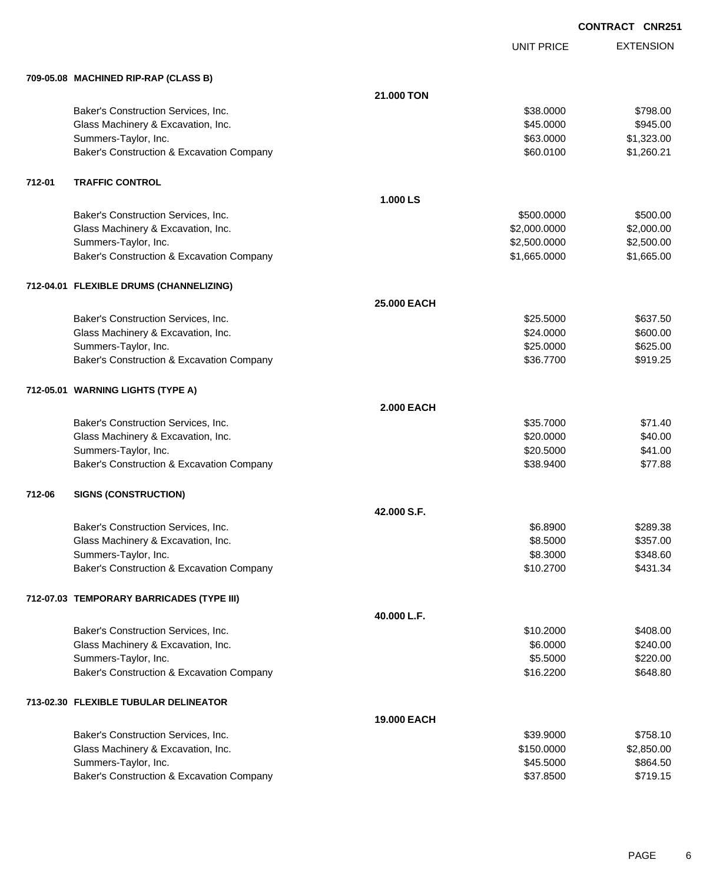CONTRACT CNR251

| | | UNIT PRICE | EXTENSION |
|---|---|---|---|
| **709-05.08 MACHINED RIP-RAP (CLASS B)** | | | |
| | **21.000 TON** | | |
| Baker's Construction Services, Inc. | | $38.0000 | $798.00 |
| Glass Machinery & Excavation, Inc. | | $45.0000 | $945.00 |
| Summers-Taylor, Inc. | | $63.0000 | $1,323.00 |
| Baker's Construction & Excavation Company | | $60.0100 | $1,260.21 |
| **712-01 TRAFFIC CONTROL** | | | |
| | **1.000 LS** | | |
| Baker's Construction Services, Inc. | | $500.0000 | $500.00 |
| Glass Machinery & Excavation, Inc. | | $2,000.0000 | $2,000.00 |
| Summers-Taylor, Inc. | | $2,500.0000 | $2,500.00 |
| Baker's Construction & Excavation Company | | $1,665.0000 | $1,665.00 |
| **712-04.01 FLEXIBLE DRUMS (CHANNELIZING)** | | | |
| | **25.000 EACH** | | |
| Baker's Construction Services, Inc. | | $25.5000 | $637.50 |
| Glass Machinery & Excavation, Inc. | | $24.0000 | $600.00 |
| Summers-Taylor, Inc. | | $25.0000 | $625.00 |
| Baker's Construction & Excavation Company | | $36.7700 | $919.25 |
| **712-05.01 WARNING LIGHTS (TYPE A)** | | | |
| | **2.000 EACH** | | |
| Baker's Construction Services, Inc. | | $35.7000 | $71.40 |
| Glass Machinery & Excavation, Inc. | | $20.0000 | $40.00 |
| Summers-Taylor, Inc. | | $20.5000 | $41.00 |
| Baker's Construction & Excavation Company | | $38.9400 | $77.88 |
| **712-06 SIGNS (CONSTRUCTION)** | | | |
| | **42.000 S.F.** | | |
| Baker's Construction Services, Inc. | | $6.8900 | $289.38 |
| Glass Machinery & Excavation, Inc. | | $8.5000 | $357.00 |
| Summers-Taylor, Inc. | | $8.3000 | $348.60 |
| Baker's Construction & Excavation Company | | $10.2700 | $431.34 |
| **712-07.03 TEMPORARY BARRICADES (TYPE III)** | | | |
| | **40.000 L.F.** | | |
| Baker's Construction Services, Inc. | | $10.2000 | $408.00 |
| Glass Machinery & Excavation, Inc. | | $6.0000 | $240.00 |
| Summers-Taylor, Inc. | | $5.5000 | $220.00 |
| Baker's Construction & Excavation Company | | $16.2200 | $648.80 |
| **713-02.30 FLEXIBLE TUBULAR DELINEATOR** | | | |
| | **19.000 EACH** | | |
| Baker's Construction Services, Inc. | | $39.9000 | $758.10 |
| Glass Machinery & Excavation, Inc. | | $150.0000 | $2,850.00 |
| Summers-Taylor, Inc. | | $45.5000 | $864.50 |
| Baker's Construction & Excavation Company | | $37.8500 | $719.15 |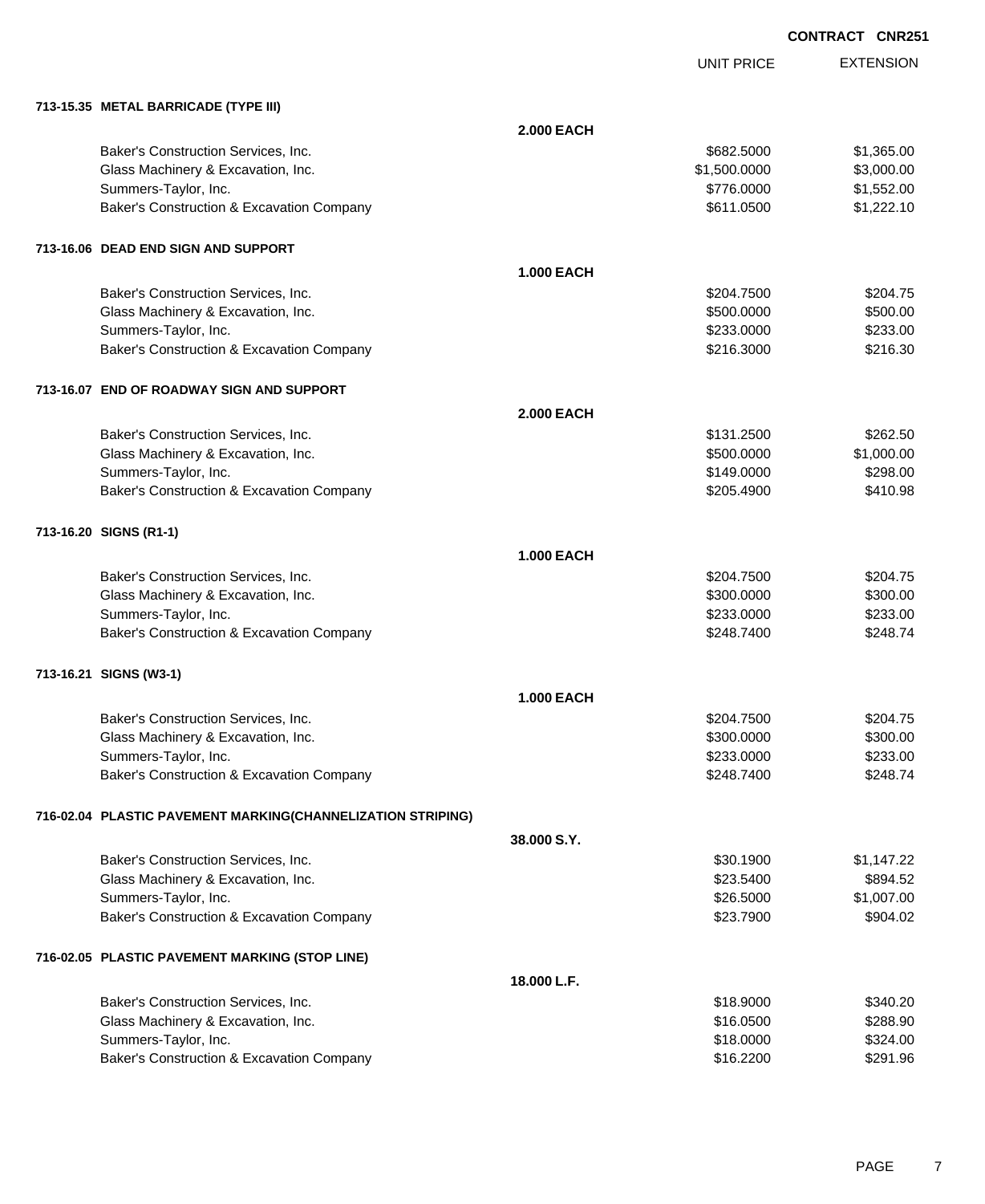**CONTRACT CNR251**

| | | UNIT PRICE | EXTENSION |
|---|---|---|---|
| **713-15.35 METAL BARRICADE (TYPE III)** | | | |
| | **2.000 EACH** | | |
| Baker's Construction Services, Inc. | | $682.5000 | $1,365.00 |
| Glass Machinery & Excavation, Inc. | | $1,500.0000 | $3,000.00 |
| Summers-Taylor, Inc. | | $776.0000 | $1,552.00 |
| Baker's Construction & Excavation Company | | $611.0500 | $1,222.10 |
| **713-16.06 DEAD END SIGN AND SUPPORT** | | | |
| | **1.000 EACH** | | |
| Baker's Construction Services, Inc. | | $204.7500 | $204.75 |
| Glass Machinery & Excavation, Inc. | | $500.0000 | $500.00 |
| Summers-Taylor, Inc. | | $233.0000 | $233.00 |
| Baker's Construction & Excavation Company | | $216.3000 | $216.30 |
| **713-16.07 END OF ROADWAY SIGN AND SUPPORT** | | | |
| | **2.000 EACH** | | |
| Baker's Construction Services, Inc. | | $131.2500 | $262.50 |
| Glass Machinery & Excavation, Inc. | | $500.0000 | $1,000.00 |
| Summers-Taylor, Inc. | | $149.0000 | $298.00 |
| Baker's Construction & Excavation Company | | $205.4900 | $410.98 |
| **713-16.20 SIGNS (R1-1)** | | | |
| | **1.000 EACH** | | |
| Baker's Construction Services, Inc. | | $204.7500 | $204.75 |
| Glass Machinery & Excavation, Inc. | | $300.0000 | $300.00 |
| Summers-Taylor, Inc. | | $233.0000 | $233.00 |
| Baker's Construction & Excavation Company | | $248.7400 | $248.74 |
| **713-16.21 SIGNS (W3-1)** | | | |
| | **1.000 EACH** | | |
| Baker's Construction Services, Inc. | | $204.7500 | $204.75 |
| Glass Machinery & Excavation, Inc. | | $300.0000 | $300.00 |
| Summers-Taylor, Inc. | | $233.0000 | $233.00 |
| Baker's Construction & Excavation Company | | $248.7400 | $248.74 |
| **716-02.04 PLASTIC PAVEMENT MARKING(CHANNELIZATION STRIPING)** | | | |
| | **38.000 S.Y.** | | |
| Baker's Construction Services, Inc. | | $30.1900 | $1,147.22 |
| Glass Machinery & Excavation, Inc. | | $23.5400 | $894.52 |
| Summers-Taylor, Inc. | | $26.5000 | $1,007.00 |
| Baker's Construction & Excavation Company | | $23.7900 | $904.02 |
| **716-02.05 PLASTIC PAVEMENT MARKING (STOP LINE)** | | | |
| | **18.000 L.F.** | | |
| Baker's Construction Services, Inc. | | $18.9000 | $340.20 |
| Glass Machinery & Excavation, Inc. | | $16.0500 | $288.90 |
| Summers-Taylor, Inc. | | $18.0000 | $324.00 |
| Baker's Construction & Excavation Company | | $16.2200 | $291.96 |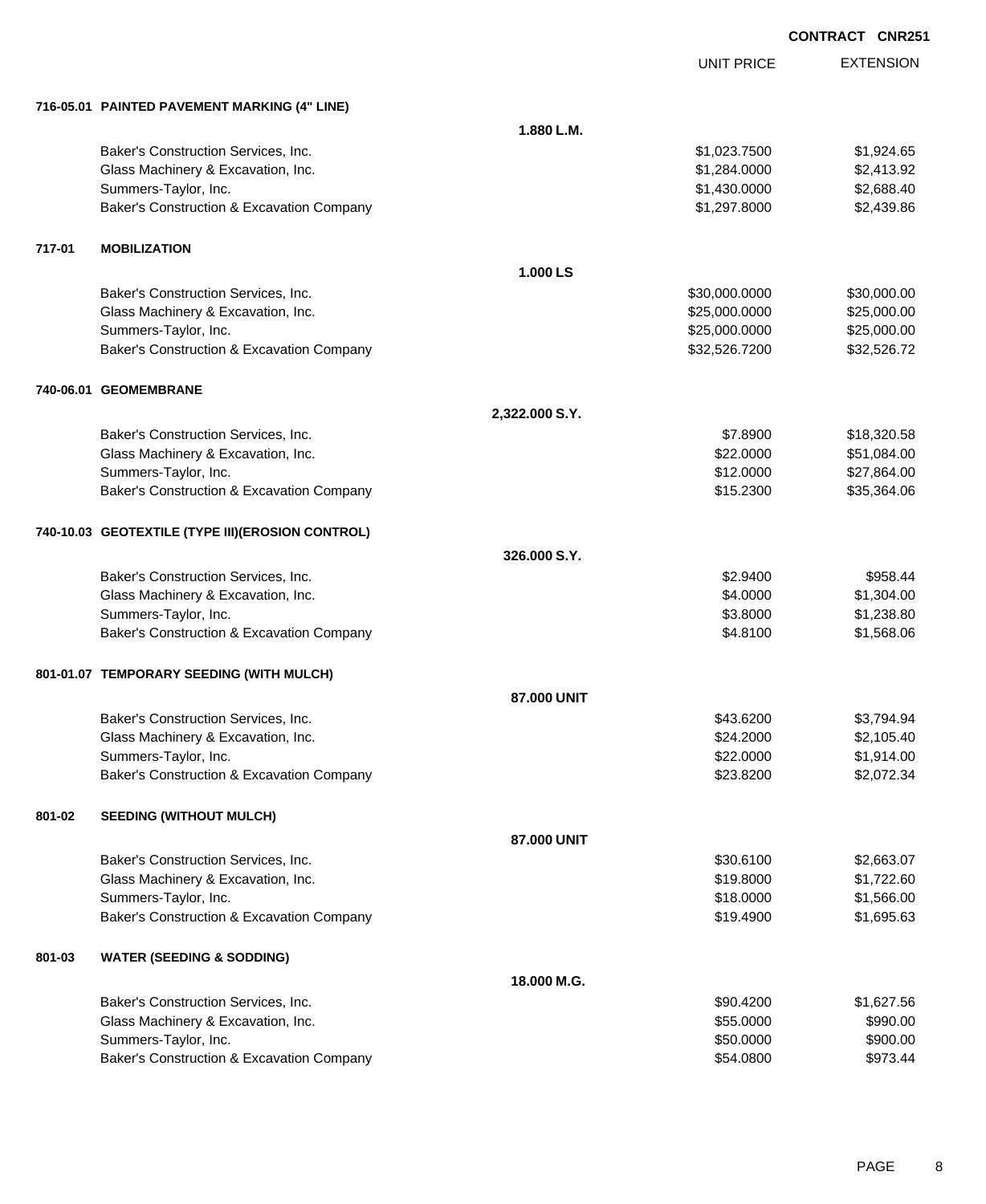**CONTRACT CNR251**

| | | | UNIT PRICE | EXTENSION |
|---|---|---|---|---|
| **716-05.01** | **PAINTED PAVEMENT MARKING (4" LINE)** | | | |
| | | **1.880 L.M.** | | |
| | Baker's Construction Services, Inc. | | $1,023.7500 | $1,924.65 |
| | Glass Machinery & Excavation, Inc. | | $1,284.0000 | $2,413.92 |
| | Summers-Taylor, Inc. | | $1,430.0000 | $2,688.40 |
| | Baker's Construction & Excavation Company | | $1,297.8000 | $2,439.86 |
| **717-01** | **MOBILIZATION** | | | |
| | | **1.000 LS** | | |
| | Baker's Construction Services, Inc. | | $30,000.0000 | $30,000.00 |
| | Glass Machinery & Excavation, Inc. | | $25,000.0000 | $25,000.00 |
| | Summers-Taylor, Inc. | | $25,000.0000 | $25,000.00 |
| | Baker's Construction & Excavation Company | | $32,526.7200 | $32,526.72 |
| **740-06.01** | **GEOMEMBRANE** | | | |
| | | **2,322.000 S.Y.** | | |
| | Baker's Construction Services, Inc. | | $7.8900 | $18,320.58 |
| | Glass Machinery & Excavation, Inc. | | $22.0000 | $51,084.00 |
| | Summers-Taylor, Inc. | | $12.0000 | $27,864.00 |
| | Baker's Construction & Excavation Company | | $15.2300 | $35,364.06 |
| **740-10.03** | **GEOTEXTILE (TYPE III)(EROSION CONTROL)** | | | |
| | | **326.000 S.Y.** | | |
| | Baker's Construction Services, Inc. | | $2.9400 | $958.44 |
| | Glass Machinery & Excavation, Inc. | | $4.0000 | $1,304.00 |
| | Summers-Taylor, Inc. | | $3.8000 | $1,238.80 |
| | Baker's Construction & Excavation Company | | $4.8100 | $1,568.06 |
| **801-01.07** | **TEMPORARY SEEDING (WITH MULCH)** | | | |
| | | **87.000 UNIT** | | |
| | Baker's Construction Services, Inc. | | $43.6200 | $3,794.94 |
| | Glass Machinery & Excavation, Inc. | | $24.2000 | $2,105.40 |
| | Summers-Taylor, Inc. | | $22.0000 | $1,914.00 |
| | Baker's Construction & Excavation Company | | $23.8200 | $2,072.34 |
| **801-02** | **SEEDING (WITHOUT MULCH)** | | | |
| | | **87.000 UNIT** | | |
| | Baker's Construction Services, Inc. | | $30.6100 | $2,663.07 |
| | Glass Machinery & Excavation, Inc. | | $19.8000 | $1,722.60 |
| | Summers-Taylor, Inc. | | $18.0000 | $1,566.00 |
| | Baker's Construction & Excavation Company | | $19.4900 | $1,695.63 |
| **801-03** | **WATER (SEEDING & SODDING)** | | | |
| | | **18.000 M.G.** | | |
| | Baker's Construction Services, Inc. | | $90.4200 | $1,627.56 |
| | Glass Machinery & Excavation, Inc. | | $55.0000 | $990.00 |
| | Summers-Taylor, Inc. | | $50.0000 | $900.00 |
| | Baker's Construction & Excavation Company | | $54.0800 | $973.44 |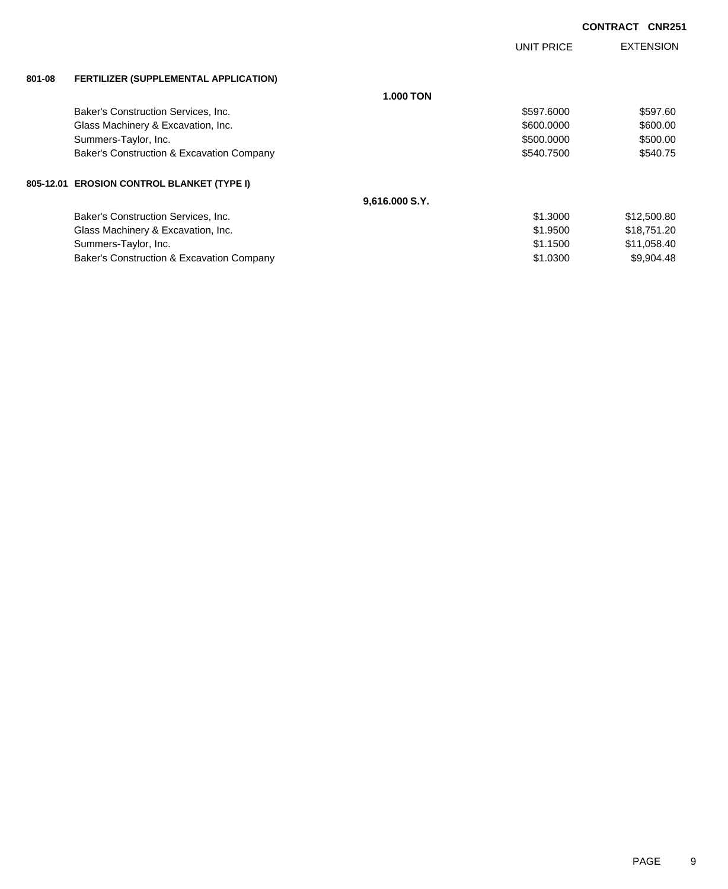**CONTRACT CNR251**

| | | UNIT PRICE | EXTENSION |
|---|---|---|---|
| **801-08** | **FERTILIZER (SUPPLEMENTAL APPLICATION)** | | |
| | **1.000 TON** | | |
| | Baker's Construction Services, Inc. | $597.6000 | $597.60 |
| | Glass Machinery & Excavation, Inc. | $600.0000 | $600.00 |
| | Summers-Taylor, Inc. | $500.0000 | $500.00 |
| | Baker's Construction & Excavation Company | $540.7500 | $540.75 |
| **805-12.01** | **EROSION CONTROL BLANKET (TYPE I)** | | |
| | **9,616.000 S.Y.** | | |
| | Baker's Construction Services, Inc. | $1.3000 | $12,500.80 |
| | Glass Machinery & Excavation, Inc. | $1.9500 | $18,751.20 |
| | Summers-Taylor, Inc. | $1.1500 | $11,058.40 |
| | Baker's Construction & Excavation Company | $1.0300 | $9,904.48 |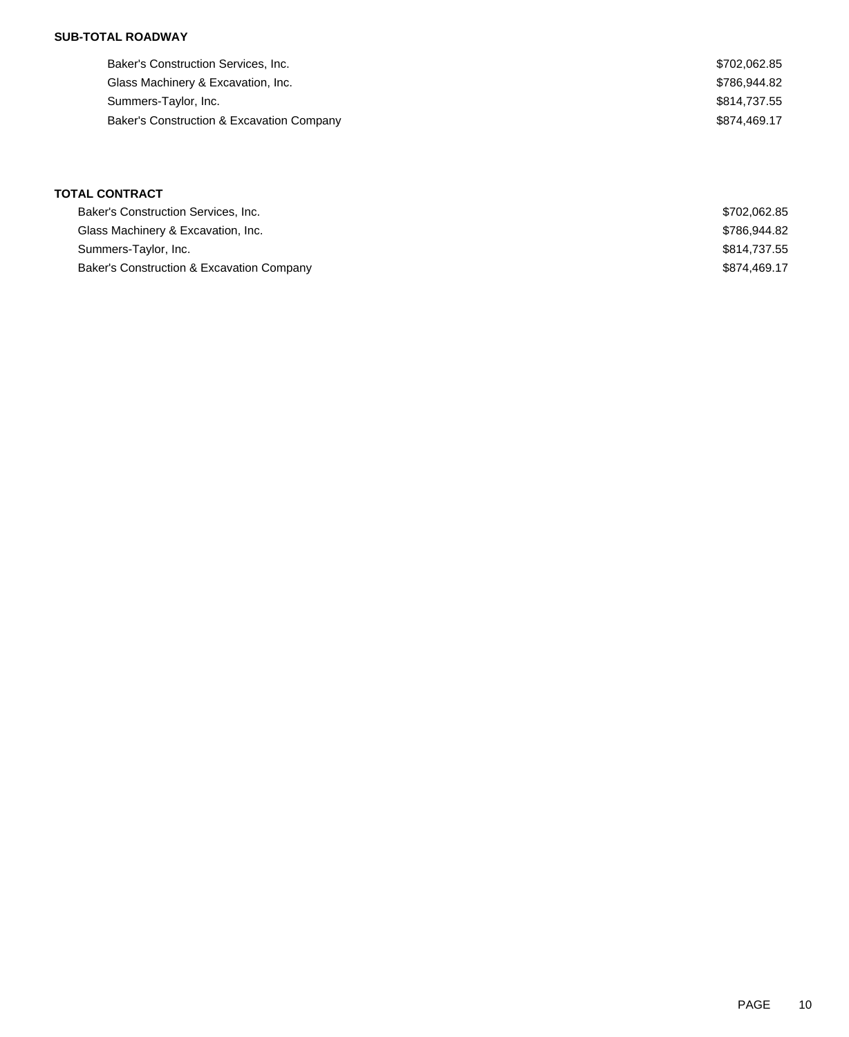**SUB-TOTAL ROADWAY**

| | |
|---|---|
| Baker's Construction Services, Inc. | $702,062.85 |
| Glass Machinery & Excavation, Inc. | $786,944.82 |
| Summers-Taylor, Inc. | $814,737.55 |
| Baker's Construction & Excavation Company | $874,469.17 |

**TOTAL CONTRACT**

| | |
|---|---|
| Baker's Construction Services, Inc. | $702,062.85 |
| Glass Machinery & Excavation, Inc. | $786,944.82 |
| Summers-Taylor, Inc. | $814,737.55 |
| Baker's Construction & Excavation Company | $874,469.17 |